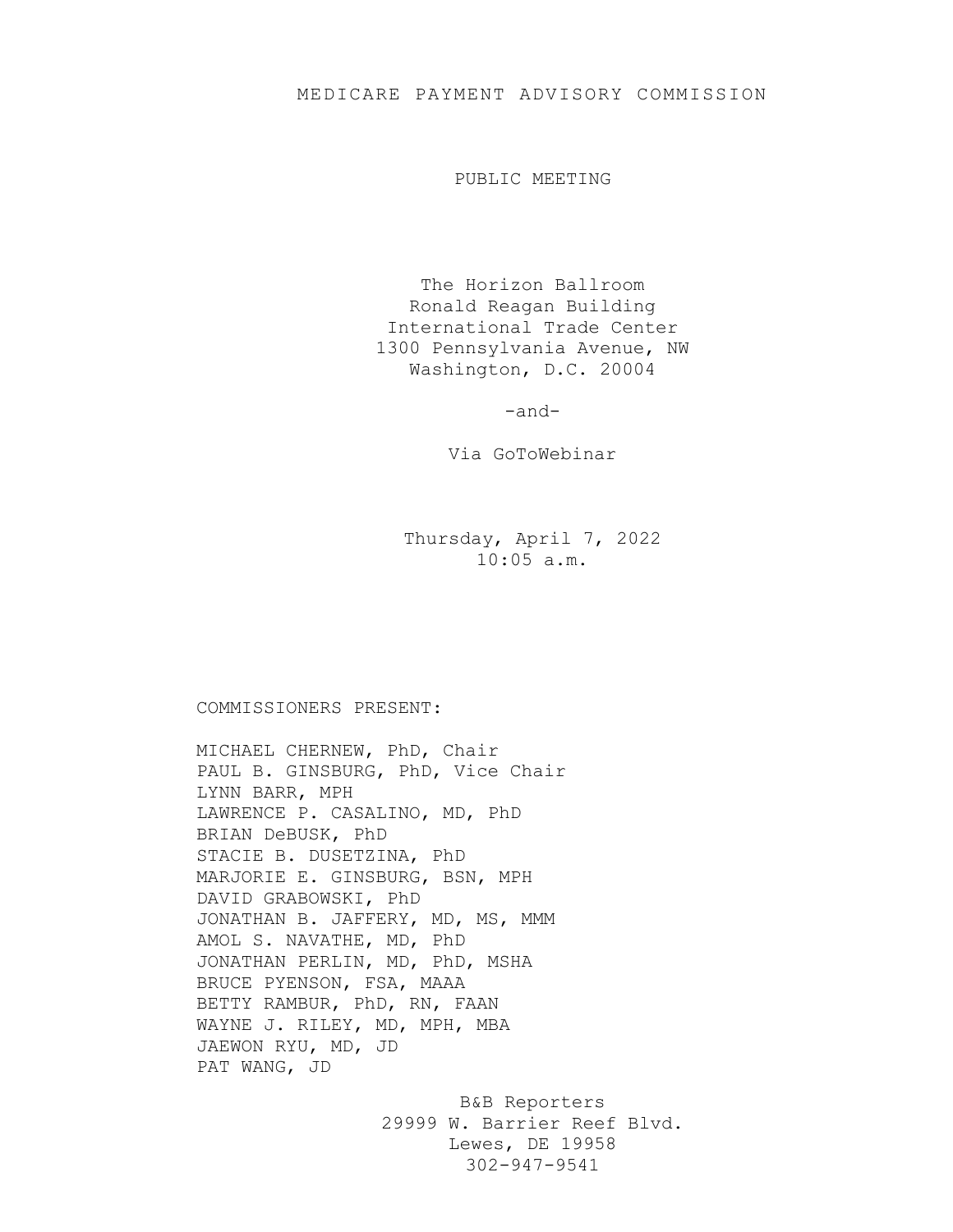# MEDICARE PAYMENT ADVISORY COMMISSION

## PUBLIC MEETING

The Horizon Ballroom
Ronald Reagan Building
International Trade Center
1300 Pennsylvania Avenue, NW
Washington, D.C. 20004

-and-

Via GoToWebinar

Thursday, April 7, 2022
10:05 a.m.

COMMISSIONERS PRESENT:

MICHAEL CHERNEW, PhD, Chair
PAUL B. GINSBURG, PhD, Vice Chair
LYNN BARR, MPH
LAWRENCE P. CASALINO, MD, PhD
BRIAN DeBUSK, PhD
STACIE B. DUSETZINA, PhD
MARJORIE E. GINSBURG, BSN, MPH
DAVID GRABOWSKI, PhD
JONATHAN B. JAFFERY, MD, MS, MMM
AMOL S. NAVATHE, MD, PhD
JONATHAN PERLIN, MD, PhD, MSHA
BRUCE PYENSON, FSA, MAAA
BETTY RAMBUR, PhD, RN, FAAN
WAYNE J. RILEY, MD, MPH, MBA
JAEWON RYU, MD, JD
PAT WANG, JD

B&B Reporters
29999 W. Barrier Reef Blvd.
Lewes, DE 19958
302-947-9541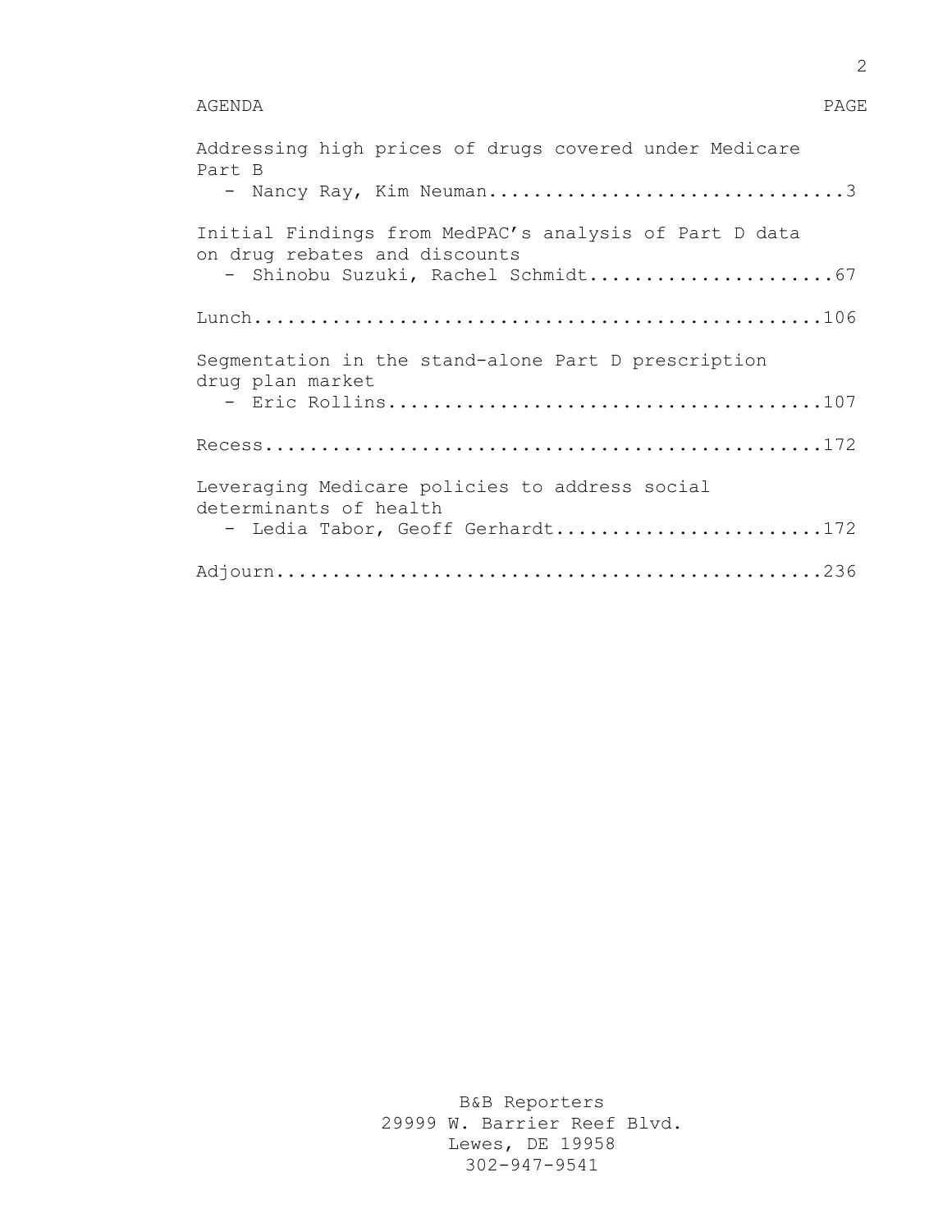AGENDA PAGE

Addressing high prices of drugs covered under Medicare Part B
- Nancy Ray, Kim Neuman................................3

Initial Findings from MedPAC’s analysis of Part D data on drug rebates and discounts
- Shinobu Suzuki, Rachel Schmidt......................67

Lunch..................................................106

Segmentation in the stand-alone Part D prescription drug plan market
- Eric Rollins.........................................107

Recess.................................................172

Leveraging Medicare policies to address social determinants of health
- Ledia Tabor, Geoff Gerhardt........................172

Adjourn................................................236

B&B Reporters
29999 W. Barrier Reef Blvd.
Lewes, DE 19958
302-947-9541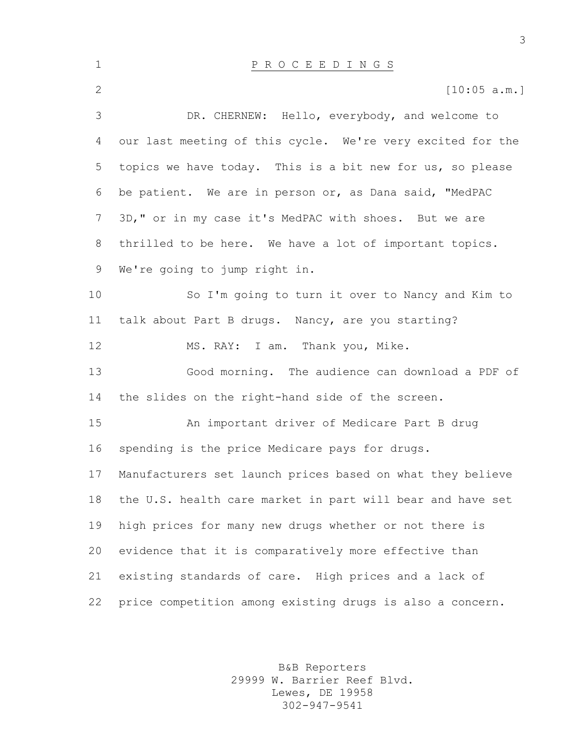# P R O C E E D I N G S

[10:05 a.m.]

DR. CHERNEW: Hello, everybody, and welcome to our last meeting of this cycle. We're very excited for the topics we have today. This is a bit new for us, so please be patient. We are in person or, as Dana said, "MedPAC 3D," or in my case it's MedPAC with shoes. But we are thrilled to be here. We have a lot of important topics. We're going to jump right in.

So I'm going to turn it over to Nancy and Kim to talk about Part B drugs. Nancy, are you starting?

MS. RAY: I am. Thank you, Mike.

Good morning. The audience can download a PDF of the slides on the right-hand side of the screen.

An important driver of Medicare Part B drug spending is the price Medicare pays for drugs. Manufacturers set launch prices based on what they believe the U.S. health care market in part will bear and have set high prices for many new drugs whether or not there is evidence that it is comparatively more effective than existing standards of care. High prices and a lack of price competition among existing drugs is also a concern.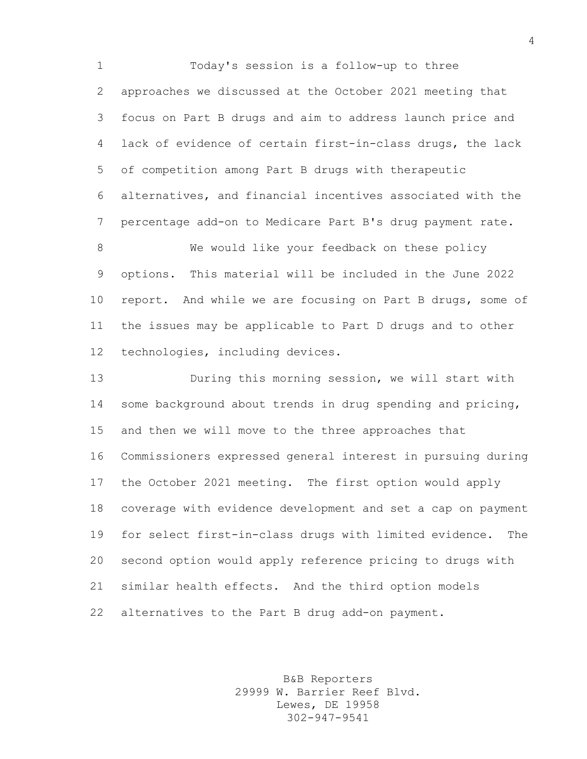Today's session is a follow-up to three approaches we discussed at the October 2021 meeting that focus on Part B drugs and aim to address launch price and lack of evidence of certain first-in-class drugs, the lack of competition among Part B drugs with therapeutic alternatives, and financial incentives associated with the percentage add-on to Medicare Part B's drug payment rate.

We would like your feedback on these policy options. This material will be included in the June 2022 report. And while we are focusing on Part B drugs, some of the issues may be applicable to Part D drugs and to other technologies, including devices.

During this morning session, we will start with some background about trends in drug spending and pricing, and then we will move to the three approaches that Commissioners expressed general interest in pursuing during the October 2021 meeting. The first option would apply coverage with evidence development and set a cap on payment for select first-in-class drugs with limited evidence. The second option would apply reference pricing to drugs with similar health effects. And the third option models alternatives to the Part B drug add-on payment.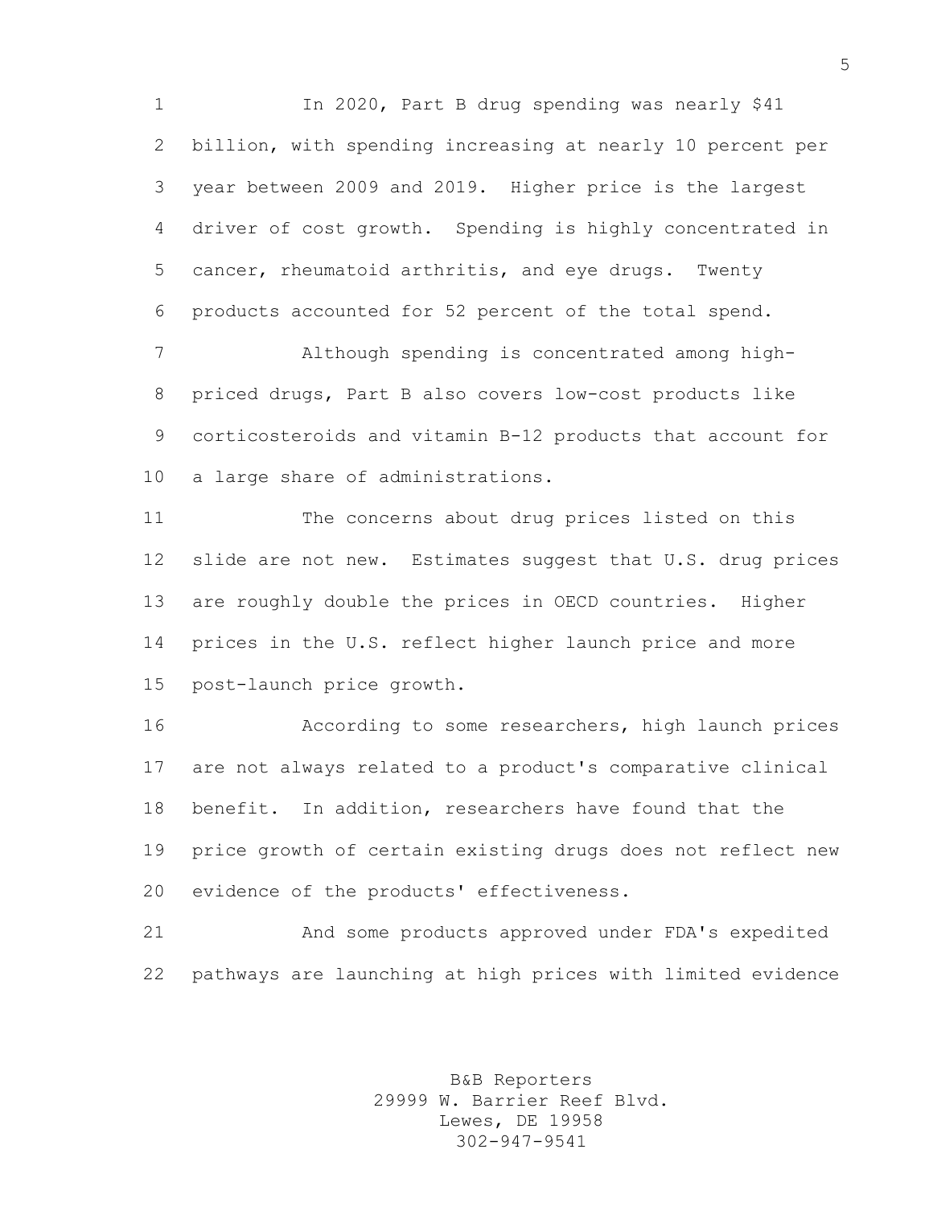In 2020, Part B drug spending was nearly $41 billion, with spending increasing at nearly 10 percent per year between 2009 and 2019. Higher price is the largest driver of cost growth. Spending is highly concentrated in cancer, rheumatoid arthritis, and eye drugs. Twenty products accounted for 52 percent of the total spend.

Although spending is concentrated among high-priced drugs, Part B also covers low-cost products like corticosteroids and vitamin B-12 products that account for a large share of administrations.

The concerns about drug prices listed on this slide are not new. Estimates suggest that U.S. drug prices are roughly double the prices in OECD countries. Higher prices in the U.S. reflect higher launch price and more post-launch price growth.

According to some researchers, high launch prices are not always related to a product's comparative clinical benefit. In addition, researchers have found that the price growth of certain existing drugs does not reflect new evidence of the products' effectiveness.

And some products approved under FDA's expedited pathways are launching at high prices with limited evidence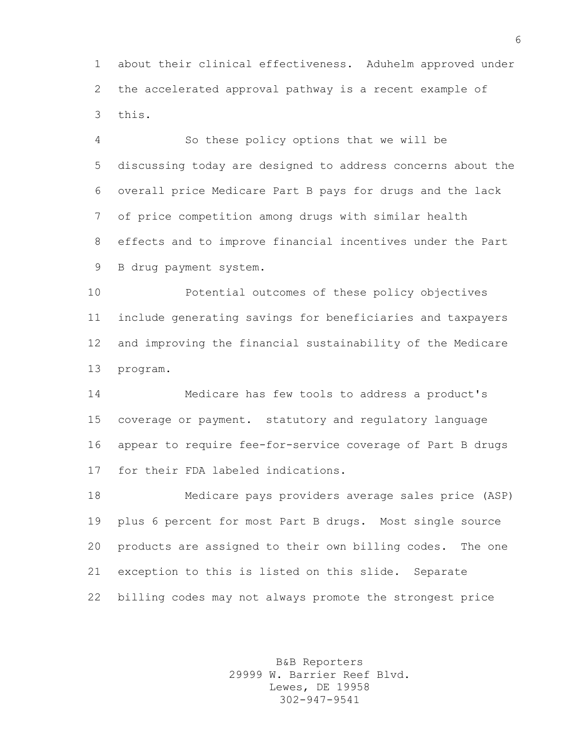about their clinical effectiveness. Aduhelm approved under the accelerated approval pathway is a recent example of this.

So these policy options that we will be discussing today are designed to address concerns about the overall price Medicare Part B pays for drugs and the lack of price competition among drugs with similar health effects and to improve financial incentives under the Part B drug payment system.

Potential outcomes of these policy objectives include generating savings for beneficiaries and taxpayers and improving the financial sustainability of the Medicare program.

Medicare has few tools to address a product's coverage or payment. statutory and regulatory language appear to require fee-for-service coverage of Part B drugs for their FDA labeled indications.

Medicare pays providers average sales price (ASP) plus 6 percent for most Part B drugs. Most single source products are assigned to their own billing codes. The one exception to this is listed on this slide. Separate billing codes may not always promote the strongest price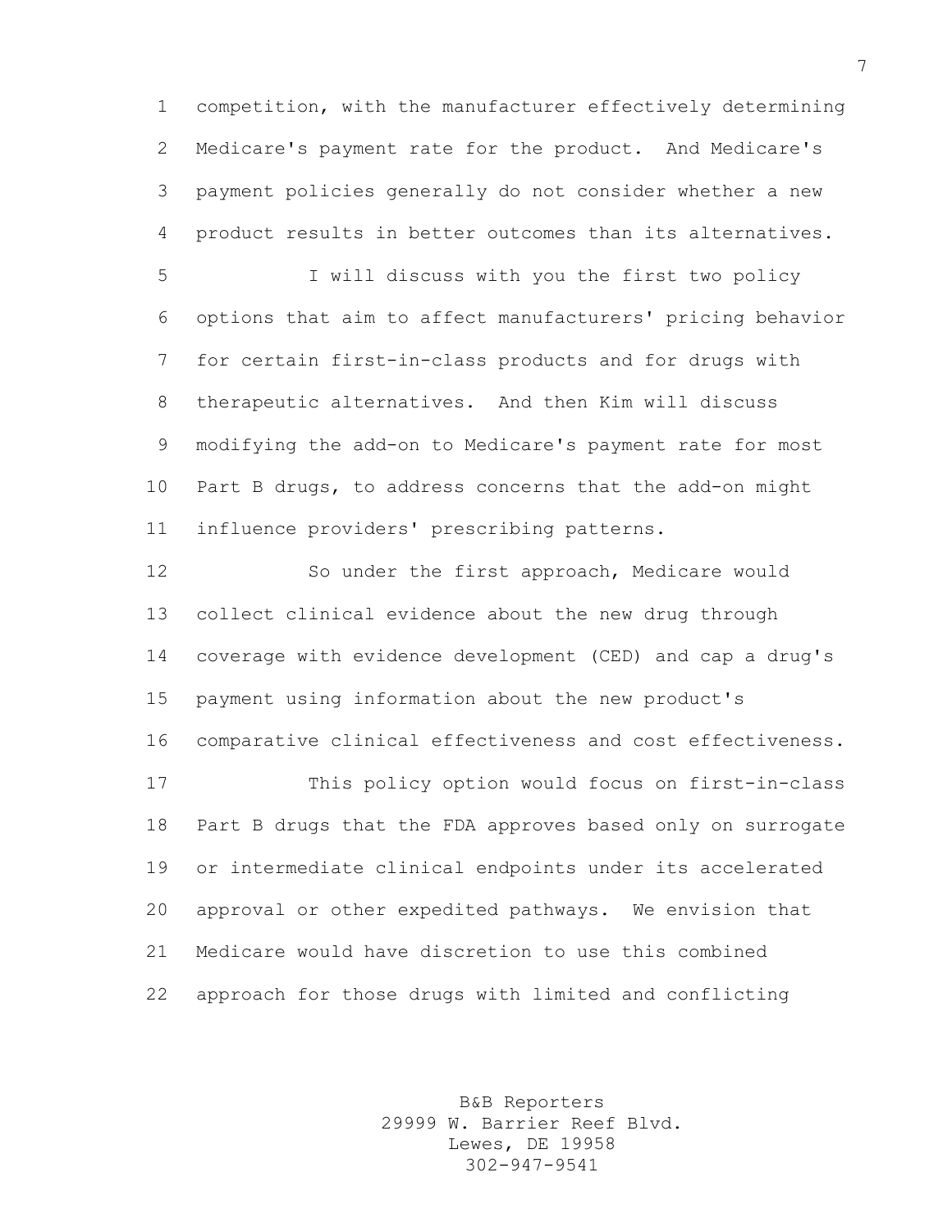competition, with the manufacturer effectively determining Medicare's payment rate for the product. And Medicare's payment policies generally do not consider whether a new product results in better outcomes than its alternatives.

I will discuss with you the first two policy options that aim to affect manufacturers' pricing behavior for certain first-in-class products and for drugs with therapeutic alternatives. And then Kim will discuss modifying the add-on to Medicare's payment rate for most Part B drugs, to address concerns that the add-on might influence providers' prescribing patterns.

So under the first approach, Medicare would collect clinical evidence about the new drug through coverage with evidence development (CED) and cap a drug's payment using information about the new product's comparative clinical effectiveness and cost effectiveness.

This policy option would focus on first-in-class Part B drugs that the FDA approves based only on surrogate or intermediate clinical endpoints under its accelerated approval or other expedited pathways. We envision that Medicare would have discretion to use this combined approach for those drugs with limited and conflicting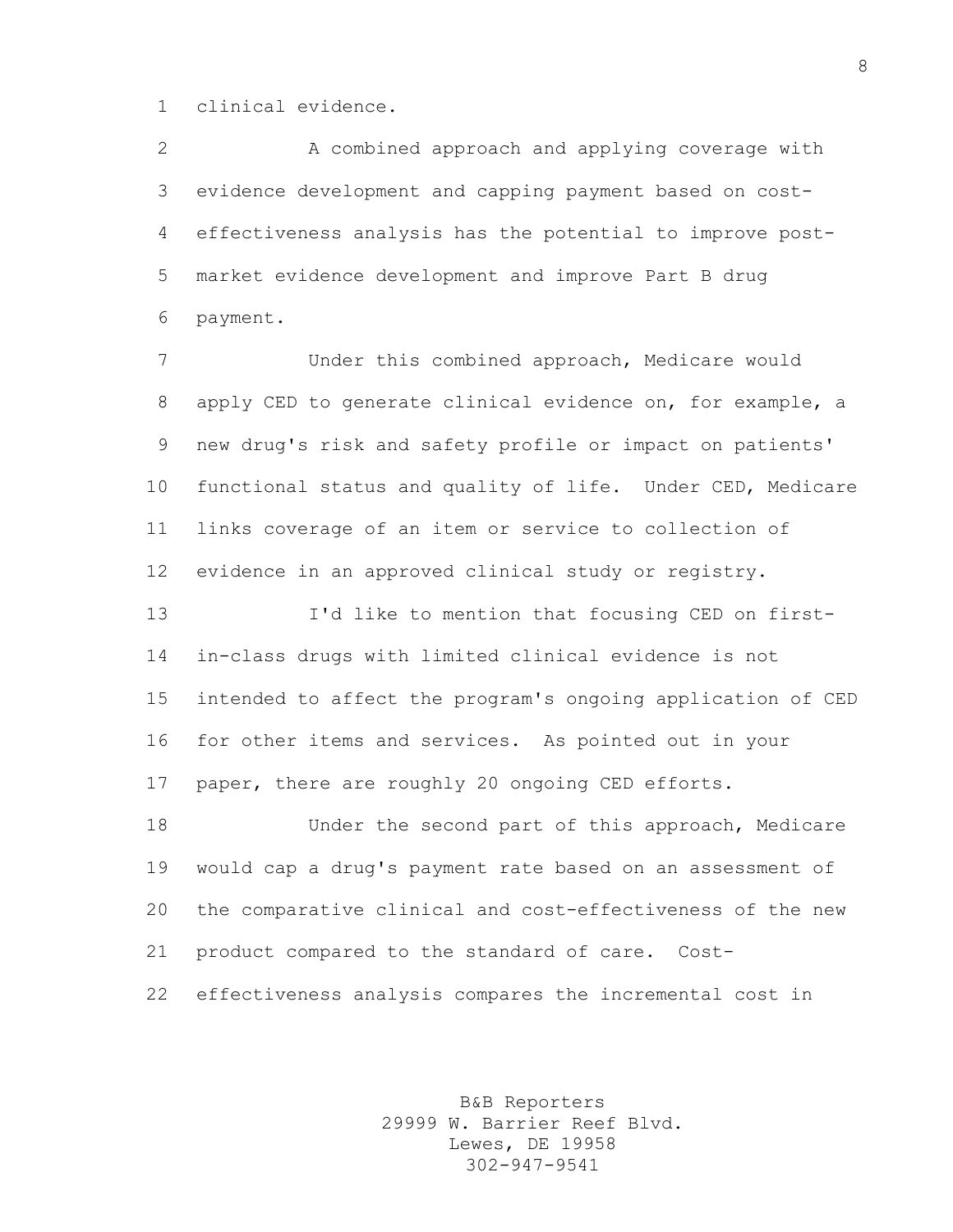clinical evidence.

A combined approach and applying coverage with evidence development and capping payment based on cost-effectiveness analysis has the potential to improve post-market evidence development and improve Part B drug payment.

Under this combined approach, Medicare would apply CED to generate clinical evidence on, for example, a new drug's risk and safety profile or impact on patients' functional status and quality of life. Under CED, Medicare links coverage of an item or service to collection of evidence in an approved clinical study or registry.

I'd like to mention that focusing CED on first-in-class drugs with limited clinical evidence is not intended to affect the program's ongoing application of CED for other items and services. As pointed out in your paper, there are roughly 20 ongoing CED efforts.

Under the second part of this approach, Medicare would cap a drug's payment rate based on an assessment of the comparative clinical and cost-effectiveness of the new product compared to the standard of care. Cost-effectiveness analysis compares the incremental cost in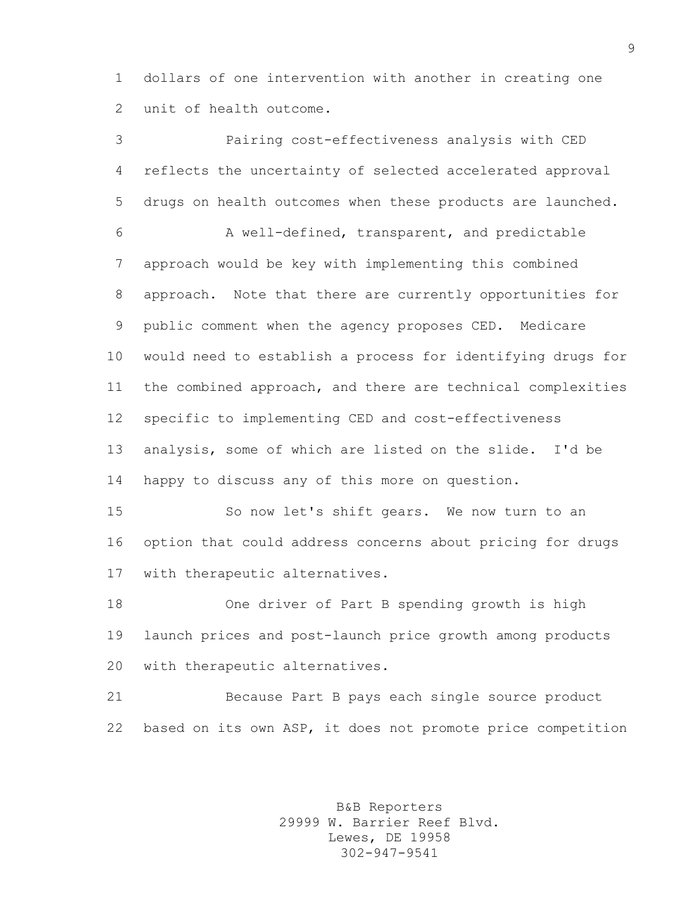dollars of one intervention with another in creating one unit of health outcome.

Pairing cost-effectiveness analysis with CED reflects the uncertainty of selected accelerated approval drugs on health outcomes when these products are launched.

A well-defined, transparent, and predictable approach would be key with implementing this combined approach. Note that there are currently opportunities for public comment when the agency proposes CED. Medicare would need to establish a process for identifying drugs for the combined approach, and there are technical complexities specific to implementing CED and cost-effectiveness analysis, some of which are listed on the slide. I'd be happy to discuss any of this more on question.

So now let's shift gears. We now turn to an option that could address concerns about pricing for drugs with therapeutic alternatives.

One driver of Part B spending growth is high launch prices and post-launch price growth among products with therapeutic alternatives.

Because Part B pays each single source product based on its own ASP, it does not promote price competition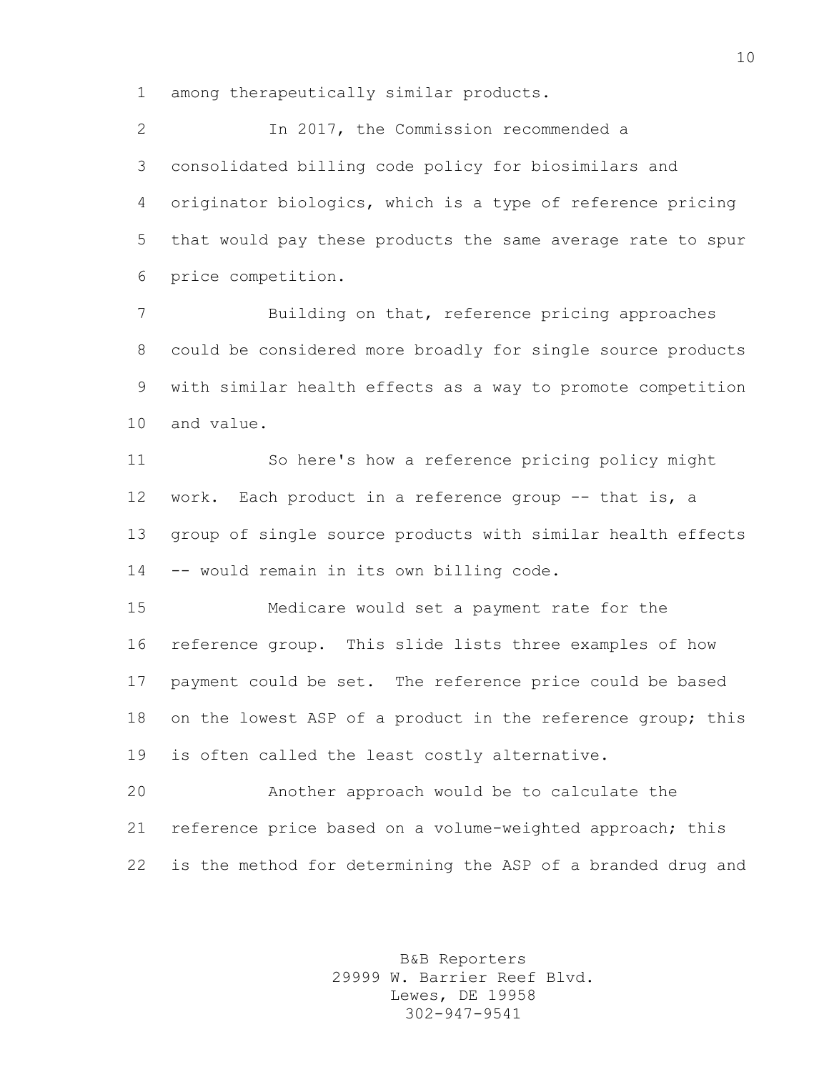among therapeutically similar products.

In 2017, the Commission recommended a consolidated billing code policy for biosimilars and originator biologics, which is a type of reference pricing that would pay these products the same average rate to spur price competition.

Building on that, reference pricing approaches could be considered more broadly for single source products with similar health effects as a way to promote competition and value.

So here's how a reference pricing policy might work. Each product in a reference group -- that is, a group of single source products with similar health effects -- would remain in its own billing code.

Medicare would set a payment rate for the reference group. This slide lists three examples of how payment could be set. The reference price could be based on the lowest ASP of a product in the reference group; this is often called the least costly alternative.

Another approach would be to calculate the reference price based on a volume-weighted approach; this is the method for determining the ASP of a branded drug and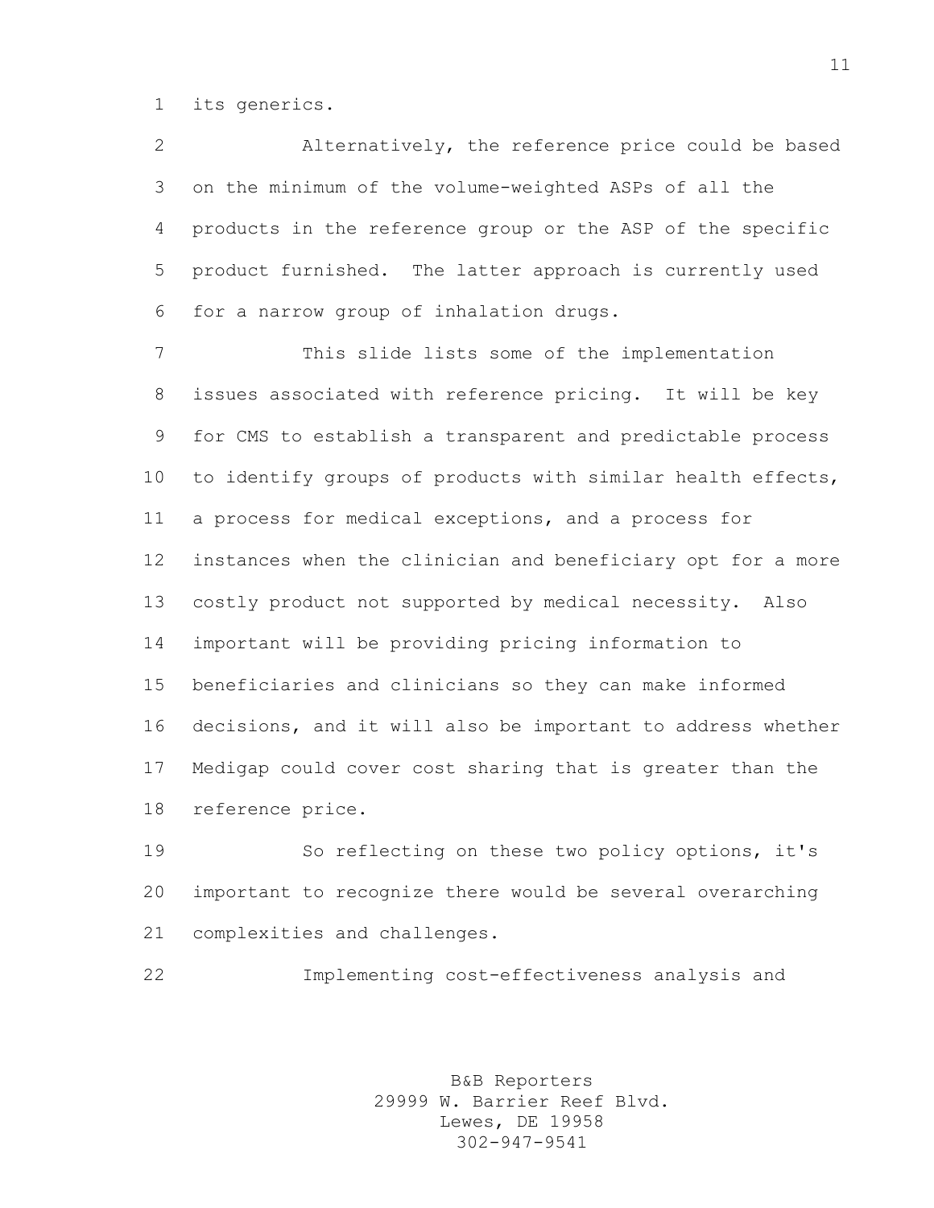its generics.

Alternatively, the reference price could be based on the minimum of the volume-weighted ASPs of all the products in the reference group or the ASP of the specific product furnished. The latter approach is currently used for a narrow group of inhalation drugs.

This slide lists some of the implementation issues associated with reference pricing. It will be key for CMS to establish a transparent and predictable process to identify groups of products with similar health effects, a process for medical exceptions, and a process for instances when the clinician and beneficiary opt for a more costly product not supported by medical necessity. Also important will be providing pricing information to beneficiaries and clinicians so they can make informed decisions, and it will also be important to address whether Medigap could cover cost sharing that is greater than the reference price.

So reflecting on these two policy options, it's important to recognize there would be several overarching complexities and challenges.

Implementing cost-effectiveness analysis and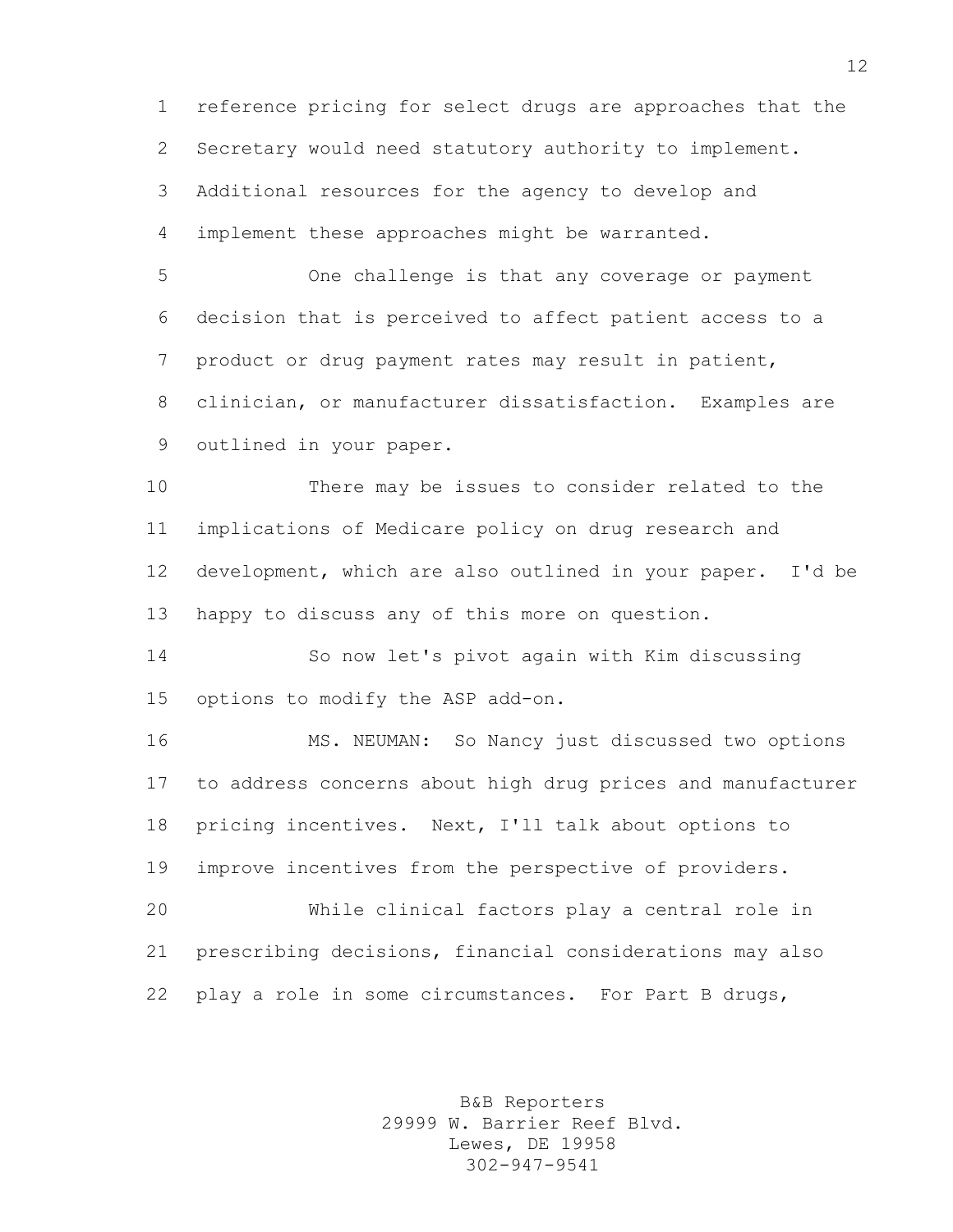reference pricing for select drugs are approaches that the Secretary would need statutory authority to implement. Additional resources for the agency to develop and implement these approaches might be warranted.

One challenge is that any coverage or payment decision that is perceived to affect patient access to a product or drug payment rates may result in patient, clinician, or manufacturer dissatisfaction. Examples are outlined in your paper.

There may be issues to consider related to the implications of Medicare policy on drug research and development, which are also outlined in your paper. I'd be happy to discuss any of this more on question.

So now let's pivot again with Kim discussing options to modify the ASP add-on.

MS. NEUMAN: So Nancy just discussed two options to address concerns about high drug prices and manufacturer pricing incentives. Next, I'll talk about options to improve incentives from the perspective of providers.

While clinical factors play a central role in prescribing decisions, financial considerations may also play a role in some circumstances. For Part B drugs,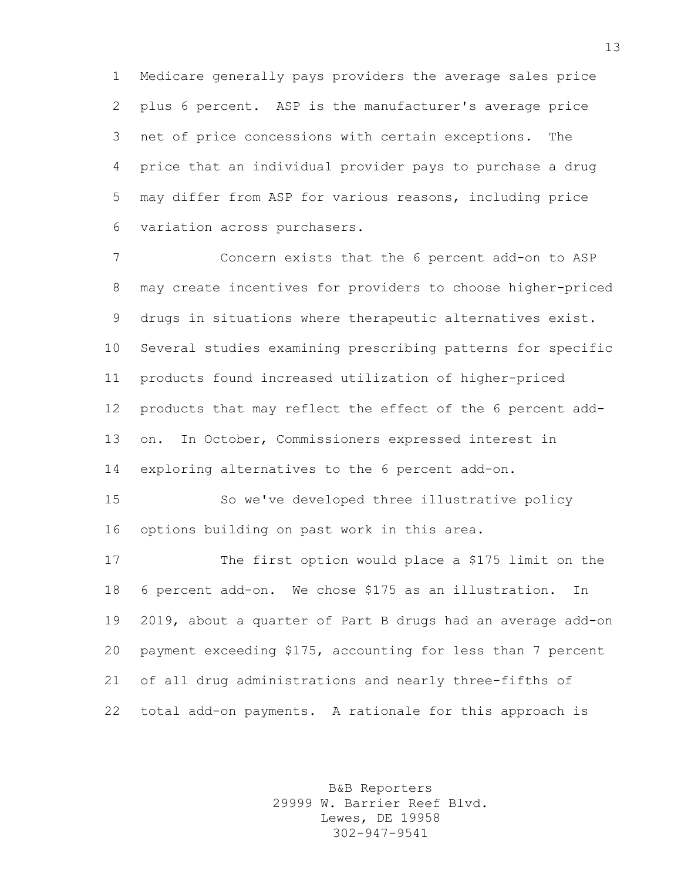Medicare generally pays providers the average sales price plus 6 percent. ASP is the manufacturer's average price net of price concessions with certain exceptions. The price that an individual provider pays to purchase a drug may differ from ASP for various reasons, including price variation across purchasers.

Concern exists that the 6 percent add-on to ASP may create incentives for providers to choose higher-priced drugs in situations where therapeutic alternatives exist. Several studies examining prescribing patterns for specific products found increased utilization of higher-priced products that may reflect the effect of the 6 percent add-on. In October, Commissioners expressed interest in exploring alternatives to the 6 percent add-on.

So we've developed three illustrative policy options building on past work in this area.

The first option would place a $175 limit on the 6 percent add-on. We chose $175 as an illustration. In 2019, about a quarter of Part B drugs had an average add-on payment exceeding $175, accounting for less than 7 percent of all drug administrations and nearly three-fifths of total add-on payments. A rationale for this approach is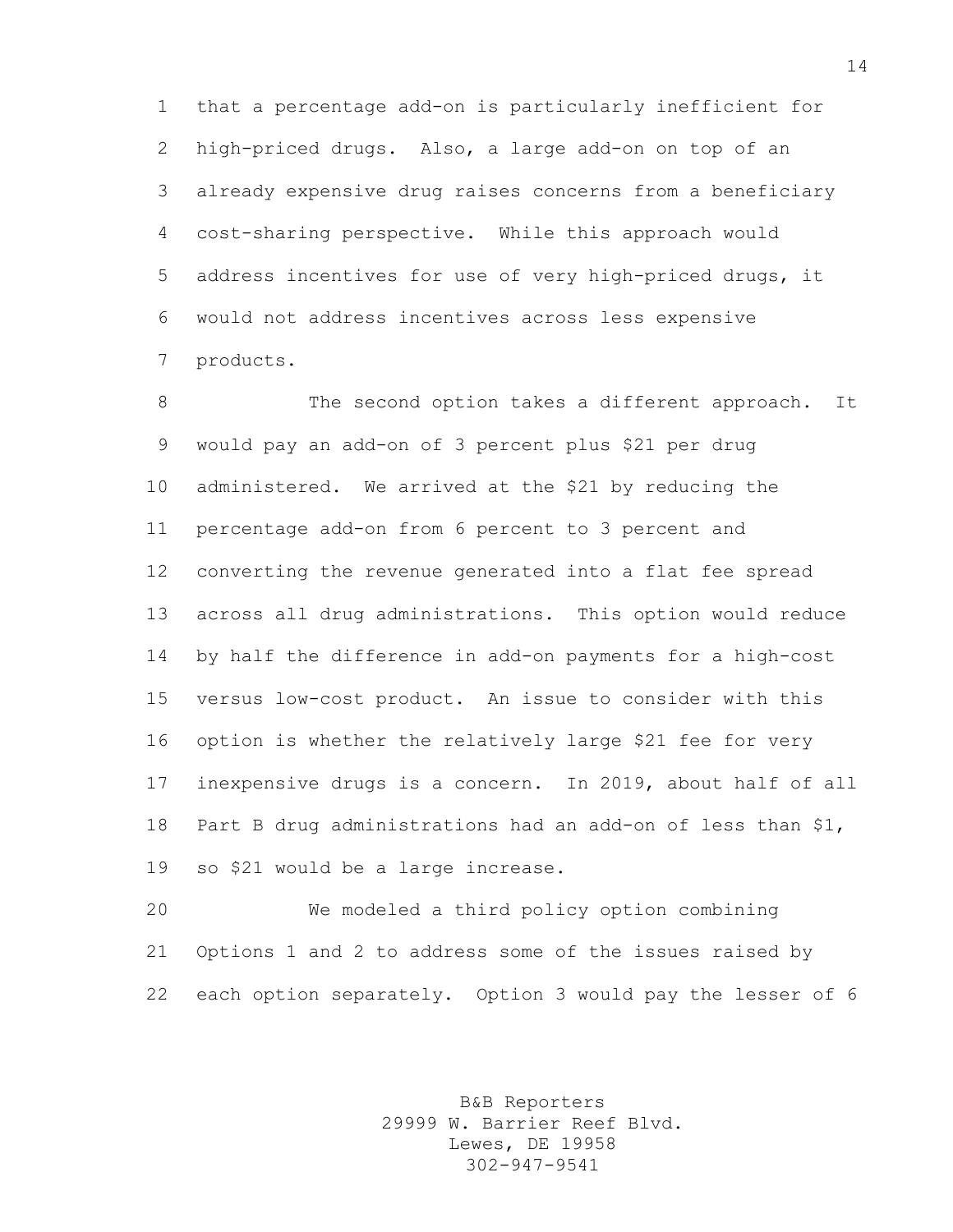that a percentage add-on is particularly inefficient for high-priced drugs. Also, a large add-on on top of an already expensive drug raises concerns from a beneficiary cost-sharing perspective. While this approach would address incentives for use of very high-priced drugs, it would not address incentives across less expensive products.

The second option takes a different approach. It would pay an add-on of 3 percent plus $21 per drug administered. We arrived at the $21 by reducing the percentage add-on from 6 percent to 3 percent and converting the revenue generated into a flat fee spread across all drug administrations. This option would reduce by half the difference in add-on payments for a high-cost versus low-cost product. An issue to consider with this option is whether the relatively large $21 fee for very inexpensive drugs is a concern. In 2019, about half of all Part B drug administrations had an add-on of less than $1, so $21 would be a large increase.

We modeled a third policy option combining Options 1 and 2 to address some of the issues raised by each option separately. Option 3 would pay the lesser of 6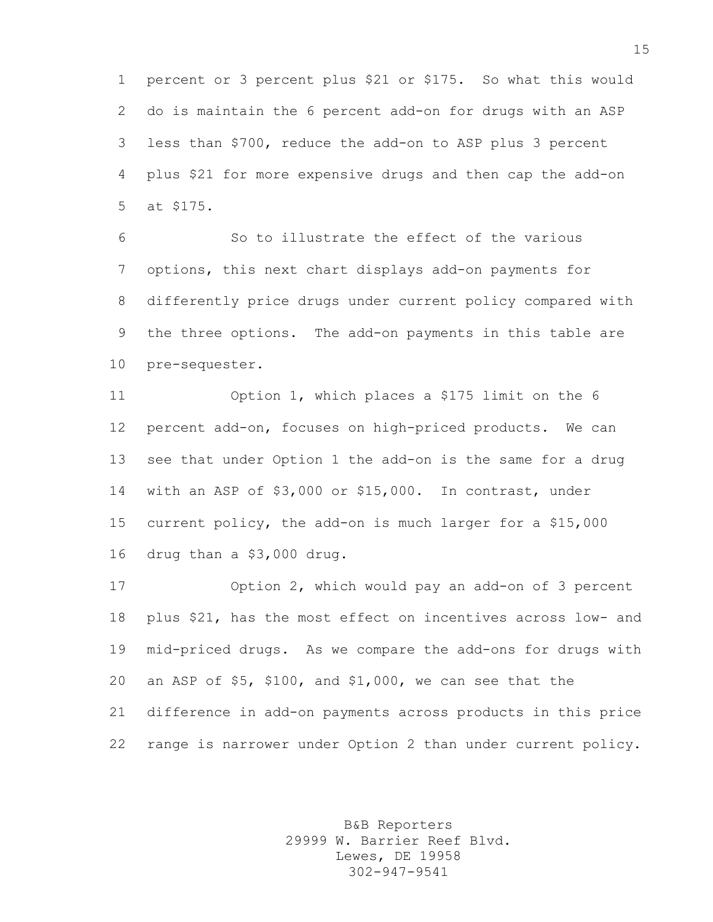percent or 3 percent plus $21 or $175. So what this would do is maintain the 6 percent add-on for drugs with an ASP less than $700, reduce the add-on to ASP plus 3 percent plus $21 for more expensive drugs and then cap the add-on at $175.

So to illustrate the effect of the various options, this next chart displays add-on payments for differently price drugs under current policy compared with the three options. The add-on payments in this table are pre-sequester.

Option 1, which places a $175 limit on the 6 percent add-on, focuses on high-priced products. We can see that under Option 1 the add-on is the same for a drug with an ASP of $3,000 or $15,000. In contrast, under current policy, the add-on is much larger for a $15,000 drug than a $3,000 drug.

Option 2, which would pay an add-on of 3 percent plus $21, has the most effect on incentives across low- and mid-priced drugs. As we compare the add-ons for drugs with an ASP of $5, $100, and $1,000, we can see that the difference in add-on payments across products in this price range is narrower under Option 2 than under current policy.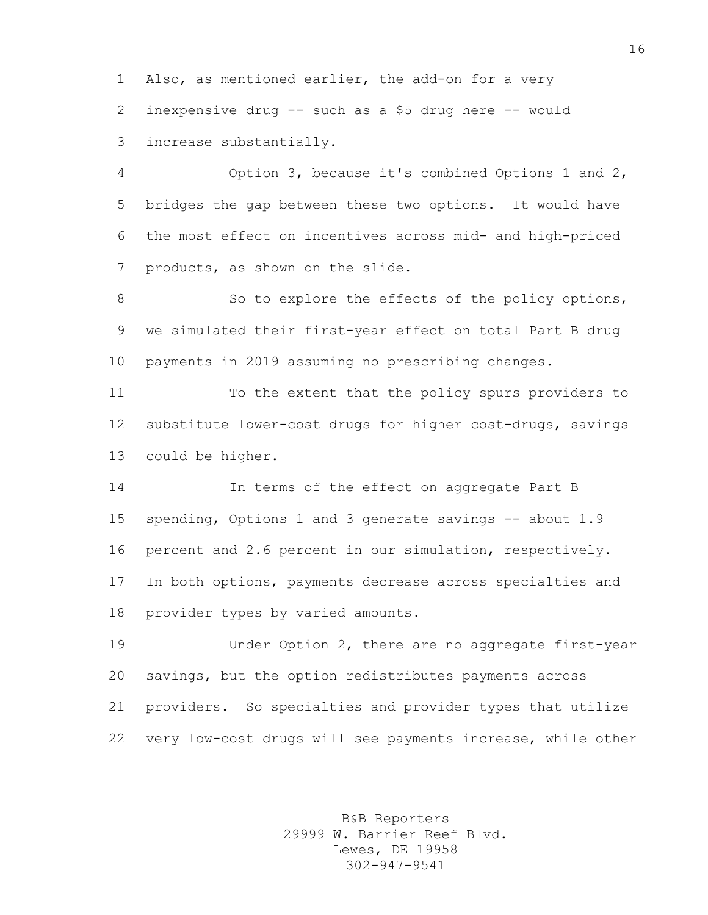Also, as mentioned earlier, the add-on for a very inexpensive drug -- such as a $5 drug here -- would increase substantially.

Option 3, because it's combined Options 1 and 2, bridges the gap between these two options. It would have the most effect on incentives across mid- and high-priced products, as shown on the slide.

So to explore the effects of the policy options, we simulated their first-year effect on total Part B drug payments in 2019 assuming no prescribing changes.

To the extent that the policy spurs providers to substitute lower-cost drugs for higher cost-drugs, savings could be higher.

In terms of the effect on aggregate Part B spending, Options 1 and 3 generate savings -- about 1.9 percent and 2.6 percent in our simulation, respectively. In both options, payments decrease across specialties and provider types by varied amounts.

Under Option 2, there are no aggregate first-year savings, but the option redistributes payments across providers. So specialties and provider types that utilize very low-cost drugs will see payments increase, while other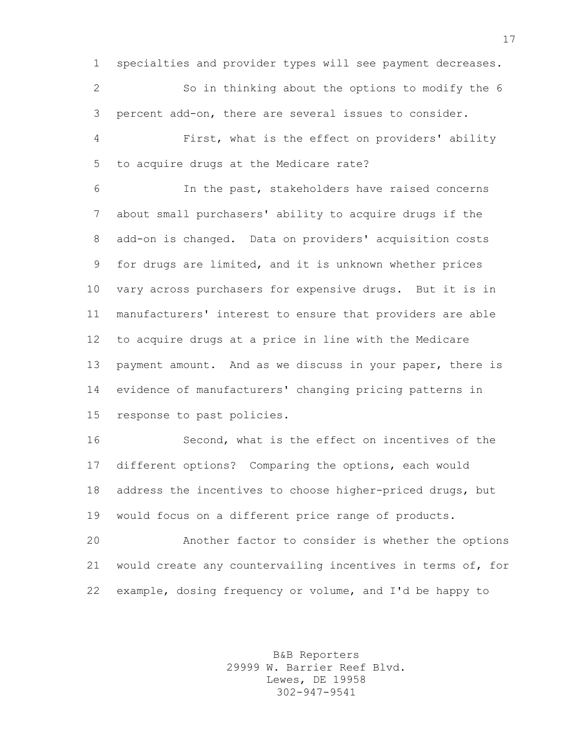specialties and provider types will see payment decreases.

So in thinking about the options to modify the 6 percent add-on, there are several issues to consider.

First, what is the effect on providers' ability to acquire drugs at the Medicare rate?

In the past, stakeholders have raised concerns about small purchasers' ability to acquire drugs if the add-on is changed. Data on providers' acquisition costs for drugs are limited, and it is unknown whether prices vary across purchasers for expensive drugs. But it is in manufacturers' interest to ensure that providers are able to acquire drugs at a price in line with the Medicare payment amount. And as we discuss in your paper, there is evidence of manufacturers' changing pricing patterns in response to past policies.

Second, what is the effect on incentives of the different options? Comparing the options, each would address the incentives to choose higher-priced drugs, but would focus on a different price range of products.

Another factor to consider is whether the options would create any countervailing incentives in terms of, for example, dosing frequency or volume, and I'd be happy to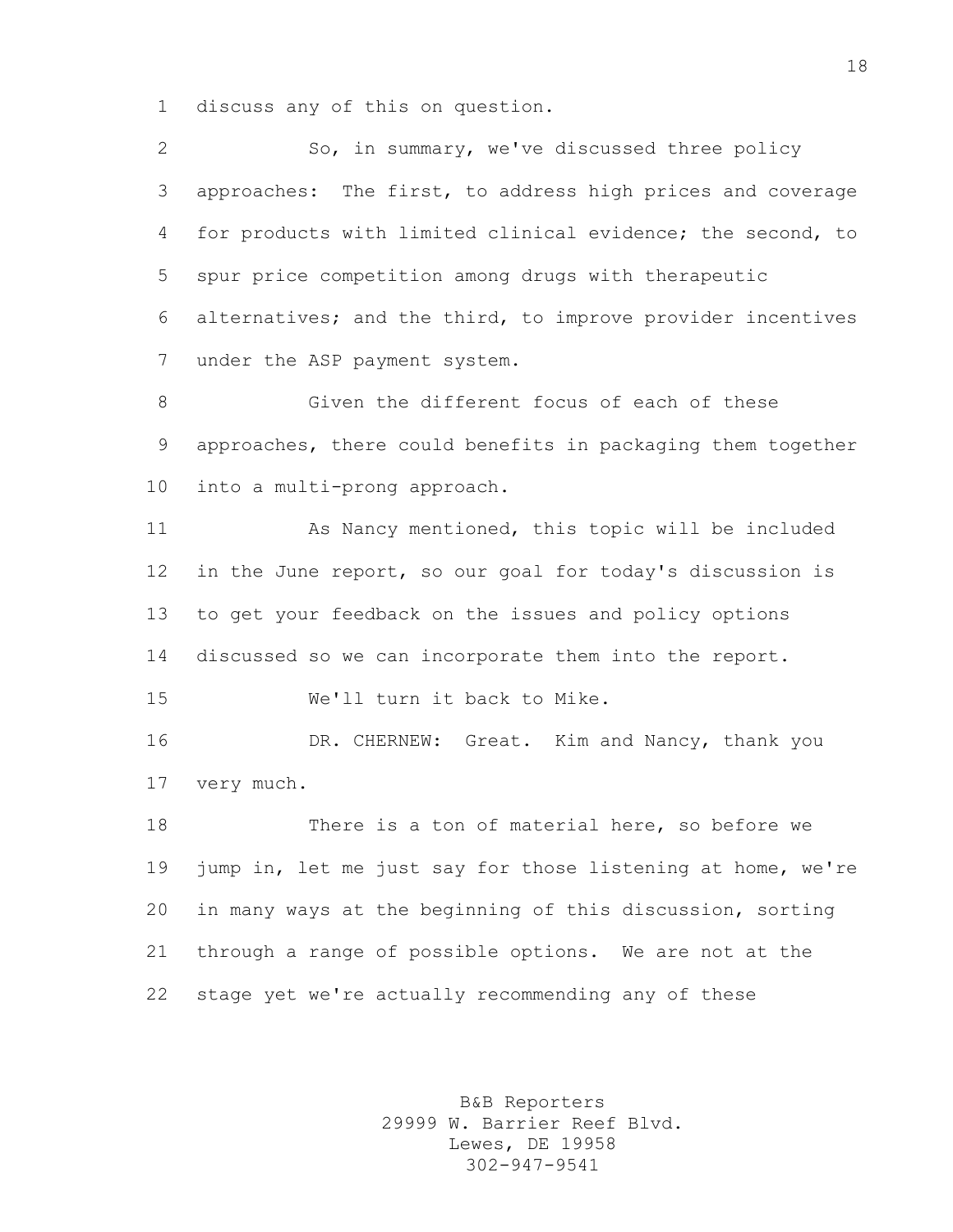discuss any of this on question.

So, in summary, we've discussed three policy approaches: The first, to address high prices and coverage for products with limited clinical evidence; the second, to spur price competition among drugs with therapeutic alternatives; and the third, to improve provider incentives under the ASP payment system.

Given the different focus of each of these approaches, there could benefits in packaging them together into a multi-prong approach.

As Nancy mentioned, this topic will be included in the June report, so our goal for today's discussion is to get your feedback on the issues and policy options discussed so we can incorporate them into the report.

We'll turn it back to Mike.

DR. CHERNEW: Great. Kim and Nancy, thank you very much.

There is a ton of material here, so before we jump in, let me just say for those listening at home, we're in many ways at the beginning of this discussion, sorting through a range of possible options. We are not at the stage yet we're actually recommending any of these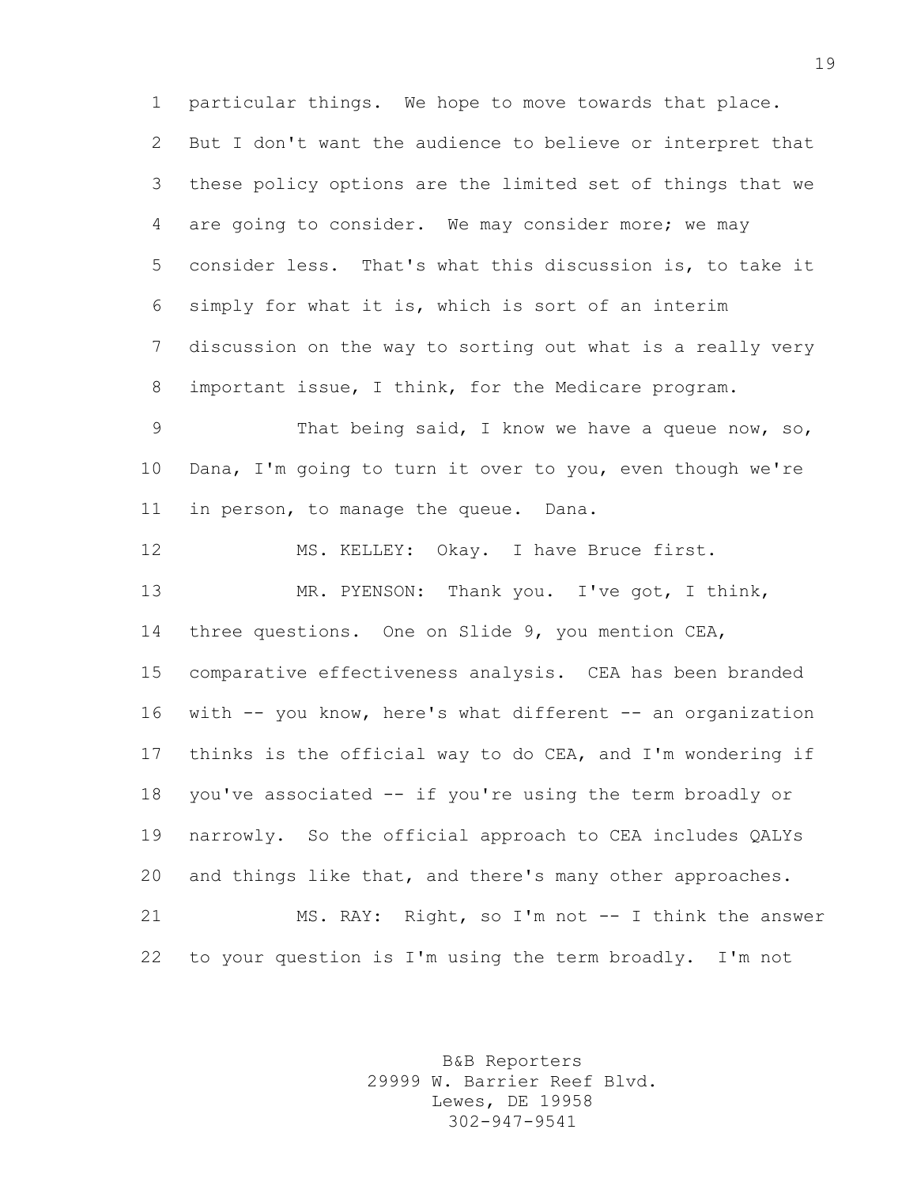particular things. We hope to move towards that place. But I don't want the audience to believe or interpret that these policy options are the limited set of things that we are going to consider. We may consider more; we may consider less. That's what this discussion is, to take it simply for what it is, which is sort of an interim discussion on the way to sorting out what is a really very important issue, I think, for the Medicare program.

That being said, I know we have a queue now, so, Dana, I'm going to turn it over to you, even though we're in person, to manage the queue. Dana.

MS. KELLEY: Okay. I have Bruce first.

MR. PYENSON: Thank you. I've got, I think, three questions. One on Slide 9, you mention CEA, comparative effectiveness analysis. CEA has been branded with -- you know, here's what different -- an organization thinks is the official way to do CEA, and I'm wondering if you've associated -- if you're using the term broadly or narrowly. So the official approach to CEA includes QALYs and things like that, and there's many other approaches.

MS. RAY: Right, so I'm not -- I think the answer to your question is I'm using the term broadly. I'm not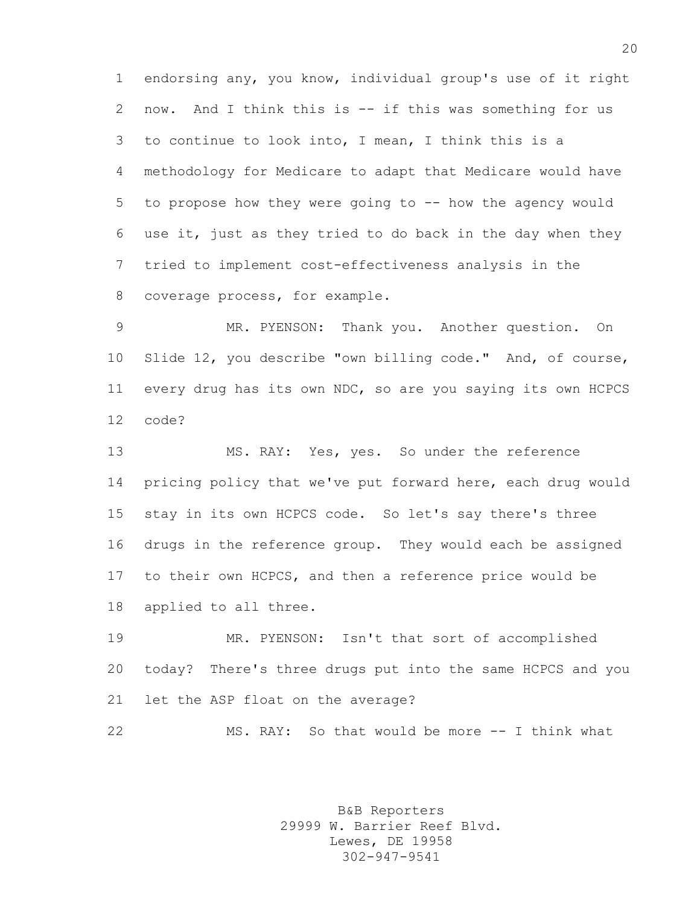endorsing any, you know, individual group's use of it right now. And I think this is -- if this was something for us to continue to look into, I mean, I think this is a methodology for Medicare to adapt that Medicare would have to propose how they were going to -- how the agency would use it, just as they tried to do back in the day when they tried to implement cost-effectiveness analysis in the coverage process, for example.

MR. PYENSON: Thank you. Another question. On Slide 12, you describe "own billing code." And, of course, every drug has its own NDC, so are you saying its own HCPCS code?

MS. RAY: Yes, yes. So under the reference pricing policy that we've put forward here, each drug would stay in its own HCPCS code. So let's say there's three drugs in the reference group. They would each be assigned to their own HCPCS, and then a reference price would be applied to all three.

MR. PYENSON: Isn't that sort of accomplished today? There's three drugs put into the same HCPCS and you let the ASP float on the average?

MS. RAY: So that would be more -- I think what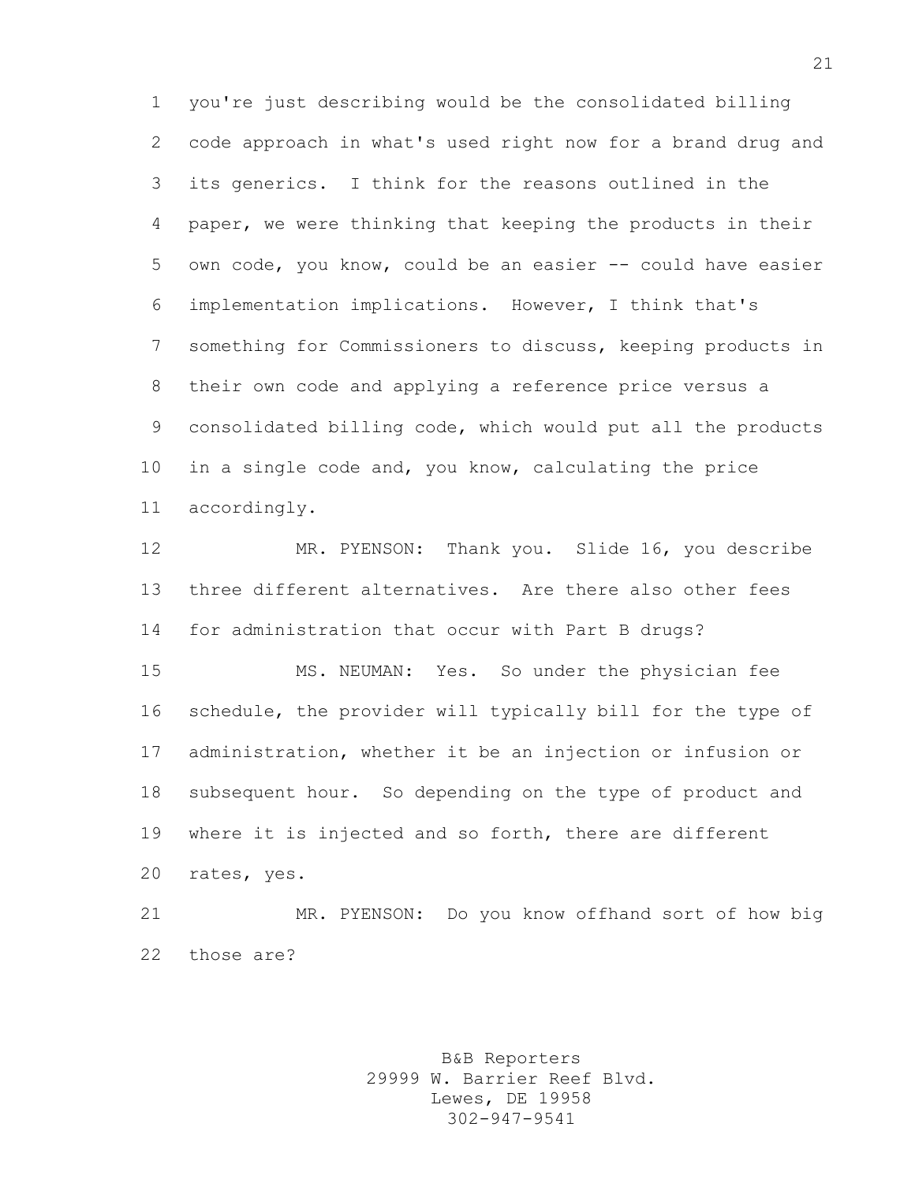you're just describing would be the consolidated billing code approach in what's used right now for a brand drug and its generics. I think for the reasons outlined in the paper, we were thinking that keeping the products in their own code, you know, could be an easier -- could have easier implementation implications. However, I think that's something for Commissioners to discuss, keeping products in their own code and applying a reference price versus a consolidated billing code, which would put all the products in a single code and, you know, calculating the price accordingly.

MR. PYENSON: Thank you. Slide 16, you describe three different alternatives. Are there also other fees for administration that occur with Part B drugs?

MS. NEUMAN: Yes. So under the physician fee schedule, the provider will typically bill for the type of administration, whether it be an injection or infusion or subsequent hour. So depending on the type of product and where it is injected and so forth, there are different rates, yes.

MR. PYENSON: Do you know offhand sort of how big those are?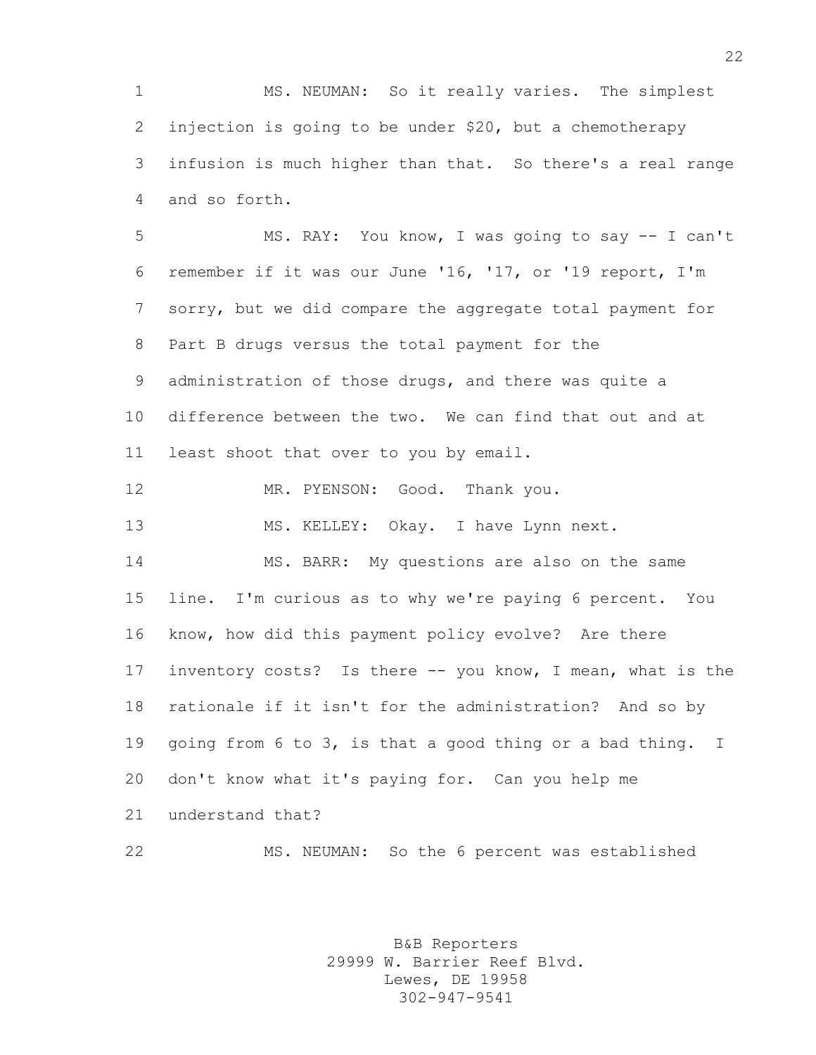MS. NEUMAN: So it really varies. The simplest injection is going to be under $20, but a chemotherapy infusion is much higher than that. So there's a real range and so forth.

MS. RAY: You know, I was going to say -- I can't remember if it was our June '16, '17, or '19 report, I'm sorry, but we did compare the aggregate total payment for Part B drugs versus the total payment for the administration of those drugs, and there was quite a difference between the two. We can find that out and at least shoot that over to you by email.

MR. PYENSON: Good. Thank you.

MS. KELLEY: Okay. I have Lynn next.

MS. BARR: My questions are also on the same line. I'm curious as to why we're paying 6 percent. You know, how did this payment policy evolve? Are there inventory costs? Is there -- you know, I mean, what is the rationale if it isn't for the administration? And so by going from 6 to 3, is that a good thing or a bad thing. I don't know what it's paying for. Can you help me understand that?

MS. NEUMAN: So the 6 percent was established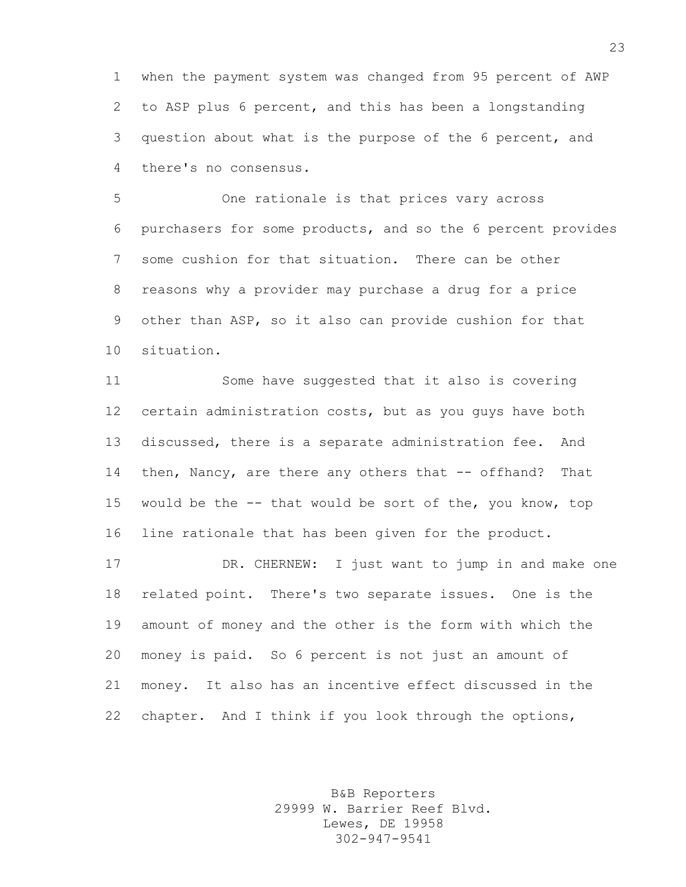when the payment system was changed from 95 percent of AWP to ASP plus 6 percent, and this has been a longstanding question about what is the purpose of the 6 percent, and there's no consensus.

One rationale is that prices vary across purchasers for some products, and so the 6 percent provides some cushion for that situation. There can be other reasons why a provider may purchase a drug for a price other than ASP, so it also can provide cushion for that situation.

Some have suggested that it also is covering certain administration costs, but as you guys have both discussed, there is a separate administration fee. And then, Nancy, are there any others that -- offhand? That would be the -- that would be sort of the, you know, top line rationale that has been given for the product.

DR. CHERNEW: I just want to jump in and make one related point. There's two separate issues. One is the amount of money and the other is the form with which the money is paid. So 6 percent is not just an amount of money. It also has an incentive effect discussed in the chapter. And I think if you look through the options,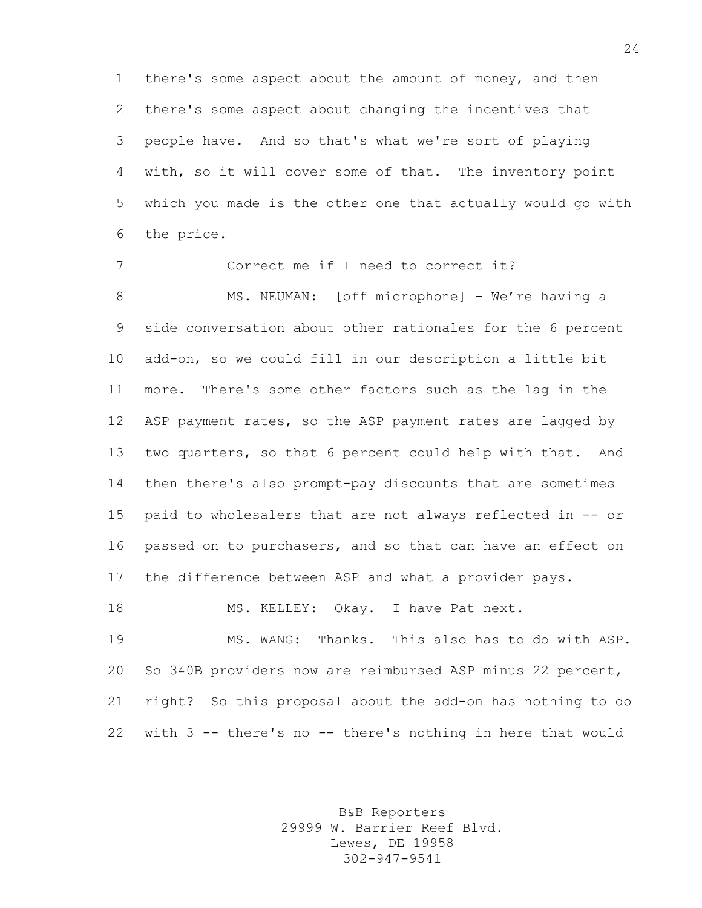there's some aspect about the amount of money, and then there's some aspect about changing the incentives that people have. And so that's what we're sort of playing with, so it will cover some of that. The inventory point which you made is the other one that actually would go with the price.

Correct me if I need to correct it?

MS. NEUMAN: [off microphone] – We're having a side conversation about other rationales for the 6 percent add-on, so we could fill in our description a little bit more. There's some other factors such as the lag in the ASP payment rates, so the ASP payment rates are lagged by two quarters, so that 6 percent could help with that. And then there's also prompt-pay discounts that are sometimes paid to wholesalers that are not always reflected in -- or passed on to purchasers, and so that can have an effect on the difference between ASP and what a provider pays.

MS. KELLEY: Okay. I have Pat next.

MS. WANG: Thanks. This also has to do with ASP. So 340B providers now are reimbursed ASP minus 22 percent, right? So this proposal about the add-on has nothing to do with 3 -- there's no -- there's nothing in here that would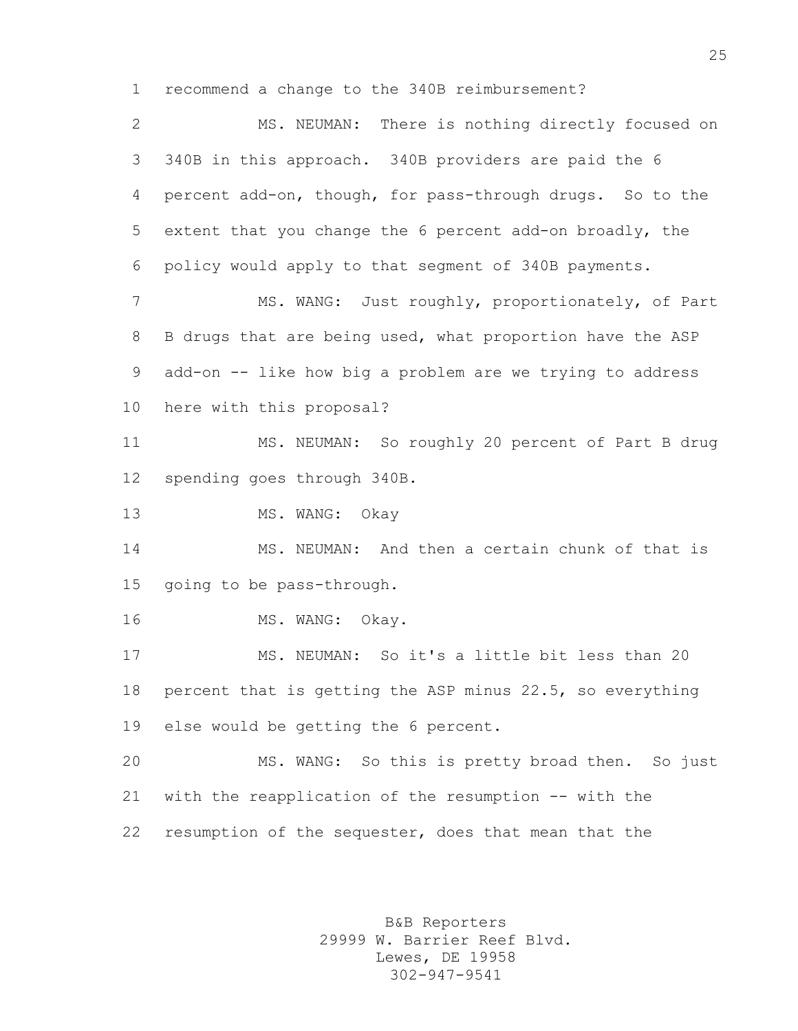recommend a change to the 340B reimbursement?

MS. NEUMAN: There is nothing directly focused on 340B in this approach. 340B providers are paid the 6 percent add-on, though, for pass-through drugs. So to the extent that you change the 6 percent add-on broadly, the policy would apply to that segment of 340B payments.

MS. WANG: Just roughly, proportionately, of Part B drugs that are being used, what proportion have the ASP add-on -- like how big a problem are we trying to address here with this proposal?

MS. NEUMAN: So roughly 20 percent of Part B drug spending goes through 340B.

MS. WANG: Okay

MS. NEUMAN: And then a certain chunk of that is going to be pass-through.

MS. WANG: Okay.

MS. NEUMAN: So it's a little bit less than 20 percent that is getting the ASP minus 22.5, so everything else would be getting the 6 percent.

MS. WANG: So this is pretty broad then. So just with the reapplication of the resumption -- with the resumption of the sequester, does that mean that the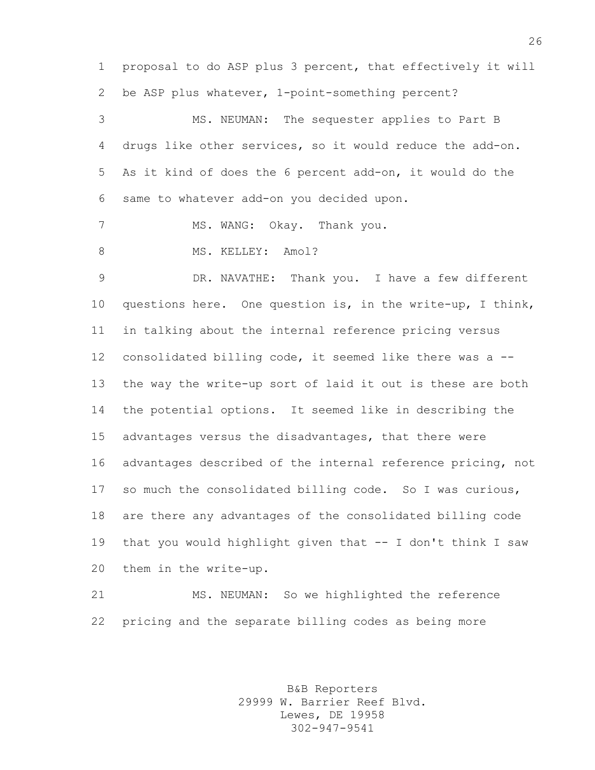proposal to do ASP plus 3 percent, that effectively it will be ASP plus whatever, 1-point-something percent?

MS. NEUMAN: The sequester applies to Part B drugs like other services, so it would reduce the add-on. As it kind of does the 6 percent add-on, it would do the same to whatever add-on you decided upon.

MS. WANG: Okay. Thank you.

MS. KELLEY: Amol?

DR. NAVATHE: Thank you. I have a few different questions here. One question is, in the write-up, I think, in talking about the internal reference pricing versus consolidated billing code, it seemed like there was a -- the way the write-up sort of laid it out is these are both the potential options. It seemed like in describing the advantages versus the disadvantages, that there were advantages described of the internal reference pricing, not so much the consolidated billing code. So I was curious, are there any advantages of the consolidated billing code that you would highlight given that -- I don't think I saw them in the write-up.

MS. NEUMAN: So we highlighted the reference pricing and the separate billing codes as being more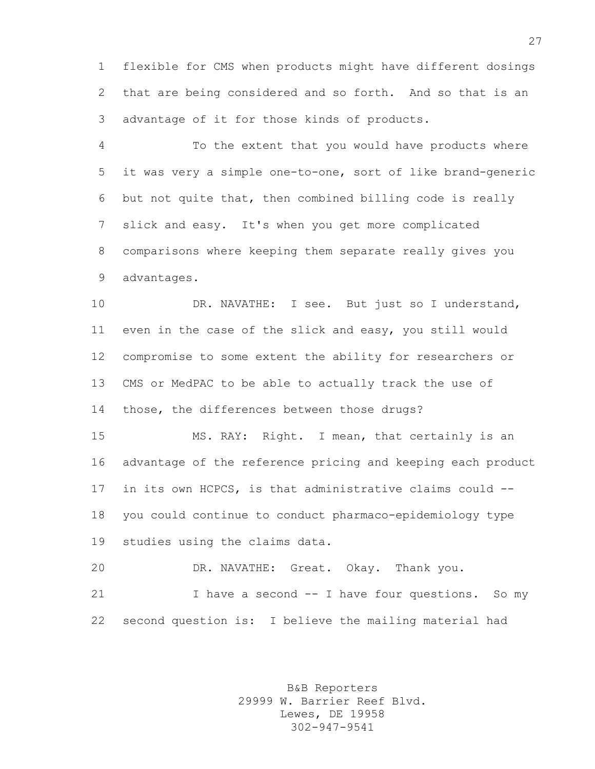flexible for CMS when products might have different dosings that are being considered and so forth. And so that is an advantage of it for those kinds of products.

To the extent that you would have products where it was very a simple one-to-one, sort of like brand-generic but not quite that, then combined billing code is really slick and easy. It's when you get more complicated comparisons where keeping them separate really gives you advantages.

DR. NAVATHE: I see. But just so I understand, even in the case of the slick and easy, you still would compromise to some extent the ability for researchers or CMS or MedPAC to be able to actually track the use of those, the differences between those drugs?

MS. RAY: Right. I mean, that certainly is an advantage of the reference pricing and keeping each product in its own HCPCS, is that administrative claims could -- you could continue to conduct pharmaco-epidemiology type studies using the claims data.

DR. NAVATHE: Great. Okay. Thank you.

I have a second -- I have four questions. So my second question is: I believe the mailing material had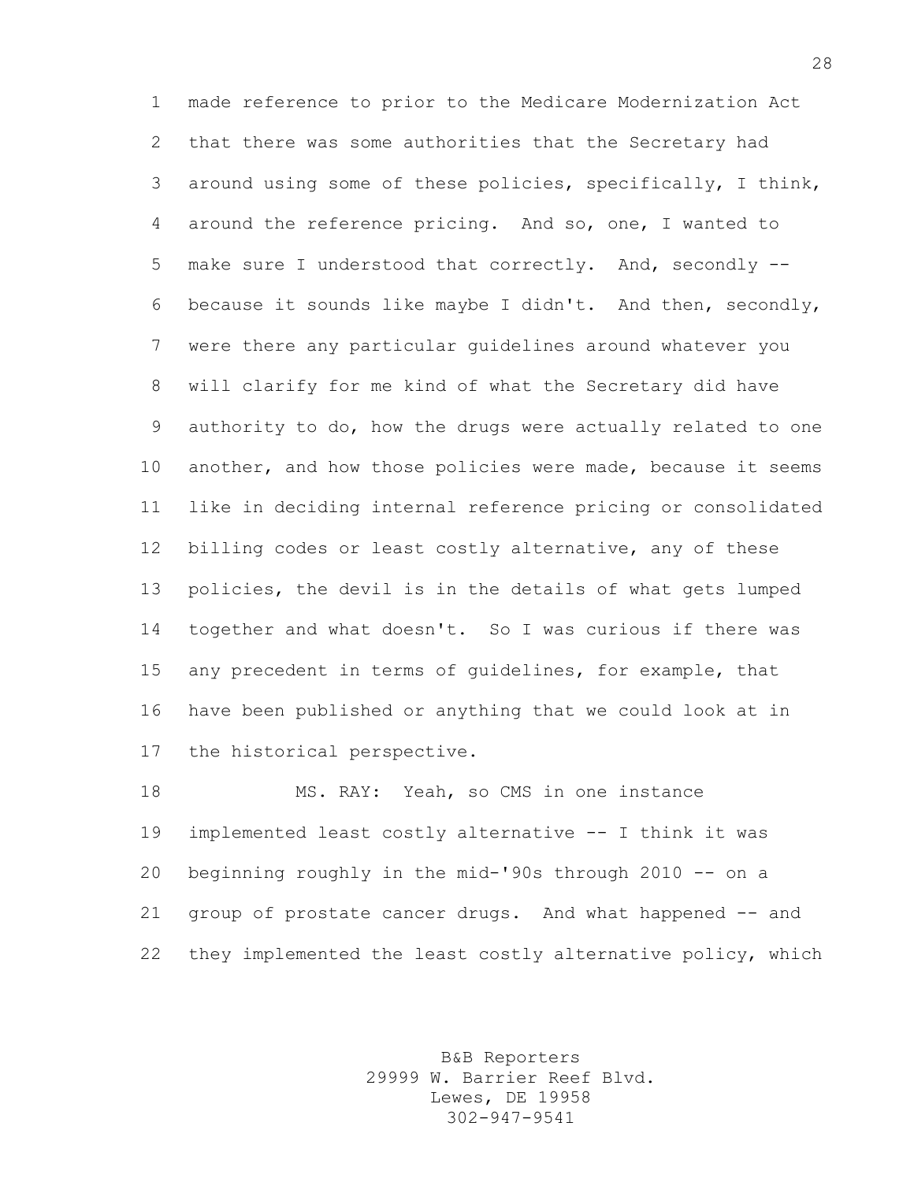made reference to prior to the Medicare Modernization Act that there was some authorities that the Secretary had around using some of these policies, specifically, I think, around the reference pricing. And so, one, I wanted to make sure I understood that correctly. And, secondly -- because it sounds like maybe I didn't. And then, secondly, were there any particular guidelines around whatever you will clarify for me kind of what the Secretary did have authority to do, how the drugs were actually related to one another, and how those policies were made, because it seems like in deciding internal reference pricing or consolidated billing codes or least costly alternative, any of these policies, the devil is in the details of what gets lumped together and what doesn't. So I was curious if there was any precedent in terms of guidelines, for example, that have been published or anything that we could look at in the historical perspective.

MS. RAY: Yeah, so CMS in one instance implemented least costly alternative -- I think it was beginning roughly in the mid-'90s through 2010 -- on a group of prostate cancer drugs. And what happened -- and they implemented the least costly alternative policy, which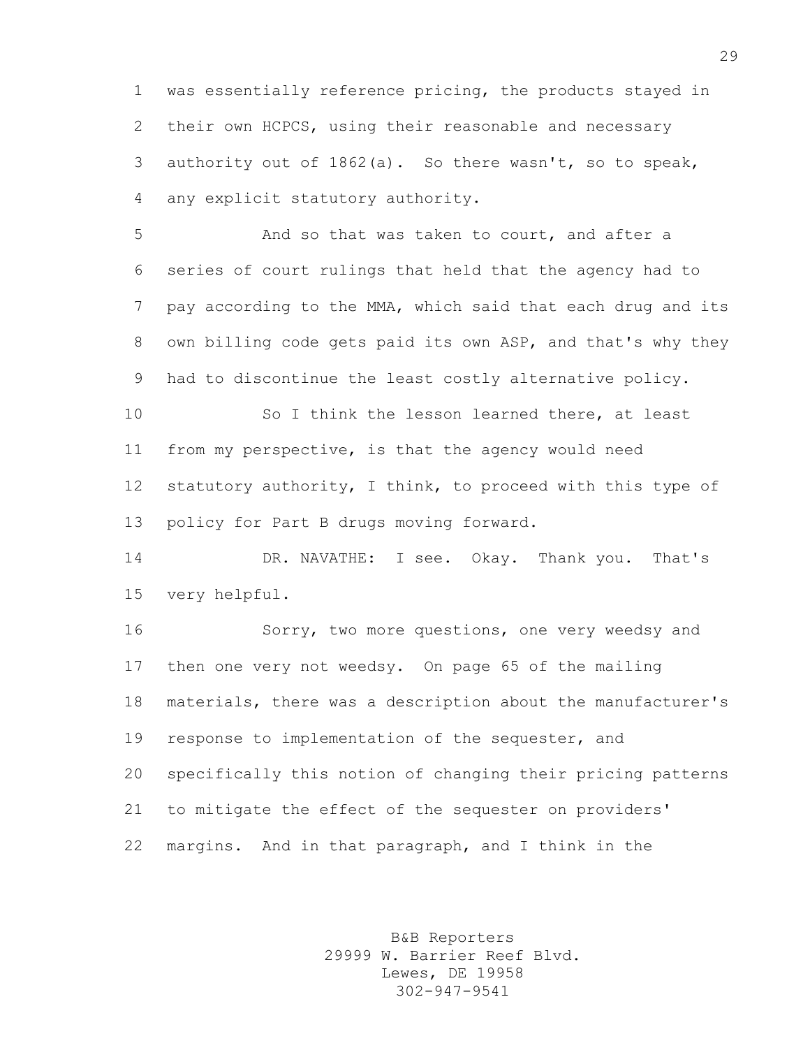was essentially reference pricing, the products stayed in their own HCPCS, using their reasonable and necessary authority out of 1862(a). So there wasn't, so to speak, any explicit statutory authority.

And so that was taken to court, and after a series of court rulings that held that the agency had to pay according to the MMA, which said that each drug and its own billing code gets paid its own ASP, and that's why they had to discontinue the least costly alternative policy.

So I think the lesson learned there, at least from my perspective, is that the agency would need statutory authority, I think, to proceed with this type of policy for Part B drugs moving forward.

DR. NAVATHE: I see. Okay. Thank you. That's very helpful.

Sorry, two more questions, one very weedsy and then one very not weedsy. On page 65 of the mailing materials, there was a description about the manufacturer's response to implementation of the sequester, and specifically this notion of changing their pricing patterns to mitigate the effect of the sequester on providers' margins. And in that paragraph, and I think in the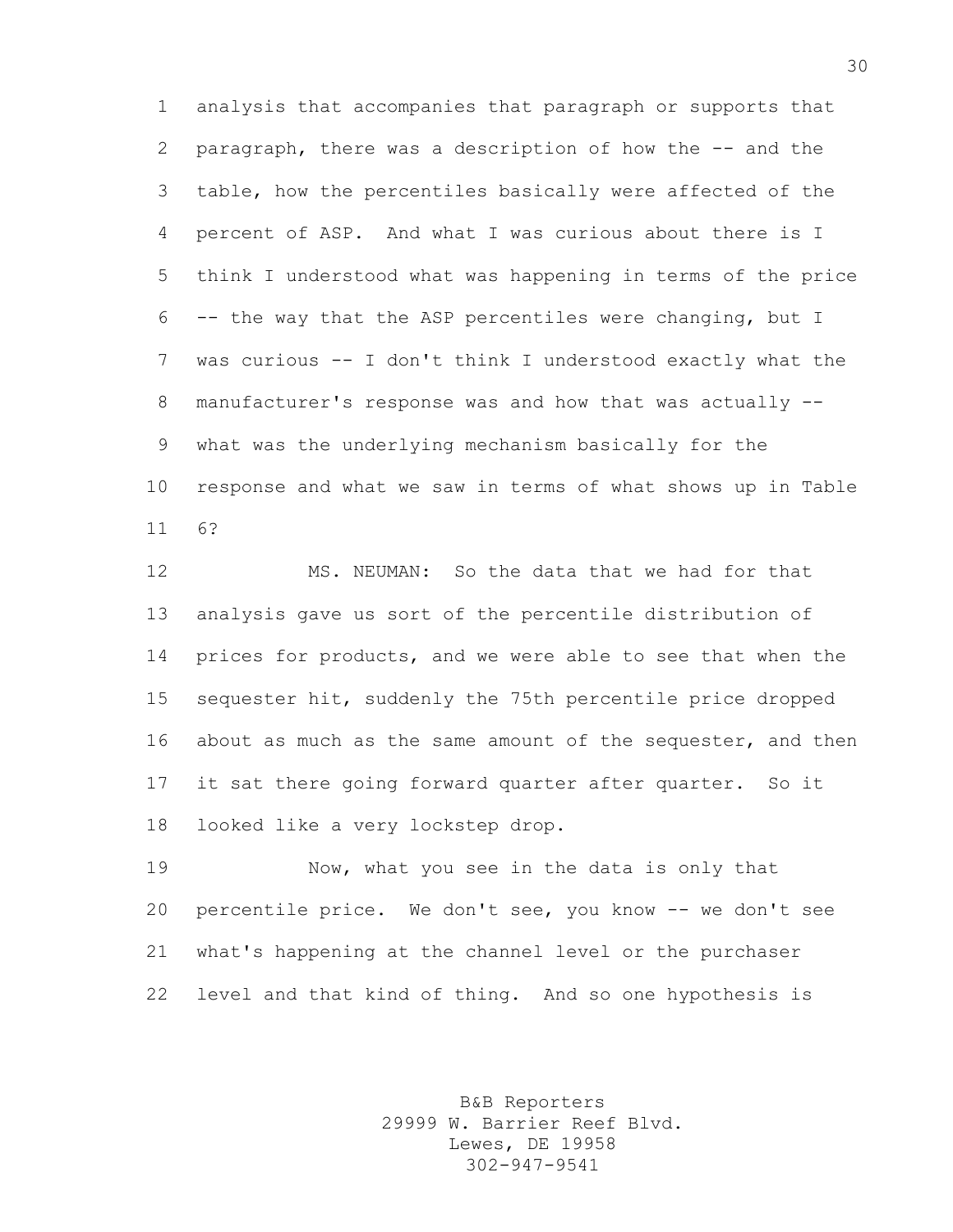analysis that accompanies that paragraph or supports that paragraph, there was a description of how the -- and the table, how the percentiles basically were affected of the percent of ASP. And what I was curious about there is I think I understood what was happening in terms of the price -- the way that the ASP percentiles were changing, but I was curious -- I don't think I understood exactly what the manufacturer's response was and how that was actually -- what was the underlying mechanism basically for the response and what we saw in terms of what shows up in Table 6?

MS. NEUMAN: So the data that we had for that analysis gave us sort of the percentile distribution of prices for products, and we were able to see that when the sequester hit, suddenly the 75th percentile price dropped about as much as the same amount of the sequester, and then it sat there going forward quarter after quarter. So it looked like a very lockstep drop.

Now, what you see in the data is only that percentile price. We don't see, you know -- we don't see what's happening at the channel level or the purchaser level and that kind of thing. And so one hypothesis is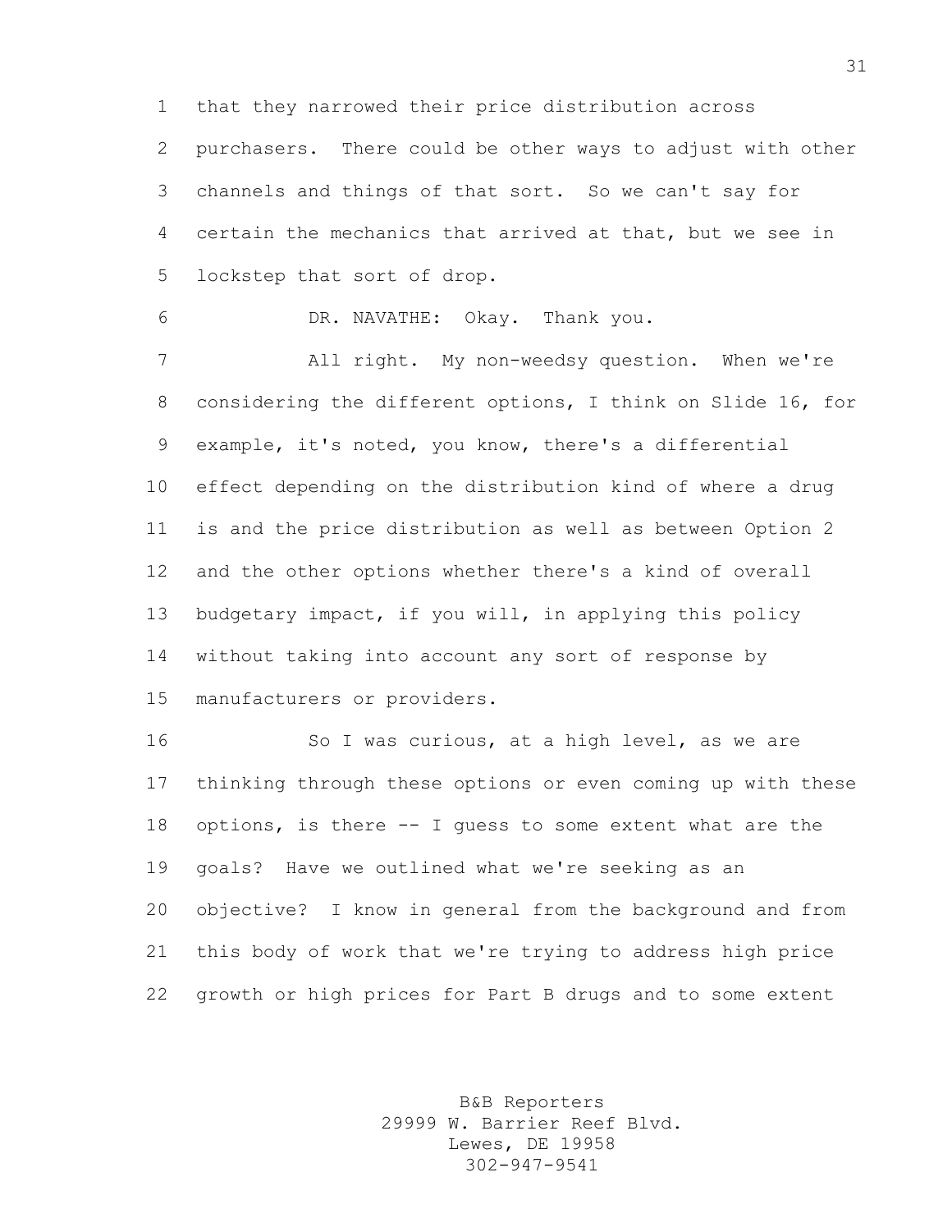that they narrowed their price distribution across purchasers. There could be other ways to adjust with other channels and things of that sort. So we can't say for certain the mechanics that arrived at that, but we see in lockstep that sort of drop.

DR. NAVATHE: Okay. Thank you.

All right. My non-weedsy question. When we're considering the different options, I think on Slide 16, for example, it's noted, you know, there's a differential effect depending on the distribution kind of where a drug is and the price distribution as well as between Option 2 and the other options whether there's a kind of overall budgetary impact, if you will, in applying this policy without taking into account any sort of response by manufacturers or providers.

So I was curious, at a high level, as we are thinking through these options or even coming up with these options, is there -- I guess to some extent what are the goals? Have we outlined what we're seeking as an objective? I know in general from the background and from this body of work that we're trying to address high price growth or high prices for Part B drugs and to some extent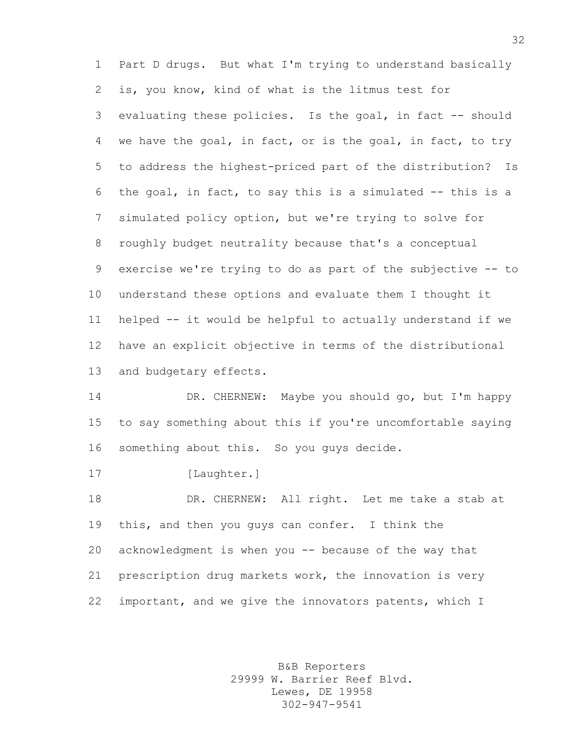Part D drugs. But what I'm trying to understand basically is, you know, kind of what is the litmus test for evaluating these policies. Is the goal, in fact -- should we have the goal, in fact, or is the goal, in fact, to try to address the highest-priced part of the distribution? Is the goal, in fact, to say this is a simulated -- this is a simulated policy option, but we're trying to solve for roughly budget neutrality because that's a conceptual exercise we're trying to do as part of the subjective -- to understand these options and evaluate them I thought it helped -- it would be helpful to actually understand if we have an explicit objective in terms of the distributional and budgetary effects.

DR. CHERNEW: Maybe you should go, but I'm happy to say something about this if you're uncomfortable saying something about this. So you guys decide.

[Laughter.]

DR. CHERNEW: All right. Let me take a stab at this, and then you guys can confer. I think the acknowledgment is when you -- because of the way that prescription drug markets work, the innovation is very important, and we give the innovators patents, which I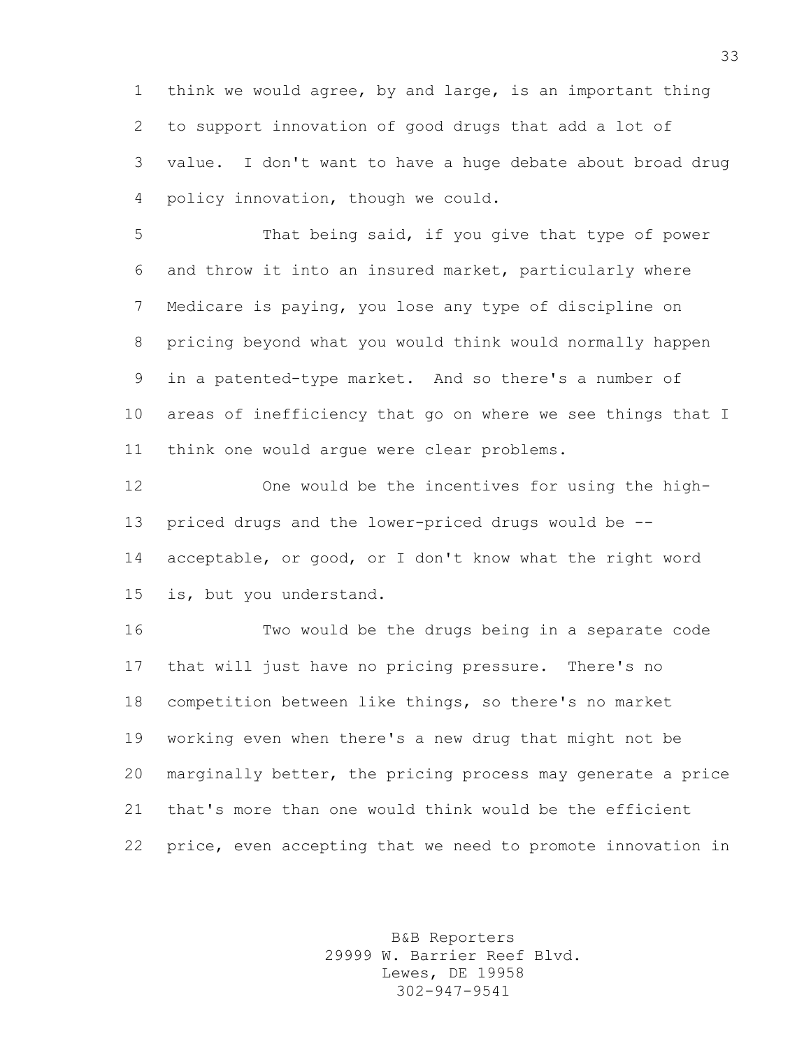think we would agree, by and large, is an important thing to support innovation of good drugs that add a lot of value. I don't want to have a huge debate about broad drug policy innovation, though we could.

That being said, if you give that type of power and throw it into an insured market, particularly where Medicare is paying, you lose any type of discipline on pricing beyond what you would think would normally happen in a patented-type market. And so there's a number of areas of inefficiency that go on where we see things that I think one would argue were clear problems.

One would be the incentives for using the high-priced drugs and the lower-priced drugs would be -- acceptable, or good, or I don't know what the right word is, but you understand.

Two would be the drugs being in a separate code that will just have no pricing pressure. There's no competition between like things, so there's no market working even when there's a new drug that might not be marginally better, the pricing process may generate a price that's more than one would think would be the efficient price, even accepting that we need to promote innovation in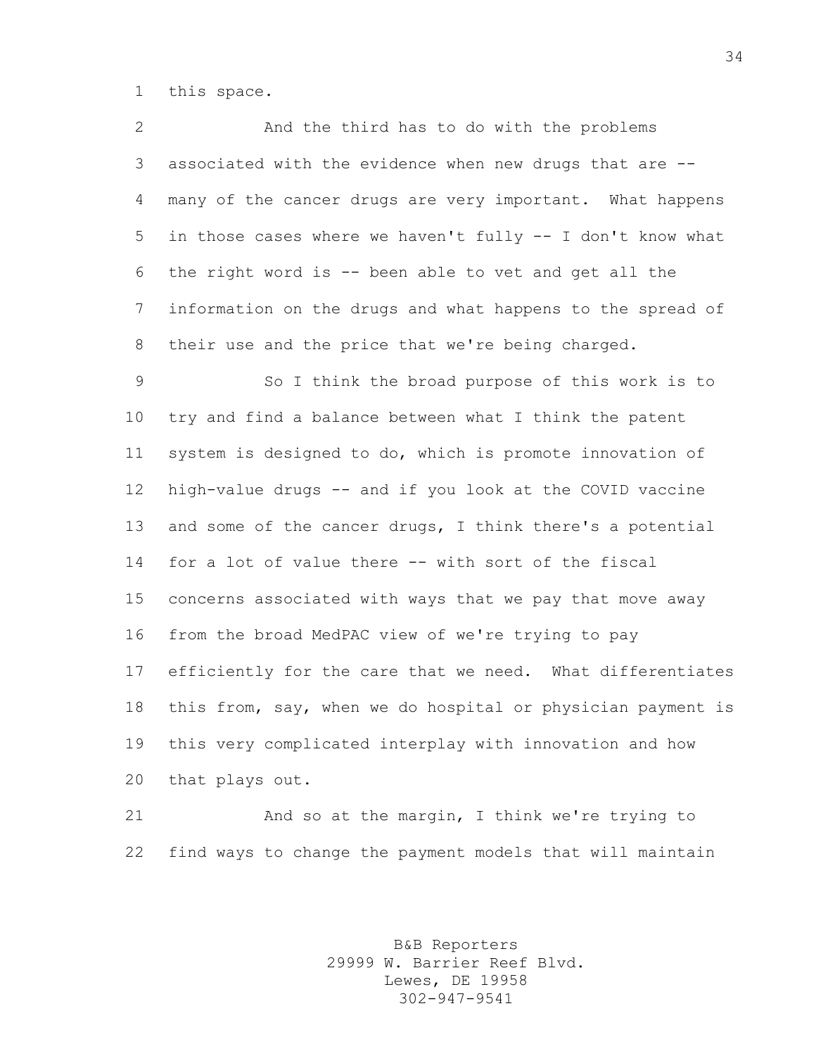this space.

And the third has to do with the problems associated with the evidence when new drugs that are -- many of the cancer drugs are very important. What happens in those cases where we haven't fully -- I don't know what the right word is -- been able to vet and get all the information on the drugs and what happens to the spread of their use and the price that we're being charged.

So I think the broad purpose of this work is to try and find a balance between what I think the patent system is designed to do, which is promote innovation of high-value drugs -- and if you look at the COVID vaccine and some of the cancer drugs, I think there's a potential for a lot of value there -- with sort of the fiscal concerns associated with ways that we pay that move away from the broad MedPAC view of we're trying to pay efficiently for the care that we need. What differentiates this from, say, when we do hospital or physician payment is this very complicated interplay with innovation and how that plays out.

And so at the margin, I think we're trying to find ways to change the payment models that will maintain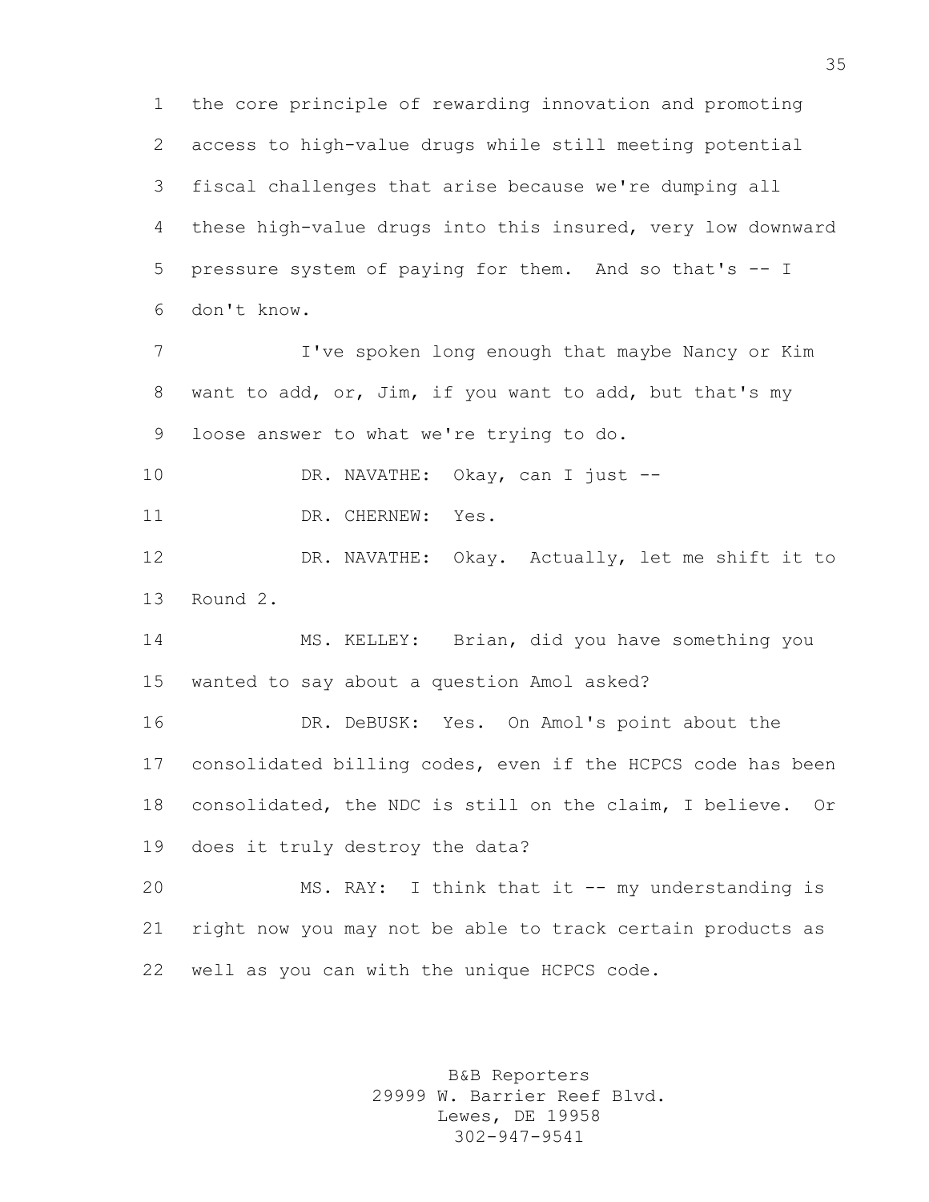the core principle of rewarding innovation and promoting access to high-value drugs while still meeting potential fiscal challenges that arise because we're dumping all these high-value drugs into this insured, very low downward pressure system of paying for them. And so that's -- I don't know.

I've spoken long enough that maybe Nancy or Kim want to add, or, Jim, if you want to add, but that's my loose answer to what we're trying to do.

DR. NAVATHE: Okay, can I just --

DR. CHERNEW: Yes.

DR. NAVATHE: Okay. Actually, let me shift it to Round 2.

MS. KELLEY: Brian, did you have something you wanted to say about a question Amol asked?

DR. DeBUSK: Yes. On Amol's point about the consolidated billing codes, even if the HCPCS code has been consolidated, the NDC is still on the claim, I believe. Or does it truly destroy the data?

MS. RAY: I think that it -- my understanding is right now you may not be able to track certain products as well as you can with the unique HCPCS code.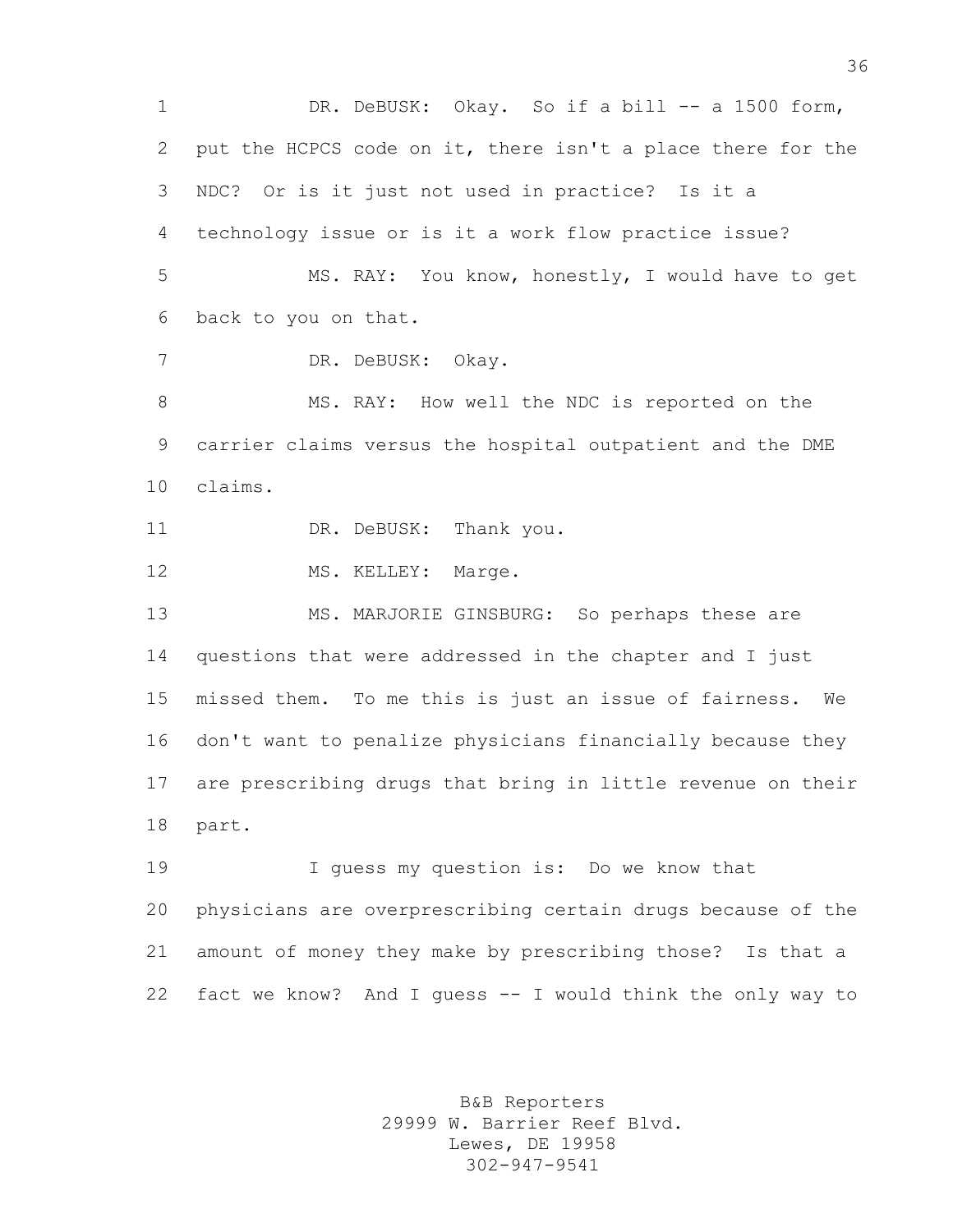DR. DeBUSK: Okay. So if a bill -- a 1500 form, put the HCPCS code on it, there isn't a place there for the NDC? Or is it just not used in practice? Is it a technology issue or is it a work flow practice issue?

MS. RAY: You know, honestly, I would have to get back to you on that.

DR. DeBUSK: Okay.

MS. RAY: How well the NDC is reported on the carrier claims versus the hospital outpatient and the DME claims.

DR. DeBUSK: Thank you.

MS. KELLEY: Marge.

MS. MARJORIE GINSBURG: So perhaps these are questions that were addressed in the chapter and I just missed them. To me this is just an issue of fairness. We don't want to penalize physicians financially because they are prescribing drugs that bring in little revenue on their part.

I guess my question is: Do we know that physicians are overprescribing certain drugs because of the amount of money they make by prescribing those? Is that a fact we know? And I guess -- I would think the only way to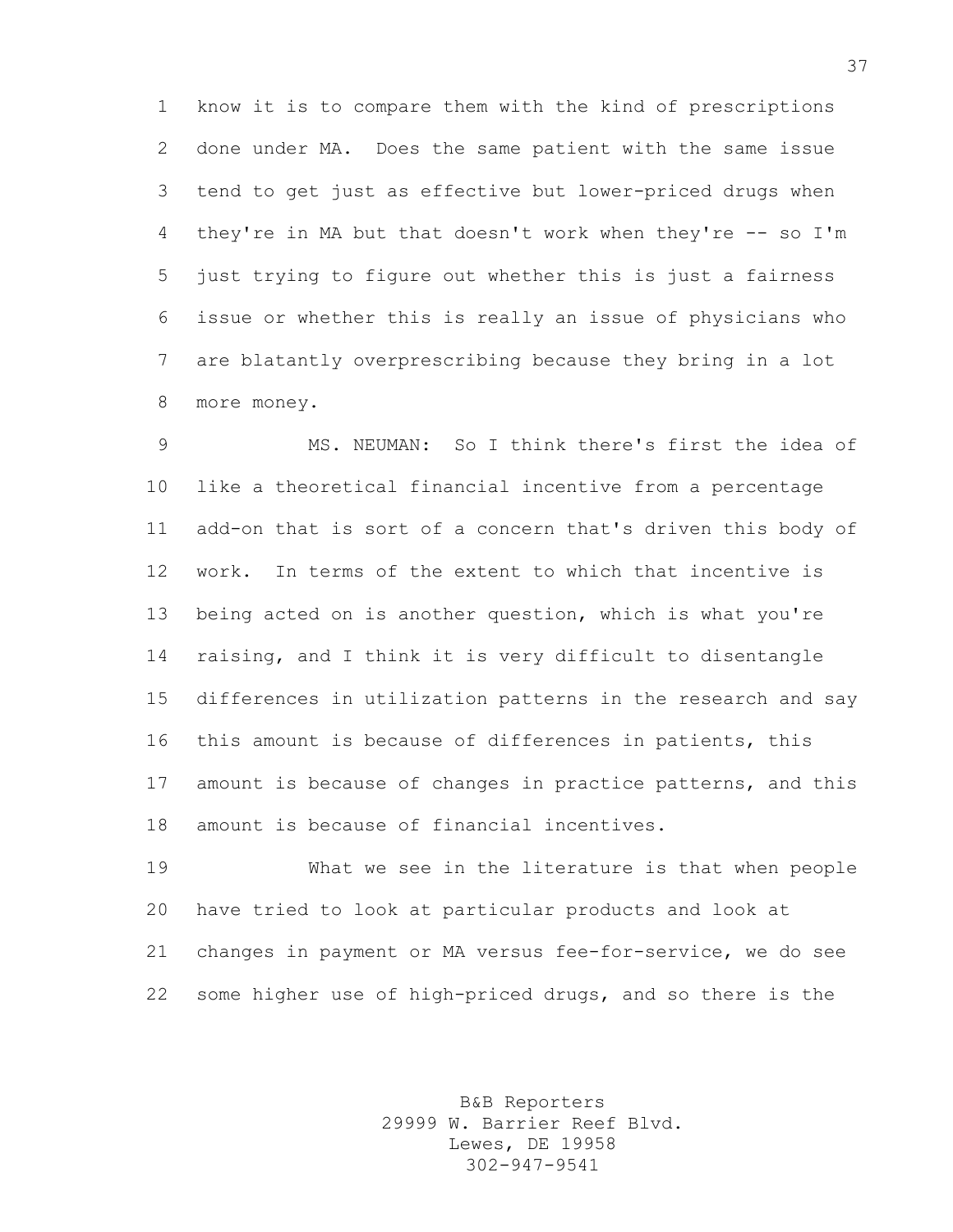know it is to compare them with the kind of prescriptions done under MA. Does the same patient with the same issue tend to get just as effective but lower-priced drugs when they're in MA but that doesn't work when they're -- so I'm just trying to figure out whether this is just a fairness issue or whether this is really an issue of physicians who are blatantly overprescribing because they bring in a lot more money.

MS. NEUMAN: So I think there's first the idea of like a theoretical financial incentive from a percentage add-on that is sort of a concern that's driven this body of work. In terms of the extent to which that incentive is being acted on is another question, which is what you're raising, and I think it is very difficult to disentangle differences in utilization patterns in the research and say this amount is because of differences in patients, this amount is because of changes in practice patterns, and this amount is because of financial incentives.

What we see in the literature is that when people have tried to look at particular products and look at changes in payment or MA versus fee-for-service, we do see some higher use of high-priced drugs, and so there is the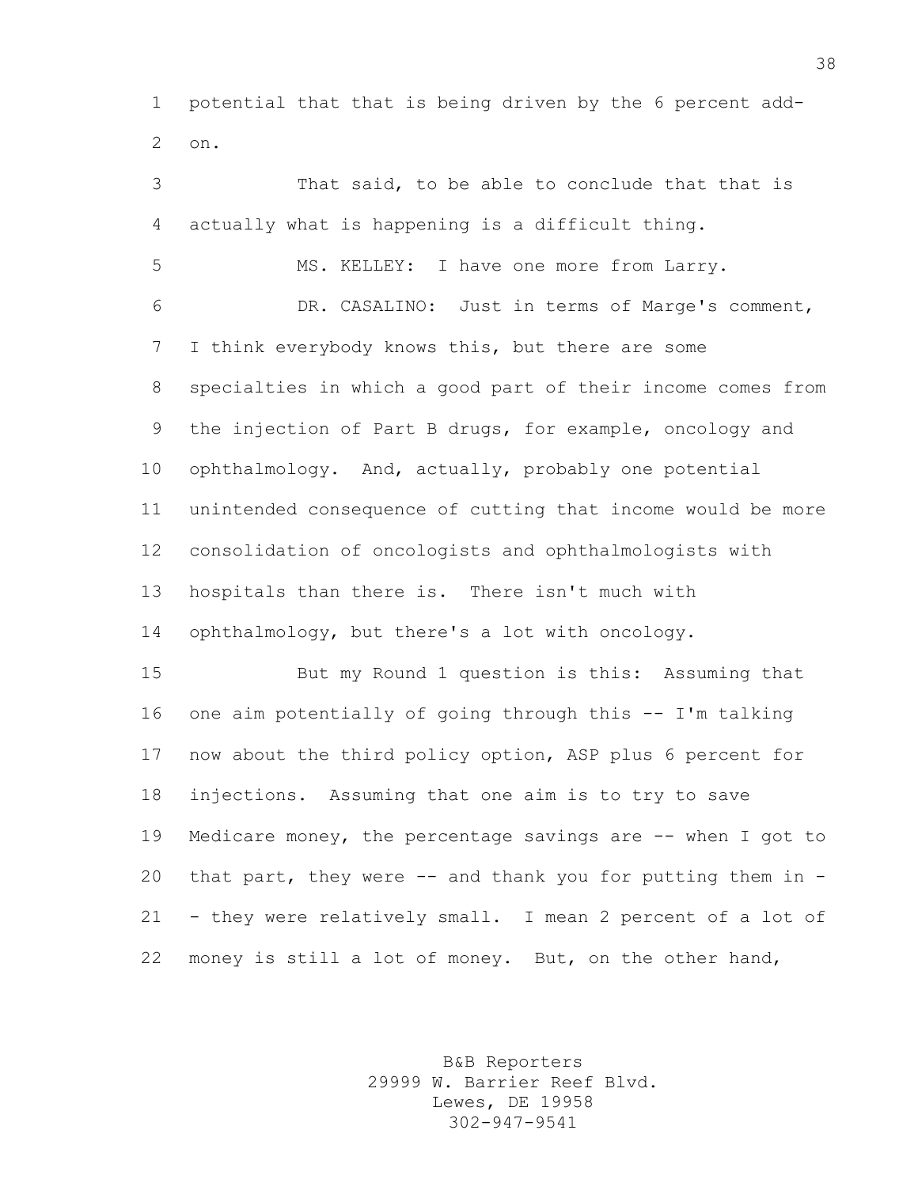potential that that is being driven by the 6 percent add-on.

That said, to be able to conclude that that is actually what is happening is a difficult thing.

MS. KELLEY: I have one more from Larry.

DR. CASALINO: Just in terms of Marge's comment, I think everybody knows this, but there are some specialties in which a good part of their income comes from the injection of Part B drugs, for example, oncology and ophthalmology. And, actually, probably one potential unintended consequence of cutting that income would be more consolidation of oncologists and ophthalmologists with hospitals than there is. There isn't much with ophthalmology, but there's a lot with oncology.

But my Round 1 question is this: Assuming that one aim potentially of going through this -- I'm talking now about the third policy option, ASP plus 6 percent for injections. Assuming that one aim is to try to save Medicare money, the percentage savings are -- when I got to that part, they were -- and thank you for putting them in -- they were relatively small. I mean 2 percent of a lot of money is still a lot of money. But, on the other hand,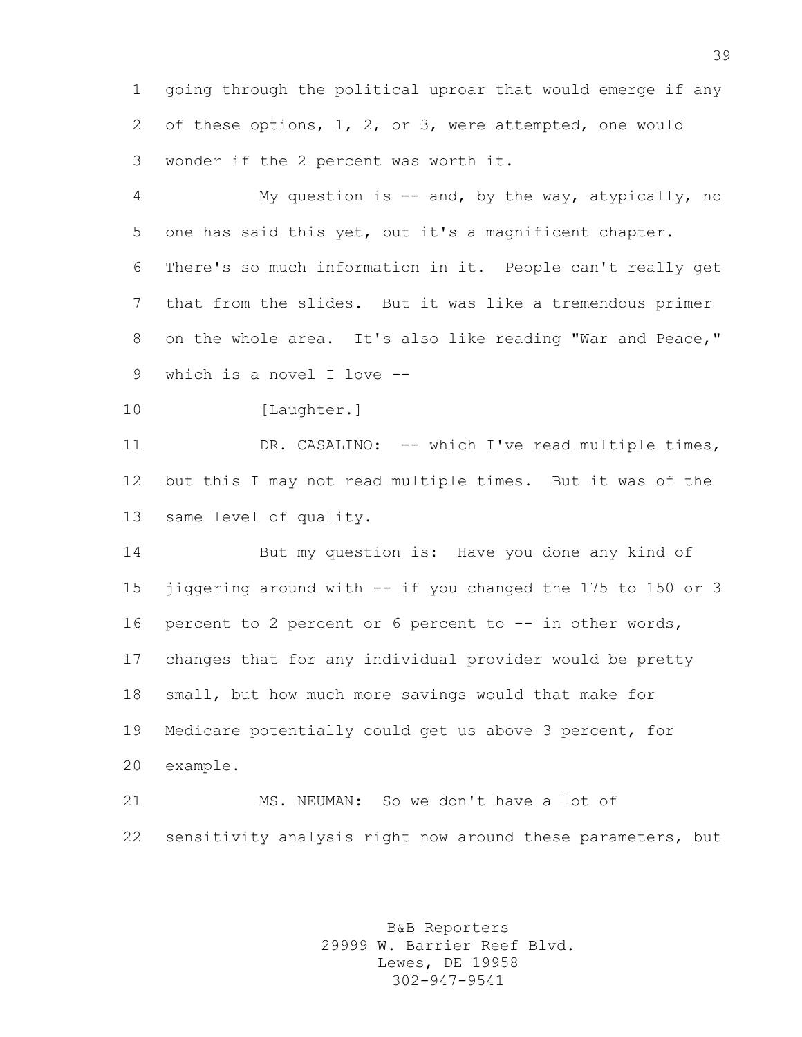going through the political uproar that would emerge if any of these options, 1, 2, or 3, were attempted, one would wonder if the 2 percent was worth it.

My question is -- and, by the way, atypically, no one has said this yet, but it's a magnificent chapter. There's so much information in it. People can't really get that from the slides. But it was like a tremendous primer on the whole area. It's also like reading "War and Peace," which is a novel I love --

[Laughter.]

DR. CASALINO: -- which I've read multiple times, but this I may not read multiple times. But it was of the same level of quality.

But my question is: Have you done any kind of jiggering around with -- if you changed the 175 to 150 or 3 percent to 2 percent or 6 percent to -- in other words, changes that for any individual provider would be pretty small, but how much more savings would that make for Medicare potentially could get us above 3 percent, for example.

MS. NEUMAN: So we don't have a lot of sensitivity analysis right now around these parameters, but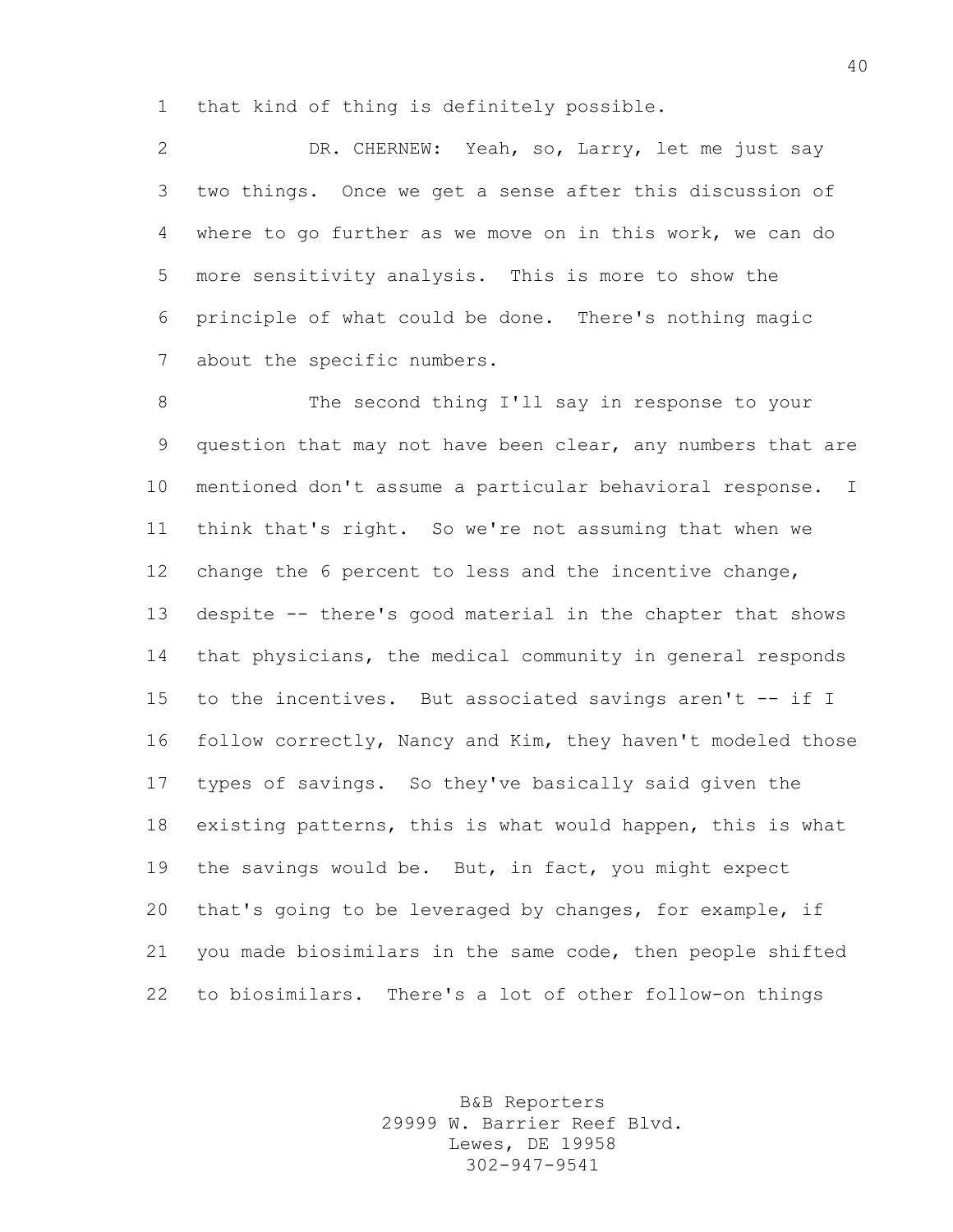that kind of thing is definitely possible.

DR. CHERNEW: Yeah, so, Larry, let me just say two things. Once we get a sense after this discussion of where to go further as we move on in this work, we can do more sensitivity analysis. This is more to show the principle of what could be done. There's nothing magic about the specific numbers.

The second thing I'll say in response to your question that may not have been clear, any numbers that are mentioned don't assume a particular behavioral response. I think that's right. So we're not assuming that when we change the 6 percent to less and the incentive change, despite -- there's good material in the chapter that shows that physicians, the medical community in general responds to the incentives. But associated savings aren't -- if I follow correctly, Nancy and Kim, they haven't modeled those types of savings. So they've basically said given the existing patterns, this is what would happen, this is what the savings would be. But, in fact, you might expect that's going to be leveraged by changes, for example, if you made biosimilars in the same code, then people shifted to biosimilars. There's a lot of other follow-on things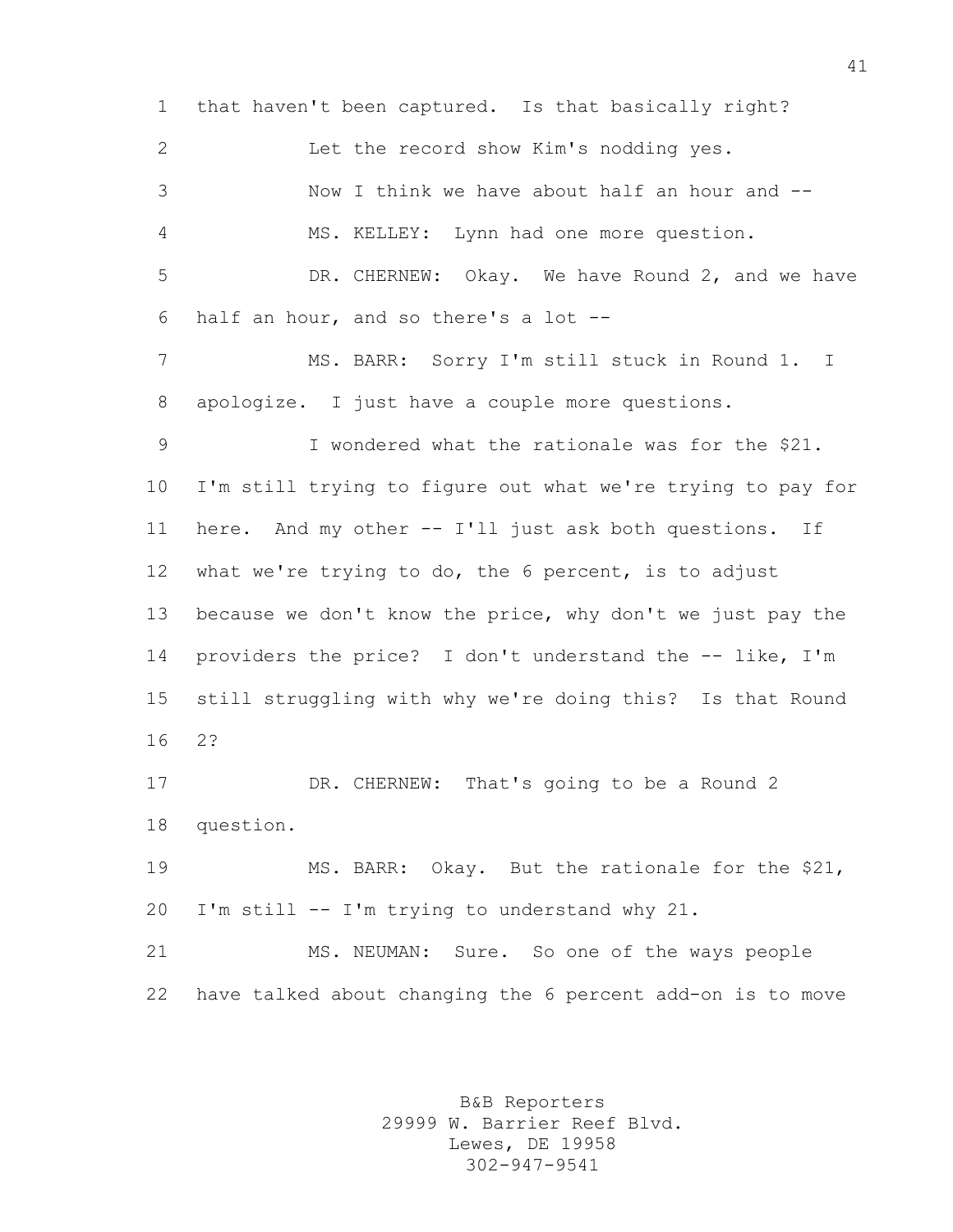that haven't been captured. Is that basically right?

Let the record show Kim's nodding yes.

Now I think we have about half an hour and --

MS. KELLEY: Lynn had one more question.

DR. CHERNEW: Okay. We have Round 2, and we have half an hour, and so there's a lot --

MS. BARR: Sorry I'm still stuck in Round 1. I apologize. I just have a couple more questions.

I wondered what the rationale was for the $21. I'm still trying to figure out what we're trying to pay for here. And my other -- I'll just ask both questions. If what we're trying to do, the 6 percent, is to adjust because we don't know the price, why don't we just pay the providers the price? I don't understand the -- like, I'm still struggling with why we're doing this? Is that Round 2?

DR. CHERNEW: That's going to be a Round 2 question.

MS. BARR: Okay. But the rationale for the $21, I'm still -- I'm trying to understand why 21.

MS. NEUMAN: Sure. So one of the ways people have talked about changing the 6 percent add-on is to move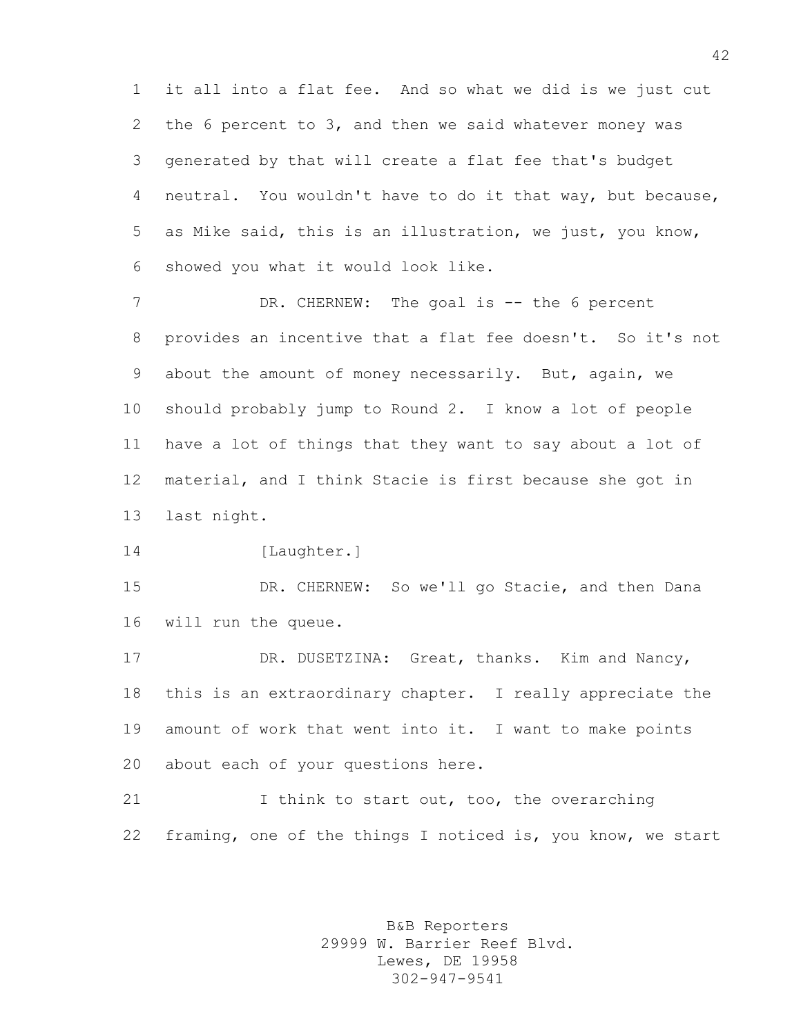it all into a flat fee. And so what we did is we just cut the 6 percent to 3, and then we said whatever money was generated by that will create a flat fee that's budget neutral. You wouldn't have to do it that way, but because, as Mike said, this is an illustration, we just, you know, showed you what it would look like.

DR. CHERNEW: The goal is -- the 6 percent provides an incentive that a flat fee doesn't. So it's not about the amount of money necessarily. But, again, we should probably jump to Round 2. I know a lot of people have a lot of things that they want to say about a lot of material, and I think Stacie is first because she got in last night.

[Laughter.]

DR. CHERNEW: So we'll go Stacie, and then Dana will run the queue.

DR. DUSETZINA: Great, thanks. Kim and Nancy, this is an extraordinary chapter. I really appreciate the amount of work that went into it. I want to make points about each of your questions here.

I think to start out, too, the overarching framing, one of the things I noticed is, you know, we start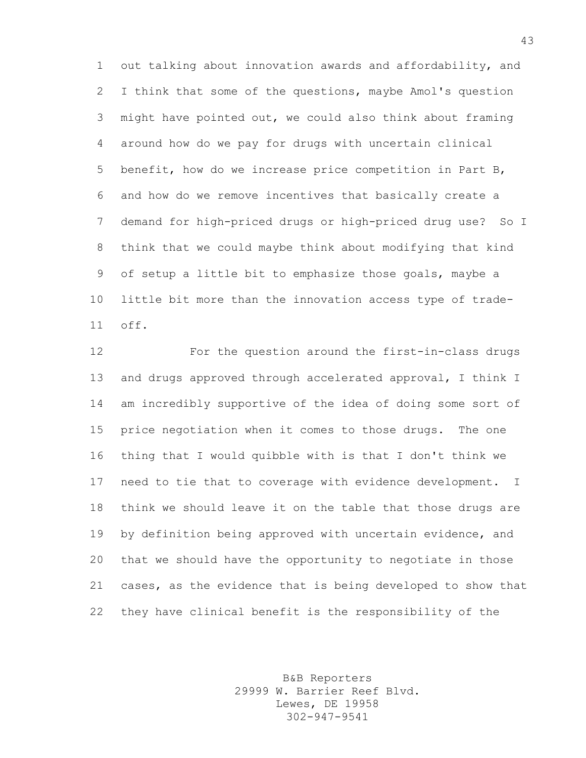out talking about innovation awards and affordability, and I think that some of the questions, maybe Amol's question might have pointed out, we could also think about framing around how do we pay for drugs with uncertain clinical benefit, how do we increase price competition in Part B, and how do we remove incentives that basically create a demand for high-priced drugs or high-priced drug use? So I think that we could maybe think about modifying that kind of setup a little bit to emphasize those goals, maybe a little bit more than the innovation access type of trade-off.

For the question around the first-in-class drugs and drugs approved through accelerated approval, I think I am incredibly supportive of the idea of doing some sort of price negotiation when it comes to those drugs. The one thing that I would quibble with is that I don't think we need to tie that to coverage with evidence development. I think we should leave it on the table that those drugs are by definition being approved with uncertain evidence, and that we should have the opportunity to negotiate in those cases, as the evidence that is being developed to show that they have clinical benefit is the responsibility of the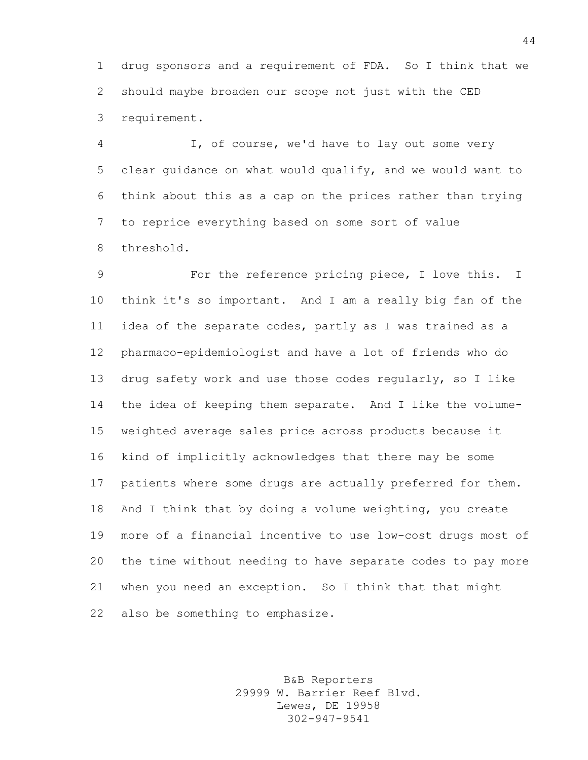drug sponsors and a requirement of FDA. So I think that we should maybe broaden our scope not just with the CED requirement.

I, of course, we'd have to lay out some very clear guidance on what would qualify, and we would want to think about this as a cap on the prices rather than trying to reprice everything based on some sort of value threshold.

For the reference pricing piece, I love this. I think it's so important. And I am a really big fan of the idea of the separate codes, partly as I was trained as a pharmaco-epidemiologist and have a lot of friends who do drug safety work and use those codes regularly, so I like the idea of keeping them separate. And I like the volume-weighted average sales price across products because it kind of implicitly acknowledges that there may be some patients where some drugs are actually preferred for them. And I think that by doing a volume weighting, you create more of a financial incentive to use low-cost drugs most of the time without needing to have separate codes to pay more when you need an exception. So I think that that might also be something to emphasize.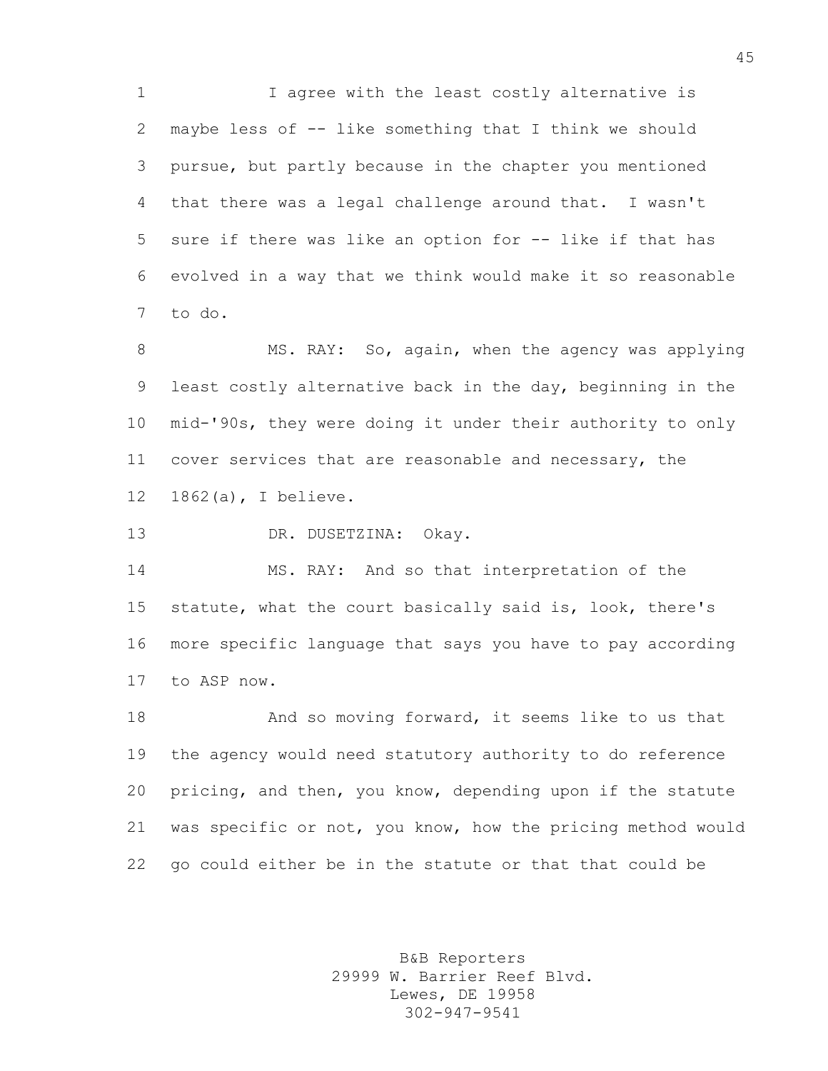I agree with the least costly alternative is maybe less of -- like something that I think we should pursue, but partly because in the chapter you mentioned that there was a legal challenge around that. I wasn't sure if there was like an option for -- like if that has evolved in a way that we think would make it so reasonable to do.

MS. RAY: So, again, when the agency was applying least costly alternative back in the day, beginning in the mid-'90s, they were doing it under their authority to only cover services that are reasonable and necessary, the 1862(a), I believe.

DR. DUSETZINA: Okay.

MS. RAY: And so that interpretation of the statute, what the court basically said is, look, there's more specific language that says you have to pay according to ASP now.

And so moving forward, it seems like to us that the agency would need statutory authority to do reference pricing, and then, you know, depending upon if the statute was specific or not, you know, how the pricing method would go could either be in the statute or that that could be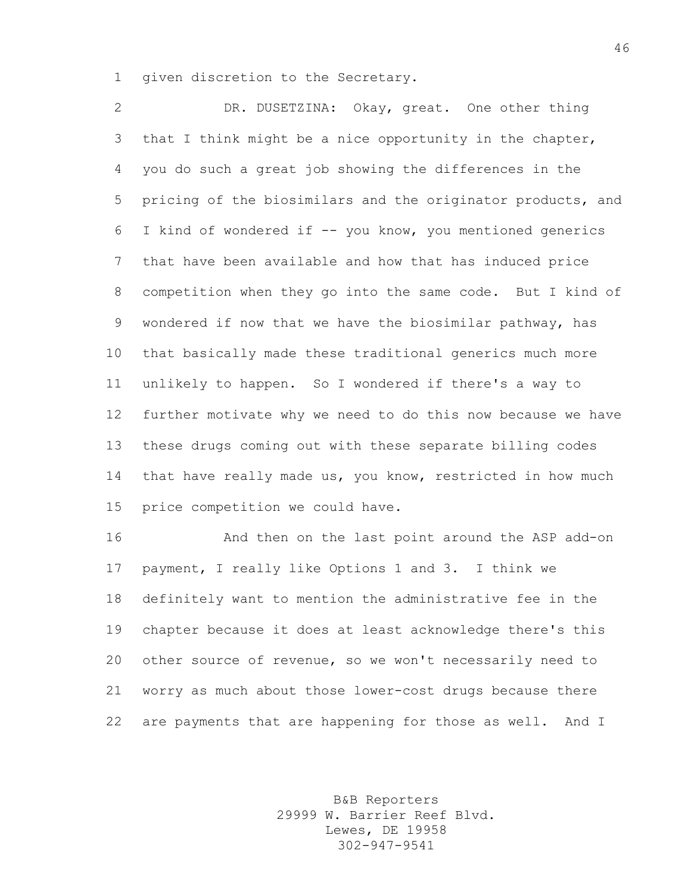given discretion to the Secretary.

DR. DUSETZINA: Okay, great. One other thing that I think might be a nice opportunity in the chapter, you do such a great job showing the differences in the pricing of the biosimilars and the originator products, and I kind of wondered if -- you know, you mentioned generics that have been available and how that has induced price competition when they go into the same code. But I kind of wondered if now that we have the biosimilar pathway, has that basically made these traditional generics much more unlikely to happen. So I wondered if there's a way to further motivate why we need to do this now because we have these drugs coming out with these separate billing codes that have really made us, you know, restricted in how much price competition we could have.

And then on the last point around the ASP add-on payment, I really like Options 1 and 3. I think we definitely want to mention the administrative fee in the chapter because it does at least acknowledge there's this other source of revenue, so we won't necessarily need to worry as much about those lower-cost drugs because there are payments that are happening for those as well. And I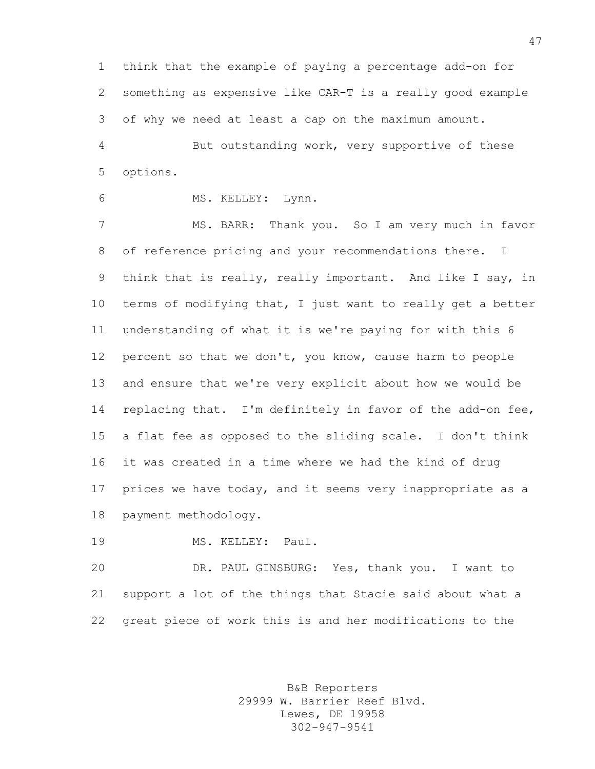think that the example of paying a percentage add-on for something as expensive like CAR-T is a really good example of why we need at least a cap on the maximum amount.

But outstanding work, very supportive of these options.

MS. KELLEY: Lynn.

MS. BARR: Thank you. So I am very much in favor of reference pricing and your recommendations there. I think that is really, really important. And like I say, in terms of modifying that, I just want to really get a better understanding of what it is we're paying for with this 6 percent so that we don't, you know, cause harm to people and ensure that we're very explicit about how we would be replacing that. I'm definitely in favor of the add-on fee, a flat fee as opposed to the sliding scale. I don't think it was created in a time where we had the kind of drug prices we have today, and it seems very inappropriate as a payment methodology.

MS. KELLEY: Paul.

DR. PAUL GINSBURG: Yes, thank you. I want to support a lot of the things that Stacie said about what a great piece of work this is and her modifications to the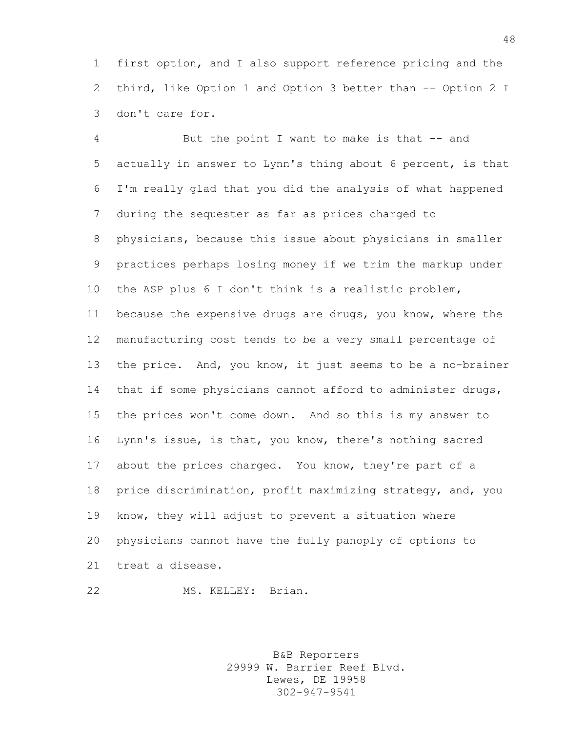first option, and I also support reference pricing and the third, like Option 1 and Option 3 better than -- Option 2 I don't care for.

But the point I want to make is that -- and actually in answer to Lynn's thing about 6 percent, is that I'm really glad that you did the analysis of what happened during the sequester as far as prices charged to physicians, because this issue about physicians in smaller practices perhaps losing money if we trim the markup under the ASP plus 6 I don't think is a realistic problem, because the expensive drugs are drugs, you know, where the manufacturing cost tends to be a very small percentage of the price. And, you know, it just seems to be a no-brainer that if some physicians cannot afford to administer drugs, the prices won't come down. And so this is my answer to Lynn's issue, is that, you know, there's nothing sacred about the prices charged. You know, they're part of a price discrimination, profit maximizing strategy, and, you know, they will adjust to prevent a situation where physicians cannot have the fully panoply of options to treat a disease.

MS. KELLEY: Brian.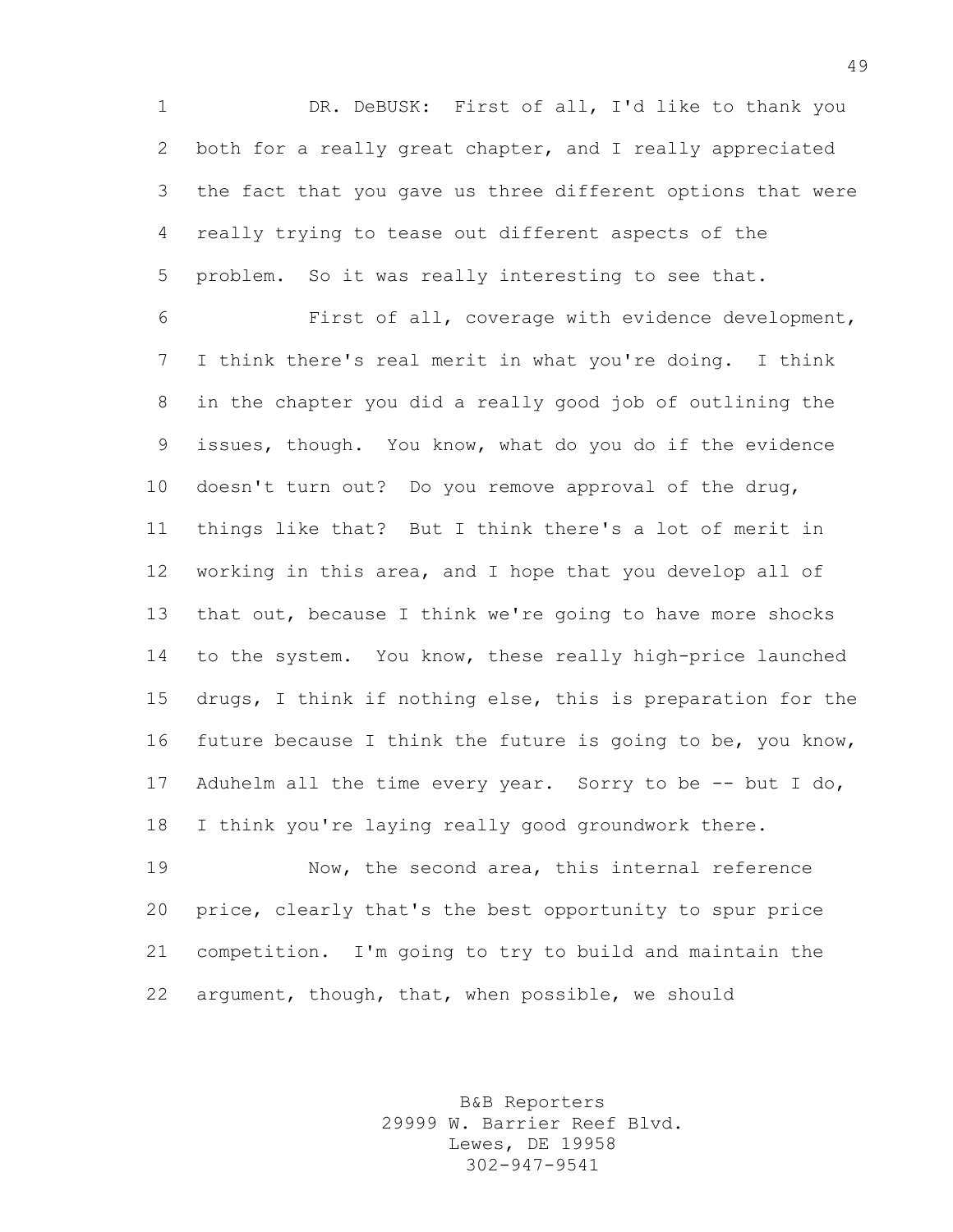DR. DeBUSK: First of all, I'd like to thank you both for a really great chapter, and I really appreciated the fact that you gave us three different options that were really trying to tease out different aspects of the problem. So it was really interesting to see that.

First of all, coverage with evidence development, I think there's real merit in what you're doing. I think in the chapter you did a really good job of outlining the issues, though. You know, what do you do if the evidence doesn't turn out? Do you remove approval of the drug, things like that? But I think there's a lot of merit in working in this area, and I hope that you develop all of that out, because I think we're going to have more shocks to the system. You know, these really high-price launched drugs, I think if nothing else, this is preparation for the future because I think the future is going to be, you know, Aduhelm all the time every year. Sorry to be -- but I do, I think you're laying really good groundwork there.

Now, the second area, this internal reference price, clearly that's the best opportunity to spur price competition. I'm going to try to build and maintain the argument, though, that, when possible, we should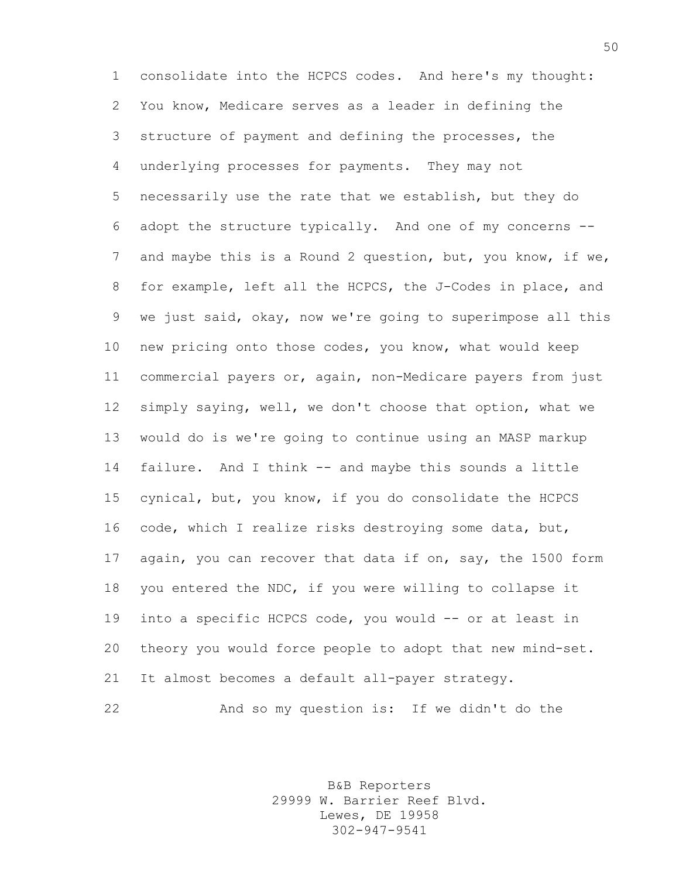consolidate into the HCPCS codes. And here's my thought: You know, Medicare serves as a leader in defining the structure of payment and defining the processes, the underlying processes for payments. They may not necessarily use the rate that we establish, but they do adopt the structure typically. And one of my concerns -- and maybe this is a Round 2 question, but, you know, if we, for example, left all the HCPCS, the J-Codes in place, and we just said, okay, now we're going to superimpose all this new pricing onto those codes, you know, what would keep commercial payers or, again, non-Medicare payers from just simply saying, well, we don't choose that option, what we would do is we're going to continue using an MASP markup failure. And I think -- and maybe this sounds a little cynical, but, you know, if you do consolidate the HCPCS code, which I realize risks destroying some data, but, again, you can recover that data if on, say, the 1500 form you entered the NDC, if you were willing to collapse it into a specific HCPCS code, you would -- or at least in theory you would force people to adopt that new mind-set. It almost becomes a default all-payer strategy.

And so my question is: If we didn't do the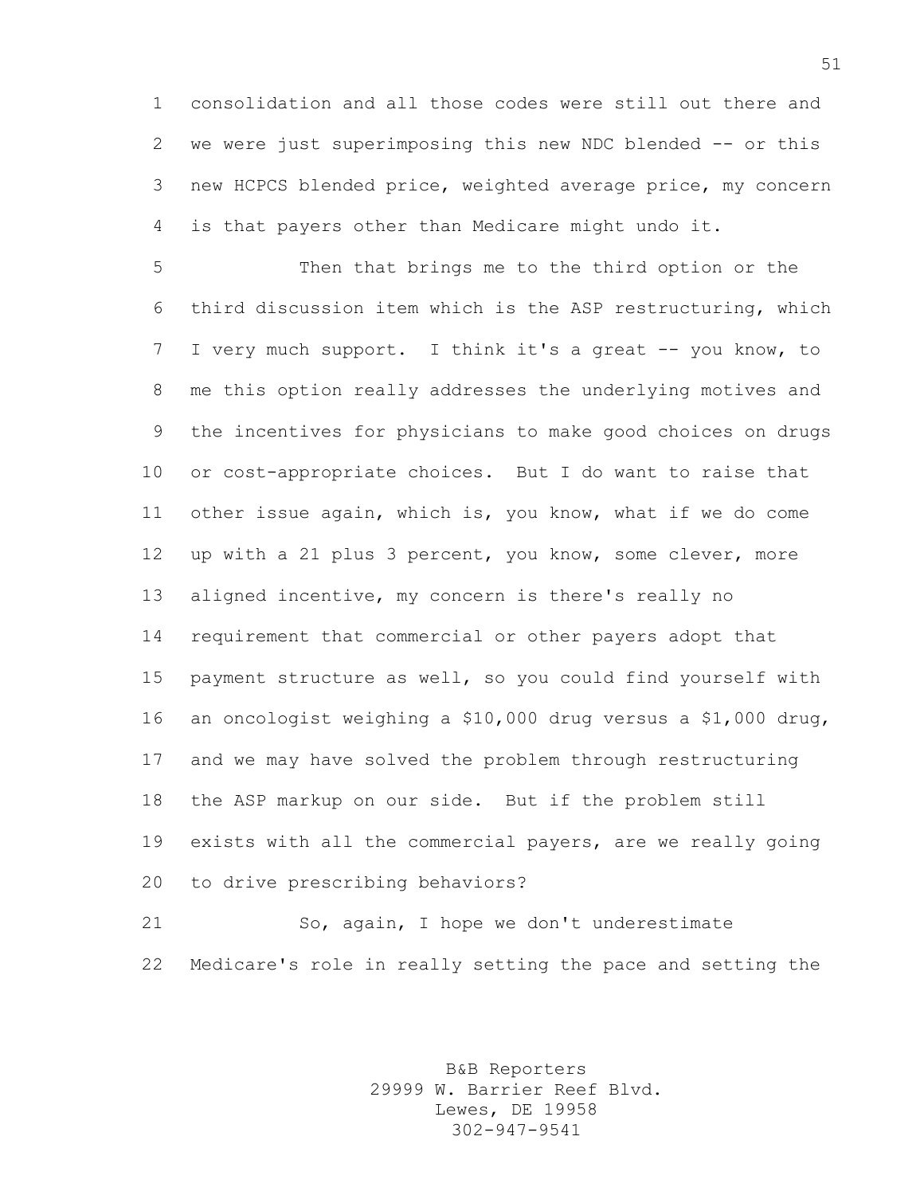consolidation and all those codes were still out there and we were just superimposing this new NDC blended -- or this new HCPCS blended price, weighted average price, my concern is that payers other than Medicare might undo it.

Then that brings me to the third option or the third discussion item which is the ASP restructuring, which I very much support. I think it's a great -- you know, to me this option really addresses the underlying motives and the incentives for physicians to make good choices on drugs or cost-appropriate choices. But I do want to raise that other issue again, which is, you know, what if we do come up with a 21 plus 3 percent, you know, some clever, more aligned incentive, my concern is there's really no requirement that commercial or other payers adopt that payment structure as well, so you could find yourself with an oncologist weighing a $10,000 drug versus a $1,000 drug, and we may have solved the problem through restructuring the ASP markup on our side. But if the problem still exists with all the commercial payers, are we really going to drive prescribing behaviors?

So, again, I hope we don't underestimate Medicare's role in really setting the pace and setting the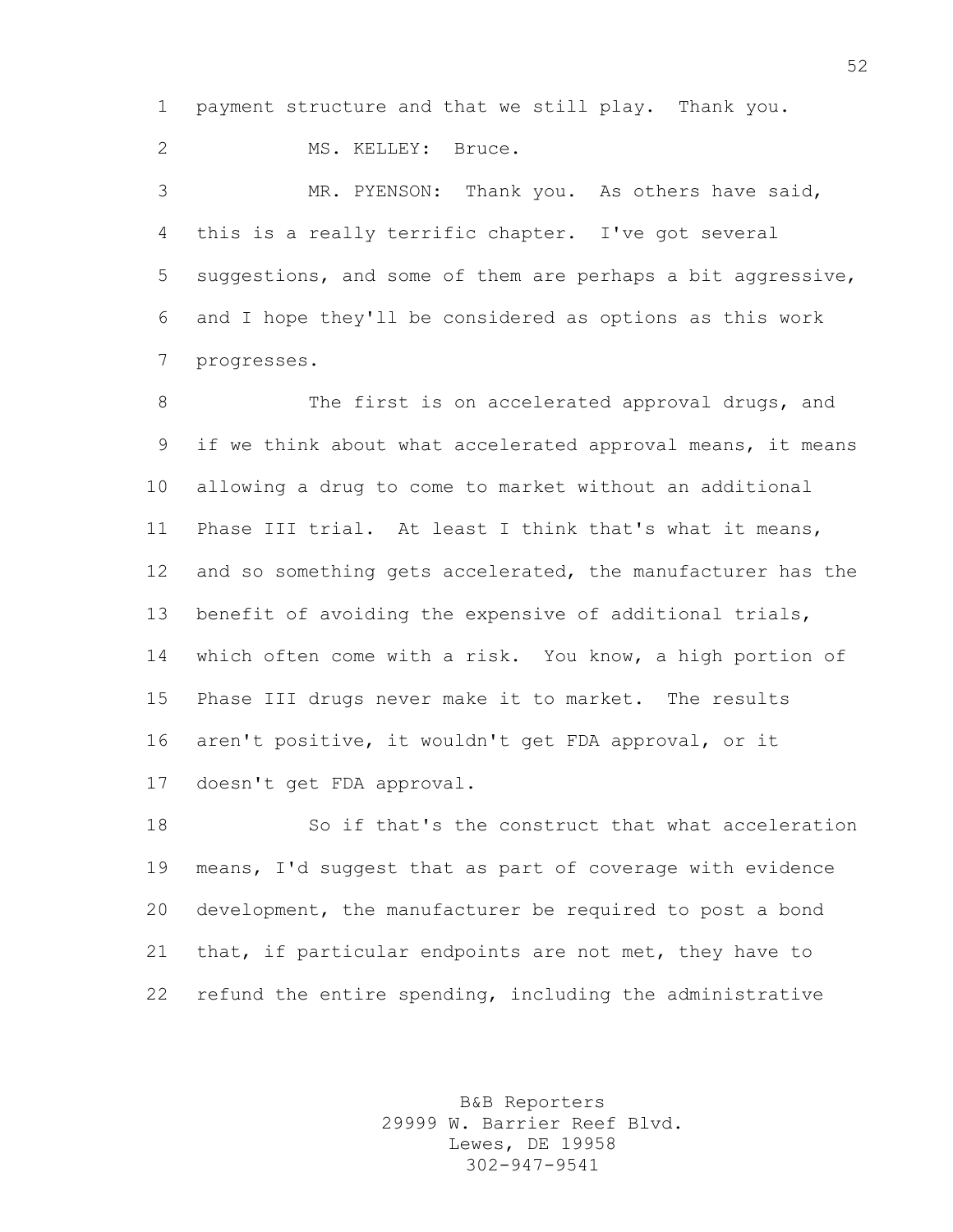payment structure and that we still play. Thank you.

MS. KELLEY: Bruce.

MR. PYENSON: Thank you. As others have said, this is a really terrific chapter. I've got several suggestions, and some of them are perhaps a bit aggressive, and I hope they'll be considered as options as this work progresses.

The first is on accelerated approval drugs, and if we think about what accelerated approval means, it means allowing a drug to come to market without an additional Phase III trial. At least I think that's what it means, and so something gets accelerated, the manufacturer has the benefit of avoiding the expensive of additional trials, which often come with a risk. You know, a high portion of Phase III drugs never make it to market. The results aren't positive, it wouldn't get FDA approval, or it doesn't get FDA approval.

So if that's the construct that what acceleration means, I'd suggest that as part of coverage with evidence development, the manufacturer be required to post a bond that, if particular endpoints are not met, they have to refund the entire spending, including the administrative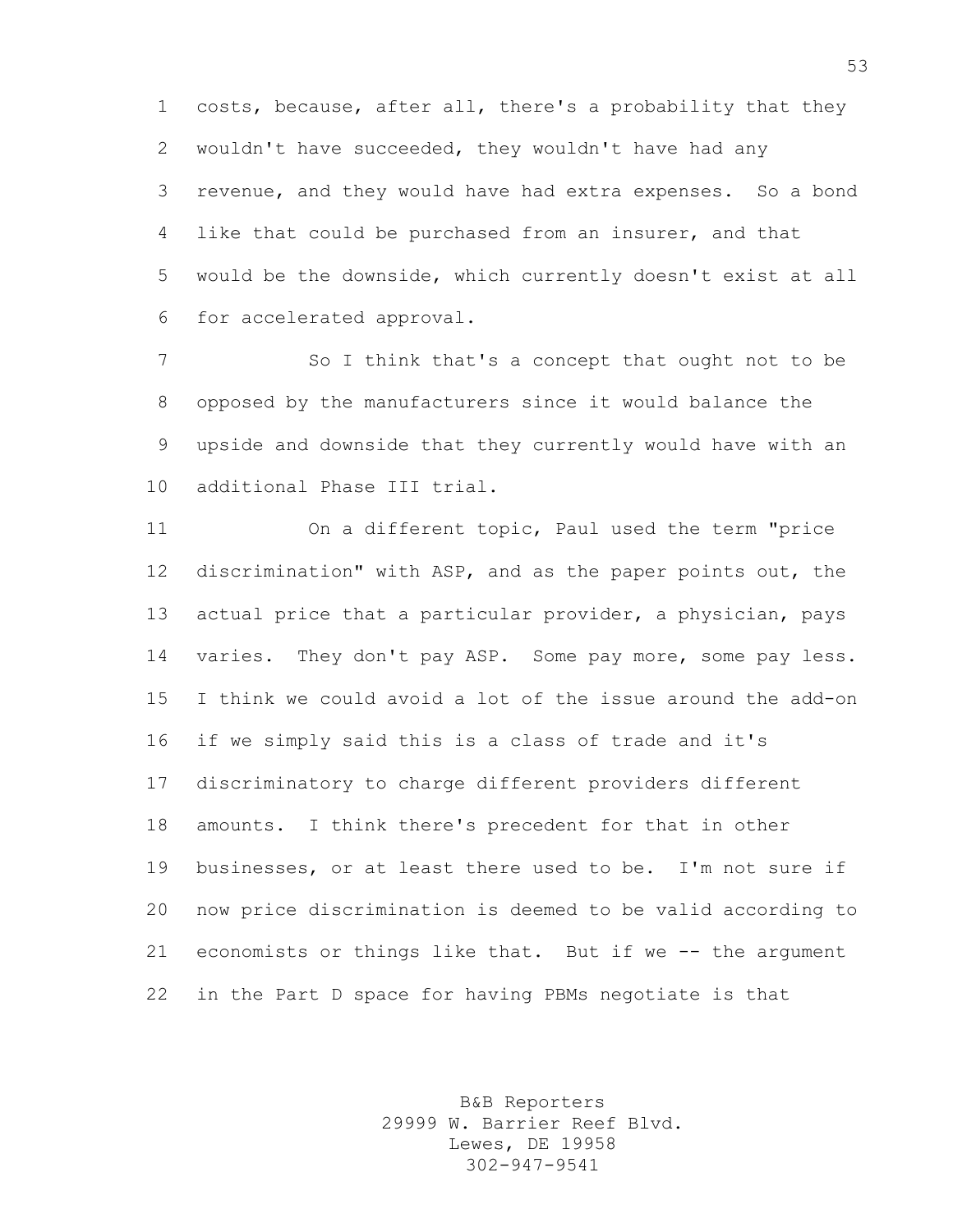costs, because, after all, there's a probability that they wouldn't have succeeded, they wouldn't have had any revenue, and they would have had extra expenses. So a bond like that could be purchased from an insurer, and that would be the downside, which currently doesn't exist at all for accelerated approval.

So I think that's a concept that ought not to be opposed by the manufacturers since it would balance the upside and downside that they currently would have with an additional Phase III trial.

On a different topic, Paul used the term "price discrimination" with ASP, and as the paper points out, the actual price that a particular provider, a physician, pays varies. They don't pay ASP. Some pay more, some pay less. I think we could avoid a lot of the issue around the add-on if we simply said this is a class of trade and it's discriminatory to charge different providers different amounts. I think there's precedent for that in other businesses, or at least there used to be. I'm not sure if now price discrimination is deemed to be valid according to economists or things like that. But if we -- the argument in the Part D space for having PBMs negotiate is that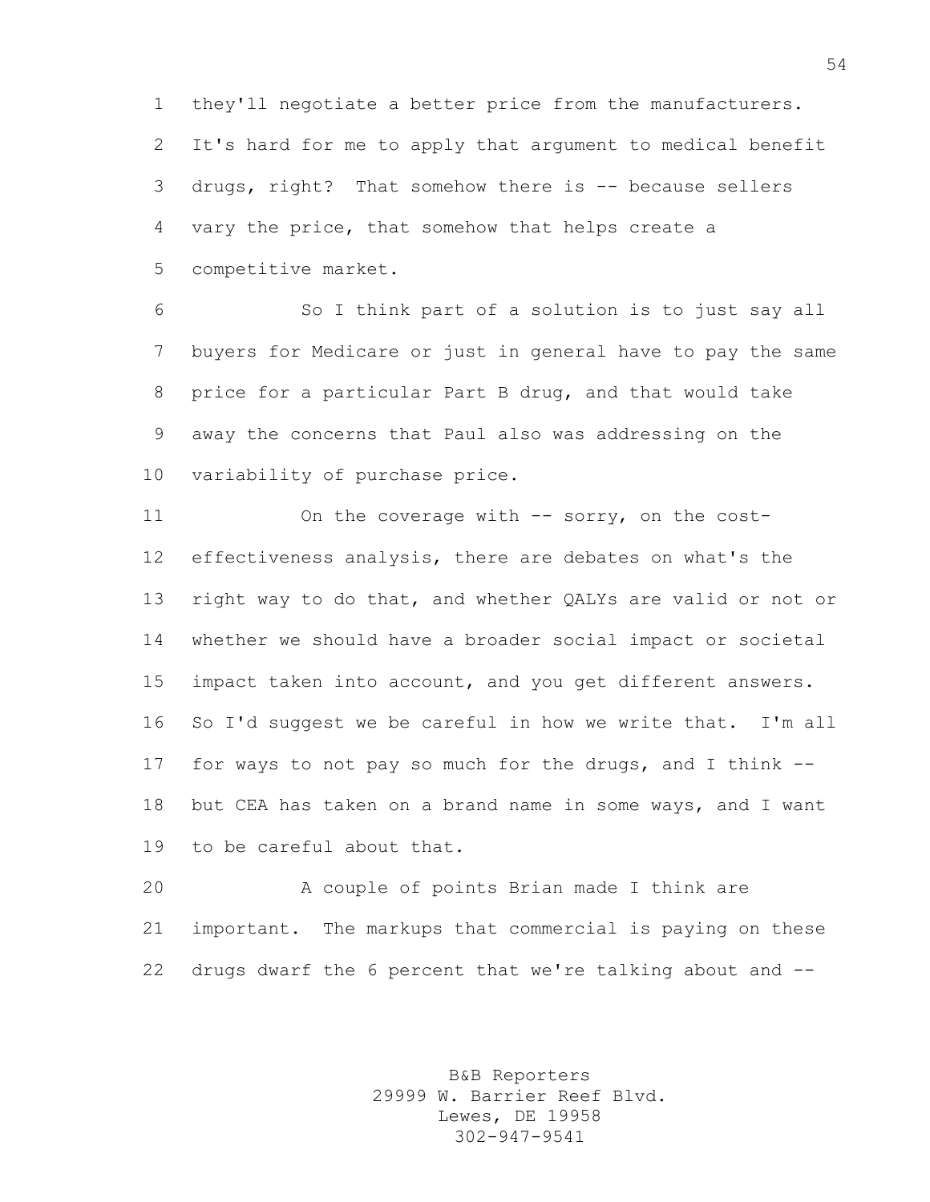they'll negotiate a better price from the manufacturers. It's hard for me to apply that argument to medical benefit drugs, right? That somehow there is -- because sellers vary the price, that somehow that helps create a competitive market.

So I think part of a solution is to just say all buyers for Medicare or just in general have to pay the same price for a particular Part B drug, and that would take away the concerns that Paul also was addressing on the variability of purchase price.

On the coverage with -- sorry, on the cost-effectiveness analysis, there are debates on what's the right way to do that, and whether QALYs are valid or not or whether we should have a broader social impact or societal impact taken into account, and you get different answers. So I'd suggest we be careful in how we write that. I'm all for ways to not pay so much for the drugs, and I think -- but CEA has taken on a brand name in some ways, and I want to be careful about that.

A couple of points Brian made I think are important. The markups that commercial is paying on these drugs dwarf the 6 percent that we're talking about and --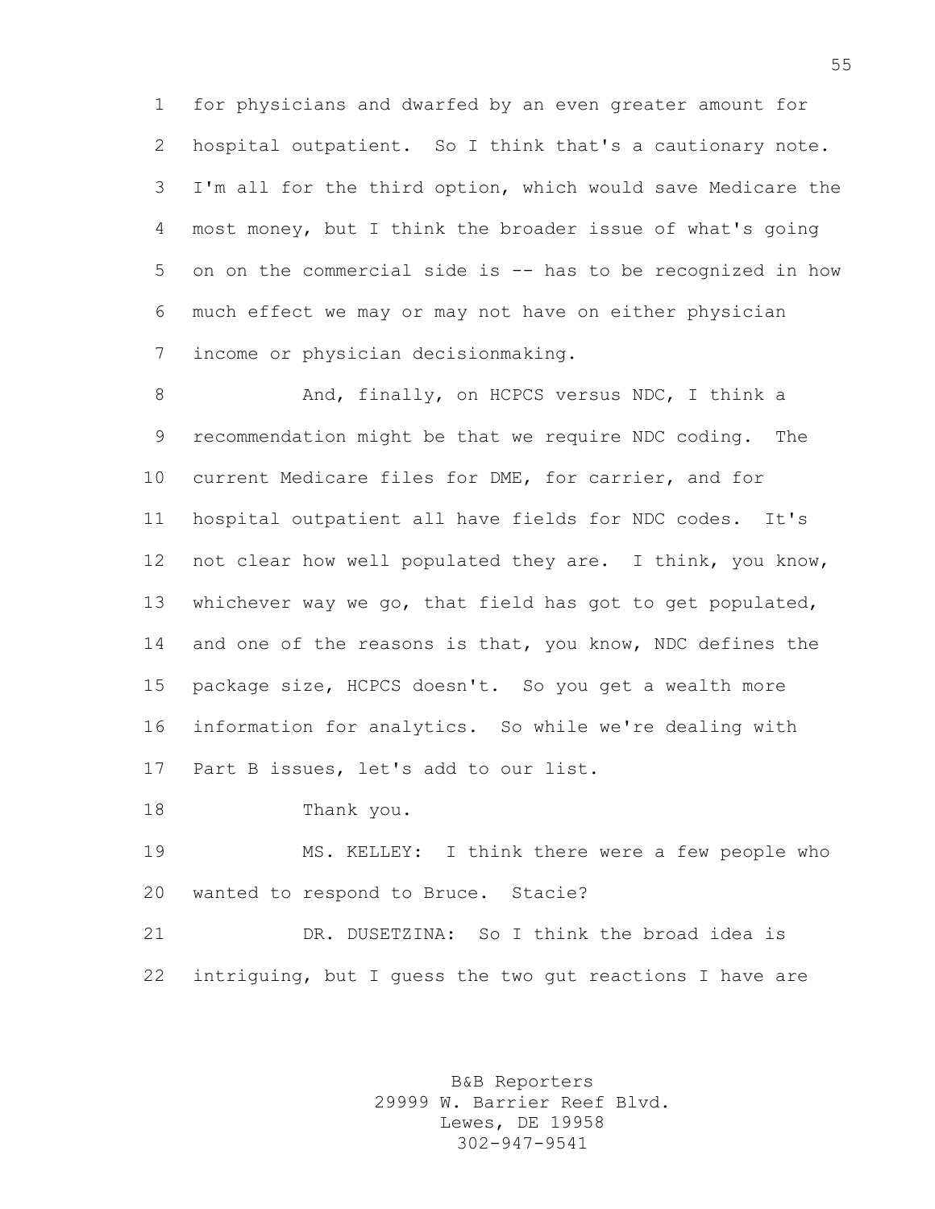for physicians and dwarfed by an even greater amount for hospital outpatient. So I think that's a cautionary note. I'm all for the third option, which would save Medicare the most money, but I think the broader issue of what's going on on the commercial side is -- has to be recognized in how much effect we may or may not have on either physician income or physician decisionmaking.

And, finally, on HCPCS versus NDC, I think a recommendation might be that we require NDC coding. The current Medicare files for DME, for carrier, and for hospital outpatient all have fields for NDC codes. It's not clear how well populated they are. I think, you know, whichever way we go, that field has got to get populated, and one of the reasons is that, you know, NDC defines the package size, HCPCS doesn't. So you get a wealth more information for analytics. So while we're dealing with Part B issues, let's add to our list.

Thank you.

MS. KELLEY: I think there were a few people who wanted to respond to Bruce. Stacie?

DR. DUSETZINA: So I think the broad idea is intriguing, but I guess the two gut reactions I have are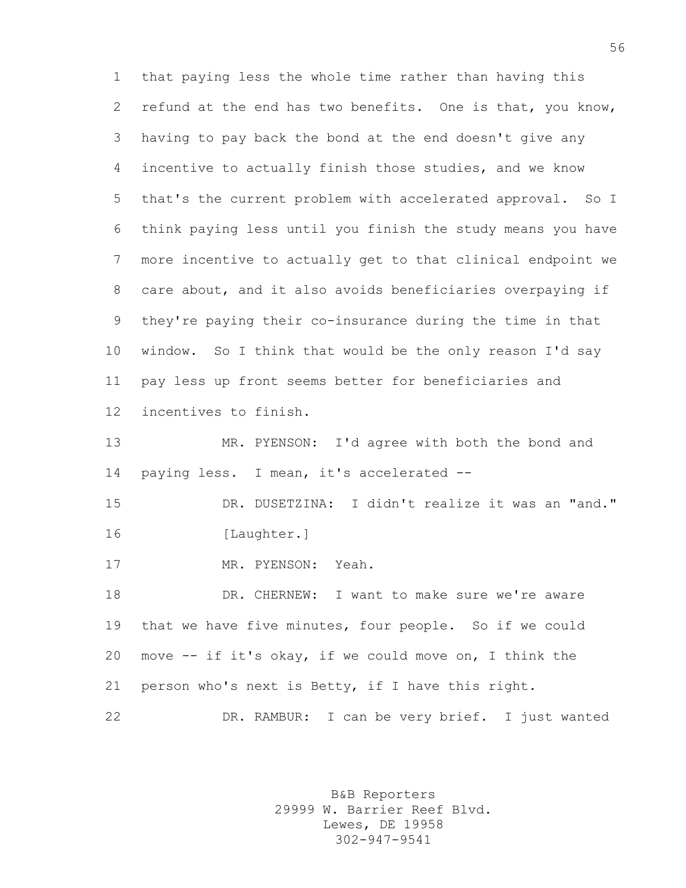that paying less the whole time rather than having this refund at the end has two benefits. One is that, you know, having to pay back the bond at the end doesn't give any incentive to actually finish those studies, and we know that's the current problem with accelerated approval. So I think paying less until you finish the study means you have more incentive to actually get to that clinical endpoint we care about, and it also avoids beneficiaries overpaying if they're paying their co-insurance during the time in that window. So I think that would be the only reason I'd say pay less up front seems better for beneficiaries and incentives to finish.

MR. PYENSON: I'd agree with both the bond and paying less. I mean, it's accelerated --

DR. DUSETZINA: I didn't realize it was an "and."

[Laughter.]

MR. PYENSON: Yeah.

DR. CHERNEW: I want to make sure we're aware that we have five minutes, four people. So if we could move -- if it's okay, if we could move on, I think the person who's next is Betty, if I have this right.

DR. RAMBUR: I can be very brief. I just wanted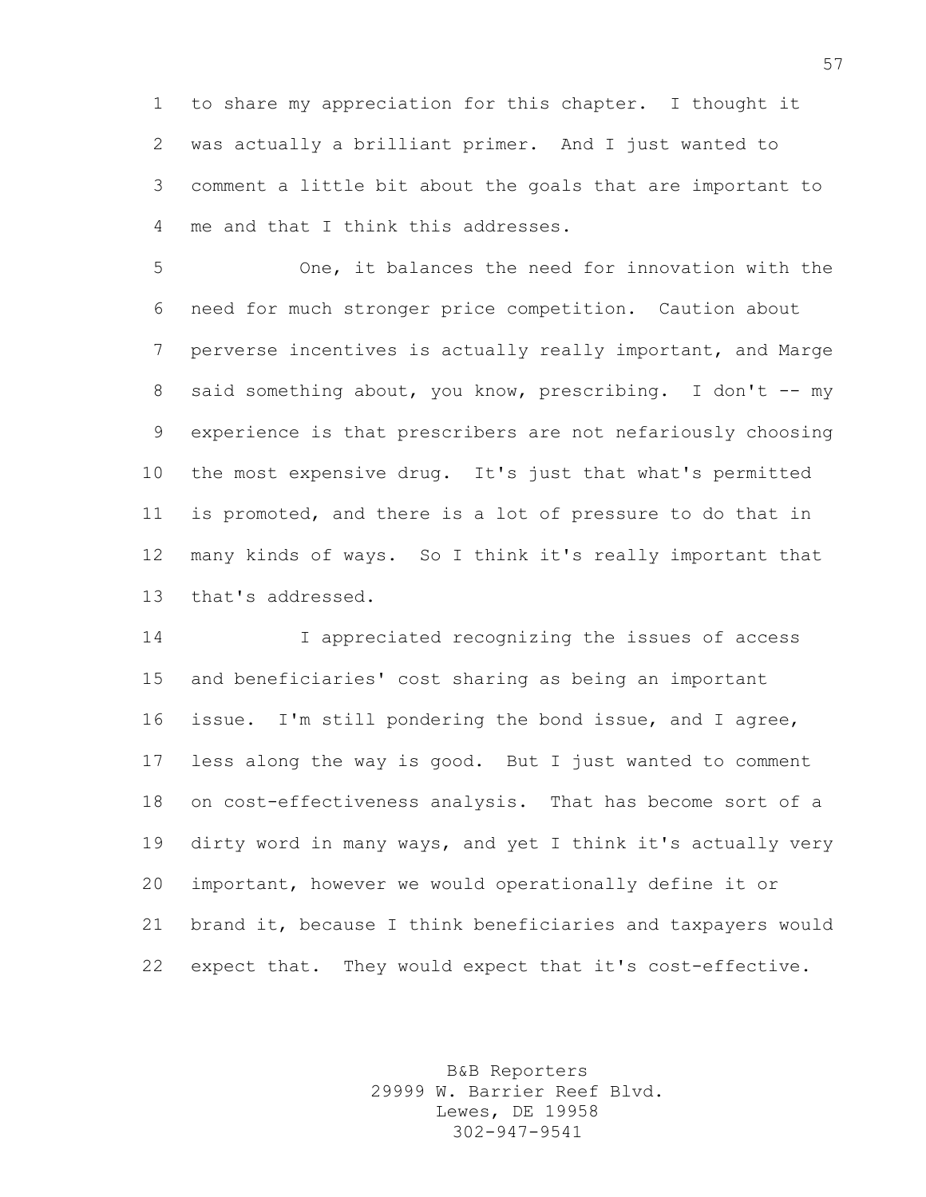to share my appreciation for this chapter. I thought it was actually a brilliant primer. And I just wanted to comment a little bit about the goals that are important to me and that I think this addresses.

One, it balances the need for innovation with the need for much stronger price competition. Caution about perverse incentives is actually really important, and Marge said something about, you know, prescribing. I don't -- my experience is that prescribers are not nefariously choosing the most expensive drug. It's just that what's permitted is promoted, and there is a lot of pressure to do that in many kinds of ways. So I think it's really important that that's addressed.

I appreciated recognizing the issues of access and beneficiaries' cost sharing as being an important issue. I'm still pondering the bond issue, and I agree, less along the way is good. But I just wanted to comment on cost-effectiveness analysis. That has become sort of a dirty word in many ways, and yet I think it's actually very important, however we would operationally define it or brand it, because I think beneficiaries and taxpayers would expect that. They would expect that it's cost-effective.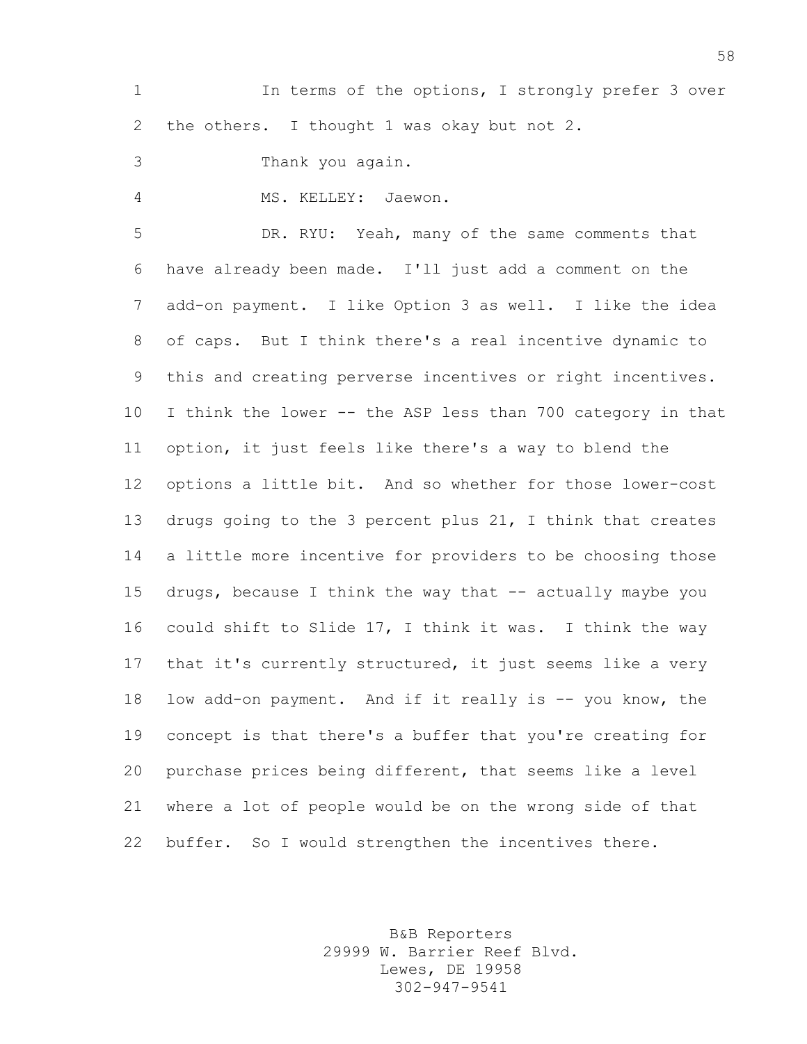In terms of the options, I strongly prefer 3 over the others. I thought 1 was okay but not 2.

Thank you again.

MS. KELLEY: Jaewon.

DR. RYU: Yeah, many of the same comments that have already been made. I'll just add a comment on the add-on payment. I like Option 3 as well. I like the idea of caps. But I think there's a real incentive dynamic to this and creating perverse incentives or right incentives. I think the lower -- the ASP less than 700 category in that option, it just feels like there's a way to blend the options a little bit. And so whether for those lower-cost drugs going to the 3 percent plus 21, I think that creates a little more incentive for providers to be choosing those drugs, because I think the way that -- actually maybe you could shift to Slide 17, I think it was. I think the way that it's currently structured, it just seems like a very low add-on payment. And if it really is -- you know, the concept is that there's a buffer that you're creating for purchase prices being different, that seems like a level where a lot of people would be on the wrong side of that buffer. So I would strengthen the incentives there.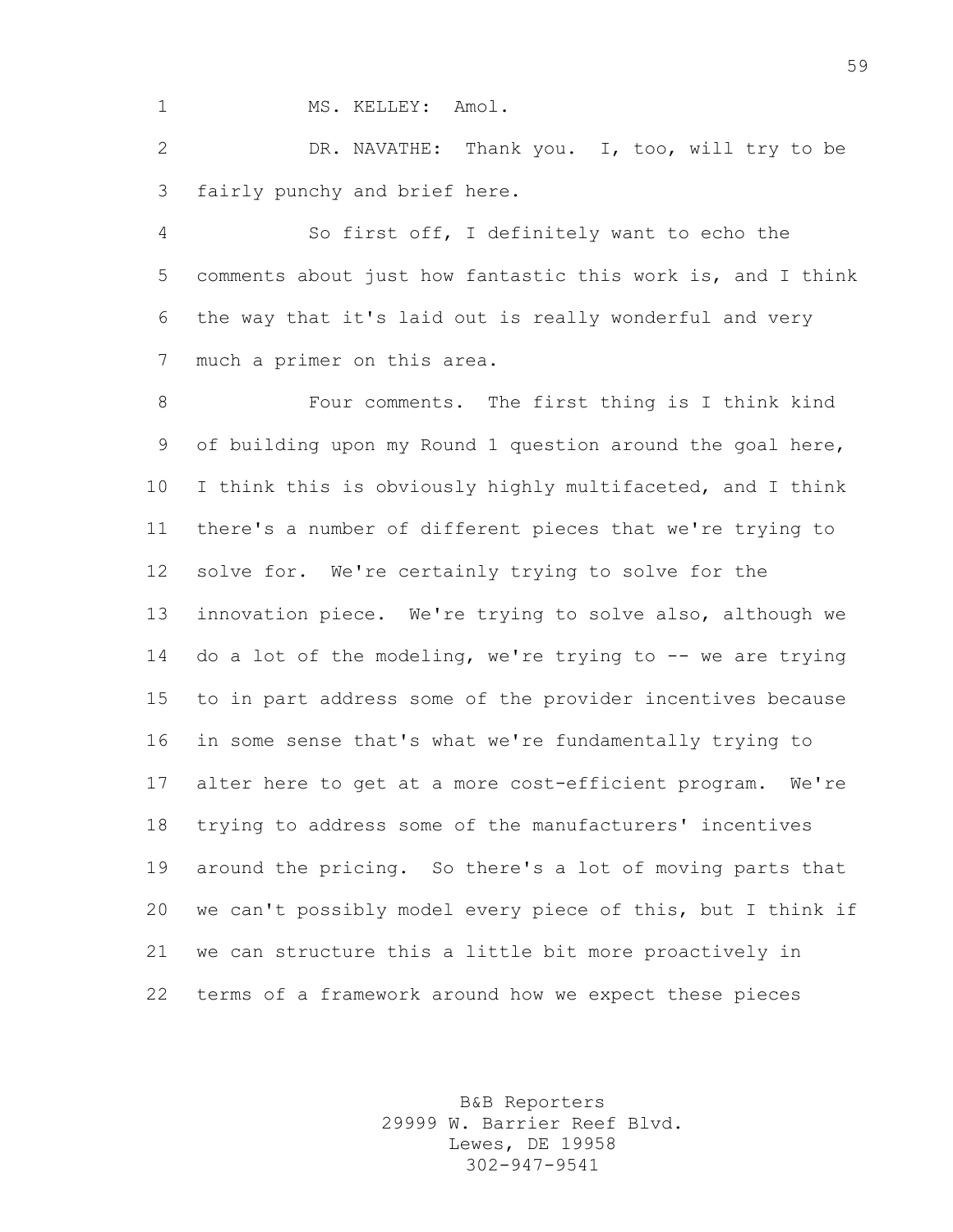MS. KELLEY: Amol.

DR. NAVATHE: Thank you. I, too, will try to be fairly punchy and brief here.

So first off, I definitely want to echo the comments about just how fantastic this work is, and I think the way that it's laid out is really wonderful and very much a primer on this area.

Four comments. The first thing is I think kind of building upon my Round 1 question around the goal here, I think this is obviously highly multifaceted, and I think there's a number of different pieces that we're trying to solve for. We're certainly trying to solve for the innovation piece. We're trying to solve also, although we do a lot of the modeling, we're trying to -- we are trying to in part address some of the provider incentives because in some sense that's what we're fundamentally trying to alter here to get at a more cost-efficient program. We're trying to address some of the manufacturers' incentives around the pricing. So there's a lot of moving parts that we can't possibly model every piece of this, but I think if we can structure this a little bit more proactively in terms of a framework around how we expect these pieces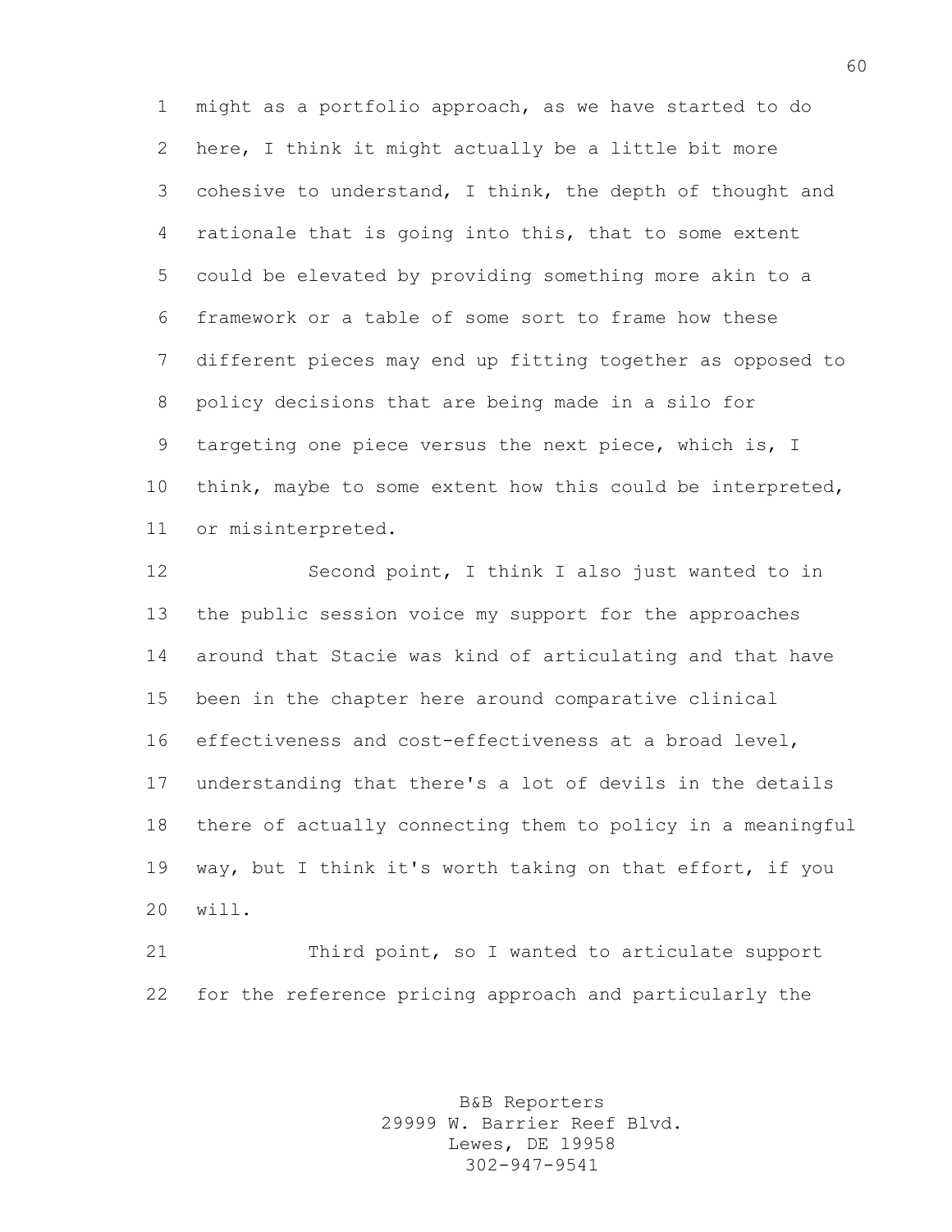might as a portfolio approach, as we have started to do here, I think it might actually be a little bit more cohesive to understand, I think, the depth of thought and rationale that is going into this, that to some extent could be elevated by providing something more akin to a framework or a table of some sort to frame how these different pieces may end up fitting together as opposed to policy decisions that are being made in a silo for targeting one piece versus the next piece, which is, I think, maybe to some extent how this could be interpreted, or misinterpreted.

Second point, I think I also just wanted to in the public session voice my support for the approaches around that Stacie was kind of articulating and that have been in the chapter here around comparative clinical effectiveness and cost-effectiveness at a broad level, understanding that there's a lot of devils in the details there of actually connecting them to policy in a meaningful way, but I think it's worth taking on that effort, if you will.

Third point, so I wanted to articulate support for the reference pricing approach and particularly the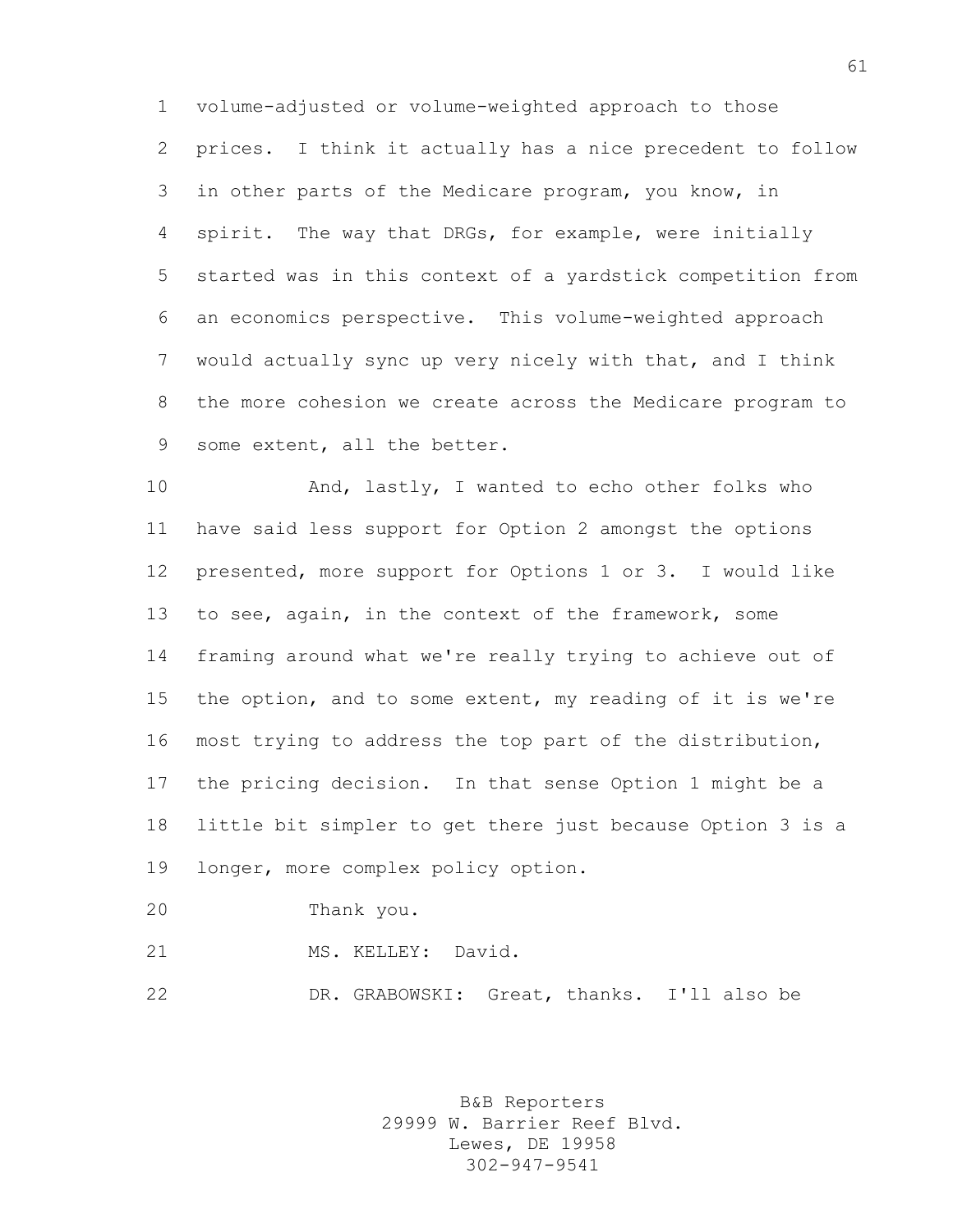volume-adjusted or volume-weighted approach to those prices. I think it actually has a nice precedent to follow in other parts of the Medicare program, you know, in spirit. The way that DRGs, for example, were initially started was in this context of a yardstick competition from an economics perspective. This volume-weighted approach would actually sync up very nicely with that, and I think the more cohesion we create across the Medicare program to some extent, all the better.

And, lastly, I wanted to echo other folks who have said less support for Option 2 amongst the options presented, more support for Options 1 or 3. I would like to see, again, in the context of the framework, some framing around what we're really trying to achieve out of the option, and to some extent, my reading of it is we're most trying to address the top part of the distribution, the pricing decision. In that sense Option 1 might be a little bit simpler to get there just because Option 3 is a longer, more complex policy option.

Thank you.

MS. KELLEY: David.

DR. GRABOWSKI: Great, thanks. I'll also be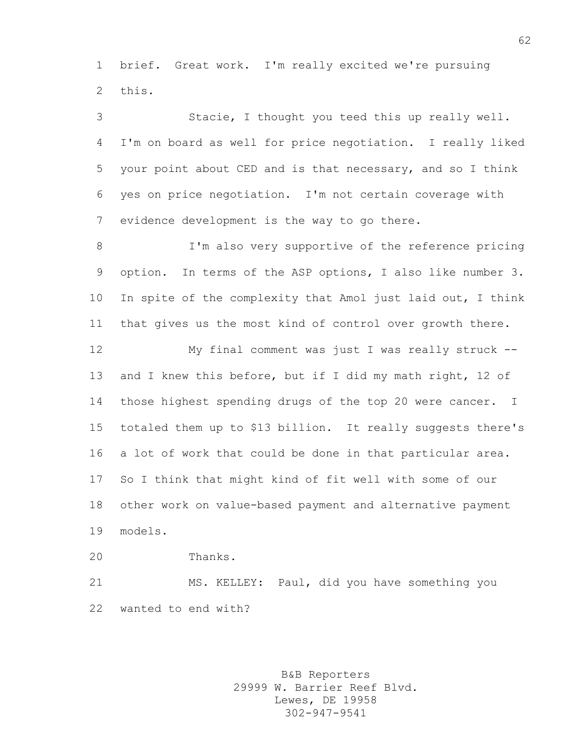brief. Great work. I'm really excited we're pursuing this.

Stacie, I thought you teed this up really well. I'm on board as well for price negotiation. I really liked your point about CED and is that necessary, and so I think yes on price negotiation. I'm not certain coverage with evidence development is the way to go there.

I'm also very supportive of the reference pricing option. In terms of the ASP options, I also like number 3. In spite of the complexity that Amol just laid out, I think that gives us the most kind of control over growth there.

My final comment was just I was really struck -- and I knew this before, but if I did my math right, 12 of those highest spending drugs of the top 20 were cancer. I totaled them up to $13 billion. It really suggests there's a lot of work that could be done in that particular area. So I think that might kind of fit well with some of our other work on value-based payment and alternative payment models.

Thanks.

MS. KELLEY: Paul, did you have something you wanted to end with?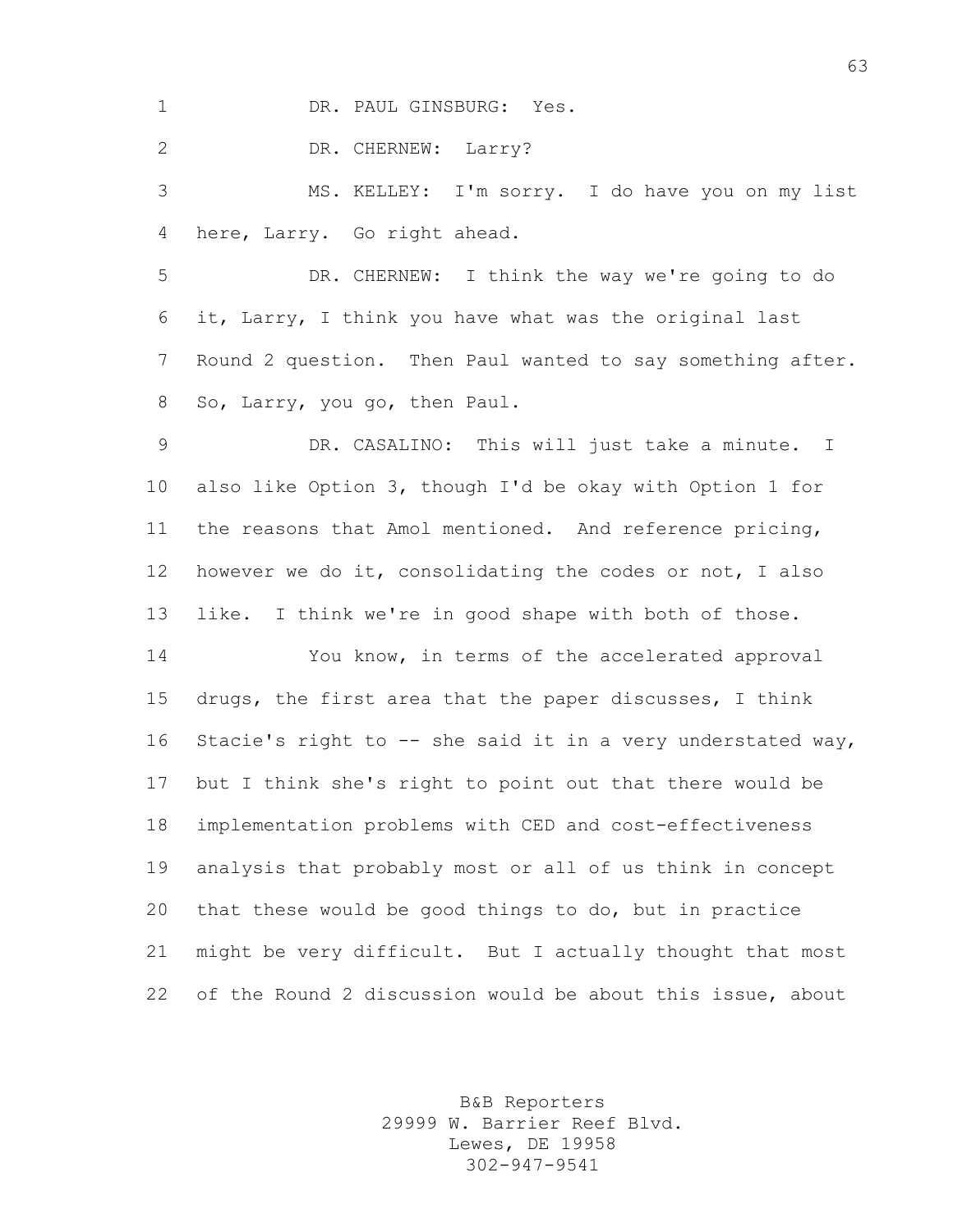DR. PAUL GINSBURG: Yes.

DR. CHERNEW: Larry?

MS. KELLEY: I'm sorry. I do have you on my list here, Larry. Go right ahead.

DR. CHERNEW: I think the way we're going to do it, Larry, I think you have what was the original last Round 2 question. Then Paul wanted to say something after. So, Larry, you go, then Paul.

DR. CASALINO: This will just take a minute. I also like Option 3, though I'd be okay with Option 1 for the reasons that Amol mentioned. And reference pricing, however we do it, consolidating the codes or not, I also like. I think we're in good shape with both of those.

You know, in terms of the accelerated approval drugs, the first area that the paper discusses, I think Stacie's right to -- she said it in a very understated way, but I think she's right to point out that there would be implementation problems with CED and cost-effectiveness analysis that probably most or all of us think in concept that these would be good things to do, but in practice might be very difficult. But I actually thought that most of the Round 2 discussion would be about this issue, about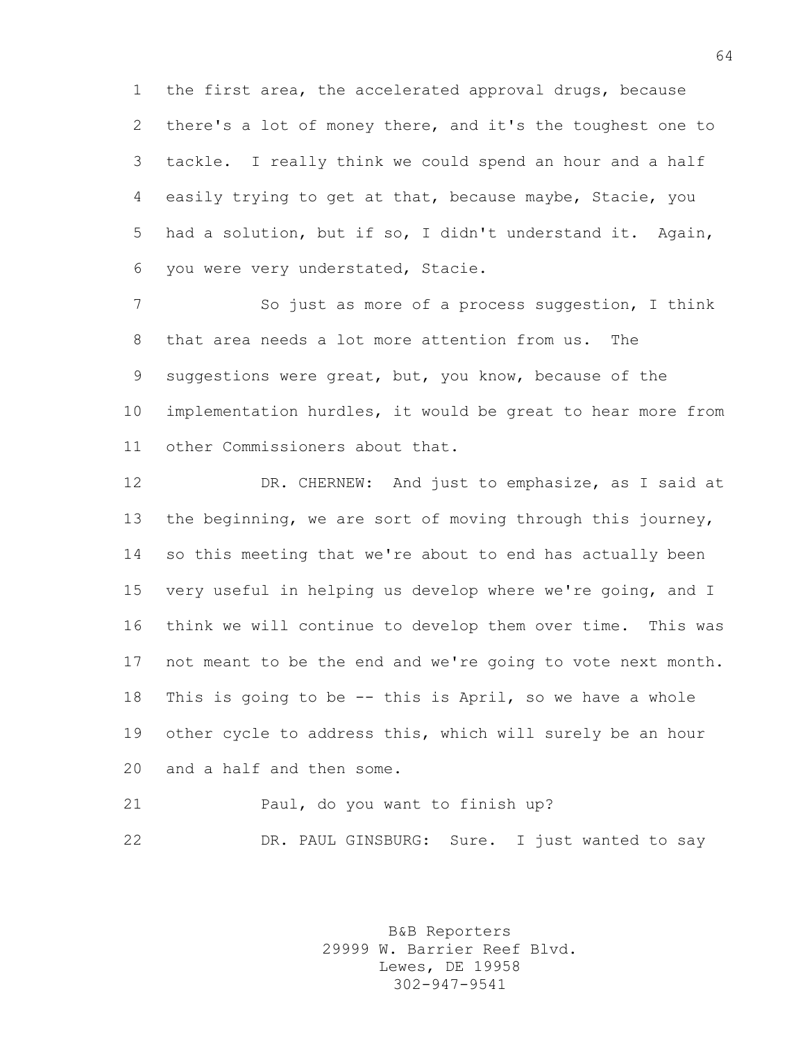the first area, the accelerated approval drugs, because there's a lot of money there, and it's the toughest one to tackle. I really think we could spend an hour and a half easily trying to get at that, because maybe, Stacie, you had a solution, but if so, I didn't understand it. Again, you were very understated, Stacie.

So just as more of a process suggestion, I think that area needs a lot more attention from us. The suggestions were great, but, you know, because of the implementation hurdles, it would be great to hear more from other Commissioners about that.

DR. CHERNEW: And just to emphasize, as I said at the beginning, we are sort of moving through this journey, so this meeting that we're about to end has actually been very useful in helping us develop where we're going, and I think we will continue to develop them over time. This was not meant to be the end and we're going to vote next month. This is going to be -- this is April, so we have a whole other cycle to address this, which will surely be an hour and a half and then some.

Paul, do you want to finish up?

DR. PAUL GINSBURG: Sure. I just wanted to say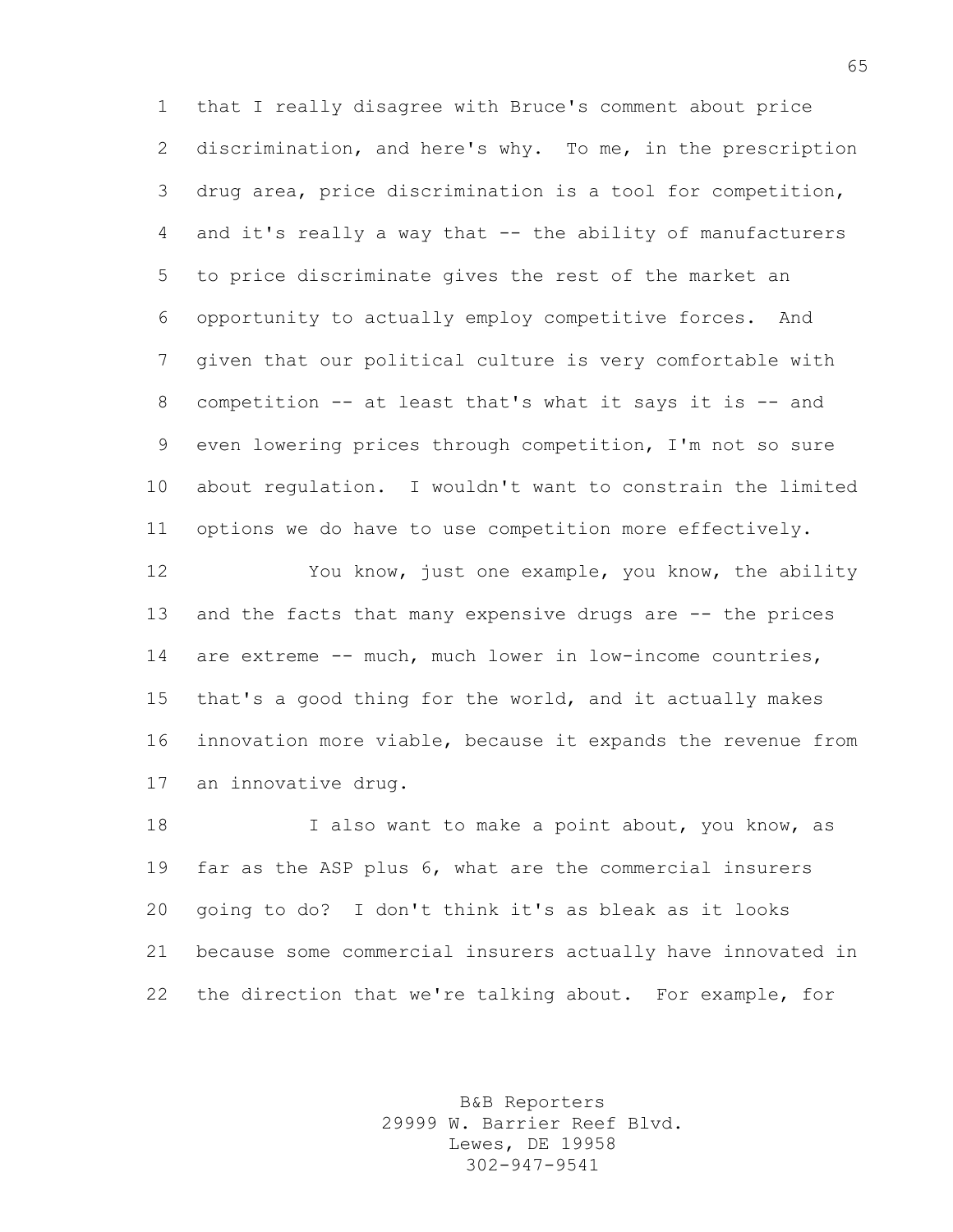that I really disagree with Bruce's comment about price discrimination, and here's why. To me, in the prescription drug area, price discrimination is a tool for competition, and it's really a way that -- the ability of manufacturers to price discriminate gives the rest of the market an opportunity to actually employ competitive forces. And given that our political culture is very comfortable with competition -- at least that's what it says it is -- and even lowering prices through competition, I'm not so sure about regulation. I wouldn't want to constrain the limited options we do have to use competition more effectively.

You know, just one example, you know, the ability and the facts that many expensive drugs are -- the prices are extreme -- much, much lower in low-income countries, that's a good thing for the world, and it actually makes innovation more viable, because it expands the revenue from an innovative drug.

I also want to make a point about, you know, as far as the ASP plus 6, what are the commercial insurers going to do? I don't think it's as bleak as it looks because some commercial insurers actually have innovated in the direction that we're talking about. For example, for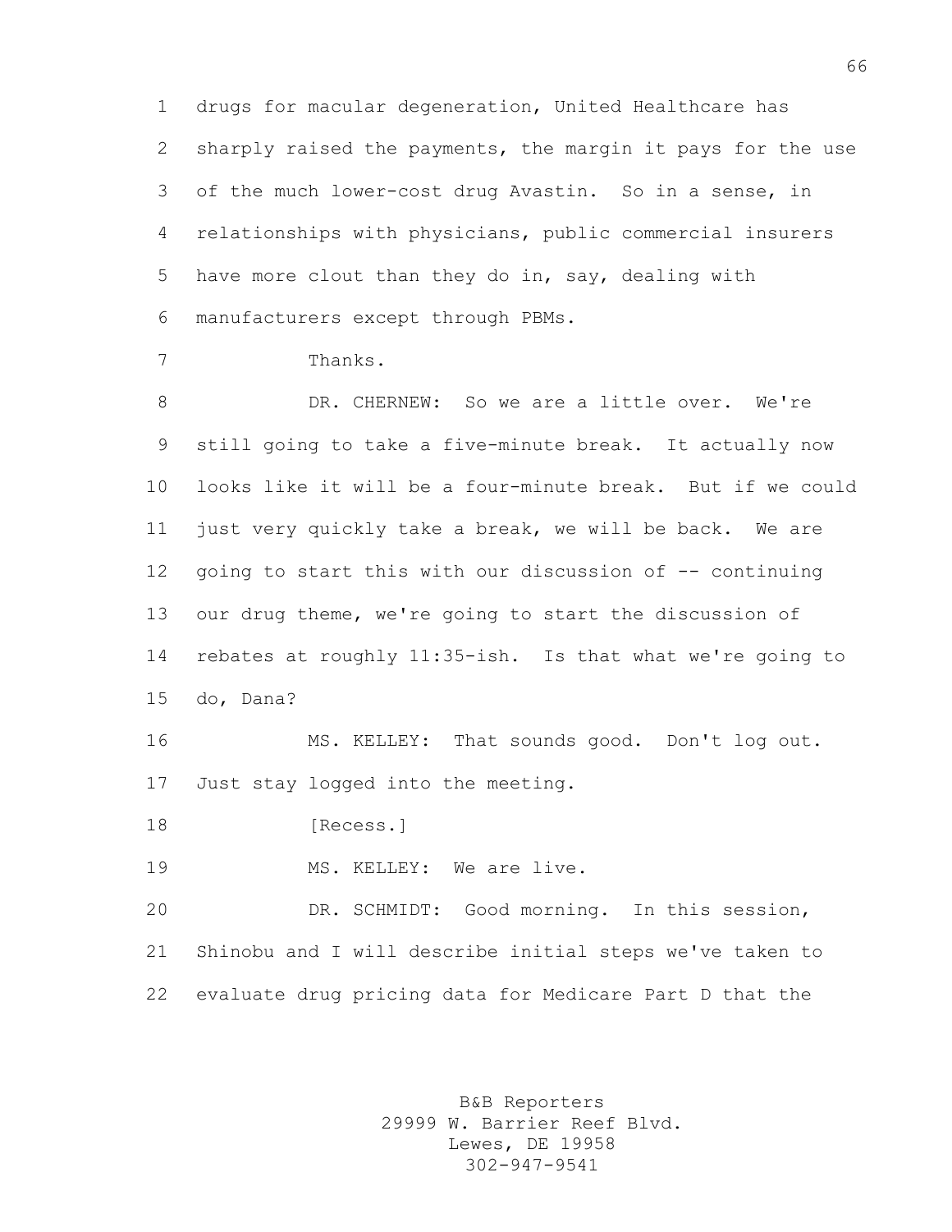drugs for macular degeneration, United Healthcare has sharply raised the payments, the margin it pays for the use of the much lower-cost drug Avastin. So in a sense, in relationships with physicians, public commercial insurers have more clout than they do in, say, dealing with manufacturers except through PBMs.

Thanks.

DR. CHERNEW: So we are a little over. We're still going to take a five-minute break. It actually now looks like it will be a four-minute break. But if we could just very quickly take a break, we will be back. We are going to start this with our discussion of -- continuing our drug theme, we're going to start the discussion of rebates at roughly 11:35-ish. Is that what we're going to do, Dana?

MS. KELLEY: That sounds good. Don't log out. Just stay logged into the meeting.

[Recess.]

MS. KELLEY: We are live.

DR. SCHMIDT: Good morning. In this session, Shinobu and I will describe initial steps we've taken to evaluate drug pricing data for Medicare Part D that the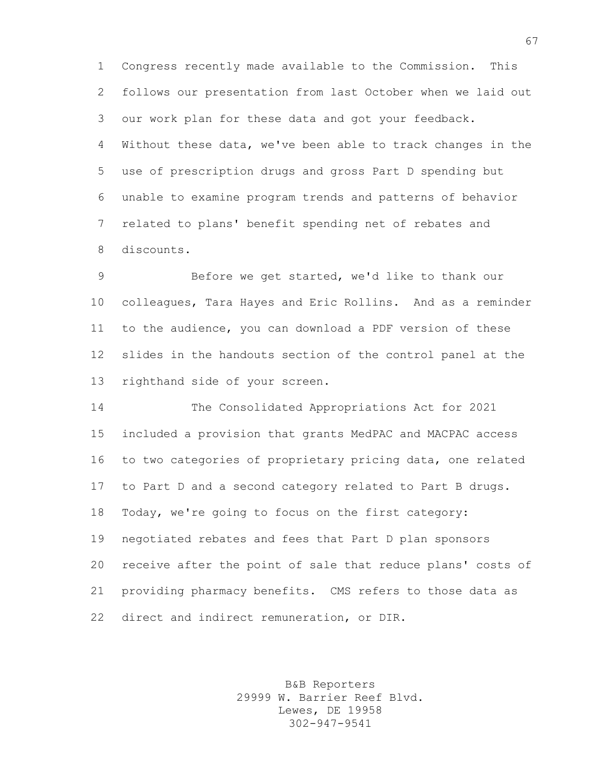Congress recently made available to the Commission. This follows our presentation from last October when we laid out our work plan for these data and got your feedback. Without these data, we've been able to track changes in the use of prescription drugs and gross Part D spending but unable to examine program trends and patterns of behavior related to plans' benefit spending net of rebates and discounts.

Before we get started, we'd like to thank our colleagues, Tara Hayes and Eric Rollins. And as a reminder to the audience, you can download a PDF version of these slides in the handouts section of the control panel at the righthand side of your screen.

The Consolidated Appropriations Act for 2021 included a provision that grants MedPAC and MACPAC access to two categories of proprietary pricing data, one related to Part D and a second category related to Part B drugs. Today, we're going to focus on the first category: negotiated rebates and fees that Part D plan sponsors receive after the point of sale that reduce plans' costs of providing pharmacy benefits. CMS refers to those data as direct and indirect remuneration, or DIR.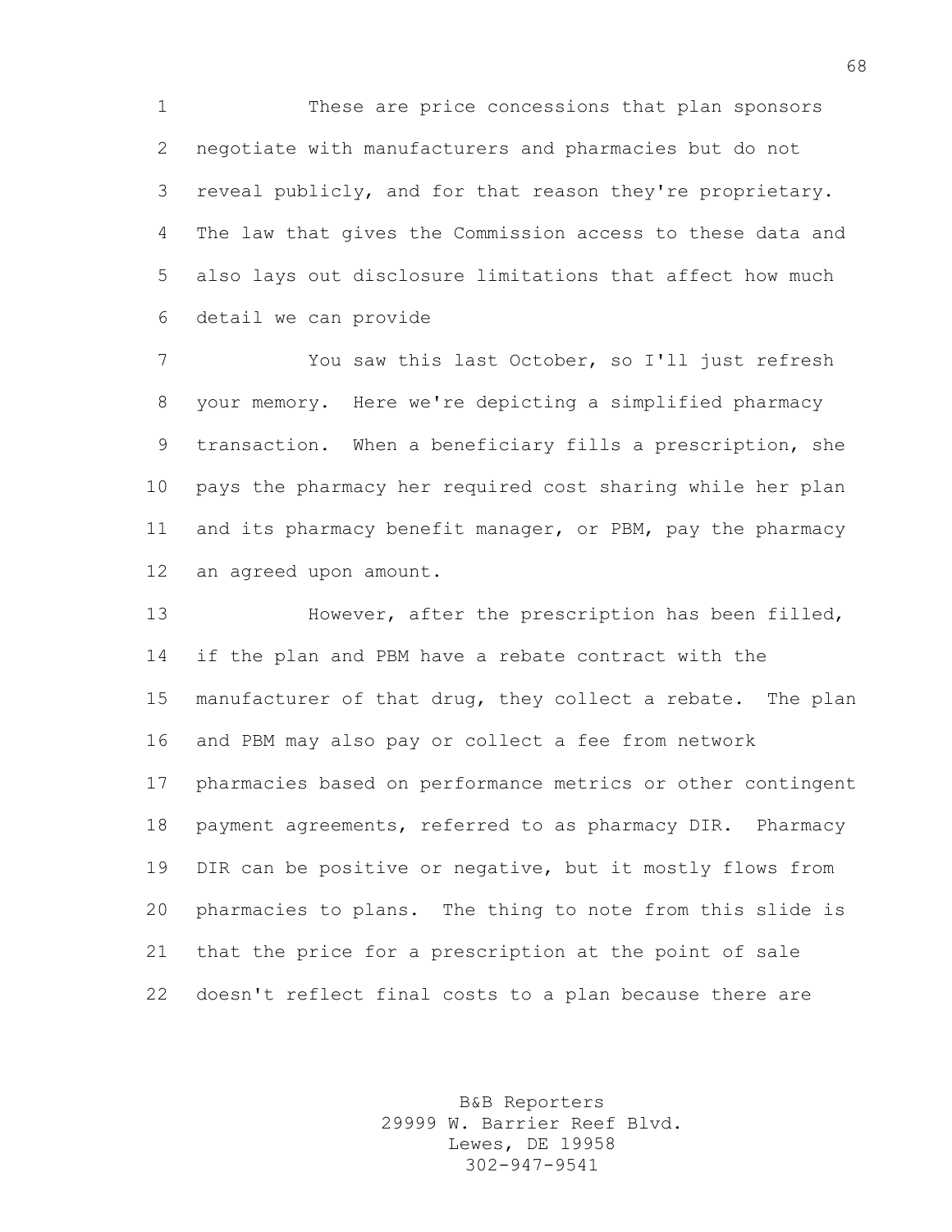These are price concessions that plan sponsors negotiate with manufacturers and pharmacies but do not reveal publicly, and for that reason they're proprietary. The law that gives the Commission access to these data and also lays out disclosure limitations that affect how much detail we can provide

You saw this last October, so I'll just refresh your memory. Here we're depicting a simplified pharmacy transaction. When a beneficiary fills a prescription, she pays the pharmacy her required cost sharing while her plan and its pharmacy benefit manager, or PBM, pay the pharmacy an agreed upon amount.

However, after the prescription has been filled, if the plan and PBM have a rebate contract with the manufacturer of that drug, they collect a rebate. The plan and PBM may also pay or collect a fee from network pharmacies based on performance metrics or other contingent payment agreements, referred to as pharmacy DIR. Pharmacy DIR can be positive or negative, but it mostly flows from pharmacies to plans. The thing to note from this slide is that the price for a prescription at the point of sale doesn't reflect final costs to a plan because there are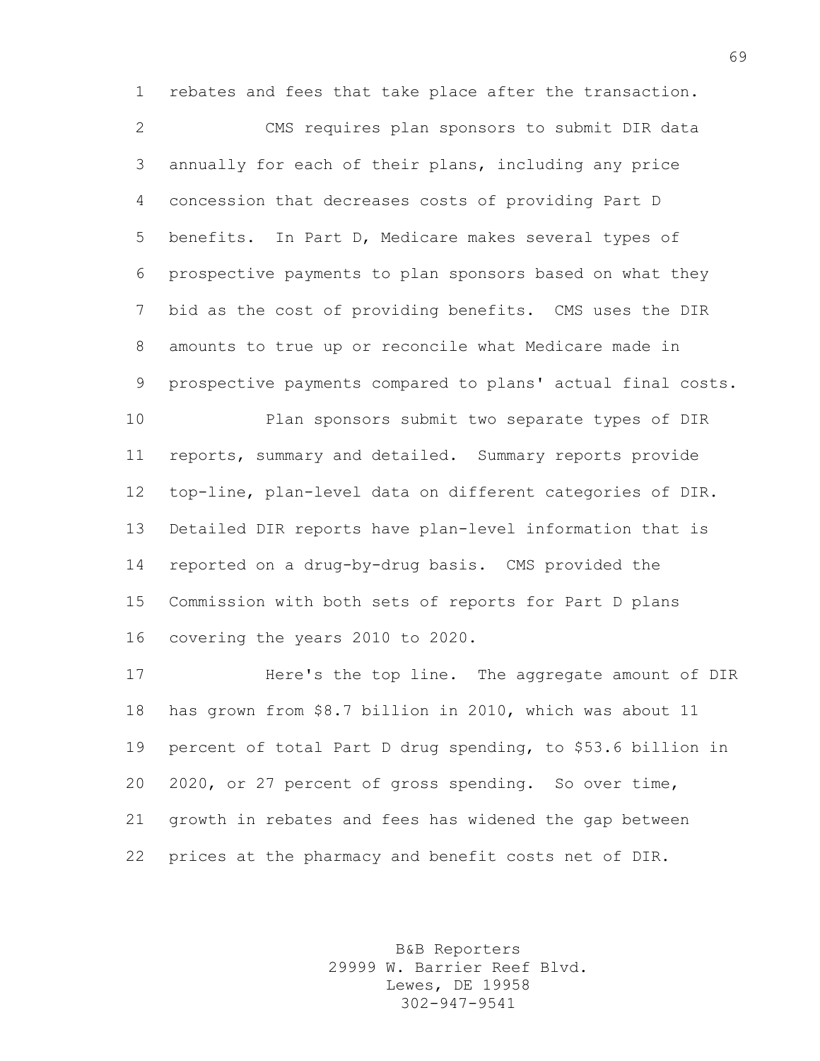rebates and fees that take place after the transaction.

CMS requires plan sponsors to submit DIR data annually for each of their plans, including any price concession that decreases costs of providing Part D benefits. In Part D, Medicare makes several types of prospective payments to plan sponsors based on what they bid as the cost of providing benefits. CMS uses the DIR amounts to true up or reconcile what Medicare made in prospective payments compared to plans' actual final costs.

Plan sponsors submit two separate types of DIR reports, summary and detailed. Summary reports provide top-line, plan-level data on different categories of DIR. Detailed DIR reports have plan-level information that is reported on a drug-by-drug basis. CMS provided the Commission with both sets of reports for Part D plans covering the years 2010 to 2020.

Here's the top line. The aggregate amount of DIR has grown from $8.7 billion in 2010, which was about 11 percent of total Part D drug spending, to $53.6 billion in 2020, or 27 percent of gross spending. So over time, growth in rebates and fees has widened the gap between prices at the pharmacy and benefit costs net of DIR.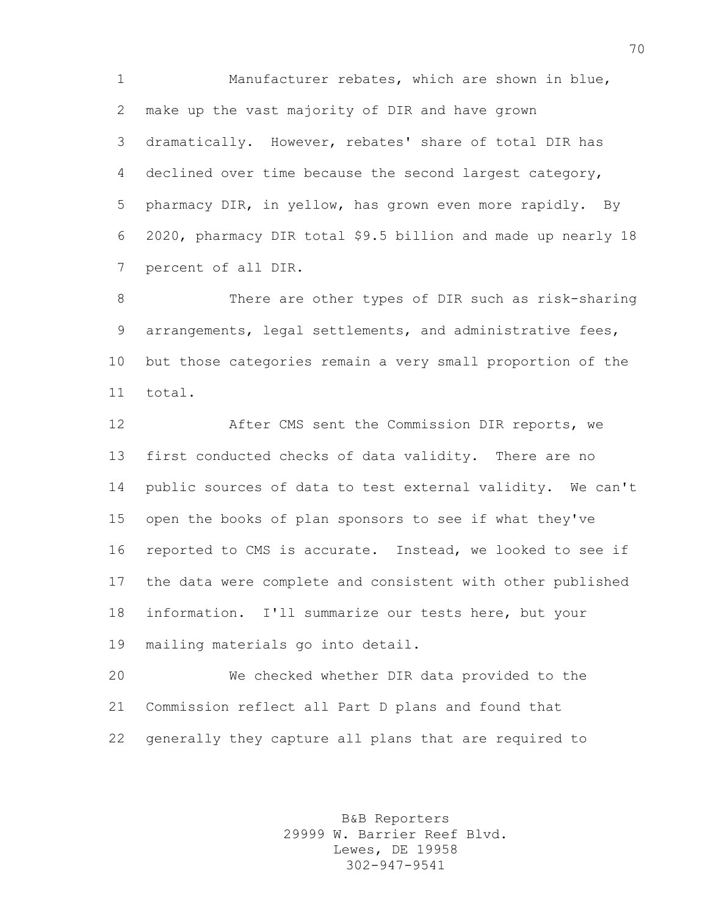Manufacturer rebates, which are shown in blue, make up the vast majority of DIR and have grown dramatically. However, rebates' share of total DIR has declined over time because the second largest category, pharmacy DIR, in yellow, has grown even more rapidly. By 2020, pharmacy DIR total $9.5 billion and made up nearly 18 percent of all DIR.

There are other types of DIR such as risk-sharing arrangements, legal settlements, and administrative fees, but those categories remain a very small proportion of the total.

After CMS sent the Commission DIR reports, we first conducted checks of data validity. There are no public sources of data to test external validity. We can't open the books of plan sponsors to see if what they've reported to CMS is accurate. Instead, we looked to see if the data were complete and consistent with other published information. I'll summarize our tests here, but your mailing materials go into detail.

We checked whether DIR data provided to the Commission reflect all Part D plans and found that generally they capture all plans that are required to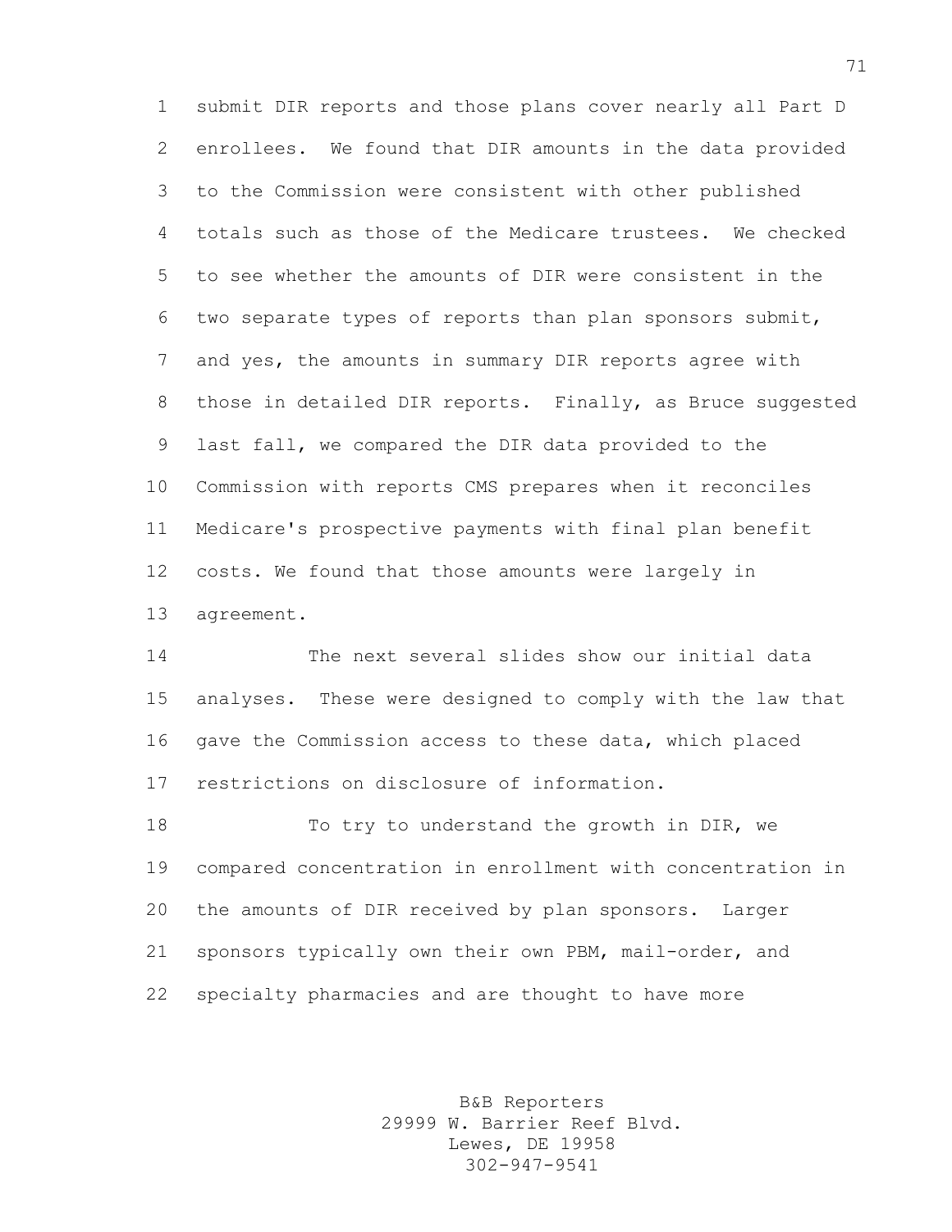submit DIR reports and those plans cover nearly all Part D enrollees. We found that DIR amounts in the data provided to the Commission were consistent with other published totals such as those of the Medicare trustees. We checked to see whether the amounts of DIR were consistent in the two separate types of reports than plan sponsors submit, and yes, the amounts in summary DIR reports agree with those in detailed DIR reports. Finally, as Bruce suggested last fall, we compared the DIR data provided to the Commission with reports CMS prepares when it reconciles Medicare's prospective payments with final plan benefit costs. We found that those amounts were largely in agreement.

The next several slides show our initial data analyses. These were designed to comply with the law that gave the Commission access to these data, which placed restrictions on disclosure of information.

To try to understand the growth in DIR, we compared concentration in enrollment with concentration in the amounts of DIR received by plan sponsors. Larger sponsors typically own their own PBM, mail-order, and specialty pharmacies and are thought to have more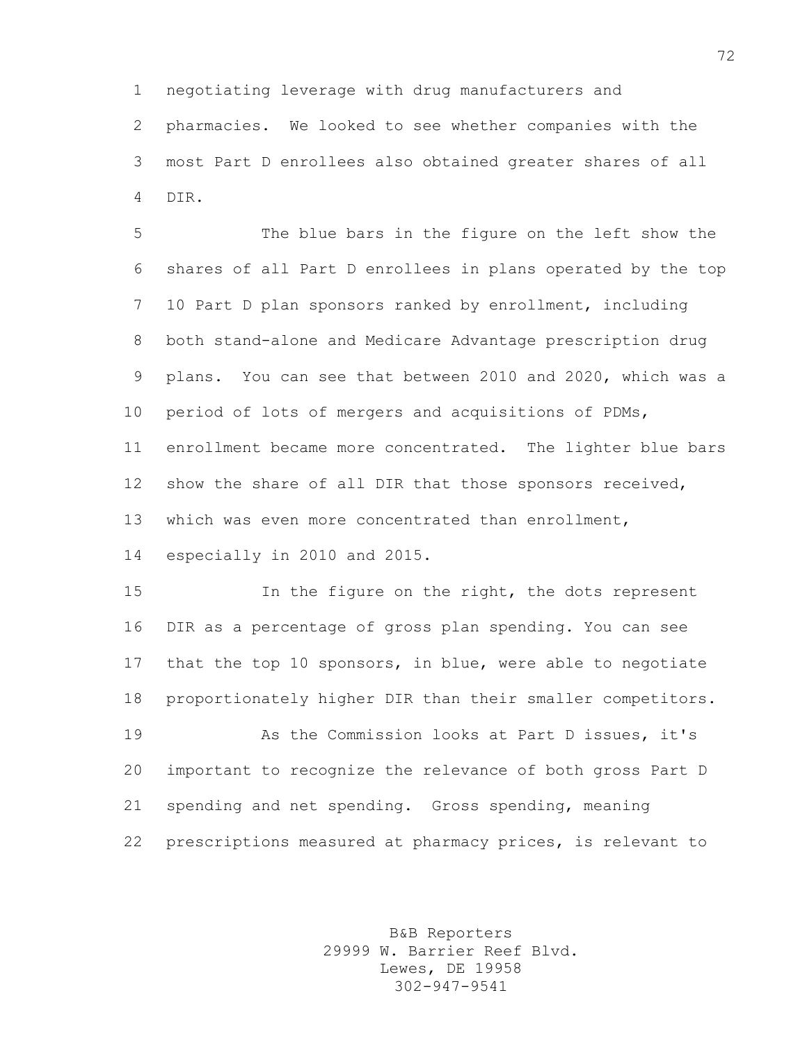negotiating leverage with drug manufacturers and pharmacies. We looked to see whether companies with the most Part D enrollees also obtained greater shares of all DIR.

The blue bars in the figure on the left show the shares of all Part D enrollees in plans operated by the top 10 Part D plan sponsors ranked by enrollment, including both stand-alone and Medicare Advantage prescription drug plans. You can see that between 2010 and 2020, which was a period of lots of mergers and acquisitions of PDMs, enrollment became more concentrated. The lighter blue bars show the share of all DIR that those sponsors received, which was even more concentrated than enrollment, especially in 2010 and 2015.

In the figure on the right, the dots represent DIR as a percentage of gross plan spending. You can see that the top 10 sponsors, in blue, were able to negotiate proportionately higher DIR than their smaller competitors.

As the Commission looks at Part D issues, it's important to recognize the relevance of both gross Part D spending and net spending. Gross spending, meaning prescriptions measured at pharmacy prices, is relevant to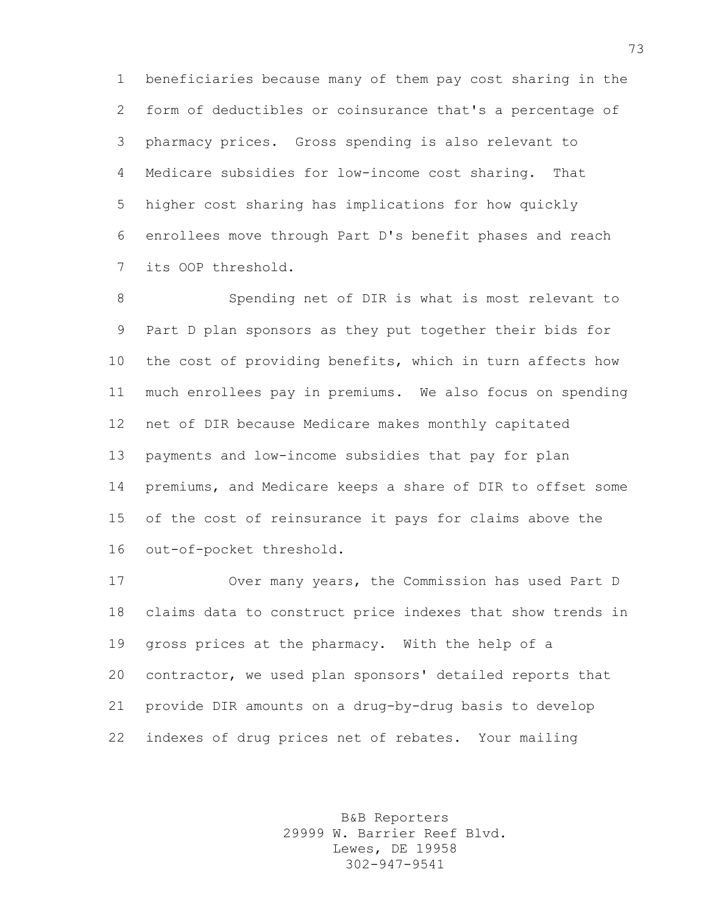beneficiaries because many of them pay cost sharing in the form of deductibles or coinsurance that's a percentage of pharmacy prices. Gross spending is also relevant to Medicare subsidies for low-income cost sharing. That higher cost sharing has implications for how quickly enrollees move through Part D's benefit phases and reach its OOP threshold.

Spending net of DIR is what is most relevant to Part D plan sponsors as they put together their bids for the cost of providing benefits, which in turn affects how much enrollees pay in premiums. We also focus on spending net of DIR because Medicare makes monthly capitated payments and low-income subsidies that pay for plan premiums, and Medicare keeps a share of DIR to offset some of the cost of reinsurance it pays for claims above the out-of-pocket threshold.

Over many years, the Commission has used Part D claims data to construct price indexes that show trends in gross prices at the pharmacy. With the help of a contractor, we used plan sponsors' detailed reports that provide DIR amounts on a drug-by-drug basis to develop indexes of drug prices net of rebates. Your mailing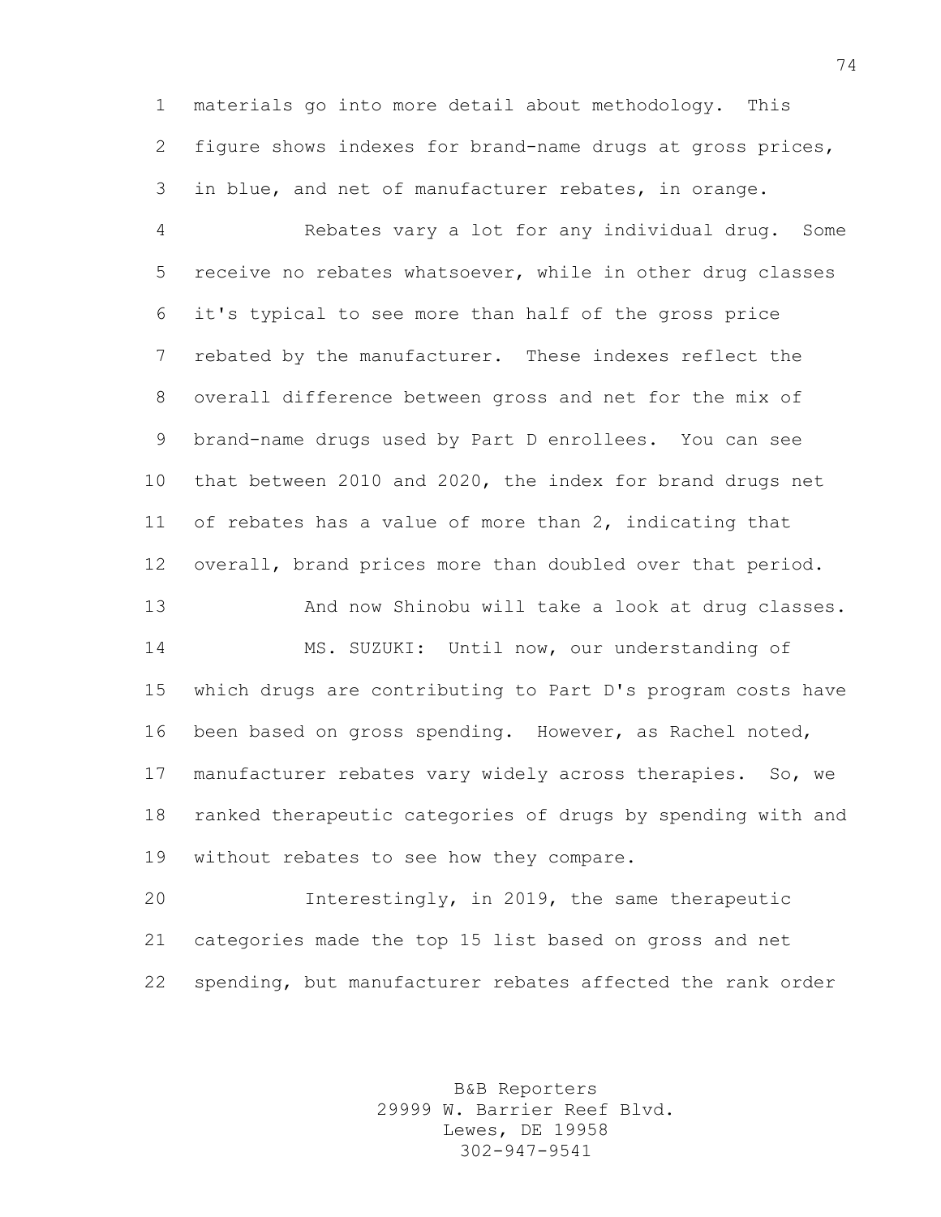materials go into more detail about methodology. This figure shows indexes for brand-name drugs at gross prices, in blue, and net of manufacturer rebates, in orange.

Rebates vary a lot for any individual drug. Some receive no rebates whatsoever, while in other drug classes it's typical to see more than half of the gross price rebated by the manufacturer. These indexes reflect the overall difference between gross and net for the mix of brand-name drugs used by Part D enrollees. You can see that between 2010 and 2020, the index for brand drugs net of rebates has a value of more than 2, indicating that overall, brand prices more than doubled over that period.

And now Shinobu will take a look at drug classes.

MS. SUZUKI: Until now, our understanding of which drugs are contributing to Part D's program costs have been based on gross spending. However, as Rachel noted, manufacturer rebates vary widely across therapies. So, we ranked therapeutic categories of drugs by spending with and without rebates to see how they compare.

Interestingly, in 2019, the same therapeutic categories made the top 15 list based on gross and net spending, but manufacturer rebates affected the rank order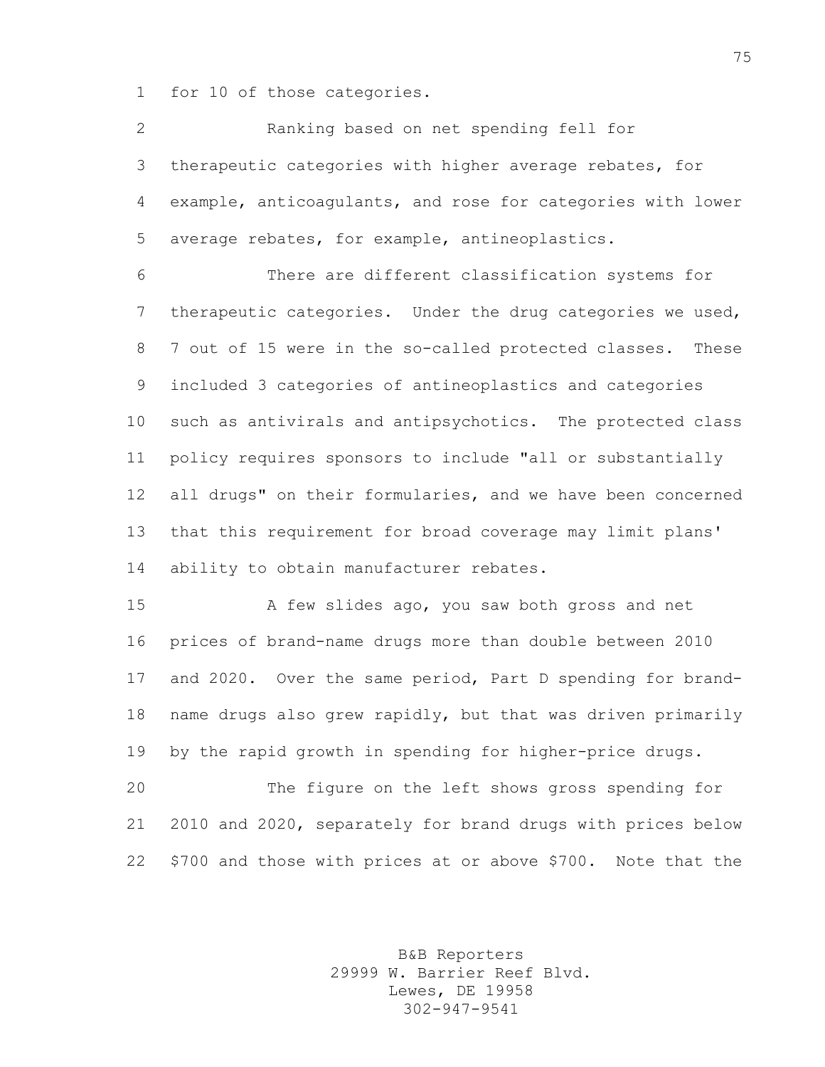for 10 of those categories.

Ranking based on net spending fell for therapeutic categories with higher average rebates, for example, anticoagulants, and rose for categories with lower average rebates, for example, antineoplastics.

There are different classification systems for therapeutic categories. Under the drug categories we used, 7 out of 15 were in the so-called protected classes. These included 3 categories of antineoplastics and categories such as antivirals and antipsychotics. The protected class policy requires sponsors to include "all or substantially all drugs" on their formularies, and we have been concerned that this requirement for broad coverage may limit plans' ability to obtain manufacturer rebates.

A few slides ago, you saw both gross and net prices of brand-name drugs more than double between 2010 and 2020. Over the same period, Part D spending for brand-name drugs also grew rapidly, but that was driven primarily by the rapid growth in spending for higher-price drugs.

The figure on the left shows gross spending for 2010 and 2020, separately for brand drugs with prices below $700 and those with prices at or above $700. Note that the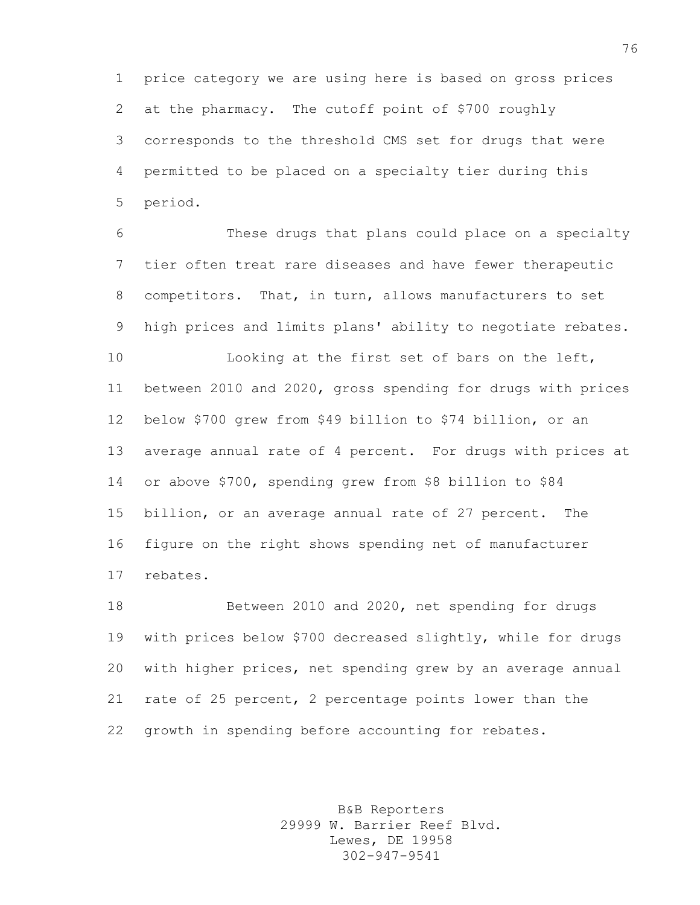price category we are using here is based on gross prices at the pharmacy. The cutoff point of $700 roughly corresponds to the threshold CMS set for drugs that were permitted to be placed on a specialty tier during this period.

These drugs that plans could place on a specialty tier often treat rare diseases and have fewer therapeutic competitors. That, in turn, allows manufacturers to set high prices and limits plans' ability to negotiate rebates.

Looking at the first set of bars on the left, between 2010 and 2020, gross spending for drugs with prices below $700 grew from $49 billion to $74 billion, or an average annual rate of 4 percent. For drugs with prices at or above $700, spending grew from $8 billion to $84 billion, or an average annual rate of 27 percent. The figure on the right shows spending net of manufacturer rebates.

Between 2010 and 2020, net spending for drugs with prices below $700 decreased slightly, while for drugs with higher prices, net spending grew by an average annual rate of 25 percent, 2 percentage points lower than the growth in spending before accounting for rebates.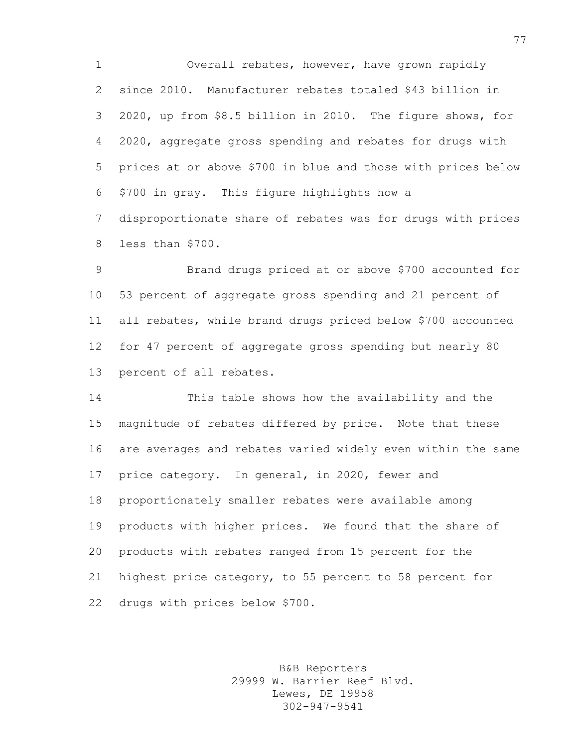Overall rebates, however, have grown rapidly since 2010. Manufacturer rebates totaled $43 billion in 2020, up from $8.5 billion in 2010. The figure shows, for 2020, aggregate gross spending and rebates for drugs with prices at or above $700 in blue and those with prices below $700 in gray. This figure highlights how a disproportionate share of rebates was for drugs with prices less than $700.

Brand drugs priced at or above $700 accounted for 53 percent of aggregate gross spending and 21 percent of all rebates, while brand drugs priced below $700 accounted for 47 percent of aggregate gross spending but nearly 80 percent of all rebates.

This table shows how the availability and the magnitude of rebates differed by price. Note that these are averages and rebates varied widely even within the same price category. In general, in 2020, fewer and proportionately smaller rebates were available among products with higher prices. We found that the share of products with rebates ranged from 15 percent for the highest price category, to 55 percent to 58 percent for drugs with prices below $700.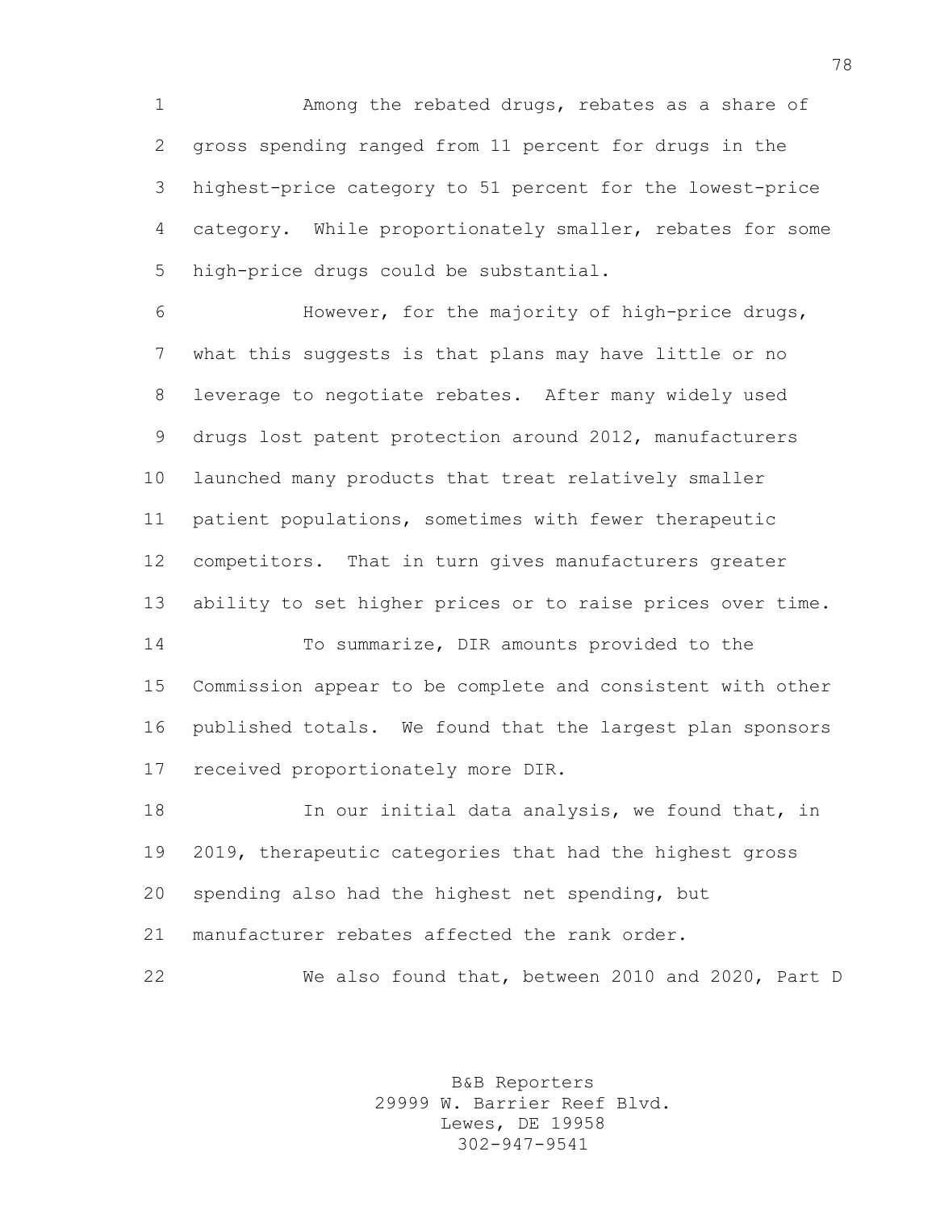Among the rebated drugs, rebates as a share of gross spending ranged from 11 percent for drugs in the highest-price category to 51 percent for the lowest-price category. While proportionately smaller, rebates for some high-price drugs could be substantial.

However, for the majority of high-price drugs, what this suggests is that plans may have little or no leverage to negotiate rebates. After many widely used drugs lost patent protection around 2012, manufacturers launched many products that treat relatively smaller patient populations, sometimes with fewer therapeutic competitors. That in turn gives manufacturers greater ability to set higher prices or to raise prices over time.

To summarize, DIR amounts provided to the Commission appear to be complete and consistent with other published totals. We found that the largest plan sponsors received proportionately more DIR.

In our initial data analysis, we found that, in 2019, therapeutic categories that had the highest gross spending also had the highest net spending, but manufacturer rebates affected the rank order.

We also found that, between 2010 and 2020, Part D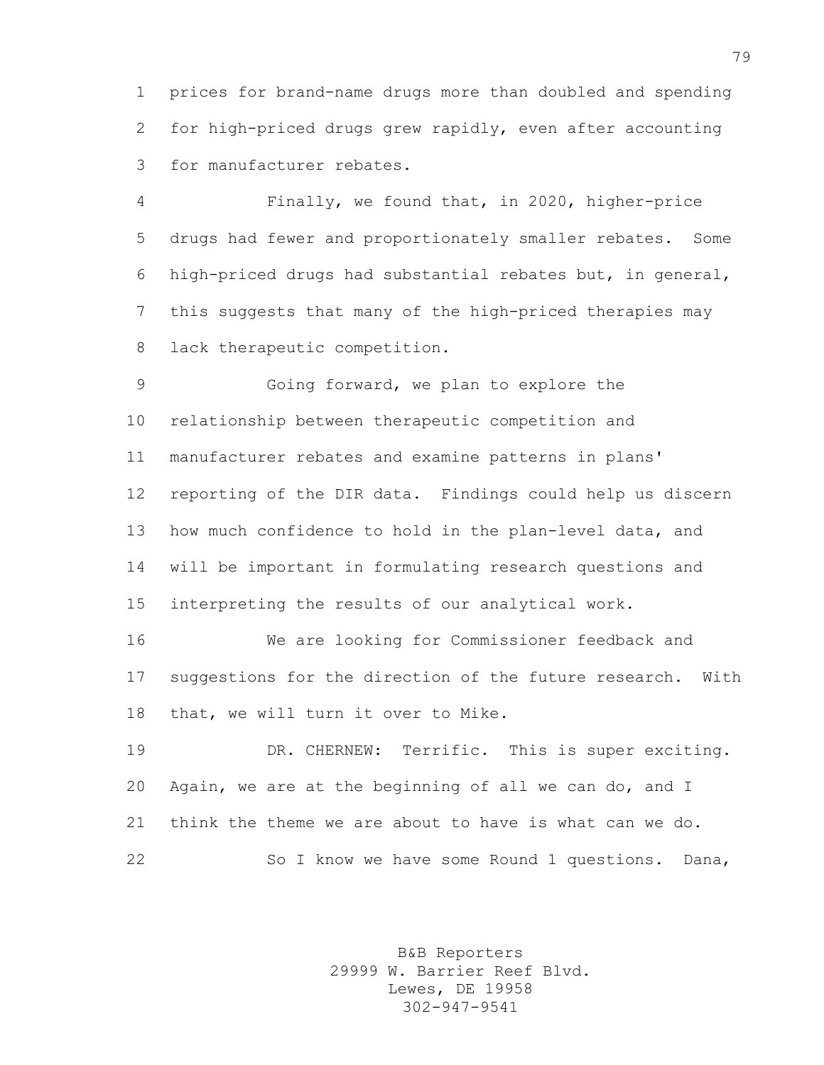prices for brand-name drugs more than doubled and spending for high-priced drugs grew rapidly, even after accounting for manufacturer rebates.

Finally, we found that, in 2020, higher-price drugs had fewer and proportionately smaller rebates. Some high-priced drugs had substantial rebates but, in general, this suggests that many of the high-priced therapies may lack therapeutic competition.

Going forward, we plan to explore the relationship between therapeutic competition and manufacturer rebates and examine patterns in plans' reporting of the DIR data. Findings could help us discern how much confidence to hold in the plan-level data, and will be important in formulating research questions and interpreting the results of our analytical work.

We are looking for Commissioner feedback and suggestions for the direction of the future research. With that, we will turn it over to Mike.

DR. CHERNEW: Terrific. This is super exciting. Again, we are at the beginning of all we can do, and I think the theme we are about to have is what can we do.

So I know we have some Round 1 questions. Dana,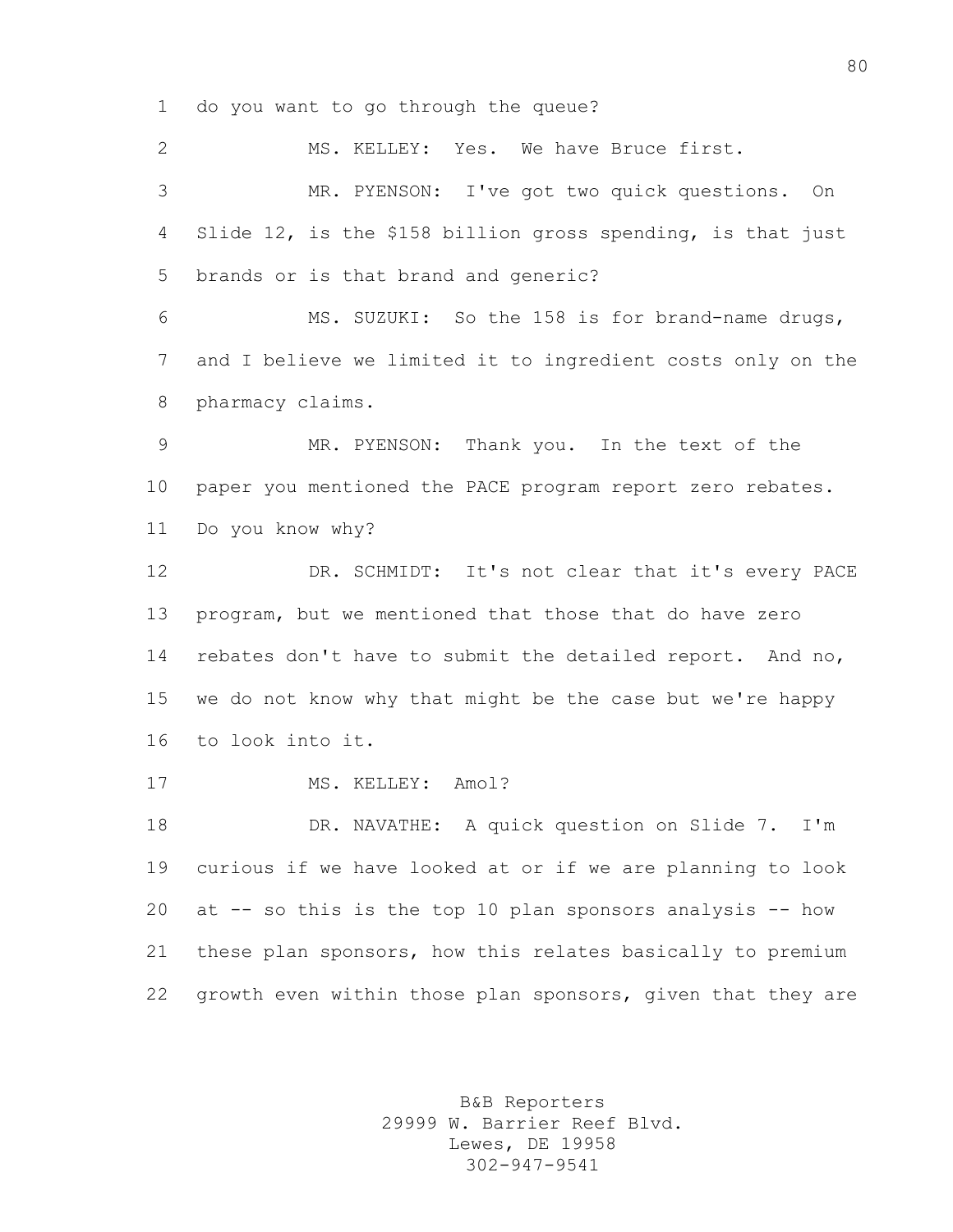do you want to go through the queue?

MS. KELLEY: Yes. We have Bruce first.

MR. PYENSON: I've got two quick questions. On Slide 12, is the $158 billion gross spending, is that just brands or is that brand and generic?

MS. SUZUKI: So the 158 is for brand-name drugs, and I believe we limited it to ingredient costs only on the pharmacy claims.

MR. PYENSON: Thank you. In the text of the paper you mentioned the PACE program report zero rebates. Do you know why?

DR. SCHMIDT: It's not clear that it's every PACE program, but we mentioned that those that do have zero rebates don't have to submit the detailed report. And no, we do not know why that might be the case but we're happy to look into it.

MS. KELLEY: Amol?

DR. NAVATHE: A quick question on Slide 7. I'm curious if we have looked at or if we are planning to look at -- so this is the top 10 plan sponsors analysis -- how these plan sponsors, how this relates basically to premium growth even within those plan sponsors, given that they are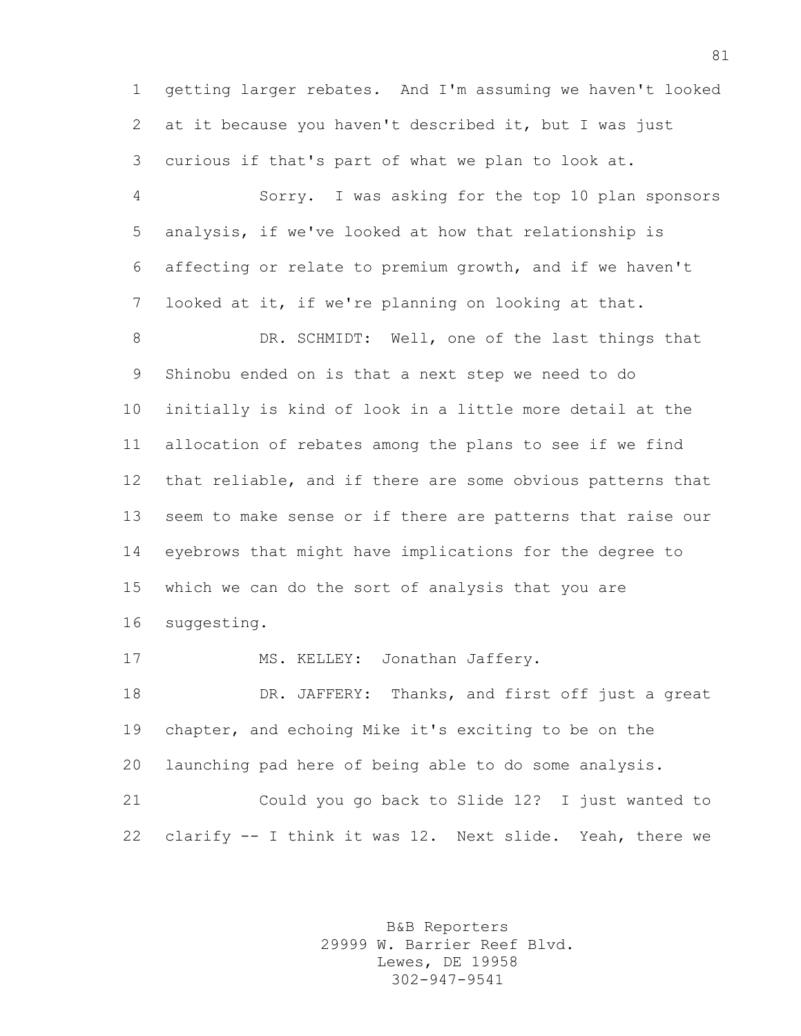getting larger rebates. And I'm assuming we haven't looked at it because you haven't described it, but I was just curious if that's part of what we plan to look at.

Sorry. I was asking for the top 10 plan sponsors analysis, if we've looked at how that relationship is affecting or relate to premium growth, and if we haven't looked at it, if we're planning on looking at that.

DR. SCHMIDT: Well, one of the last things that Shinobu ended on is that a next step we need to do initially is kind of look in a little more detail at the allocation of rebates among the plans to see if we find that reliable, and if there are some obvious patterns that seem to make sense or if there are patterns that raise our eyebrows that might have implications for the degree to which we can do the sort of analysis that you are suggesting.

MS. KELLEY: Jonathan Jaffery.

DR. JAFFERY: Thanks, and first off just a great chapter, and echoing Mike it's exciting to be on the launching pad here of being able to do some analysis.

Could you go back to Slide 12? I just wanted to clarify -- I think it was 12. Next slide. Yeah, there we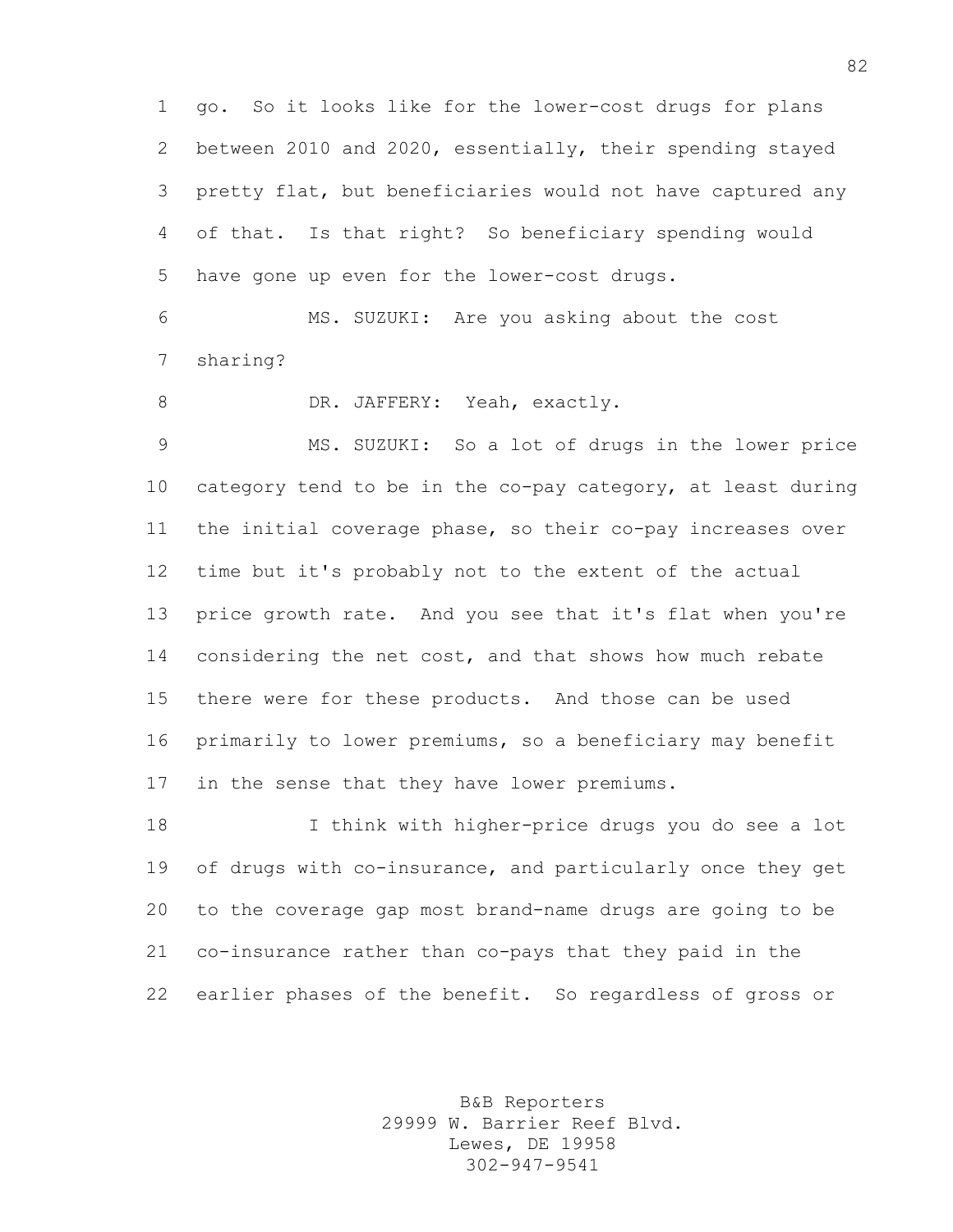go. So it looks like for the lower-cost drugs for plans between 2010 and 2020, essentially, their spending stayed pretty flat, but beneficiaries would not have captured any of that. Is that right? So beneficiary spending would have gone up even for the lower-cost drugs.

MS. SUZUKI: Are you asking about the cost sharing?

DR. JAFFERY: Yeah, exactly.

MS. SUZUKI: So a lot of drugs in the lower price category tend to be in the co-pay category, at least during the initial coverage phase, so their co-pay increases over time but it's probably not to the extent of the actual price growth rate. And you see that it's flat when you're considering the net cost, and that shows how much rebate there were for these products. And those can be used primarily to lower premiums, so a beneficiary may benefit in the sense that they have lower premiums.

I think with higher-price drugs you do see a lot of drugs with co-insurance, and particularly once they get to the coverage gap most brand-name drugs are going to be co-insurance rather than co-pays that they paid in the earlier phases of the benefit. So regardless of gross or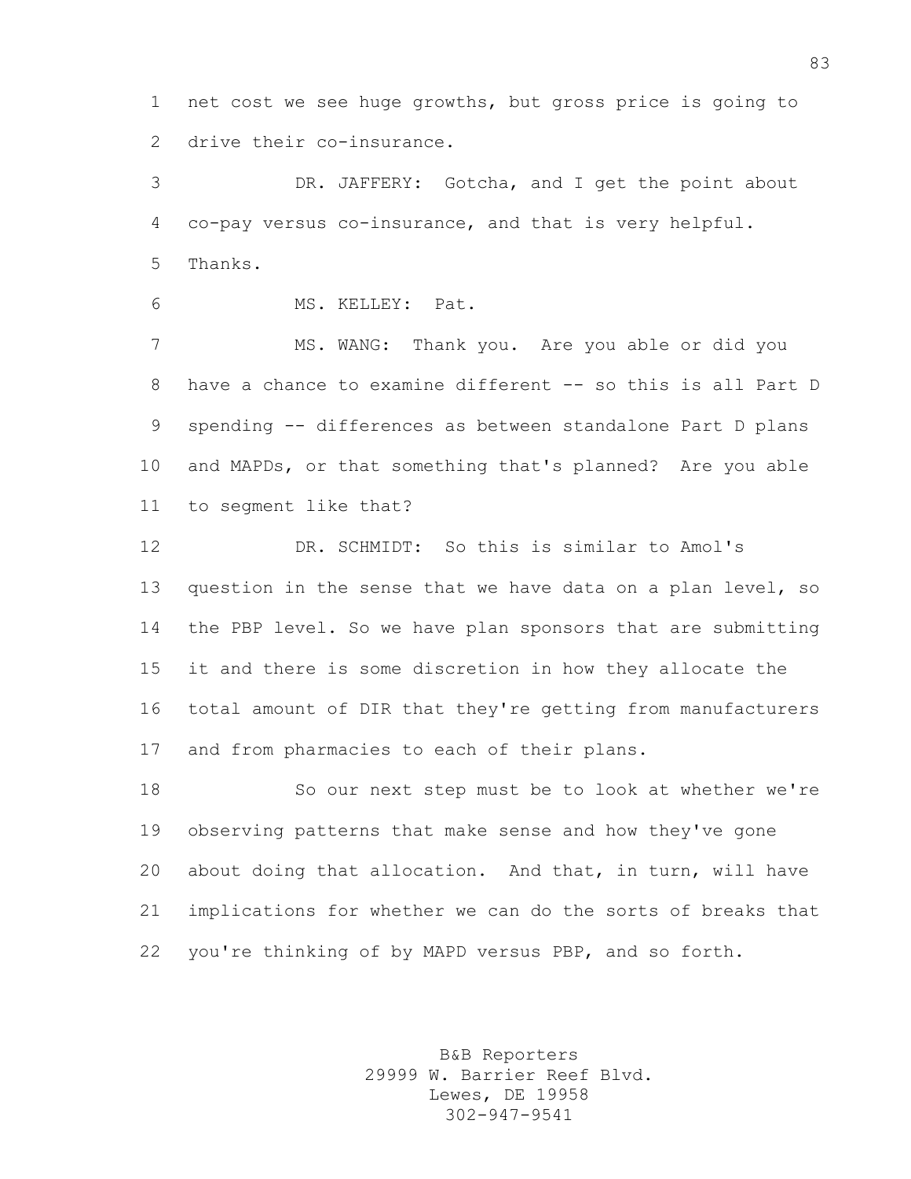net cost we see huge growths, but gross price is going to drive their co-insurance.

DR. JAFFERY: Gotcha, and I get the point about co-pay versus co-insurance, and that is very helpful. Thanks.

MS. KELLEY: Pat.

MS. WANG: Thank you. Are you able or did you have a chance to examine different -- so this is all Part D spending -- differences as between standalone Part D plans and MAPDs, or that something that's planned? Are you able to segment like that?

DR. SCHMIDT: So this is similar to Amol's question in the sense that we have data on a plan level, so the PBP level. So we have plan sponsors that are submitting it and there is some discretion in how they allocate the total amount of DIR that they're getting from manufacturers and from pharmacies to each of their plans.

So our next step must be to look at whether we're observing patterns that make sense and how they've gone about doing that allocation. And that, in turn, will have implications for whether we can do the sorts of breaks that you're thinking of by MAPD versus PBP, and so forth.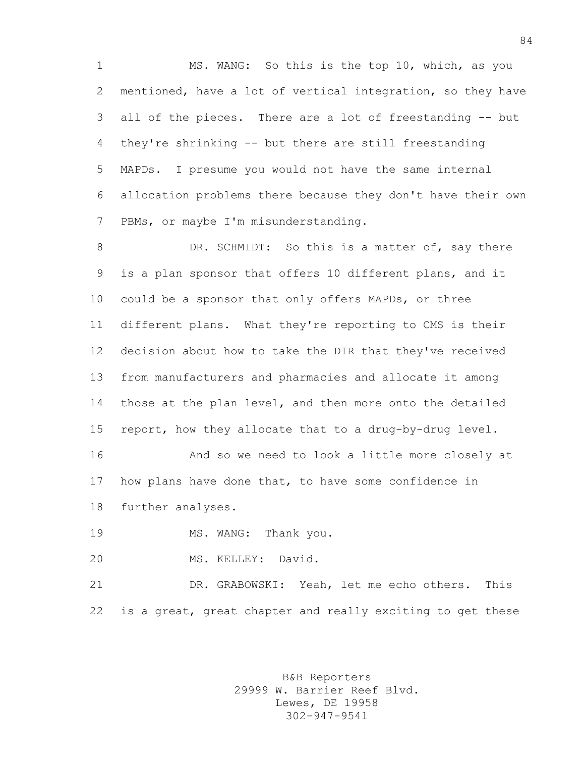MS. WANG: So this is the top 10, which, as you mentioned, have a lot of vertical integration, so they have all of the pieces. There are a lot of freestanding -- but they're shrinking -- but there are still freestanding MAPDs. I presume you would not have the same internal allocation problems there because they don't have their own PBMs, or maybe I'm misunderstanding.

DR. SCHMIDT: So this is a matter of, say there is a plan sponsor that offers 10 different plans, and it could be a sponsor that only offers MAPDs, or three different plans. What they're reporting to CMS is their decision about how to take the DIR that they've received from manufacturers and pharmacies and allocate it among those at the plan level, and then more onto the detailed report, how they allocate that to a drug-by-drug level.

And so we need to look a little more closely at how plans have done that, to have some confidence in further analyses.

MS. WANG: Thank you.

MS. KELLEY: David.

DR. GRABOWSKI: Yeah, let me echo others. This is a great, great chapter and really exciting to get these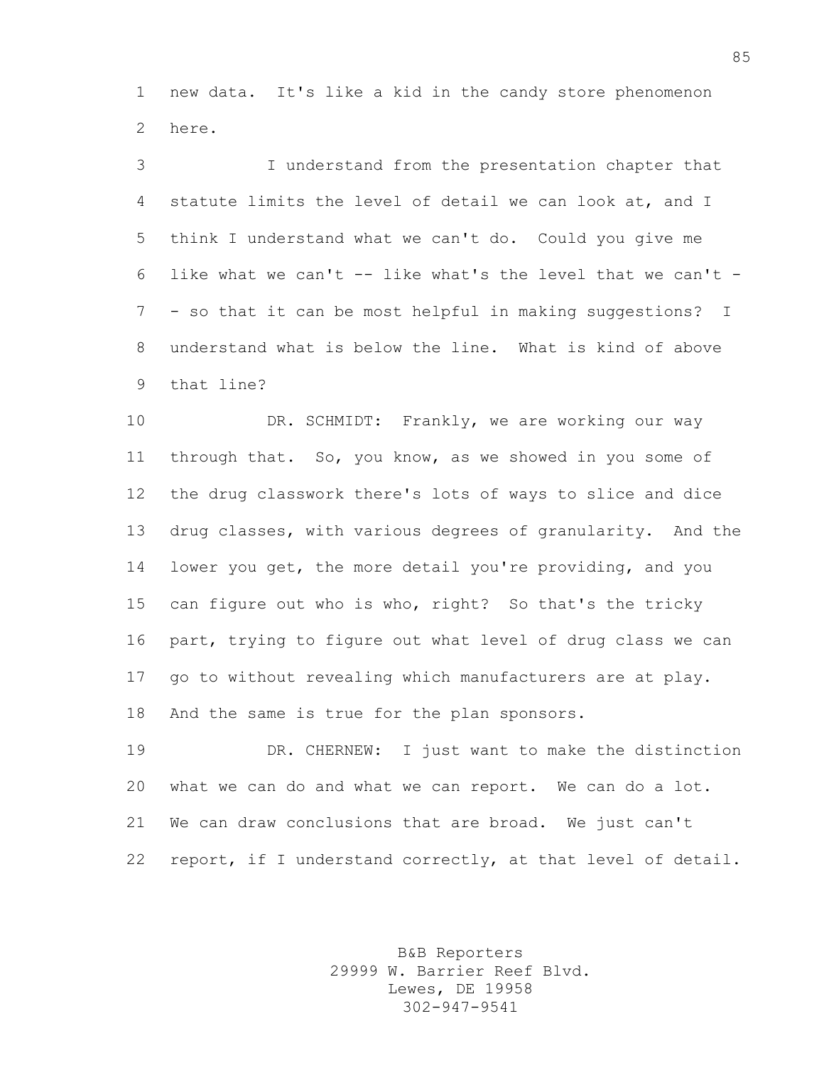new data. It's like a kid in the candy store phenomenon here.

I understand from the presentation chapter that statute limits the level of detail we can look at, and I think I understand what we can't do. Could you give me like what we can't -- like what's the level that we can't -- so that it can be most helpful in making suggestions? I understand what is below the line. What is kind of above that line?

DR. SCHMIDT: Frankly, we are working our way through that. So, you know, as we showed in you some of the drug classwork there's lots of ways to slice and dice drug classes, with various degrees of granularity. And the lower you get, the more detail you're providing, and you can figure out who is who, right? So that's the tricky part, trying to figure out what level of drug class we can go to without revealing which manufacturers are at play. And the same is true for the plan sponsors.

DR. CHERNEW: I just want to make the distinction what we can do and what we can report. We can do a lot. We can draw conclusions that are broad. We just can't report, if I understand correctly, at that level of detail.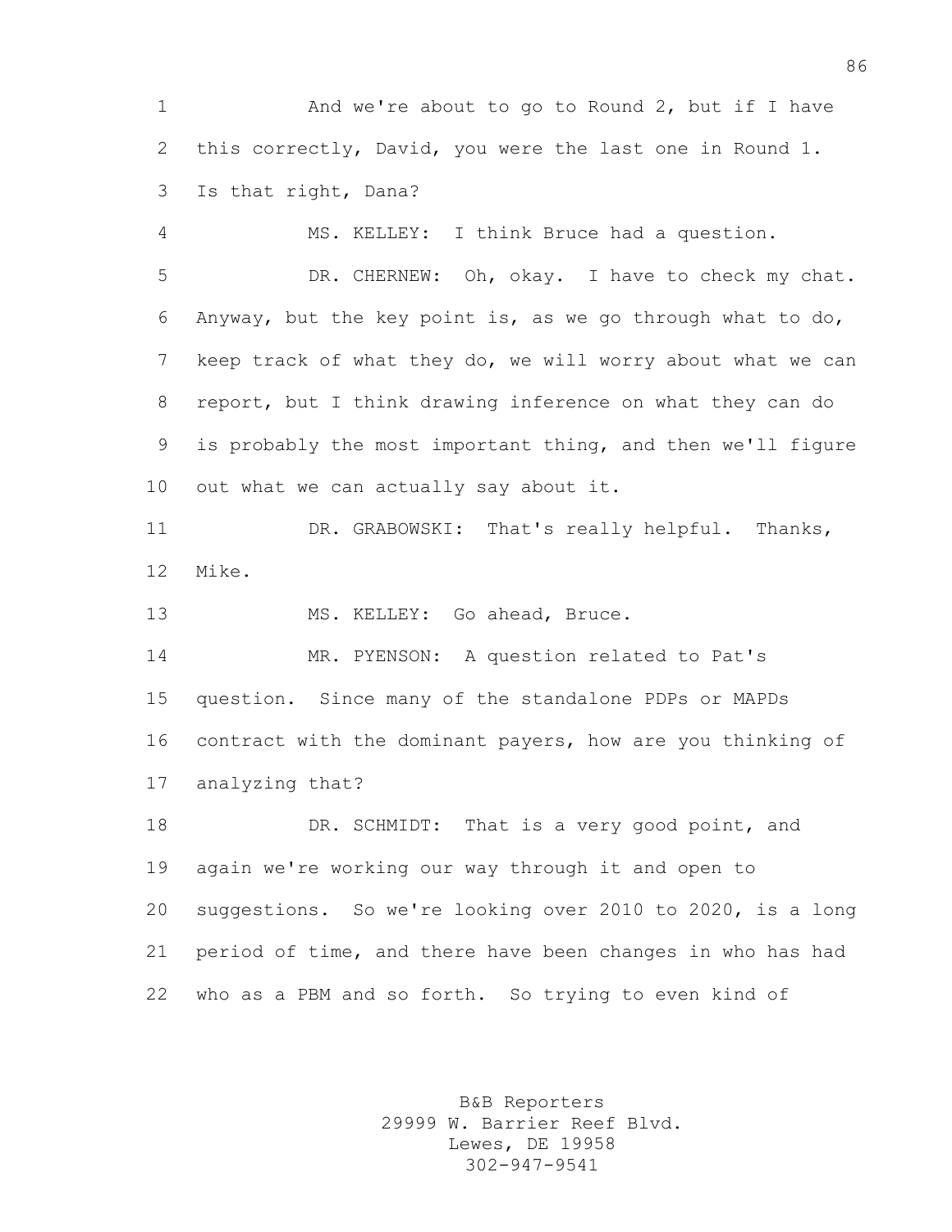And we're about to go to Round 2, but if I have this correctly, David, you were the last one in Round 1. Is that right, Dana?

MS. KELLEY: I think Bruce had a question.

DR. CHERNEW: Oh, okay. I have to check my chat. Anyway, but the key point is, as we go through what to do, keep track of what they do, we will worry about what we can report, but I think drawing inference on what they can do is probably the most important thing, and then we'll figure out what we can actually say about it.

DR. GRABOWSKI: That's really helpful. Thanks, Mike.

MS. KELLEY: Go ahead, Bruce.

MR. PYENSON: A question related to Pat's question. Since many of the standalone PDPs or MAPDs contract with the dominant payers, how are you thinking of analyzing that?

DR. SCHMIDT: That is a very good point, and again we're working our way through it and open to suggestions. So we're looking over 2010 to 2020, is a long period of time, and there have been changes in who has had who as a PBM and so forth. So trying to even kind of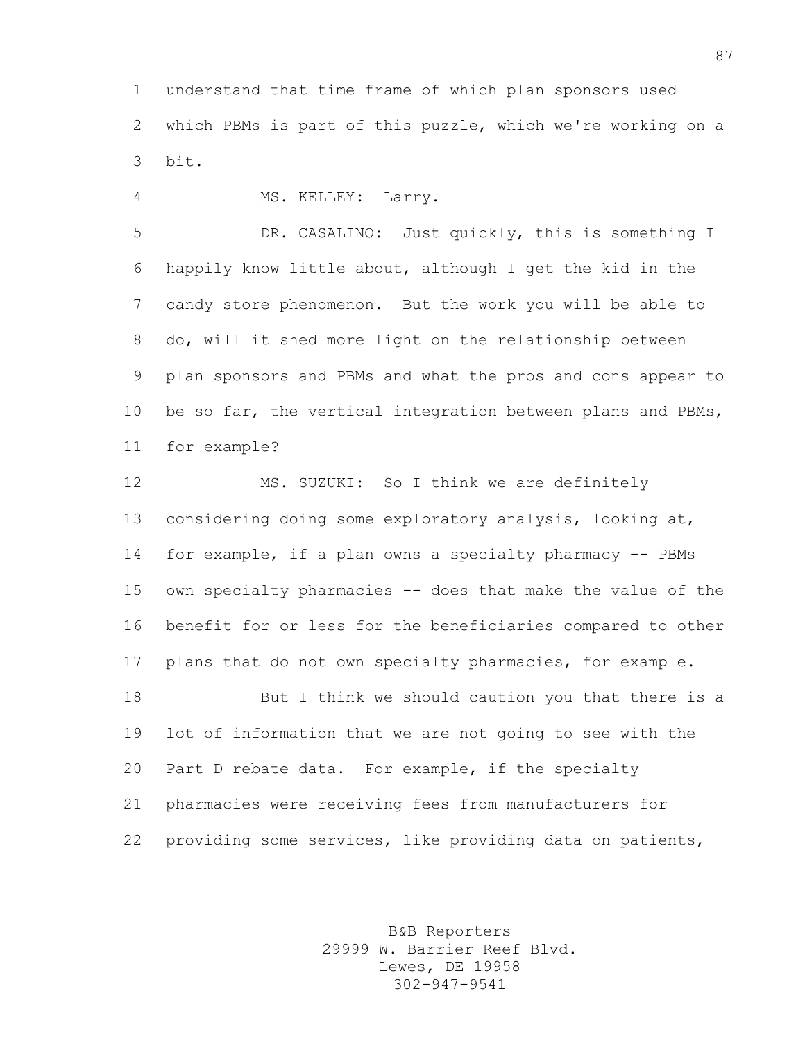understand that time frame of which plan sponsors used which PBMs is part of this puzzle, which we're working on a bit.

MS. KELLEY: Larry.

DR. CASALINO: Just quickly, this is something I happily know little about, although I get the kid in the candy store phenomenon. But the work you will be able to do, will it shed more light on the relationship between plan sponsors and PBMs and what the pros and cons appear to be so far, the vertical integration between plans and PBMs, for example?

MS. SUZUKI: So I think we are definitely considering doing some exploratory analysis, looking at, for example, if a plan owns a specialty pharmacy -- PBMs own specialty pharmacies -- does that make the value of the benefit for or less for the beneficiaries compared to other plans that do not own specialty pharmacies, for example.

But I think we should caution you that there is a lot of information that we are not going to see with the Part D rebate data. For example, if the specialty pharmacies were receiving fees from manufacturers for providing some services, like providing data on patients,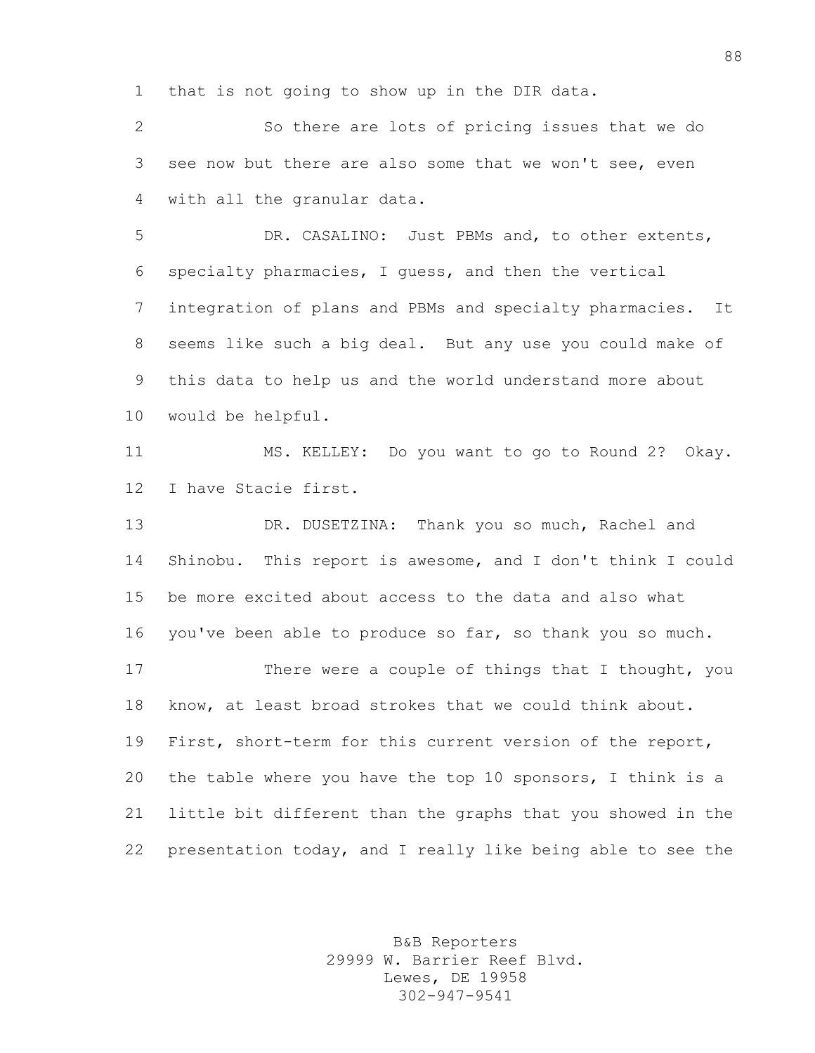that is not going to show up in the DIR data.

So there are lots of pricing issues that we do see now but there are also some that we won't see, even with all the granular data.

DR. CASALINO: Just PBMs and, to other extents, specialty pharmacies, I guess, and then the vertical integration of plans and PBMs and specialty pharmacies. It seems like such a big deal. But any use you could make of this data to help us and the world understand more about would be helpful.

MS. KELLEY: Do you want to go to Round 2? Okay. I have Stacie first.

DR. DUSETZINA: Thank you so much, Rachel and Shinobu. This report is awesome, and I don't think I could be more excited about access to the data and also what you've been able to produce so far, so thank you so much.

There were a couple of things that I thought, you know, at least broad strokes that we could think about. First, short-term for this current version of the report, the table where you have the top 10 sponsors, I think is a little bit different than the graphs that you showed in the presentation today, and I really like being able to see the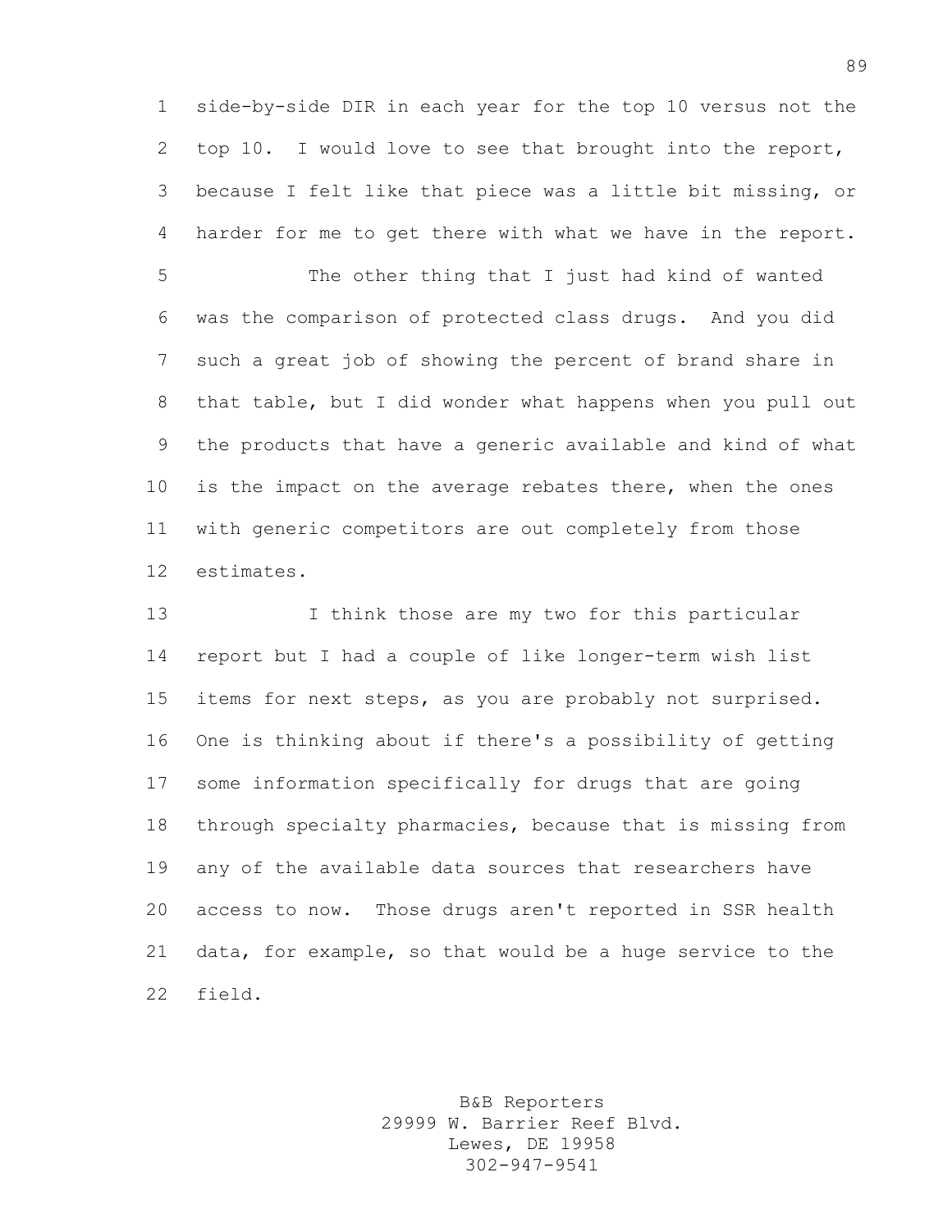side-by-side DIR in each year for the top 10 versus not the top 10. I would love to see that brought into the report, because I felt like that piece was a little bit missing, or harder for me to get there with what we have in the report.

The other thing that I just had kind of wanted was the comparison of protected class drugs. And you did such a great job of showing the percent of brand share in that table, but I did wonder what happens when you pull out the products that have a generic available and kind of what is the impact on the average rebates there, when the ones with generic competitors are out completely from those estimates.

I think those are my two for this particular report but I had a couple of like longer-term wish list items for next steps, as you are probably not surprised. One is thinking about if there's a possibility of getting some information specifically for drugs that are going through specialty pharmacies, because that is missing from any of the available data sources that researchers have access to now. Those drugs aren't reported in SSR health data, for example, so that would be a huge service to the field.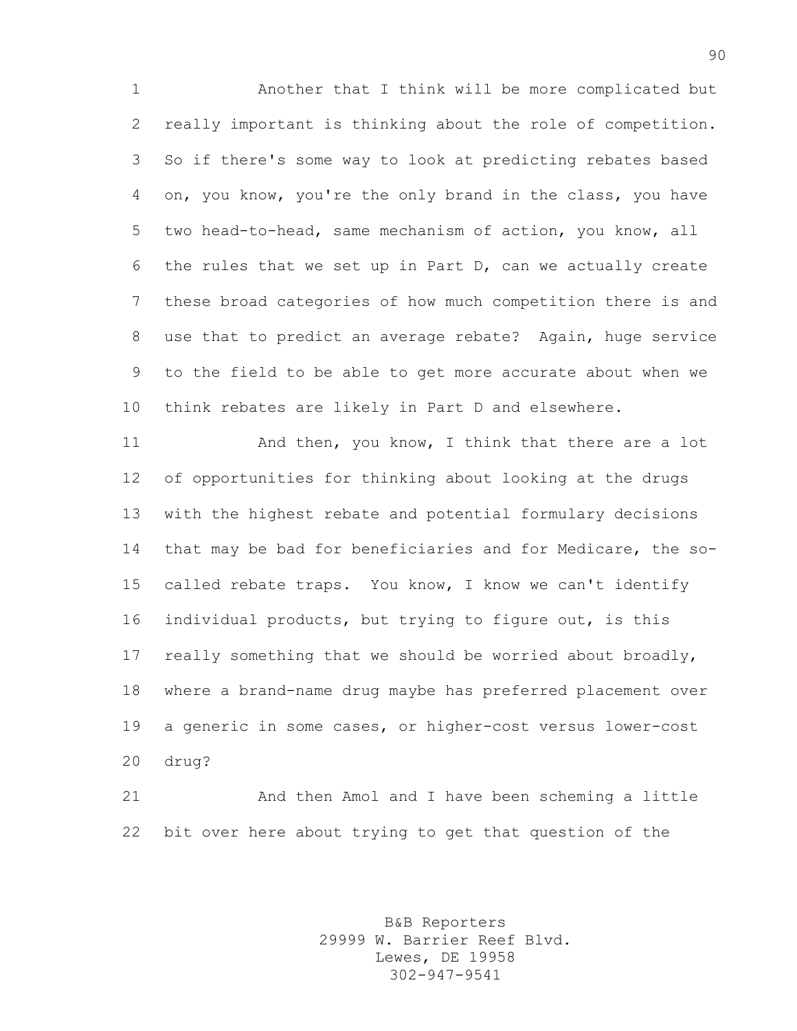Another that I think will be more complicated but really important is thinking about the role of competition. So if there's some way to look at predicting rebates based on, you know, you're the only brand in the class, you have two head-to-head, same mechanism of action, you know, all the rules that we set up in Part D, can we actually create these broad categories of how much competition there is and use that to predict an average rebate? Again, huge service to the field to be able to get more accurate about when we think rebates are likely in Part D and elsewhere.

And then, you know, I think that there are a lot of opportunities for thinking about looking at the drugs with the highest rebate and potential formulary decisions that may be bad for beneficiaries and for Medicare, the so-called rebate traps. You know, I know we can't identify individual products, but trying to figure out, is this really something that we should be worried about broadly, where a brand-name drug maybe has preferred placement over a generic in some cases, or higher-cost versus lower-cost drug?

And then Amol and I have been scheming a little bit over here about trying to get that question of the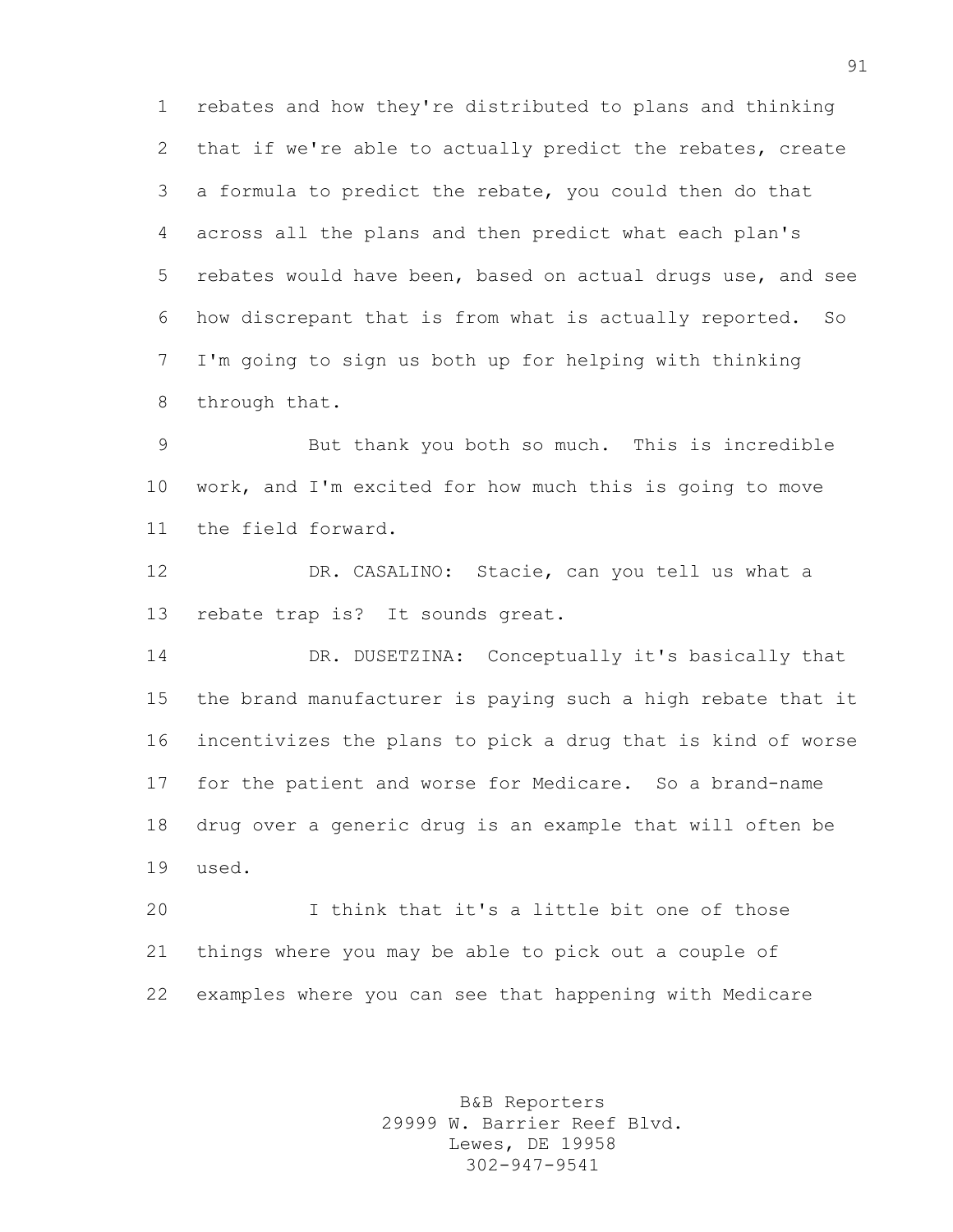rebates and how they're distributed to plans and thinking that if we're able to actually predict the rebates, create a formula to predict the rebate, you could then do that across all the plans and then predict what each plan's rebates would have been, based on actual drugs use, and see how discrepant that is from what is actually reported. So I'm going to sign us both up for helping with thinking through that.

But thank you both so much. This is incredible work, and I'm excited for how much this is going to move the field forward.

DR. CASALINO: Stacie, can you tell us what a rebate trap is? It sounds great.

DR. DUSETZINA: Conceptually it's basically that the brand manufacturer is paying such a high rebate that it incentivizes the plans to pick a drug that is kind of worse for the patient and worse for Medicare. So a brand-name drug over a generic drug is an example that will often be used.

I think that it's a little bit one of those things where you may be able to pick out a couple of examples where you can see that happening with Medicare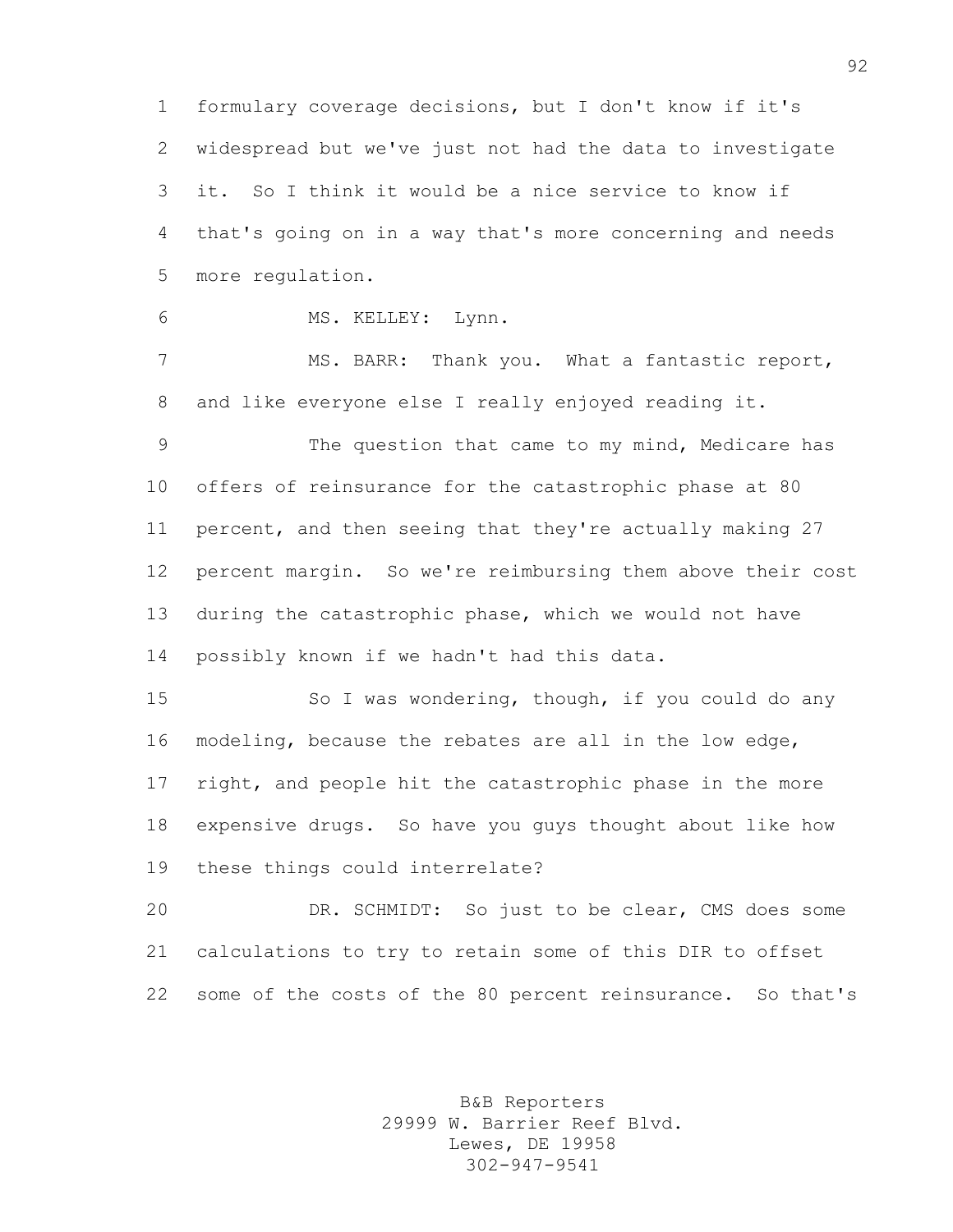formulary coverage decisions, but I don't know if it's widespread but we've just not had the data to investigate it. So I think it would be a nice service to know if that's going on in a way that's more concerning and needs more regulation.

MS. KELLEY: Lynn.

MS. BARR: Thank you. What a fantastic report, and like everyone else I really enjoyed reading it.

The question that came to my mind, Medicare has offers of reinsurance for the catastrophic phase at 80 percent, and then seeing that they're actually making 27 percent margin. So we're reimbursing them above their cost during the catastrophic phase, which we would not have possibly known if we hadn't had this data.

So I was wondering, though, if you could do any modeling, because the rebates are all in the low edge, right, and people hit the catastrophic phase in the more expensive drugs. So have you guys thought about like how these things could interrelate?

DR. SCHMIDT: So just to be clear, CMS does some calculations to try to retain some of this DIR to offset some of the costs of the 80 percent reinsurance. So that's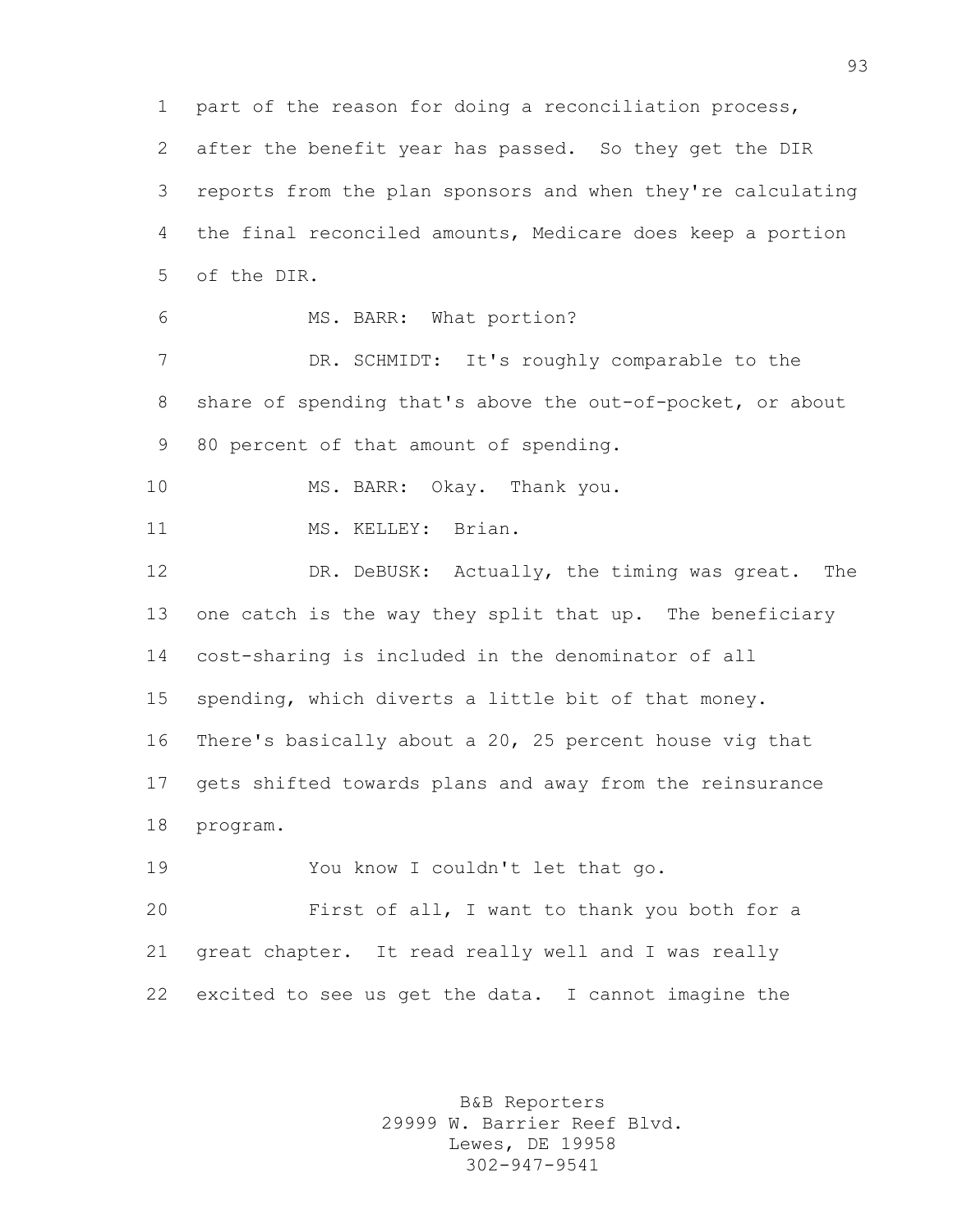part of the reason for doing a reconciliation process, after the benefit year has passed. So they get the DIR reports from the plan sponsors and when they're calculating the final reconciled amounts, Medicare does keep a portion of the DIR.

MS. BARR: What portion?

DR. SCHMIDT: It's roughly comparable to the share of spending that's above the out-of-pocket, or about 80 percent of that amount of spending.

MS. BARR: Okay. Thank you.

MS. KELLEY: Brian.

DR. DeBUSK: Actually, the timing was great. The one catch is the way they split that up. The beneficiary cost-sharing is included in the denominator of all spending, which diverts a little bit of that money. There's basically about a 20, 25 percent house vig that gets shifted towards plans and away from the reinsurance program.

You know I couldn't let that go.

First of all, I want to thank you both for a great chapter. It read really well and I was really excited to see us get the data. I cannot imagine the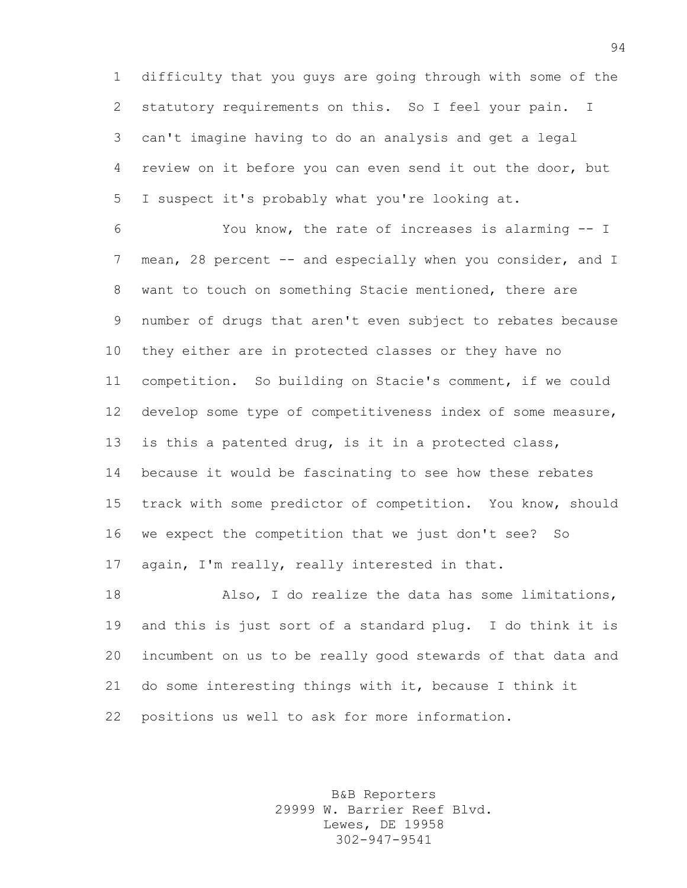difficulty that you guys are going through with some of the statutory requirements on this. So I feel your pain. I can't imagine having to do an analysis and get a legal review on it before you can even send it out the door, but I suspect it's probably what you're looking at.

You know, the rate of increases is alarming -- I mean, 28 percent -- and especially when you consider, and I want to touch on something Stacie mentioned, there are number of drugs that aren't even subject to rebates because they either are in protected classes or they have no competition. So building on Stacie's comment, if we could develop some type of competitiveness index of some measure, is this a patented drug, is it in a protected class, because it would be fascinating to see how these rebates track with some predictor of competition. You know, should we expect the competition that we just don't see? So again, I'm really, really interested in that.

Also, I do realize the data has some limitations, and this is just sort of a standard plug. I do think it is incumbent on us to be really good stewards of that data and do some interesting things with it, because I think it positions us well to ask for more information.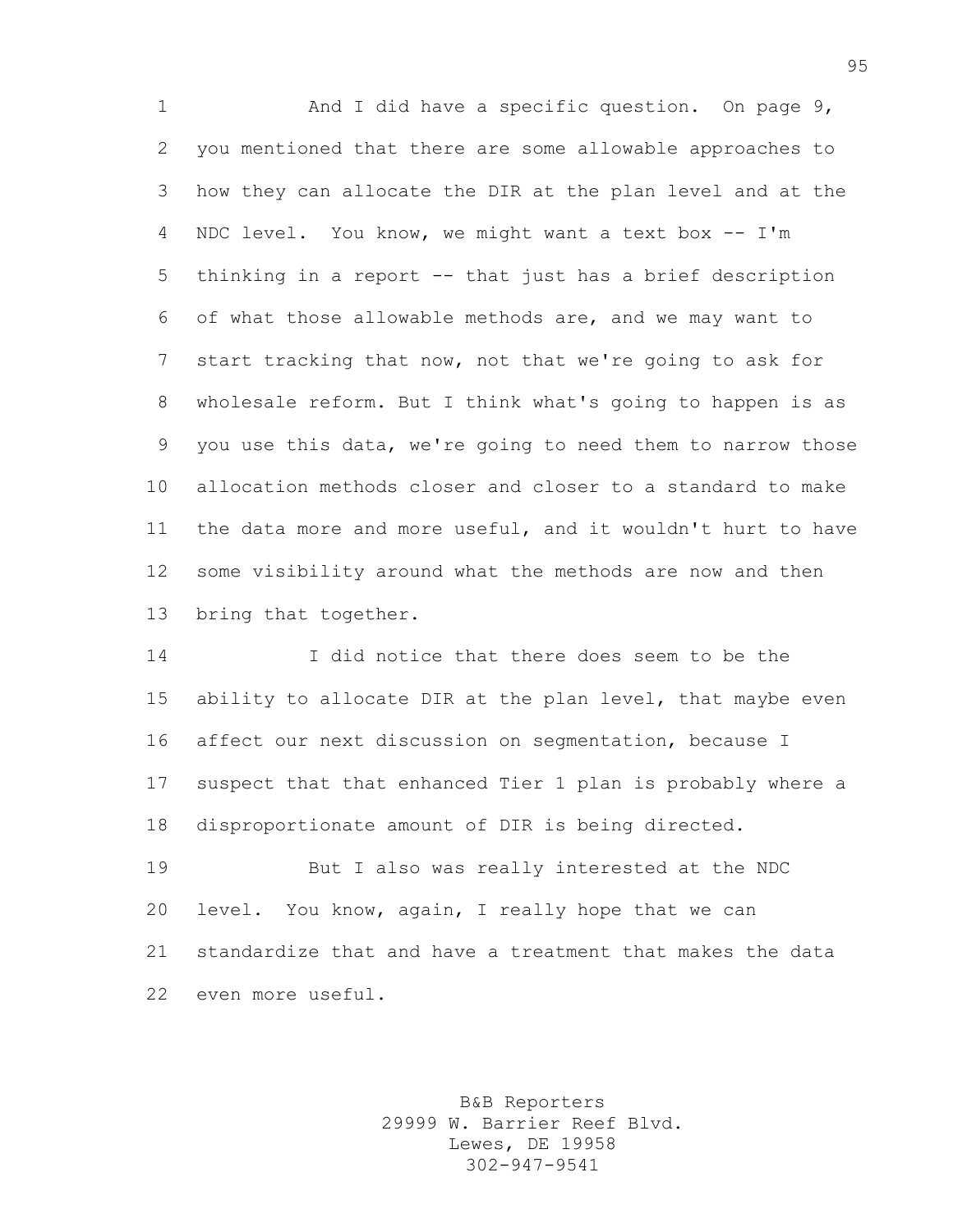And I did have a specific question. On page 9, you mentioned that there are some allowable approaches to how they can allocate the DIR at the plan level and at the NDC level. You know, we might want a text box -- I'm thinking in a report -- that just has a brief description of what those allowable methods are, and we may want to start tracking that now, not that we're going to ask for wholesale reform. But I think what's going to happen is as you use this data, we're going to need them to narrow those allocation methods closer and closer to a standard to make the data more and more useful, and it wouldn't hurt to have some visibility around what the methods are now and then bring that together.

I did notice that there does seem to be the ability to allocate DIR at the plan level, that maybe even affect our next discussion on segmentation, because I suspect that that enhanced Tier 1 plan is probably where a disproportionate amount of DIR is being directed.

But I also was really interested at the NDC level. You know, again, I really hope that we can standardize that and have a treatment that makes the data even more useful.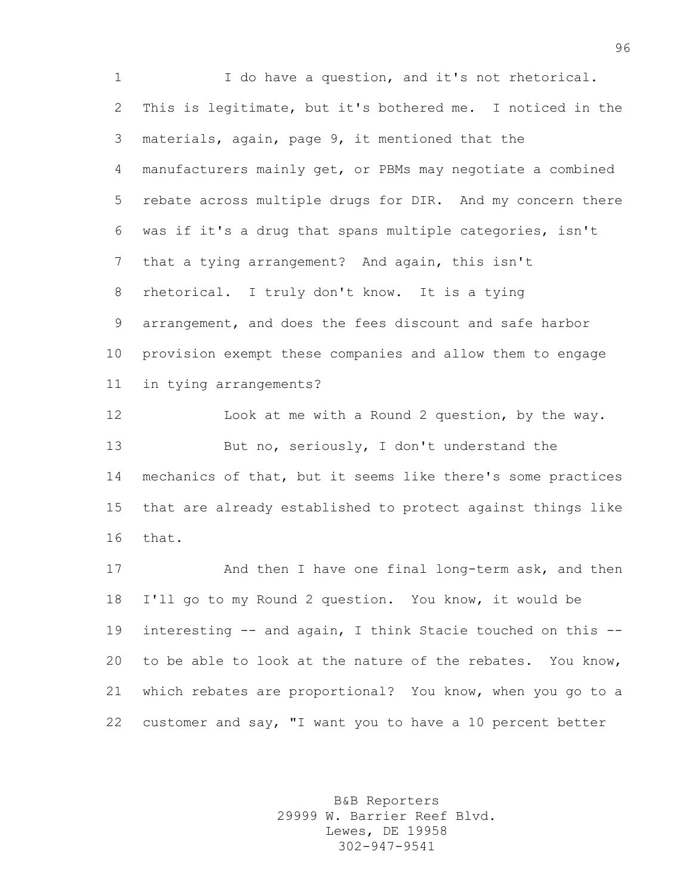I do have a question, and it's not rhetorical. This is legitimate, but it's bothered me. I noticed in the materials, again, page 9, it mentioned that the manufacturers mainly get, or PBMs may negotiate a combined rebate across multiple drugs for DIR. And my concern there was if it's a drug that spans multiple categories, isn't that a tying arrangement? And again, this isn't rhetorical. I truly don't know. It is a tying arrangement, and does the fees discount and safe harbor provision exempt these companies and allow them to engage in tying arrangements?

Look at me with a Round 2 question, by the way.

But no, seriously, I don't understand the mechanics of that, but it seems like there's some practices that are already established to protect against things like that.

And then I have one final long-term ask, and then I'll go to my Round 2 question. You know, it would be interesting -- and again, I think Stacie touched on this -- to be able to look at the nature of the rebates. You know, which rebates are proportional? You know, when you go to a customer and say, "I want you to have a 10 percent better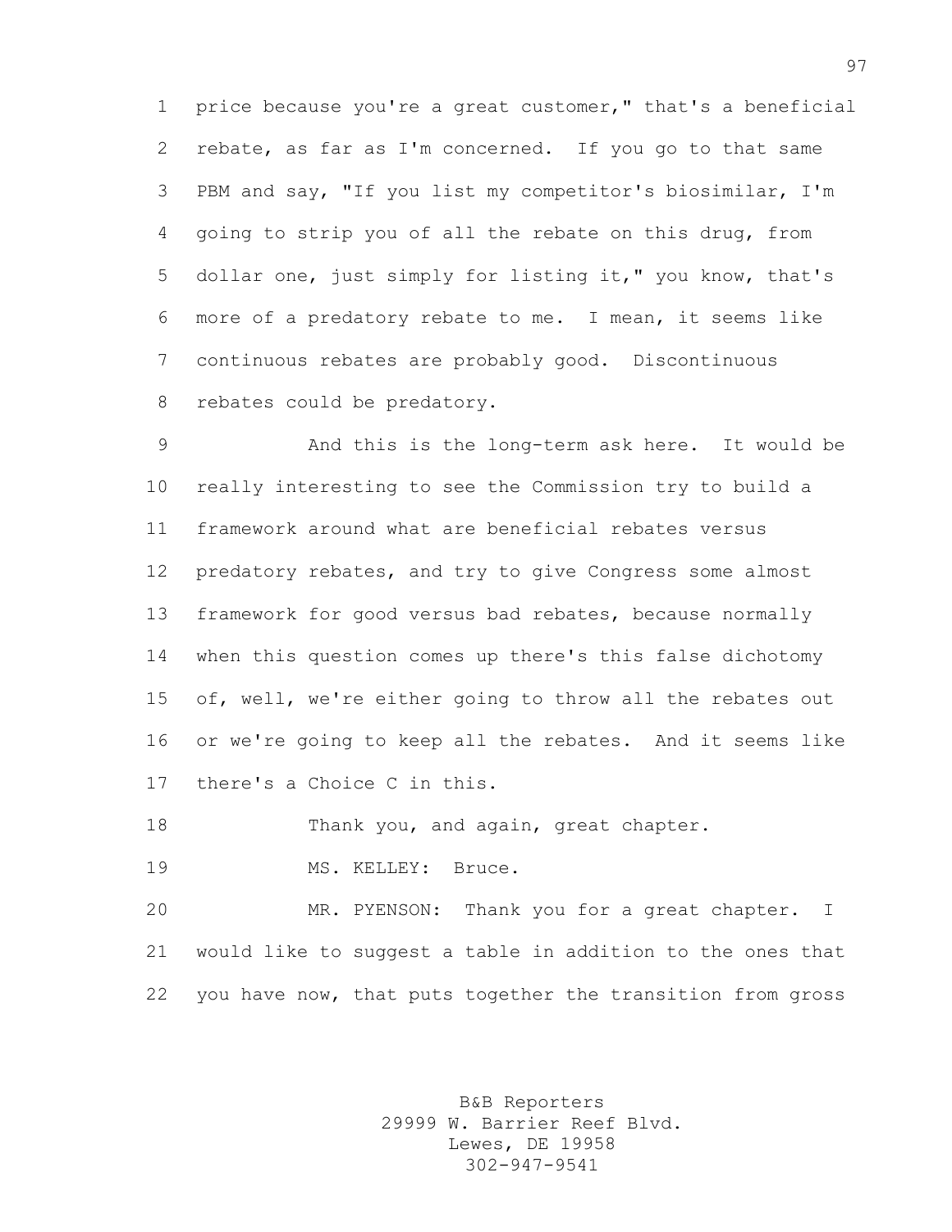price because you're a great customer," that's a beneficial rebate, as far as I'm concerned. If you go to that same PBM and say, "If you list my competitor's biosimilar, I'm going to strip you of all the rebate on this drug, from dollar one, just simply for listing it," you know, that's more of a predatory rebate to me. I mean, it seems like continuous rebates are probably good. Discontinuous rebates could be predatory.

And this is the long-term ask here. It would be really interesting to see the Commission try to build a framework around what are beneficial rebates versus predatory rebates, and try to give Congress some almost framework for good versus bad rebates, because normally when this question comes up there's this false dichotomy of, well, we're either going to throw all the rebates out or we're going to keep all the rebates. And it seems like there's a Choice C in this.

Thank you, and again, great chapter.

MS. KELLEY: Bruce.

MR. PYENSON: Thank you for a great chapter. I would like to suggest a table in addition to the ones that you have now, that puts together the transition from gross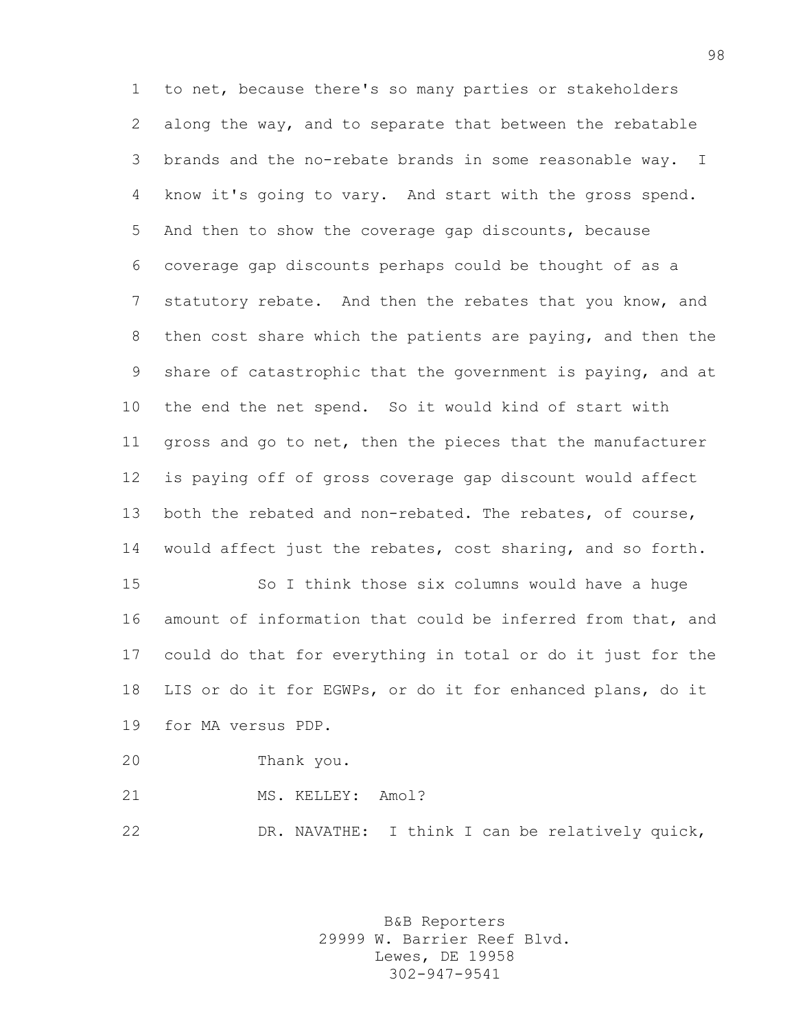to net, because there's so many parties or stakeholders along the way, and to separate that between the rebatable brands and the no-rebate brands in some reasonable way. I know it's going to vary. And start with the gross spend. And then to show the coverage gap discounts, because coverage gap discounts perhaps could be thought of as a statutory rebate. And then the rebates that you know, and then cost share which the patients are paying, and then the share of catastrophic that the government is paying, and at the end the net spend. So it would kind of start with gross and go to net, then the pieces that the manufacturer is paying off of gross coverage gap discount would affect both the rebated and non-rebated. The rebates, of course, would affect just the rebates, cost sharing, and so forth.

So I think those six columns would have a huge amount of information that could be inferred from that, and could do that for everything in total or do it just for the LIS or do it for EGWPs, or do it for enhanced plans, do it for MA versus PDP.

Thank you.

MS. KELLEY: Amol?

DR. NAVATHE: I think I can be relatively quick,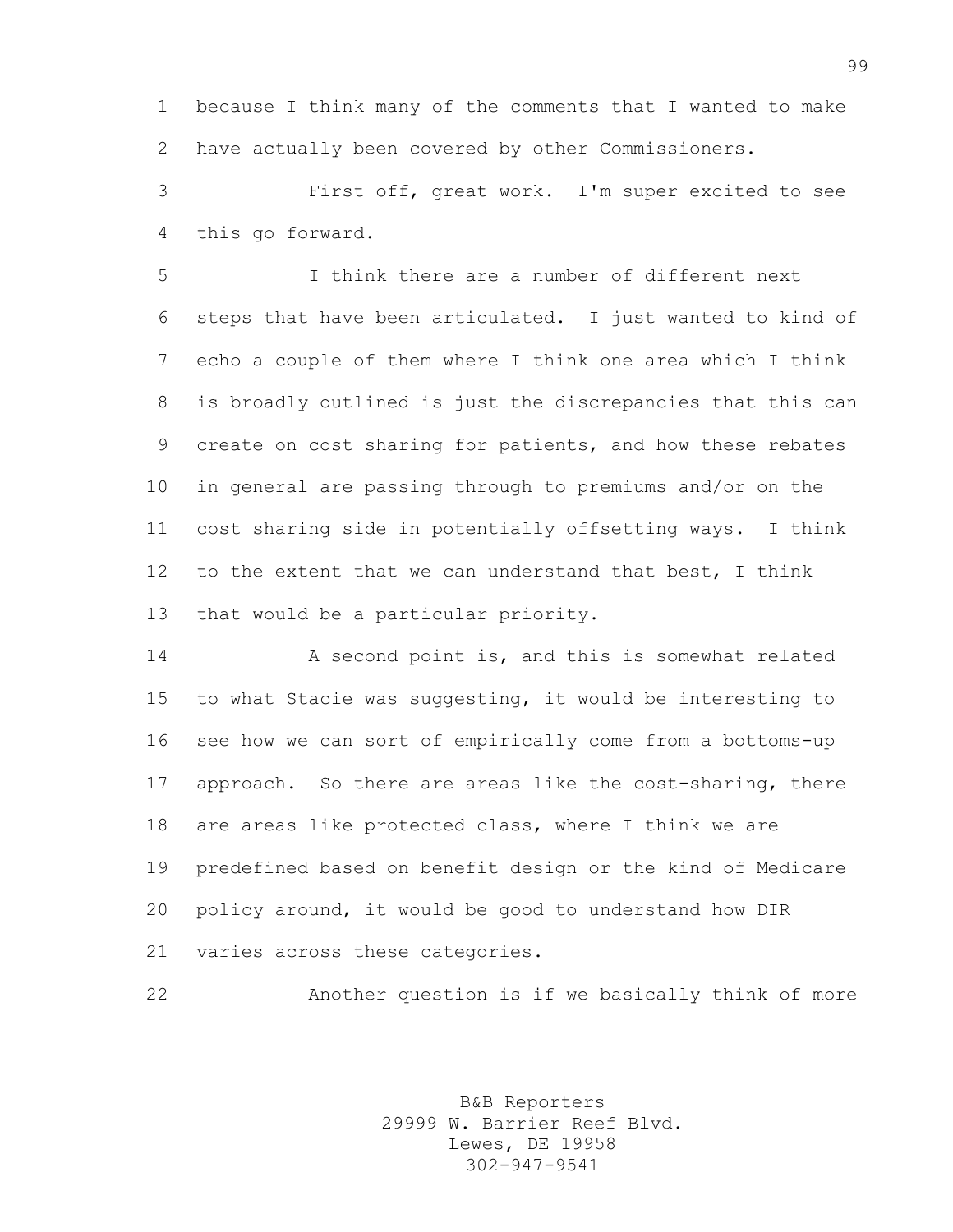because I think many of the comments that I wanted to make have actually been covered by other Commissioners.

First off, great work. I'm super excited to see this go forward.

I think there are a number of different next steps that have been articulated. I just wanted to kind of echo a couple of them where I think one area which I think is broadly outlined is just the discrepancies that this can create on cost sharing for patients, and how these rebates in general are passing through to premiums and/or on the cost sharing side in potentially offsetting ways. I think to the extent that we can understand that best, I think that would be a particular priority.

A second point is, and this is somewhat related to what Stacie was suggesting, it would be interesting to see how we can sort of empirically come from a bottoms-up approach. So there are areas like the cost-sharing, there are areas like protected class, where I think we are predefined based on benefit design or the kind of Medicare policy around, it would be good to understand how DIR varies across these categories.

Another question is if we basically think of more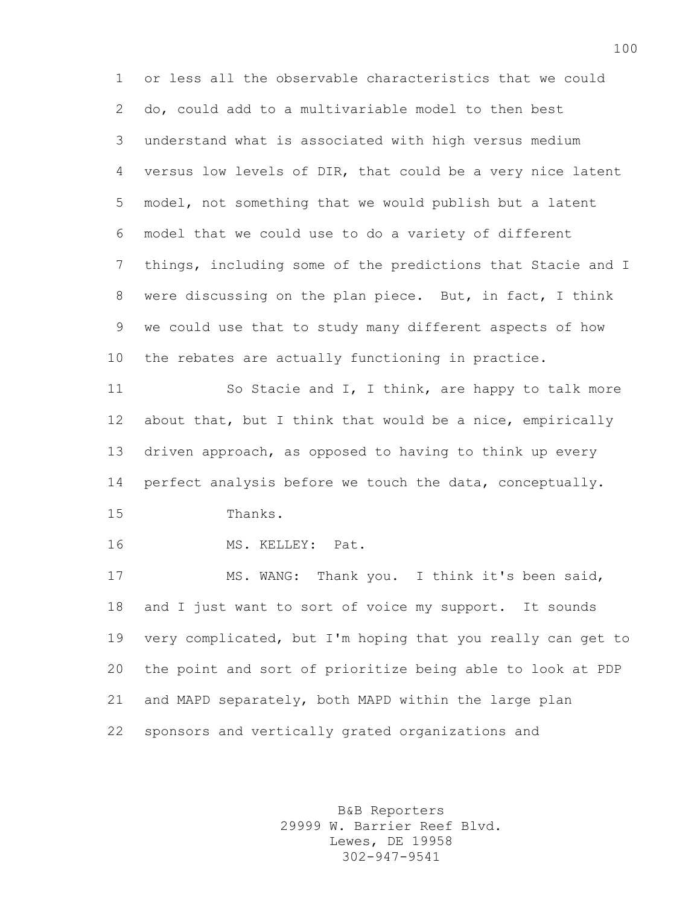or less all the observable characteristics that we could do, could add to a multivariable model to then best understand what is associated with high versus medium versus low levels of DIR, that could be a very nice latent model, not something that we would publish but a latent model that we could use to do a variety of different things, including some of the predictions that Stacie and I were discussing on the plan piece. But, in fact, I think we could use that to study many different aspects of how the rebates are actually functioning in practice.

So Stacie and I, I think, are happy to talk more about that, but I think that would be a nice, empirically driven approach, as opposed to having to think up every perfect analysis before we touch the data, conceptually.

Thanks.

MS. KELLEY: Pat.

MS. WANG: Thank you. I think it's been said, and I just want to sort of voice my support. It sounds very complicated, but I'm hoping that you really can get to the point and sort of prioritize being able to look at PDP and MAPD separately, both MAPD within the large plan sponsors and vertically grated organizations and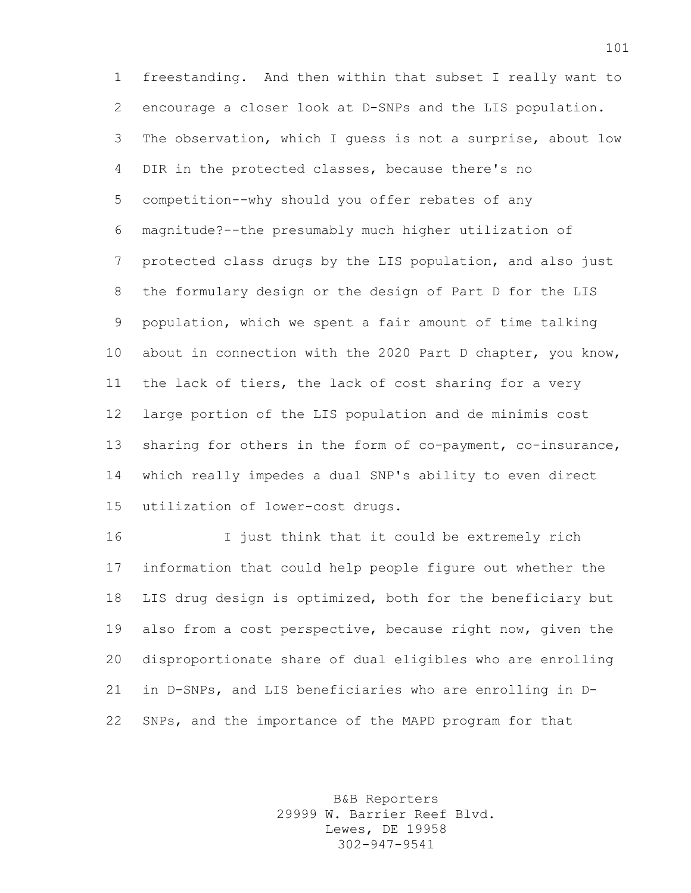freestanding. And then within that subset I really want to encourage a closer look at D-SNPs and the LIS population. The observation, which I guess is not a surprise, about low DIR in the protected classes, because there's no competition--why should you offer rebates of any magnitude?--the presumably much higher utilization of protected class drugs by the LIS population, and also just the formulary design or the design of Part D for the LIS population, which we spent a fair amount of time talking about in connection with the 2020 Part D chapter, you know, the lack of tiers, the lack of cost sharing for a very large portion of the LIS population and de minimis cost sharing for others in the form of co-payment, co-insurance, which really impedes a dual SNP's ability to even direct utilization of lower-cost drugs.

I just think that it could be extremely rich information that could help people figure out whether the LIS drug design is optimized, both for the beneficiary but also from a cost perspective, because right now, given the disproportionate share of dual eligibles who are enrolling in D-SNPs, and LIS beneficiaries who are enrolling in D-SNPs, and the importance of the MAPD program for that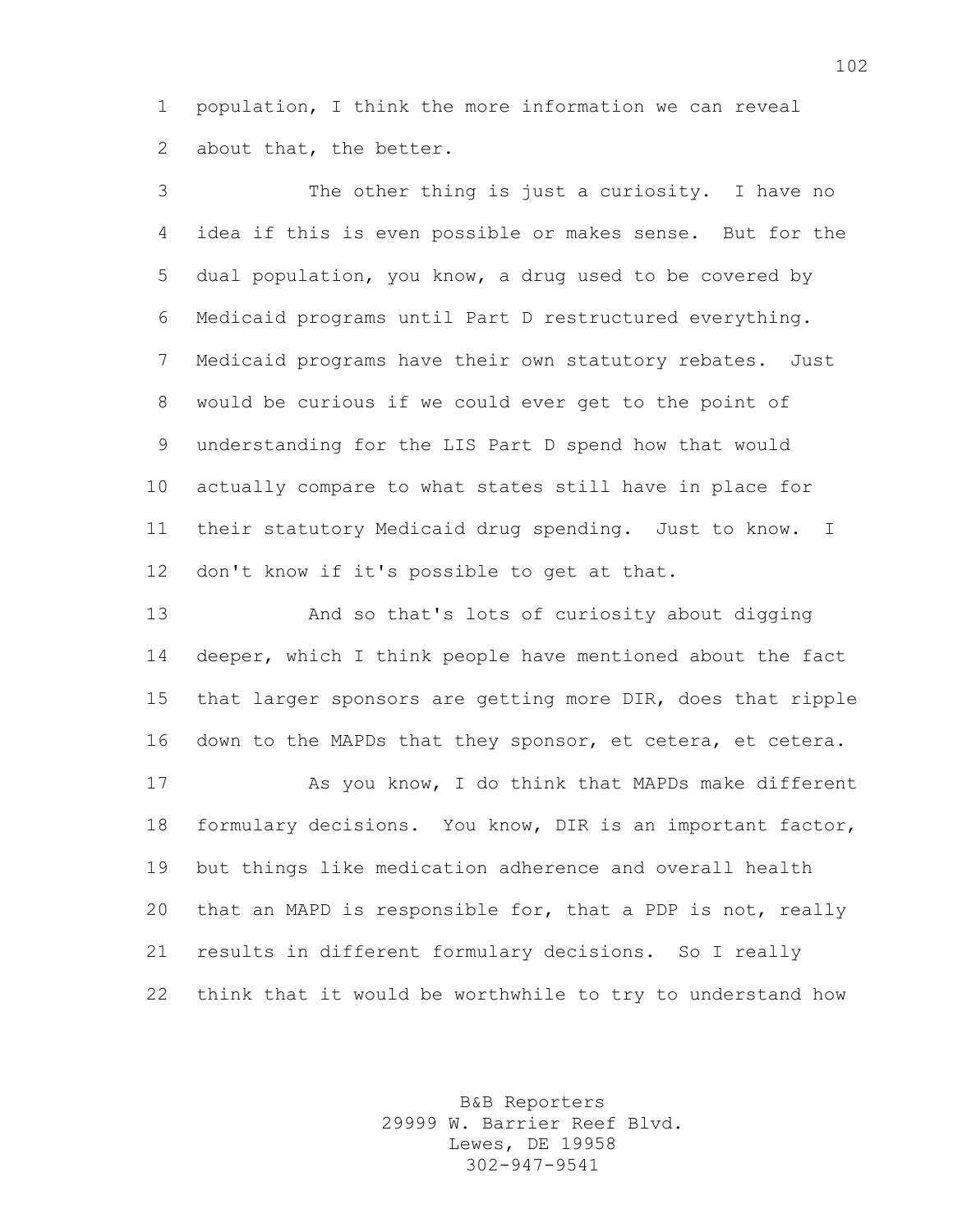population, I think the more information we can reveal about that, the better.

The other thing is just a curiosity. I have no idea if this is even possible or makes sense. But for the dual population, you know, a drug used to be covered by Medicaid programs until Part D restructured everything. Medicaid programs have their own statutory rebates. Just would be curious if we could ever get to the point of understanding for the LIS Part D spend how that would actually compare to what states still have in place for their statutory Medicaid drug spending. Just to know. I don't know if it's possible to get at that.

And so that's lots of curiosity about digging deeper, which I think people have mentioned about the fact that larger sponsors are getting more DIR, does that ripple down to the MAPDs that they sponsor, et cetera, et cetera.

As you know, I do think that MAPDs make different formulary decisions. You know, DIR is an important factor, but things like medication adherence and overall health that an MAPD is responsible for, that a PDP is not, really results in different formulary decisions. So I really think that it would be worthwhile to try to understand how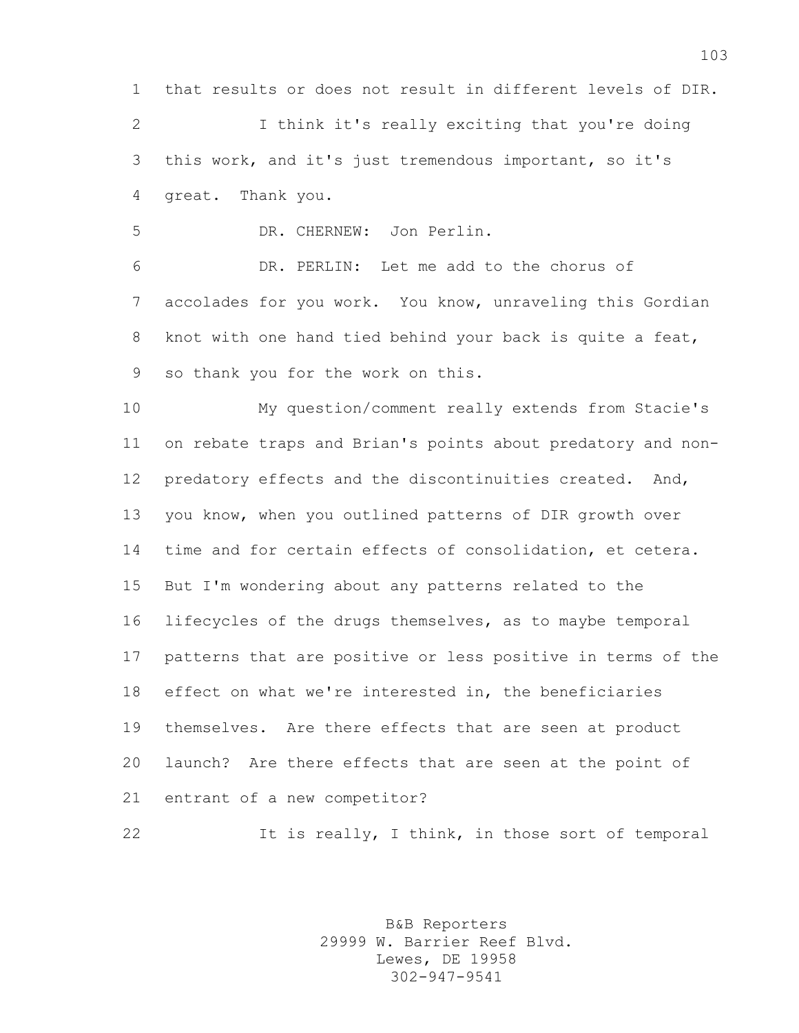that results or does not result in different levels of DIR.

I think it's really exciting that you're doing this work, and it's just tremendous important, so it's great. Thank you.

DR. CHERNEW: Jon Perlin.

DR. PERLIN: Let me add to the chorus of accolades for you work. You know, unraveling this Gordian knot with one hand tied behind your back is quite a feat, so thank you for the work on this.

My question/comment really extends from Stacie's on rebate traps and Brian's points about predatory and non-predatory effects and the discontinuities created. And, you know, when you outlined patterns of DIR growth over time and for certain effects of consolidation, et cetera. But I'm wondering about any patterns related to the lifecycles of the drugs themselves, as to maybe temporal patterns that are positive or less positive in terms of the effect on what we're interested in, the beneficiaries themselves. Are there effects that are seen at product launch? Are there effects that are seen at the point of entrant of a new competitor?

It is really, I think, in those sort of temporal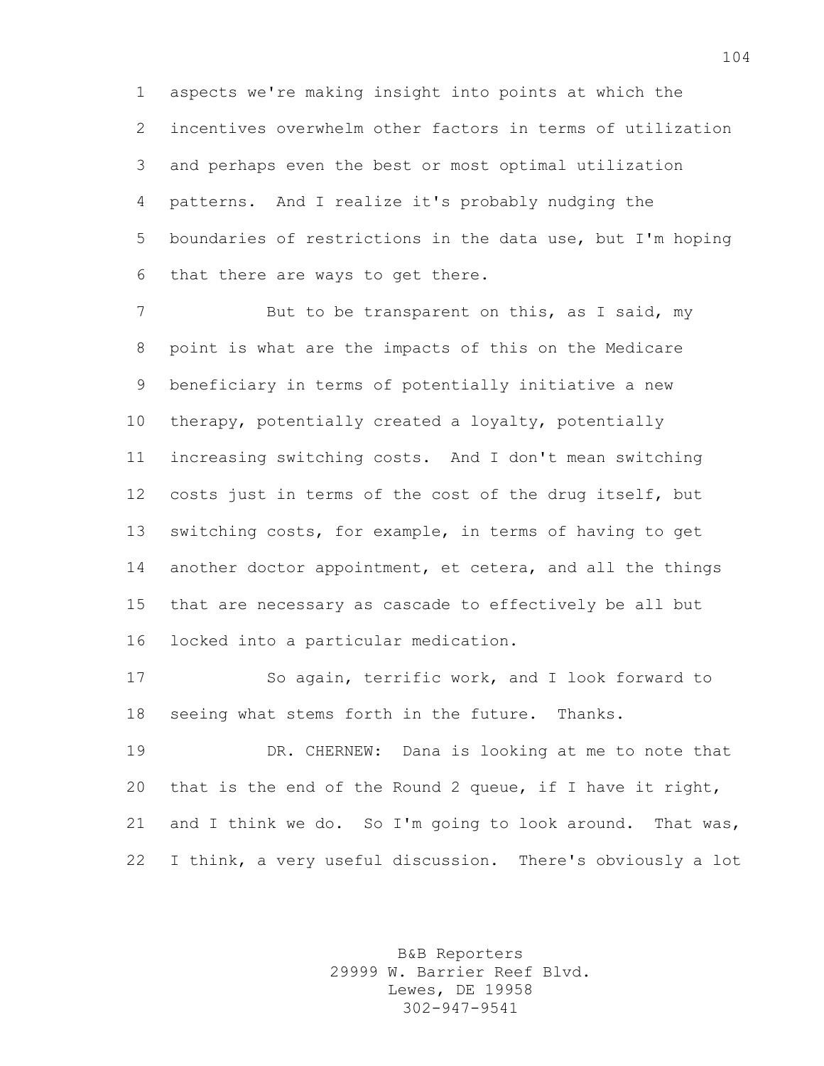aspects we're making insight into points at which the incentives overwhelm other factors in terms of utilization and perhaps even the best or most optimal utilization patterns. And I realize it's probably nudging the boundaries of restrictions in the data use, but I'm hoping that there are ways to get there.

But to be transparent on this, as I said, my point is what are the impacts of this on the Medicare beneficiary in terms of potentially initiative a new therapy, potentially created a loyalty, potentially increasing switching costs. And I don't mean switching costs just in terms of the cost of the drug itself, but switching costs, for example, in terms of having to get another doctor appointment, et cetera, and all the things that are necessary as cascade to effectively be all but locked into a particular medication.

So again, terrific work, and I look forward to seeing what stems forth in the future. Thanks.

DR. CHERNEW: Dana is looking at me to note that that is the end of the Round 2 queue, if I have it right, and I think we do. So I'm going to look around. That was, I think, a very useful discussion. There's obviously a lot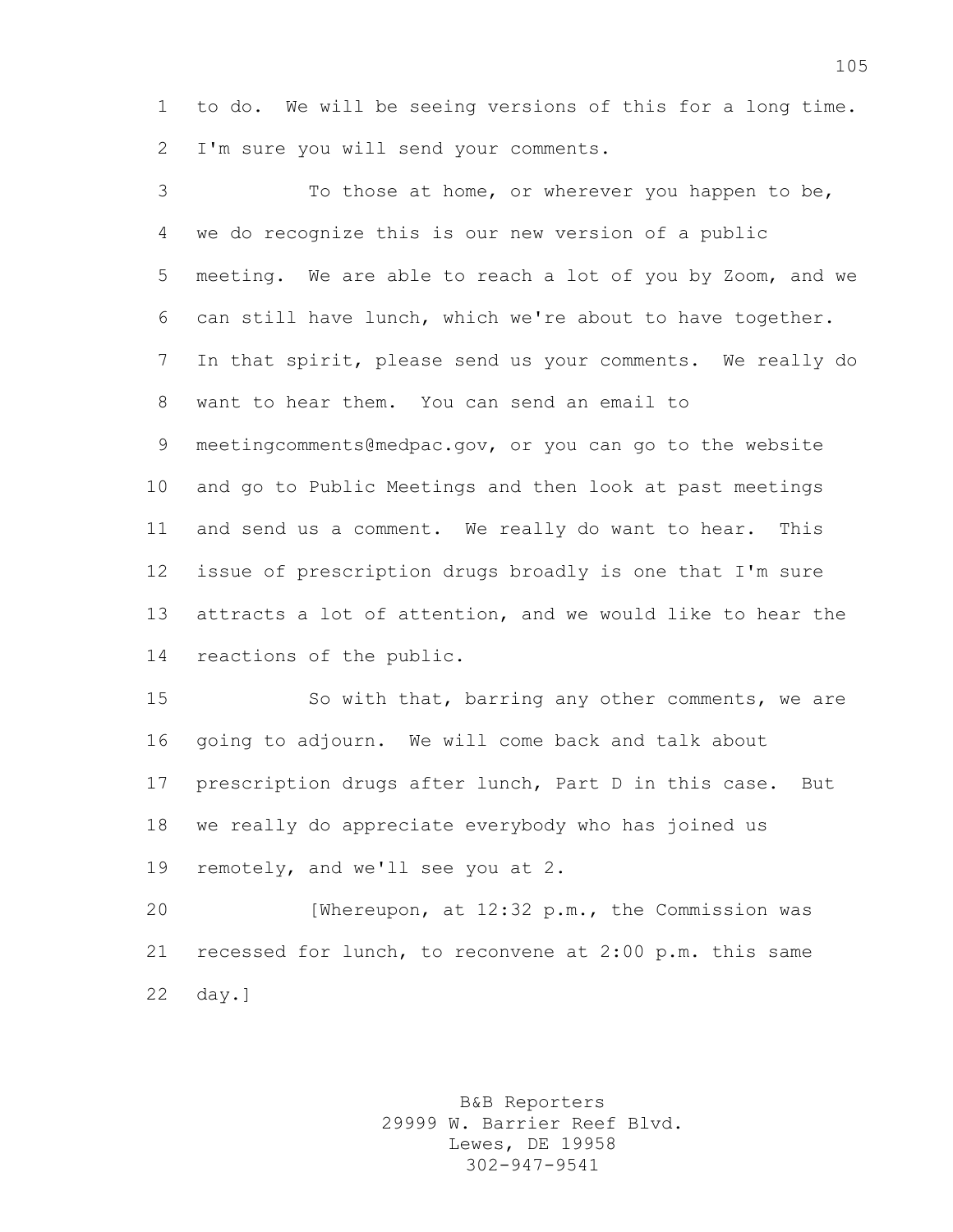to do. We will be seeing versions of this for a long time. I'm sure you will send your comments.

To those at home, or wherever you happen to be, we do recognize this is our new version of a public meeting. We are able to reach a lot of you by Zoom, and we can still have lunch, which we're about to have together. In that spirit, please send us your comments. We really do want to hear them. You can send an email to meetingcomments@medpac.gov, or you can go to the website and go to Public Meetings and then look at past meetings and send us a comment. We really do want to hear. This issue of prescription drugs broadly is one that I'm sure attracts a lot of attention, and we would like to hear the reactions of the public.

So with that, barring any other comments, we are going to adjourn. We will come back and talk about prescription drugs after lunch, Part D in this case. But we really do appreciate everybody who has joined us remotely, and we'll see you at 2.

[Whereupon, at 12:32 p.m., the Commission was recessed for lunch, to reconvene at 2:00 p.m. this same day.]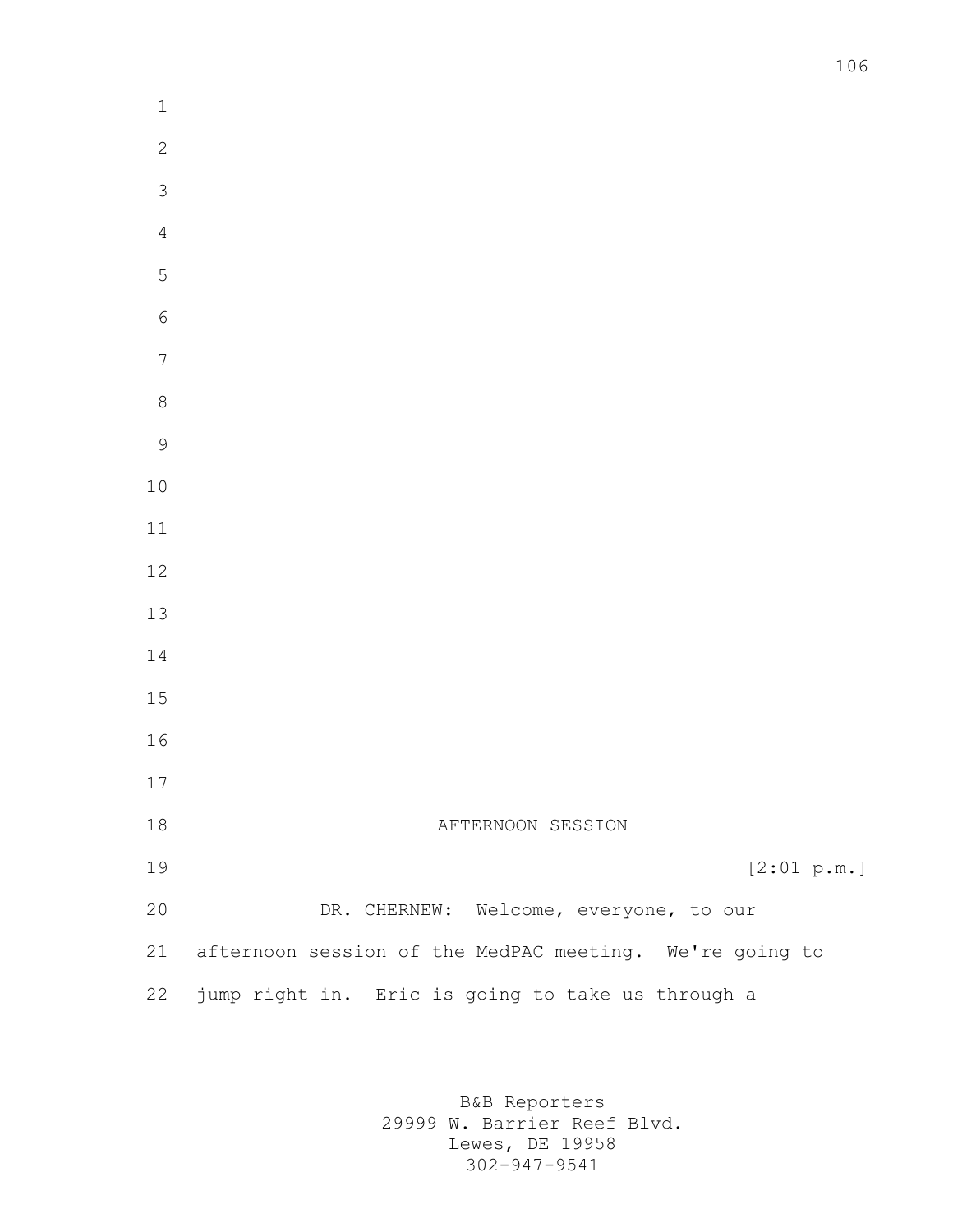AFTERNOON SESSION

[2:01 p.m.]

DR. CHERNEW: Welcome, everyone, to our afternoon session of the MedPAC meeting. We're going to jump right in. Eric is going to take us through a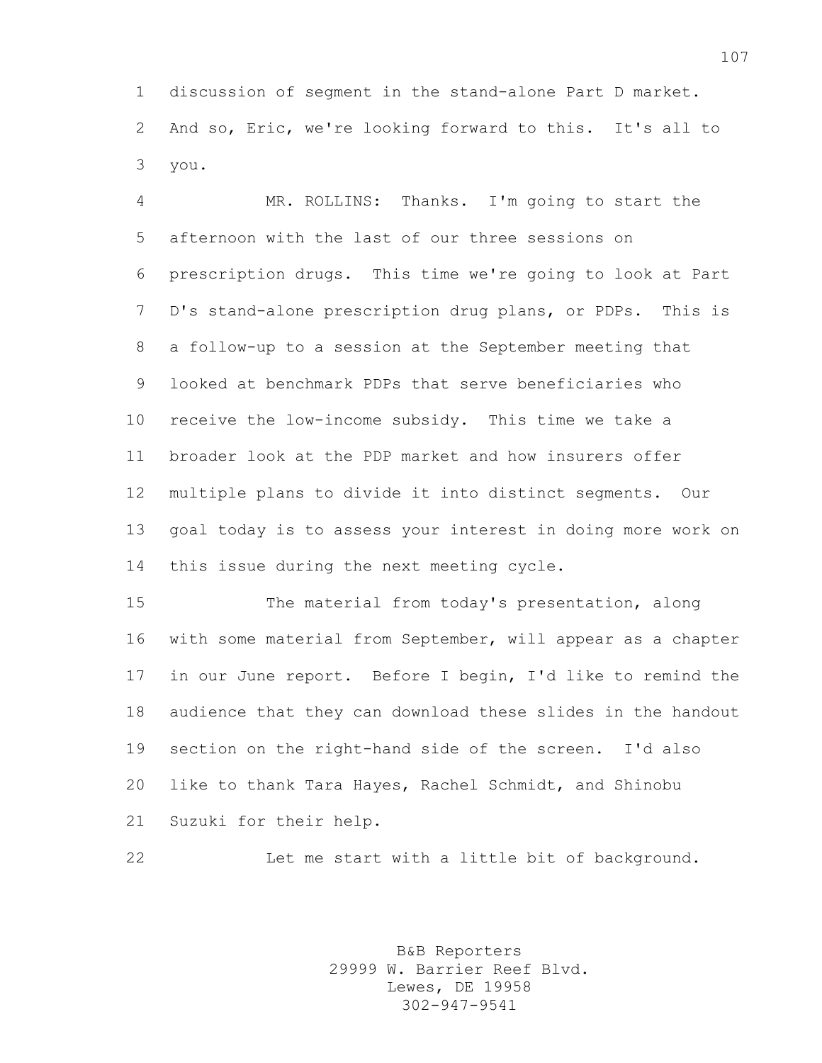discussion of segment in the stand-alone Part D market. And so, Eric, we're looking forward to this. It's all to you.

MR. ROLLINS: Thanks. I'm going to start the afternoon with the last of our three sessions on prescription drugs. This time we're going to look at Part D's stand-alone prescription drug plans, or PDPs. This is a follow-up to a session at the September meeting that looked at benchmark PDPs that serve beneficiaries who receive the low-income subsidy. This time we take a broader look at the PDP market and how insurers offer multiple plans to divide it into distinct segments. Our goal today is to assess your interest in doing more work on this issue during the next meeting cycle.

The material from today's presentation, along with some material from September, will appear as a chapter in our June report. Before I begin, I'd like to remind the audience that they can download these slides in the handout section on the right-hand side of the screen. I'd also like to thank Tara Hayes, Rachel Schmidt, and Shinobu Suzuki for their help.

Let me start with a little bit of background.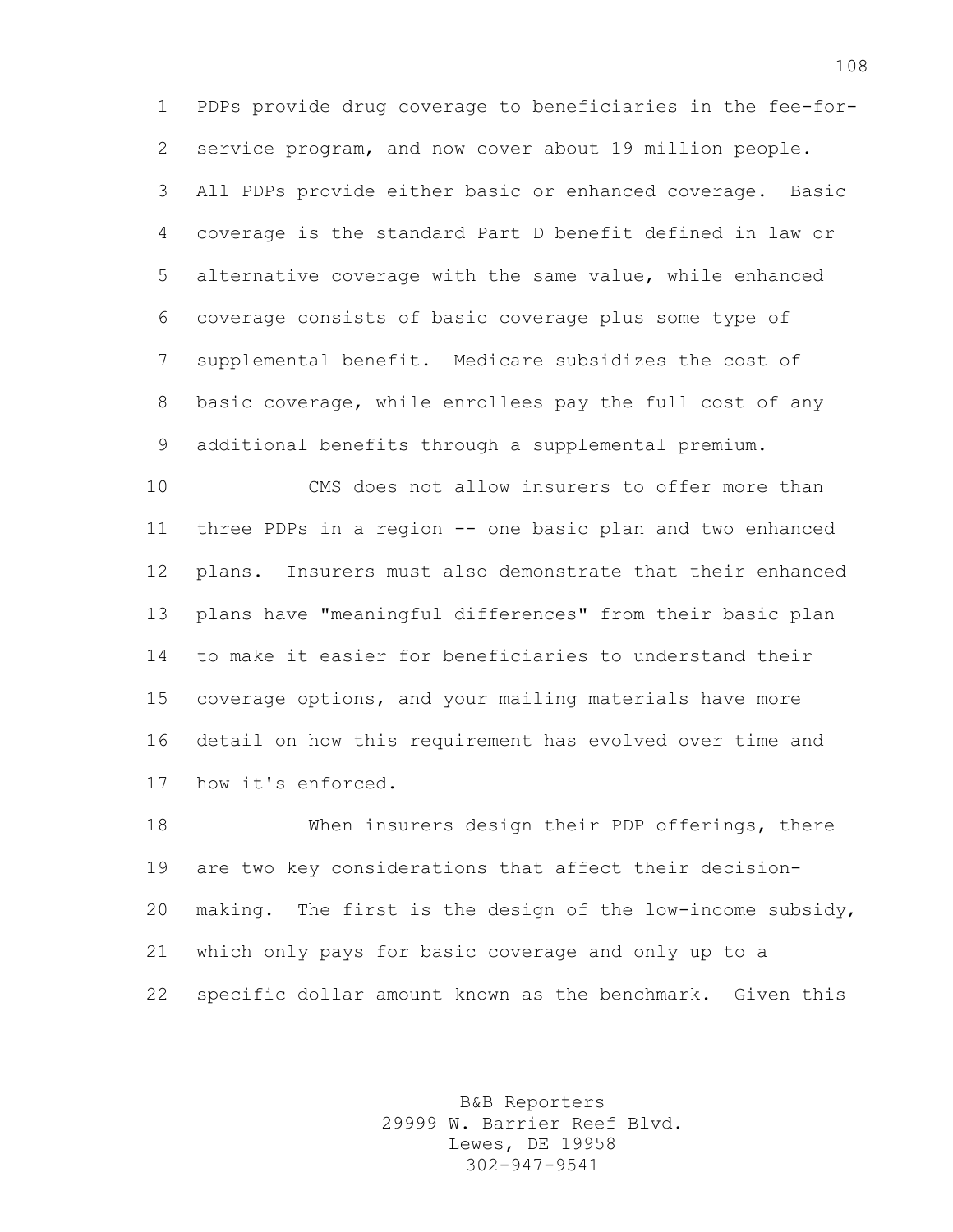PDPs provide drug coverage to beneficiaries in the fee-for-service program, and now cover about 19 million people. All PDPs provide either basic or enhanced coverage. Basic coverage is the standard Part D benefit defined in law or alternative coverage with the same value, while enhanced coverage consists of basic coverage plus some type of supplemental benefit. Medicare subsidizes the cost of basic coverage, while enrollees pay the full cost of any additional benefits through a supplemental premium.

CMS does not allow insurers to offer more than three PDPs in a region -- one basic plan and two enhanced plans. Insurers must also demonstrate that their enhanced plans have "meaningful differences" from their basic plan to make it easier for beneficiaries to understand their coverage options, and your mailing materials have more detail on how this requirement has evolved over time and how it's enforced.

When insurers design their PDP offerings, there are two key considerations that affect their decision-making. The first is the design of the low-income subsidy, which only pays for basic coverage and only up to a specific dollar amount known as the benchmark. Given this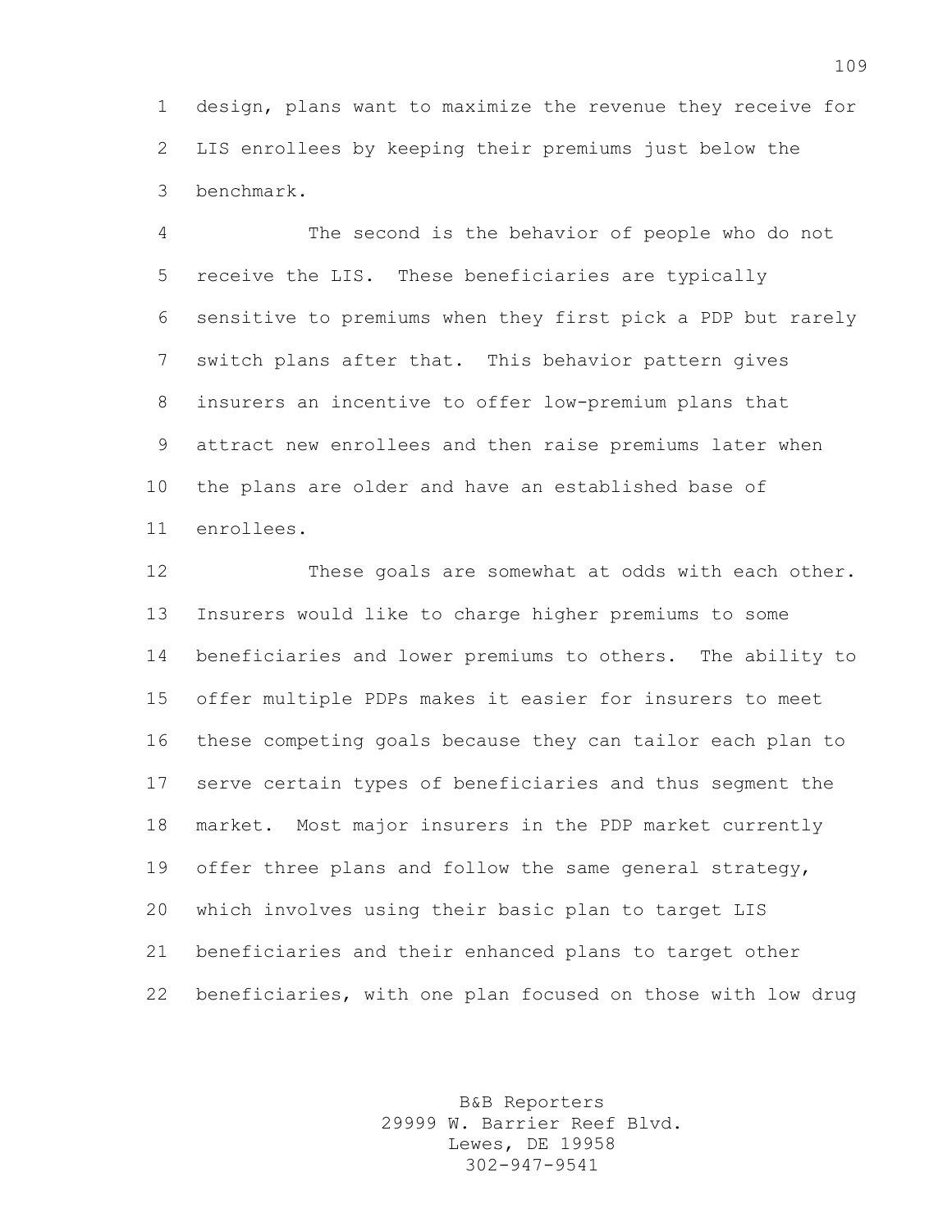design, plans want to maximize the revenue they receive for LIS enrollees by keeping their premiums just below the benchmark.

The second is the behavior of people who do not receive the LIS. These beneficiaries are typically sensitive to premiums when they first pick a PDP but rarely switch plans after that. This behavior pattern gives insurers an incentive to offer low-premium plans that attract new enrollees and then raise premiums later when the plans are older and have an established base of enrollees.

These goals are somewhat at odds with each other. Insurers would like to charge higher premiums to some beneficiaries and lower premiums to others. The ability to offer multiple PDPs makes it easier for insurers to meet these competing goals because they can tailor each plan to serve certain types of beneficiaries and thus segment the market. Most major insurers in the PDP market currently offer three plans and follow the same general strategy, which involves using their basic plan to target LIS beneficiaries and their enhanced plans to target other beneficiaries, with one plan focused on those with low drug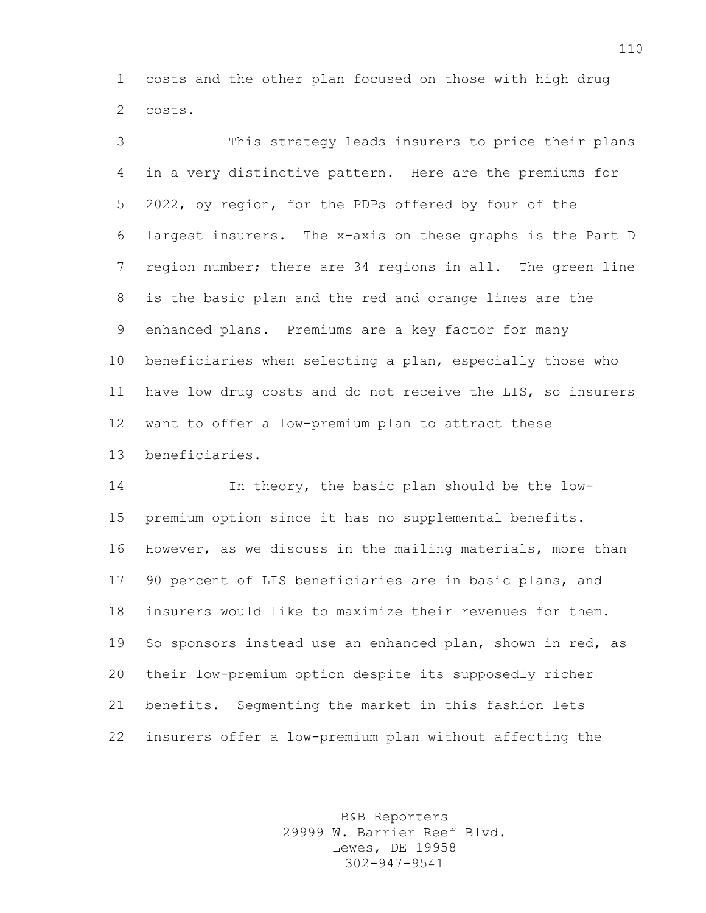costs and the other plan focused on those with high drug costs.

This strategy leads insurers to price their plans in a very distinctive pattern. Here are the premiums for 2022, by region, for the PDPs offered by four of the largest insurers. The x-axis on these graphs is the Part D region number; there are 34 regions in all. The green line is the basic plan and the red and orange lines are the enhanced plans. Premiums are a key factor for many beneficiaries when selecting a plan, especially those who have low drug costs and do not receive the LIS, so insurers want to offer a low-premium plan to attract these beneficiaries.

In theory, the basic plan should be the low-premium option since it has no supplemental benefits. However, as we discuss in the mailing materials, more than 90 percent of LIS beneficiaries are in basic plans, and insurers would like to maximize their revenues for them. So sponsors instead use an enhanced plan, shown in red, as their low-premium option despite its supposedly richer benefits. Segmenting the market in this fashion lets insurers offer a low-premium plan without affecting the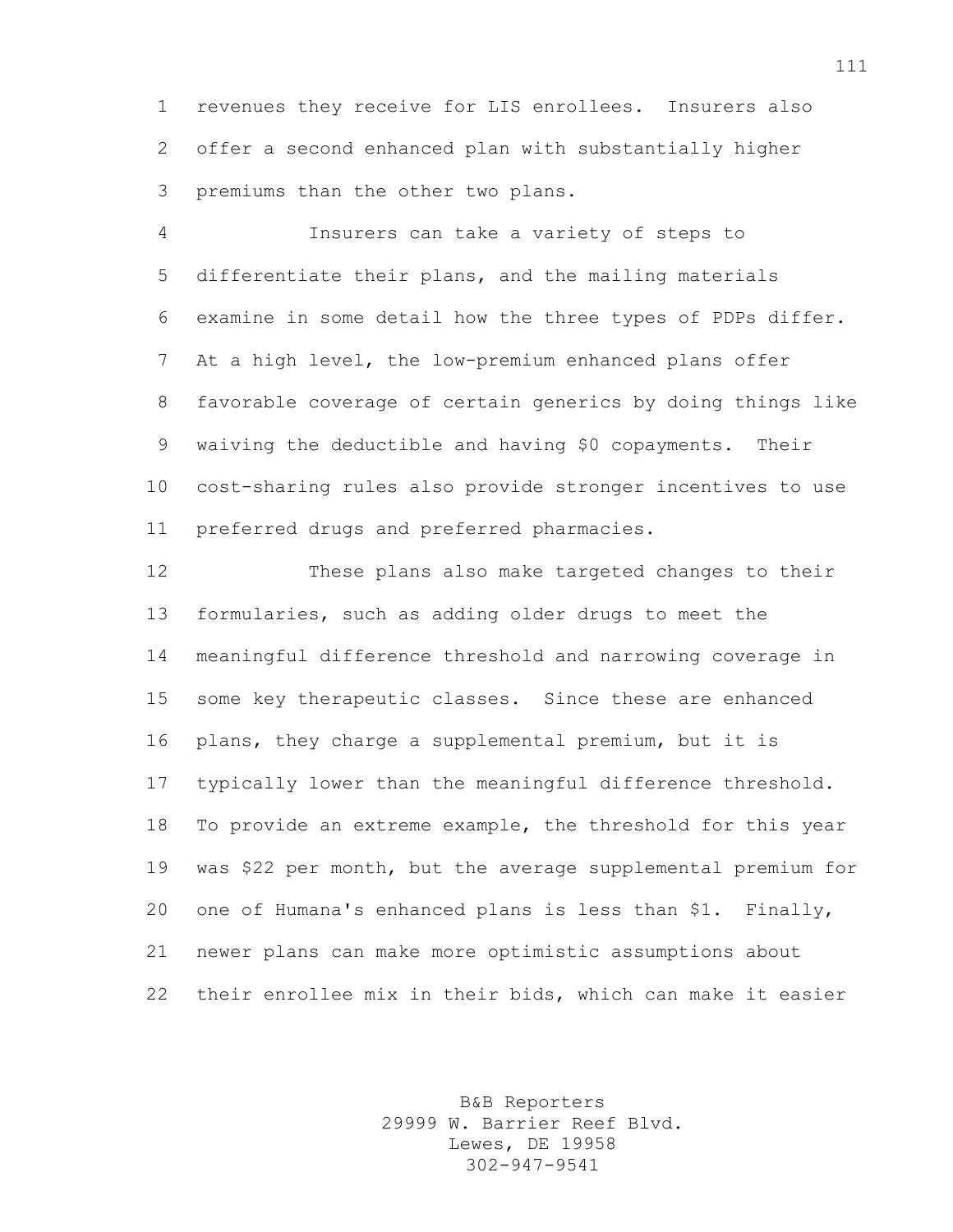revenues they receive for LIS enrollees. Insurers also offer a second enhanced plan with substantially higher premiums than the other two plans.

Insurers can take a variety of steps to differentiate their plans, and the mailing materials examine in some detail how the three types of PDPs differ. At a high level, the low-premium enhanced plans offer favorable coverage of certain generics by doing things like waiving the deductible and having $0 copayments. Their cost-sharing rules also provide stronger incentives to use preferred drugs and preferred pharmacies.

These plans also make targeted changes to their formularies, such as adding older drugs to meet the meaningful difference threshold and narrowing coverage in some key therapeutic classes. Since these are enhanced plans, they charge a supplemental premium, but it is typically lower than the meaningful difference threshold. To provide an extreme example, the threshold for this year was $22 per month, but the average supplemental premium for one of Humana's enhanced plans is less than $1. Finally, newer plans can make more optimistic assumptions about their enrollee mix in their bids, which can make it easier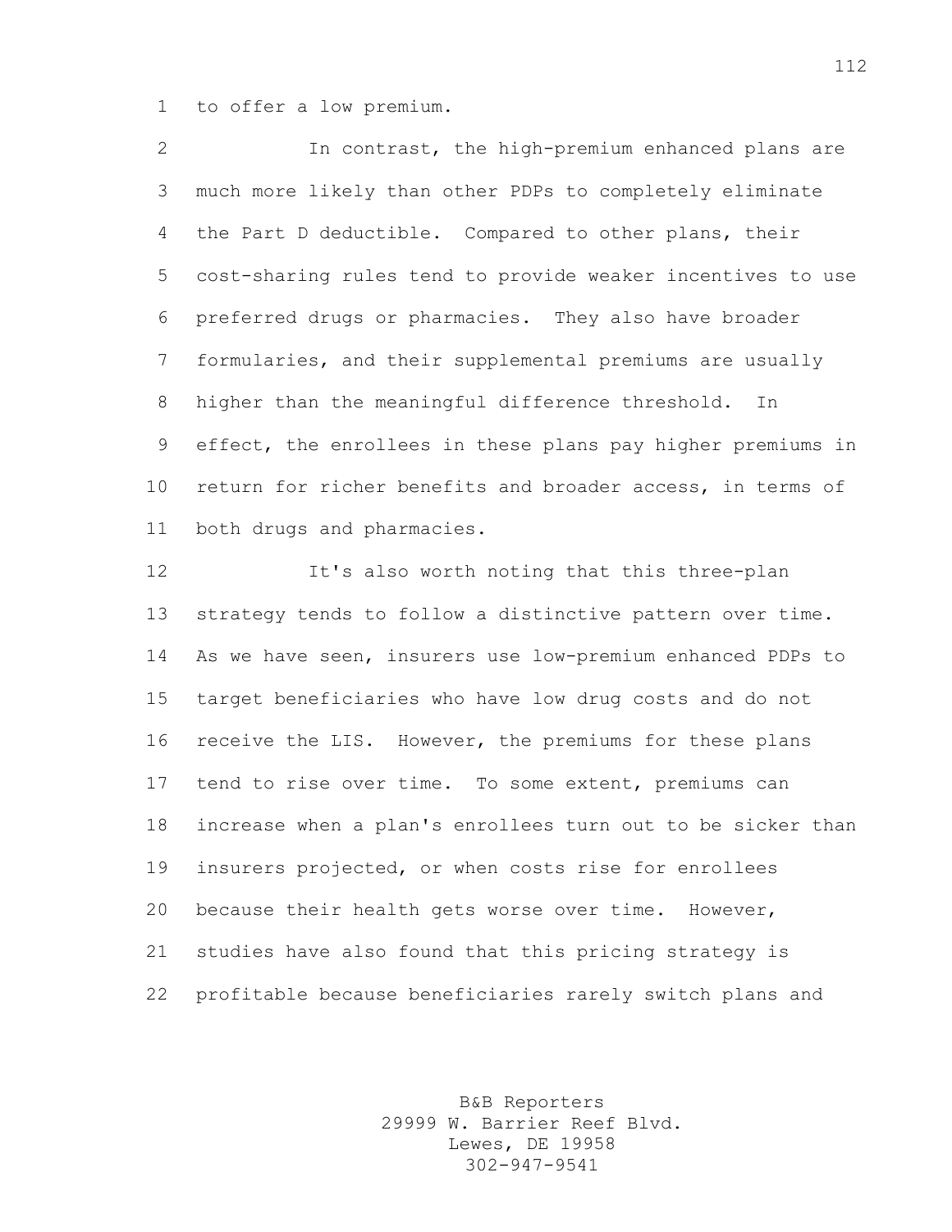to offer a low premium.

In contrast, the high-premium enhanced plans are much more likely than other PDPs to completely eliminate the Part D deductible. Compared to other plans, their cost-sharing rules tend to provide weaker incentives to use preferred drugs or pharmacies. They also have broader formularies, and their supplemental premiums are usually higher than the meaningful difference threshold. In effect, the enrollees in these plans pay higher premiums in return for richer benefits and broader access, in terms of both drugs and pharmacies.

It's also worth noting that this three-plan strategy tends to follow a distinctive pattern over time. As we have seen, insurers use low-premium enhanced PDPs to target beneficiaries who have low drug costs and do not receive the LIS. However, the premiums for these plans tend to rise over time. To some extent, premiums can increase when a plan's enrollees turn out to be sicker than insurers projected, or when costs rise for enrollees because their health gets worse over time. However, studies have also found that this pricing strategy is profitable because beneficiaries rarely switch plans and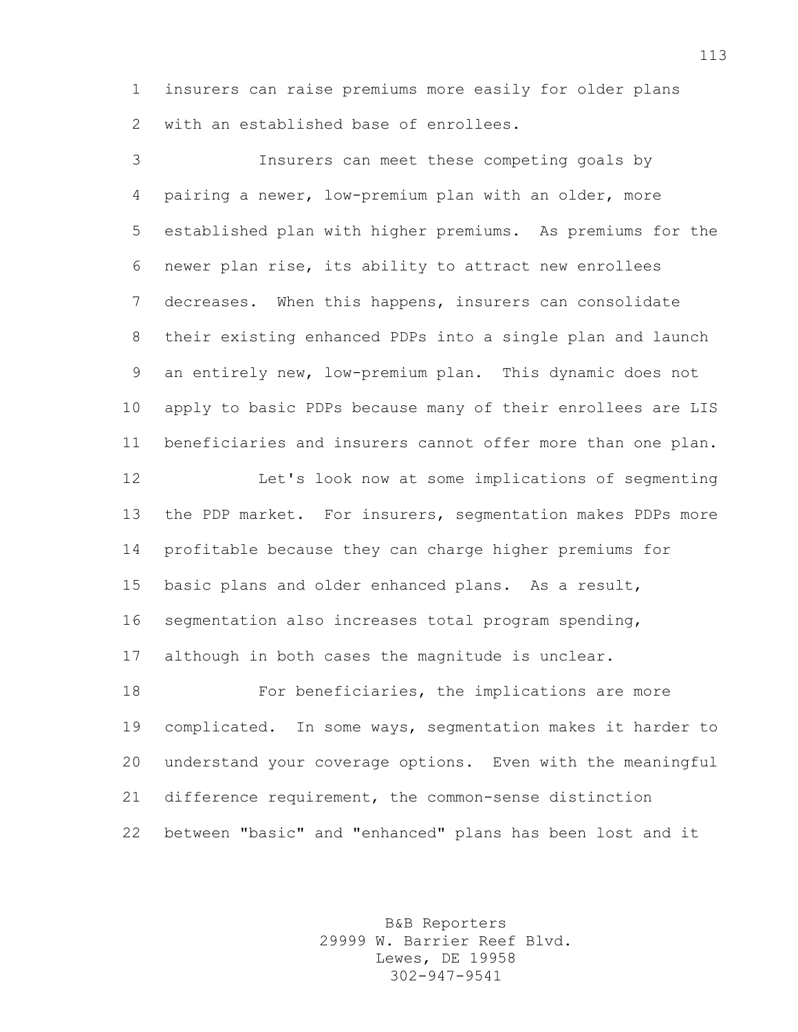insurers can raise premiums more easily for older plans with an established base of enrollees.

Insurers can meet these competing goals by pairing a newer, low-premium plan with an older, more established plan with higher premiums. As premiums for the newer plan rise, its ability to attract new enrollees decreases. When this happens, insurers can consolidate their existing enhanced PDPs into a single plan and launch an entirely new, low-premium plan. This dynamic does not apply to basic PDPs because many of their enrollees are LIS beneficiaries and insurers cannot offer more than one plan.

Let's look now at some implications of segmenting the PDP market. For insurers, segmentation makes PDPs more profitable because they can charge higher premiums for basic plans and older enhanced plans. As a result, segmentation also increases total program spending, although in both cases the magnitude is unclear.

For beneficiaries, the implications are more complicated. In some ways, segmentation makes it harder to understand your coverage options. Even with the meaningful difference requirement, the common-sense distinction between "basic" and "enhanced" plans has been lost and it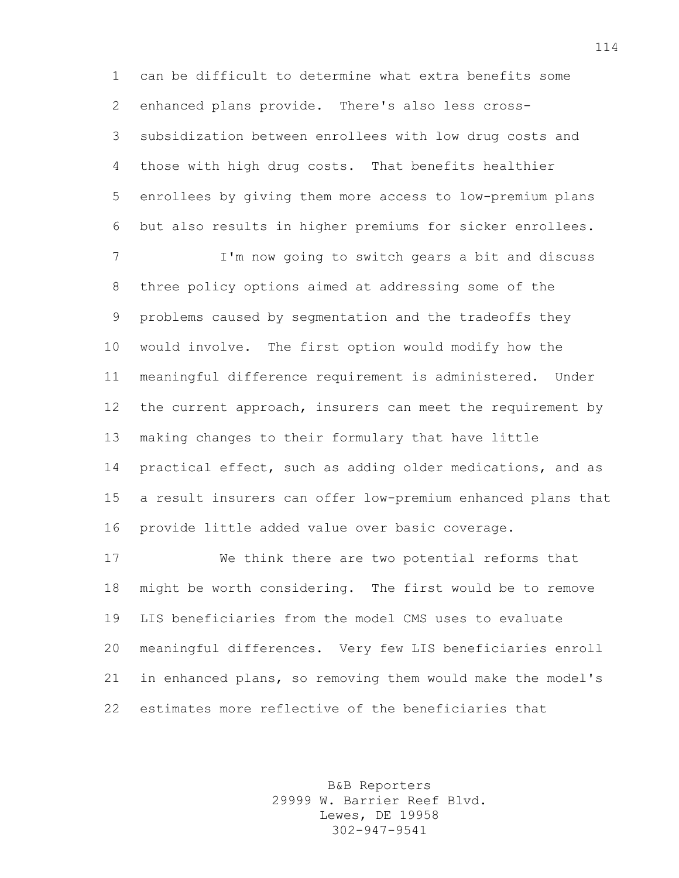can be difficult to determine what extra benefits some enhanced plans provide. There's also less cross-subsidization between enrollees with low drug costs and those with high drug costs. That benefits healthier enrollees by giving them more access to low-premium plans but also results in higher premiums for sicker enrollees.

I'm now going to switch gears a bit and discuss three policy options aimed at addressing some of the problems caused by segmentation and the tradeoffs they would involve. The first option would modify how the meaningful difference requirement is administered. Under the current approach, insurers can meet the requirement by making changes to their formulary that have little practical effect, such as adding older medications, and as a result insurers can offer low-premium enhanced plans that provide little added value over basic coverage.

We think there are two potential reforms that might be worth considering. The first would be to remove LIS beneficiaries from the model CMS uses to evaluate meaningful differences. Very few LIS beneficiaries enroll in enhanced plans, so removing them would make the model's estimates more reflective of the beneficiaries that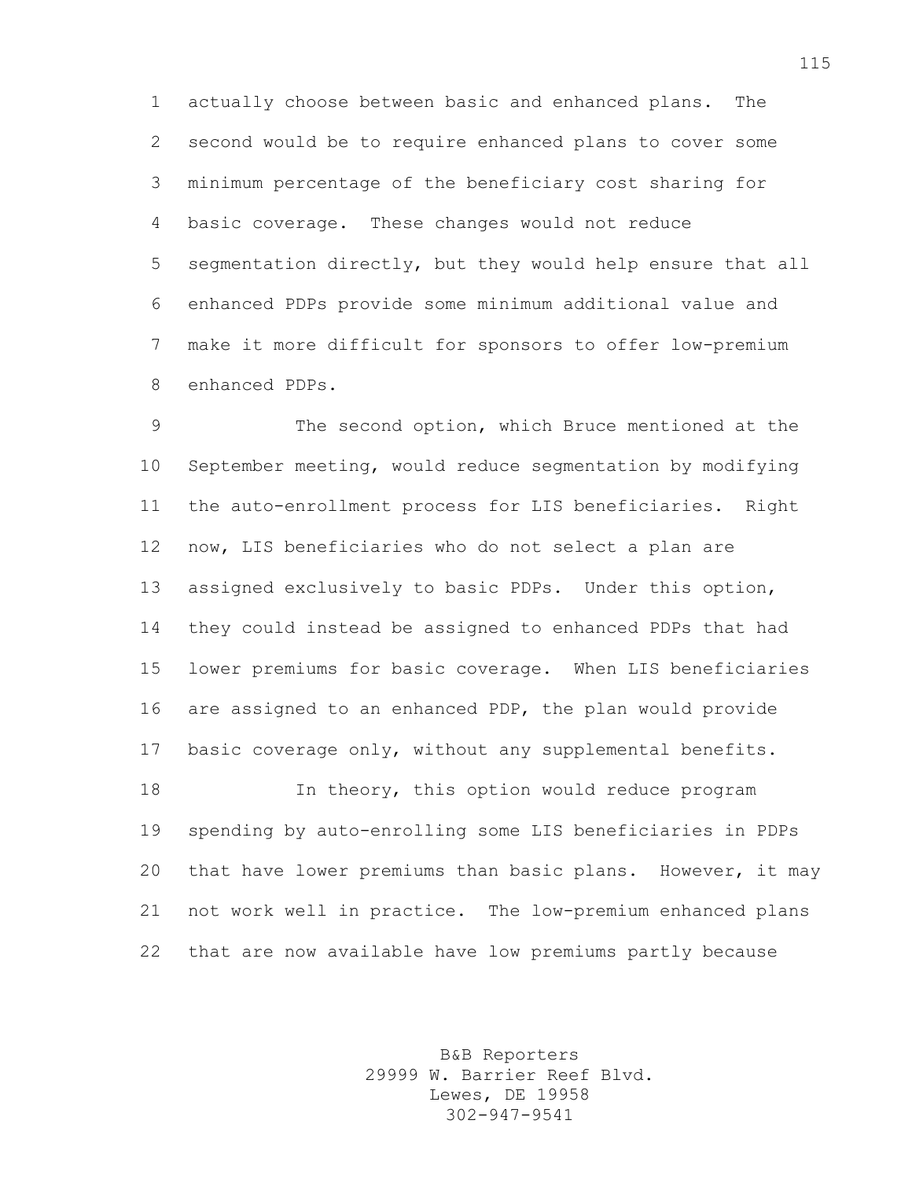actually choose between basic and enhanced plans. The second would be to require enhanced plans to cover some minimum percentage of the beneficiary cost sharing for basic coverage. These changes would not reduce segmentation directly, but they would help ensure that all enhanced PDPs provide some minimum additional value and make it more difficult for sponsors to offer low-premium enhanced PDPs.

The second option, which Bruce mentioned at the September meeting, would reduce segmentation by modifying the auto-enrollment process for LIS beneficiaries. Right now, LIS beneficiaries who do not select a plan are assigned exclusively to basic PDPs. Under this option, they could instead be assigned to enhanced PDPs that had lower premiums for basic coverage. When LIS beneficiaries are assigned to an enhanced PDP, the plan would provide basic coverage only, without any supplemental benefits.

In theory, this option would reduce program spending by auto-enrolling some LIS beneficiaries in PDPs that have lower premiums than basic plans. However, it may not work well in practice. The low-premium enhanced plans that are now available have low premiums partly because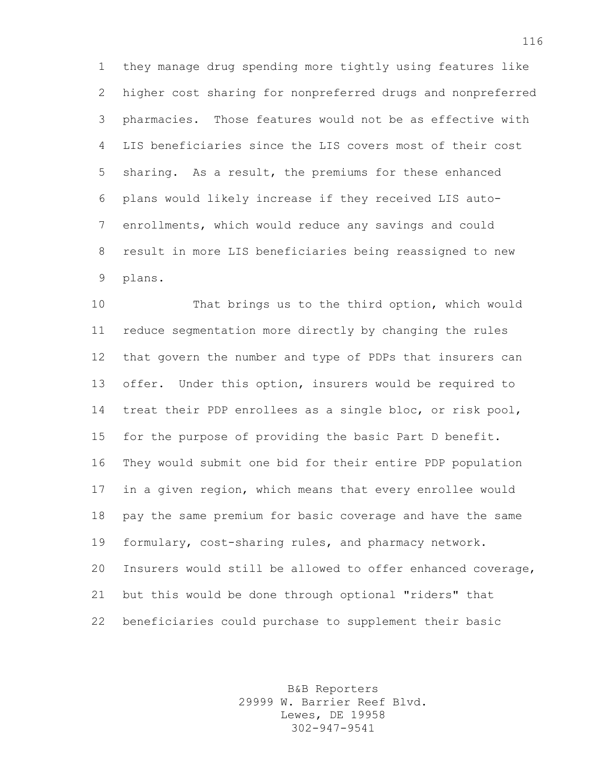they manage drug spending more tightly using features like higher cost sharing for nonpreferred drugs and nonpreferred pharmacies. Those features would not be as effective with LIS beneficiaries since the LIS covers most of their cost sharing. As a result, the premiums for these enhanced plans would likely increase if they received LIS auto-enrollments, which would reduce any savings and could result in more LIS beneficiaries being reassigned to new plans.

That brings us to the third option, which would reduce segmentation more directly by changing the rules that govern the number and type of PDPs that insurers can offer. Under this option, insurers would be required to treat their PDP enrollees as a single bloc, or risk pool, for the purpose of providing the basic Part D benefit. They would submit one bid for their entire PDP population in a given region, which means that every enrollee would pay the same premium for basic coverage and have the same formulary, cost-sharing rules, and pharmacy network. Insurers would still be allowed to offer enhanced coverage, but this would be done through optional "riders" that beneficiaries could purchase to supplement their basic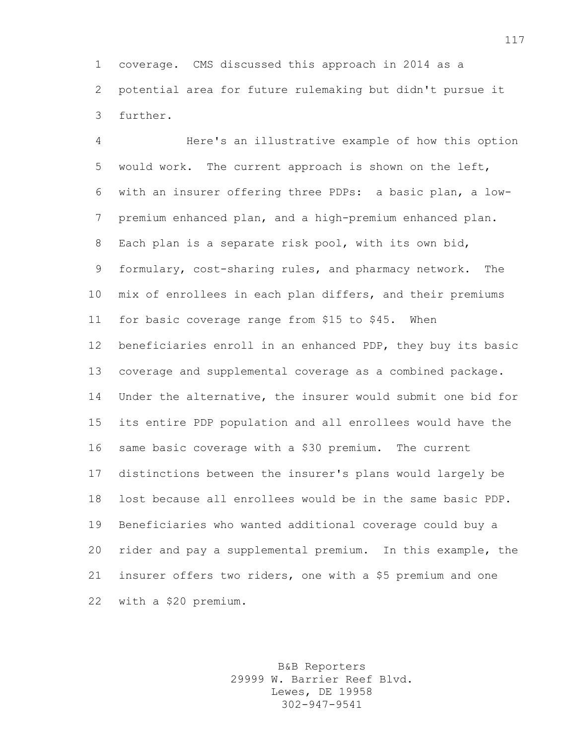coverage. CMS discussed this approach in 2014 as a potential area for future rulemaking but didn't pursue it further.

Here's an illustrative example of how this option would work. The current approach is shown on the left, with an insurer offering three PDPs: a basic plan, a low-premium enhanced plan, and a high-premium enhanced plan. Each plan is a separate risk pool, with its own bid, formulary, cost-sharing rules, and pharmacy network. The mix of enrollees in each plan differs, and their premiums for basic coverage range from $15 to $45. When beneficiaries enroll in an enhanced PDP, they buy its basic coverage and supplemental coverage as a combined package. Under the alternative, the insurer would submit one bid for its entire PDP population and all enrollees would have the same basic coverage with a $30 premium. The current distinctions between the insurer's plans would largely be lost because all enrollees would be in the same basic PDP. Beneficiaries who wanted additional coverage could buy a rider and pay a supplemental premium. In this example, the insurer offers two riders, one with a $5 premium and one with a $20 premium.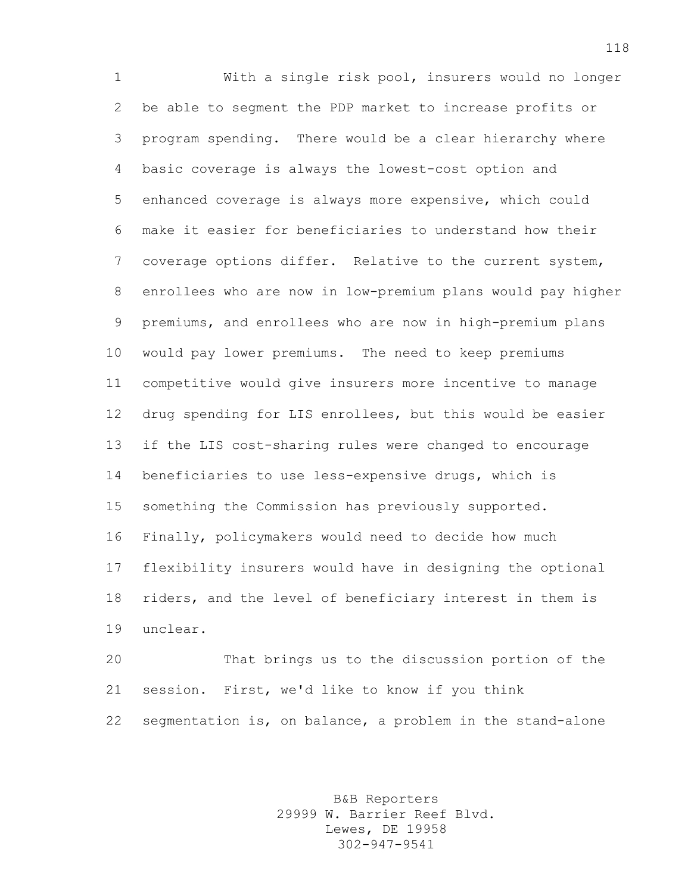With a single risk pool, insurers would no longer be able to segment the PDP market to increase profits or program spending. There would be a clear hierarchy where basic coverage is always the lowest-cost option and enhanced coverage is always more expensive, which could make it easier for beneficiaries to understand how their coverage options differ. Relative to the current system, enrollees who are now in low-premium plans would pay higher premiums, and enrollees who are now in high-premium plans would pay lower premiums. The need to keep premiums competitive would give insurers more incentive to manage drug spending for LIS enrollees, but this would be easier if the LIS cost-sharing rules were changed to encourage beneficiaries to use less-expensive drugs, which is something the Commission has previously supported. Finally, policymakers would need to decide how much flexibility insurers would have in designing the optional riders, and the level of beneficiary interest in them is unclear.

That brings us to the discussion portion of the session. First, we'd like to know if you think segmentation is, on balance, a problem in the stand-alone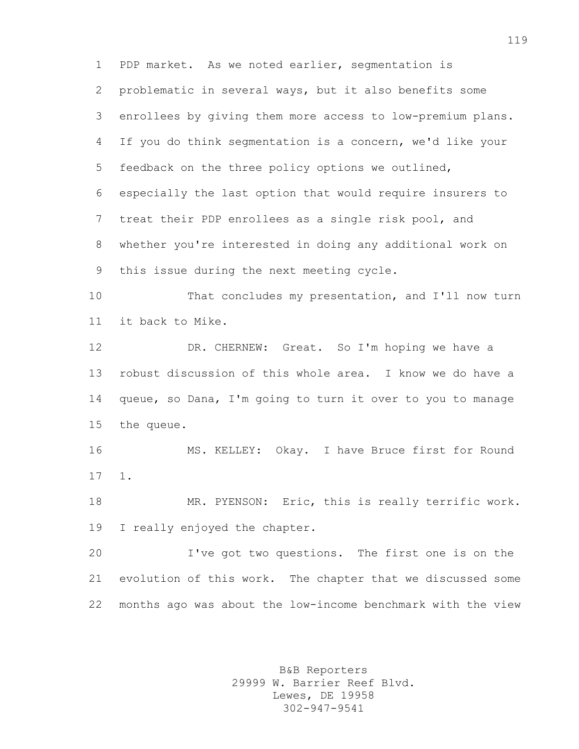PDP market. As we noted earlier, segmentation is problematic in several ways, but it also benefits some enrollees by giving them more access to low-premium plans. If you do think segmentation is a concern, we'd like your feedback on the three policy options we outlined, especially the last option that would require insurers to treat their PDP enrollees as a single risk pool, and whether you're interested in doing any additional work on this issue during the next meeting cycle.

That concludes my presentation, and I'll now turn it back to Mike.

DR. CHERNEW: Great. So I'm hoping we have a robust discussion of this whole area. I know we do have a queue, so Dana, I'm going to turn it over to you to manage the queue.

MS. KELLEY: Okay. I have Bruce first for Round 1.

MR. PYENSON: Eric, this is really terrific work. I really enjoyed the chapter.

I've got two questions. The first one is on the evolution of this work. The chapter that we discussed some months ago was about the low-income benchmark with the view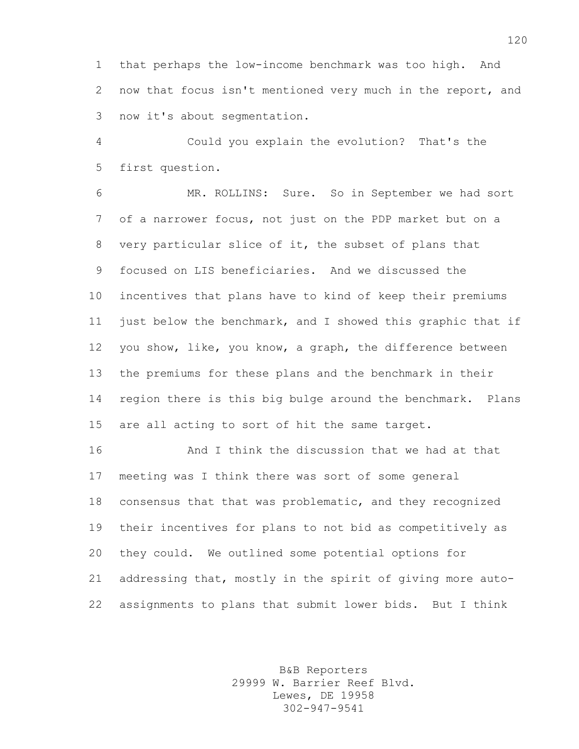that perhaps the low-income benchmark was too high. And now that focus isn't mentioned very much in the report, and now it's about segmentation.

Could you explain the evolution? That's the first question.

MR. ROLLINS: Sure. So in September we had sort of a narrower focus, not just on the PDP market but on a very particular slice of it, the subset of plans that focused on LIS beneficiaries. And we discussed the incentives that plans have to kind of keep their premiums just below the benchmark, and I showed this graphic that if you show, like, you know, a graph, the difference between the premiums for these plans and the benchmark in their region there is this big bulge around the benchmark. Plans are all acting to sort of hit the same target.

And I think the discussion that we had at that meeting was I think there was sort of some general consensus that that was problematic, and they recognized their incentives for plans to not bid as competitively as they could. We outlined some potential options for addressing that, mostly in the spirit of giving more auto-assignments to plans that submit lower bids. But I think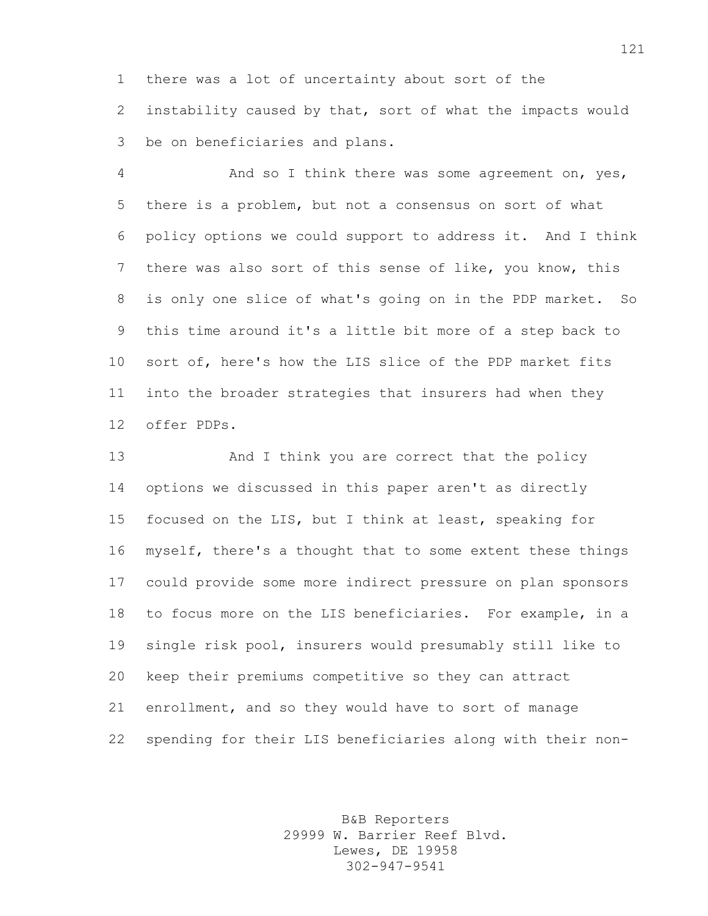there was a lot of uncertainty about sort of the instability caused by that, sort of what the impacts would be on beneficiaries and plans.

And so I think there was some agreement on, yes, there is a problem, but not a consensus on sort of what policy options we could support to address it. And I think there was also sort of this sense of like, you know, this is only one slice of what's going on in the PDP market. So this time around it's a little bit more of a step back to sort of, here's how the LIS slice of the PDP market fits into the broader strategies that insurers had when they offer PDPs.

And I think you are correct that the policy options we discussed in this paper aren't as directly focused on the LIS, but I think at least, speaking for myself, there's a thought that to some extent these things could provide some more indirect pressure on plan sponsors to focus more on the LIS beneficiaries. For example, in a single risk pool, insurers would presumably still like to keep their premiums competitive so they can attract enrollment, and so they would have to sort of manage spending for their LIS beneficiaries along with their non-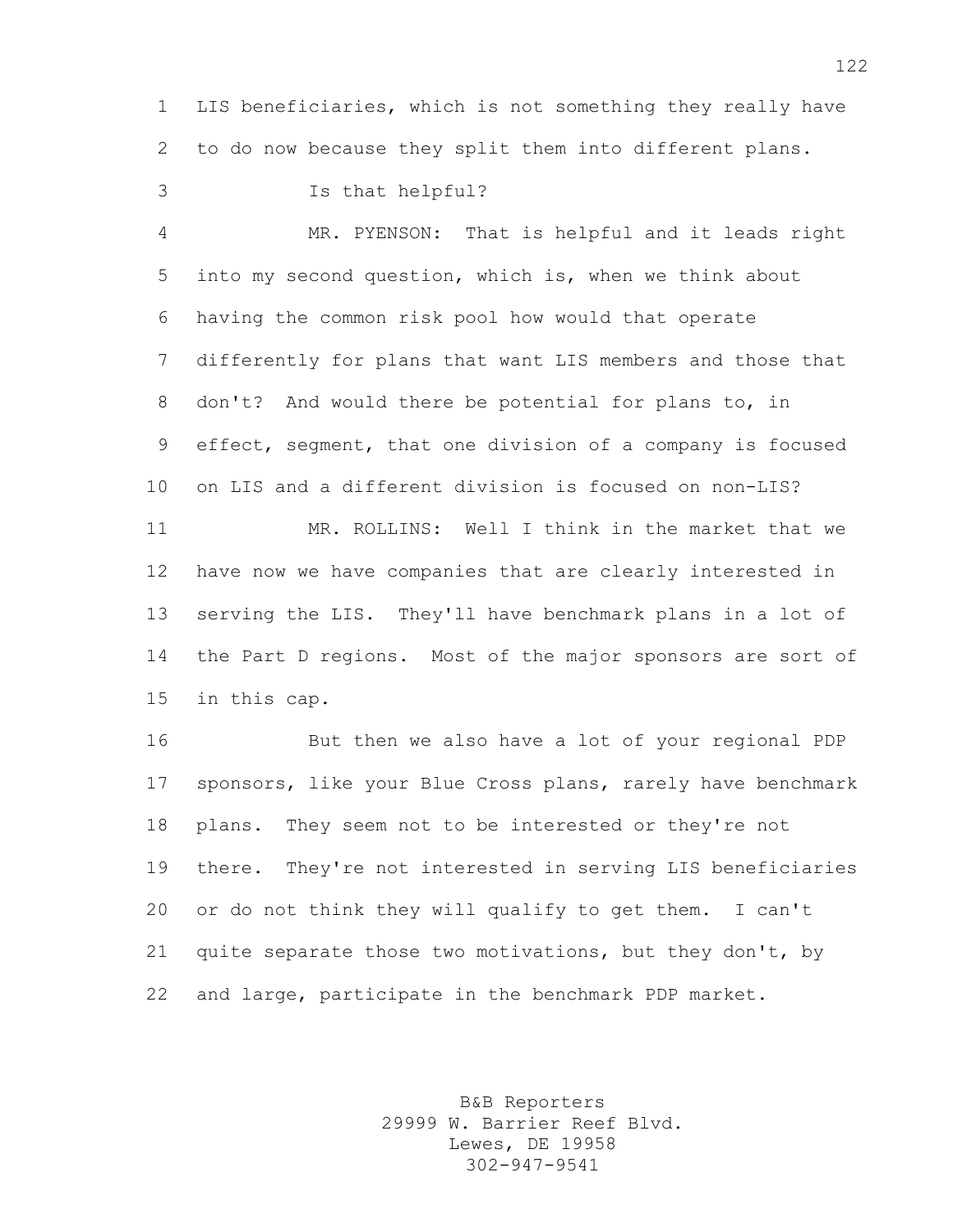LIS beneficiaries, which is not something they really have to do now because they split them into different plans.

Is that helpful?

MR. PYENSON: That is helpful and it leads right into my second question, which is, when we think about having the common risk pool how would that operate differently for plans that want LIS members and those that don't? And would there be potential for plans to, in effect, segment, that one division of a company is focused on LIS and a different division is focused on non-LIS?

MR. ROLLINS: Well I think in the market that we have now we have companies that are clearly interested in serving the LIS. They'll have benchmark plans in a lot of the Part D regions. Most of the major sponsors are sort of in this cap.

But then we also have a lot of your regional PDP sponsors, like your Blue Cross plans, rarely have benchmark plans. They seem not to be interested or they're not there. They're not interested in serving LIS beneficiaries or do not think they will qualify to get them. I can't quite separate those two motivations, but they don't, by and large, participate in the benchmark PDP market.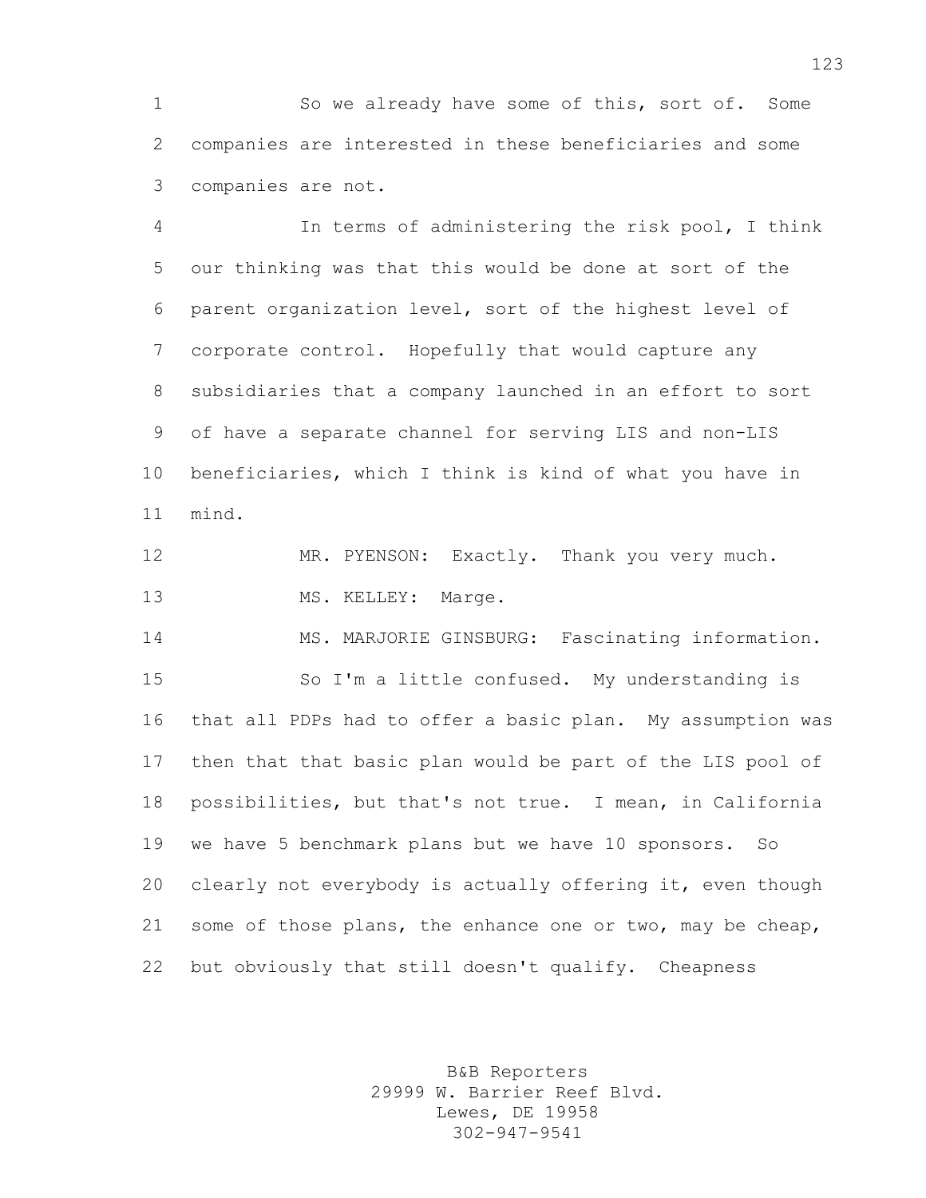So we already have some of this, sort of. Some companies are interested in these beneficiaries and some companies are not.

In terms of administering the risk pool, I think our thinking was that this would be done at sort of the parent organization level, sort of the highest level of corporate control. Hopefully that would capture any subsidiaries that a company launched in an effort to sort of have a separate channel for serving LIS and non-LIS beneficiaries, which I think is kind of what you have in mind.

MR. PYENSON: Exactly. Thank you very much.

MS. KELLEY: Marge.

MS. MARJORIE GINSBURG: Fascinating information.

So I'm a little confused. My understanding is that all PDPs had to offer a basic plan. My assumption was then that that basic plan would be part of the LIS pool of possibilities, but that's not true. I mean, in California we have 5 benchmark plans but we have 10 sponsors. So clearly not everybody is actually offering it, even though some of those plans, the enhance one or two, may be cheap, but obviously that still doesn't qualify. Cheapness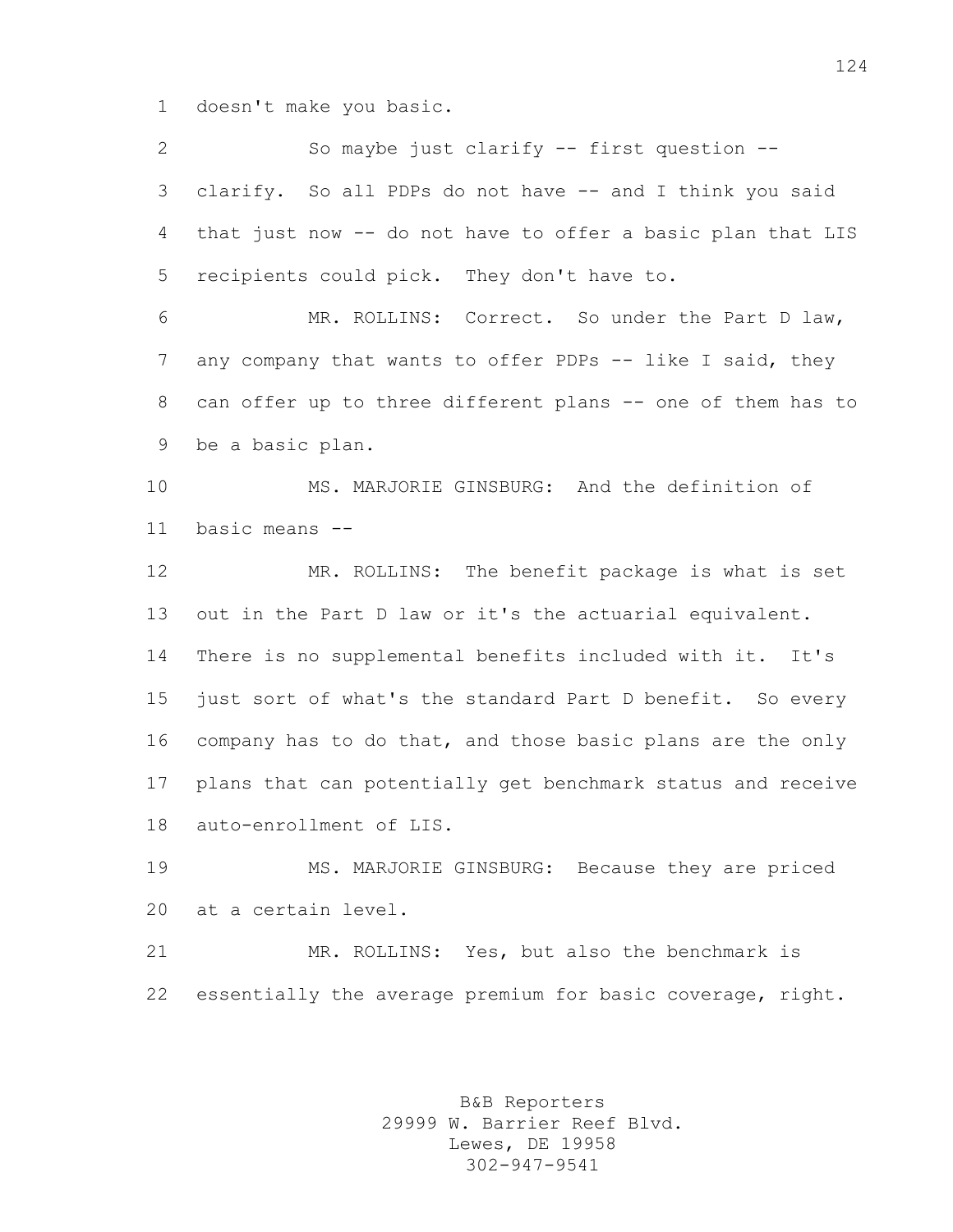doesn't make you basic.

So maybe just clarify -- first question -- clarify. So all PDPs do not have -- and I think you said that just now -- do not have to offer a basic plan that LIS recipients could pick. They don't have to.

MR. ROLLINS: Correct. So under the Part D law, any company that wants to offer PDPs -- like I said, they can offer up to three different plans -- one of them has to be a basic plan.

MS. MARJORIE GINSBURG: And the definition of basic means --

MR. ROLLINS: The benefit package is what is set out in the Part D law or it's the actuarial equivalent. There is no supplemental benefits included with it. It's just sort of what's the standard Part D benefit. So every company has to do that, and those basic plans are the only plans that can potentially get benchmark status and receive auto-enrollment of LIS.

MS. MARJORIE GINSBURG: Because they are priced at a certain level.

MR. ROLLINS: Yes, but also the benchmark is essentially the average premium for basic coverage, right.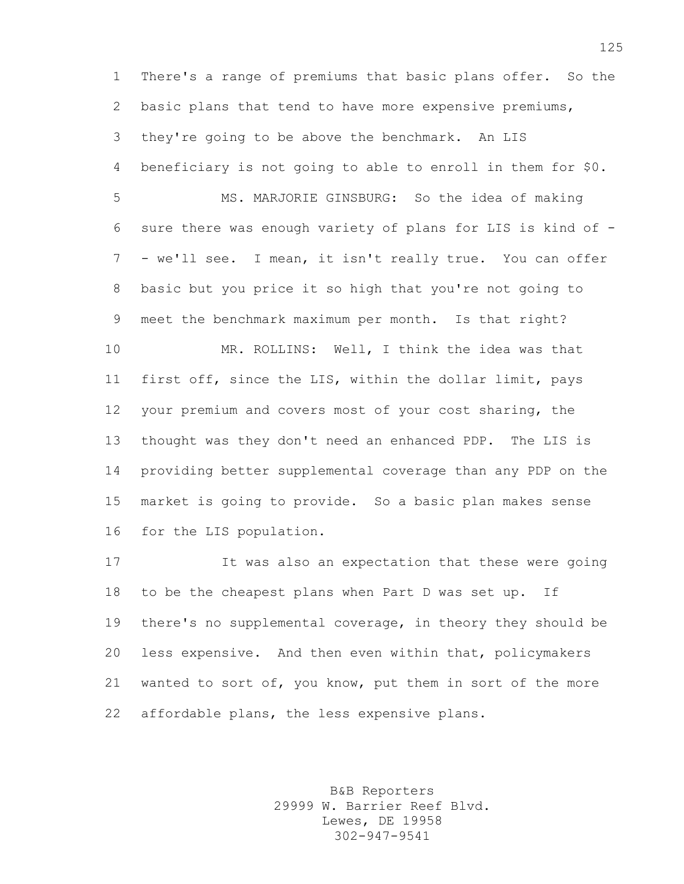There's a range of premiums that basic plans offer. So the basic plans that tend to have more expensive premiums, they're going to be above the benchmark. An LIS beneficiary is not going to able to enroll in them for $0.

MS. MARJORIE GINSBURG: So the idea of making sure there was enough variety of plans for LIS is kind of -- we'll see. I mean, it isn't really true. You can offer basic but you price it so high that you're not going to meet the benchmark maximum per month. Is that right?

MR. ROLLINS: Well, I think the idea was that first off, since the LIS, within the dollar limit, pays your premium and covers most of your cost sharing, the thought was they don't need an enhanced PDP. The LIS is providing better supplemental coverage than any PDP on the market is going to provide. So a basic plan makes sense for the LIS population.

It was also an expectation that these were going to be the cheapest plans when Part D was set up. If there's no supplemental coverage, in theory they should be less expensive. And then even within that, policymakers wanted to sort of, you know, put them in sort of the more affordable plans, the less expensive plans.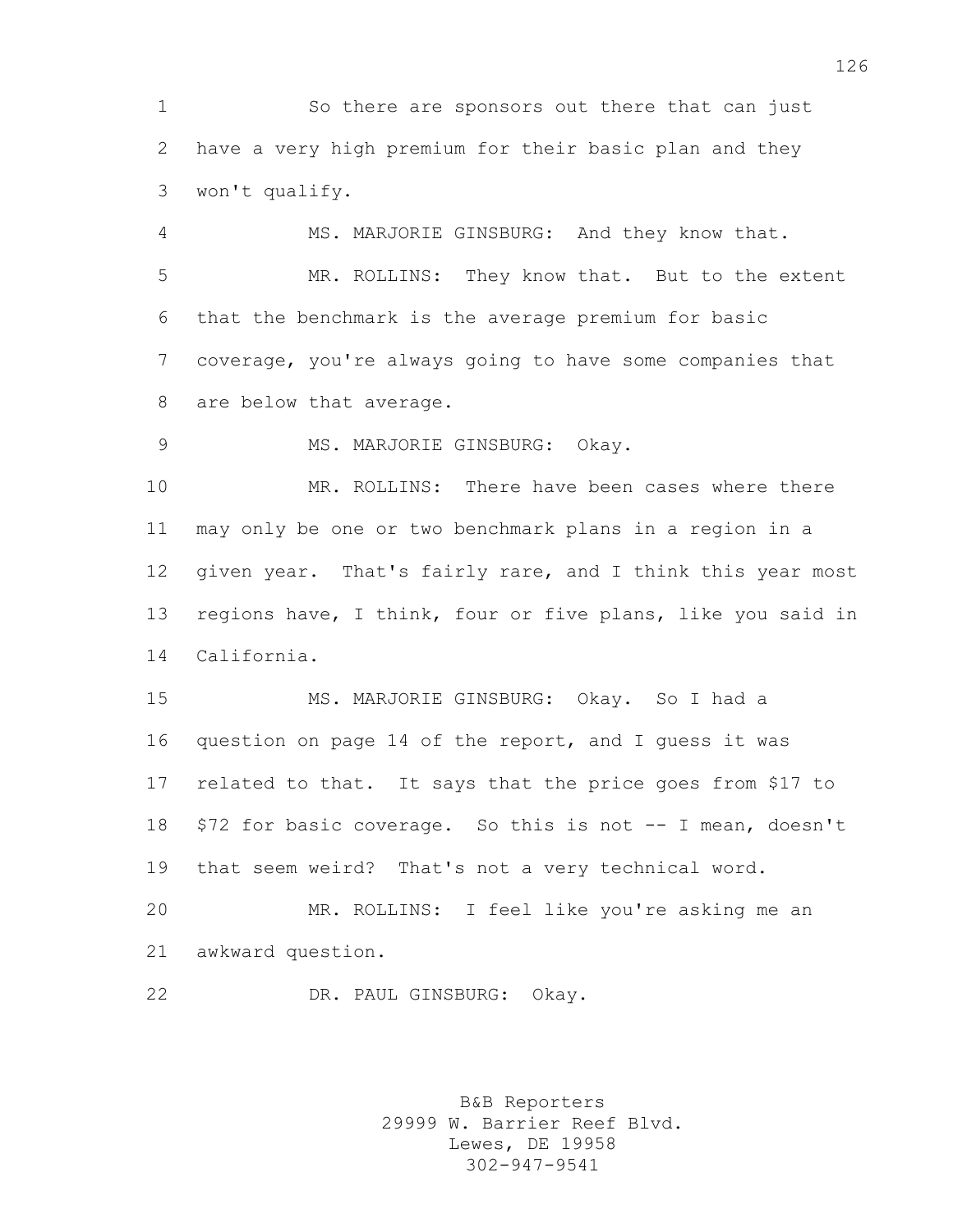So there are sponsors out there that can just have a very high premium for their basic plan and they won't qualify.

MS. MARJORIE GINSBURG: And they know that.

MR. ROLLINS: They know that. But to the extent that the benchmark is the average premium for basic coverage, you're always going to have some companies that are below that average.

MS. MARJORIE GINSBURG: Okay.

MR. ROLLINS: There have been cases where there may only be one or two benchmark plans in a region in a given year. That's fairly rare, and I think this year most regions have, I think, four or five plans, like you said in California.

MS. MARJORIE GINSBURG: Okay. So I had a question on page 14 of the report, and I guess it was related to that. It says that the price goes from $17 to $72 for basic coverage. So this is not -- I mean, doesn't that seem weird? That's not a very technical word.

MR. ROLLINS: I feel like you're asking me an awkward question.

DR. PAUL GINSBURG: Okay.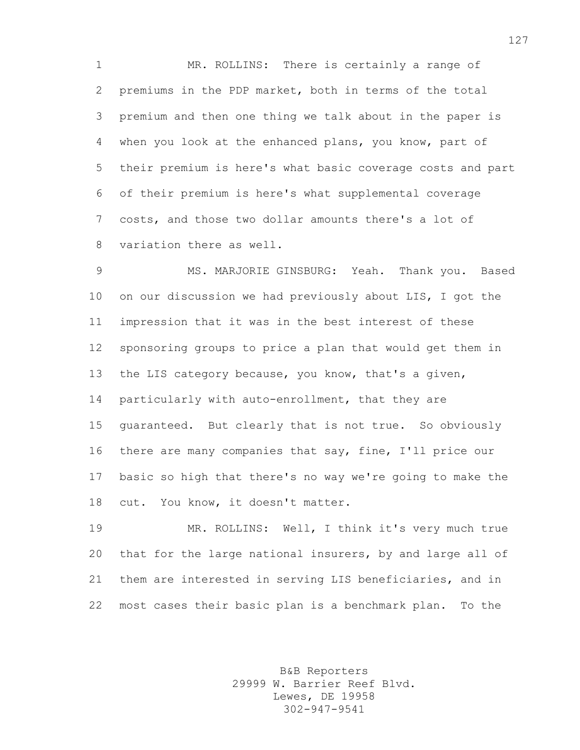MR. ROLLINS: There is certainly a range of premiums in the PDP market, both in terms of the total premium and then one thing we talk about in the paper is when you look at the enhanced plans, you know, part of their premium is here's what basic coverage costs and part of their premium is here's what supplemental coverage costs, and those two dollar amounts there's a lot of variation there as well.

MS. MARJORIE GINSBURG: Yeah. Thank you. Based on our discussion we had previously about LIS, I got the impression that it was in the best interest of these sponsoring groups to price a plan that would get them in the LIS category because, you know, that's a given, particularly with auto-enrollment, that they are guaranteed. But clearly that is not true. So obviously there are many companies that say, fine, I'll price our basic so high that there's no way we're going to make the cut. You know, it doesn't matter.

MR. ROLLINS: Well, I think it's very much true that for the large national insurers, by and large all of them are interested in serving LIS beneficiaries, and in most cases their basic plan is a benchmark plan. To the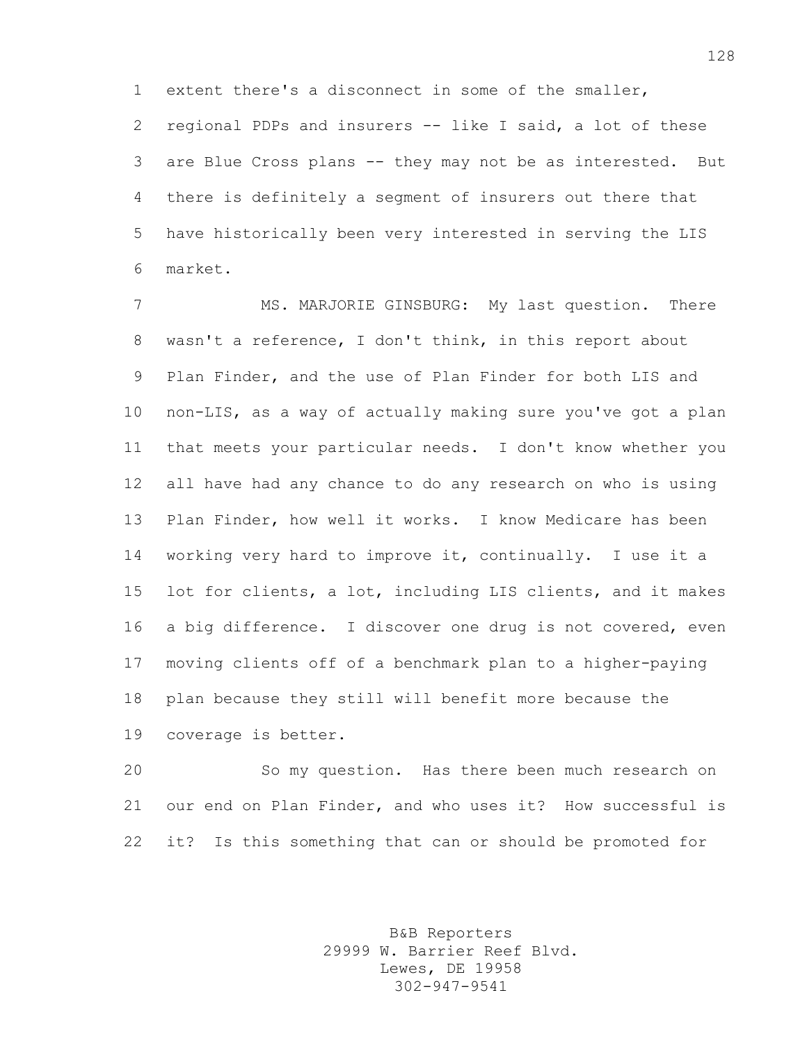extent there's a disconnect in some of the smaller, regional PDPs and insurers -- like I said, a lot of these are Blue Cross plans -- they may not be as interested. But there is definitely a segment of insurers out there that have historically been very interested in serving the LIS market.

MS. MARJORIE GINSBURG: My last question. There wasn't a reference, I don't think, in this report about Plan Finder, and the use of Plan Finder for both LIS and non-LIS, as a way of actually making sure you've got a plan that meets your particular needs. I don't know whether you all have had any chance to do any research on who is using Plan Finder, how well it works. I know Medicare has been working very hard to improve it, continually. I use it a lot for clients, a lot, including LIS clients, and it makes a big difference. I discover one drug is not covered, even moving clients off of a benchmark plan to a higher-paying plan because they still will benefit more because the coverage is better.

So my question. Has there been much research on our end on Plan Finder, and who uses it? How successful is it? Is this something that can or should be promoted for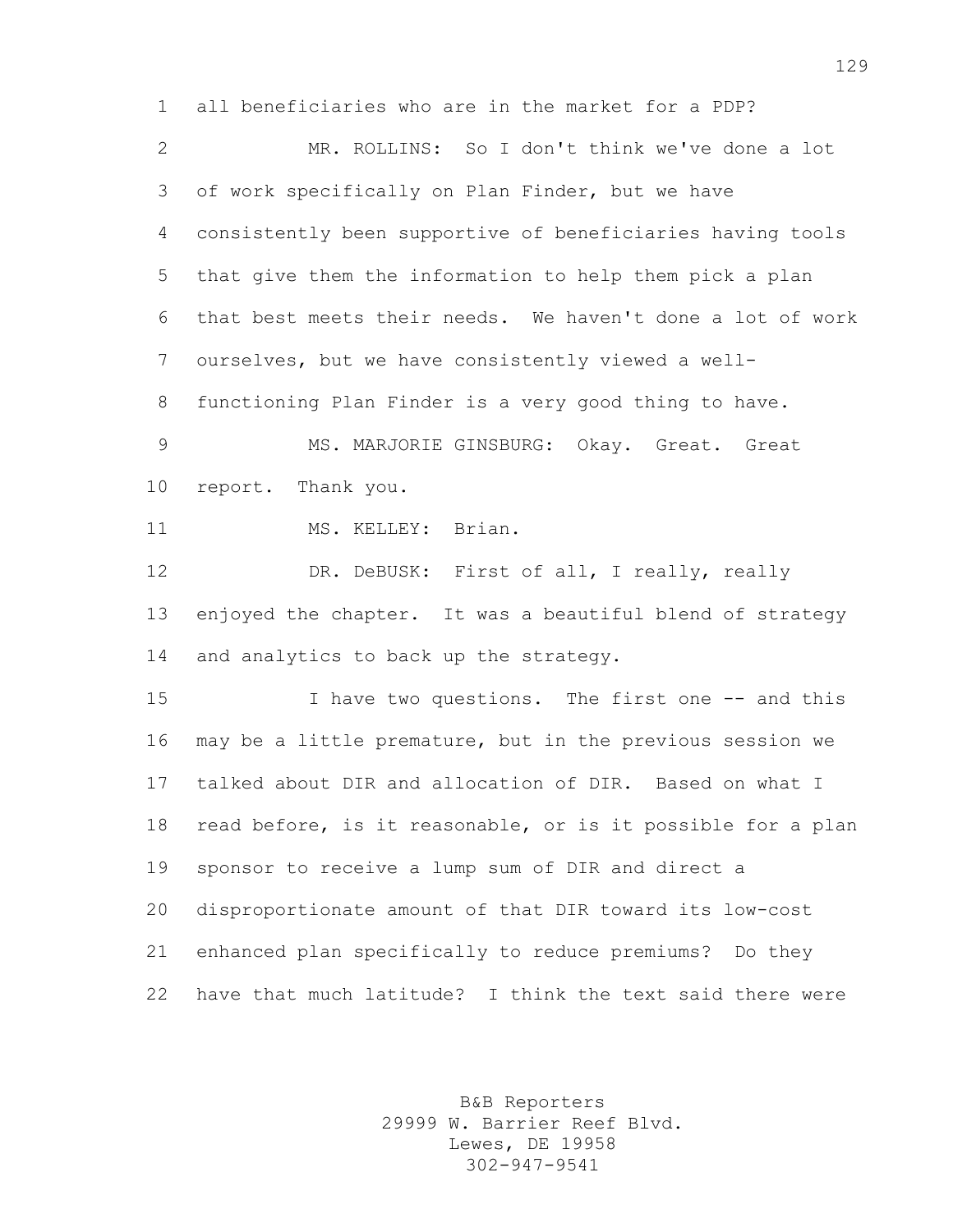all beneficiaries who are in the market for a PDP?

MR. ROLLINS: So I don't think we've done a lot of work specifically on Plan Finder, but we have consistently been supportive of beneficiaries having tools that give them the information to help them pick a plan that best meets their needs. We haven't done a lot of work ourselves, but we have consistently viewed a well-functioning Plan Finder is a very good thing to have.

MS. MARJORIE GINSBURG: Okay. Great. Great report. Thank you.

MS. KELLEY: Brian.

DR. DeBUSK: First of all, I really, really enjoyed the chapter. It was a beautiful blend of strategy and analytics to back up the strategy.

I have two questions. The first one -- and this may be a little premature, but in the previous session we talked about DIR and allocation of DIR. Based on what I read before, is it reasonable, or is it possible for a plan sponsor to receive a lump sum of DIR and direct a disproportionate amount of that DIR toward its low-cost enhanced plan specifically to reduce premiums? Do they have that much latitude? I think the text said there were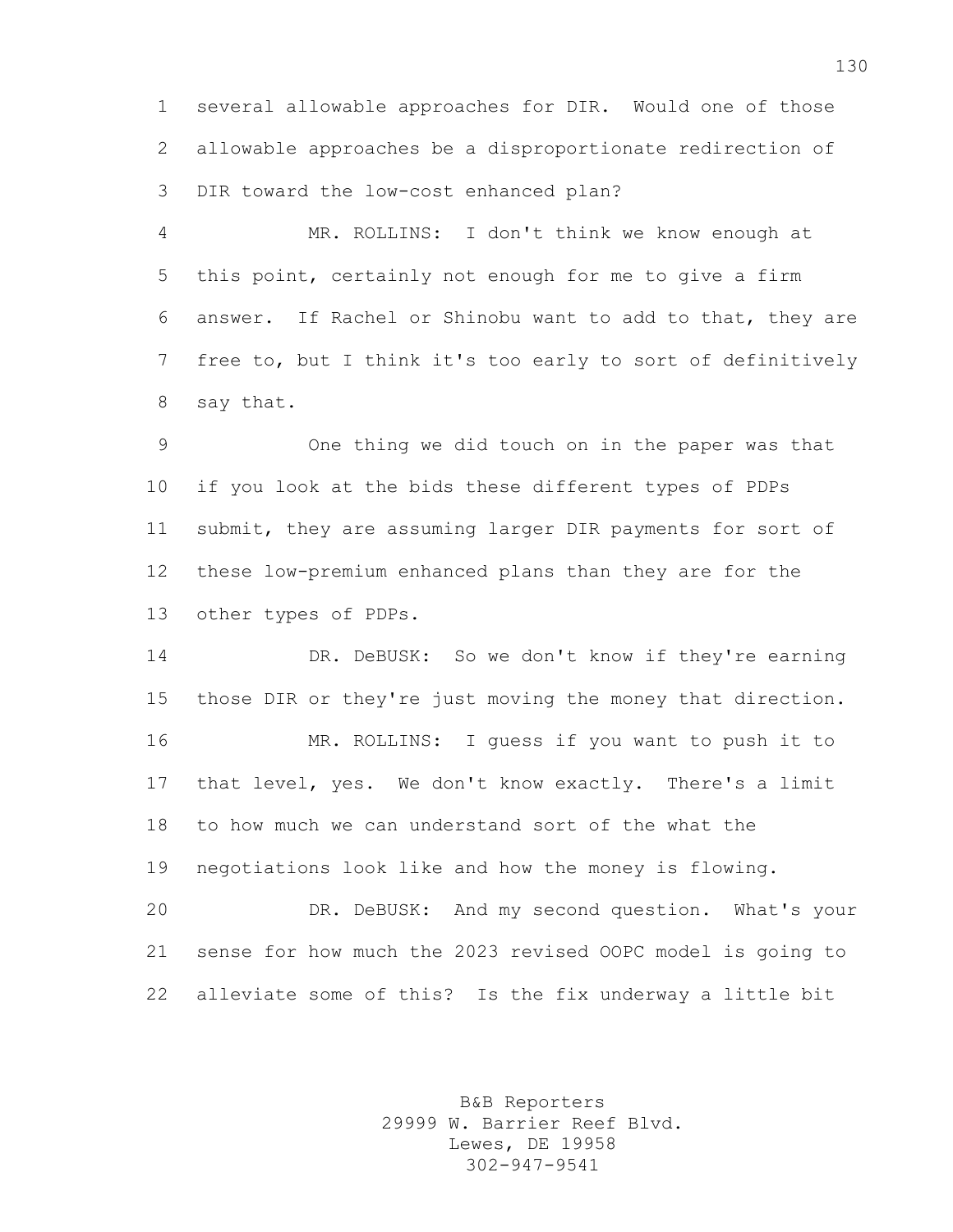several allowable approaches for DIR. Would one of those allowable approaches be a disproportionate redirection of DIR toward the low-cost enhanced plan?

MR. ROLLINS: I don't think we know enough at this point, certainly not enough for me to give a firm answer. If Rachel or Shinobu want to add to that, they are free to, but I think it's too early to sort of definitively say that.

One thing we did touch on in the paper was that if you look at the bids these different types of PDPs submit, they are assuming larger DIR payments for sort of these low-premium enhanced plans than they are for the other types of PDPs.

DR. DeBUSK: So we don't know if they're earning those DIR or they're just moving the money that direction.

MR. ROLLINS: I guess if you want to push it to that level, yes. We don't know exactly. There's a limit to how much we can understand sort of the what the negotiations look like and how the money is flowing.

DR. DeBUSK: And my second question. What's your sense for how much the 2023 revised OOPC model is going to alleviate some of this? Is the fix underway a little bit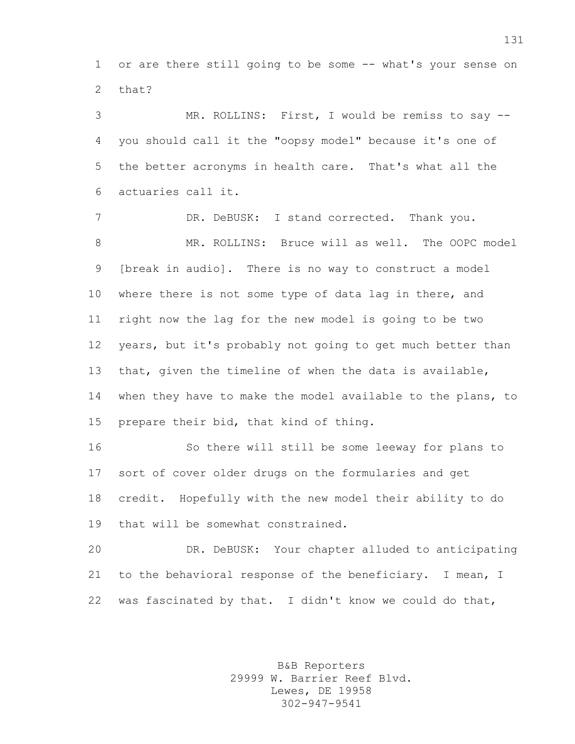or are there still going to be some -- what's your sense on that?

MR. ROLLINS: First, I would be remiss to say -- you should call it the "oopsy model" because it's one of the better acronyms in health care. That's what all the actuaries call it.

DR. DeBUSK: I stand corrected. Thank you.

MR. ROLLINS: Bruce will as well. The OOPC model [break in audio]. There is no way to construct a model where there is not some type of data lag in there, and right now the lag for the new model is going to be two years, but it's probably not going to get much better than that, given the timeline of when the data is available, when they have to make the model available to the plans, to prepare their bid, that kind of thing.

So there will still be some leeway for plans to sort of cover older drugs on the formularies and get credit. Hopefully with the new model their ability to do that will be somewhat constrained.

DR. DeBUSK: Your chapter alluded to anticipating to the behavioral response of the beneficiary. I mean, I was fascinated by that. I didn't know we could do that,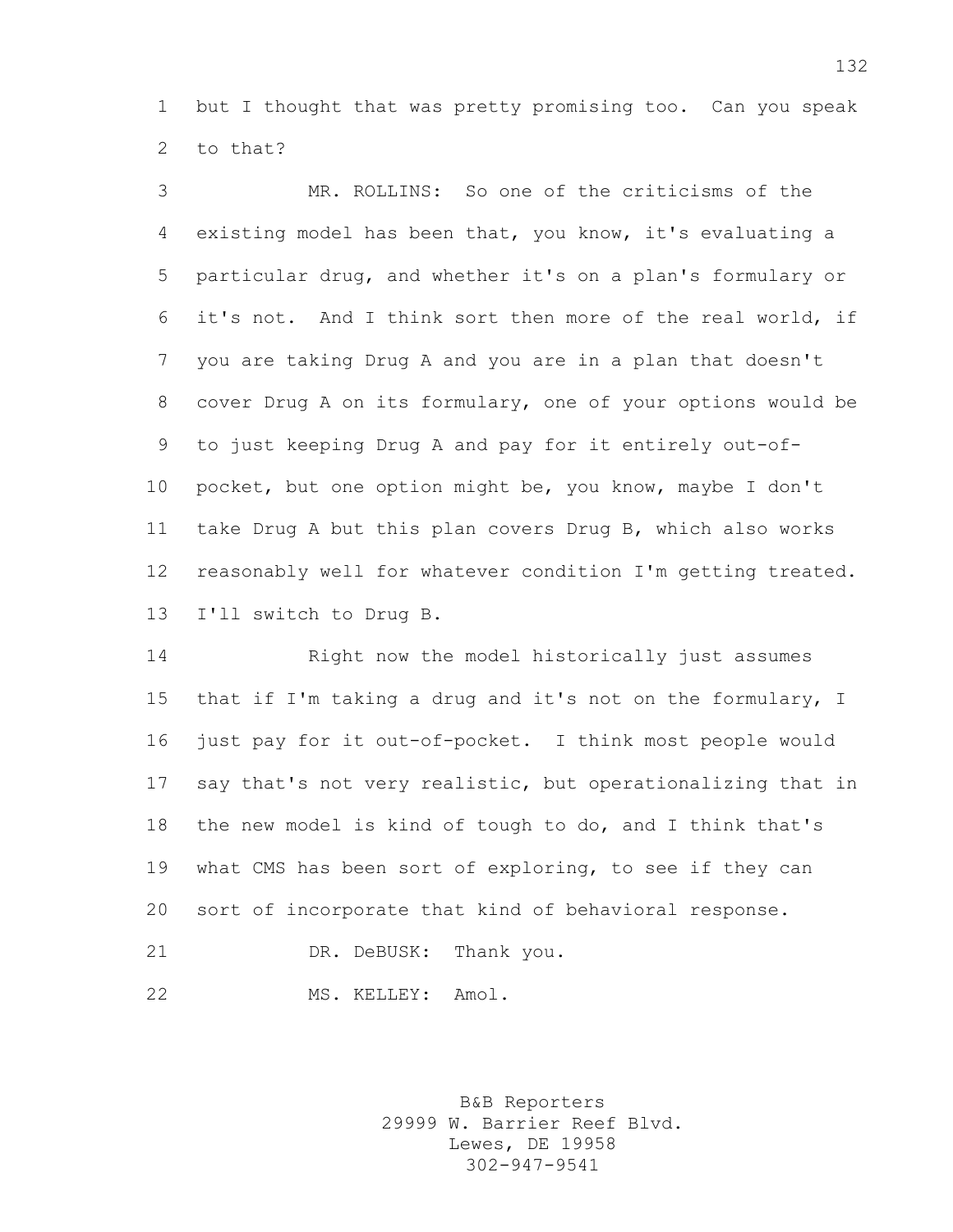but I thought that was pretty promising too. Can you speak to that?

MR. ROLLINS: So one of the criticisms of the existing model has been that, you know, it's evaluating a particular drug, and whether it's on a plan's formulary or it's not. And I think sort then more of the real world, if you are taking Drug A and you are in a plan that doesn't cover Drug A on its formulary, one of your options would be to just keeping Drug A and pay for it entirely out-of-pocket, but one option might be, you know, maybe I don't take Drug A but this plan covers Drug B, which also works reasonably well for whatever condition I'm getting treated. I'll switch to Drug B.

Right now the model historically just assumes that if I'm taking a drug and it's not on the formulary, I just pay for it out-of-pocket. I think most people would say that's not very realistic, but operationalizing that in the new model is kind of tough to do, and I think that's what CMS has been sort of exploring, to see if they can sort of incorporate that kind of behavioral response.

DR. DeBUSK: Thank you.

MS. KELLEY: Amol.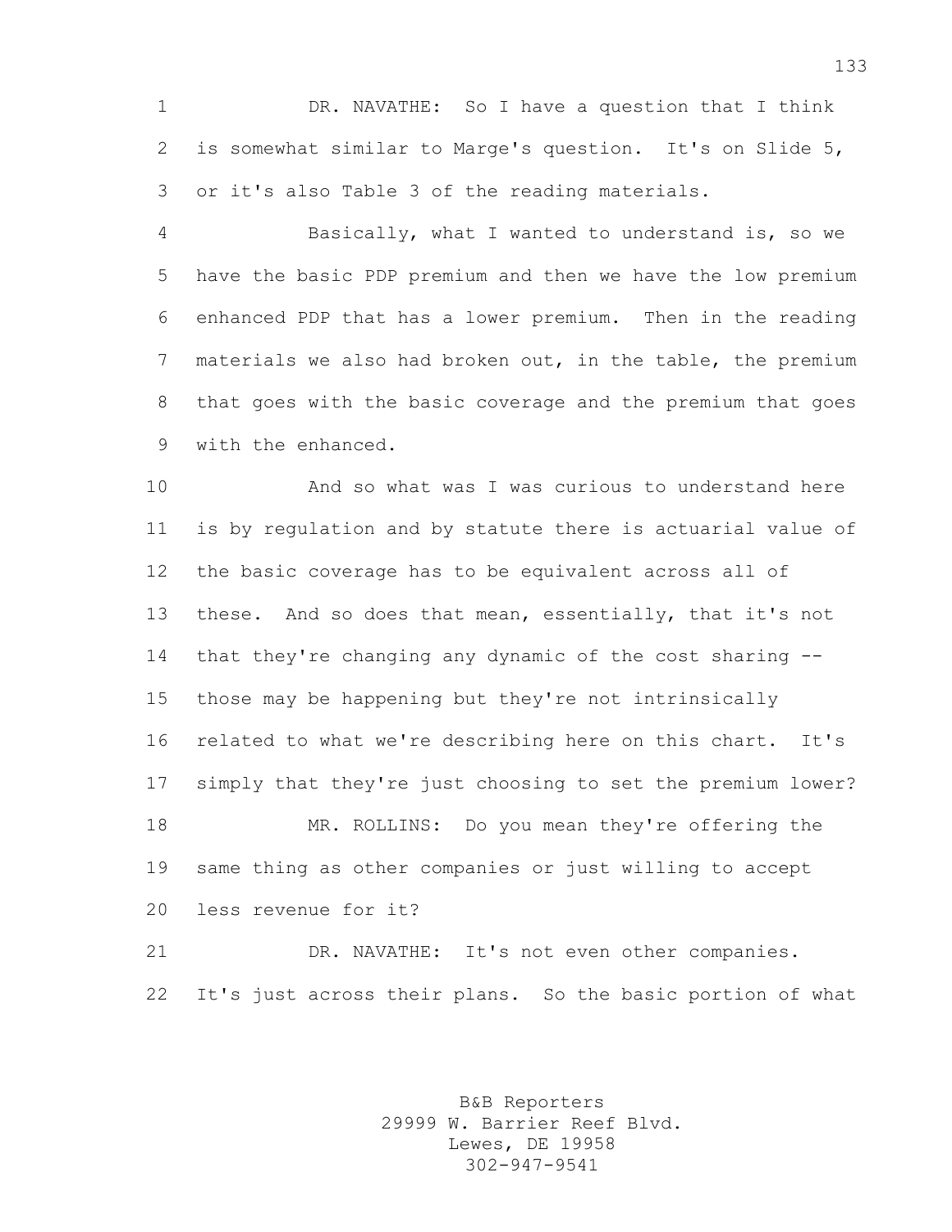DR. NAVATHE: So I have a question that I think is somewhat similar to Marge's question. It's on Slide 5, or it's also Table 3 of the reading materials.

Basically, what I wanted to understand is, so we have the basic PDP premium and then we have the low premium enhanced PDP that has a lower premium. Then in the reading materials we also had broken out, in the table, the premium that goes with the basic coverage and the premium that goes with the enhanced.

And so what was I was curious to understand here is by regulation and by statute there is actuarial value of the basic coverage has to be equivalent across all of these. And so does that mean, essentially, that it's not that they're changing any dynamic of the cost sharing -- those may be happening but they're not intrinsically related to what we're describing here on this chart. It's simply that they're just choosing to set the premium lower?

MR. ROLLINS: Do you mean they're offering the same thing as other companies or just willing to accept less revenue for it?

DR. NAVATHE: It's not even other companies. It's just across their plans. So the basic portion of what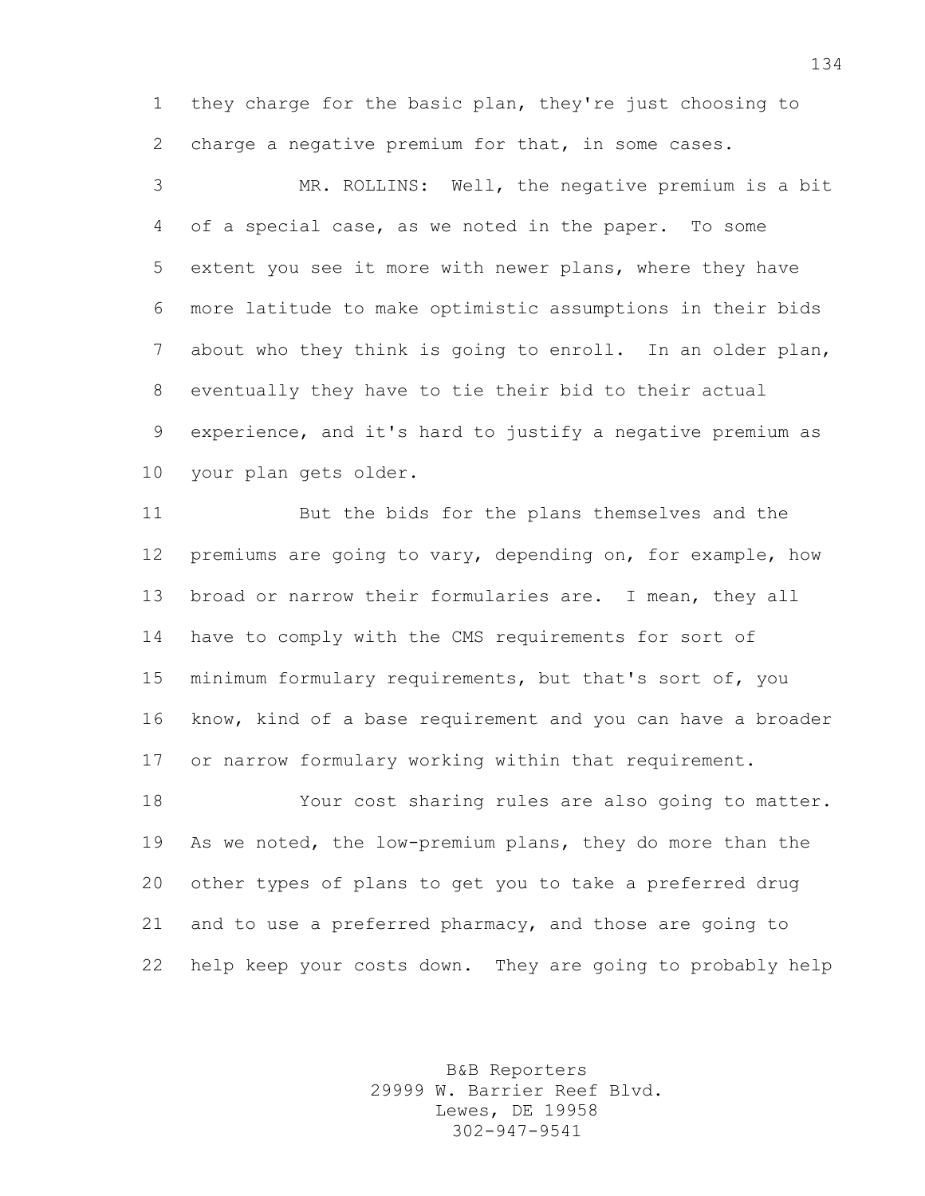they charge for the basic plan, they're just choosing to charge a negative premium for that, in some cases.

MR. ROLLINS: Well, the negative premium is a bit of a special case, as we noted in the paper. To some extent you see it more with newer plans, where they have more latitude to make optimistic assumptions in their bids about who they think is going to enroll. In an older plan, eventually they have to tie their bid to their actual experience, and it's hard to justify a negative premium as your plan gets older.

But the bids for the plans themselves and the premiums are going to vary, depending on, for example, how broad or narrow their formularies are. I mean, they all have to comply with the CMS requirements for sort of minimum formulary requirements, but that's sort of, you know, kind of a base requirement and you can have a broader or narrow formulary working within that requirement.

Your cost sharing rules are also going to matter. As we noted, the low-premium plans, they do more than the other types of plans to get you to take a preferred drug and to use a preferred pharmacy, and those are going to help keep your costs down. They are going to probably help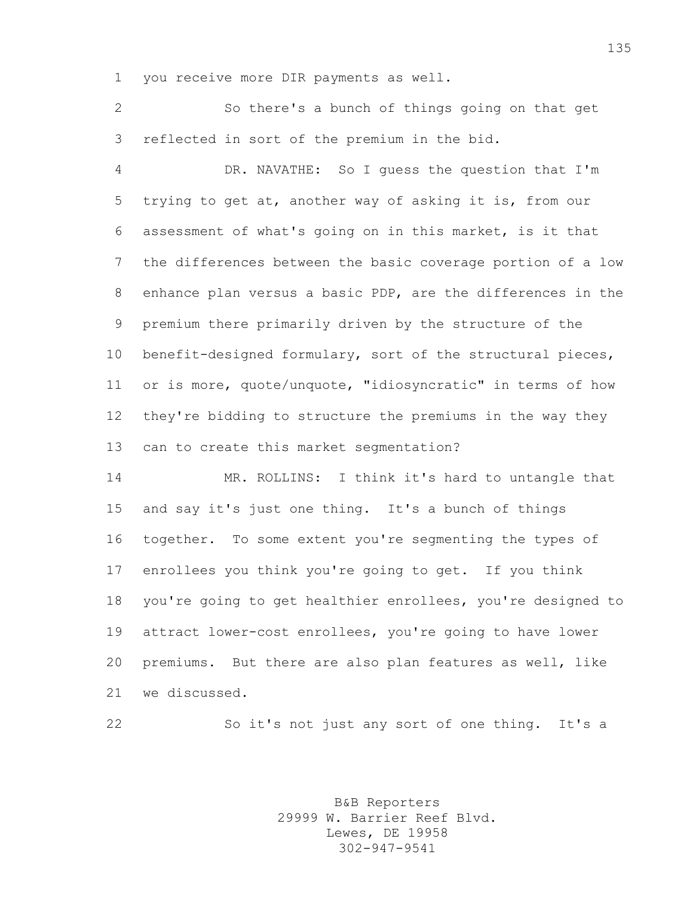you receive more DIR payments as well.

So there's a bunch of things going on that get reflected in sort of the premium in the bid.

DR. NAVATHE: So I guess the question that I'm trying to get at, another way of asking it is, from our assessment of what's going on in this market, is it that the differences between the basic coverage portion of a low enhance plan versus a basic PDP, are the differences in the premium there primarily driven by the structure of the benefit-designed formulary, sort of the structural pieces, or is more, quote/unquote, "idiosyncratic" in terms of how they're bidding to structure the premiums in the way they can to create this market segmentation?

MR. ROLLINS: I think it's hard to untangle that and say it's just one thing. It's a bunch of things together. To some extent you're segmenting the types of enrollees you think you're going to get. If you think you're going to get healthier enrollees, you're designed to attract lower-cost enrollees, you're going to have lower premiums. But there are also plan features as well, like we discussed.

So it's not just any sort of one thing. It's a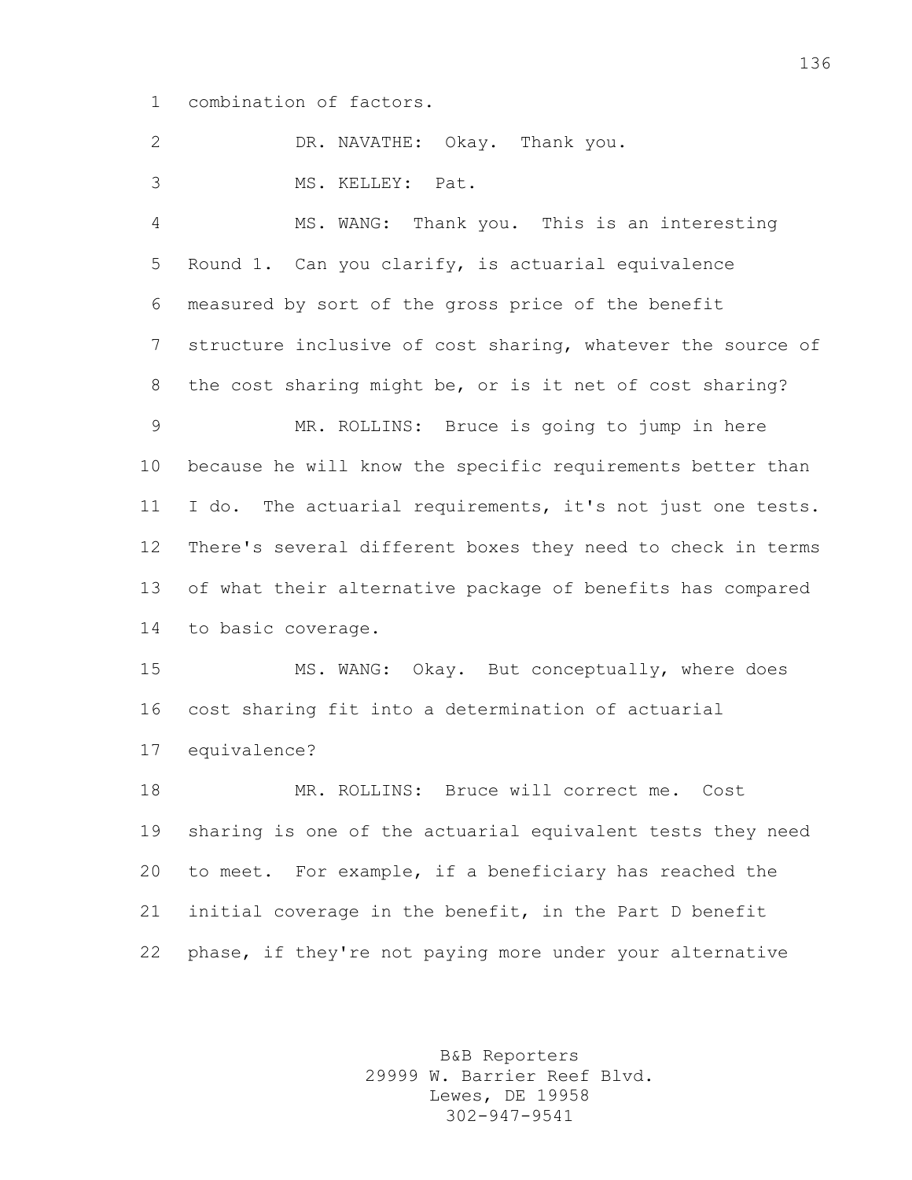combination of factors.

DR. NAVATHE: Okay. Thank you.

MS. KELLEY: Pat.

MS. WANG: Thank you. This is an interesting Round 1. Can you clarify, is actuarial equivalence measured by sort of the gross price of the benefit structure inclusive of cost sharing, whatever the source of the cost sharing might be, or is it net of cost sharing?

MR. ROLLINS: Bruce is going to jump in here because he will know the specific requirements better than I do. The actuarial requirements, it's not just one tests. There's several different boxes they need to check in terms of what their alternative package of benefits has compared to basic coverage.

MS. WANG: Okay. But conceptually, where does cost sharing fit into a determination of actuarial equivalence?

MR. ROLLINS: Bruce will correct me. Cost sharing is one of the actuarial equivalent tests they need to meet. For example, if a beneficiary has reached the initial coverage in the benefit, in the Part D benefit phase, if they're not paying more under your alternative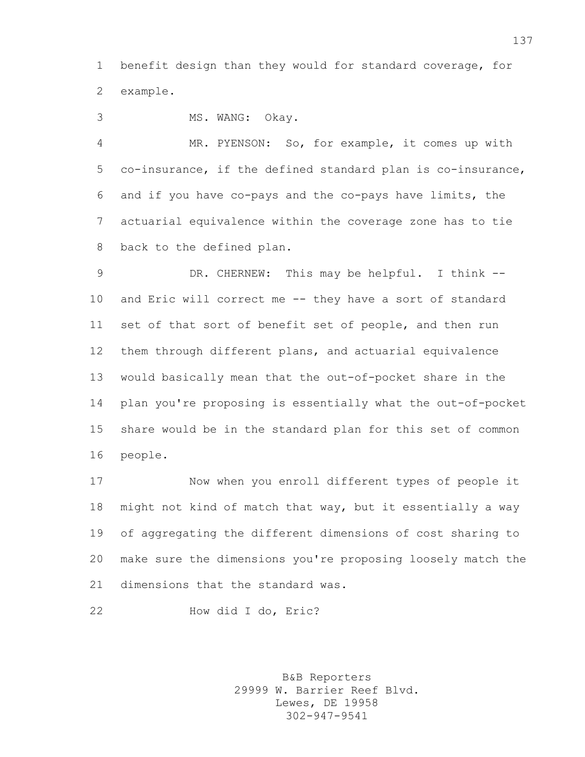benefit design than they would for standard coverage, for example.

MS. WANG: Okay.

MR. PYENSON: So, for example, it comes up with co-insurance, if the defined standard plan is co-insurance, and if you have co-pays and the co-pays have limits, the actuarial equivalence within the coverage zone has to tie back to the defined plan.

DR. CHERNEW: This may be helpful. I think -- and Eric will correct me -- they have a sort of standard set of that sort of benefit set of people, and then run them through different plans, and actuarial equivalence would basically mean that the out-of-pocket share in the plan you're proposing is essentially what the out-of-pocket share would be in the standard plan for this set of common people.

Now when you enroll different types of people it might not kind of match that way, but it essentially a way of aggregating the different dimensions of cost sharing to make sure the dimensions you're proposing loosely match the dimensions that the standard was.

How did I do, Eric?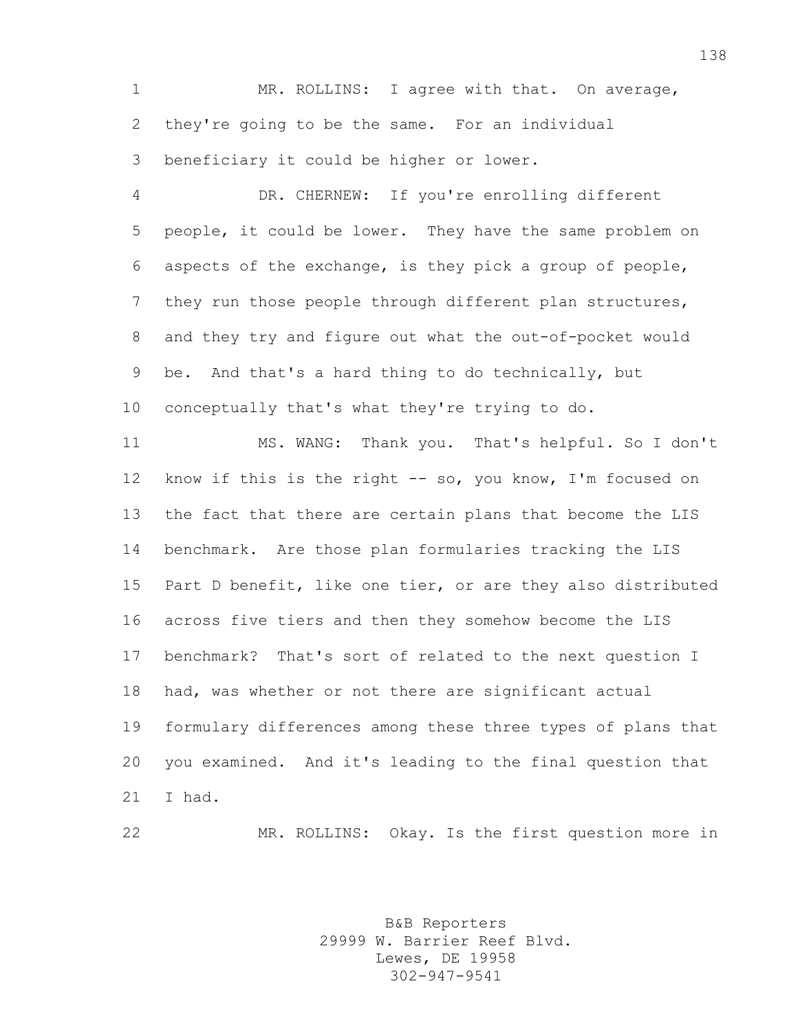MR. ROLLINS: I agree with that. On average, they're going to be the same. For an individual beneficiary it could be higher or lower.

DR. CHERNEW: If you're enrolling different people, it could be lower. They have the same problem on aspects of the exchange, is they pick a group of people, they run those people through different plan structures, and they try and figure out what the out-of-pocket would be. And that's a hard thing to do technically, but conceptually that's what they're trying to do.

MS. WANG: Thank you. That's helpful. So I don't know if this is the right -- so, you know, I'm focused on the fact that there are certain plans that become the LIS benchmark. Are those plan formularies tracking the LIS Part D benefit, like one tier, or are they also distributed across five tiers and then they somehow become the LIS benchmark? That's sort of related to the next question I had, was whether or not there are significant actual formulary differences among these three types of plans that you examined. And it's leading to the final question that I had.

MR. ROLLINS: Okay. Is the first question more in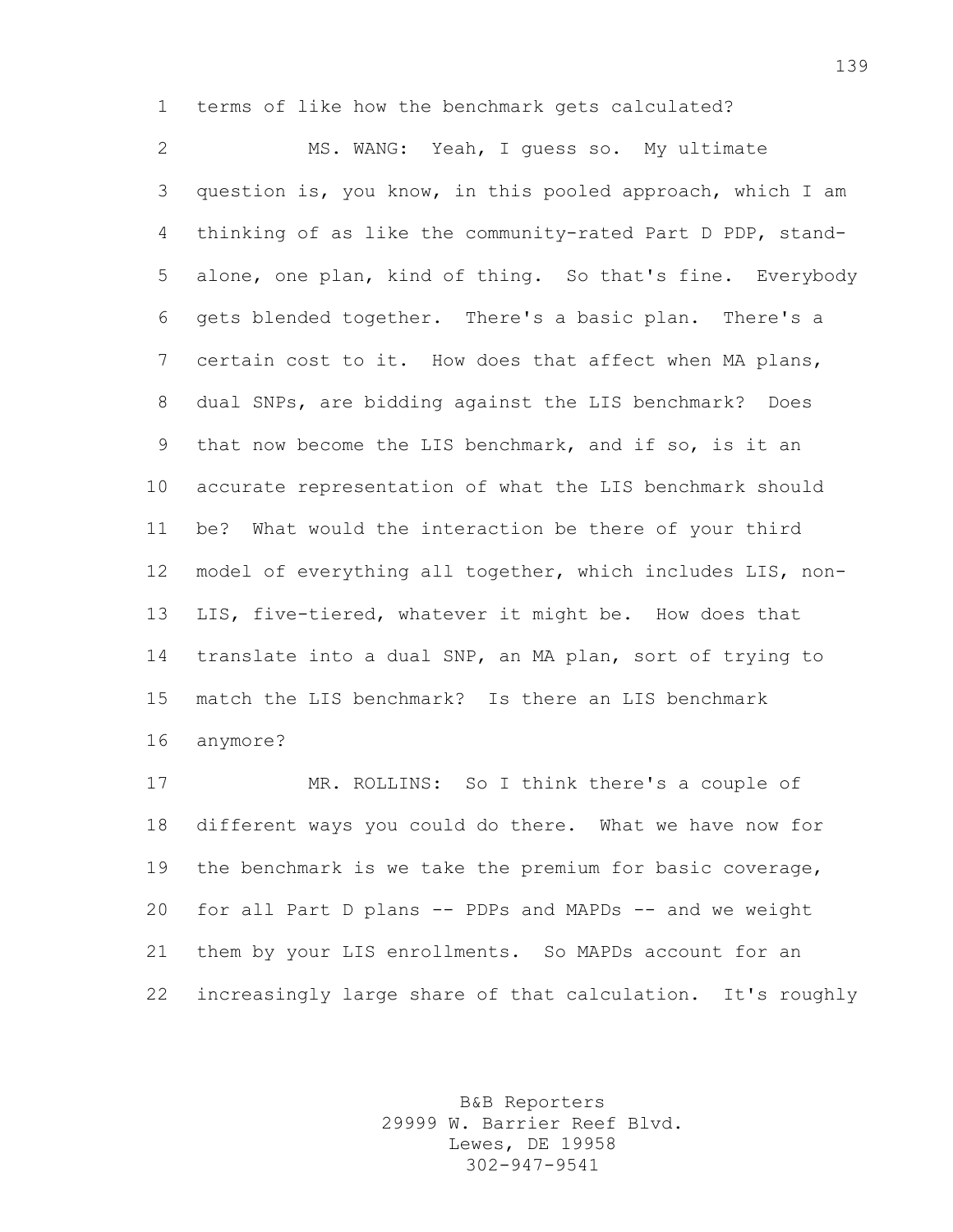terms of like how the benchmark gets calculated?

MS. WANG: Yeah, I guess so. My ultimate question is, you know, in this pooled approach, which I am thinking of as like the community-rated Part D PDP, stand-alone, one plan, kind of thing. So that's fine. Everybody gets blended together. There's a basic plan. There's a certain cost to it. How does that affect when MA plans, dual SNPs, are bidding against the LIS benchmark? Does that now become the LIS benchmark, and if so, is it an accurate representation of what the LIS benchmark should be? What would the interaction be there of your third model of everything all together, which includes LIS, non-LIS, five-tiered, whatever it might be. How does that translate into a dual SNP, an MA plan, sort of trying to match the LIS benchmark? Is there an LIS benchmark anymore?

MR. ROLLINS: So I think there's a couple of different ways you could do there. What we have now for the benchmark is we take the premium for basic coverage, for all Part D plans -- PDPs and MAPDs -- and we weight them by your LIS enrollments. So MAPDs account for an increasingly large share of that calculation. It's roughly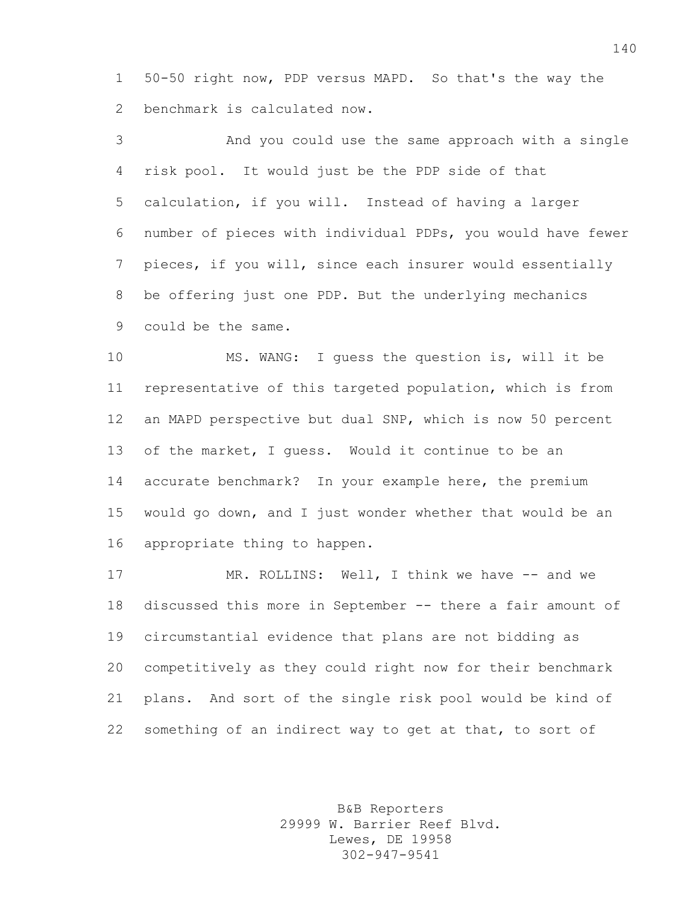50-50 right now, PDP versus MAPD. So that's the way the benchmark is calculated now.

And you could use the same approach with a single risk pool. It would just be the PDP side of that calculation, if you will. Instead of having a larger number of pieces with individual PDPs, you would have fewer pieces, if you will, since each insurer would essentially be offering just one PDP. But the underlying mechanics could be the same.

MS. WANG: I guess the question is, will it be representative of this targeted population, which is from an MAPD perspective but dual SNP, which is now 50 percent of the market, I guess. Would it continue to be an accurate benchmark? In your example here, the premium would go down, and I just wonder whether that would be an appropriate thing to happen.

MR. ROLLINS: Well, I think we have -- and we discussed this more in September -- there a fair amount of circumstantial evidence that plans are not bidding as competitively as they could right now for their benchmark plans. And sort of the single risk pool would be kind of something of an indirect way to get at that, to sort of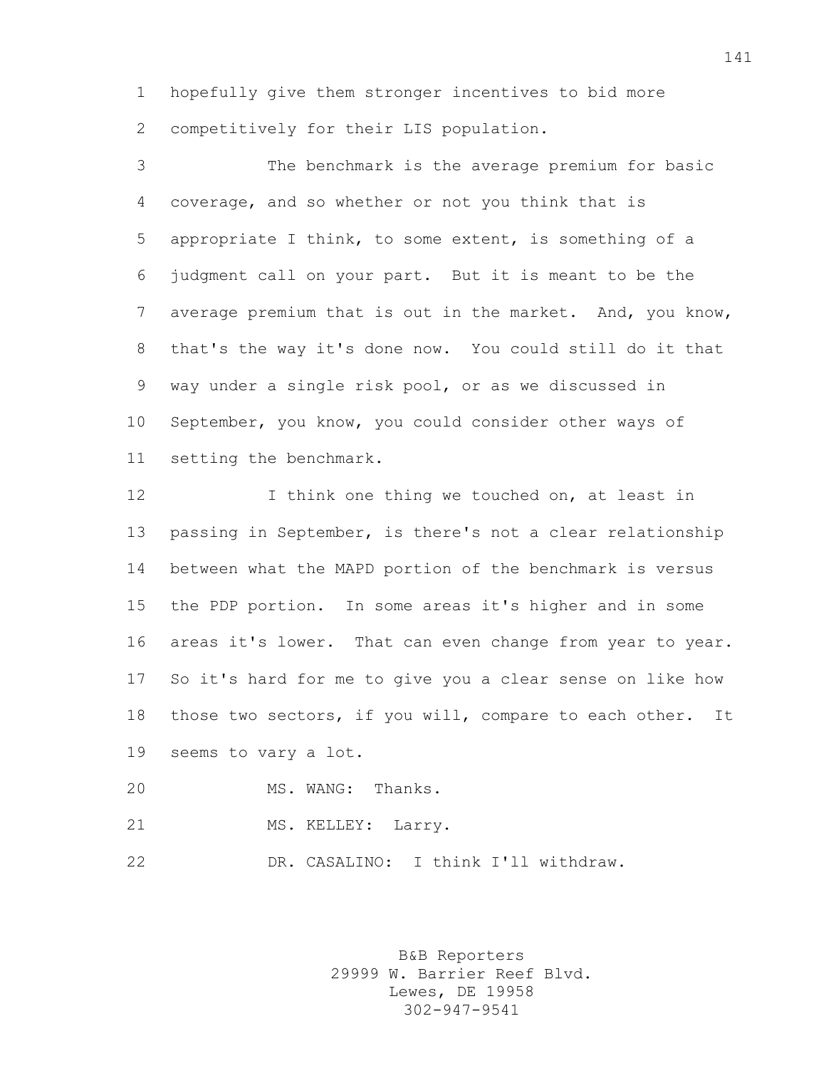hopefully give them stronger incentives to bid more competitively for their LIS population.

The benchmark is the average premium for basic coverage, and so whether or not you think that is appropriate I think, to some extent, is something of a judgment call on your part. But it is meant to be the average premium that is out in the market. And, you know, that's the way it's done now. You could still do it that way under a single risk pool, or as we discussed in September, you know, you could consider other ways of setting the benchmark.

I think one thing we touched on, at least in passing in September, is there's not a clear relationship between what the MAPD portion of the benchmark is versus the PDP portion. In some areas it's higher and in some areas it's lower. That can even change from year to year. So it's hard for me to give you a clear sense on like how those two sectors, if you will, compare to each other. It seems to vary a lot.

MS. WANG: Thanks.

MS. KELLEY: Larry.

DR. CASALINO: I think I'll withdraw.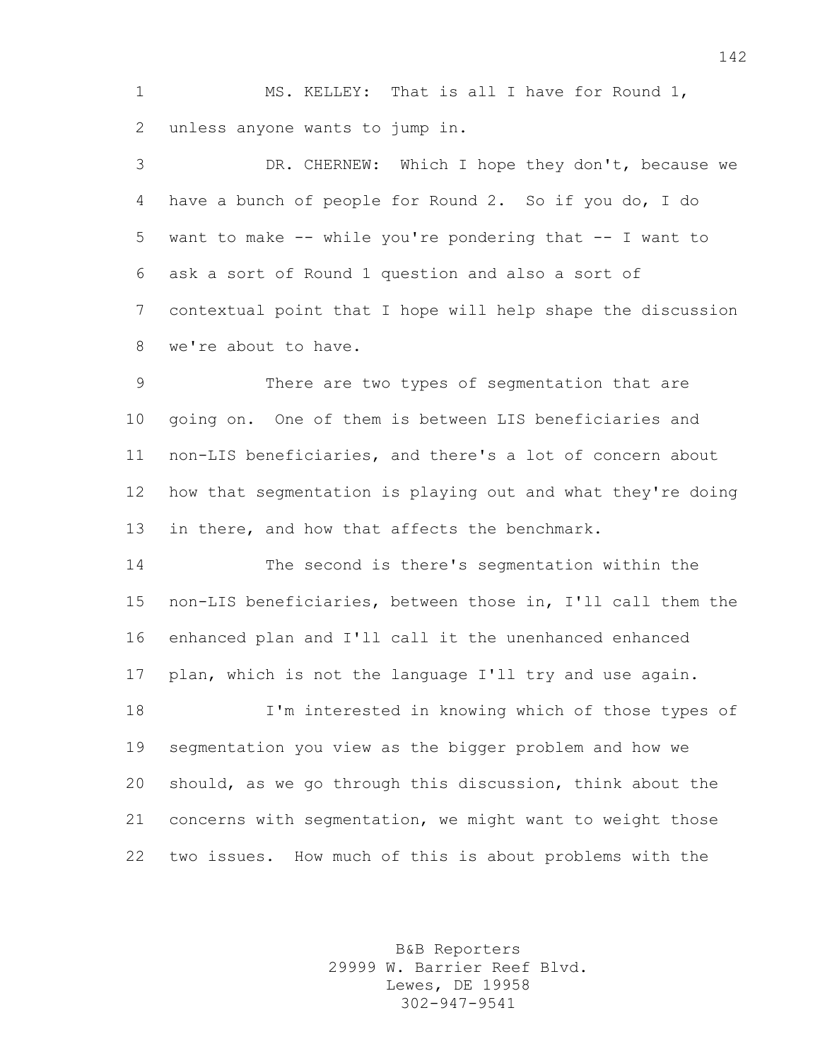MS. KELLEY: That is all I have for Round 1, unless anyone wants to jump in.

DR. CHERNEW: Which I hope they don't, because we have a bunch of people for Round 2. So if you do, I do want to make -- while you're pondering that -- I want to ask a sort of Round 1 question and also a sort of contextual point that I hope will help shape the discussion we're about to have.

There are two types of segmentation that are going on. One of them is between LIS beneficiaries and non-LIS beneficiaries, and there's a lot of concern about how that segmentation is playing out and what they're doing in there, and how that affects the benchmark.

The second is there's segmentation within the non-LIS beneficiaries, between those in, I'll call them the enhanced plan and I'll call it the unenhanced enhanced plan, which is not the language I'll try and use again.

I'm interested in knowing which of those types of segmentation you view as the bigger problem and how we should, as we go through this discussion, think about the concerns with segmentation, we might want to weight those two issues. How much of this is about problems with the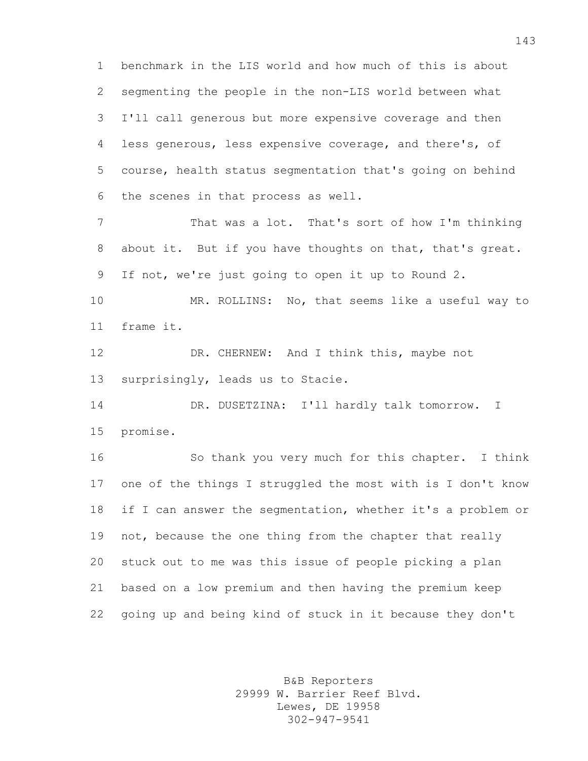benchmark in the LIS world and how much of this is about segmenting the people in the non-LIS world between what I'll call generous but more expensive coverage and then less generous, less expensive coverage, and there's, of course, health status segmentation that's going on behind the scenes in that process as well.

That was a lot. That's sort of how I'm thinking about it. But if you have thoughts on that, that's great. If not, we're just going to open it up to Round 2.

MR. ROLLINS: No, that seems like a useful way to frame it.

DR. CHERNEW: And I think this, maybe not surprisingly, leads us to Stacie.

DR. DUSETZINA: I'll hardly talk tomorrow. I promise.

So thank you very much for this chapter. I think one of the things I struggled the most with is I don't know if I can answer the segmentation, whether it's a problem or not, because the one thing from the chapter that really stuck out to me was this issue of people picking a plan based on a low premium and then having the premium keep going up and being kind of stuck in it because they don't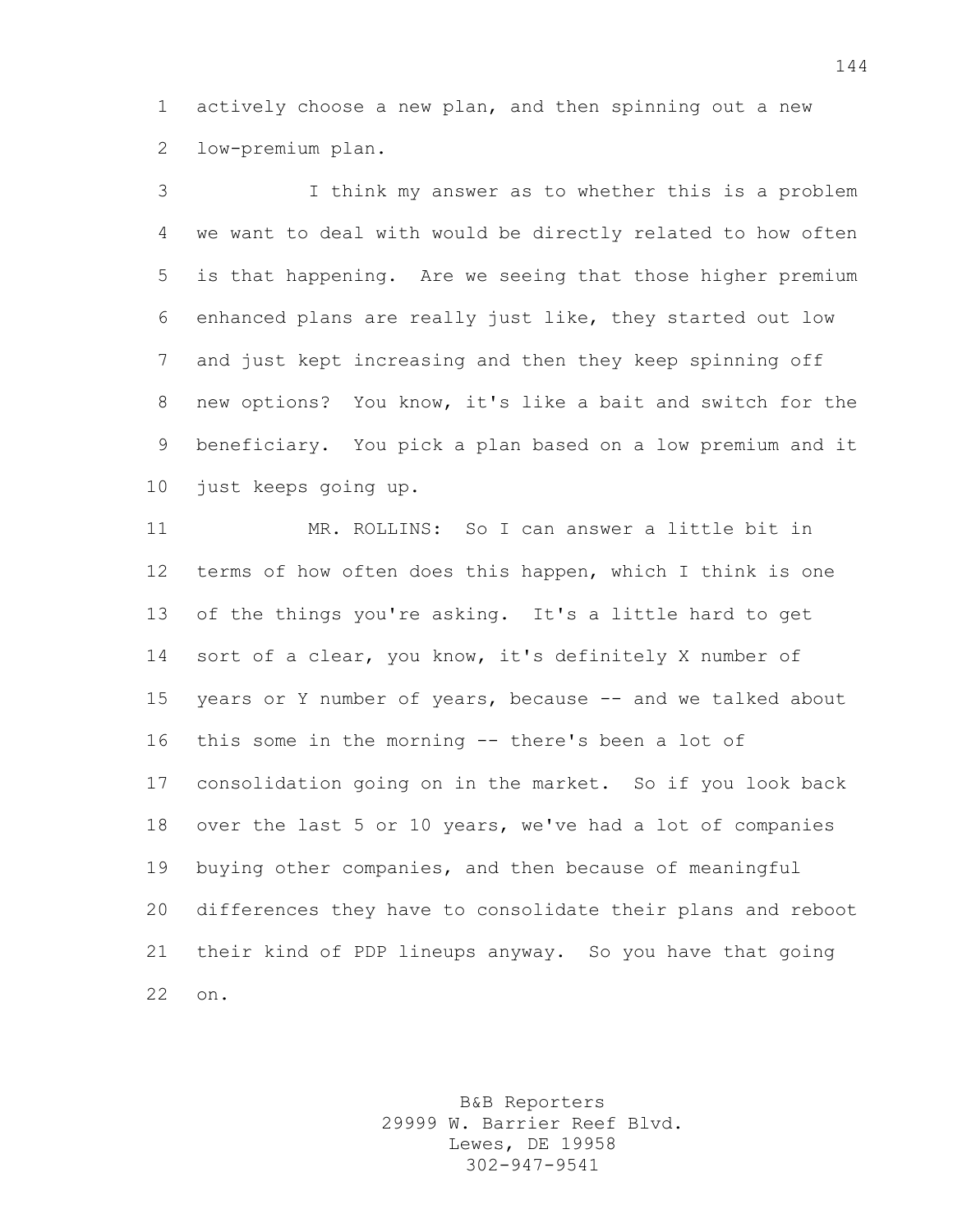actively choose a new plan, and then spinning out a new low-premium plan.

I think my answer as to whether this is a problem we want to deal with would be directly related to how often is that happening. Are we seeing that those higher premium enhanced plans are really just like, they started out low and just kept increasing and then they keep spinning off new options? You know, it's like a bait and switch for the beneficiary. You pick a plan based on a low premium and it just keeps going up.

MR. ROLLINS: So I can answer a little bit in terms of how often does this happen, which I think is one of the things you're asking. It's a little hard to get sort of a clear, you know, it's definitely X number of years or Y number of years, because -- and we talked about this some in the morning -- there's been a lot of consolidation going on in the market. So if you look back over the last 5 or 10 years, we've had a lot of companies buying other companies, and then because of meaningful differences they have to consolidate their plans and reboot their kind of PDP lineups anyway. So you have that going on.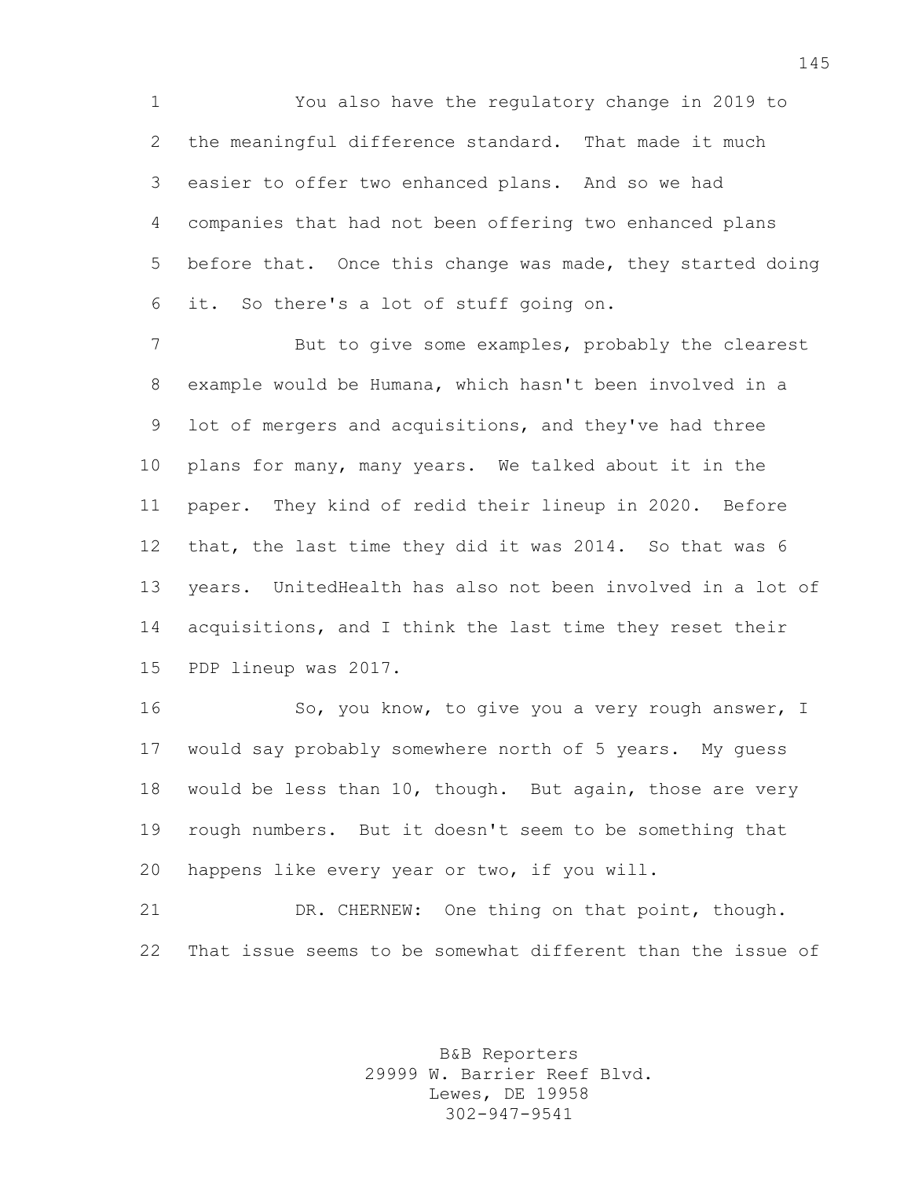You also have the regulatory change in 2019 to the meaningful difference standard. That made it much easier to offer two enhanced plans. And so we had companies that had not been offering two enhanced plans before that. Once this change was made, they started doing it. So there's a lot of stuff going on.

But to give some examples, probably the clearest example would be Humana, which hasn't been involved in a lot of mergers and acquisitions, and they've had three plans for many, many years. We talked about it in the paper. They kind of redid their lineup in 2020. Before that, the last time they did it was 2014. So that was 6 years. UnitedHealth has also not been involved in a lot of acquisitions, and I think the last time they reset their PDP lineup was 2017.

So, you know, to give you a very rough answer, I would say probably somewhere north of 5 years. My guess would be less than 10, though. But again, those are very rough numbers. But it doesn't seem to be something that happens like every year or two, if you will.

DR. CHERNEW: One thing on that point, though. That issue seems to be somewhat different than the issue of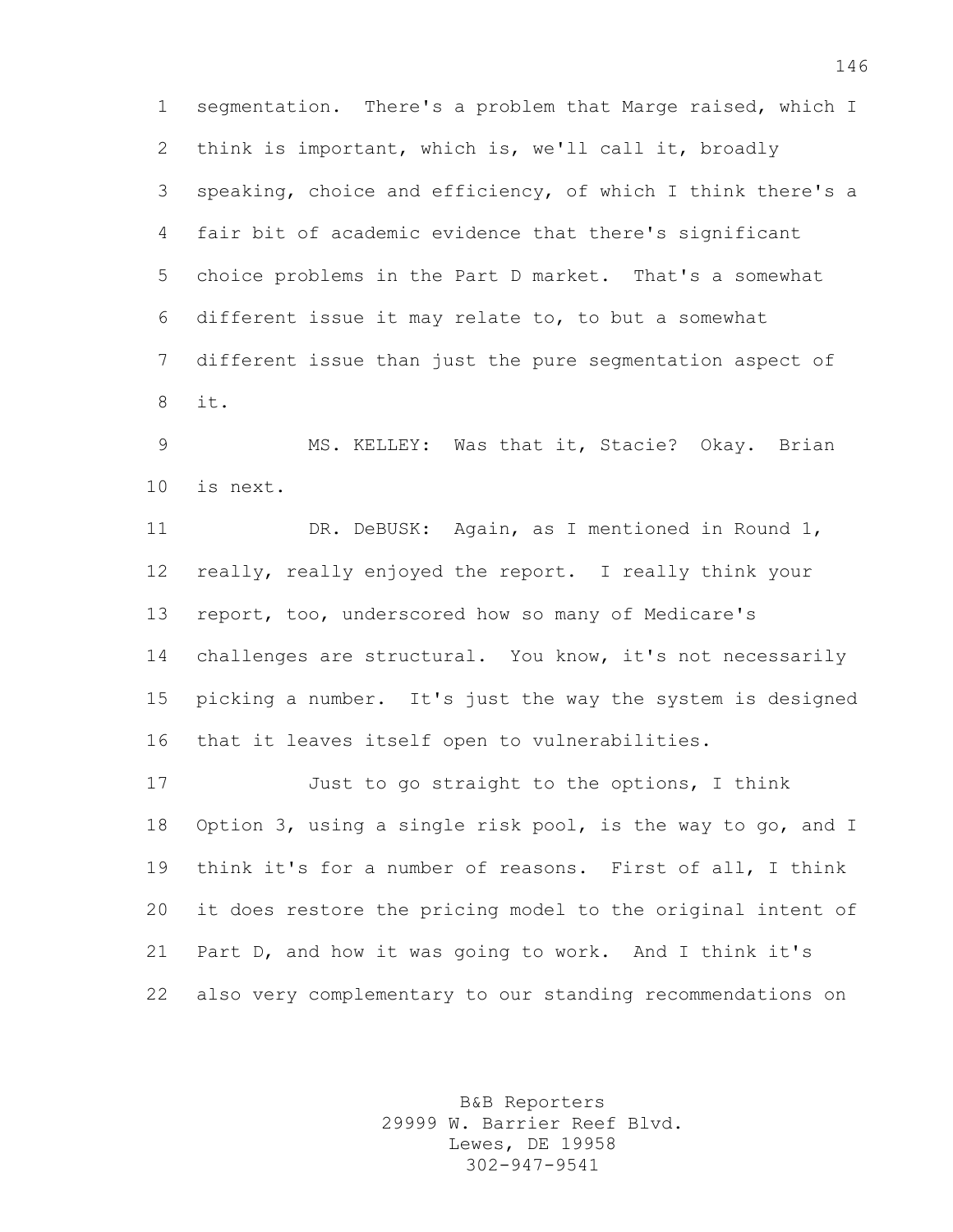segmentation. There's a problem that Marge raised, which I think is important, which is, we'll call it, broadly speaking, choice and efficiency, of which I think there's a fair bit of academic evidence that there's significant choice problems in the Part D market. That's a somewhat different issue it may relate to, to but a somewhat different issue than just the pure segmentation aspect of it.

MS. KELLEY: Was that it, Stacie? Okay. Brian is next.

DR. DeBUSK: Again, as I mentioned in Round 1, really, really enjoyed the report. I really think your report, too, underscored how so many of Medicare's challenges are structural. You know, it's not necessarily picking a number. It's just the way the system is designed that it leaves itself open to vulnerabilities.

Just to go straight to the options, I think Option 3, using a single risk pool, is the way to go, and I think it's for a number of reasons. First of all, I think it does restore the pricing model to the original intent of Part D, and how it was going to work. And I think it's also very complementary to our standing recommendations on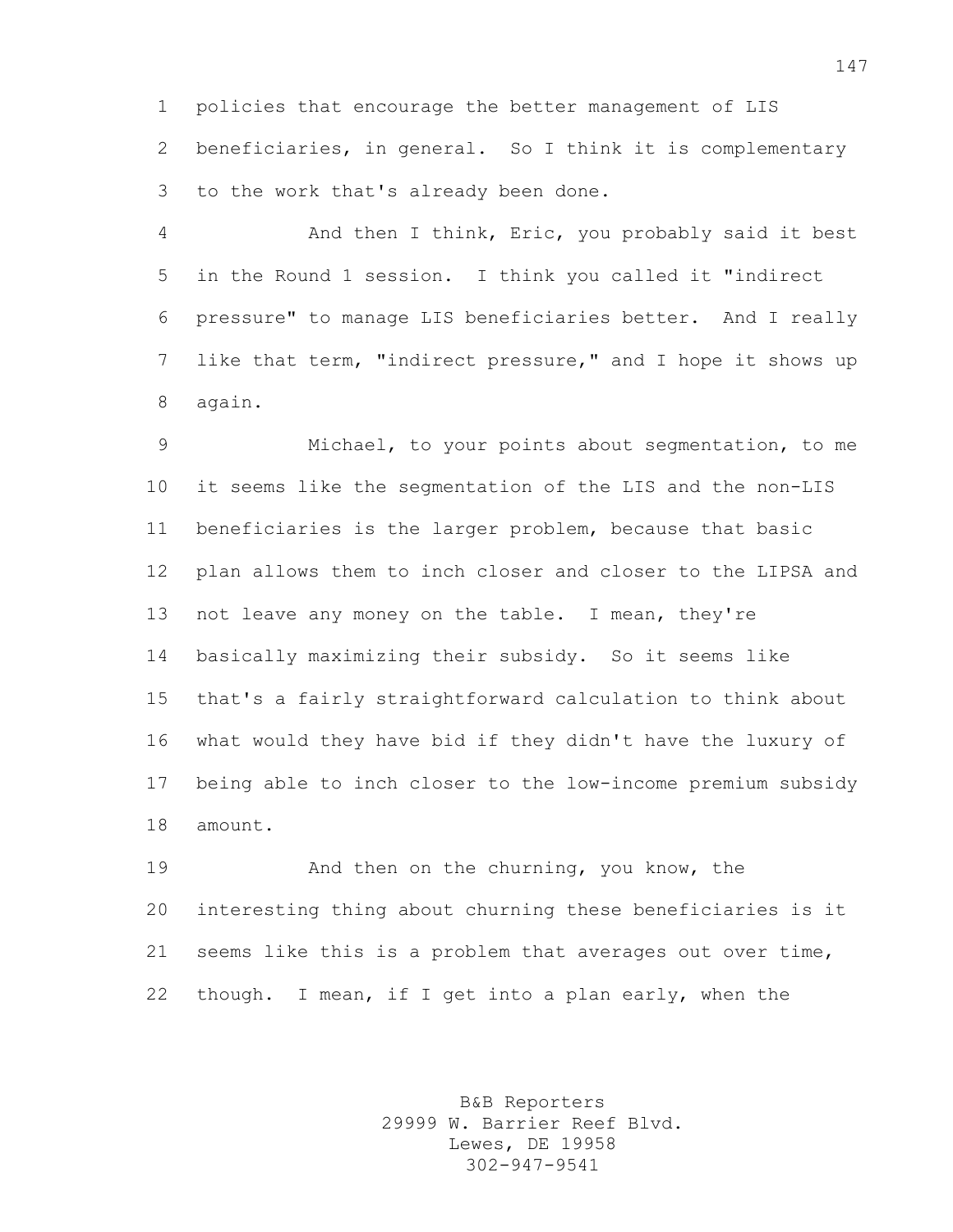policies that encourage the better management of LIS beneficiaries, in general. So I think it is complementary to the work that's already been done.

And then I think, Eric, you probably said it best in the Round 1 session. I think you called it "indirect pressure" to manage LIS beneficiaries better. And I really like that term, "indirect pressure," and I hope it shows up again.

Michael, to your points about segmentation, to me it seems like the segmentation of the LIS and the non-LIS beneficiaries is the larger problem, because that basic plan allows them to inch closer and closer to the LIPSA and not leave any money on the table. I mean, they're basically maximizing their subsidy. So it seems like that's a fairly straightforward calculation to think about what would they have bid if they didn't have the luxury of being able to inch closer to the low-income premium subsidy amount.

And then on the churning, you know, the interesting thing about churning these beneficiaries is it seems like this is a problem that averages out over time, though. I mean, if I get into a plan early, when the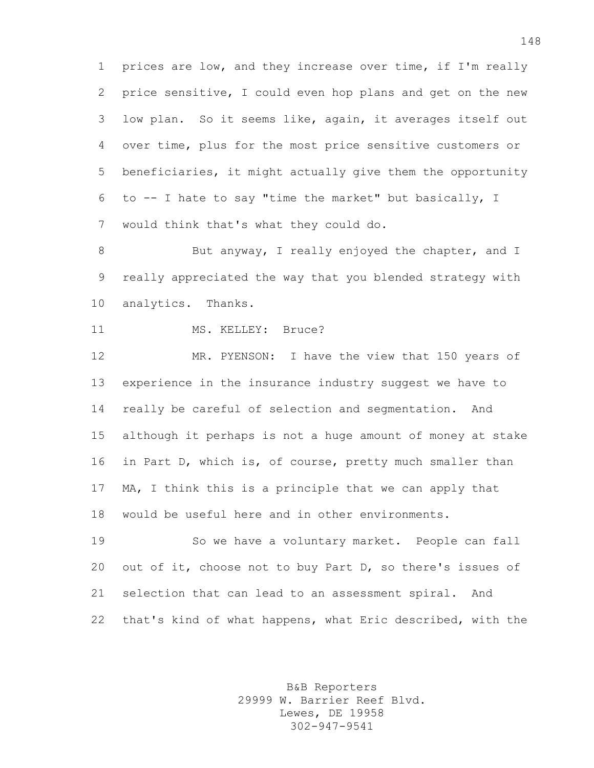prices are low, and they increase over time, if I'm really price sensitive, I could even hop plans and get on the new low plan. So it seems like, again, it averages itself out over time, plus for the most price sensitive customers or beneficiaries, it might actually give them the opportunity to -- I hate to say "time the market" but basically, I would think that's what they could do.

But anyway, I really enjoyed the chapter, and I really appreciated the way that you blended strategy with analytics. Thanks.

MS. KELLEY: Bruce?

MR. PYENSON: I have the view that 150 years of experience in the insurance industry suggest we have to really be careful of selection and segmentation. And although it perhaps is not a huge amount of money at stake in Part D, which is, of course, pretty much smaller than MA, I think this is a principle that we can apply that would be useful here and in other environments.

So we have a voluntary market. People can fall out of it, choose not to buy Part D, so there's issues of selection that can lead to an assessment spiral. And that's kind of what happens, what Eric described, with the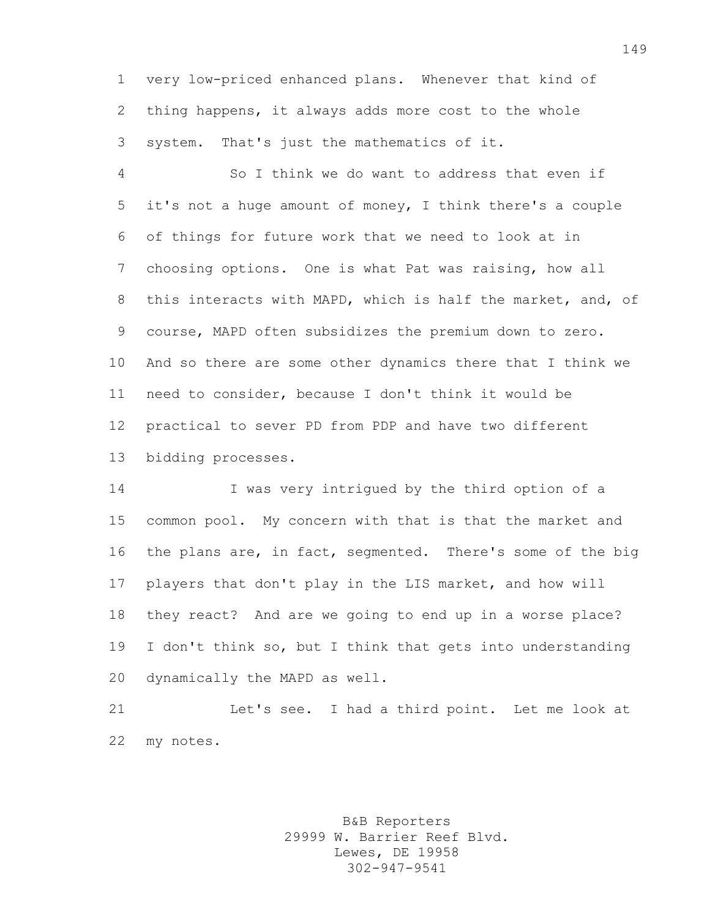very low-priced enhanced plans. Whenever that kind of thing happens, it always adds more cost to the whole system. That's just the mathematics of it.

So I think we do want to address that even if it's not a huge amount of money, I think there's a couple of things for future work that we need to look at in choosing options. One is what Pat was raising, how all this interacts with MAPD, which is half the market, and, of course, MAPD often subsidizes the premium down to zero. And so there are some other dynamics there that I think we need to consider, because I don't think it would be practical to sever PD from PDP and have two different bidding processes.

I was very intrigued by the third option of a common pool. My concern with that is that the market and the plans are, in fact, segmented. There's some of the big players that don't play in the LIS market, and how will they react? And are we going to end up in a worse place? I don't think so, but I think that gets into understanding dynamically the MAPD as well.

Let's see. I had a third point. Let me look at my notes.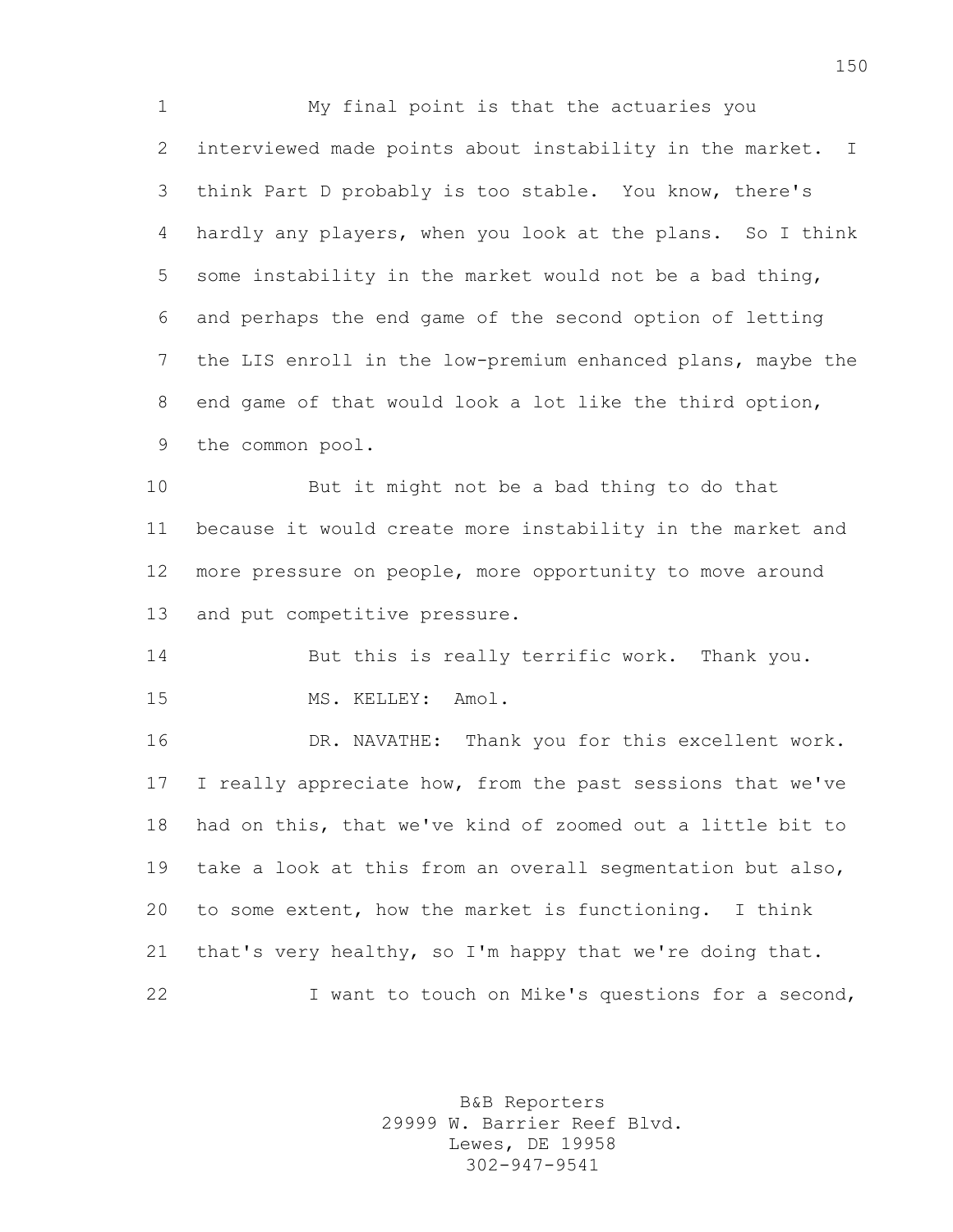My final point is that the actuaries you interviewed made points about instability in the market. I think Part D probably is too stable. You know, there's hardly any players, when you look at the plans. So I think some instability in the market would not be a bad thing, and perhaps the end game of the second option of letting the LIS enroll in the low-premium enhanced plans, maybe the end game of that would look a lot like the third option, the common pool.

But it might not be a bad thing to do that because it would create more instability in the market and more pressure on people, more opportunity to move around and put competitive pressure.

But this is really terrific work. Thank you.

MS. KELLEY: Amol.

DR. NAVATHE: Thank you for this excellent work. I really appreciate how, from the past sessions that we've had on this, that we've kind of zoomed out a little bit to take a look at this from an overall segmentation but also, to some extent, how the market is functioning. I think that's very healthy, so I'm happy that we're doing that.

I want to touch on Mike's questions for a second,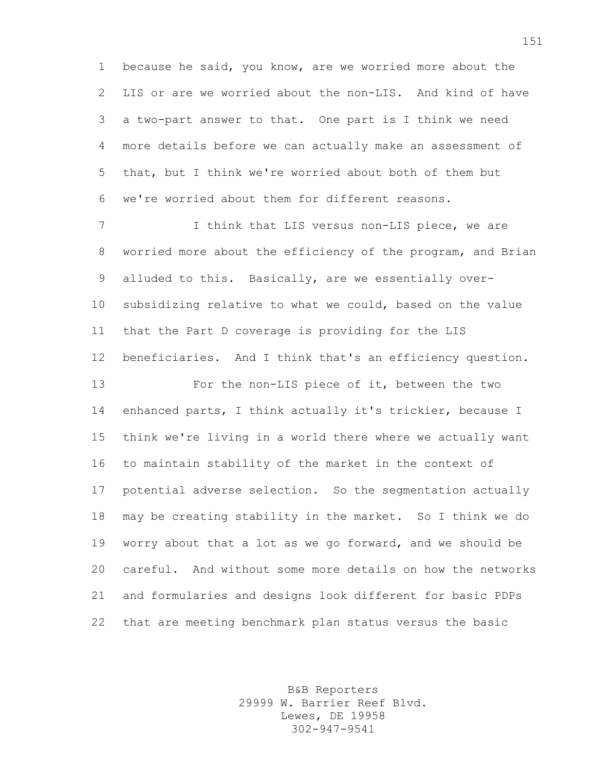because he said, you know, are we worried more about the LIS or are we worried about the non-LIS. And kind of have a two-part answer to that. One part is I think we need more details before we can actually make an assessment of that, but I think we're worried about both of them but we're worried about them for different reasons.

I think that LIS versus non-LIS piece, we are worried more about the efficiency of the program, and Brian alluded to this. Basically, are we essentially over-subsidizing relative to what we could, based on the value that the Part D coverage is providing for the LIS beneficiaries. And I think that's an efficiency question.

For the non-LIS piece of it, between the two enhanced parts, I think actually it's trickier, because I think we're living in a world there where we actually want to maintain stability of the market in the context of potential adverse selection. So the segmentation actually may be creating stability in the market. So I think we do worry about that a lot as we go forward, and we should be careful. And without some more details on how the networks and formularies and designs look different for basic PDPs that are meeting benchmark plan status versus the basic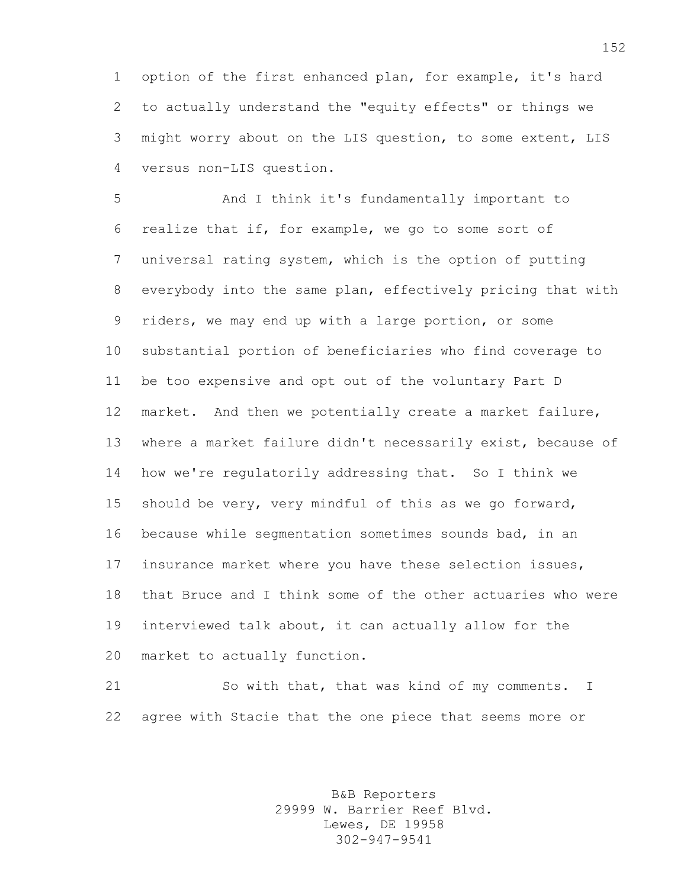option of the first enhanced plan, for example, it's hard to actually understand the "equity effects" or things we might worry about on the LIS question, to some extent, LIS versus non-LIS question.

And I think it's fundamentally important to realize that if, for example, we go to some sort of universal rating system, which is the option of putting everybody into the same plan, effectively pricing that with riders, we may end up with a large portion, or some substantial portion of beneficiaries who find coverage to be too expensive and opt out of the voluntary Part D market. And then we potentially create a market failure, where a market failure didn't necessarily exist, because of how we're regulatorily addressing that. So I think we should be very, very mindful of this as we go forward, because while segmentation sometimes sounds bad, in an insurance market where you have these selection issues, that Bruce and I think some of the other actuaries who were interviewed talk about, it can actually allow for the market to actually function.

So with that, that was kind of my comments. I agree with Stacie that the one piece that seems more or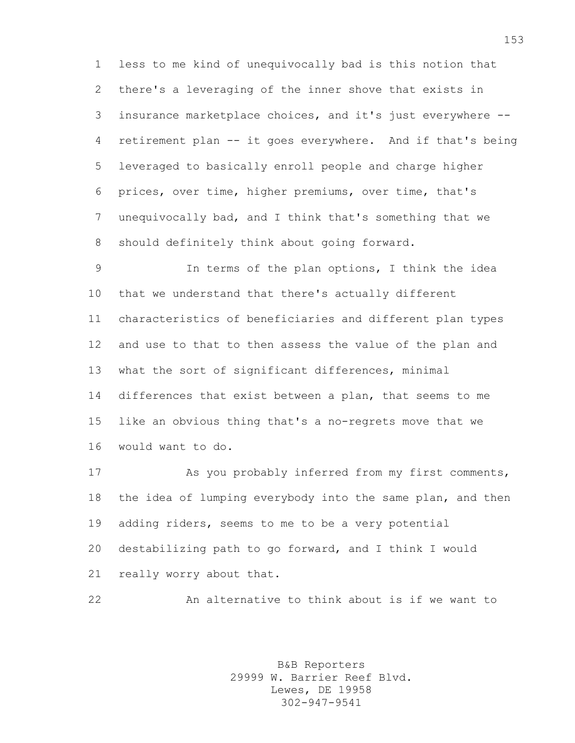less to me kind of unequivocally bad is this notion that there's a leveraging of the inner shove that exists in insurance marketplace choices, and it's just everywhere -- retirement plan -- it goes everywhere. And if that's being leveraged to basically enroll people and charge higher prices, over time, higher premiums, over time, that's unequivocally bad, and I think that's something that we should definitely think about going forward.

In terms of the plan options, I think the idea that we understand that there's actually different characteristics of beneficiaries and different plan types and use to that to then assess the value of the plan and what the sort of significant differences, minimal differences that exist between a plan, that seems to me like an obvious thing that's a no-regrets move that we would want to do.

As you probably inferred from my first comments, the idea of lumping everybody into the same plan, and then adding riders, seems to me to be a very potential destabilizing path to go forward, and I think I would really worry about that.

An alternative to think about is if we want to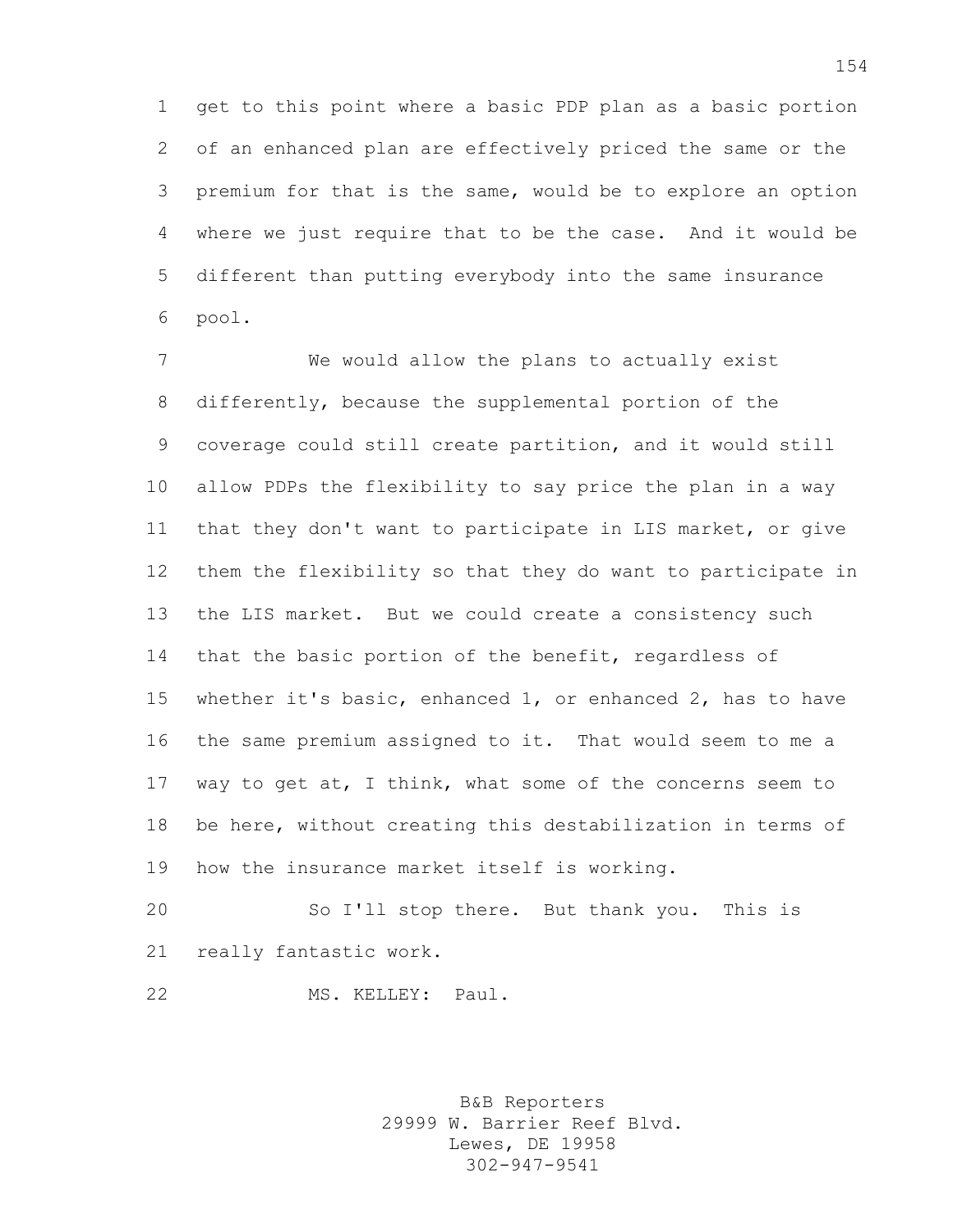get to this point where a basic PDP plan as a basic portion of an enhanced plan are effectively priced the same or the premium for that is the same, would be to explore an option where we just require that to be the case. And it would be different than putting everybody into the same insurance pool.

We would allow the plans to actually exist differently, because the supplemental portion of the coverage could still create partition, and it would still allow PDPs the flexibility to say price the plan in a way that they don't want to participate in LIS market, or give them the flexibility so that they do want to participate in the LIS market. But we could create a consistency such that the basic portion of the benefit, regardless of whether it's basic, enhanced 1, or enhanced 2, has to have the same premium assigned to it. That would seem to me a way to get at, I think, what some of the concerns seem to be here, without creating this destabilization in terms of how the insurance market itself is working.

So I'll stop there. But thank you. This is really fantastic work.

MS. KELLEY: Paul.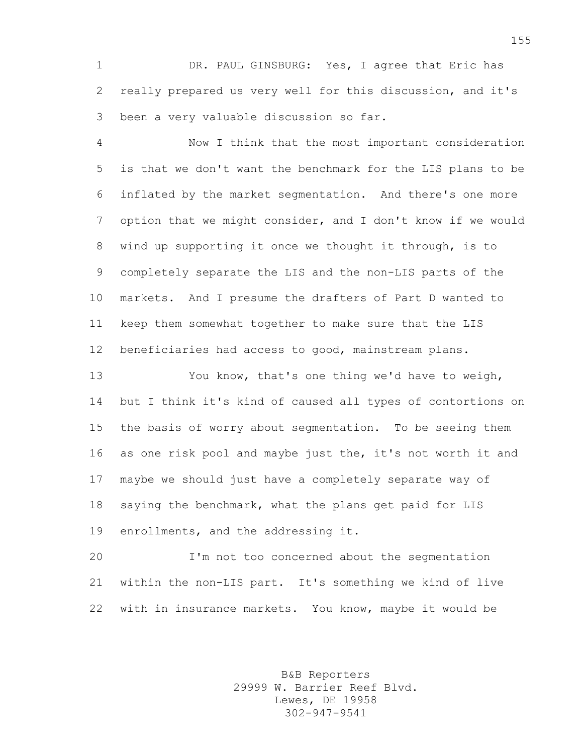DR. PAUL GINSBURG: Yes, I agree that Eric has really prepared us very well for this discussion, and it's been a very valuable discussion so far.

Now I think that the most important consideration is that we don't want the benchmark for the LIS plans to be inflated by the market segmentation. And there's one more option that we might consider, and I don't know if we would wind up supporting it once we thought it through, is to completely separate the LIS and the non-LIS parts of the markets. And I presume the drafters of Part D wanted to keep them somewhat together to make sure that the LIS beneficiaries had access to good, mainstream plans.

You know, that's one thing we'd have to weigh, but I think it's kind of caused all types of contortions on the basis of worry about segmentation. To be seeing them as one risk pool and maybe just the, it's not worth it and maybe we should just have a completely separate way of saying the benchmark, what the plans get paid for LIS enrollments, and the addressing it.

I'm not too concerned about the segmentation within the non-LIS part. It's something we kind of live with in insurance markets. You know, maybe it would be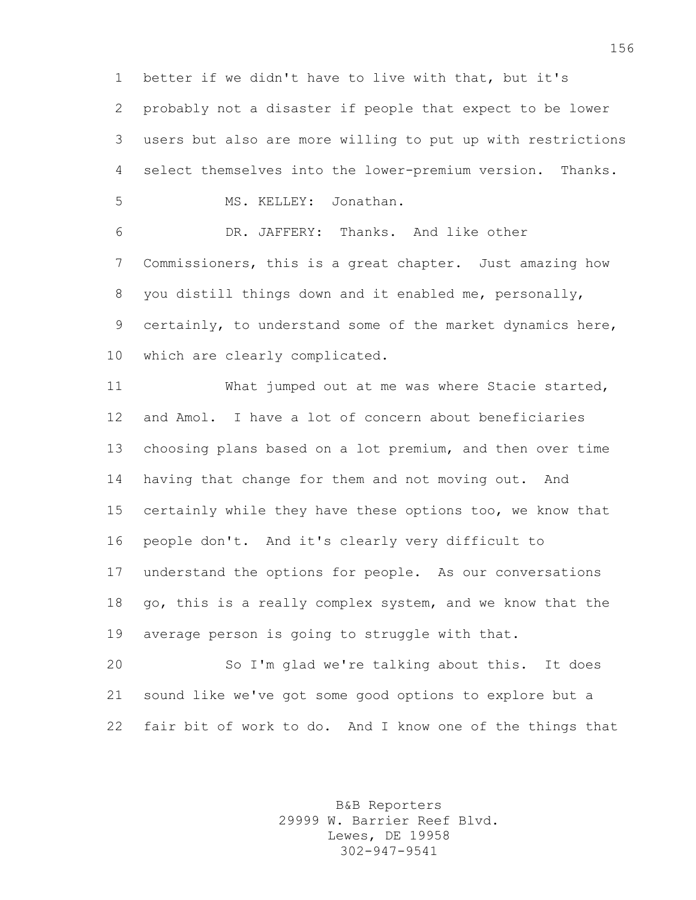better if we didn't have to live with that, but it's probably not a disaster if people that expect to be lower users but also are more willing to put up with restrictions select themselves into the lower-premium version. Thanks.

MS. KELLEY: Jonathan.

DR. JAFFERY: Thanks. And like other Commissioners, this is a great chapter. Just amazing how you distill things down and it enabled me, personally, certainly, to understand some of the market dynamics here, which are clearly complicated.

What jumped out at me was where Stacie started, and Amol. I have a lot of concern about beneficiaries choosing plans based on a lot premium, and then over time having that change for them and not moving out. And certainly while they have these options too, we know that people don't. And it's clearly very difficult to understand the options for people. As our conversations go, this is a really complex system, and we know that the average person is going to struggle with that.

So I'm glad we're talking about this. It does sound like we've got some good options to explore but a fair bit of work to do. And I know one of the things that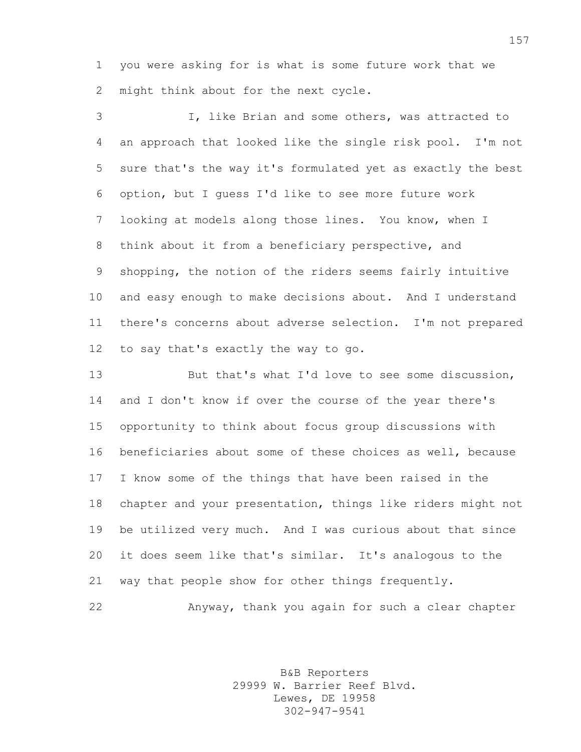you were asking for is what is some future work that we might think about for the next cycle.

I, like Brian and some others, was attracted to an approach that looked like the single risk pool. I'm not sure that's the way it's formulated yet as exactly the best option, but I guess I'd like to see more future work looking at models along those lines. You know, when I think about it from a beneficiary perspective, and shopping, the notion of the riders seems fairly intuitive and easy enough to make decisions about. And I understand there's concerns about adverse selection. I'm not prepared to say that's exactly the way to go.

But that's what I'd love to see some discussion, and I don't know if over the course of the year there's opportunity to think about focus group discussions with beneficiaries about some of these choices as well, because I know some of the things that have been raised in the chapter and your presentation, things like riders might not be utilized very much. And I was curious about that since it does seem like that's similar. It's analogous to the way that people show for other things frequently.

Anyway, thank you again for such a clear chapter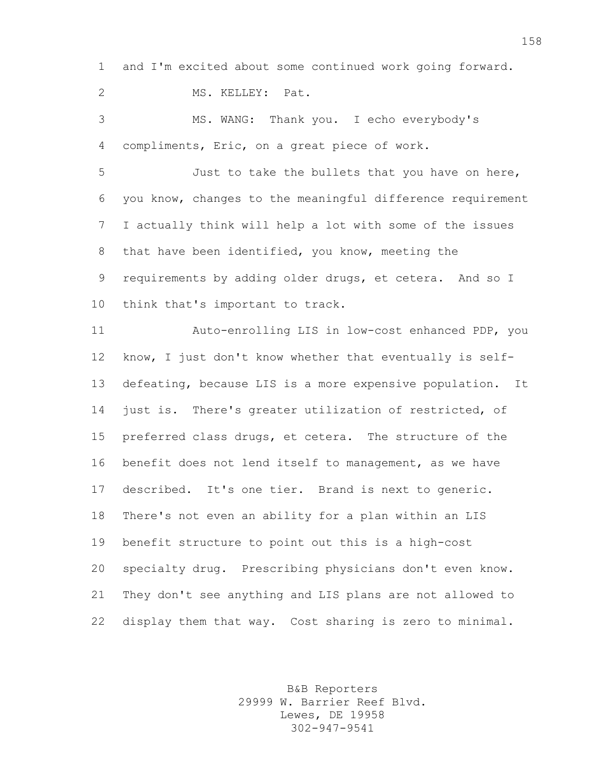and I'm excited about some continued work going forward.

MS. KELLEY: Pat.

MS. WANG: Thank you. I echo everybody's compliments, Eric, on a great piece of work.

Just to take the bullets that you have on here, you know, changes to the meaningful difference requirement I actually think will help a lot with some of the issues that have been identified, you know, meeting the requirements by adding older drugs, et cetera. And so I think that's important to track.

Auto-enrolling LIS in low-cost enhanced PDP, you know, I just don't know whether that eventually is self-defeating, because LIS is a more expensive population. It just is. There's greater utilization of restricted, of preferred class drugs, et cetera. The structure of the benefit does not lend itself to management, as we have described. It's one tier. Brand is next to generic. There's not even an ability for a plan within an LIS benefit structure to point out this is a high-cost specialty drug. Prescribing physicians don't even know. They don't see anything and LIS plans are not allowed to display them that way. Cost sharing is zero to minimal.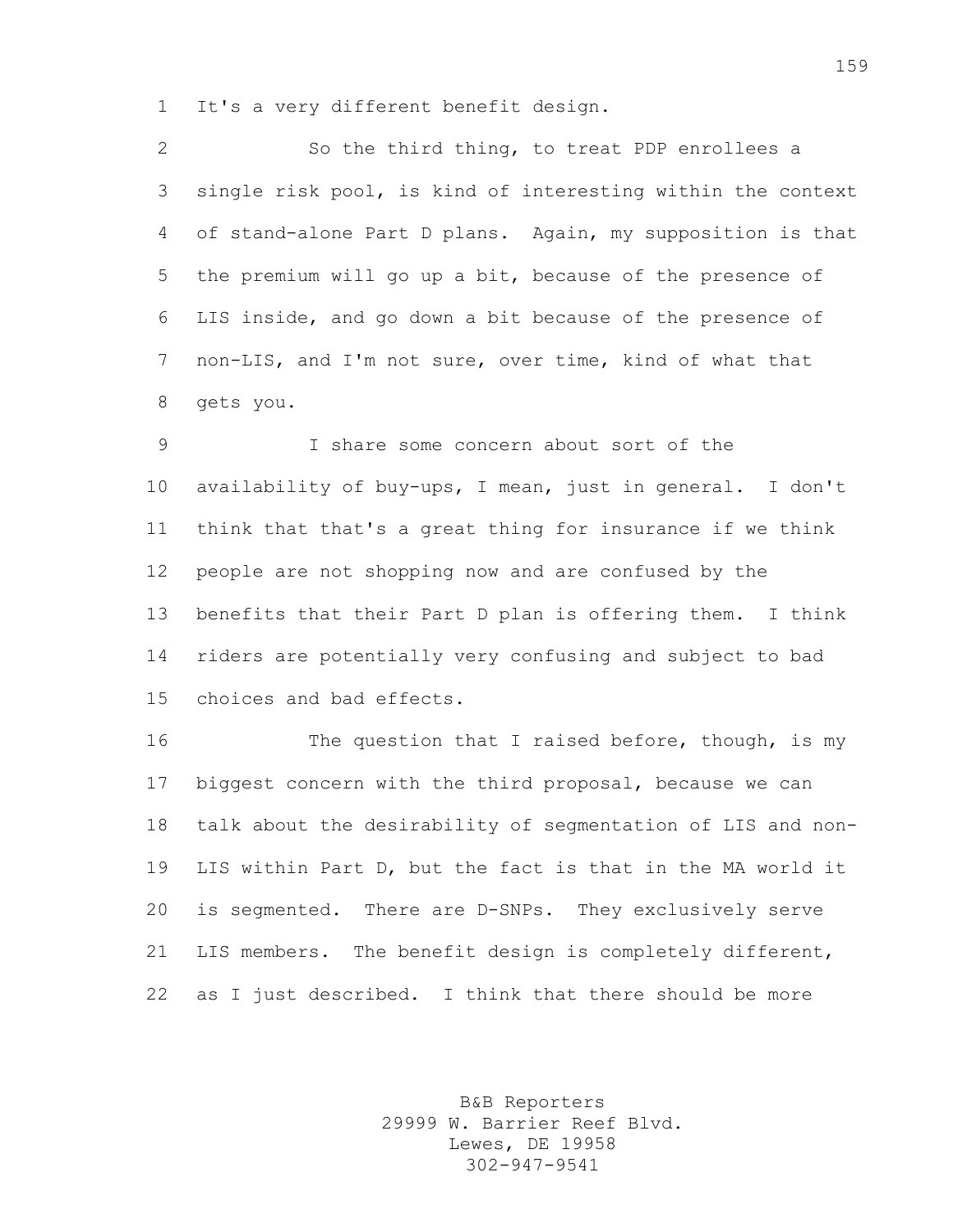It's a very different benefit design.

So the third thing, to treat PDP enrollees a single risk pool, is kind of interesting within the context of stand-alone Part D plans. Again, my supposition is that the premium will go up a bit, because of the presence of LIS inside, and go down a bit because of the presence of non-LIS, and I'm not sure, over time, kind of what that gets you.

I share some concern about sort of the availability of buy-ups, I mean, just in general. I don't think that that's a great thing for insurance if we think people are not shopping now and are confused by the benefits that their Part D plan is offering them. I think riders are potentially very confusing and subject to bad choices and bad effects.

The question that I raised before, though, is my biggest concern with the third proposal, because we can talk about the desirability of segmentation of LIS and non-LIS within Part D, but the fact is that in the MA world it is segmented. There are D-SNPs. They exclusively serve LIS members. The benefit design is completely different, as I just described. I think that there should be more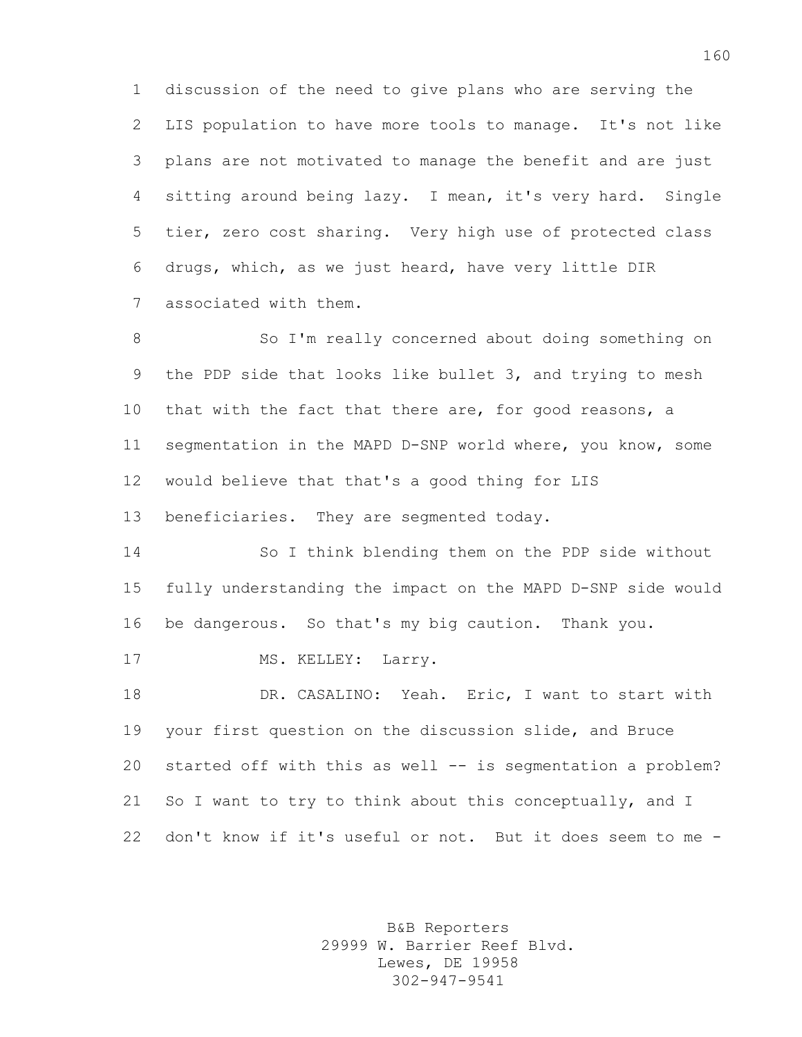discussion of the need to give plans who are serving the LIS population to have more tools to manage. It's not like plans are not motivated to manage the benefit and are just sitting around being lazy. I mean, it's very hard. Single tier, zero cost sharing. Very high use of protected class drugs, which, as we just heard, have very little DIR associated with them.

So I'm really concerned about doing something on the PDP side that looks like bullet 3, and trying to mesh that with the fact that there are, for good reasons, a segmentation in the MAPD D-SNP world where, you know, some would believe that that's a good thing for LIS beneficiaries. They are segmented today.

So I think blending them on the PDP side without fully understanding the impact on the MAPD D-SNP side would be dangerous. So that's my big caution. Thank you.

MS. KELLEY: Larry.

DR. CASALINO: Yeah. Eric, I want to start with your first question on the discussion slide, and Bruce started off with this as well -- is segmentation a problem? So I want to try to think about this conceptually, and I don't know if it's useful or not. But it does seem to me -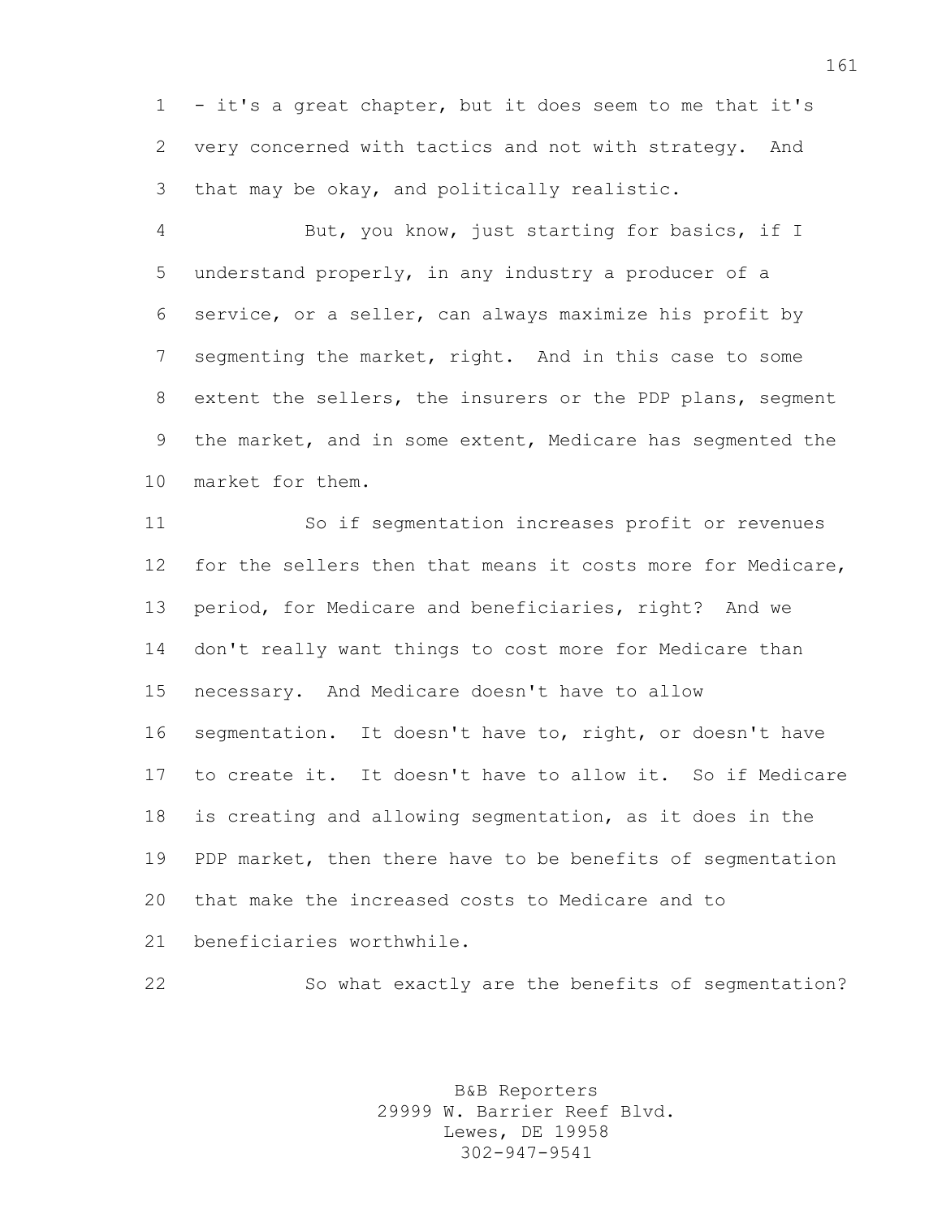- it's a great chapter, but it does seem to me that it's very concerned with tactics and not with strategy. And that may be okay, and politically realistic.

But, you know, just starting for basics, if I understand properly, in any industry a producer of a service, or a seller, can always maximize his profit by segmenting the market, right. And in this case to some extent the sellers, the insurers or the PDP plans, segment the market, and in some extent, Medicare has segmented the market for them.

So if segmentation increases profit or revenues for the sellers then that means it costs more for Medicare, period, for Medicare and beneficiaries, right? And we don't really want things to cost more for Medicare than necessary. And Medicare doesn't have to allow segmentation. It doesn't have to, right, or doesn't have to create it. It doesn't have to allow it. So if Medicare is creating and allowing segmentation, as it does in the PDP market, then there have to be benefits of segmentation that make the increased costs to Medicare and to beneficiaries worthwhile.

So what exactly are the benefits of segmentation?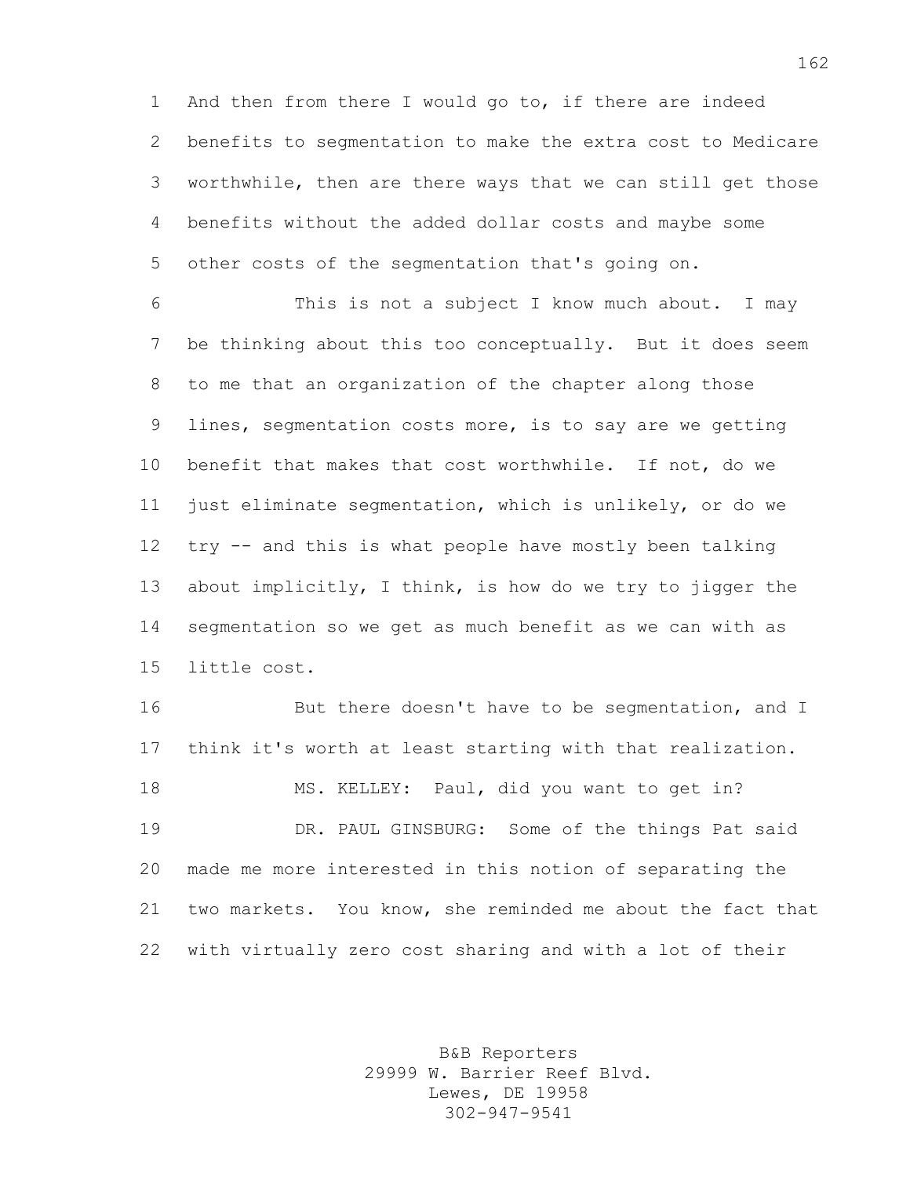And then from there I would go to, if there are indeed benefits to segmentation to make the extra cost to Medicare worthwhile, then are there ways that we can still get those benefits without the added dollar costs and maybe some other costs of the segmentation that's going on.

This is not a subject I know much about. I may be thinking about this too conceptually. But it does seem to me that an organization of the chapter along those lines, segmentation costs more, is to say are we getting benefit that makes that cost worthwhile. If not, do we just eliminate segmentation, which is unlikely, or do we try -- and this is what people have mostly been talking about implicitly, I think, is how do we try to jigger the segmentation so we get as much benefit as we can with as little cost.

But there doesn't have to be segmentation, and I think it's worth at least starting with that realization.

MS. KELLEY: Paul, did you want to get in?

DR. PAUL GINSBURG: Some of the things Pat said made me more interested in this notion of separating the two markets. You know, she reminded me about the fact that with virtually zero cost sharing and with a lot of their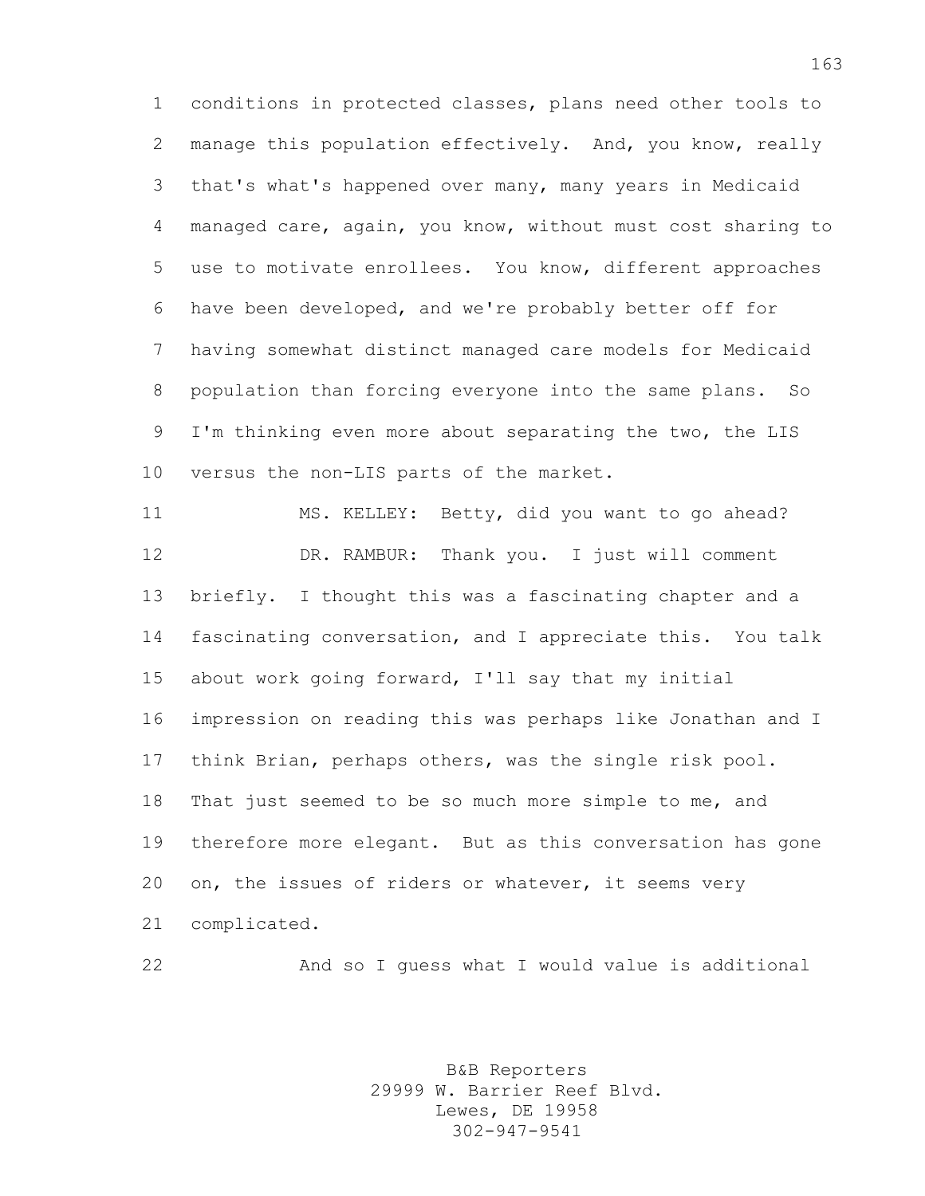conditions in protected classes, plans need other tools to manage this population effectively. And, you know, really that's what's happened over many, many years in Medicaid managed care, again, you know, without must cost sharing to use to motivate enrollees. You know, different approaches have been developed, and we're probably better off for having somewhat distinct managed care models for Medicaid population than forcing everyone into the same plans. So I'm thinking even more about separating the two, the LIS versus the non-LIS parts of the market.

MS. KELLEY: Betty, did you want to go ahead?

DR. RAMBUR: Thank you. I just will comment briefly. I thought this was a fascinating chapter and a fascinating conversation, and I appreciate this. You talk about work going forward, I'll say that my initial impression on reading this was perhaps like Jonathan and I think Brian, perhaps others, was the single risk pool. That just seemed to be so much more simple to me, and therefore more elegant. But as this conversation has gone on, the issues of riders or whatever, it seems very complicated.

And so I guess what I would value is additional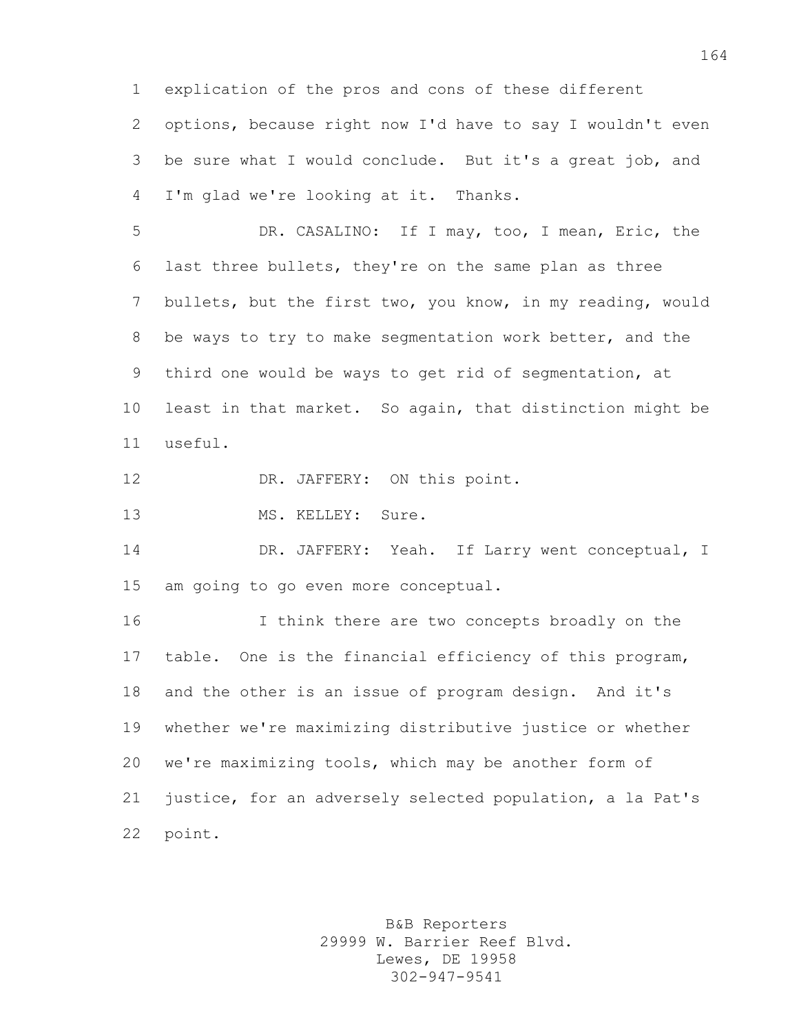explication of the pros and cons of these different options, because right now I'd have to say I wouldn't even be sure what I would conclude. But it's a great job, and I'm glad we're looking at it. Thanks.

DR. CASALINO: If I may, too, I mean, Eric, the last three bullets, they're on the same plan as three bullets, but the first two, you know, in my reading, would be ways to try to make segmentation work better, and the third one would be ways to get rid of segmentation, at least in that market. So again, that distinction might be useful.

DR. JAFFERY: ON this point.

MS. KELLEY: Sure.

DR. JAFFERY: Yeah. If Larry went conceptual, I am going to go even more conceptual.

I think there are two concepts broadly on the table. One is the financial efficiency of this program, and the other is an issue of program design. And it's whether we're maximizing distributive justice or whether we're maximizing tools, which may be another form of justice, for an adversely selected population, a la Pat's point.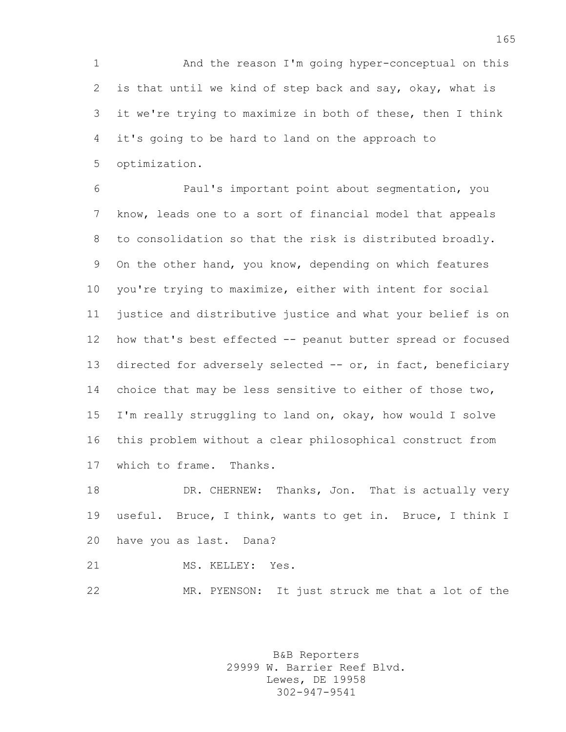And the reason I'm going hyper-conceptual on this is that until we kind of step back and say, okay, what is it we're trying to maximize in both of these, then I think it's going to be hard to land on the approach to optimization.

Paul's important point about segmentation, you know, leads one to a sort of financial model that appeals to consolidation so that the risk is distributed broadly. On the other hand, you know, depending on which features you're trying to maximize, either with intent for social justice and distributive justice and what your belief is on how that's best effected -- peanut butter spread or focused directed for adversely selected -- or, in fact, beneficiary choice that may be less sensitive to either of those two, I'm really struggling to land on, okay, how would I solve this problem without a clear philosophical construct from which to frame. Thanks.

DR. CHERNEW: Thanks, Jon. That is actually very useful. Bruce, I think, wants to get in. Bruce, I think I have you as last. Dana?

MS. KELLEY: Yes.

MR. PYENSON: It just struck me that a lot of the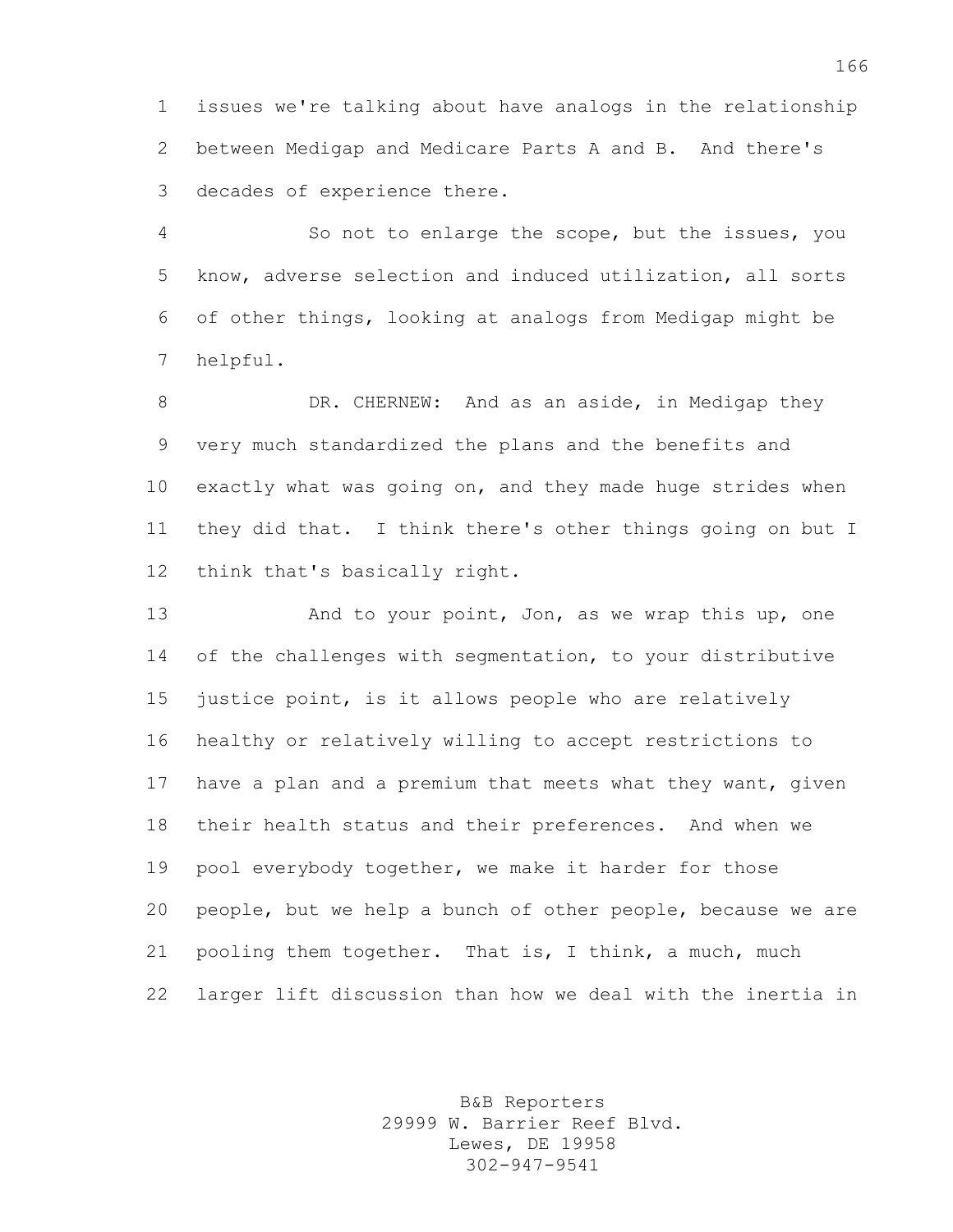issues we're talking about have analogs in the relationship between Medigap and Medicare Parts A and B. And there's decades of experience there.

So not to enlarge the scope, but the issues, you know, adverse selection and induced utilization, all sorts of other things, looking at analogs from Medigap might be helpful.

DR. CHERNEW: And as an aside, in Medigap they very much standardized the plans and the benefits and exactly what was going on, and they made huge strides when they did that. I think there's other things going on but I think that's basically right.

And to your point, Jon, as we wrap this up, one of the challenges with segmentation, to your distributive justice point, is it allows people who are relatively healthy or relatively willing to accept restrictions to have a plan and a premium that meets what they want, given their health status and their preferences. And when we pool everybody together, we make it harder for those people, but we help a bunch of other people, because we are pooling them together. That is, I think, a much, much larger lift discussion than how we deal with the inertia in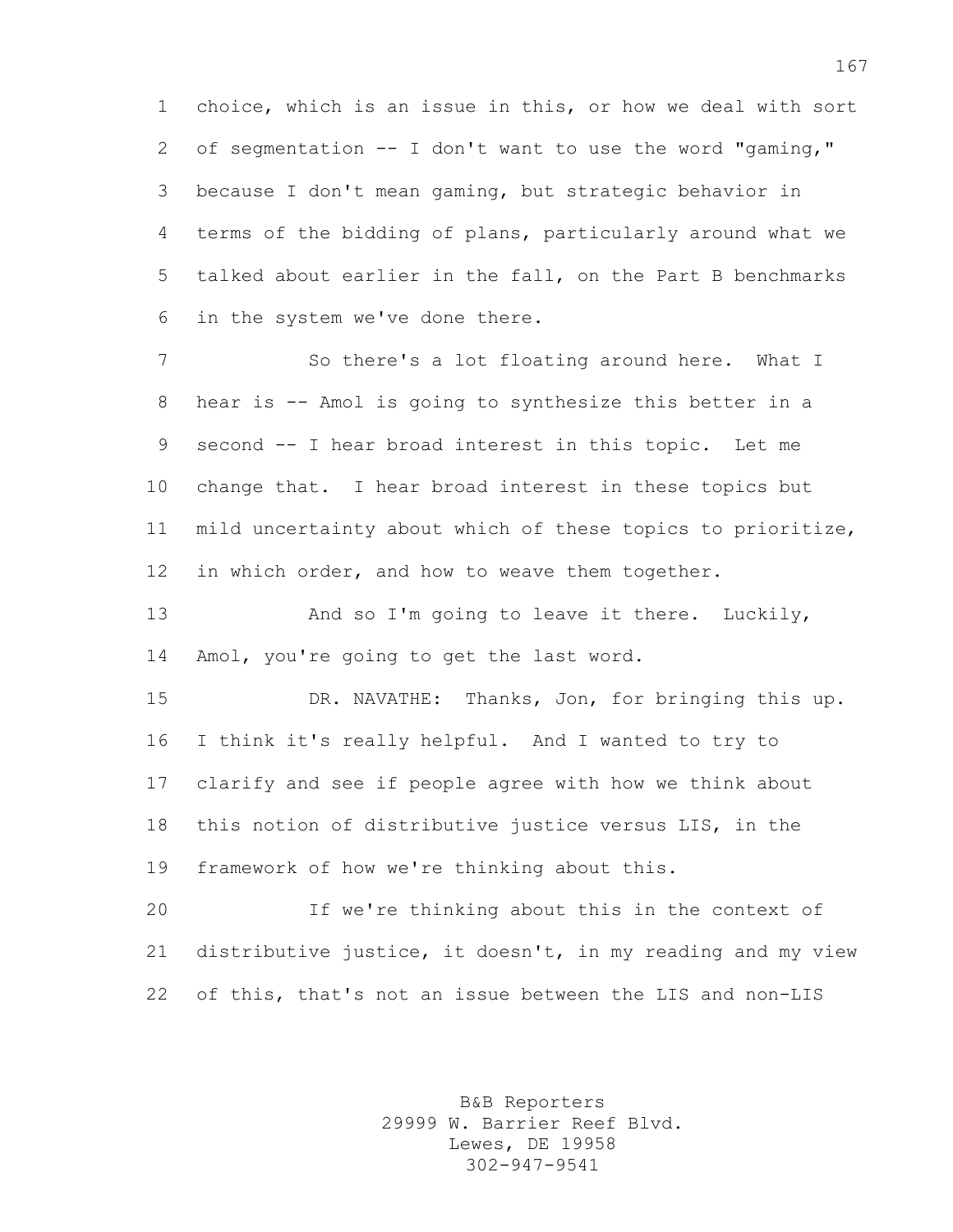choice, which is an issue in this, or how we deal with sort of segmentation -- I don't want to use the word "gaming," because I don't mean gaming, but strategic behavior in terms of the bidding of plans, particularly around what we talked about earlier in the fall, on the Part B benchmarks in the system we've done there.

So there's a lot floating around here. What I hear is -- Amol is going to synthesize this better in a second -- I hear broad interest in this topic. Let me change that. I hear broad interest in these topics but mild uncertainty about which of these topics to prioritize, in which order, and how to weave them together.

And so I'm going to leave it there. Luckily, Amol, you're going to get the last word.

DR. NAVATHE: Thanks, Jon, for bringing this up. I think it's really helpful. And I wanted to try to clarify and see if people agree with how we think about this notion of distributive justice versus LIS, in the framework of how we're thinking about this.

If we're thinking about this in the context of distributive justice, it doesn't, in my reading and my view of this, that's not an issue between the LIS and non-LIS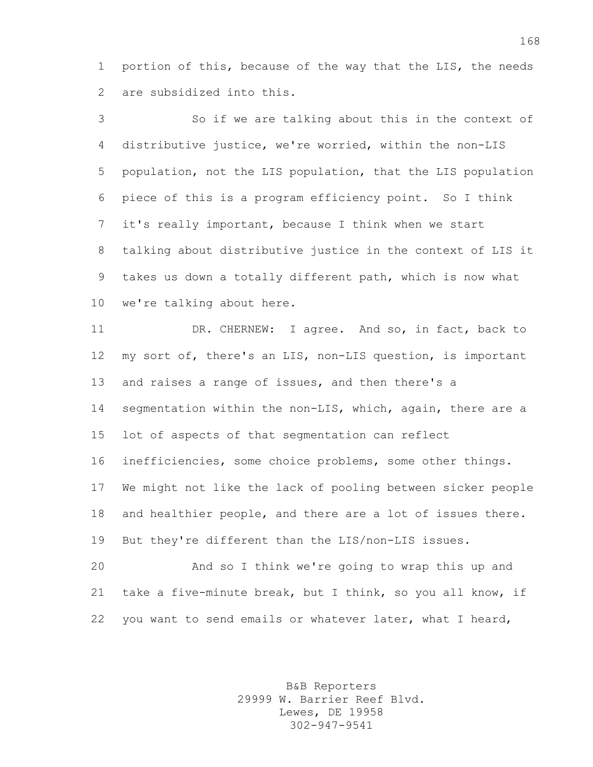portion of this, because of the way that the LIS, the needs are subsidized into this.

So if we are talking about this in the context of distributive justice, we're worried, within the non-LIS population, not the LIS population, that the LIS population piece of this is a program efficiency point. So I think it's really important, because I think when we start talking about distributive justice in the context of LIS it takes us down a totally different path, which is now what we're talking about here.

DR. CHERNEW: I agree. And so, in fact, back to my sort of, there's an LIS, non-LIS question, is important and raises a range of issues, and then there's a segmentation within the non-LIS, which, again, there are a lot of aspects of that segmentation can reflect inefficiencies, some choice problems, some other things. We might not like the lack of pooling between sicker people and healthier people, and there are a lot of issues there. But they're different than the LIS/non-LIS issues.

And so I think we're going to wrap this up and take a five-minute break, but I think, so you all know, if you want to send emails or whatever later, what I heard,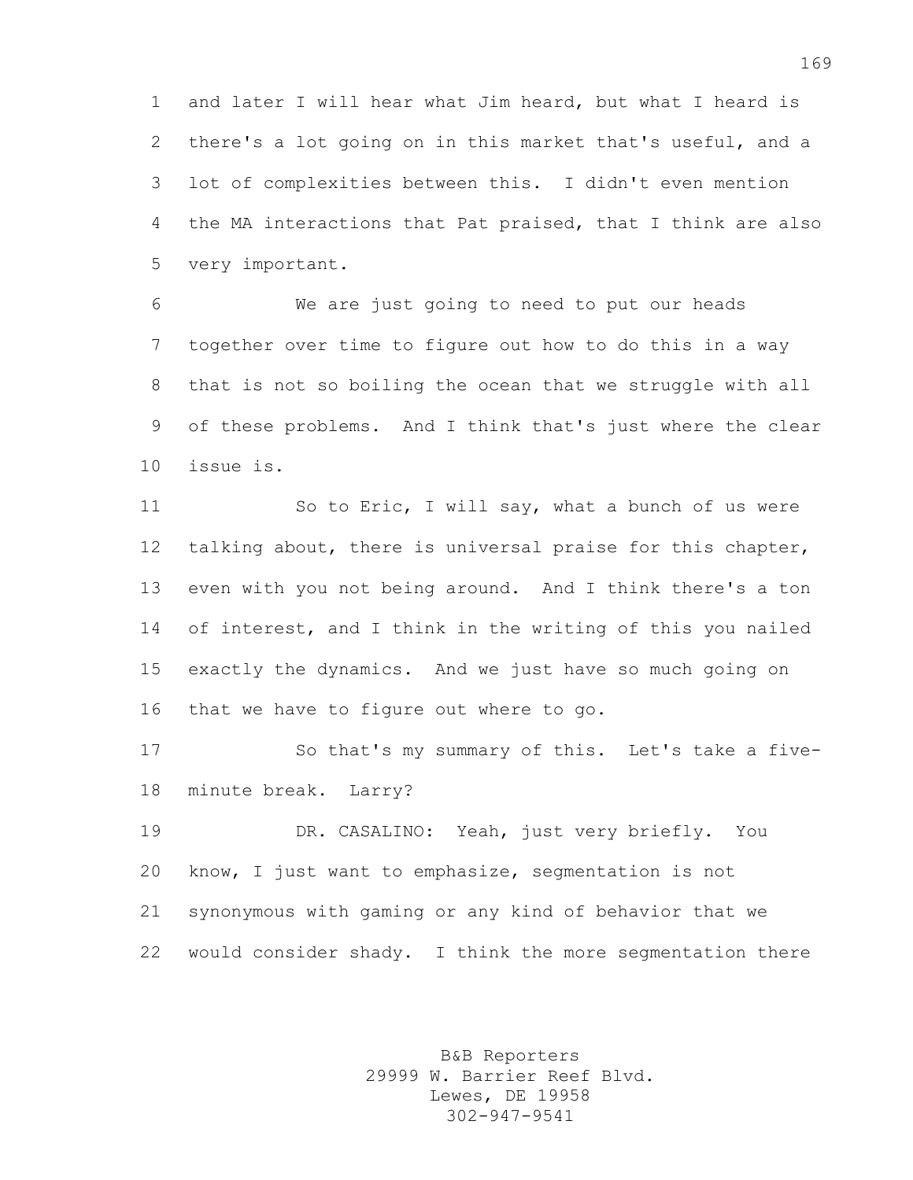and later I will hear what Jim heard, but what I heard is there's a lot going on in this market that's useful, and a lot of complexities between this. I didn't even mention the MA interactions that Pat praised, that I think are also very important.

We are just going to need to put our heads together over time to figure out how to do this in a way that is not so boiling the ocean that we struggle with all of these problems. And I think that's just where the clear issue is.

So to Eric, I will say, what a bunch of us were talking about, there is universal praise for this chapter, even with you not being around. And I think there's a ton of interest, and I think in the writing of this you nailed exactly the dynamics. And we just have so much going on that we have to figure out where to go.

So that's my summary of this. Let's take a five-minute break. Larry?

DR. CASALINO: Yeah, just very briefly. You know, I just want to emphasize, segmentation is not synonymous with gaming or any kind of behavior that we would consider shady. I think the more segmentation there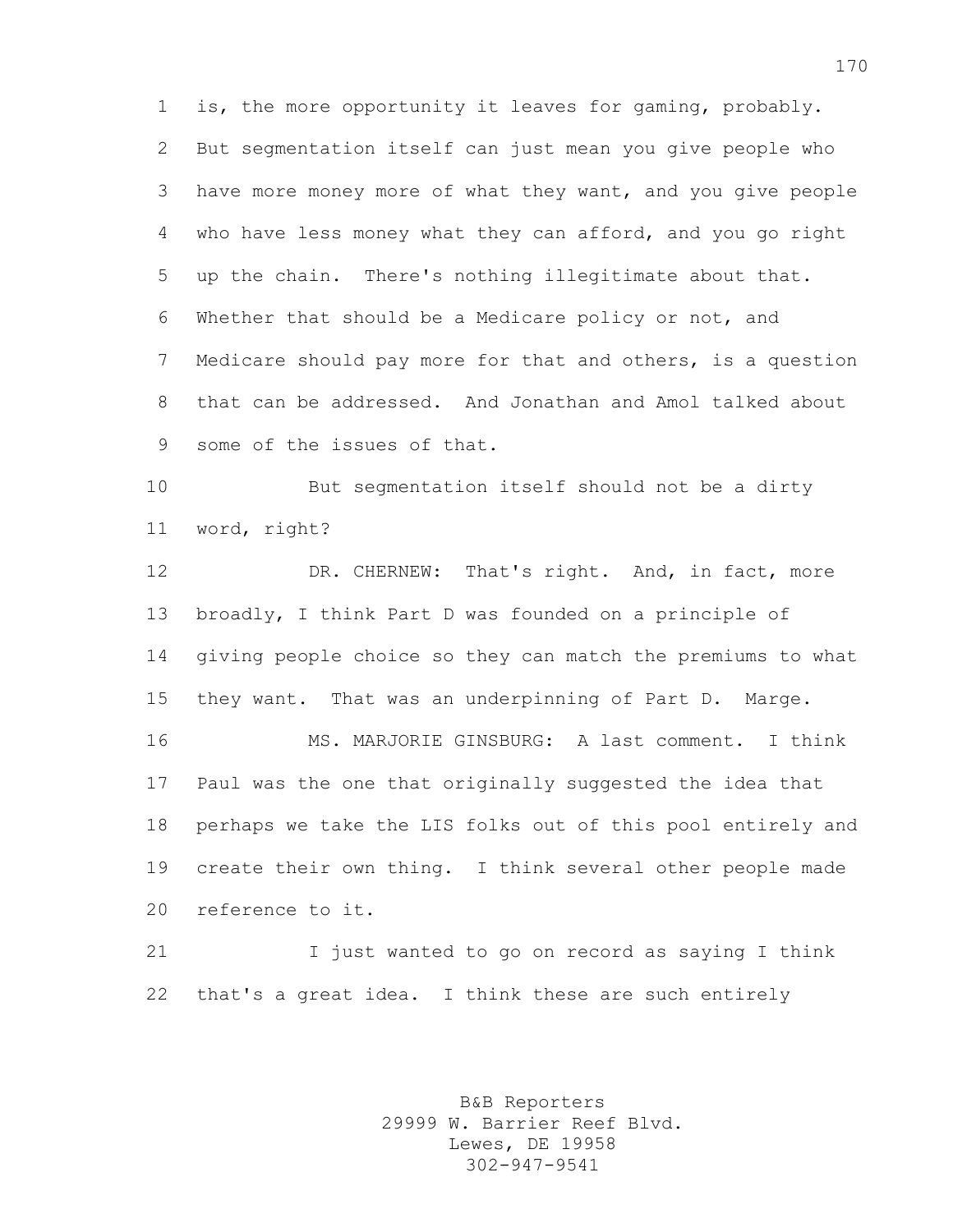is, the more opportunity it leaves for gaming, probably. But segmentation itself can just mean you give people who have more money more of what they want, and you give people who have less money what they can afford, and you go right up the chain. There's nothing illegitimate about that. Whether that should be a Medicare policy or not, and Medicare should pay more for that and others, is a question that can be addressed. And Jonathan and Amol talked about some of the issues of that.

But segmentation itself should not be a dirty word, right?

DR. CHERNEW: That's right. And, in fact, more broadly, I think Part D was founded on a principle of giving people choice so they can match the premiums to what they want. That was an underpinning of Part D. Marge.

MS. MARJORIE GINSBURG: A last comment. I think Paul was the one that originally suggested the idea that perhaps we take the LIS folks out of this pool entirely and create their own thing. I think several other people made reference to it.

I just wanted to go on record as saying I think that's a great idea. I think these are such entirely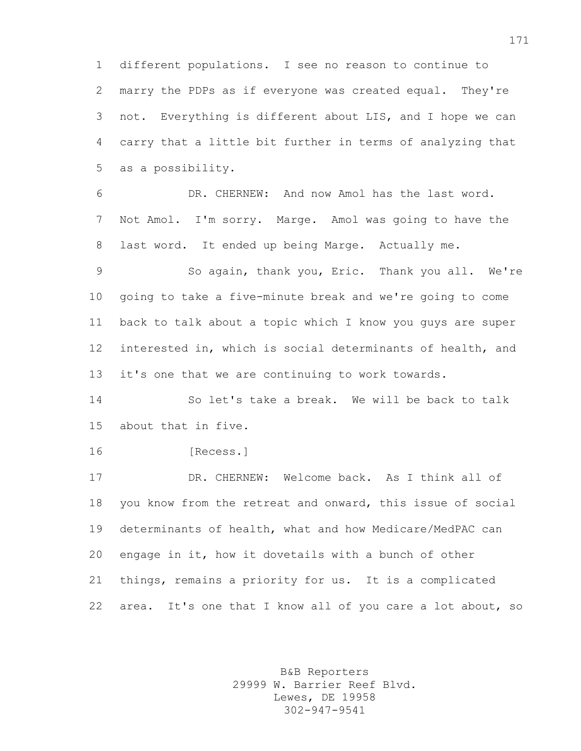different populations. I see no reason to continue to marry the PDPs as if everyone was created equal. They're not. Everything is different about LIS, and I hope we can carry that a little bit further in terms of analyzing that as a possibility.

DR. CHERNEW: And now Amol has the last word. Not Amol. I'm sorry. Marge. Amol was going to have the last word. It ended up being Marge. Actually me.

So again, thank you, Eric. Thank you all. We're going to take a five-minute break and we're going to come back to talk about a topic which I know you guys are super interested in, which is social determinants of health, and it's one that we are continuing to work towards.

So let's take a break. We will be back to talk about that in five.

[Recess.]

DR. CHERNEW: Welcome back. As I think all of you know from the retreat and onward, this issue of social determinants of health, what and how Medicare/MedPAC can engage in it, how it dovetails with a bunch of other things, remains a priority for us. It is a complicated area. It's one that I know all of you care a lot about, so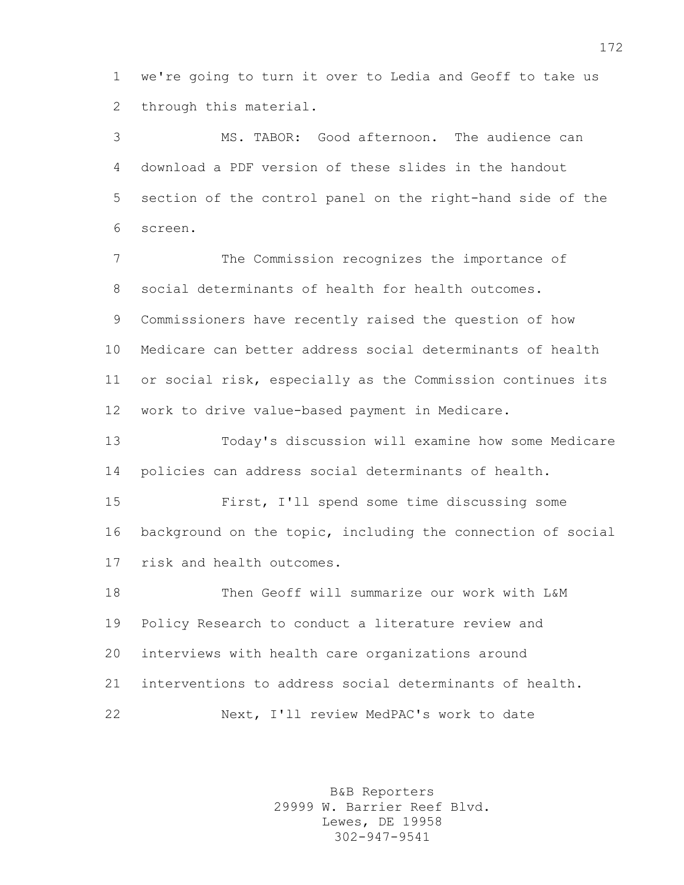we're going to turn it over to Ledia and Geoff to take us through this material.

MS. TABOR: Good afternoon. The audience can download a PDF version of these slides in the handout section of the control panel on the right-hand side of the screen.

The Commission recognizes the importance of social determinants of health for health outcomes. Commissioners have recently raised the question of how Medicare can better address social determinants of health or social risk, especially as the Commission continues its work to drive value-based payment in Medicare.

Today's discussion will examine how some Medicare policies can address social determinants of health.

First, I'll spend some time discussing some background on the topic, including the connection of social risk and health outcomes.

Then Geoff will summarize our work with L&M Policy Research to conduct a literature review and interviews with health care organizations around interventions to address social determinants of health.

Next, I'll review MedPAC's work to date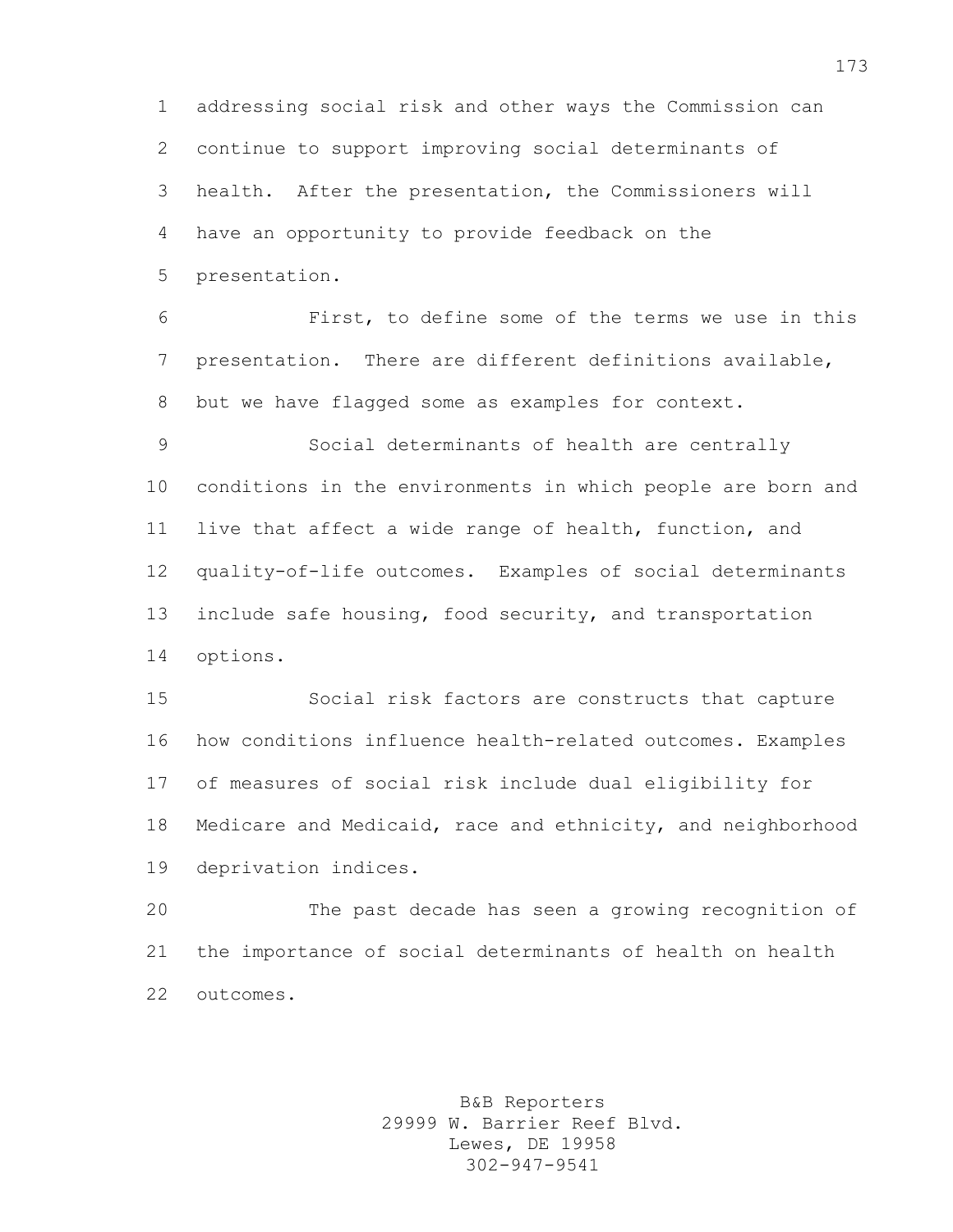addressing social risk and other ways the Commission can continue to support improving social determinants of health. After the presentation, the Commissioners will have an opportunity to provide feedback on the presentation.

First, to define some of the terms we use in this presentation. There are different definitions available, but we have flagged some as examples for context.

Social determinants of health are centrally conditions in the environments in which people are born and live that affect a wide range of health, function, and quality-of-life outcomes. Examples of social determinants include safe housing, food security, and transportation options.

Social risk factors are constructs that capture how conditions influence health-related outcomes. Examples of measures of social risk include dual eligibility for Medicare and Medicaid, race and ethnicity, and neighborhood deprivation indices.

The past decade has seen a growing recognition of the importance of social determinants of health on health outcomes.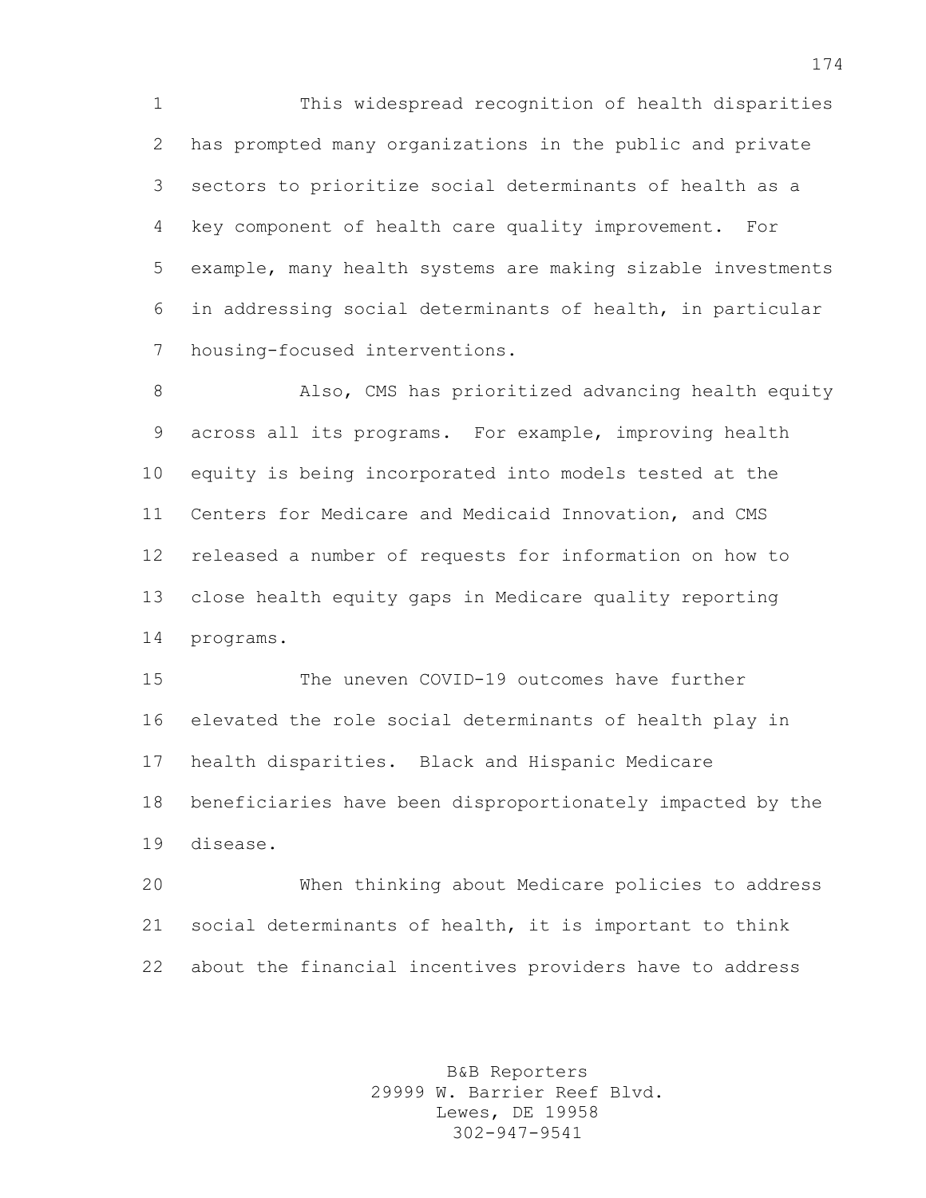This widespread recognition of health disparities has prompted many organizations in the public and private sectors to prioritize social determinants of health as a key component of health care quality improvement. For example, many health systems are making sizable investments in addressing social determinants of health, in particular housing-focused interventions.

Also, CMS has prioritized advancing health equity across all its programs. For example, improving health equity is being incorporated into models tested at the Centers for Medicare and Medicaid Innovation, and CMS released a number of requests for information on how to close health equity gaps in Medicare quality reporting programs.

The uneven COVID-19 outcomes have further elevated the role social determinants of health play in health disparities. Black and Hispanic Medicare beneficiaries have been disproportionately impacted by the disease.

When thinking about Medicare policies to address social determinants of health, it is important to think about the financial incentives providers have to address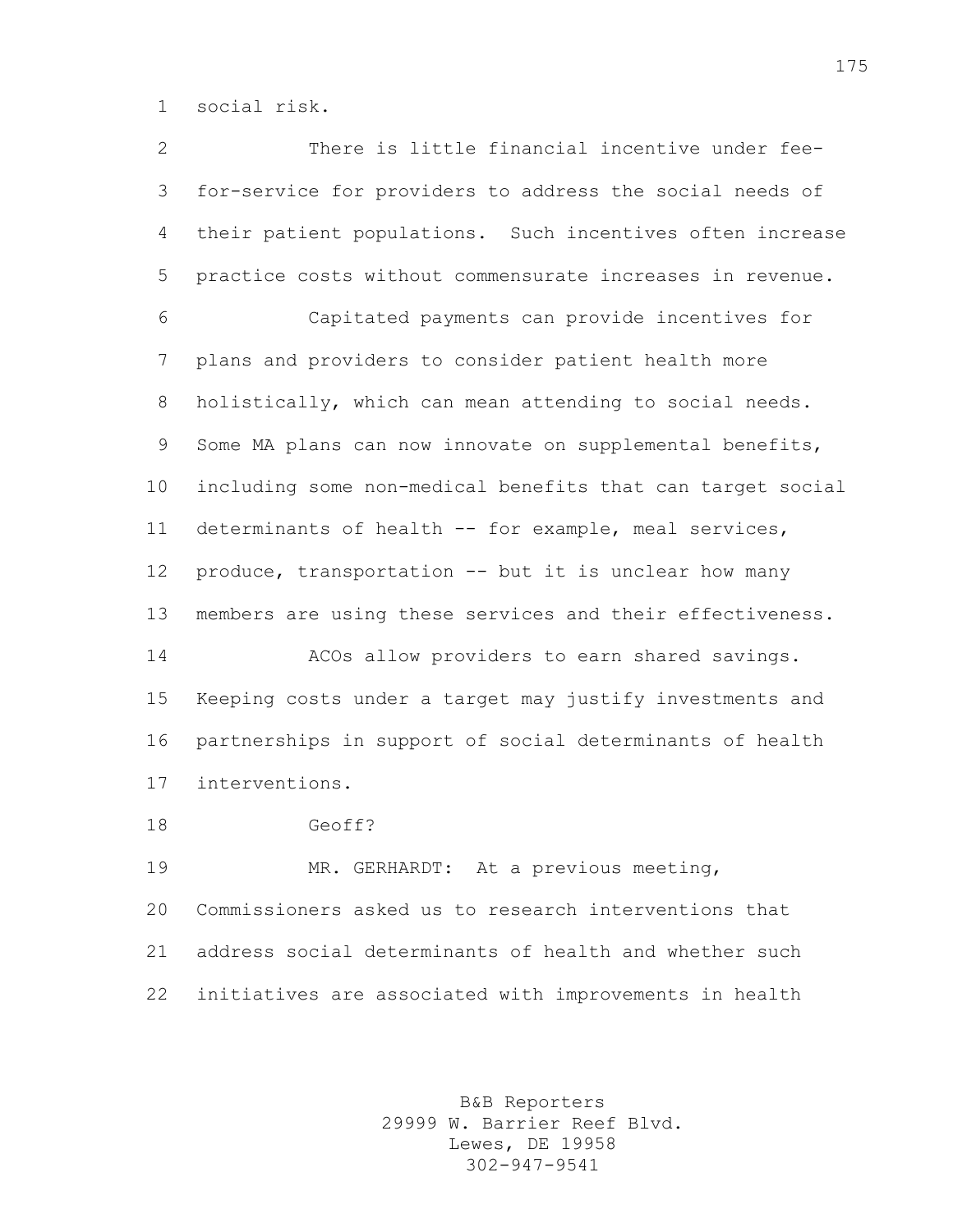social risk.

There is little financial incentive under fee-for-service for providers to address the social needs of their patient populations. Such incentives often increase practice costs without commensurate increases in revenue.

Capitated payments can provide incentives for plans and providers to consider patient health more holistically, which can mean attending to social needs. Some MA plans can now innovate on supplemental benefits, including some non-medical benefits that can target social determinants of health -- for example, meal services, produce, transportation -- but it is unclear how many members are using these services and their effectiveness.

ACOs allow providers to earn shared savings. Keeping costs under a target may justify investments and partnerships in support of social determinants of health interventions.

Geoff?

MR. GERHARDT: At a previous meeting, Commissioners asked us to research interventions that address social determinants of health and whether such initiatives are associated with improvements in health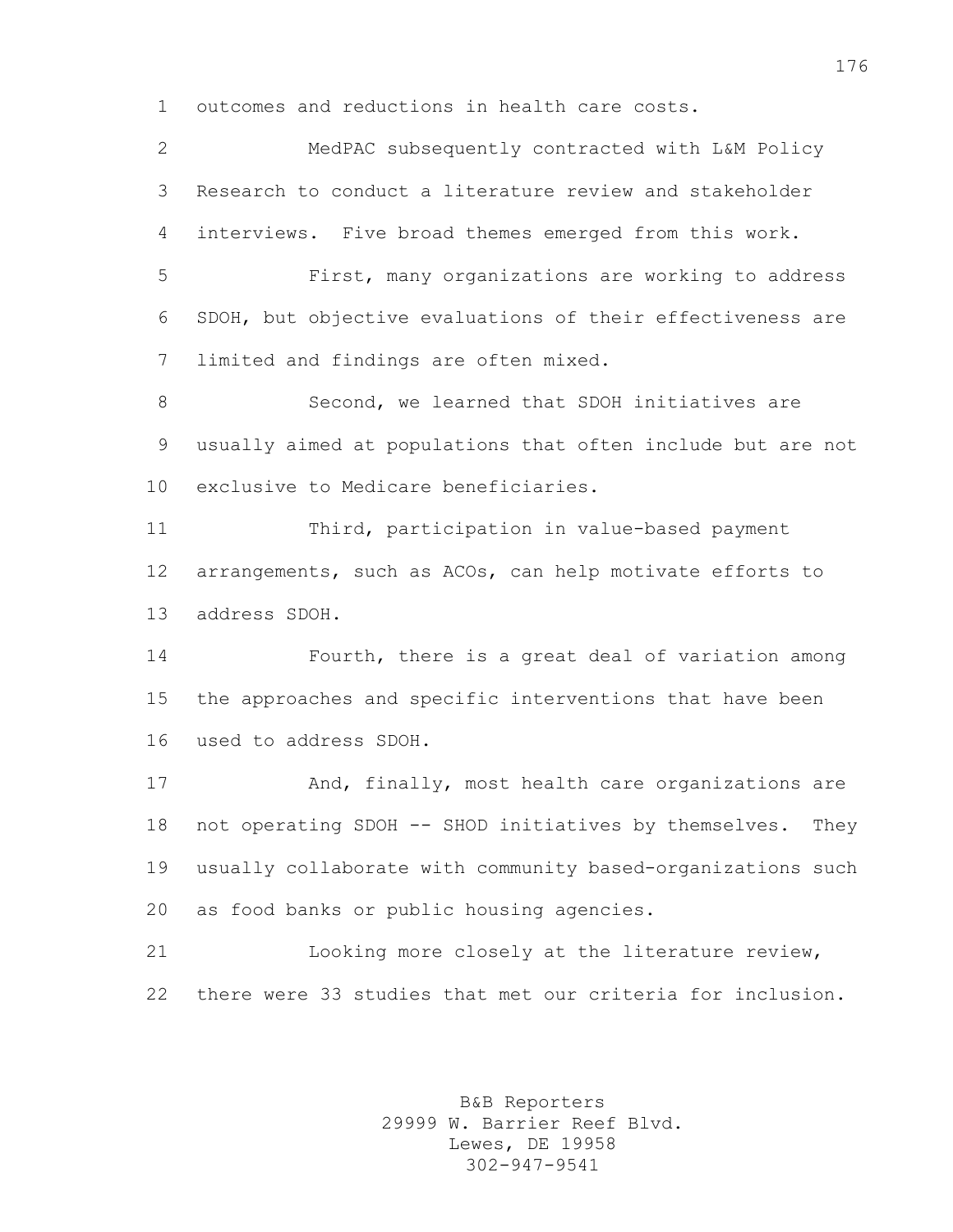outcomes and reductions in health care costs.

MedPAC subsequently contracted with L&M Policy Research to conduct a literature review and stakeholder interviews. Five broad themes emerged from this work.

First, many organizations are working to address SDOH, but objective evaluations of their effectiveness are limited and findings are often mixed.

Second, we learned that SDOH initiatives are usually aimed at populations that often include but are not exclusive to Medicare beneficiaries.

Third, participation in value-based payment arrangements, such as ACOs, can help motivate efforts to address SDOH.

Fourth, there is a great deal of variation among the approaches and specific interventions that have been used to address SDOH.

And, finally, most health care organizations are not operating SDOH -- SHOD initiatives by themselves. They usually collaborate with community based-organizations such as food banks or public housing agencies.

Looking more closely at the literature review, there were 33 studies that met our criteria for inclusion.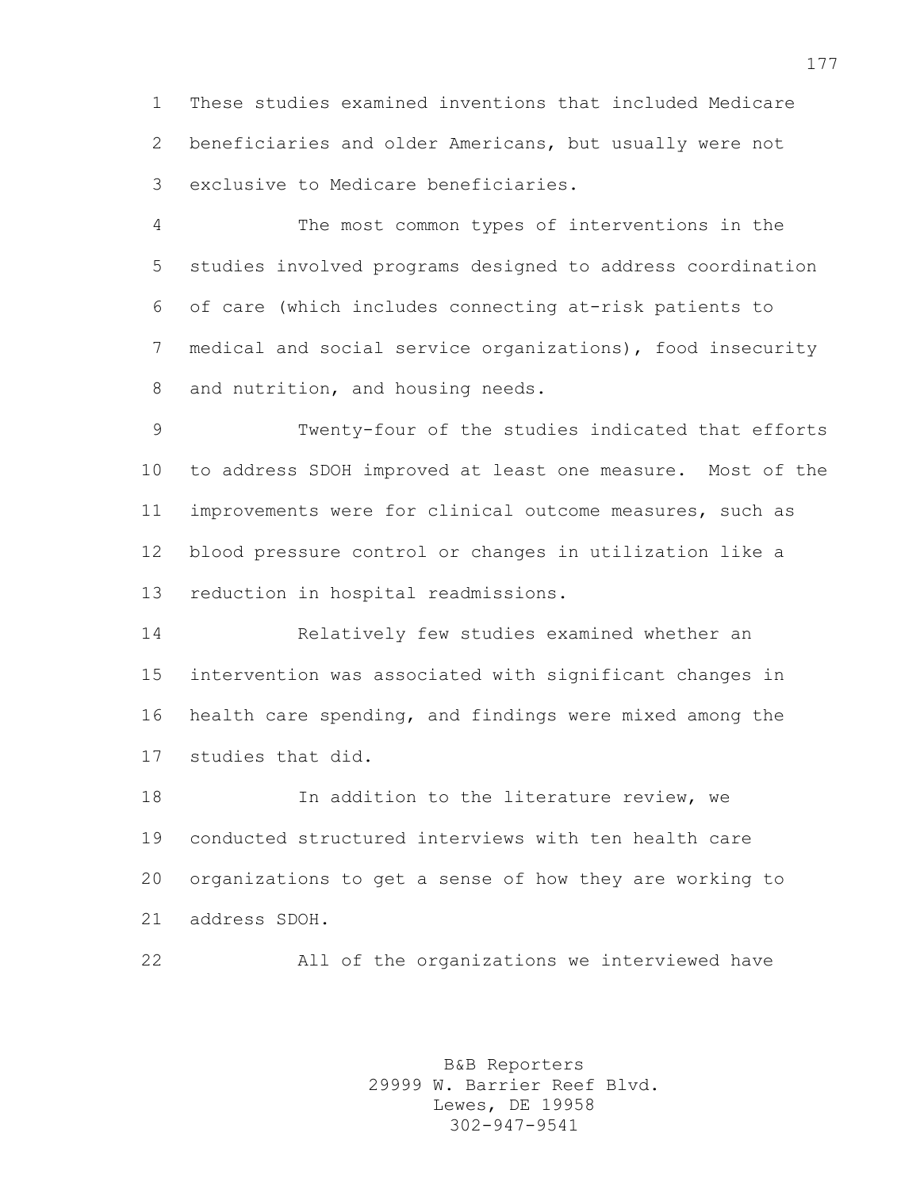These studies examined inventions that included Medicare beneficiaries and older Americans, but usually were not exclusive to Medicare beneficiaries.

The most common types of interventions in the studies involved programs designed to address coordination of care (which includes connecting at-risk patients to medical and social service organizations), food insecurity and nutrition, and housing needs.

Twenty-four of the studies indicated that efforts to address SDOH improved at least one measure. Most of the improvements were for clinical outcome measures, such as blood pressure control or changes in utilization like a reduction in hospital readmissions.

Relatively few studies examined whether an intervention was associated with significant changes in health care spending, and findings were mixed among the studies that did.

In addition to the literature review, we conducted structured interviews with ten health care organizations to get a sense of how they are working to address SDOH.

All of the organizations we interviewed have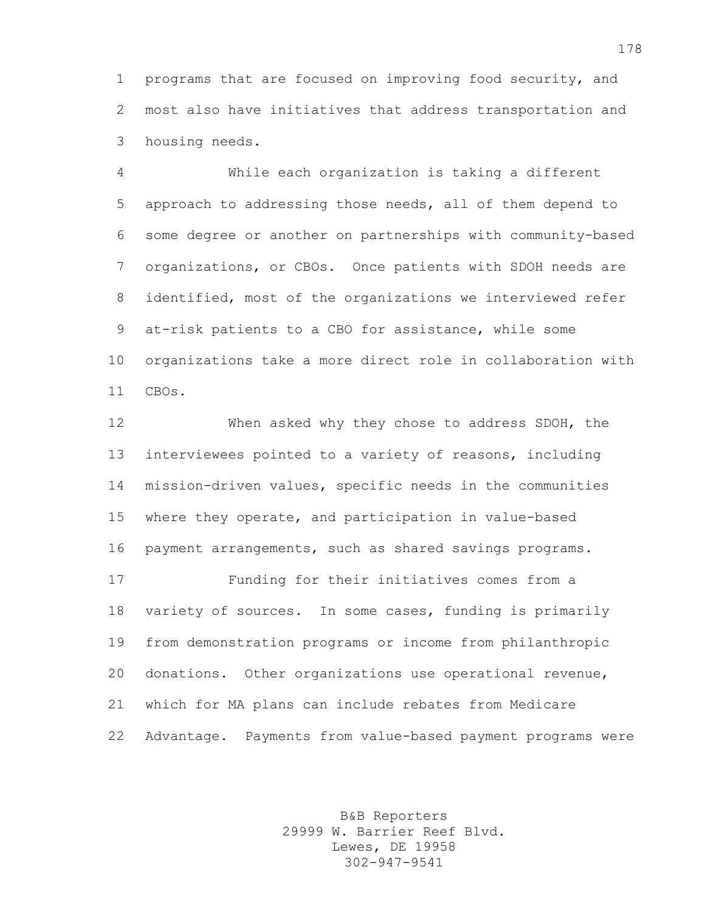programs that are focused on improving food security, and most also have initiatives that address transportation and housing needs.

While each organization is taking a different approach to addressing those needs, all of them depend to some degree or another on partnerships with community-based organizations, or CBOs. Once patients with SDOH needs are identified, most of the organizations we interviewed refer at-risk patients to a CBO for assistance, while some organizations take a more direct role in collaboration with CBOs.

When asked why they chose to address SDOH, the interviewees pointed to a variety of reasons, including mission-driven values, specific needs in the communities where they operate, and participation in value-based payment arrangements, such as shared savings programs.

Funding for their initiatives comes from a variety of sources. In some cases, funding is primarily from demonstration programs or income from philanthropic donations. Other organizations use operational revenue, which for MA plans can include rebates from Medicare Advantage. Payments from value-based payment programs were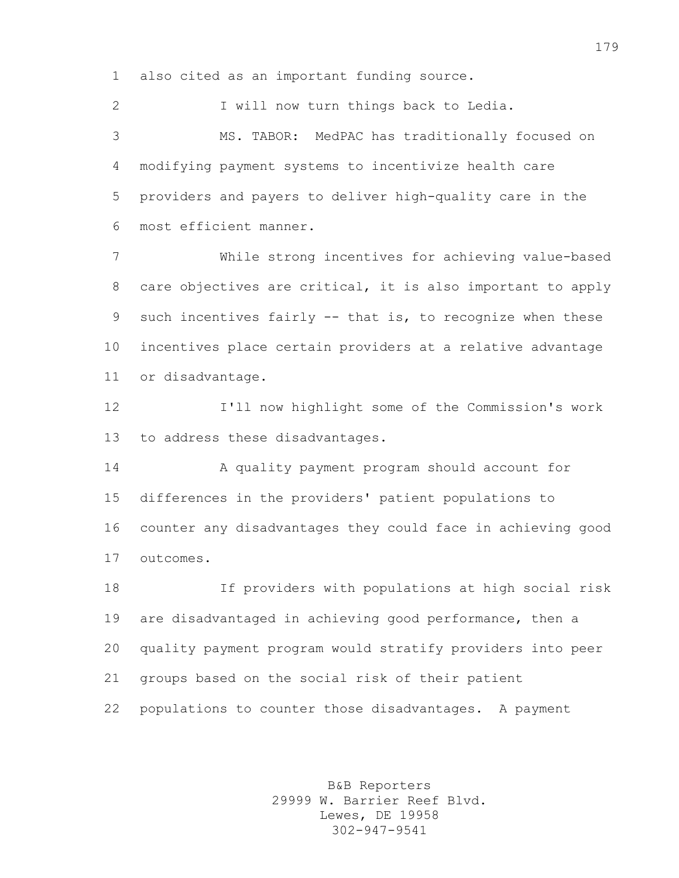also cited as an important funding source.

I will now turn things back to Ledia.

MS. TABOR: MedPAC has traditionally focused on modifying payment systems to incentivize health care providers and payers to deliver high-quality care in the most efficient manner.

While strong incentives for achieving value-based care objectives are critical, it is also important to apply such incentives fairly -- that is, to recognize when these incentives place certain providers at a relative advantage or disadvantage.

I'll now highlight some of the Commission's work to address these disadvantages.

A quality payment program should account for differences in the providers' patient populations to counter any disadvantages they could face in achieving good outcomes.

If providers with populations at high social risk are disadvantaged in achieving good performance, then a quality payment program would stratify providers into peer groups based on the social risk of their patient populations to counter those disadvantages. A payment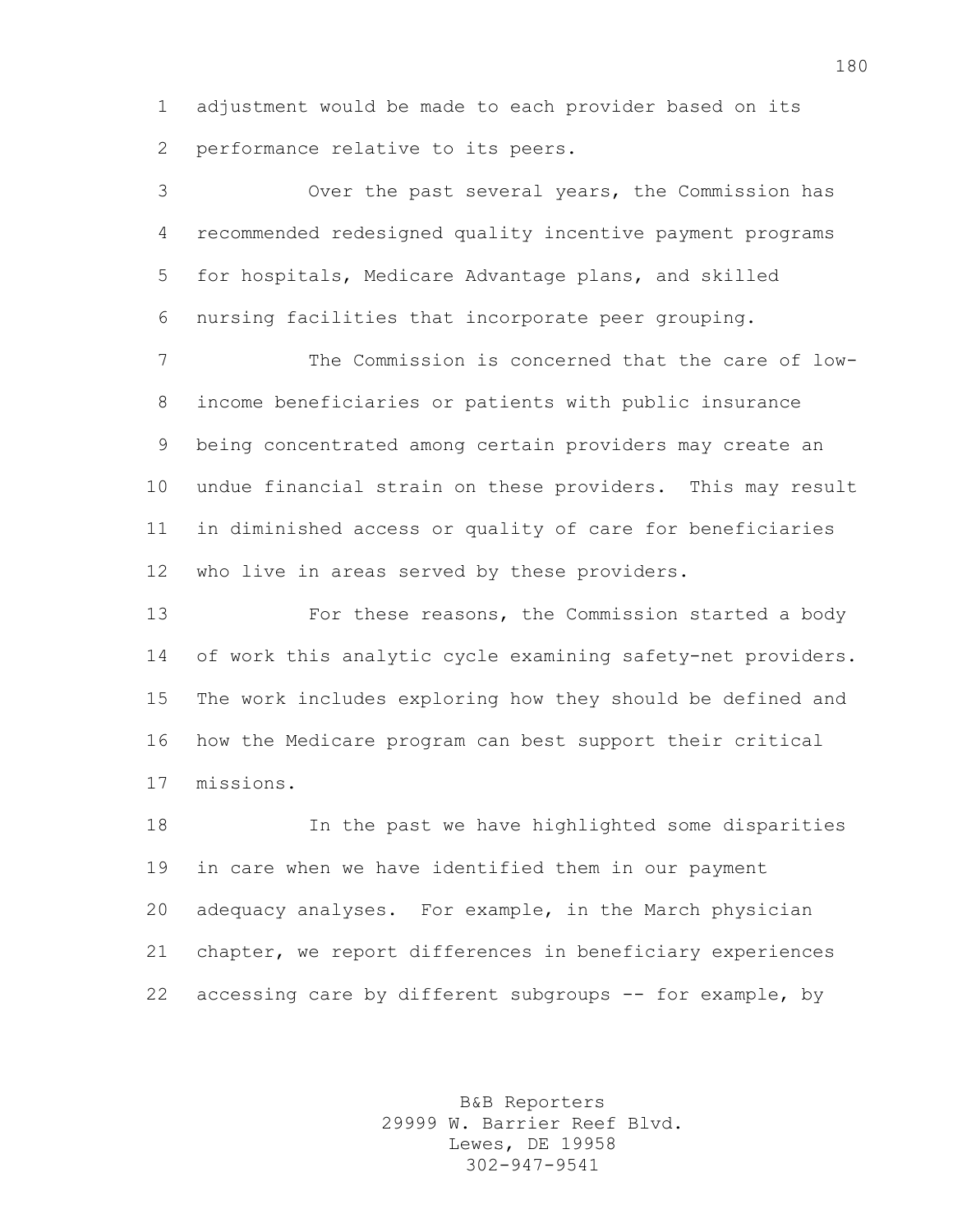adjustment would be made to each provider based on its performance relative to its peers.

Over the past several years, the Commission has recommended redesigned quality incentive payment programs for hospitals, Medicare Advantage plans, and skilled nursing facilities that incorporate peer grouping.

The Commission is concerned that the care of low-income beneficiaries or patients with public insurance being concentrated among certain providers may create an undue financial strain on these providers. This may result in diminished access or quality of care for beneficiaries who live in areas served by these providers.

For these reasons, the Commission started a body of work this analytic cycle examining safety-net providers. The work includes exploring how they should be defined and how the Medicare program can best support their critical missions.

In the past we have highlighted some disparities in care when we have identified them in our payment adequacy analyses. For example, in the March physician chapter, we report differences in beneficiary experiences accessing care by different subgroups -- for example, by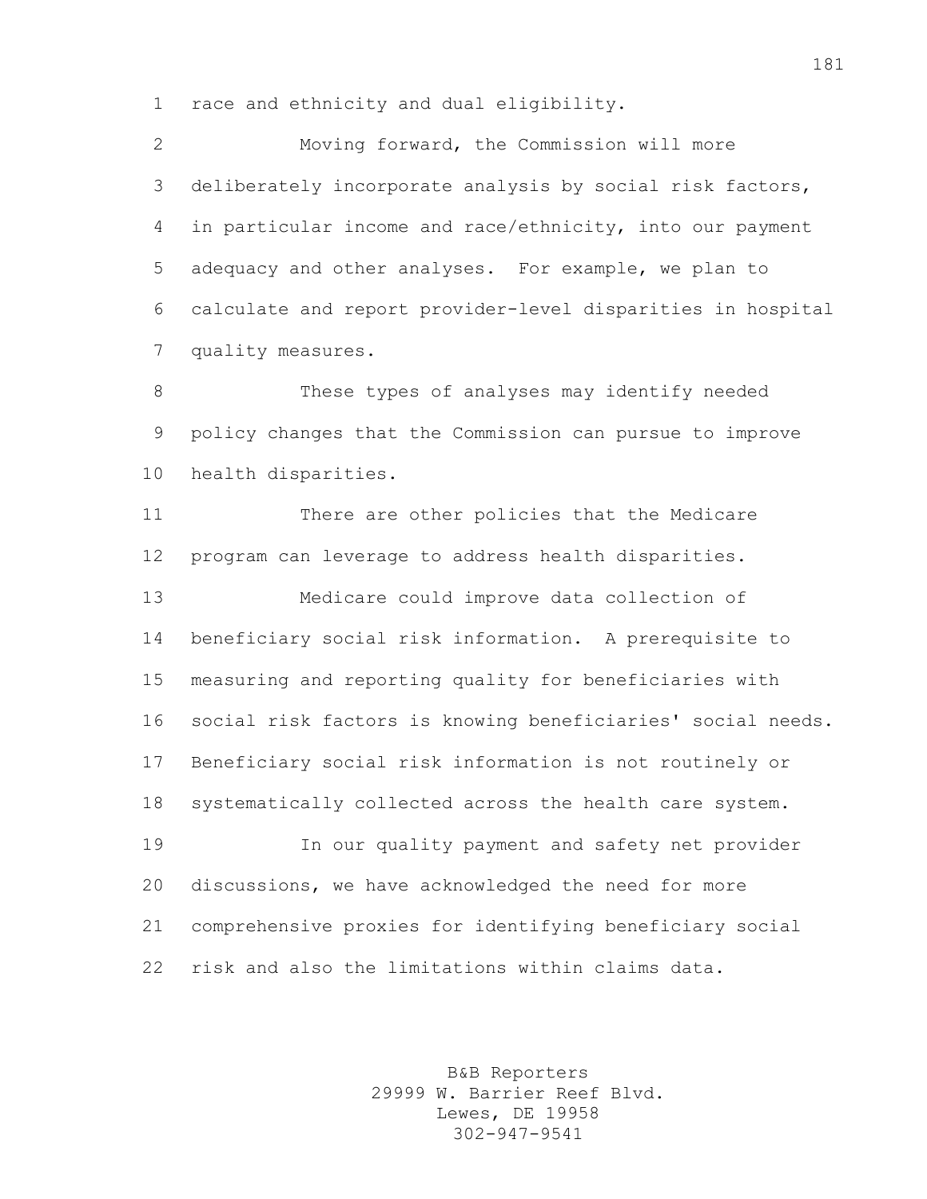race and ethnicity and dual eligibility.

Moving forward, the Commission will more deliberately incorporate analysis by social risk factors, in particular income and race/ethnicity, into our payment adequacy and other analyses. For example, we plan to calculate and report provider-level disparities in hospital quality measures.

These types of analyses may identify needed policy changes that the Commission can pursue to improve health disparities.

There are other policies that the Medicare program can leverage to address health disparities.

Medicare could improve data collection of beneficiary social risk information. A prerequisite to measuring and reporting quality for beneficiaries with social risk factors is knowing beneficiaries' social needs. Beneficiary social risk information is not routinely or systematically collected across the health care system.

In our quality payment and safety net provider discussions, we have acknowledged the need for more comprehensive proxies for identifying beneficiary social risk and also the limitations within claims data.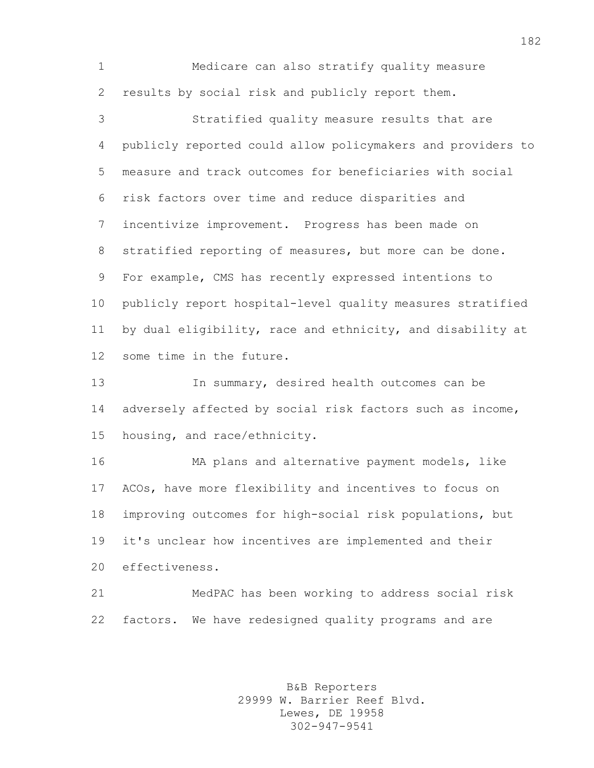Medicare can also stratify quality measure results by social risk and publicly report them.

Stratified quality measure results that are publicly reported could allow policymakers and providers to measure and track outcomes for beneficiaries with social risk factors over time and reduce disparities and incentivize improvement. Progress has been made on stratified reporting of measures, but more can be done. For example, CMS has recently expressed intentions to publicly report hospital-level quality measures stratified by dual eligibility, race and ethnicity, and disability at some time in the future.

In summary, desired health outcomes can be adversely affected by social risk factors such as income, housing, and race/ethnicity.

MA plans and alternative payment models, like ACOs, have more flexibility and incentives to focus on improving outcomes for high-social risk populations, but it's unclear how incentives are implemented and their effectiveness.

MedPAC has been working to address social risk factors. We have redesigned quality programs and are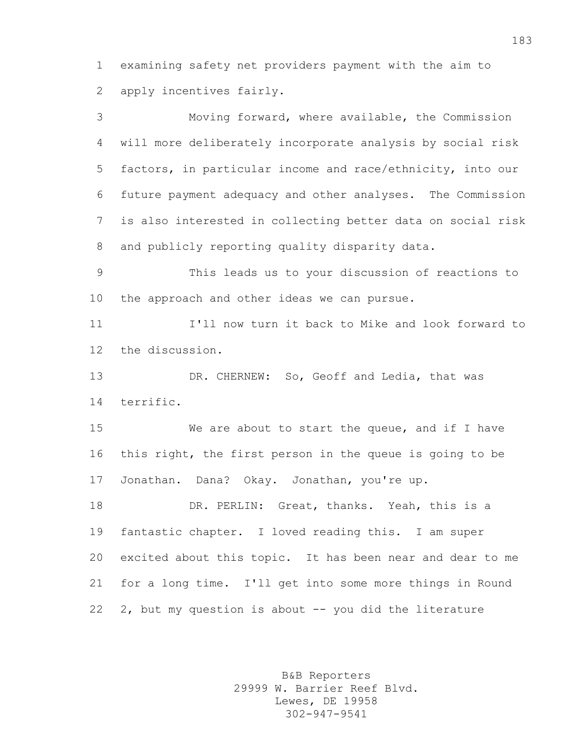examining safety net providers payment with the aim to apply incentives fairly.

Moving forward, where available, the Commission will more deliberately incorporate analysis by social risk factors, in particular income and race/ethnicity, into our future payment adequacy and other analyses. The Commission is also interested in collecting better data on social risk and publicly reporting quality disparity data.

This leads us to your discussion of reactions to the approach and other ideas we can pursue.

I'll now turn it back to Mike and look forward to the discussion.

DR. CHERNEW: So, Geoff and Ledia, that was terrific.

We are about to start the queue, and if I have this right, the first person in the queue is going to be Jonathan. Dana? Okay. Jonathan, you're up.

DR. PERLIN: Great, thanks. Yeah, this is a fantastic chapter. I loved reading this. I am super excited about this topic. It has been near and dear to me for a long time. I'll get into some more things in Round 2, but my question is about -- you did the literature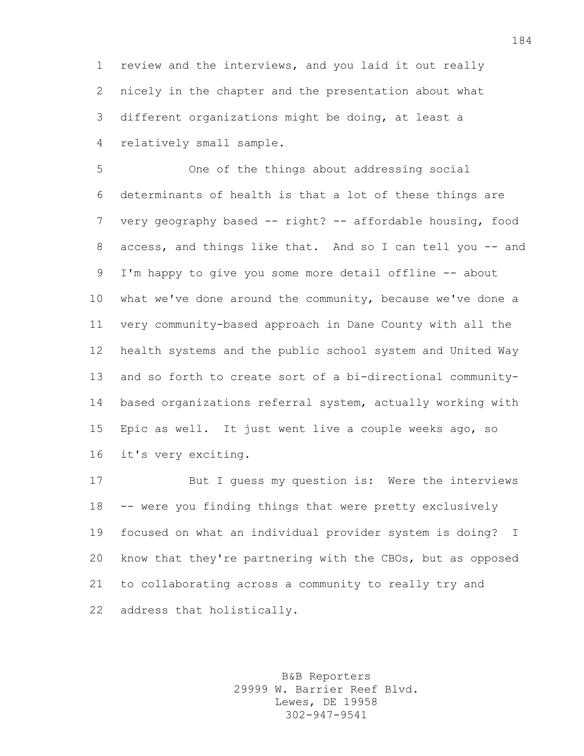review and the interviews, and you laid it out really nicely in the chapter and the presentation about what different organizations might be doing, at least a relatively small sample.

One of the things about addressing social determinants of health is that a lot of these things are very geography based -- right? -- affordable housing, food access, and things like that. And so I can tell you -- and I'm happy to give you some more detail offline -- about what we've done around the community, because we've done a very community-based approach in Dane County with all the health systems and the public school system and United Way and so forth to create sort of a bi-directional community-based organizations referral system, actually working with Epic as well. It just went live a couple weeks ago, so it's very exciting.

But I guess my question is: Were the interviews -- were you finding things that were pretty exclusively focused on what an individual provider system is doing? I know that they're partnering with the CBOs, but as opposed to collaborating across a community to really try and address that holistically.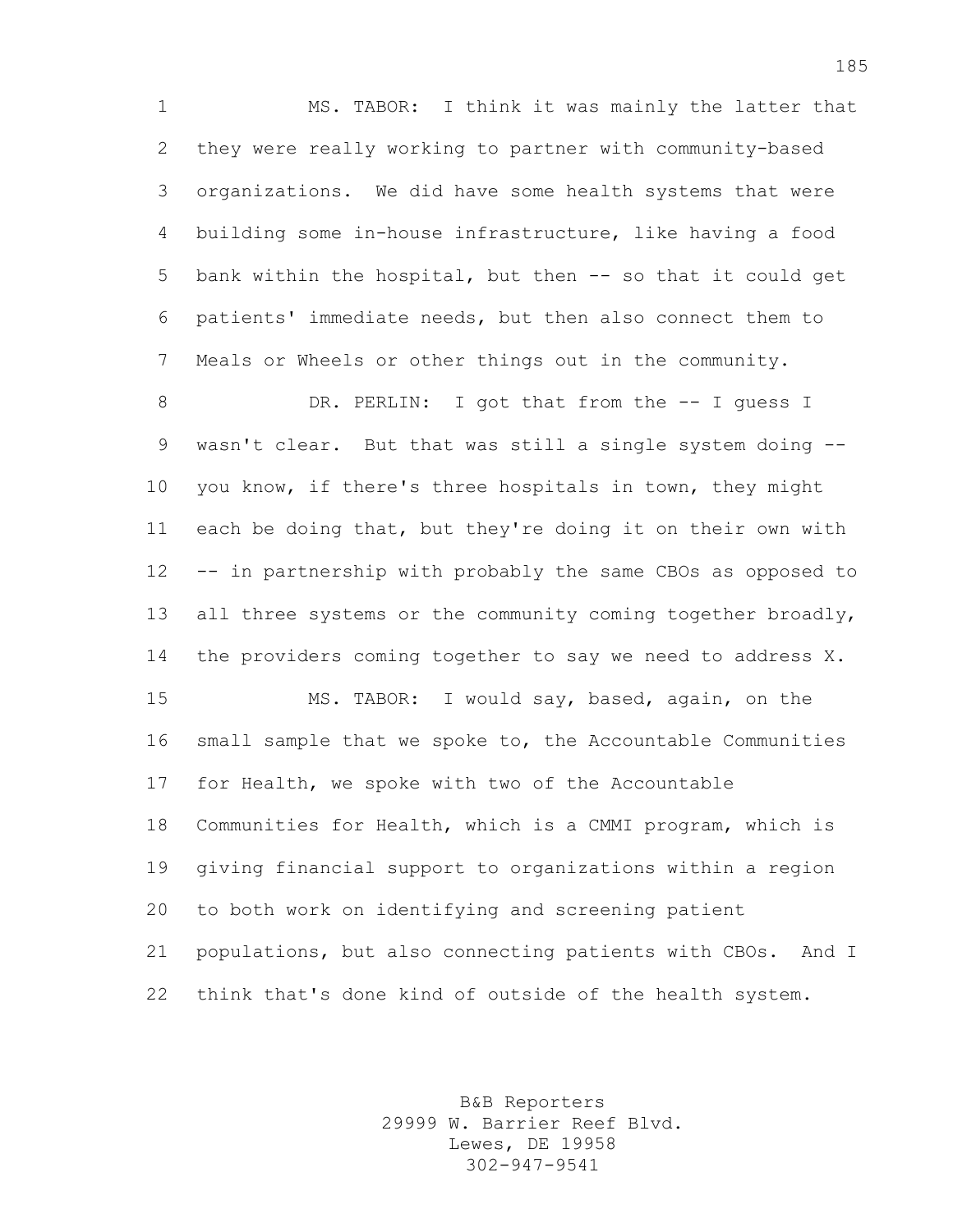MS. TABOR: I think it was mainly the latter that they were really working to partner with community-based organizations. We did have some health systems that were building some in-house infrastructure, like having a food bank within the hospital, but then -- so that it could get patients' immediate needs, but then also connect them to Meals or Wheels or other things out in the community.

DR. PERLIN: I got that from the -- I guess I wasn't clear. But that was still a single system doing -- you know, if there's three hospitals in town, they might each be doing that, but they're doing it on their own with -- in partnership with probably the same CBOs as opposed to all three systems or the community coming together broadly, the providers coming together to say we need to address X.

MS. TABOR: I would say, based, again, on the small sample that we spoke to, the Accountable Communities for Health, we spoke with two of the Accountable Communities for Health, which is a CMMI program, which is giving financial support to organizations within a region to both work on identifying and screening patient populations, but also connecting patients with CBOs. And I think that's done kind of outside of the health system.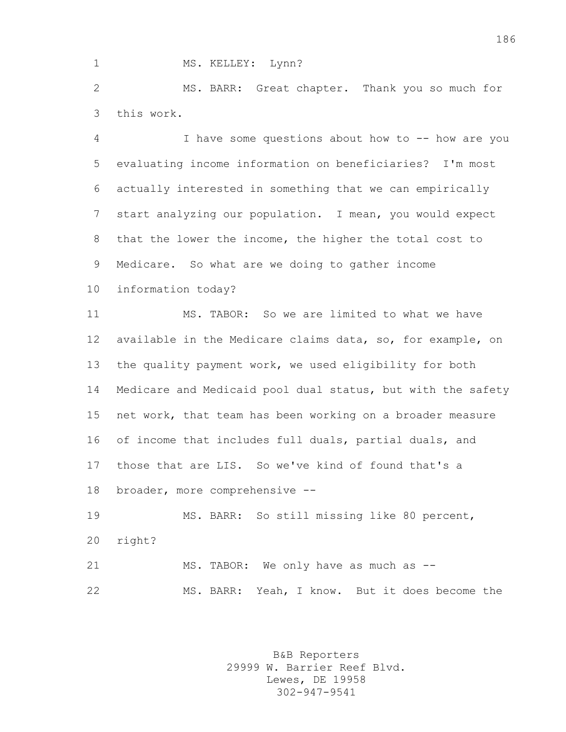MS. KELLEY: Lynn?

MS. BARR: Great chapter. Thank you so much for this work.

I have some questions about how to -- how are you evaluating income information on beneficiaries? I'm most actually interested in something that we can empirically start analyzing our population. I mean, you would expect that the lower the income, the higher the total cost to Medicare. So what are we doing to gather income information today?

MS. TABOR: So we are limited to what we have available in the Medicare claims data, so, for example, on the quality payment work, we used eligibility for both Medicare and Medicaid pool dual status, but with the safety net work, that team has been working on a broader measure of income that includes full duals, partial duals, and those that are LIS. So we've kind of found that's a broader, more comprehensive --

MS. BARR: So still missing like 80 percent, right?

MS. TABOR: We only have as much as --

MS. BARR: Yeah, I know. But it does become the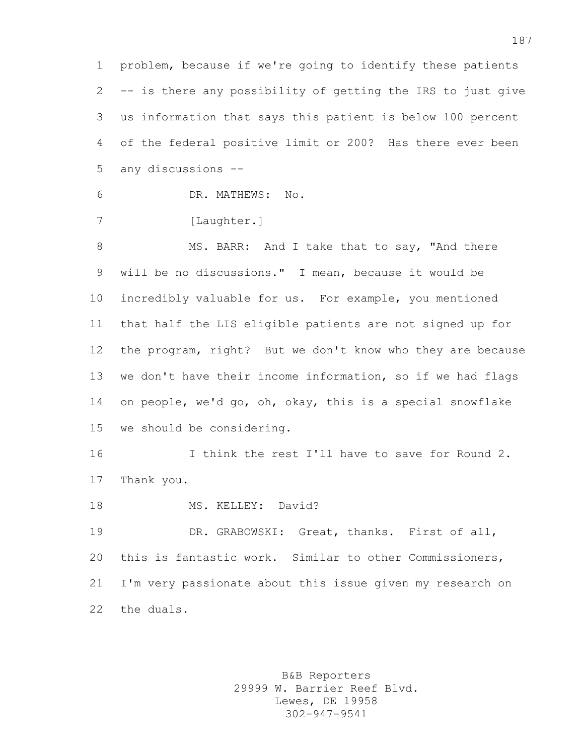problem, because if we're going to identify these patients -- is there any possibility of getting the IRS to just give us information that says this patient is below 100 percent of the federal positive limit or 200? Has there ever been any discussions --

DR. MATHEWS: No.

[Laughter.]

MS. BARR: And I take that to say, "And there will be no discussions." I mean, because it would be incredibly valuable for us. For example, you mentioned that half the LIS eligible patients are not signed up for the program, right? But we don't know who they are because we don't have their income information, so if we had flags on people, we'd go, oh, okay, this is a special snowflake we should be considering.

I think the rest I'll have to save for Round 2. Thank you.

MS. KELLEY: David?

DR. GRABOWSKI: Great, thanks. First of all, this is fantastic work. Similar to other Commissioners, I'm very passionate about this issue given my research on the duals.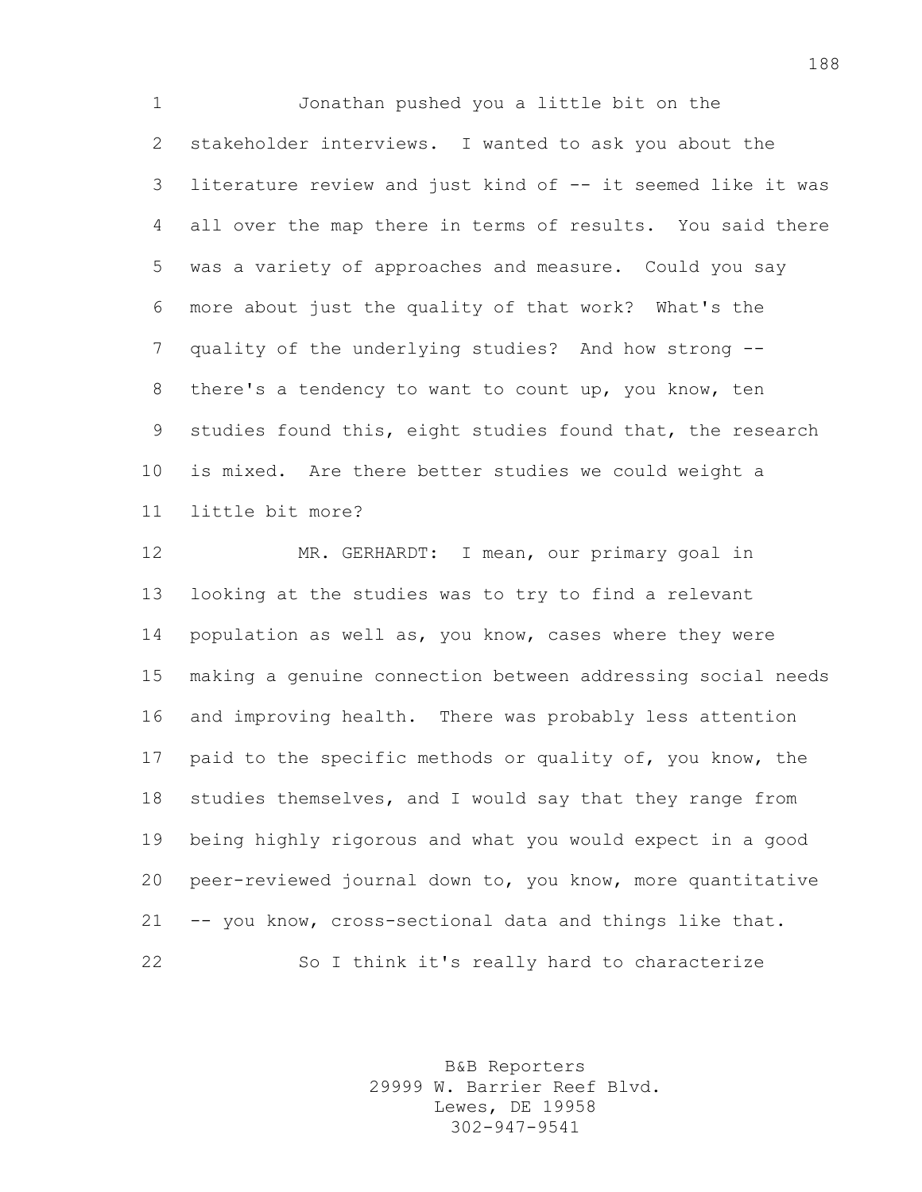Jonathan pushed you a little bit on the stakeholder interviews. I wanted to ask you about the literature review and just kind of -- it seemed like it was all over the map there in terms of results. You said there was a variety of approaches and measure. Could you say more about just the quality of that work? What's the quality of the underlying studies? And how strong -- there's a tendency to want to count up, you know, ten studies found this, eight studies found that, the research is mixed. Are there better studies we could weight a little bit more?

MR. GERHARDT: I mean, our primary goal in looking at the studies was to try to find a relevant population as well as, you know, cases where they were making a genuine connection between addressing social needs and improving health. There was probably less attention paid to the specific methods or quality of, you know, the studies themselves, and I would say that they range from being highly rigorous and what you would expect in a good peer-reviewed journal down to, you know, more quantitative -- you know, cross-sectional data and things like that.

So I think it's really hard to characterize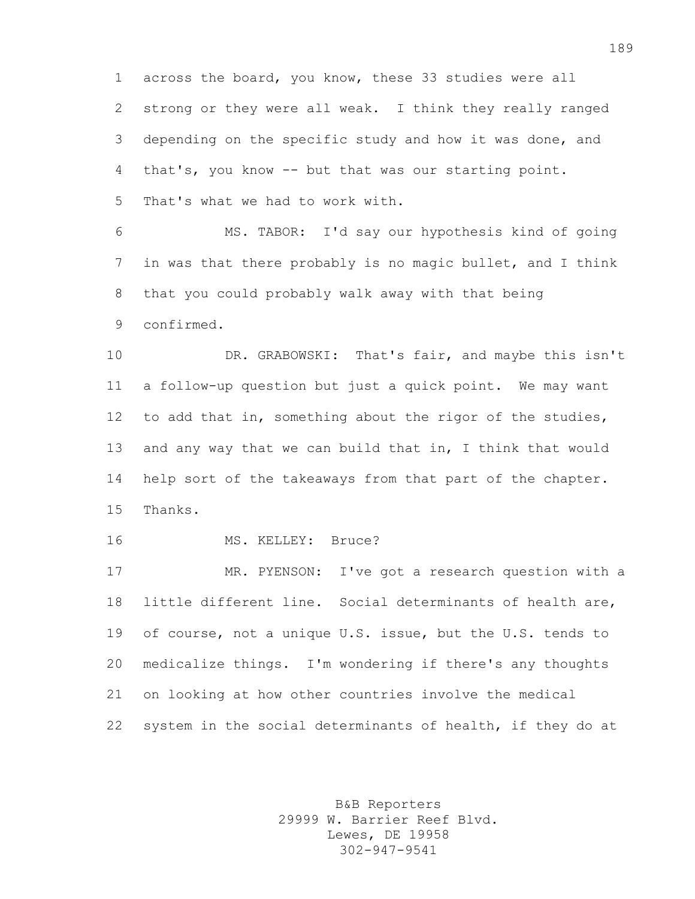across the board, you know, these 33 studies were all strong or they were all weak. I think they really ranged depending on the specific study and how it was done, and that's, you know -- but that was our starting point. That's what we had to work with.

MS. TABOR: I'd say our hypothesis kind of going in was that there probably is no magic bullet, and I think that you could probably walk away with that being confirmed.

DR. GRABOWSKI: That's fair, and maybe this isn't a follow-up question but just a quick point. We may want to add that in, something about the rigor of the studies, and any way that we can build that in, I think that would help sort of the takeaways from that part of the chapter. Thanks.

MS. KELLEY: Bruce?

MR. PYENSON: I've got a research question with a little different line. Social determinants of health are, of course, not a unique U.S. issue, but the U.S. tends to medicalize things. I'm wondering if there's any thoughts on looking at how other countries involve the medical system in the social determinants of health, if they do at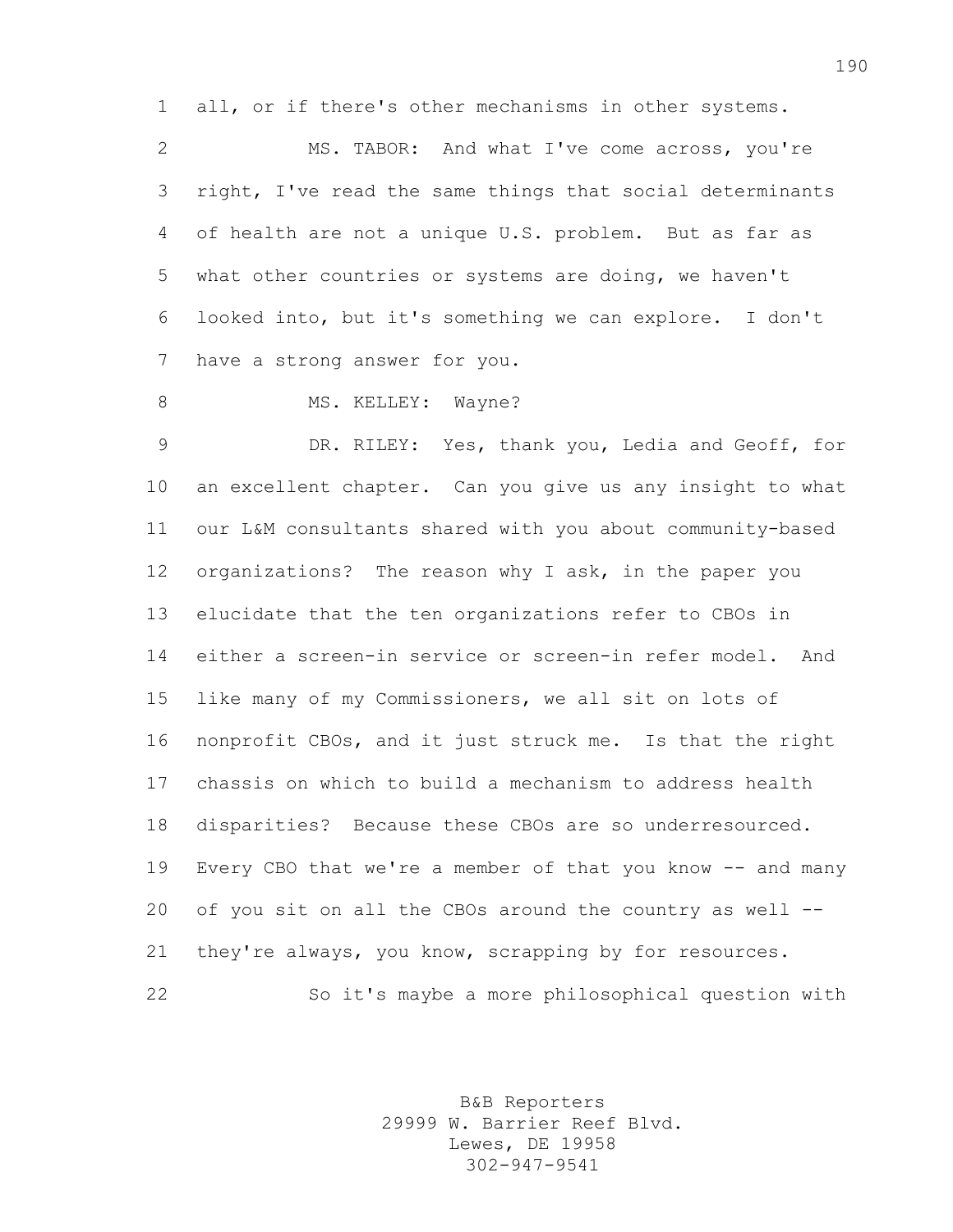all, or if there's other mechanisms in other systems.

MS. TABOR: And what I've come across, you're right, I've read the same things that social determinants of health are not a unique U.S. problem. But as far as what other countries or systems are doing, we haven't looked into, but it's something we can explore. I don't have a strong answer for you.

MS. KELLEY: Wayne?

DR. RILEY: Yes, thank you, Ledia and Geoff, for an excellent chapter. Can you give us any insight to what our L&M consultants shared with you about community-based organizations? The reason why I ask, in the paper you elucidate that the ten organizations refer to CBOs in either a screen-in service or screen-in refer model. And like many of my Commissioners, we all sit on lots of nonprofit CBOs, and it just struck me. Is that the right chassis on which to build a mechanism to address health disparities? Because these CBOs are so underresourced. Every CBO that we're a member of that you know -- and many of you sit on all the CBOs around the country as well -- they're always, you know, scrapping by for resources.

So it's maybe a more philosophical question with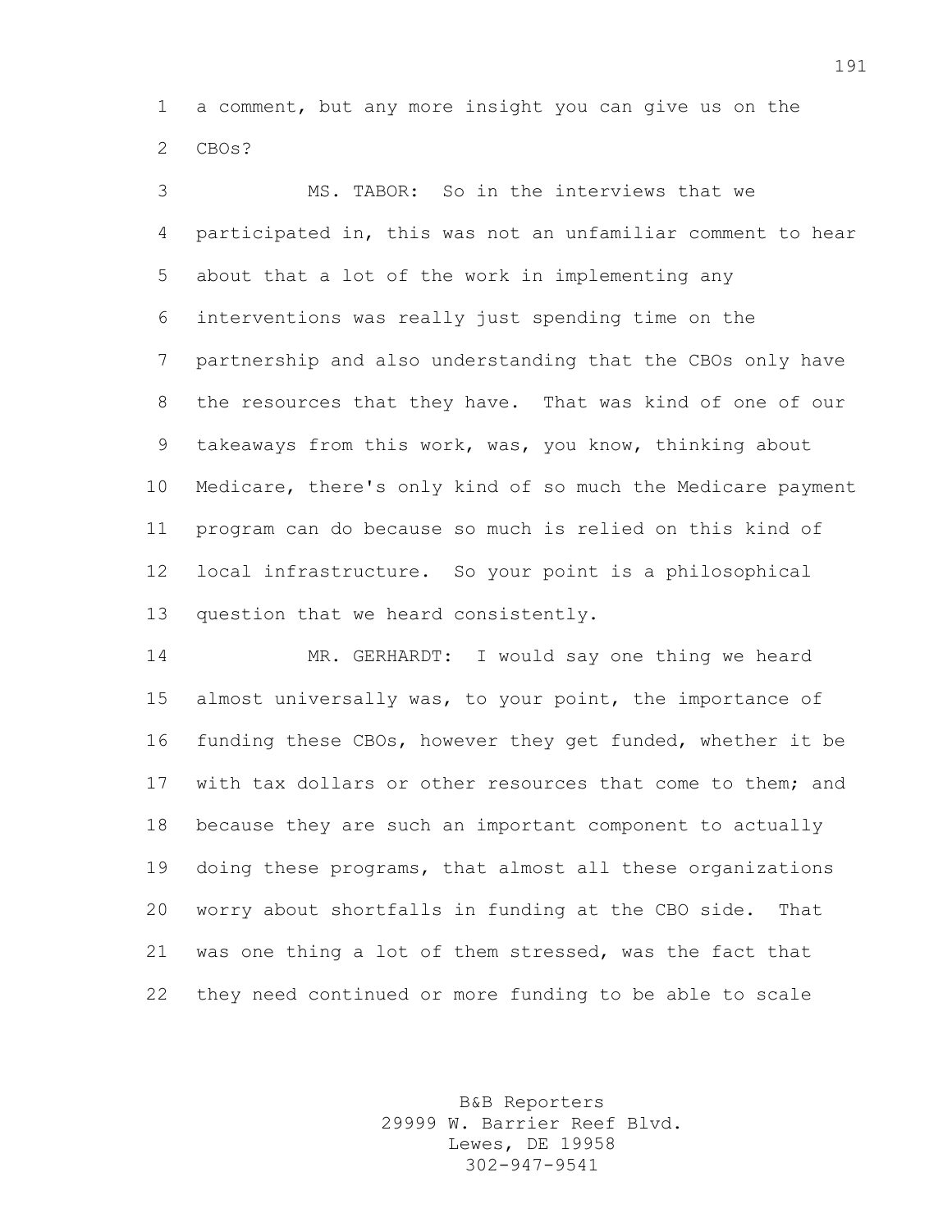a comment, but any more insight you can give us on the CBOs?

MS. TABOR: So in the interviews that we participated in, this was not an unfamiliar comment to hear about that a lot of the work in implementing any interventions was really just spending time on the partnership and also understanding that the CBOs only have the resources that they have. That was kind of one of our takeaways from this work, was, you know, thinking about Medicare, there's only kind of so much the Medicare payment program can do because so much is relied on this kind of local infrastructure. So your point is a philosophical question that we heard consistently.

MR. GERHARDT: I would say one thing we heard almost universally was, to your point, the importance of funding these CBOs, however they get funded, whether it be with tax dollars or other resources that come to them; and because they are such an important component to actually doing these programs, that almost all these organizations worry about shortfalls in funding at the CBO side. That was one thing a lot of them stressed, was the fact that they need continued or more funding to be able to scale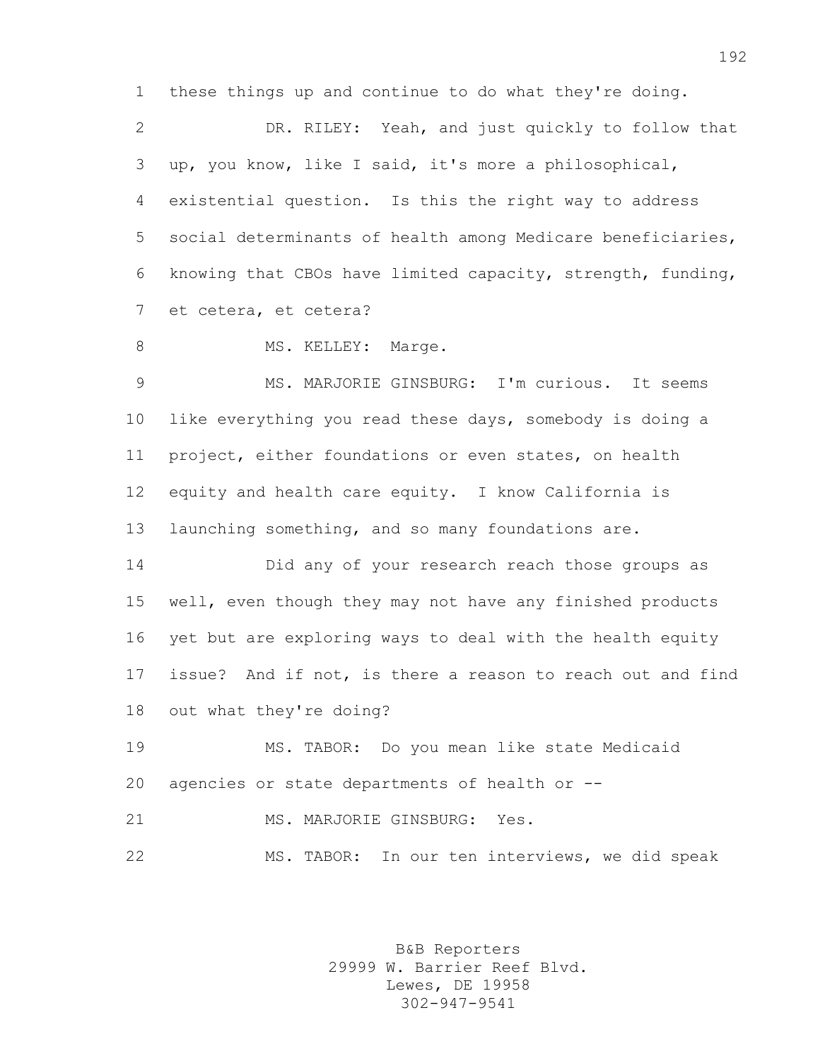these things up and continue to do what they're doing.

DR. RILEY: Yeah, and just quickly to follow that up, you know, like I said, it's more a philosophical, existential question. Is this the right way to address social determinants of health among Medicare beneficiaries, knowing that CBOs have limited capacity, strength, funding, et cetera, et cetera?

MS. KELLEY: Marge.

MS. MARJORIE GINSBURG: I'm curious. It seems like everything you read these days, somebody is doing a project, either foundations or even states, on health equity and health care equity. I know California is launching something, and so many foundations are.

Did any of your research reach those groups as well, even though they may not have any finished products yet but are exploring ways to deal with the health equity issue? And if not, is there a reason to reach out and find out what they're doing?

MS. TABOR: Do you mean like state Medicaid agencies or state departments of health or --

MS. MARJORIE GINSBURG: Yes.

MS. TABOR: In our ten interviews, we did speak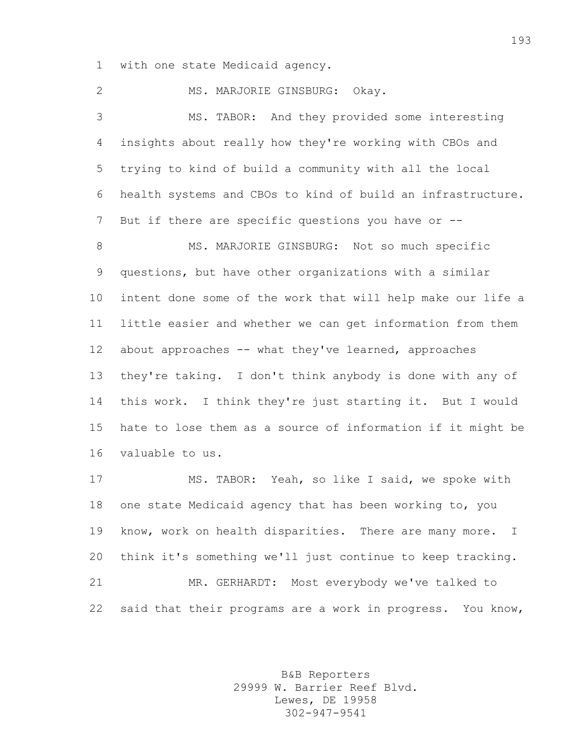with one state Medicaid agency.

MS. MARJORIE GINSBURG: Okay.

MS. TABOR: And they provided some interesting insights about really how they're working with CBOs and trying to kind of build a community with all the local health systems and CBOs to kind of build an infrastructure. But if there are specific questions you have or --

MS. MARJORIE GINSBURG: Not so much specific questions, but have other organizations with a similar intent done some of the work that will help make our life a little easier and whether we can get information from them about approaches -- what they've learned, approaches they're taking. I don't think anybody is done with any of this work. I think they're just starting it. But I would hate to lose them as a source of information if it might be valuable to us.

MS. TABOR: Yeah, so like I said, we spoke with one state Medicaid agency that has been working to, you know, work on health disparities. There are many more. I think it's something we'll just continue to keep tracking.

MR. GERHARDT: Most everybody we've talked to said that their programs are a work in progress. You know,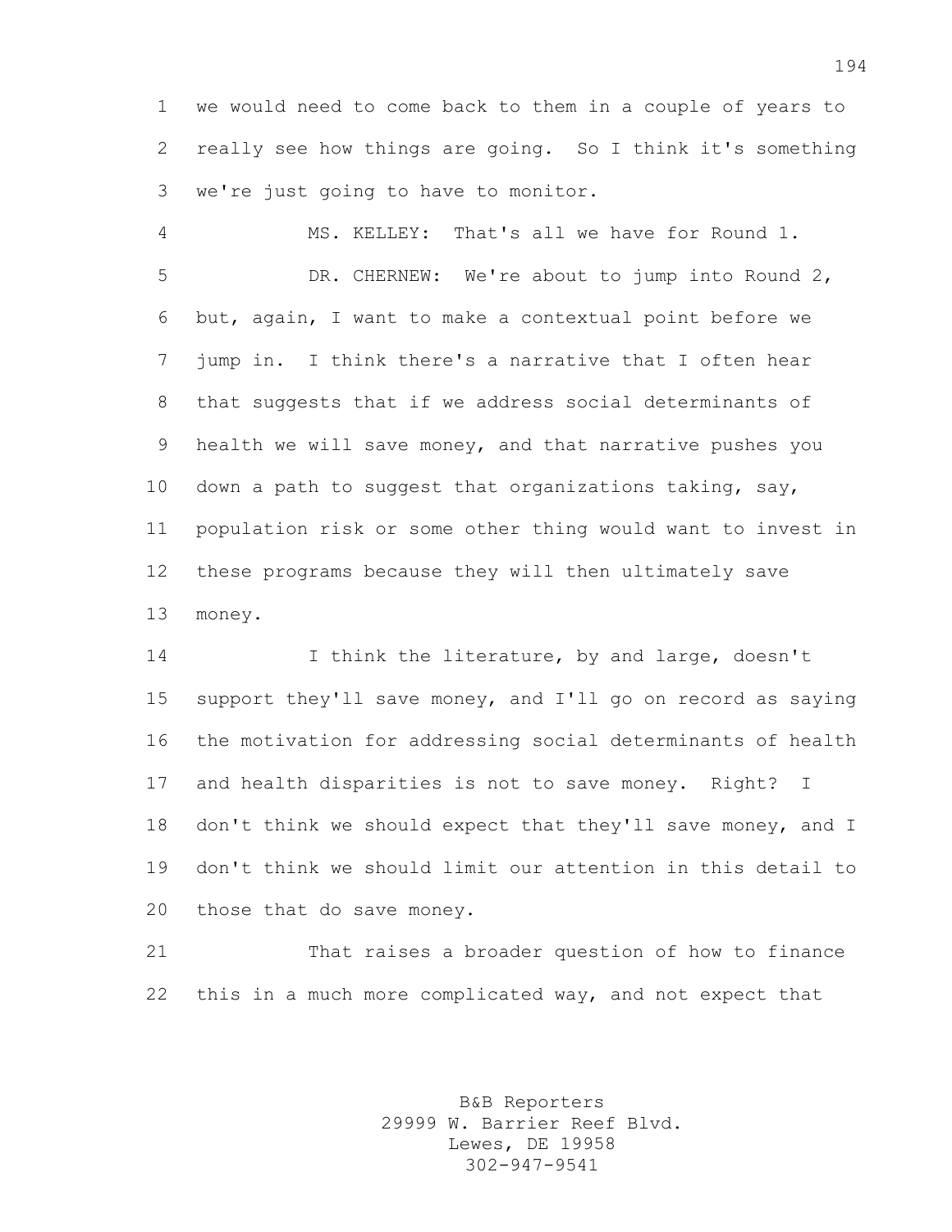we would need to come back to them in a couple of years to really see how things are going. So I think it's something we're just going to have to monitor.

MS. KELLEY: That's all we have for Round 1.

DR. CHERNEW: We're about to jump into Round 2, but, again, I want to make a contextual point before we jump in. I think there's a narrative that I often hear that suggests that if we address social determinants of health we will save money, and that narrative pushes you down a path to suggest that organizations taking, say, population risk or some other thing would want to invest in these programs because they will then ultimately save money.

I think the literature, by and large, doesn't support they'll save money, and I'll go on record as saying the motivation for addressing social determinants of health and health disparities is not to save money. Right? I don't think we should expect that they'll save money, and I don't think we should limit our attention in this detail to those that do save money.

That raises a broader question of how to finance this in a much more complicated way, and not expect that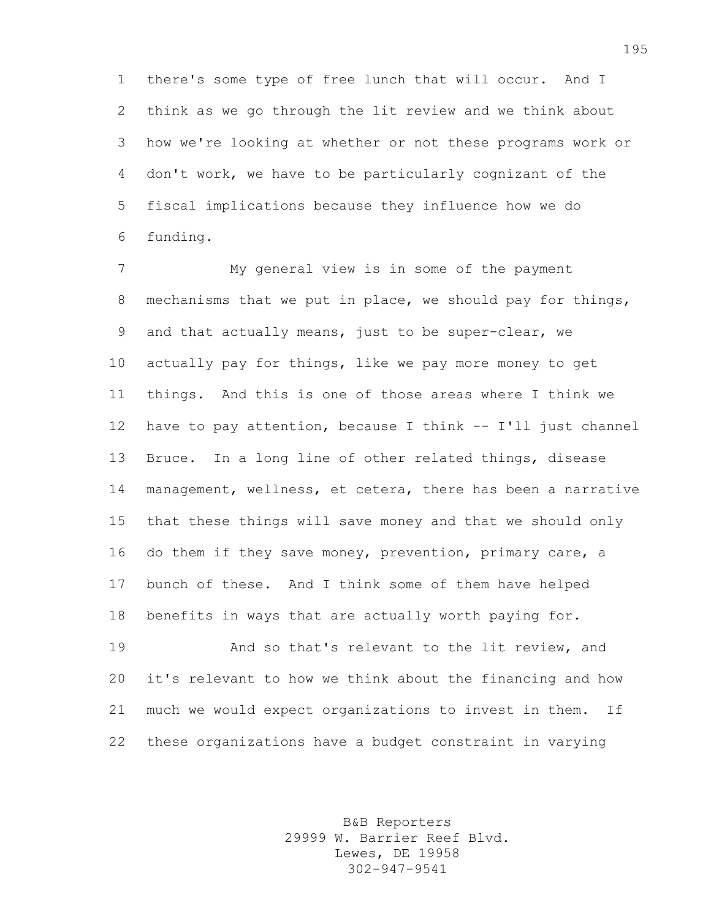there's some type of free lunch that will occur. And I think as we go through the lit review and we think about how we're looking at whether or not these programs work or don't work, we have to be particularly cognizant of the fiscal implications because they influence how we do funding.

My general view is in some of the payment mechanisms that we put in place, we should pay for things, and that actually means, just to be super-clear, we actually pay for things, like we pay more money to get things. And this is one of those areas where I think we have to pay attention, because I think -- I'll just channel Bruce. In a long line of other related things, disease management, wellness, et cetera, there has been a narrative that these things will save money and that we should only do them if they save money, prevention, primary care, a bunch of these. And I think some of them have helped benefits in ways that are actually worth paying for.

And so that's relevant to the lit review, and it's relevant to how we think about the financing and how much we would expect organizations to invest in them. If these organizations have a budget constraint in varying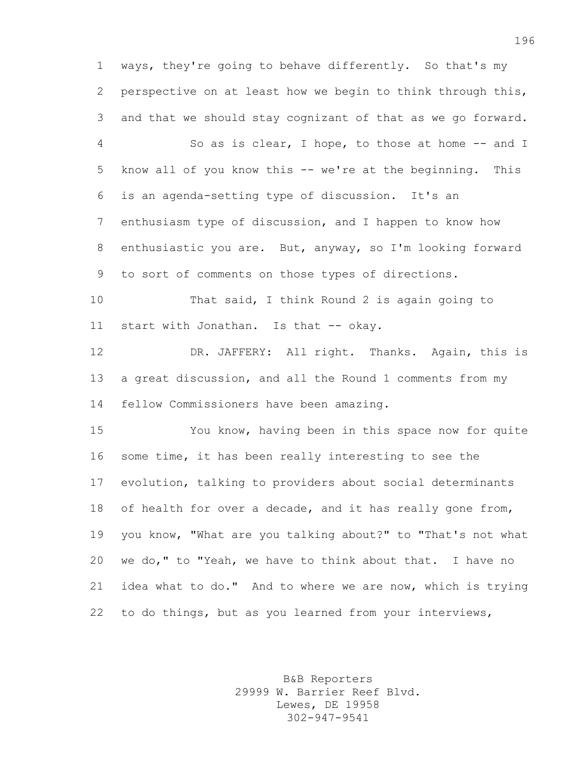ways, they're going to behave differently. So that's my perspective on at least how we begin to think through this, and that we should stay cognizant of that as we go forward.

So as is clear, I hope, to those at home -- and I know all of you know this -- we're at the beginning. This is an agenda-setting type of discussion. It's an enthusiasm type of discussion, and I happen to know how enthusiastic you are. But, anyway, so I'm looking forward to sort of comments on those types of directions.

That said, I think Round 2 is again going to start with Jonathan. Is that -- okay.

DR. JAFFERY: All right. Thanks. Again, this is a great discussion, and all the Round 1 comments from my fellow Commissioners have been amazing.

You know, having been in this space now for quite some time, it has been really interesting to see the evolution, talking to providers about social determinants of health for over a decade, and it has really gone from, you know, "What are you talking about?" to "That's not what we do," to "Yeah, we have to think about that. I have no idea what to do." And to where we are now, which is trying to do things, but as you learned from your interviews,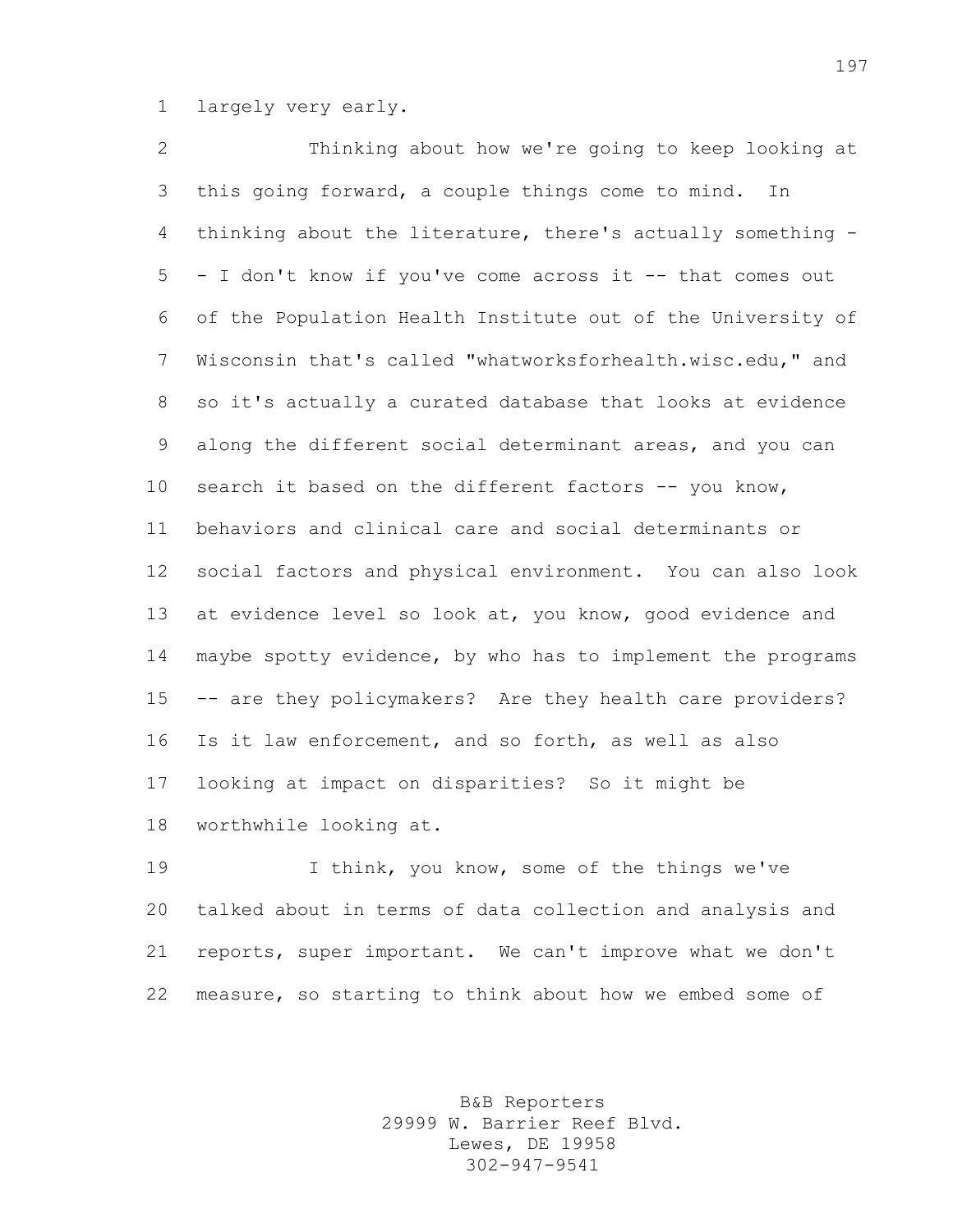largely very early.

Thinking about how we're going to keep looking at this going forward, a couple things come to mind. In thinking about the literature, there's actually something -- I don't know if you've come across it -- that comes out of the Population Health Institute out of the University of Wisconsin that's called "whatworksforhealth.wisc.edu," and so it's actually a curated database that looks at evidence along the different social determinant areas, and you can search it based on the different factors -- you know, behaviors and clinical care and social determinants or social factors and physical environment. You can also look at evidence level so look at, you know, good evidence and maybe spotty evidence, by who has to implement the programs -- are they policymakers? Are they health care providers? Is it law enforcement, and so forth, as well as also looking at impact on disparities? So it might be worthwhile looking at.

I think, you know, some of the things we've talked about in terms of data collection and analysis and reports, super important. We can't improve what we don't measure, so starting to think about how we embed some of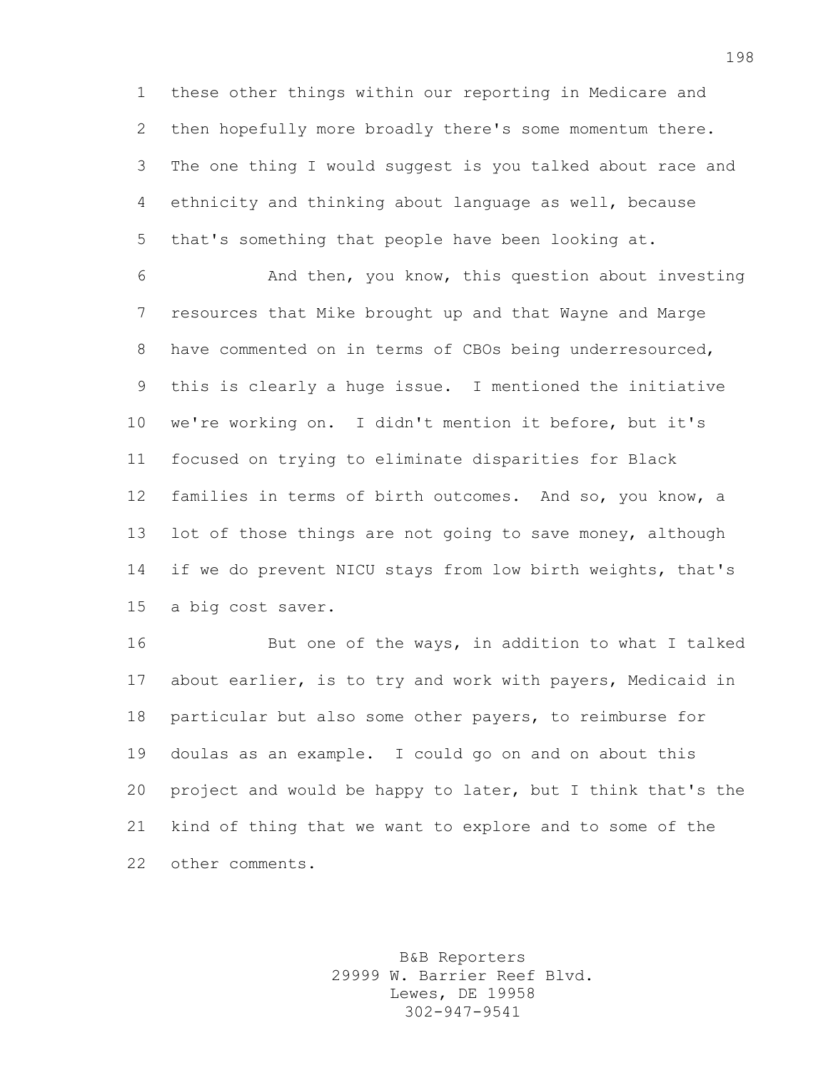these other things within our reporting in Medicare and then hopefully more broadly there's some momentum there. The one thing I would suggest is you talked about race and ethnicity and thinking about language as well, because that's something that people have been looking at.

And then, you know, this question about investing resources that Mike brought up and that Wayne and Marge have commented on in terms of CBOs being underresourced, this is clearly a huge issue. I mentioned the initiative we're working on. I didn't mention it before, but it's focused on trying to eliminate disparities for Black families in terms of birth outcomes. And so, you know, a lot of those things are not going to save money, although if we do prevent NICU stays from low birth weights, that's a big cost saver.

But one of the ways, in addition to what I talked about earlier, is to try and work with payers, Medicaid in particular but also some other payers, to reimburse for doulas as an example. I could go on and on about this project and would be happy to later, but I think that's the kind of thing that we want to explore and to some of the other comments.

B&B Reporters
29999 W. Barrier Reef Blvd.
Lewes, DE 19958
302-947-9541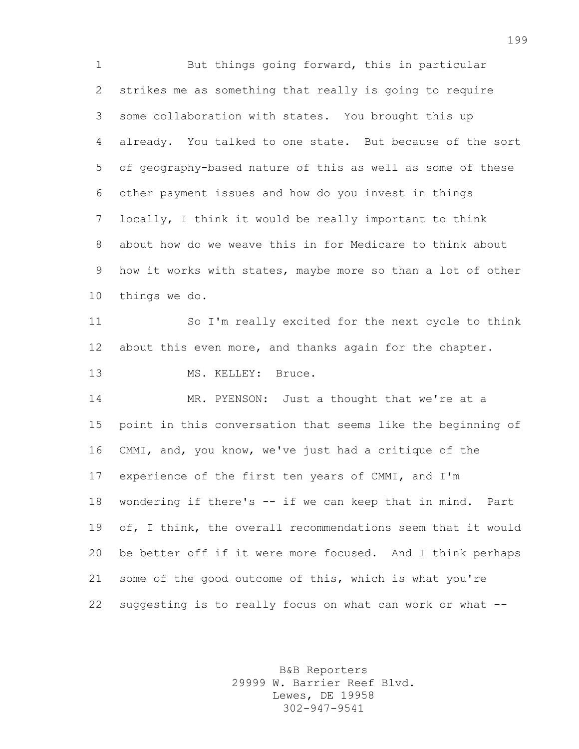But things going forward, this in particular strikes me as something that really is going to require some collaboration with states. You brought this up already. You talked to one state. But because of the sort of geography-based nature of this as well as some of these other payment issues and how do you invest in things locally, I think it would be really important to think about how do we weave this in for Medicare to think about how it works with states, maybe more so than a lot of other things we do.

So I'm really excited for the next cycle to think about this even more, and thanks again for the chapter.

MS. KELLEY: Bruce.

MR. PYENSON: Just a thought that we're at a point in this conversation that seems like the beginning of CMMI, and, you know, we've just had a critique of the experience of the first ten years of CMMI, and I'm wondering if there's -- if we can keep that in mind. Part of, I think, the overall recommendations seem that it would be better off if it were more focused. And I think perhaps some of the good outcome of this, which is what you're suggesting is to really focus on what can work or what --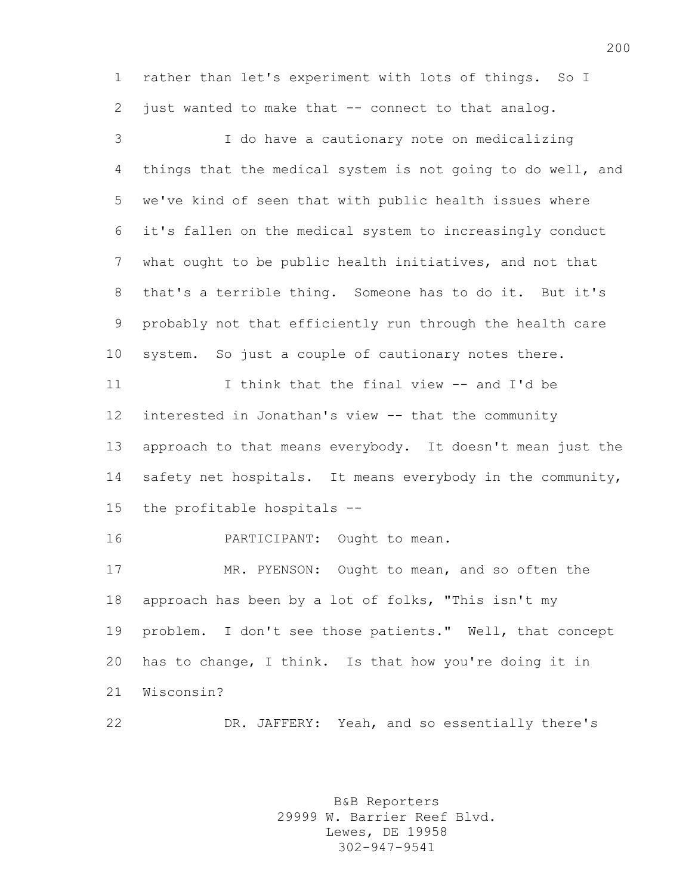rather than let's experiment with lots of things. So I just wanted to make that -- connect to that analog.

I do have a cautionary note on medicalizing things that the medical system is not going to do well, and we've kind of seen that with public health issues where it's fallen on the medical system to increasingly conduct what ought to be public health initiatives, and not that that's a terrible thing. Someone has to do it. But it's probably not that efficiently run through the health care system. So just a couple of cautionary notes there.

I think that the final view -- and I'd be interested in Jonathan's view -- that the community approach to that means everybody. It doesn't mean just the safety net hospitals. It means everybody in the community, the profitable hospitals --

PARTICIPANT: Ought to mean.

MR. PYENSON: Ought to mean, and so often the approach has been by a lot of folks, "This isn't my problem. I don't see those patients." Well, that concept has to change, I think. Is that how you're doing it in Wisconsin?

DR. JAFFERY: Yeah, and so essentially there's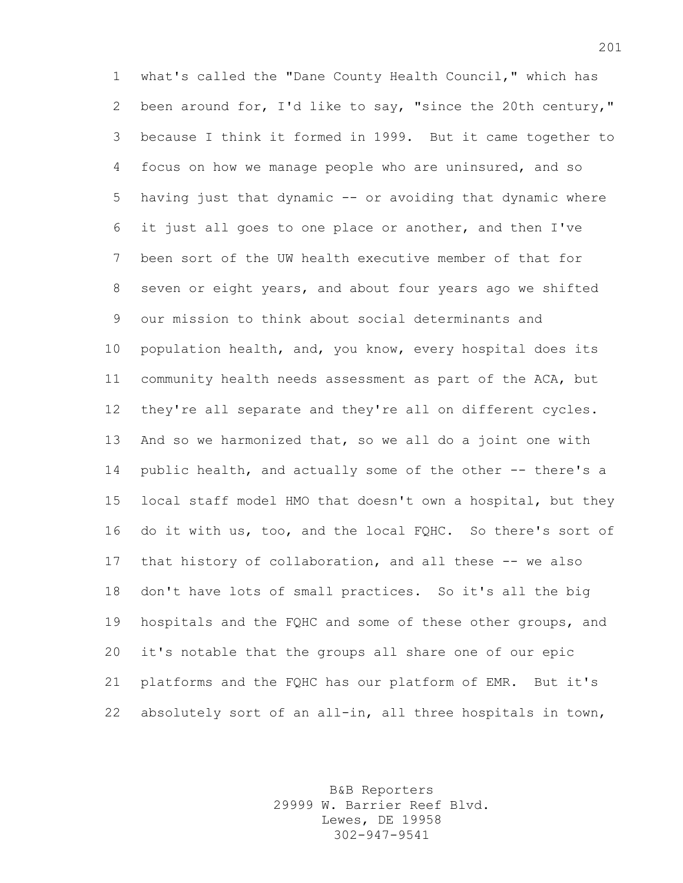1 what's called the "Dane County Health Council," which has
2 been around for, I'd like to say, "since the 20th century,"
3 because I think it formed in 1999. But it came together to
4 focus on how we manage people who are uninsured, and so
5 having just that dynamic -- or avoiding that dynamic where
6 it just all goes to one place or another, and then I've
7 been sort of the UW health executive member of that for
8 seven or eight years, and about four years ago we shifted
9 our mission to think about social determinants and
10 population health, and, you know, every hospital does its
11 community health needs assessment as part of the ACA, but
12 they're all separate and they're all on different cycles.
13 And so we harmonized that, so we all do a joint one with
14 public health, and actually some of the other -- there's a
15 local staff model HMO that doesn't own a hospital, but they
16 do it with us, too, and the local FQHC. So there's sort of
17 that history of collaboration, and all these -- we also
18 don't have lots of small practices. So it's all the big
19 hospitals and the FQHC and some of these other groups, and
20 it's notable that the groups all share one of our epic
21 platforms and the FQHC has our platform of EMR. But it's
22 absolutely sort of an all-in, all three hospitals in town,

B&B Reporters
29999 W. Barrier Reef Blvd.
Lewes, DE 19958
302-947-9541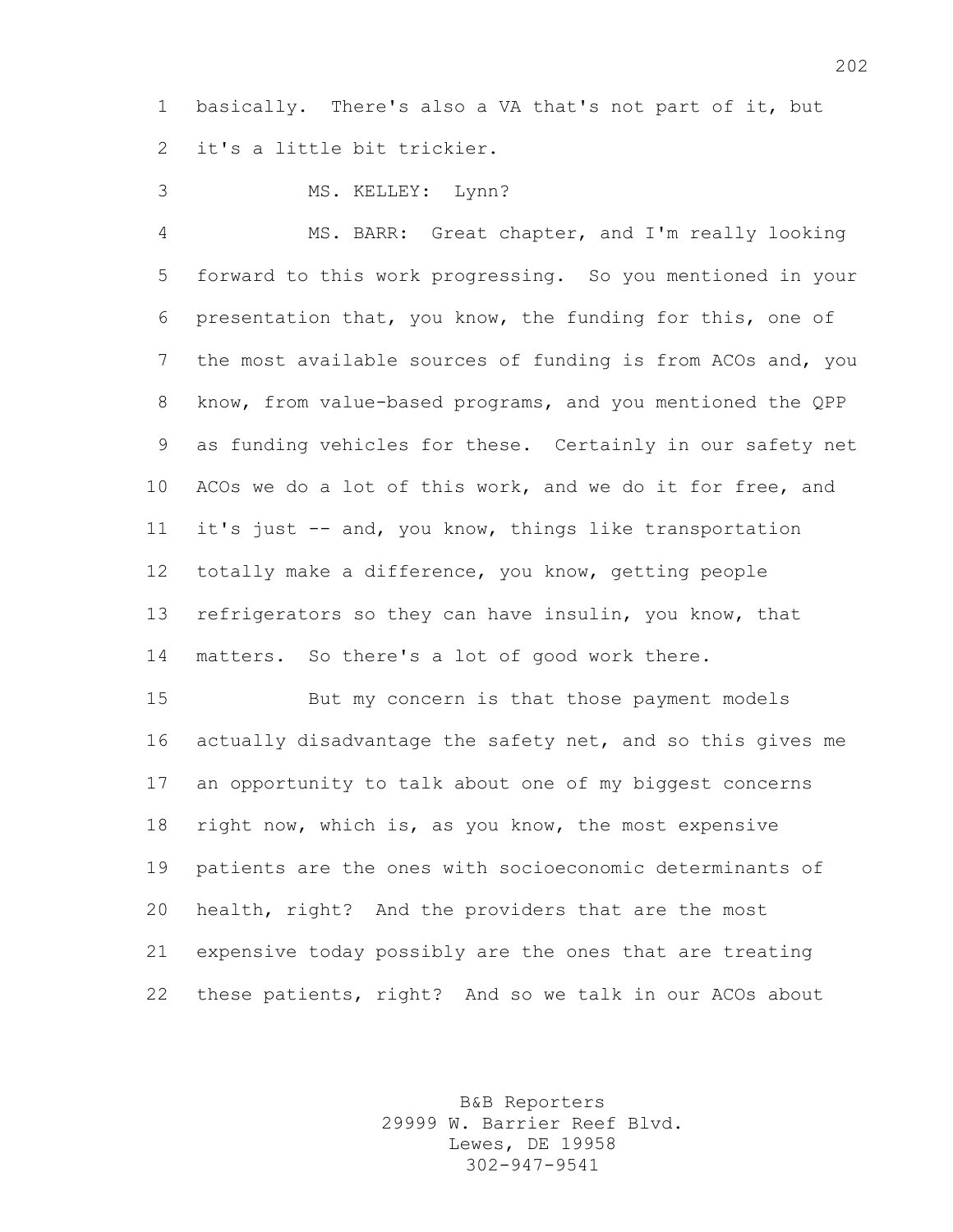basically. There's also a VA that's not part of it, but it's a little bit trickier.

MS. KELLEY: Lynn?

MS. BARR: Great chapter, and I'm really looking forward to this work progressing. So you mentioned in your presentation that, you know, the funding for this, one of the most available sources of funding is from ACOs and, you know, from value-based programs, and you mentioned the QPP as funding vehicles for these. Certainly in our safety net ACOs we do a lot of this work, and we do it for free, and it's just -- and, you know, things like transportation totally make a difference, you know, getting people refrigerators so they can have insulin, you know, that matters. So there's a lot of good work there.

But my concern is that those payment models actually disadvantage the safety net, and so this gives me an opportunity to talk about one of my biggest concerns right now, which is, as you know, the most expensive patients are the ones with socioeconomic determinants of health, right? And the providers that are the most expensive today possibly are the ones that are treating these patients, right? And so we talk in our ACOs about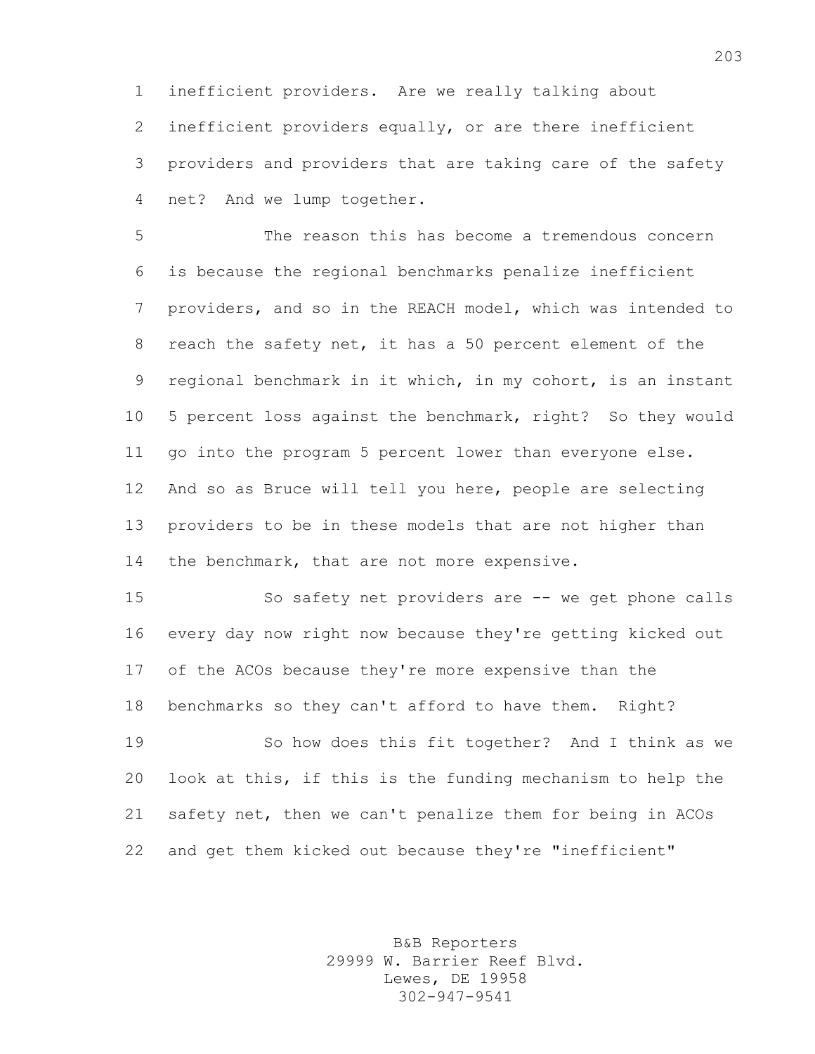inefficient providers. Are we really talking about inefficient providers equally, or are there inefficient providers and providers that are taking care of the safety net? And we lump together.

The reason this has become a tremendous concern is because the regional benchmarks penalize inefficient providers, and so in the REACH model, which was intended to reach the safety net, it has a 50 percent element of the regional benchmark in it which, in my cohort, is an instant 5 percent loss against the benchmark, right? So they would go into the program 5 percent lower than everyone else. And so as Bruce will tell you here, people are selecting providers to be in these models that are not higher than the benchmark, that are not more expensive.

So safety net providers are -- we get phone calls every day now right now because they're getting kicked out of the ACOs because they're more expensive than the benchmarks so they can't afford to have them. Right?

So how does this fit together? And I think as we look at this, if this is the funding mechanism to help the safety net, then we can't penalize them for being in ACOs and get them kicked out because they're "inefficient"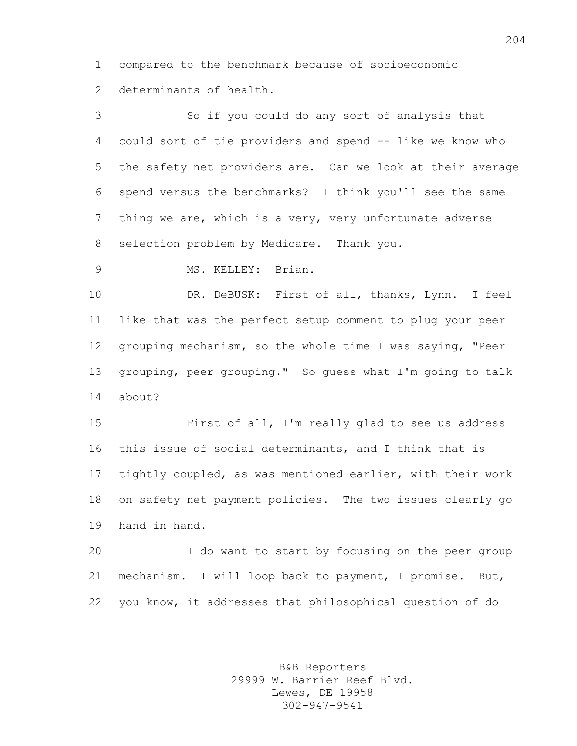compared to the benchmark because of socioeconomic determinants of health.

So if you could do any sort of analysis that could sort of tie providers and spend -- like we know who the safety net providers are. Can we look at their average spend versus the benchmarks? I think you'll see the same thing we are, which is a very, very unfortunate adverse selection problem by Medicare. Thank you.

MS. KELLEY: Brian.

DR. DeBUSK: First of all, thanks, Lynn. I feel like that was the perfect setup comment to plug your peer grouping mechanism, so the whole time I was saying, "Peer grouping, peer grouping." So guess what I'm going to talk about?

First of all, I'm really glad to see us address this issue of social determinants, and I think that is tightly coupled, as was mentioned earlier, with their work on safety net payment policies. The two issues clearly go hand in hand.

I do want to start by focusing on the peer group mechanism. I will loop back to payment, I promise. But, you know, it addresses that philosophical question of do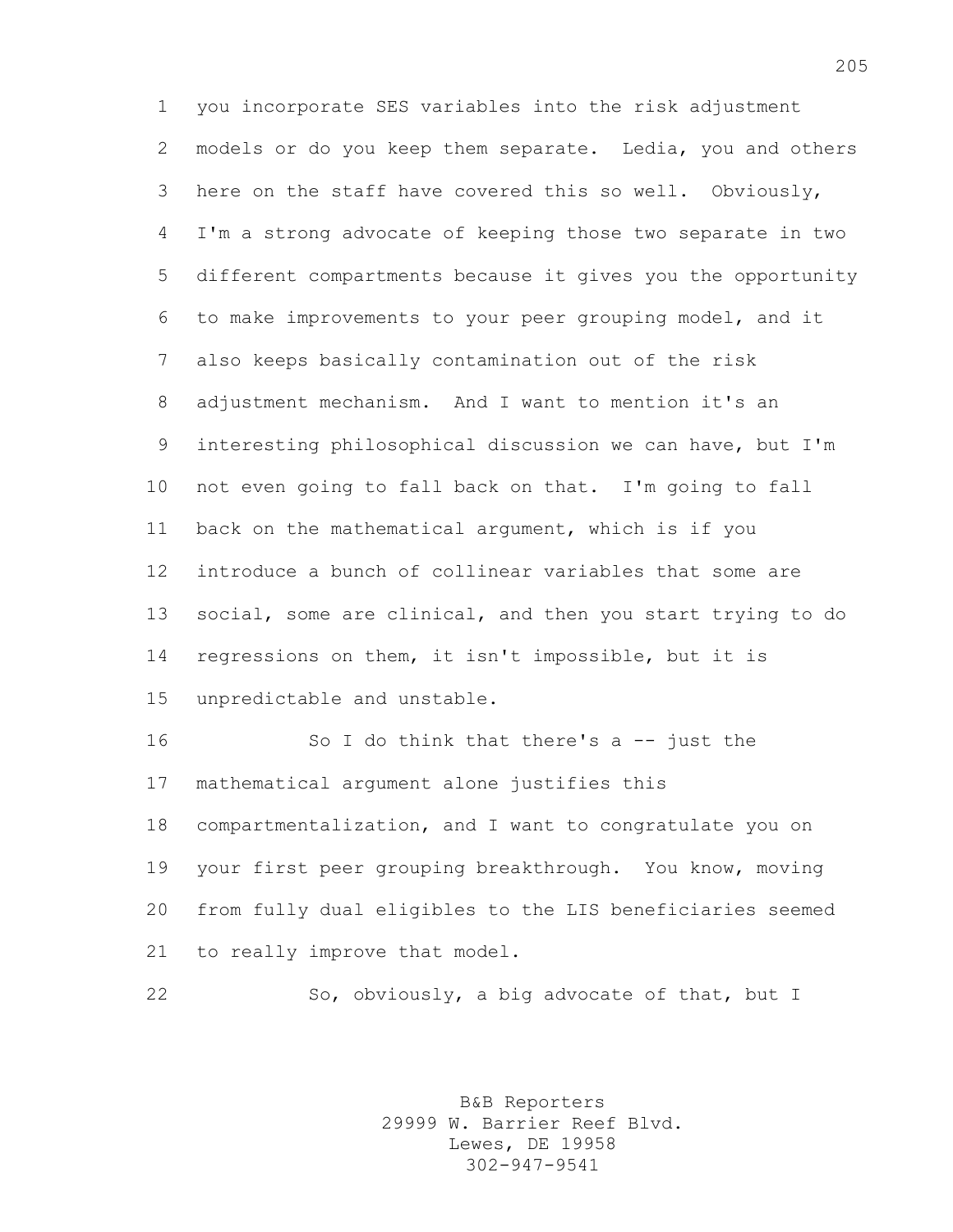you incorporate SES variables into the risk adjustment models or do you keep them separate. Ledia, you and others here on the staff have covered this so well. Obviously, I'm a strong advocate of keeping those two separate in two different compartments because it gives you the opportunity to make improvements to your peer grouping model, and it also keeps basically contamination out of the risk adjustment mechanism. And I want to mention it's an interesting philosophical discussion we can have, but I'm not even going to fall back on that. I'm going to fall back on the mathematical argument, which is if you introduce a bunch of collinear variables that some are social, some are clinical, and then you start trying to do regressions on them, it isn't impossible, but it is unpredictable and unstable.

So I do think that there's a -- just the mathematical argument alone justifies this compartmentalization, and I want to congratulate you on your first peer grouping breakthrough. You know, moving from fully dual eligibles to the LIS beneficiaries seemed to really improve that model.

So, obviously, a big advocate of that, but I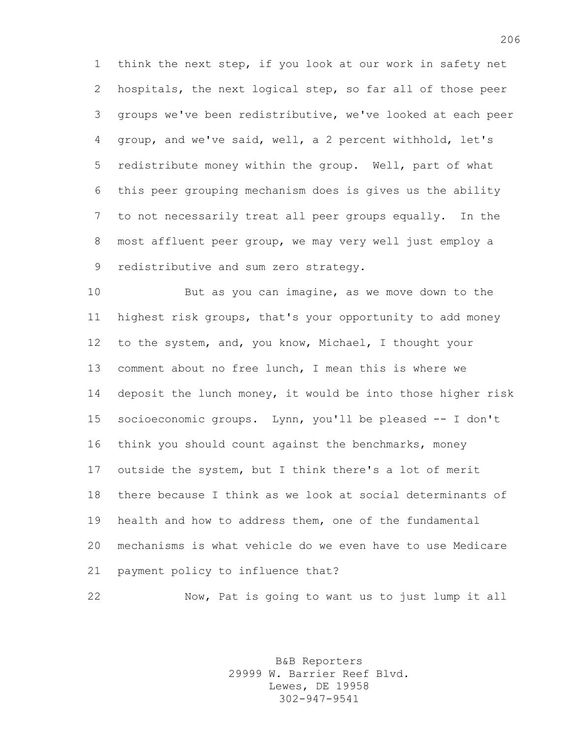think the next step, if you look at our work in safety net hospitals, the next logical step, so far all of those peer groups we've been redistributive, we've looked at each peer group, and we've said, well, a 2 percent withhold, let's redistribute money within the group. Well, part of what this peer grouping mechanism does is gives us the ability to not necessarily treat all peer groups equally. In the most affluent peer group, we may very well just employ a redistributive and sum zero strategy.

But as you can imagine, as we move down to the highest risk groups, that's your opportunity to add money to the system, and, you know, Michael, I thought your comment about no free lunch, I mean this is where we deposit the lunch money, it would be into those higher risk socioeconomic groups. Lynn, you'll be pleased -- I don't think you should count against the benchmarks, money outside the system, but I think there's a lot of merit there because I think as we look at social determinants of health and how to address them, one of the fundamental mechanisms is what vehicle do we even have to use Medicare payment policy to influence that?

Now, Pat is going to want us to just lump it all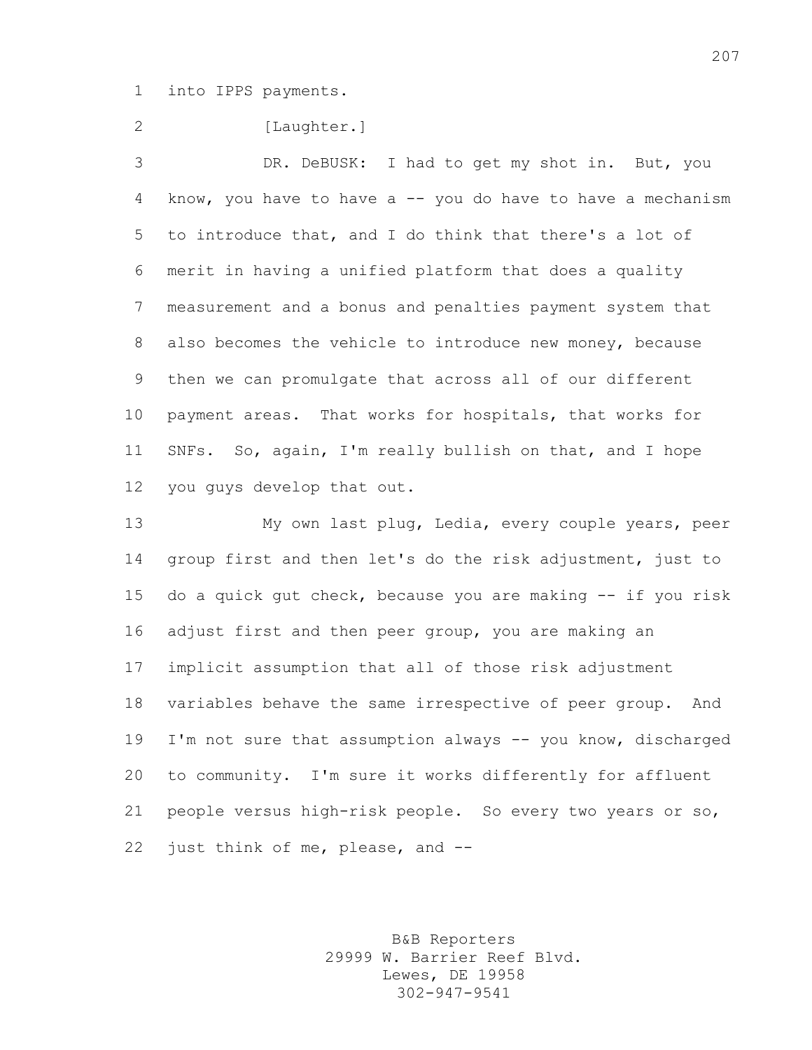into IPPS payments.

[Laughter.]

DR. DeBUSK: I had to get my shot in. But, you know, you have to have a -- you do have to have a mechanism to introduce that, and I do think that there's a lot of merit in having a unified platform that does a quality measurement and a bonus and penalties payment system that also becomes the vehicle to introduce new money, because then we can promulgate that across all of our different payment areas. That works for hospitals, that works for SNFs. So, again, I'm really bullish on that, and I hope you guys develop that out.

My own last plug, Ledia, every couple years, peer group first and then let's do the risk adjustment, just to do a quick gut check, because you are making -- if you risk adjust first and then peer group, you are making an implicit assumption that all of those risk adjustment variables behave the same irrespective of peer group. And I'm not sure that assumption always -- you know, discharged to community. I'm sure it works differently for affluent people versus high-risk people. So every two years or so, just think of me, please, and --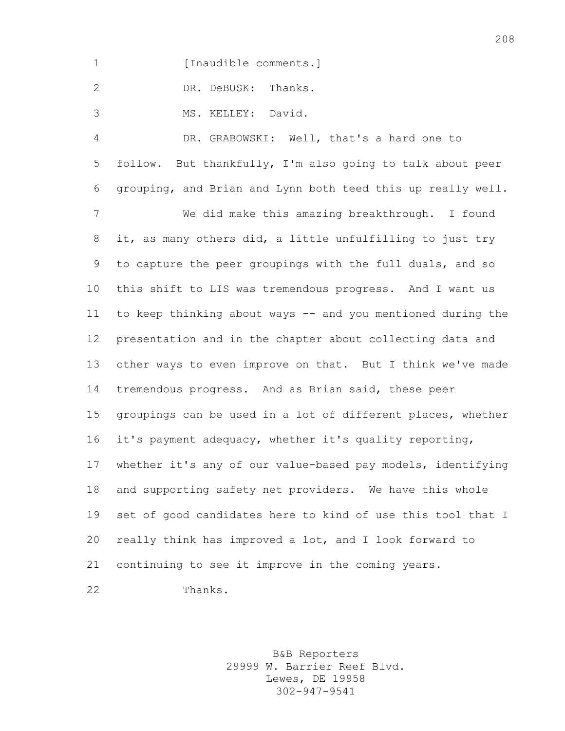[Inaudible comments.]

DR. DeBUSK: Thanks.

MS. KELLEY: David.

DR. GRABOWSKI: Well, that's a hard one to follow. But thankfully, I'm also going to talk about peer grouping, and Brian and Lynn both teed this up really well.

We did make this amazing breakthrough. I found it, as many others did, a little unfulfilling to just try to capture the peer groupings with the full duals, and so this shift to LIS was tremendous progress. And I want us to keep thinking about ways -- and you mentioned during the presentation and in the chapter about collecting data and other ways to even improve on that. But I think we've made tremendous progress. And as Brian said, these peer groupings can be used in a lot of different places, whether it's payment adequacy, whether it's quality reporting, whether it's any of our value-based pay models, identifying and supporting safety net providers. We have this whole set of good candidates here to kind of use this tool that I really think has improved a lot, and I look forward to continuing to see it improve in the coming years.

Thanks.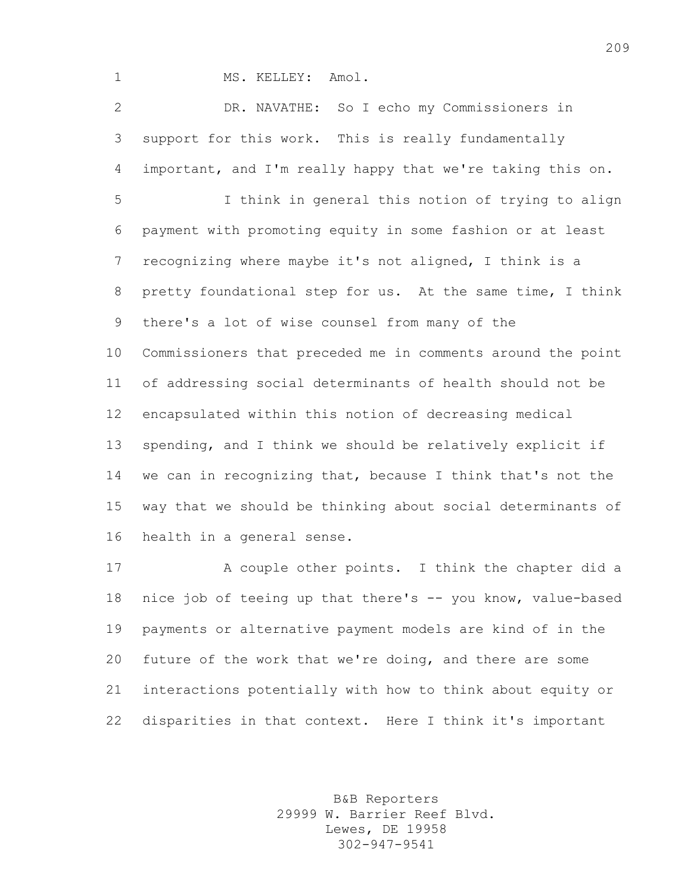MS. KELLEY: Amol.

DR. NAVATHE: So I echo my Commissioners in support for this work. This is really fundamentally important, and I'm really happy that we're taking this on.

I think in general this notion of trying to align payment with promoting equity in some fashion or at least recognizing where maybe it's not aligned, I think is a pretty foundational step for us. At the same time, I think there's a lot of wise counsel from many of the Commissioners that preceded me in comments around the point of addressing social determinants of health should not be encapsulated within this notion of decreasing medical spending, and I think we should be relatively explicit if we can in recognizing that, because I think that's not the way that we should be thinking about social determinants of health in a general sense.

A couple other points. I think the chapter did a nice job of teeing up that there's -- you know, value-based payments or alternative payment models are kind of in the future of the work that we're doing, and there are some interactions potentially with how to think about equity or disparities in that context. Here I think it's important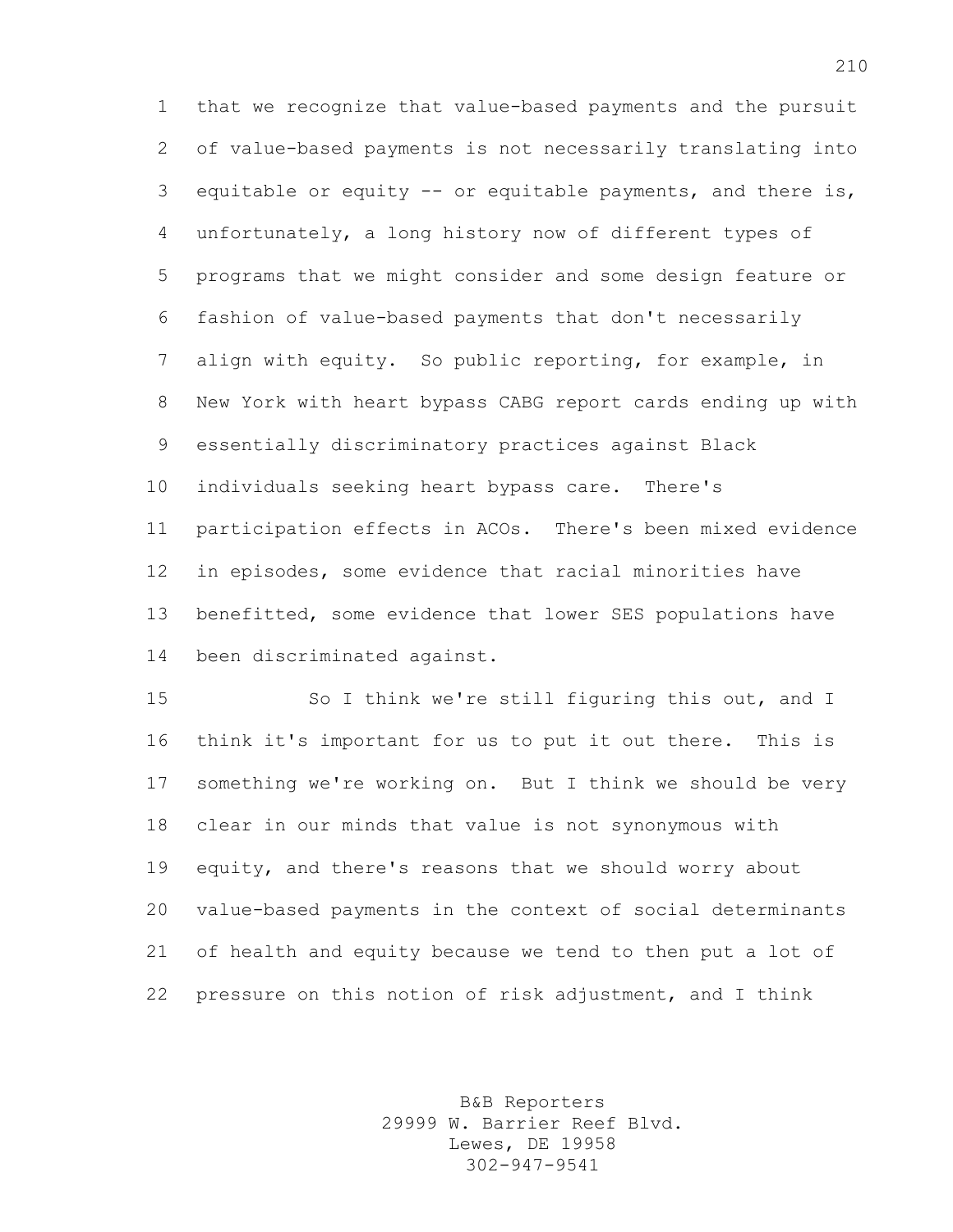that we recognize that value-based payments and the pursuit of value-based payments is not necessarily translating into equitable or equity -- or equitable payments, and there is, unfortunately, a long history now of different types of programs that we might consider and some design feature or fashion of value-based payments that don't necessarily align with equity. So public reporting, for example, in New York with heart bypass CABG report cards ending up with essentially discriminatory practices against Black individuals seeking heart bypass care. There's participation effects in ACOs. There's been mixed evidence in episodes, some evidence that racial minorities have benefitted, some evidence that lower SES populations have been discriminated against.

So I think we're still figuring this out, and I think it's important for us to put it out there. This is something we're working on. But I think we should be very clear in our minds that value is not synonymous with equity, and there's reasons that we should worry about value-based payments in the context of social determinants of health and equity because we tend to then put a lot of pressure on this notion of risk adjustment, and I think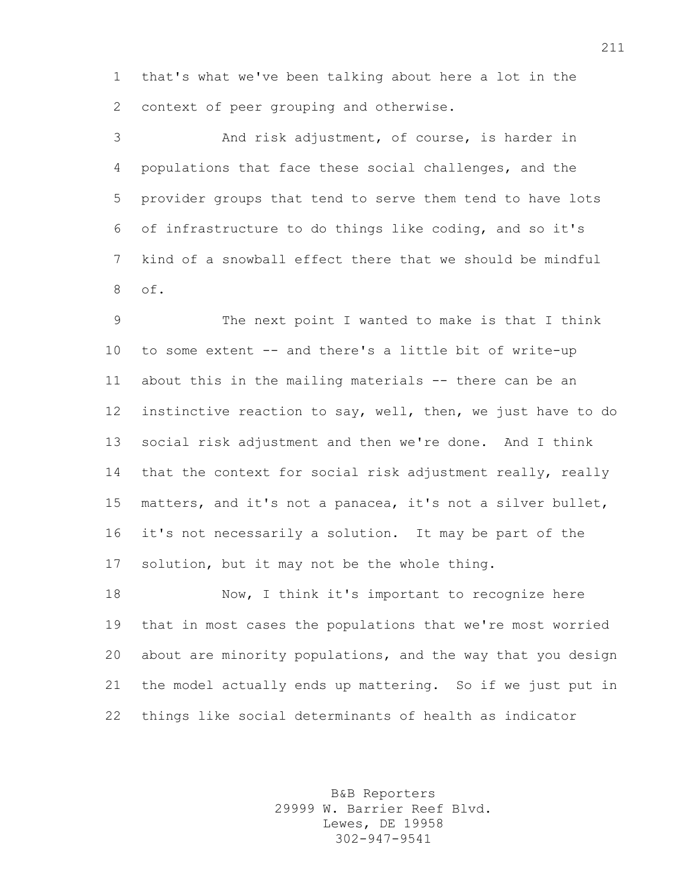that's what we've been talking about here a lot in the context of peer grouping and otherwise.

And risk adjustment, of course, is harder in populations that face these social challenges, and the provider groups that tend to serve them tend to have lots of infrastructure to do things like coding, and so it's kind of a snowball effect there that we should be mindful of.

The next point I wanted to make is that I think to some extent -- and there's a little bit of write-up about this in the mailing materials -- there can be an instinctive reaction to say, well, then, we just have to do social risk adjustment and then we're done. And I think that the context for social risk adjustment really, really matters, and it's not a panacea, it's not a silver bullet, it's not necessarily a solution. It may be part of the solution, but it may not be the whole thing.

Now, I think it's important to recognize here that in most cases the populations that we're most worried about are minority populations, and the way that you design the model actually ends up mattering. So if we just put in things like social determinants of health as indicator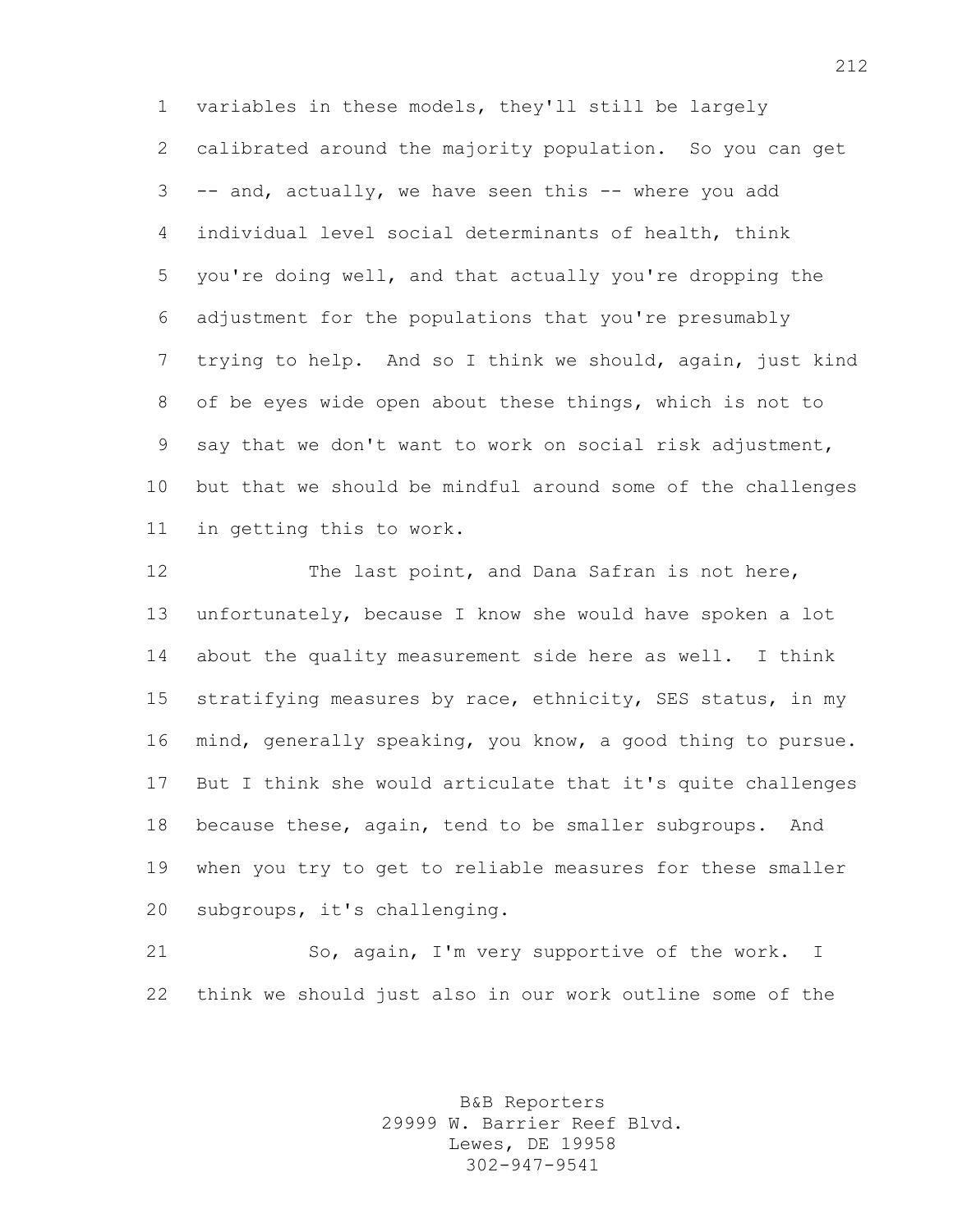variables in these models, they'll still be largely calibrated around the majority population. So you can get -- and, actually, we have seen this -- where you add individual level social determinants of health, think you're doing well, and that actually you're dropping the adjustment for the populations that you're presumably trying to help. And so I think we should, again, just kind of be eyes wide open about these things, which is not to say that we don't want to work on social risk adjustment, but that we should be mindful around some of the challenges in getting this to work.

The last point, and Dana Safran is not here, unfortunately, because I know she would have spoken a lot about the quality measurement side here as well. I think stratifying measures by race, ethnicity, SES status, in my mind, generally speaking, you know, a good thing to pursue. But I think she would articulate that it's quite challenges because these, again, tend to be smaller subgroups. And when you try to get to reliable measures for these smaller subgroups, it's challenging.

So, again, I'm very supportive of the work. I think we should just also in our work outline some of the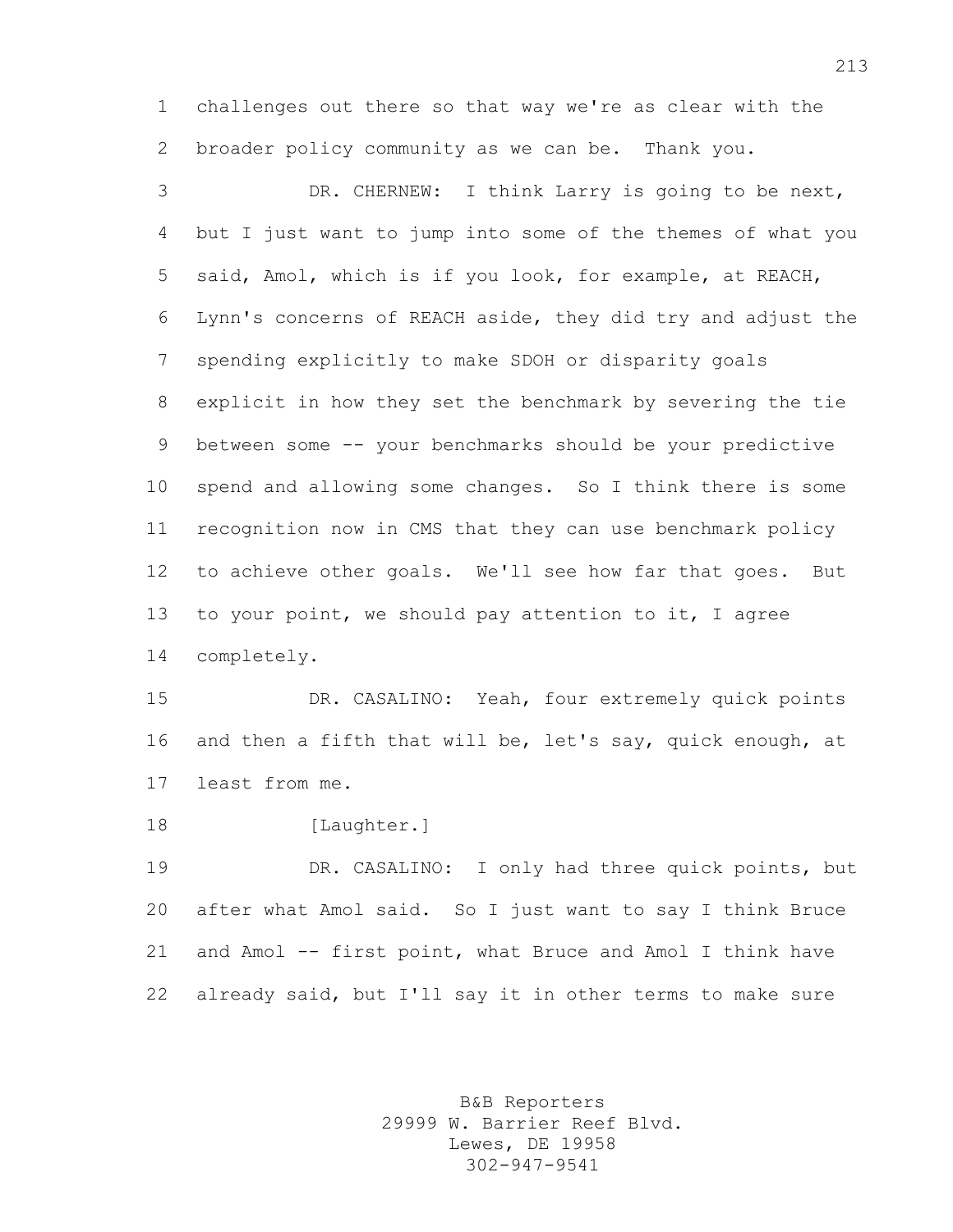challenges out there so that way we're as clear with the broader policy community as we can be. Thank you.

DR. CHERNEW: I think Larry is going to be next, but I just want to jump into some of the themes of what you said, Amol, which is if you look, for example, at REACH, Lynn's concerns of REACH aside, they did try and adjust the spending explicitly to make SDOH or disparity goals explicit in how they set the benchmark by severing the tie between some -- your benchmarks should be your predictive spend and allowing some changes. So I think there is some recognition now in CMS that they can use benchmark policy to achieve other goals. We'll see how far that goes. But to your point, we should pay attention to it, I agree completely.

DR. CASALINO: Yeah, four extremely quick points and then a fifth that will be, let's say, quick enough, at least from me.

[Laughter.]

DR. CASALINO: I only had three quick points, but after what Amol said. So I just want to say I think Bruce and Amol -- first point, what Bruce and Amol I think have already said, but I'll say it in other terms to make sure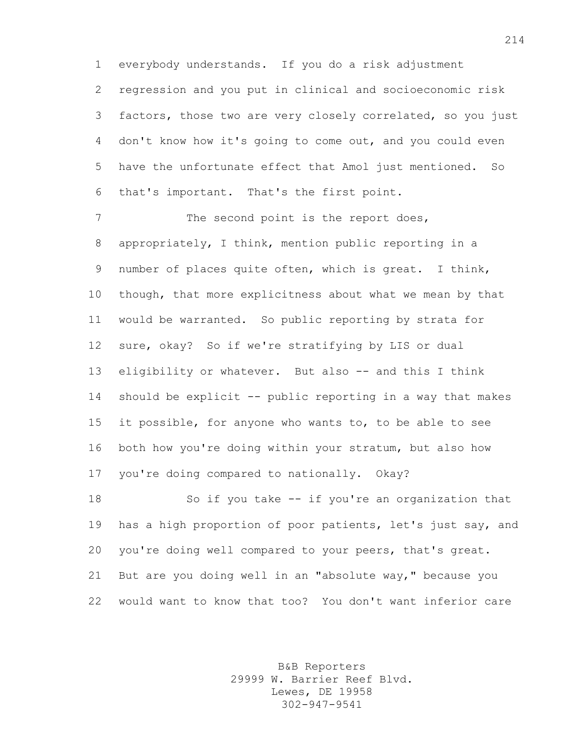everybody understands. If you do a risk adjustment regression and you put in clinical and socioeconomic risk factors, those two are very closely correlated, so you just don't know how it's going to come out, and you could even have the unfortunate effect that Amol just mentioned. So that's important. That's the first point.

The second point is the report does, appropriately, I think, mention public reporting in a number of places quite often, which is great. I think, though, that more explicitness about what we mean by that would be warranted. So public reporting by strata for sure, okay? So if we're stratifying by LIS or dual eligibility or whatever. But also -- and this I think should be explicit -- public reporting in a way that makes it possible, for anyone who wants to, to be able to see both how you're doing within your stratum, but also how you're doing compared to nationally. Okay?

So if you take -- if you're an organization that has a high proportion of poor patients, let's just say, and you're doing well compared to your peers, that's great. But are you doing well in an "absolute way," because you would want to know that too? You don't want inferior care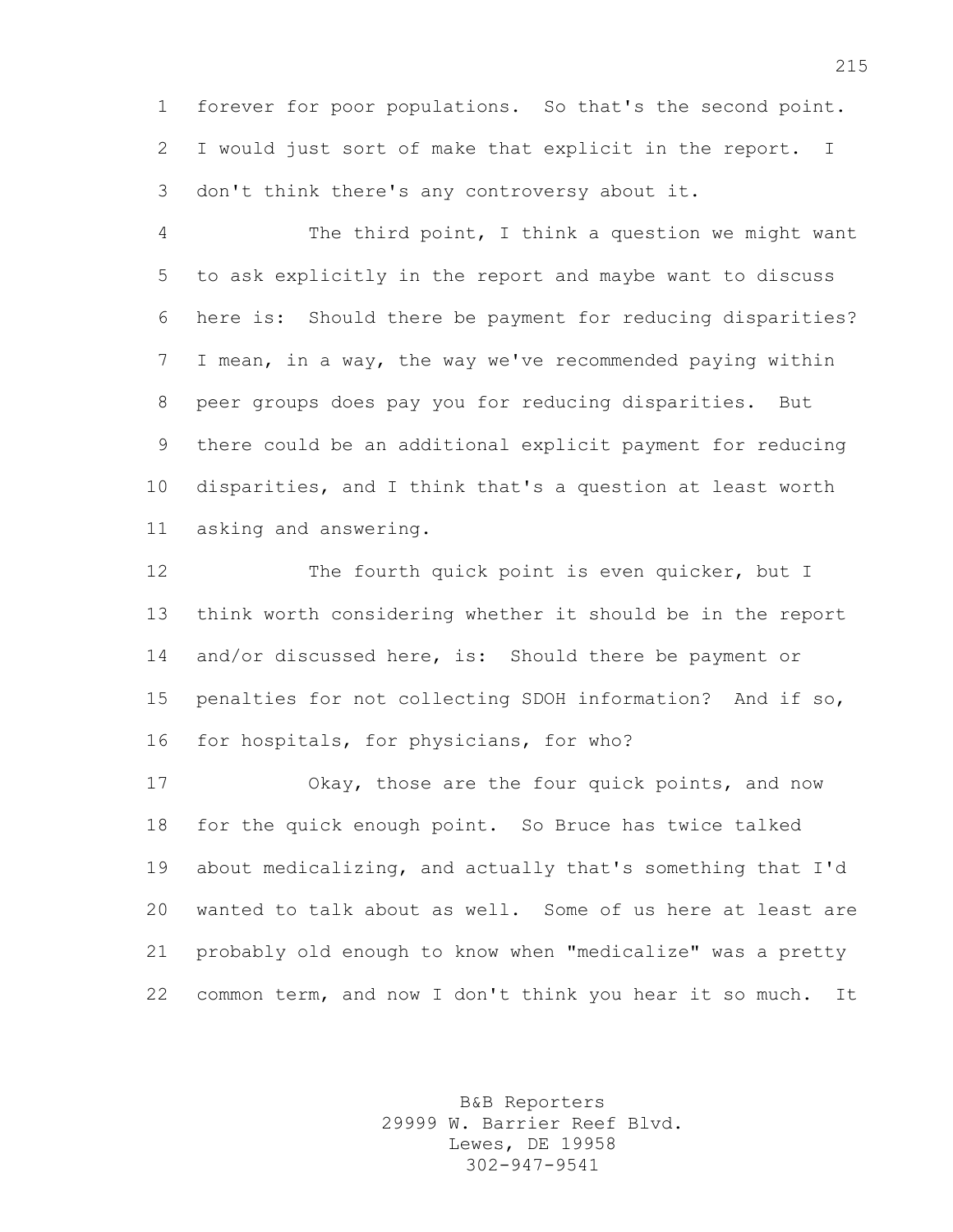forever for poor populations. So that's the second point. I would just sort of make that explicit in the report. I don't think there's any controversy about it.

The third point, I think a question we might want to ask explicitly in the report and maybe want to discuss here is: Should there be payment for reducing disparities? I mean, in a way, the way we've recommended paying within peer groups does pay you for reducing disparities. But there could be an additional explicit payment for reducing disparities, and I think that's a question at least worth asking and answering.

The fourth quick point is even quicker, but I think worth considering whether it should be in the report and/or discussed here, is: Should there be payment or penalties for not collecting SDOH information? And if so, for hospitals, for physicians, for who?

Okay, those are the four quick points, and now for the quick enough point. So Bruce has twice talked about medicalizing, and actually that's something that I'd wanted to talk about as well. Some of us here at least are probably old enough to know when "medicalize" was a pretty common term, and now I don't think you hear it so much. It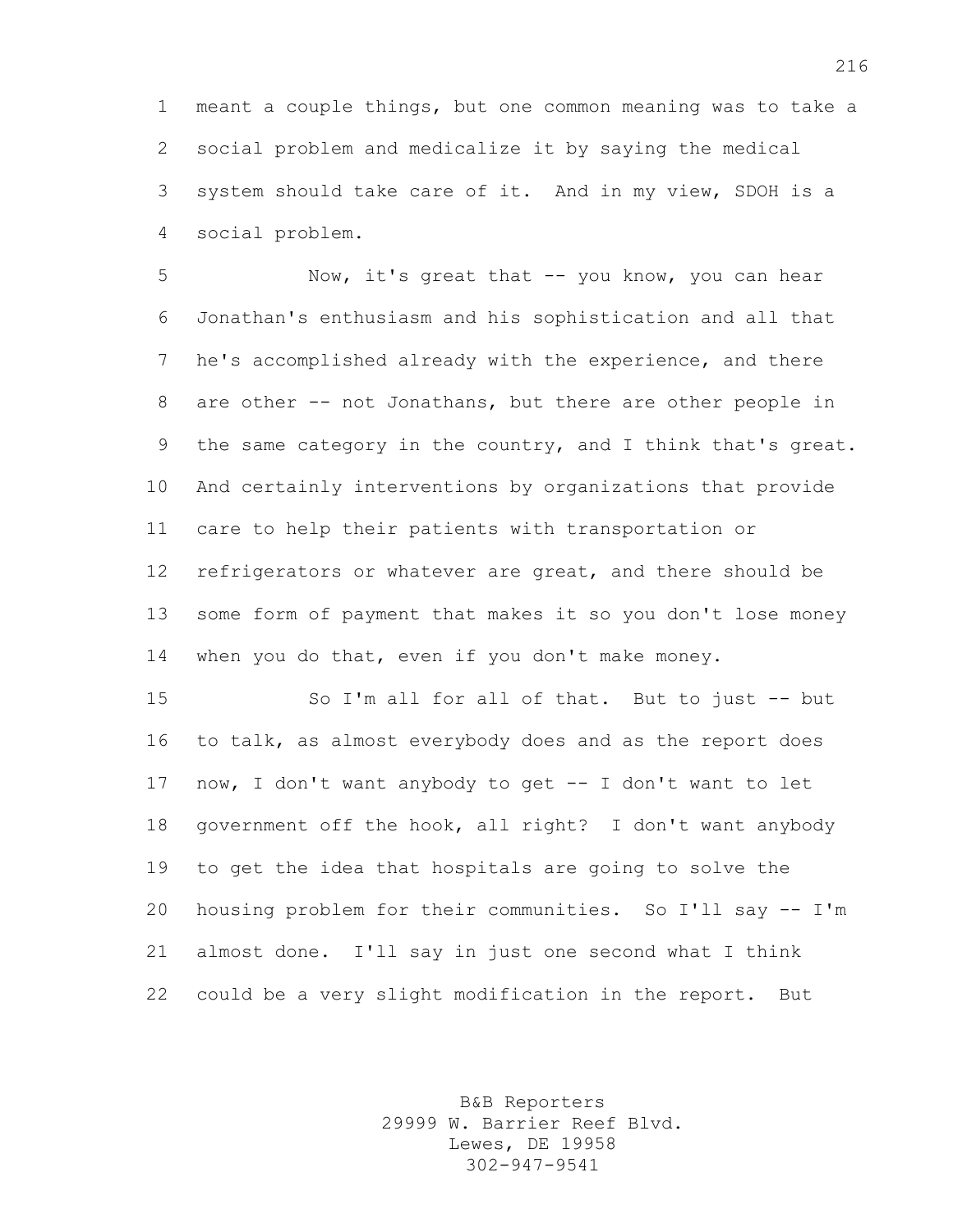meant a couple things, but one common meaning was to take a social problem and medicalize it by saying the medical system should take care of it. And in my view, SDOH is a social problem.

Now, it's great that -- you know, you can hear Jonathan's enthusiasm and his sophistication and all that he's accomplished already with the experience, and there are other -- not Jonathans, but there are other people in the same category in the country, and I think that's great. And certainly interventions by organizations that provide care to help their patients with transportation or refrigerators or whatever are great, and there should be some form of payment that makes it so you don't lose money when you do that, even if you don't make money.

So I'm all for all of that. But to just -- but to talk, as almost everybody does and as the report does now, I don't want anybody to get -- I don't want to let government off the hook, all right? I don't want anybody to get the idea that hospitals are going to solve the housing problem for their communities. So I'll say -- I'm almost done. I'll say in just one second what I think could be a very slight modification in the report. But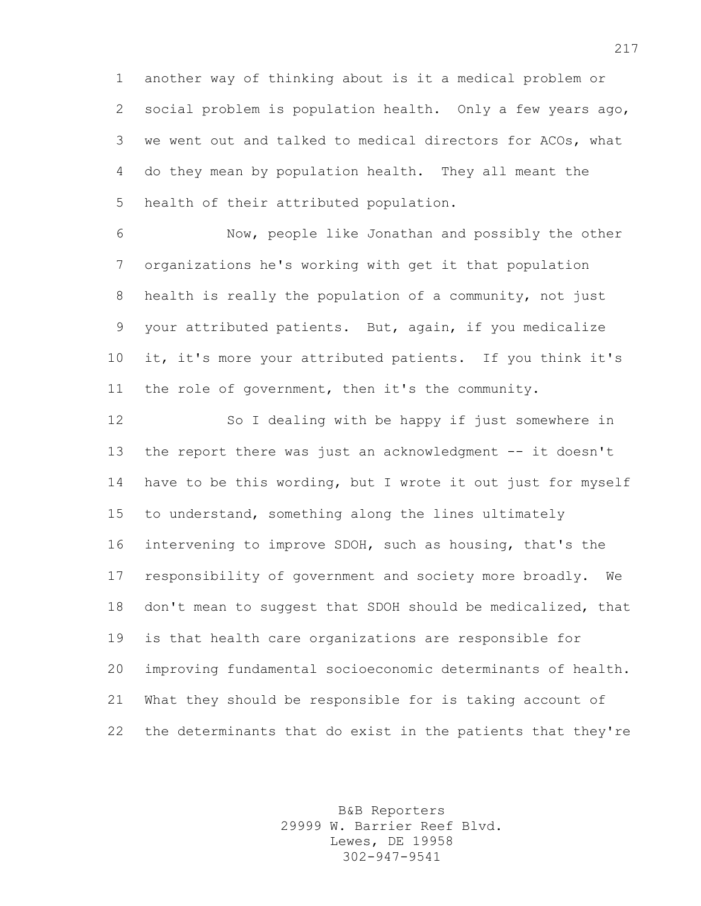another way of thinking about is it a medical problem or social problem is population health. Only a few years ago, we went out and talked to medical directors for ACOs, what do they mean by population health. They all meant the health of their attributed population.

Now, people like Jonathan and possibly the other organizations he's working with get it that population health is really the population of a community, not just your attributed patients. But, again, if you medicalize it, it's more your attributed patients. If you think it's the role of government, then it's the community.

So I dealing with be happy if just somewhere in the report there was just an acknowledgment -- it doesn't have to be this wording, but I wrote it out just for myself to understand, something along the lines ultimately intervening to improve SDOH, such as housing, that's the responsibility of government and society more broadly. We don't mean to suggest that SDOH should be medicalized, that is that health care organizations are responsible for improving fundamental socioeconomic determinants of health. What they should be responsible for is taking account of the determinants that do exist in the patients that they're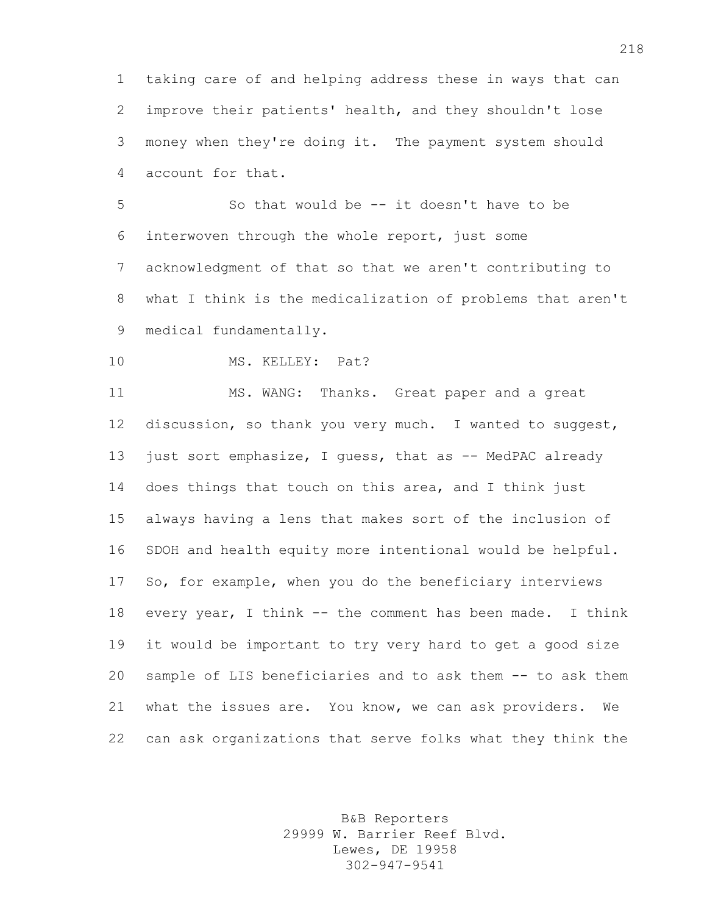taking care of and helping address these in ways that can improve their patients' health, and they shouldn't lose money when they're doing it. The payment system should account for that.

So that would be -- it doesn't have to be interwoven through the whole report, just some acknowledgment of that so that we aren't contributing to what I think is the medicalization of problems that aren't medical fundamentally.

MS. KELLEY: Pat?

MS. WANG: Thanks. Great paper and a great discussion, so thank you very much. I wanted to suggest, just sort emphasize, I guess, that as -- MedPAC already does things that touch on this area, and I think just always having a lens that makes sort of the inclusion of SDOH and health equity more intentional would be helpful. So, for example, when you do the beneficiary interviews every year, I think -- the comment has been made. I think it would be important to try very hard to get a good size sample of LIS beneficiaries and to ask them -- to ask them what the issues are. You know, we can ask providers. We can ask organizations that serve folks what they think the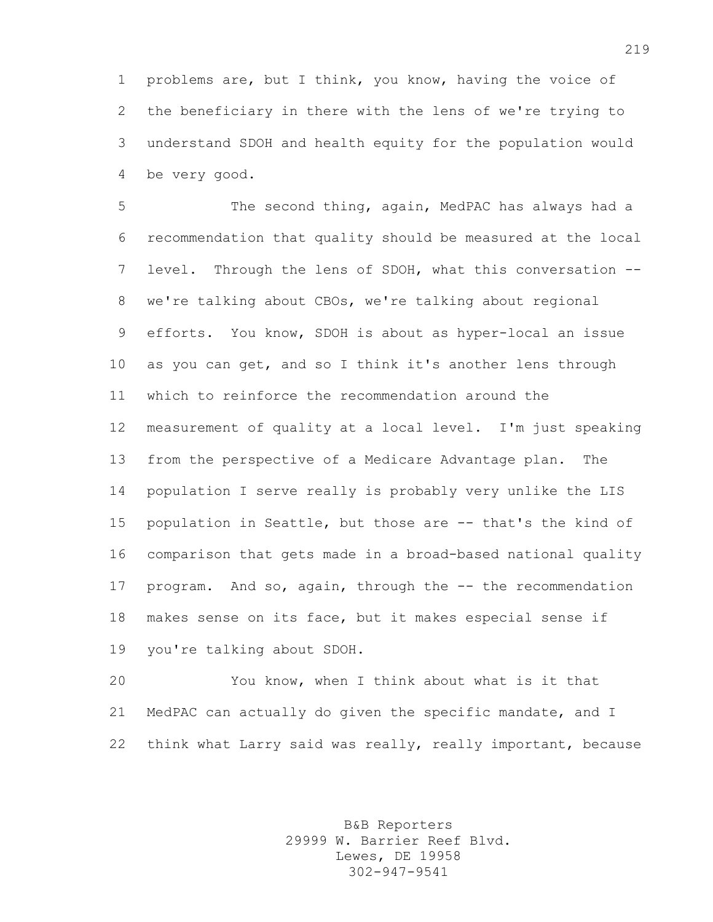problems are, but I think, you know, having the voice of the beneficiary in there with the lens of we're trying to understand SDOH and health equity for the population would be very good.

The second thing, again, MedPAC has always had a recommendation that quality should be measured at the local level. Through the lens of SDOH, what this conversation -- we're talking about CBOs, we're talking about regional efforts. You know, SDOH is about as hyper-local an issue as you can get, and so I think it's another lens through which to reinforce the recommendation around the measurement of quality at a local level. I'm just speaking from the perspective of a Medicare Advantage plan. The population I serve really is probably very unlike the LIS population in Seattle, but those are -- that's the kind of comparison that gets made in a broad-based national quality program. And so, again, through the -- the recommendation makes sense on its face, but it makes especial sense if you're talking about SDOH.

You know, when I think about what is it that MedPAC can actually do given the specific mandate, and I think what Larry said was really, really important, because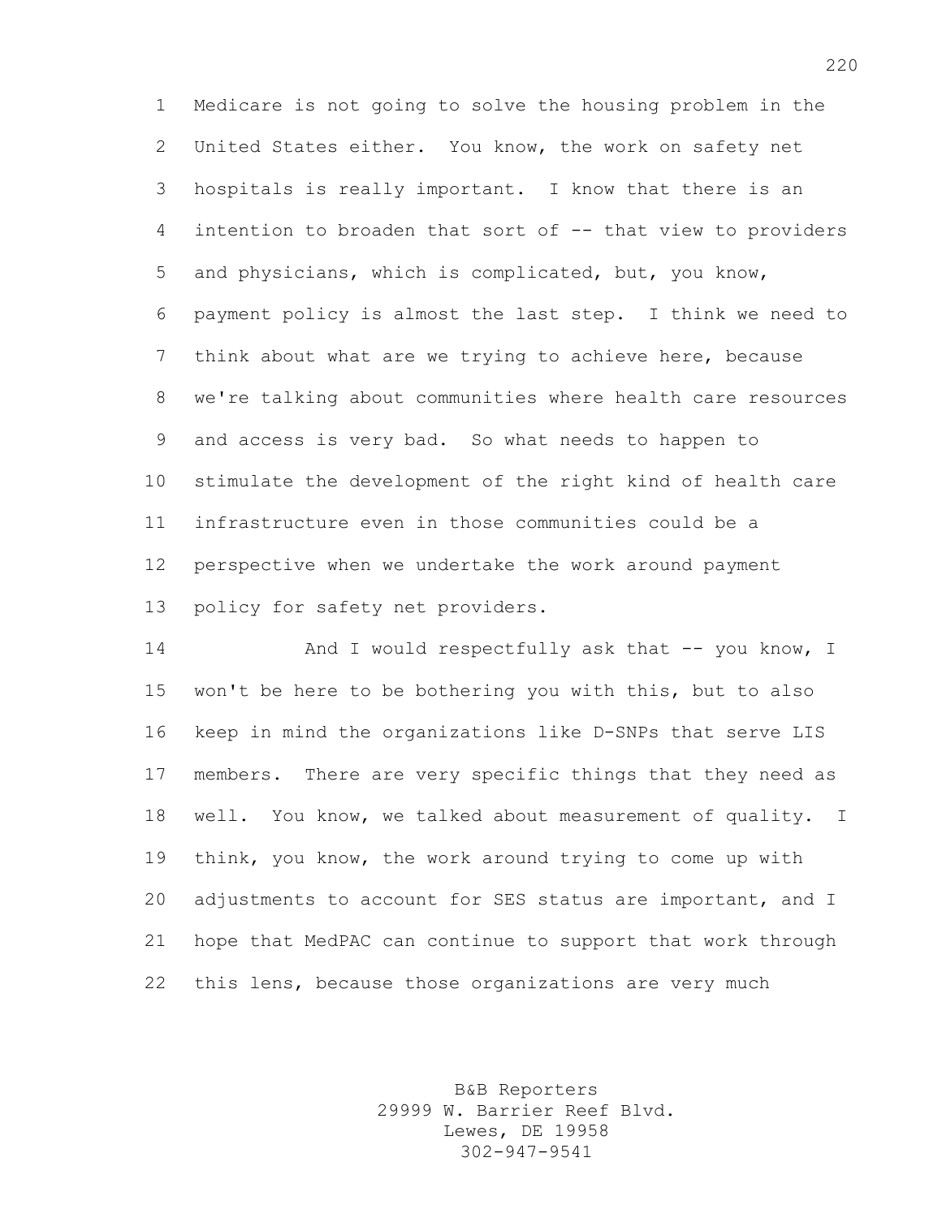Medicare is not going to solve the housing problem in the United States either. You know, the work on safety net hospitals is really important. I know that there is an intention to broaden that sort of -- that view to providers and physicians, which is complicated, but, you know, payment policy is almost the last step. I think we need to think about what are we trying to achieve here, because we're talking about communities where health care resources and access is very bad. So what needs to happen to stimulate the development of the right kind of health care infrastructure even in those communities could be a perspective when we undertake the work around payment policy for safety net providers.

And I would respectfully ask that -- you know, I won't be here to be bothering you with this, but to also keep in mind the organizations like D-SNPs that serve LIS members. There are very specific things that they need as well. You know, we talked about measurement of quality. I think, you know, the work around trying to come up with adjustments to account for SES status are important, and I hope that MedPAC can continue to support that work through this lens, because those organizations are very much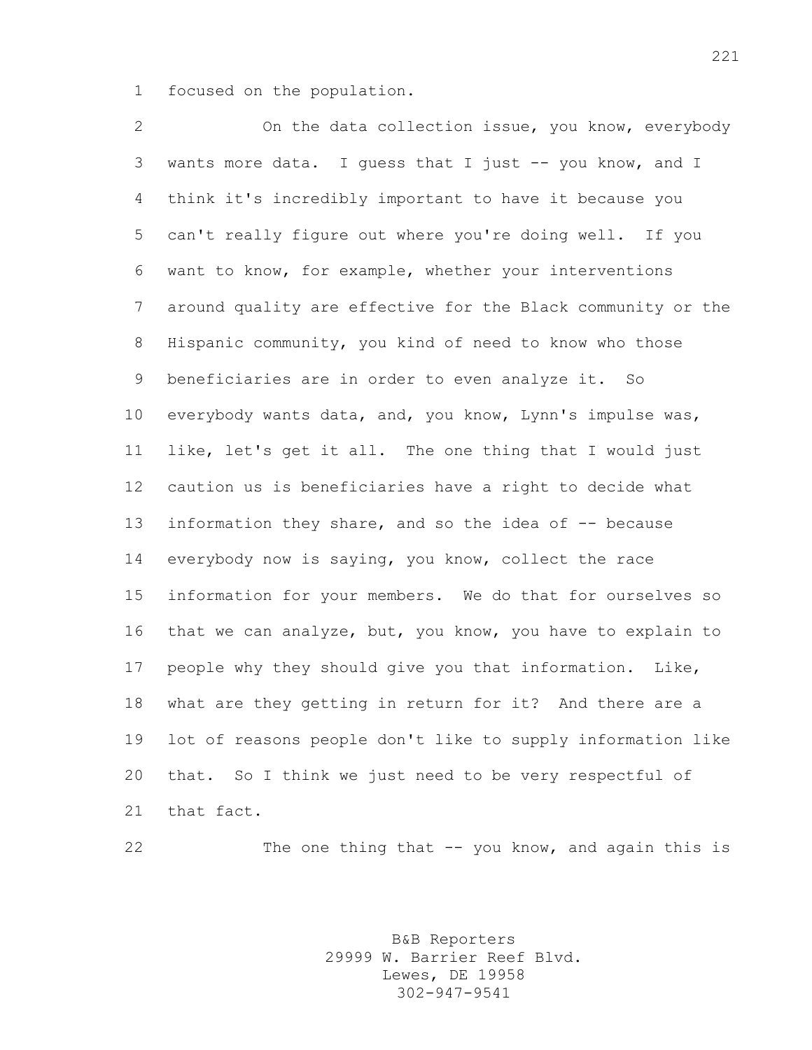focused on the population.

On the data collection issue, you know, everybody wants more data. I guess that I just -- you know, and I think it's incredibly important to have it because you can't really figure out where you're doing well. If you want to know, for example, whether your interventions around quality are effective for the Black community or the Hispanic community, you kind of need to know who those beneficiaries are in order to even analyze it. So everybody wants data, and, you know, Lynn's impulse was, like, let's get it all. The one thing that I would just caution us is beneficiaries have a right to decide what information they share, and so the idea of -- because everybody now is saying, you know, collect the race information for your members. We do that for ourselves so that we can analyze, but, you know, you have to explain to people why they should give you that information. Like, what are they getting in return for it? And there are a lot of reasons people don't like to supply information like that. So I think we just need to be very respectful of that fact.

The one thing that -- you know, and again this is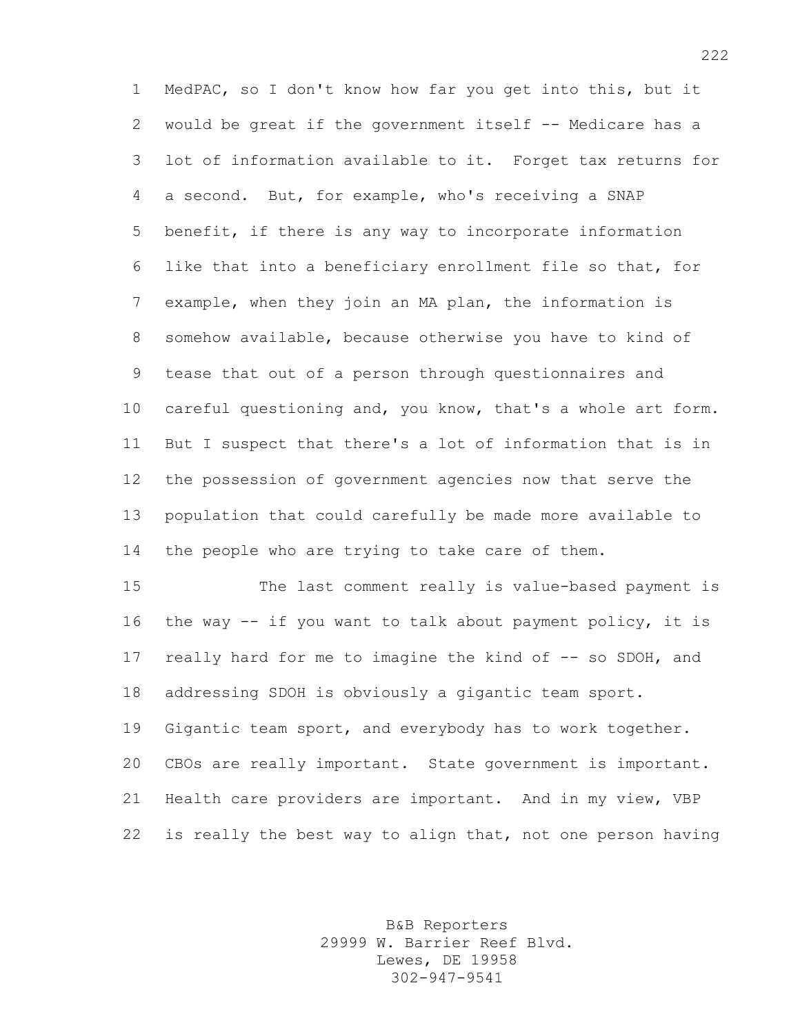MedPAC, so I don't know how far you get into this, but it would be great if the government itself -- Medicare has a lot of information available to it. Forget tax returns for a second. But, for example, who's receiving a SNAP benefit, if there is any way to incorporate information like that into a beneficiary enrollment file so that, for example, when they join an MA plan, the information is somehow available, because otherwise you have to kind of tease that out of a person through questionnaires and careful questioning and, you know, that's a whole art form. But I suspect that there's a lot of information that is in the possession of government agencies now that serve the population that could carefully be made more available to the people who are trying to take care of them.

The last comment really is value-based payment is the way -- if you want to talk about payment policy, it is really hard for me to imagine the kind of -- so SDOH, and addressing SDOH is obviously a gigantic team sport. Gigantic team sport, and everybody has to work together. CBOs are really important. State government is important. Health care providers are important. And in my view, VBP is really the best way to align that, not one person having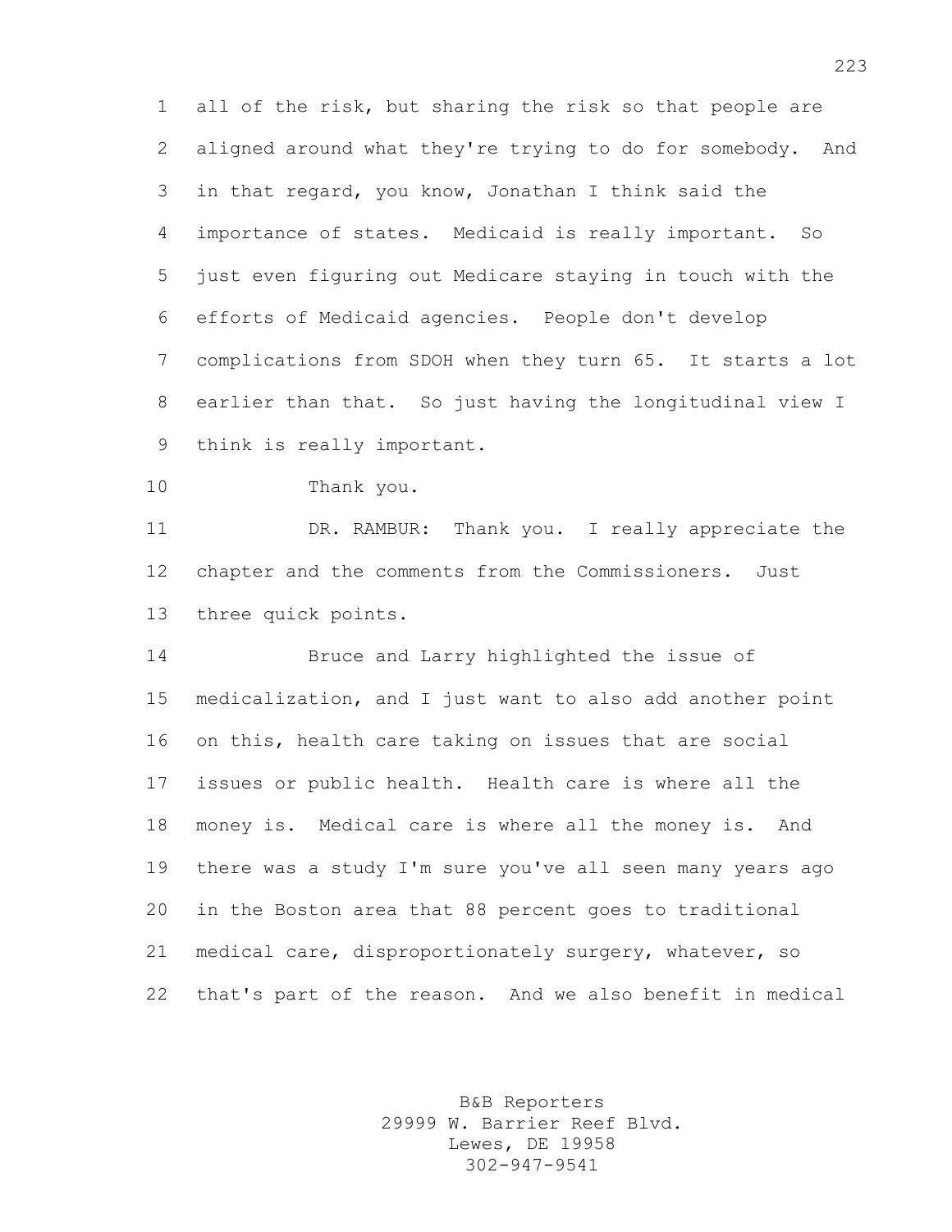all of the risk, but sharing the risk so that people are aligned around what they're trying to do for somebody. And in that regard, you know, Jonathan I think said the importance of states. Medicaid is really important. So just even figuring out Medicare staying in touch with the efforts of Medicaid agencies. People don't develop complications from SDOH when they turn 65. It starts a lot earlier than that. So just having the longitudinal view I think is really important.

Thank you.

DR. RAMBUR: Thank you. I really appreciate the chapter and the comments from the Commissioners. Just three quick points.

Bruce and Larry highlighted the issue of medicalization, and I just want to also add another point on this, health care taking on issues that are social issues or public health. Health care is where all the money is. Medical care is where all the money is. And there was a study I'm sure you've all seen many years ago in the Boston area that 88 percent goes to traditional medical care, disproportionately surgery, whatever, so that's part of the reason. And we also benefit in medical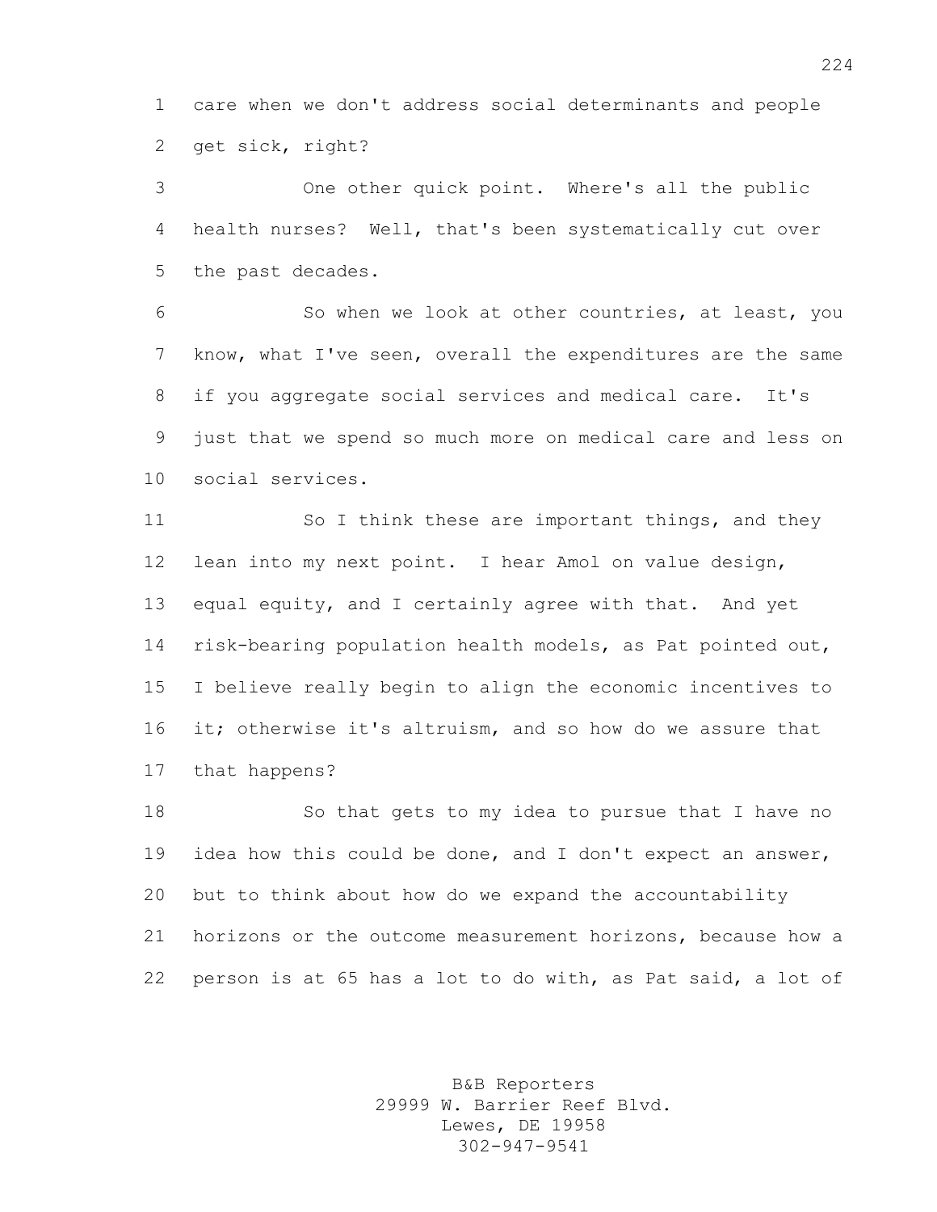care when we don't address social determinants and people get sick, right?

One other quick point. Where's all the public health nurses? Well, that's been systematically cut over the past decades.

So when we look at other countries, at least, you know, what I've seen, overall the expenditures are the same if you aggregate social services and medical care. It's just that we spend so much more on medical care and less on social services.

So I think these are important things, and they lean into my next point. I hear Amol on value design, equal equity, and I certainly agree with that. And yet risk-bearing population health models, as Pat pointed out, I believe really begin to align the economic incentives to it; otherwise it's altruism, and so how do we assure that that happens?

So that gets to my idea to pursue that I have no idea how this could be done, and I don't expect an answer, but to think about how do we expand the accountability horizons or the outcome measurement horizons, because how a person is at 65 has a lot to do with, as Pat said, a lot of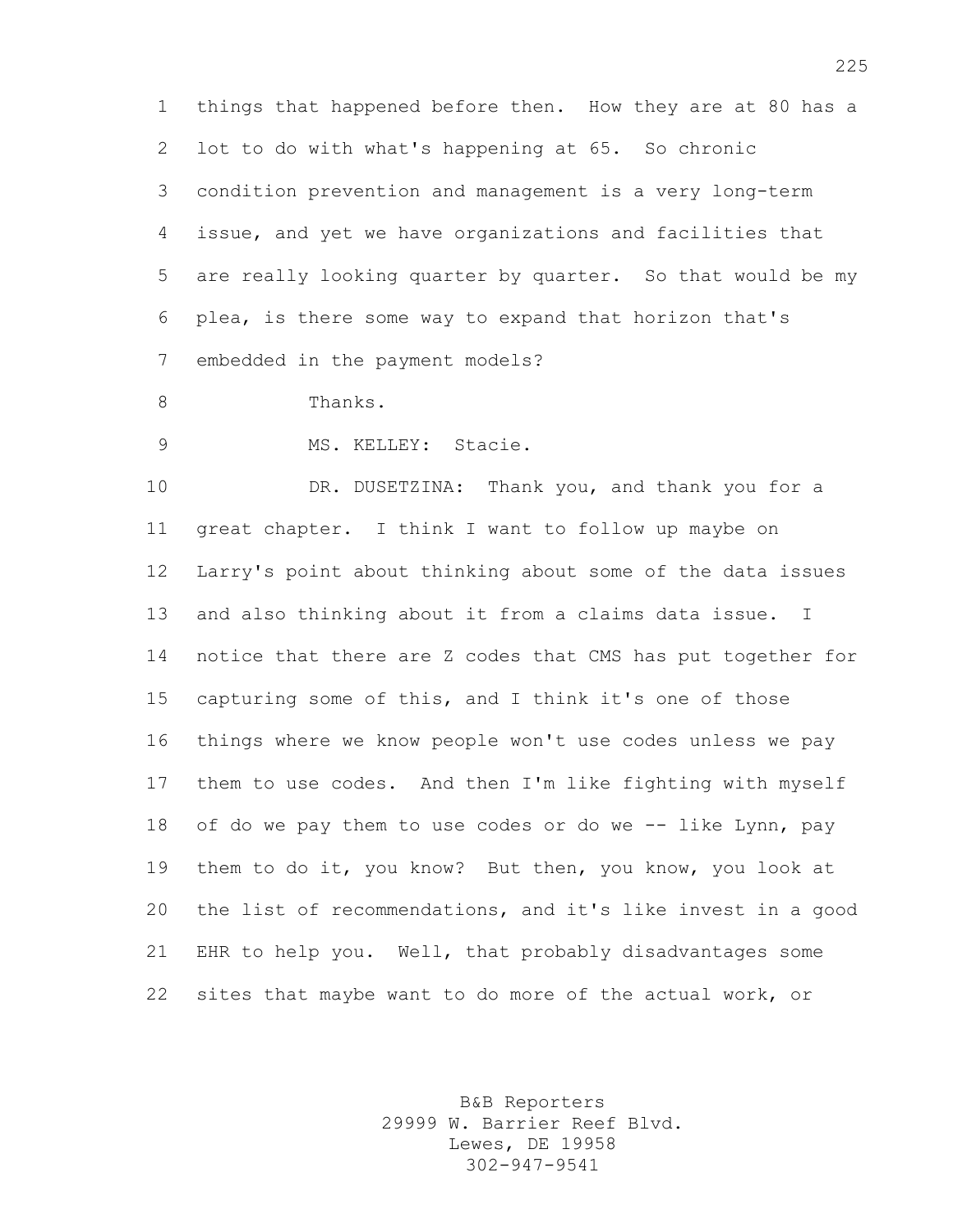things that happened before then. How they are at 80 has a lot to do with what's happening at 65. So chronic condition prevention and management is a very long-term issue, and yet we have organizations and facilities that are really looking quarter by quarter. So that would be my plea, is there some way to expand that horizon that's embedded in the payment models?

Thanks.

MS. KELLEY: Stacie.

DR. DUSETZINA: Thank you, and thank you for a great chapter. I think I want to follow up maybe on Larry's point about thinking about some of the data issues and also thinking about it from a claims data issue. I notice that there are Z codes that CMS has put together for capturing some of this, and I think it's one of those things where we know people won't use codes unless we pay them to use codes. And then I'm like fighting with myself of do we pay them to use codes or do we -- like Lynn, pay them to do it, you know? But then, you know, you look at the list of recommendations, and it's like invest in a good EHR to help you. Well, that probably disadvantages some sites that maybe want to do more of the actual work, or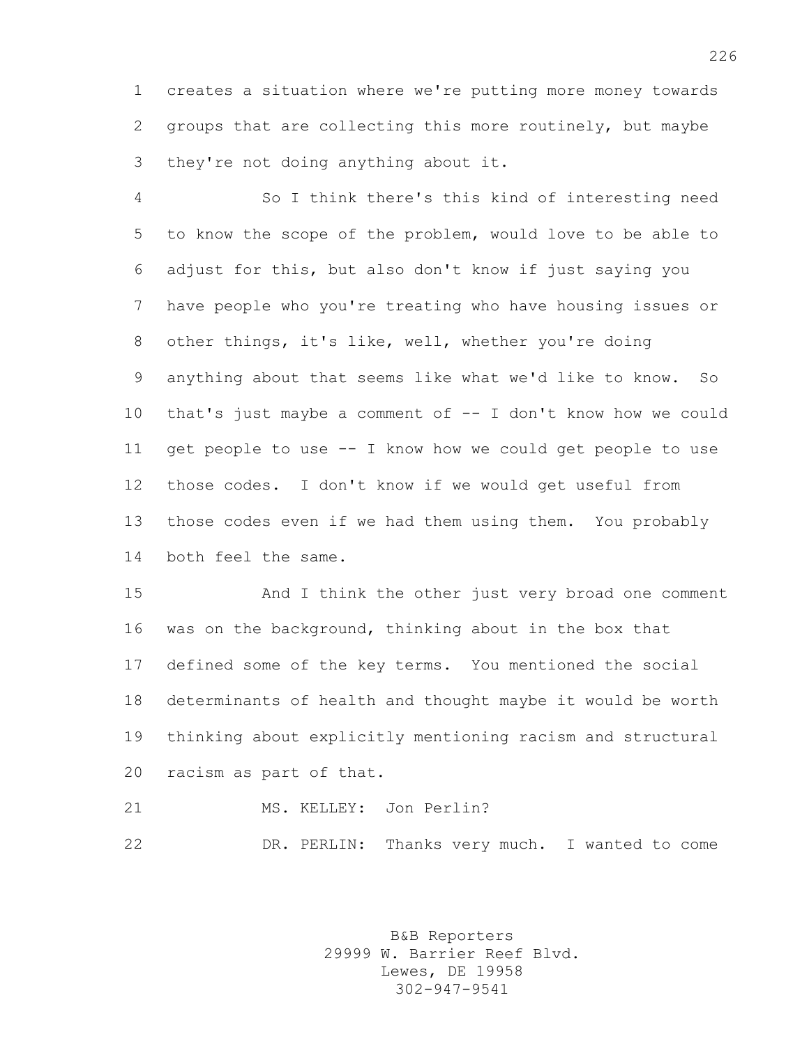creates a situation where we're putting more money towards groups that are collecting this more routinely, but maybe they're not doing anything about it.

So I think there's this kind of interesting need to know the scope of the problem, would love to be able to adjust for this, but also don't know if just saying you have people who you're treating who have housing issues or other things, it's like, well, whether you're doing anything about that seems like what we'd like to know. So that's just maybe a comment of -- I don't know how we could get people to use -- I know how we could get people to use those codes. I don't know if we would get useful from those codes even if we had them using them. You probably both feel the same.

And I think the other just very broad one comment was on the background, thinking about in the box that defined some of the key terms. You mentioned the social determinants of health and thought maybe it would be worth thinking about explicitly mentioning racism and structural racism as part of that.

MS. KELLEY: Jon Perlin?

DR. PERLIN: Thanks very much. I wanted to come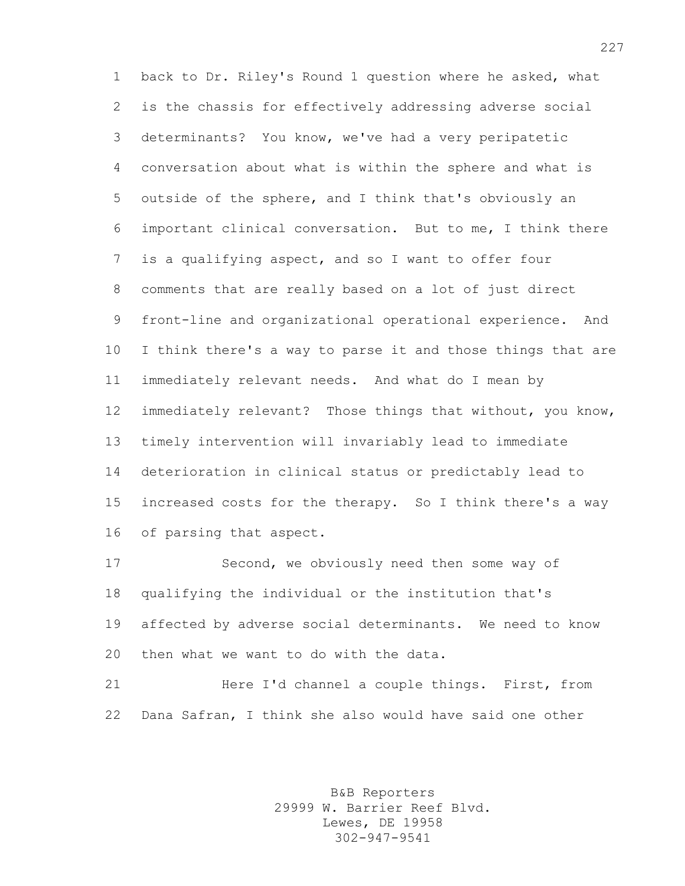back to Dr. Riley's Round 1 question where he asked, what is the chassis for effectively addressing adverse social determinants? You know, we've had a very peripatetic conversation about what is within the sphere and what is outside of the sphere, and I think that's obviously an important clinical conversation. But to me, I think there is a qualifying aspect, and so I want to offer four comments that are really based on a lot of just direct front-line and organizational operational experience. And I think there's a way to parse it and those things that are immediately relevant needs. And what do I mean by immediately relevant? Those things that without, you know, timely intervention will invariably lead to immediate deterioration in clinical status or predictably lead to increased costs for the therapy. So I think there's a way of parsing that aspect.

Second, we obviously need then some way of qualifying the individual or the institution that's affected by adverse social determinants. We need to know then what we want to do with the data.

Here I'd channel a couple things. First, from Dana Safran, I think she also would have said one other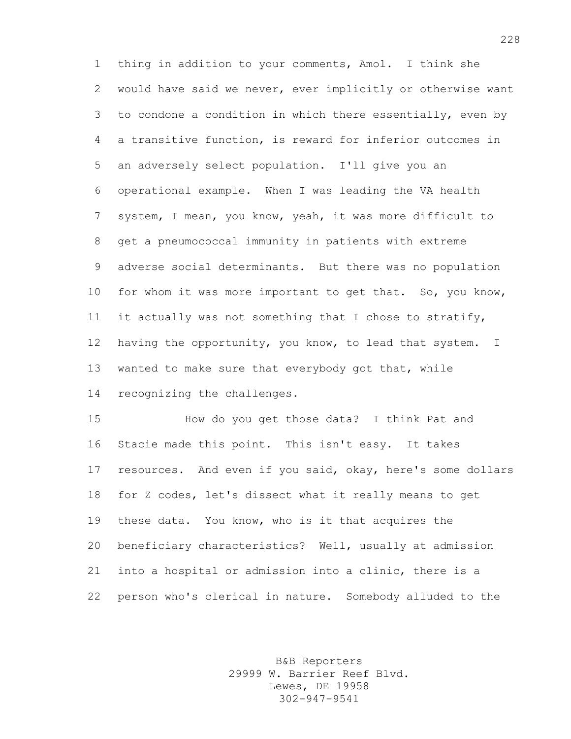thing in addition to your comments, Amol. I think she would have said we never, ever implicitly or otherwise want to condone a condition in which there essentially, even by a transitive function, is reward for inferior outcomes in an adversely select population. I'll give you an operational example. When I was leading the VA health system, I mean, you know, yeah, it was more difficult to get a pneumococcal immunity in patients with extreme adverse social determinants. But there was no population for whom it was more important to get that. So, you know, it actually was not something that I chose to stratify, having the opportunity, you know, to lead that system. I wanted to make sure that everybody got that, while recognizing the challenges.

How do you get those data? I think Pat and Stacie made this point. This isn't easy. It takes resources. And even if you said, okay, here's some dollars for Z codes, let's dissect what it really means to get these data. You know, who is it that acquires the beneficiary characteristics? Well, usually at admission into a hospital or admission into a clinic, there is a person who's clerical in nature. Somebody alluded to the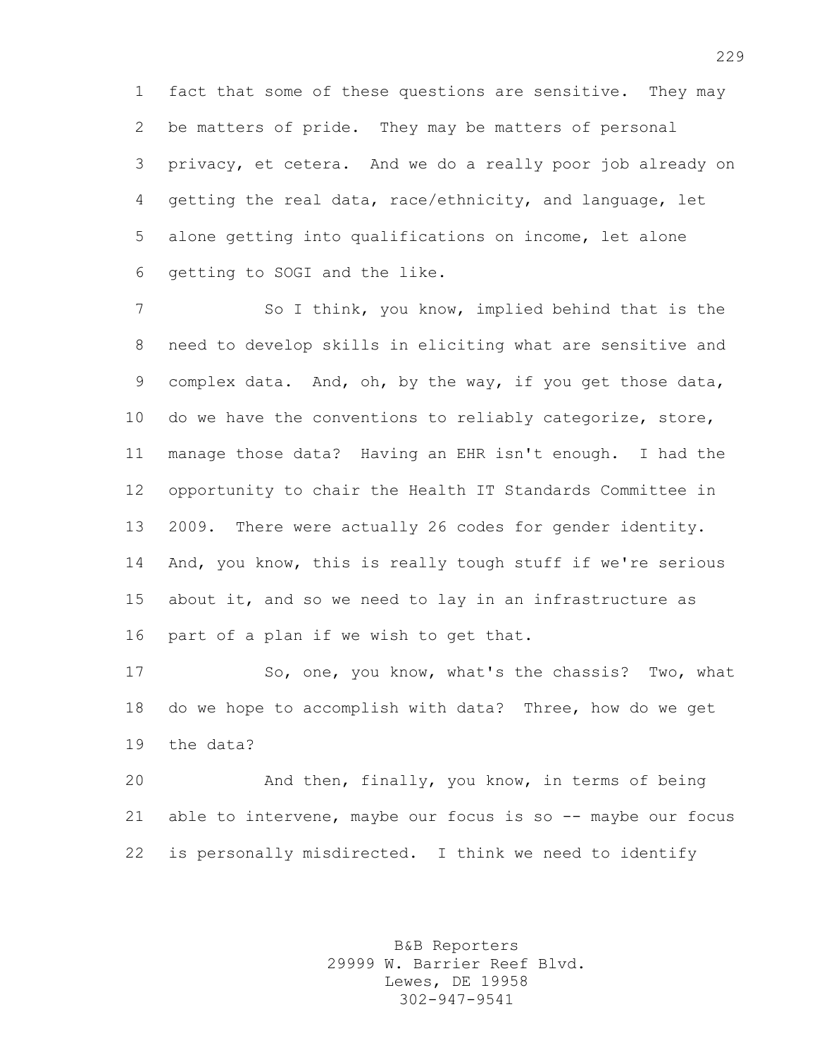fact that some of these questions are sensitive. They may be matters of pride. They may be matters of personal privacy, et cetera. And we do a really poor job already on getting the real data, race/ethnicity, and language, let alone getting into qualifications on income, let alone getting to SOGI and the like.

So I think, you know, implied behind that is the need to develop skills in eliciting what are sensitive and complex data. And, oh, by the way, if you get those data, do we have the conventions to reliably categorize, store, manage those data? Having an EHR isn't enough. I had the opportunity to chair the Health IT Standards Committee in 2009. There were actually 26 codes for gender identity. And, you know, this is really tough stuff if we're serious about it, and so we need to lay in an infrastructure as part of a plan if we wish to get that.

So, one, you know, what's the chassis? Two, what do we hope to accomplish with data? Three, how do we get the data?

And then, finally, you know, in terms of being able to intervene, maybe our focus is so -- maybe our focus is personally misdirected. I think we need to identify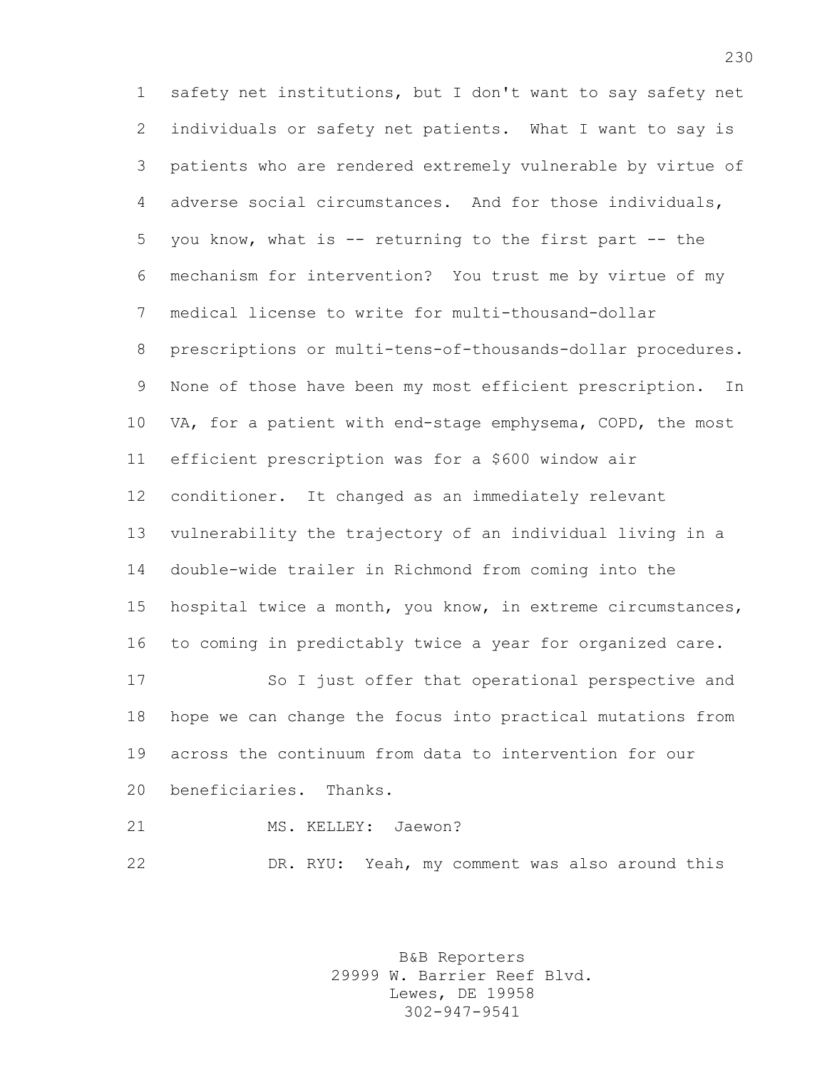safety net institutions, but I don't want to say safety net individuals or safety net patients. What I want to say is patients who are rendered extremely vulnerable by virtue of adverse social circumstances. And for those individuals, you know, what is -- returning to the first part -- the mechanism for intervention? You trust me by virtue of my medical license to write for multi-thousand-dollar prescriptions or multi-tens-of-thousands-dollar procedures. None of those have been my most efficient prescription. In VA, for a patient with end-stage emphysema, COPD, the most efficient prescription was for a $600 window air conditioner. It changed as an immediately relevant vulnerability the trajectory of an individual living in a double-wide trailer in Richmond from coming into the hospital twice a month, you know, in extreme circumstances, to coming in predictably twice a year for organized care.

So I just offer that operational perspective and hope we can change the focus into practical mutations from across the continuum from data to intervention for our beneficiaries. Thanks.

MS. KELLEY: Jaewon?

DR. RYU: Yeah, my comment was also around this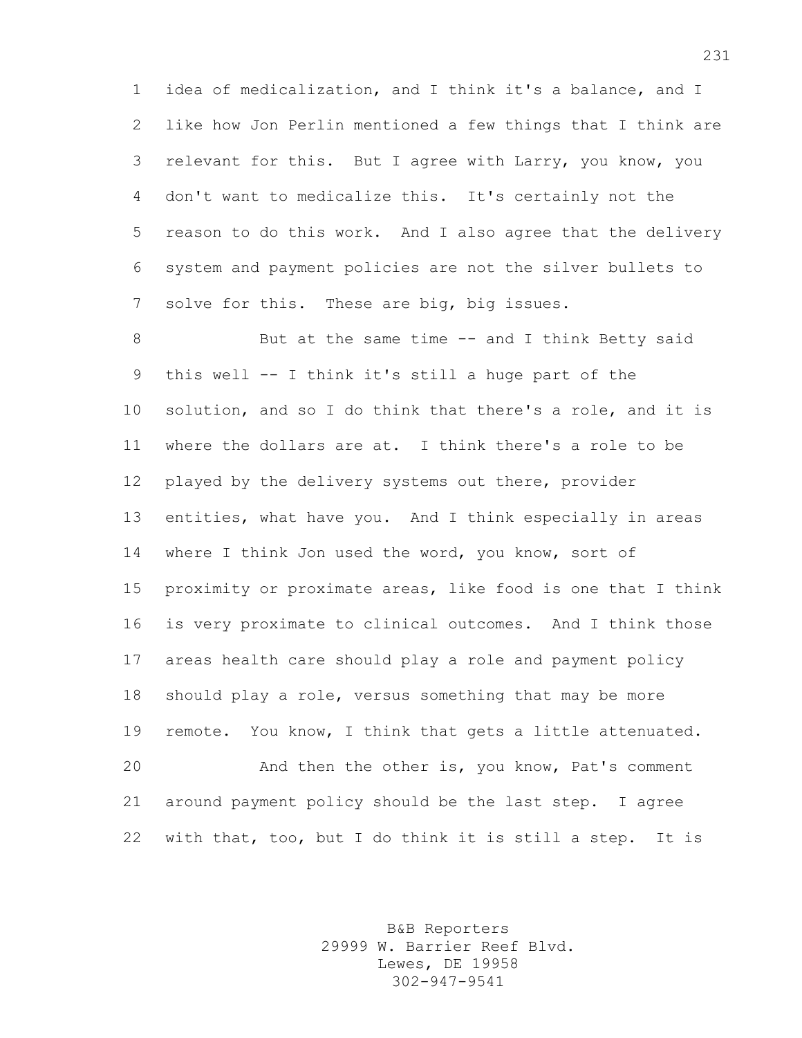idea of medicalization, and I think it's a balance, and I like how Jon Perlin mentioned a few things that I think are relevant for this. But I agree with Larry, you know, you don't want to medicalize this. It's certainly not the reason to do this work. And I also agree that the delivery system and payment policies are not the silver bullets to solve for this. These are big, big issues.

But at the same time -- and I think Betty said this well -- I think it's still a huge part of the solution, and so I do think that there's a role, and it is where the dollars are at. I think there's a role to be played by the delivery systems out there, provider entities, what have you. And I think especially in areas where I think Jon used the word, you know, sort of proximity or proximate areas, like food is one that I think is very proximate to clinical outcomes. And I think those areas health care should play a role and payment policy should play a role, versus something that may be more remote. You know, I think that gets a little attenuated.

And then the other is, you know, Pat's comment around payment policy should be the last step. I agree with that, too, but I do think it is still a step. It is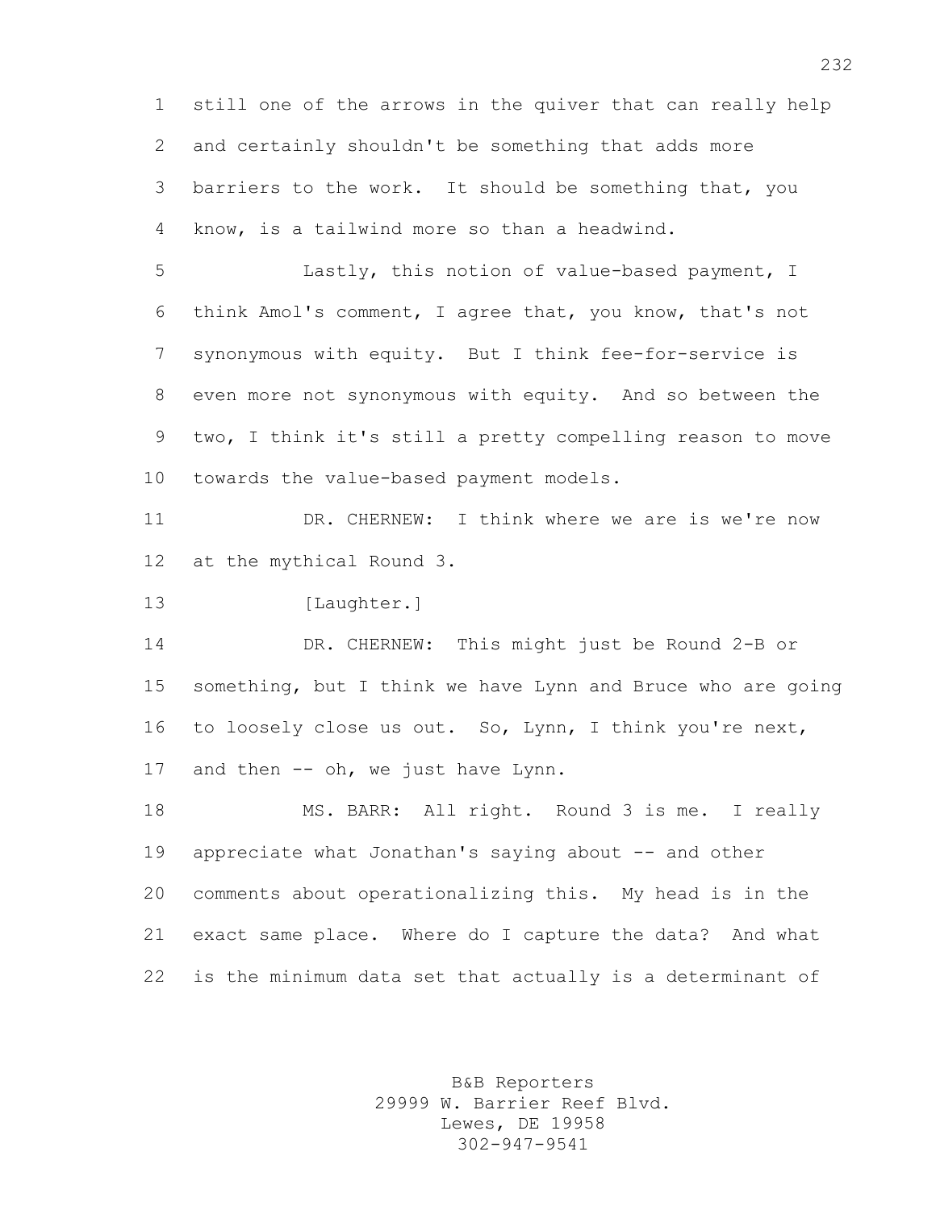still one of the arrows in the quiver that can really help and certainly shouldn't be something that adds more barriers to the work. It should be something that, you know, is a tailwind more so than a headwind.

Lastly, this notion of value-based payment, I think Amol's comment, I agree that, you know, that's not synonymous with equity. But I think fee-for-service is even more not synonymous with equity. And so between the two, I think it's still a pretty compelling reason to move towards the value-based payment models.

DR. CHERNEW: I think where we are is we're now at the mythical Round 3.

[Laughter.]

DR. CHERNEW: This might just be Round 2-B or something, but I think we have Lynn and Bruce who are going to loosely close us out. So, Lynn, I think you're next, and then -- oh, we just have Lynn.

MS. BARR: All right. Round 3 is me. I really appreciate what Jonathan's saying about -- and other comments about operationalizing this. My head is in the exact same place. Where do I capture the data? And what is the minimum data set that actually is a determinant of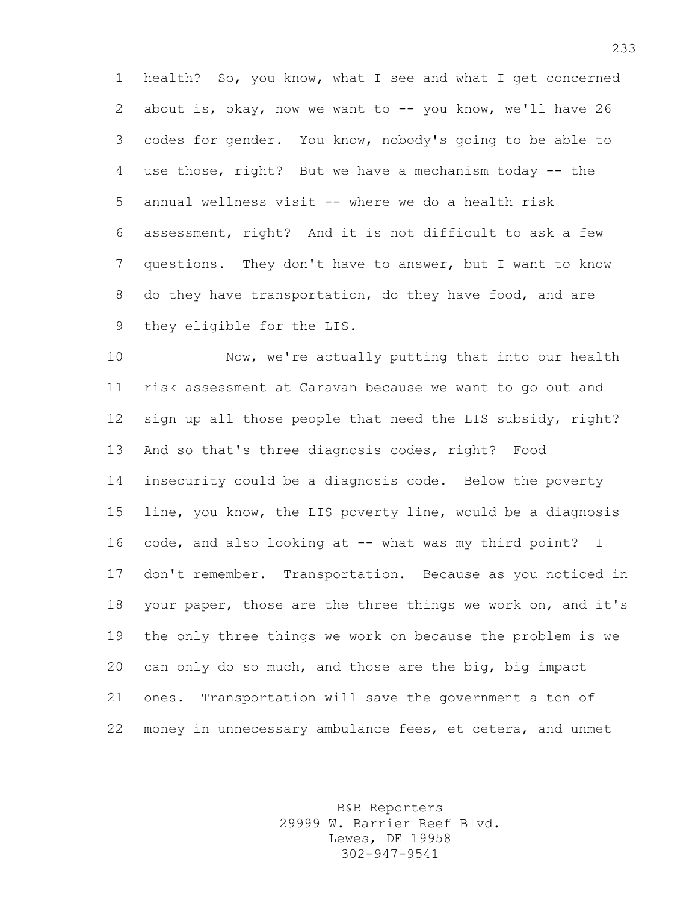health? So, you know, what I see and what I get concerned about is, okay, now we want to -- you know, we'll have 26 codes for gender. You know, nobody's going to be able to use those, right? But we have a mechanism today -- the annual wellness visit -- where we do a health risk assessment, right? And it is not difficult to ask a few questions. They don't have to answer, but I want to know do they have transportation, do they have food, and are they eligible for the LIS.

Now, we're actually putting that into our health risk assessment at Caravan because we want to go out and sign up all those people that need the LIS subsidy, right? And so that's three diagnosis codes, right? Food insecurity could be a diagnosis code. Below the poverty line, you know, the LIS poverty line, would be a diagnosis code, and also looking at -- what was my third point? I don't remember. Transportation. Because as you noticed in your paper, those are the three things we work on, and it's the only three things we work on because the problem is we can only do so much, and those are the big, big impact ones. Transportation will save the government a ton of money in unnecessary ambulance fees, et cetera, and unmet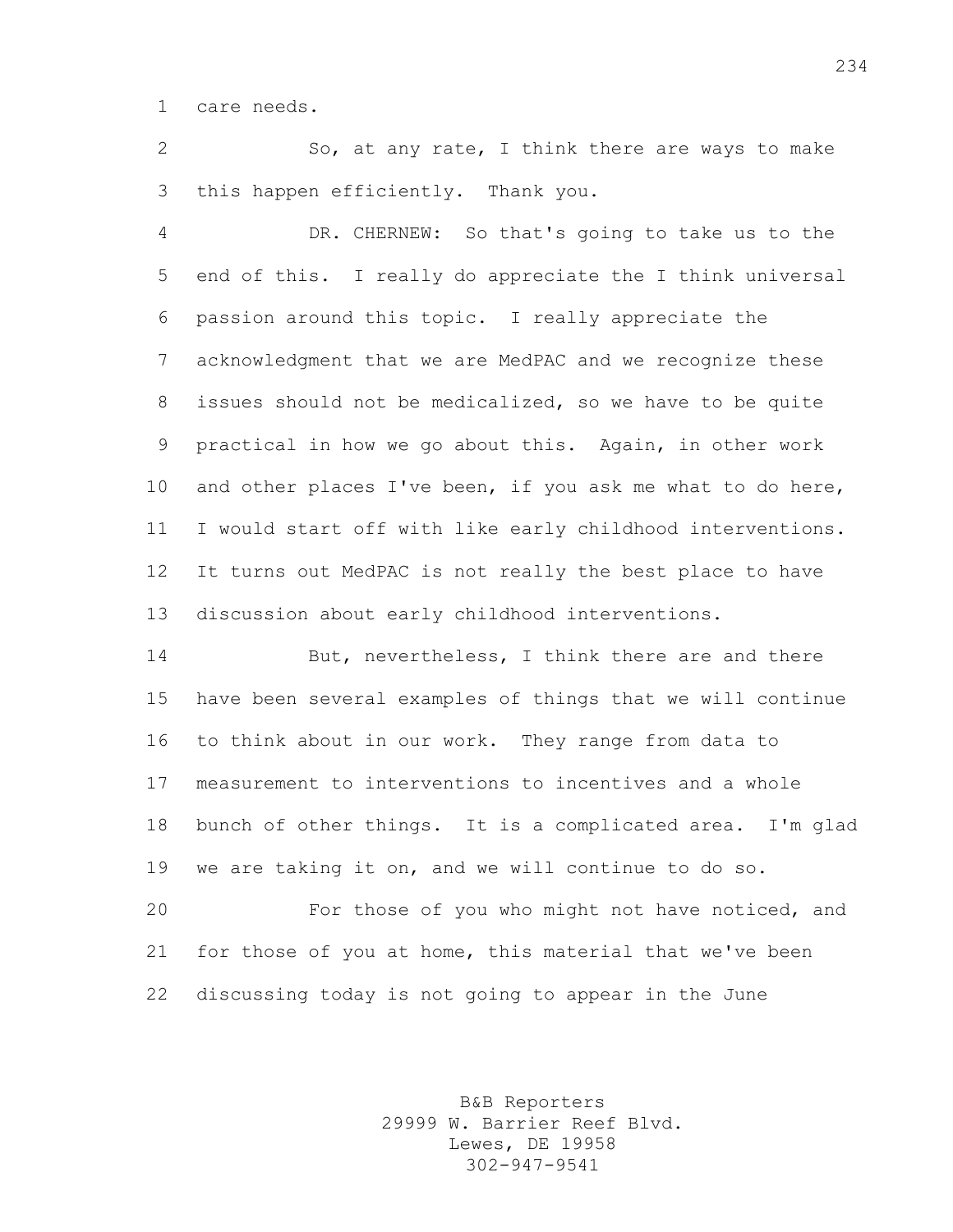care needs.

So, at any rate, I think there are ways to make this happen efficiently. Thank you.

DR. CHERNEW: So that's going to take us to the end of this. I really do appreciate the I think universal passion around this topic. I really appreciate the acknowledgment that we are MedPAC and we recognize these issues should not be medicalized, so we have to be quite practical in how we go about this. Again, in other work and other places I've been, if you ask me what to do here, I would start off with like early childhood interventions. It turns out MedPAC is not really the best place to have discussion about early childhood interventions.

But, nevertheless, I think there are and there have been several examples of things that we will continue to think about in our work. They range from data to measurement to interventions to incentives and a whole bunch of other things. It is a complicated area. I'm glad we are taking it on, and we will continue to do so.

For those of you who might not have noticed, and for those of you at home, this material that we've been discussing today is not going to appear in the June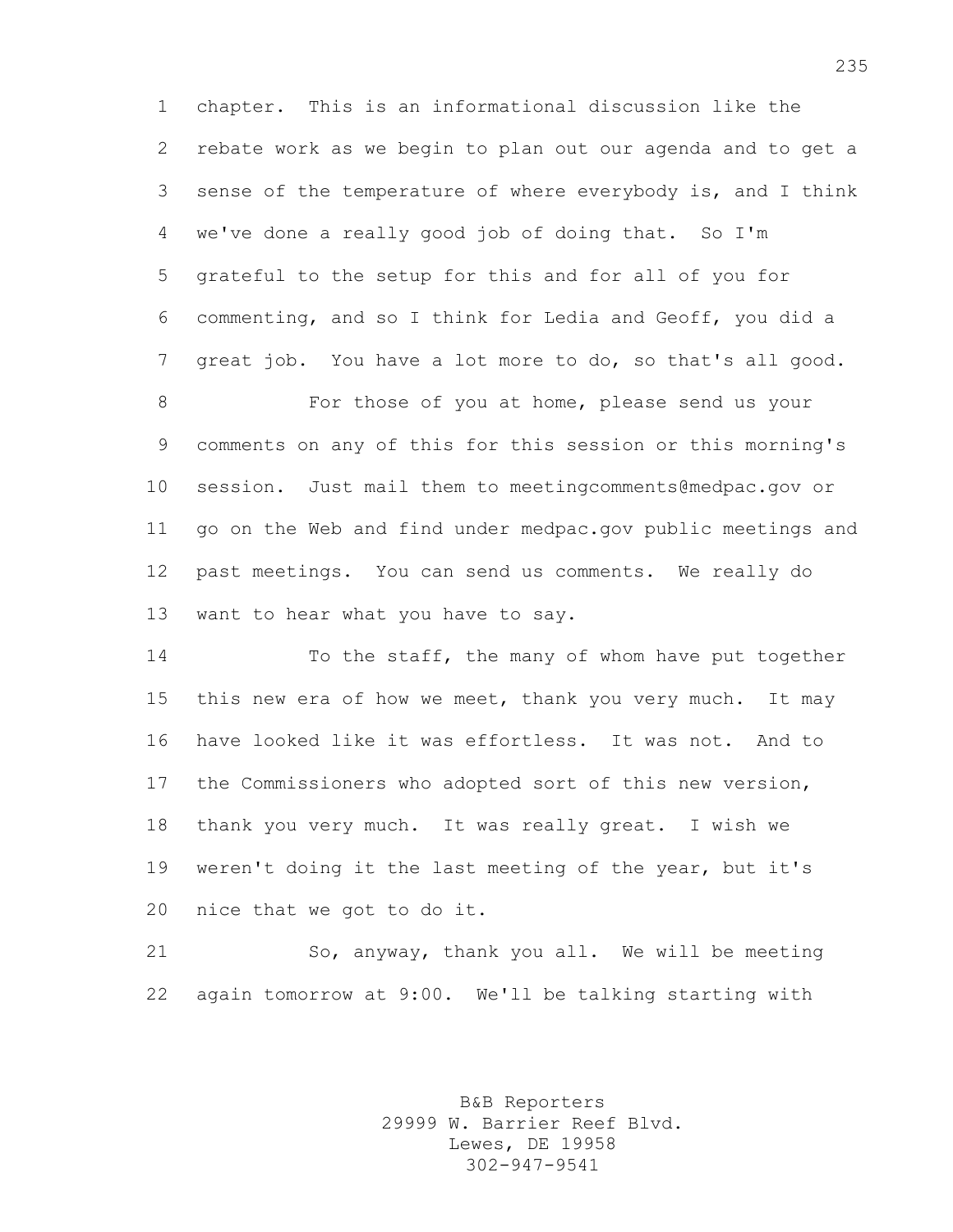chapter. This is an informational discussion like the rebate work as we begin to plan out our agenda and to get a sense of the temperature of where everybody is, and I think we've done a really good job of doing that. So I'm grateful to the setup for this and for all of you for commenting, and so I think for Ledia and Geoff, you did a great job. You have a lot more to do, so that's all good.

For those of you at home, please send us your comments on any of this for this session or this morning's session. Just mail them to meetingcomments@medpac.gov or go on the Web and find under medpac.gov public meetings and past meetings. You can send us comments. We really do want to hear what you have to say.

To the staff, the many of whom have put together this new era of how we meet, thank you very much. It may have looked like it was effortless. It was not. And to the Commissioners who adopted sort of this new version, thank you very much. It was really great. I wish we weren't doing it the last meeting of the year, but it's nice that we got to do it.

So, anyway, thank you all. We will be meeting again tomorrow at 9:00. We'll be talking starting with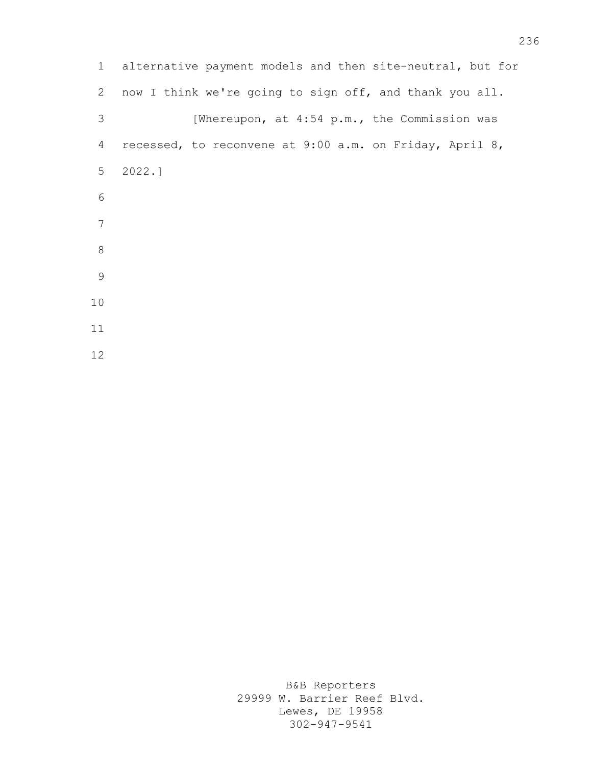alternative payment models and then site-neutral, but for now I think we're going to sign off, and thank you all.

[Whereupon, at 4:54 p.m., the Commission was recessed, to reconvene at 9:00 a.m. on Friday, April 8, 2022.]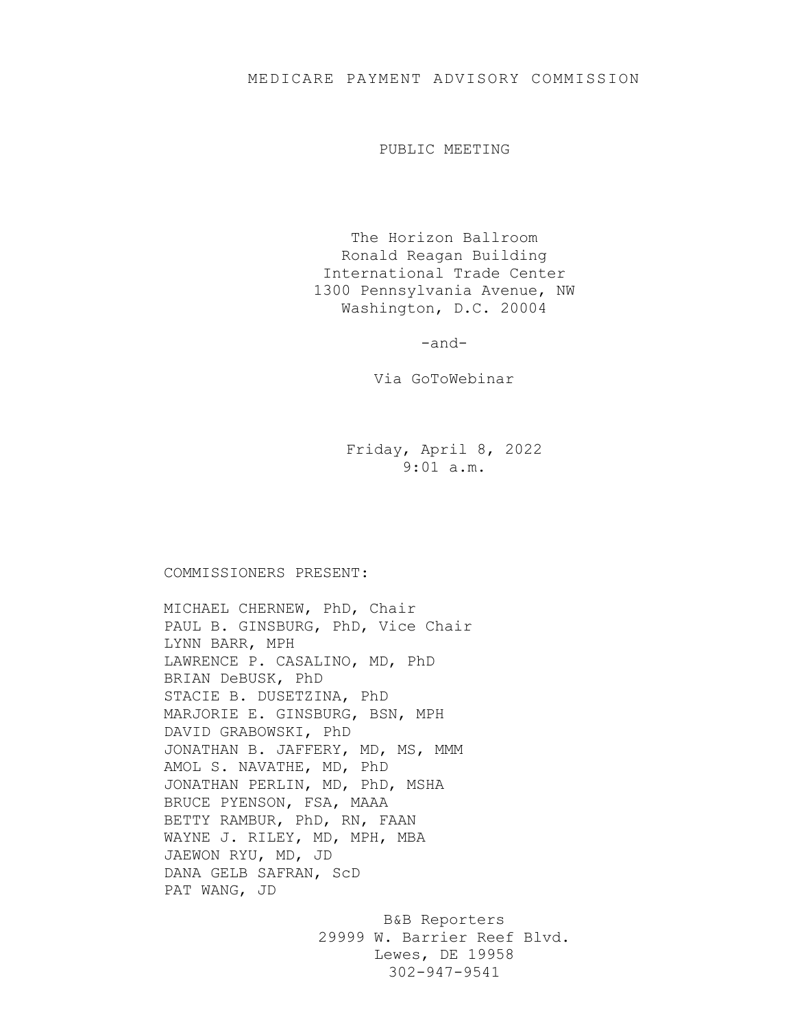# MEDICARE PAYMENT ADVISORY COMMISSION

## PUBLIC MEETING

The Horizon Ballroom
Ronald Reagan Building
International Trade Center
1300 Pennsylvania Avenue, NW
Washington, D.C. 20004

-and-

Via GoToWebinar

Friday, April 8, 2022
9:01 a.m.

COMMISSIONERS PRESENT:

MICHAEL CHERNEW, PhD, Chair
PAUL B. GINSBURG, PhD, Vice Chair
LYNN BARR, MPH
LAWRENCE P. CASALINO, MD, PhD
BRIAN DeBUSK, PhD
STACIE B. DUSETZINA, PhD
MARJORIE E. GINSBURG, BSN, MPH
DAVID GRABOWSKI, PhD
JONATHAN B. JAFFERY, MD, MS, MMM
AMOL S. NAVATHE, MD, PhD
JONATHAN PERLIN, MD, PhD, MSHA
BRUCE PYENSON, FSA, MAAA
BETTY RAMBUR, PhD, RN, FAAN
WAYNE J. RILEY, MD, MPH, MBA
JAEWON RYU, MD, JD
DANA GELB SAFRAN, ScD
PAT WANG, JD

B&B Reporters
29999 W. Barrier Reef Blvd.
Lewes, DE 19958
302-947-9541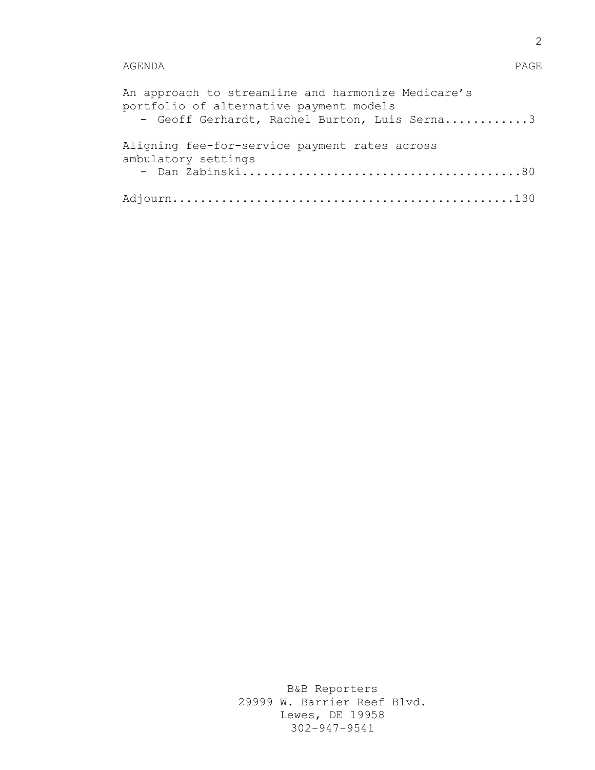AGENDA | PAGE

| AGENDA | PAGE |
|---|---|
| An approach to streamline and harmonize Medicare's portfolio of alternative payment models<br>- Geoff Gerhardt, Rachel Burton, Luis Serna | 3 |
| Aligning fee-for-service payment rates across ambulatory settings<br>- Dan Zabinski | 80 |
| Adjourn | 130 |

B&B Reporters
29999 W. Barrier Reef Blvd.
Lewes, DE 19958
302-947-9541

| AGENDA | PAGE |
|---|---|
| An approach to streamline and harmonize Medicare's portfolio of alternative payment models<br>- Geoff Gerhardt, Rachel Burton, Luis Serna | 3 |
| Aligning fee-for-service payment rates across ambulatory settings<br>- Dan Zabinski | 80 |
| Adjourn | 130 |

B&B Reporters
29999 W. Barrier Reef Blvd.
Lewes, DE 19958
302-947-9541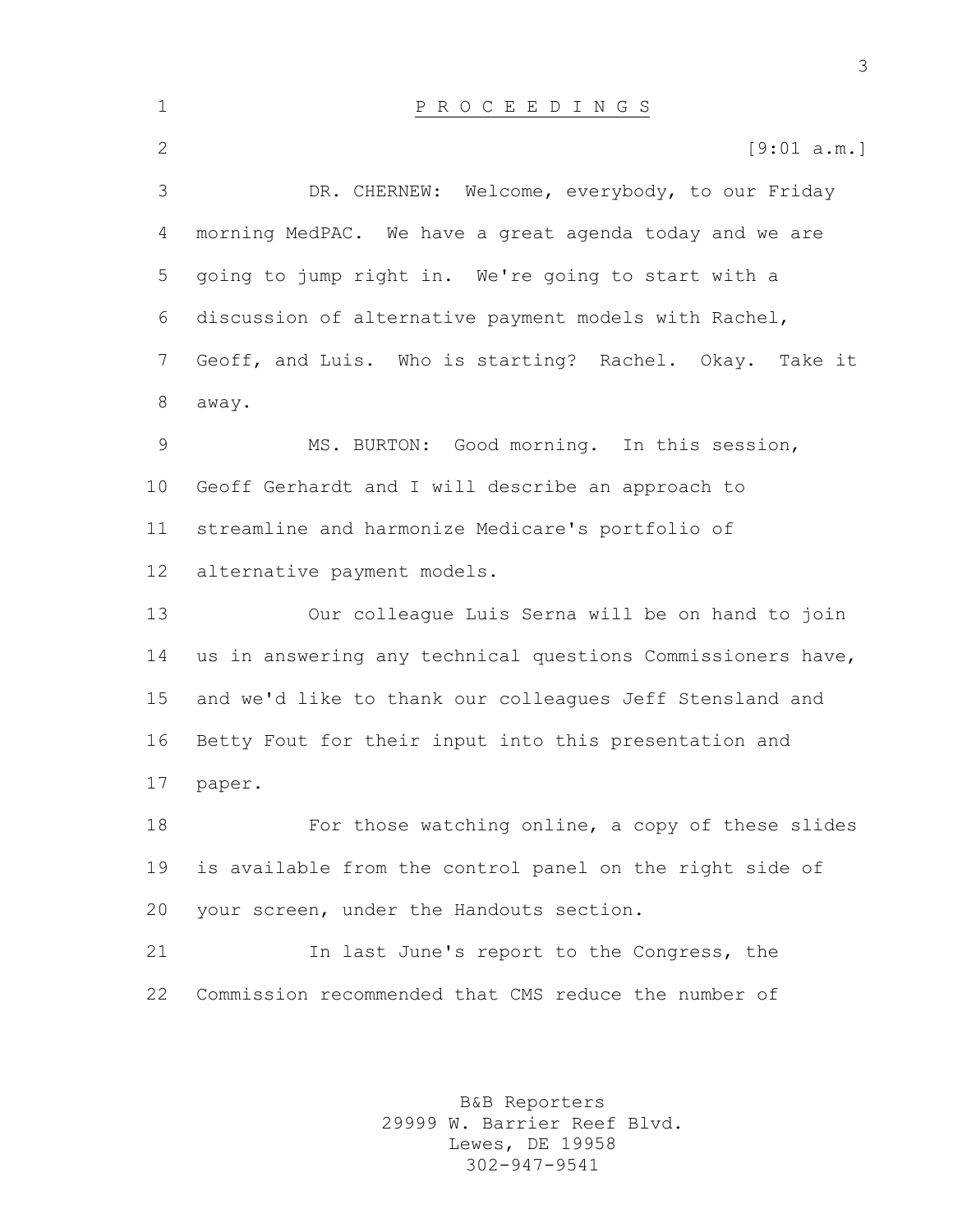P R O C E E D I N G S

[9:01 a.m.]

DR. CHERNEW: Welcome, everybody, to our Friday morning MedPAC. We have a great agenda today and we are going to jump right in. We're going to start with a discussion of alternative payment models with Rachel, Geoff, and Luis. Who is starting? Rachel. Okay. Take it away.

MS. BURTON: Good morning. In this session, Geoff Gerhardt and I will describe an approach to streamline and harmonize Medicare's portfolio of alternative payment models.

Our colleague Luis Serna will be on hand to join us in answering any technical questions Commissioners have, and we'd like to thank our colleagues Jeff Stensland and Betty Fout for their input into this presentation and paper.

For those watching online, a copy of these slides is available from the control panel on the right side of your screen, under the Handouts section.

In last June's report to the Congress, the Commission recommended that CMS reduce the number of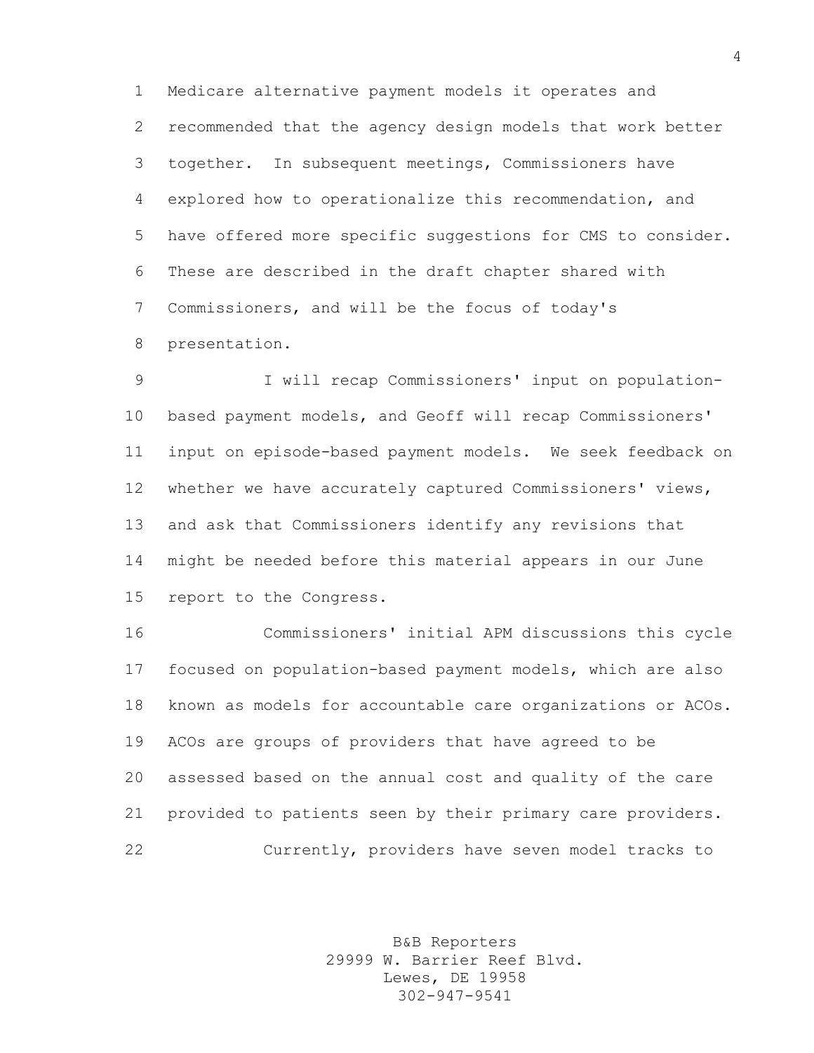Medicare alternative payment models it operates and recommended that the agency design models that work better together. In subsequent meetings, Commissioners have explored how to operationalize this recommendation, and have offered more specific suggestions for CMS to consider. These are described in the draft chapter shared with Commissioners, and will be the focus of today's presentation.

I will recap Commissioners' input on population-based payment models, and Geoff will recap Commissioners' input on episode-based payment models. We seek feedback on whether we have accurately captured Commissioners' views, and ask that Commissioners identify any revisions that might be needed before this material appears in our June report to the Congress.

Commissioners' initial APM discussions this cycle focused on population-based payment models, which are also known as models for accountable care organizations or ACOs. ACOs are groups of providers that have agreed to be assessed based on the annual cost and quality of the care provided to patients seen by their primary care providers.

Currently, providers have seven model tracks to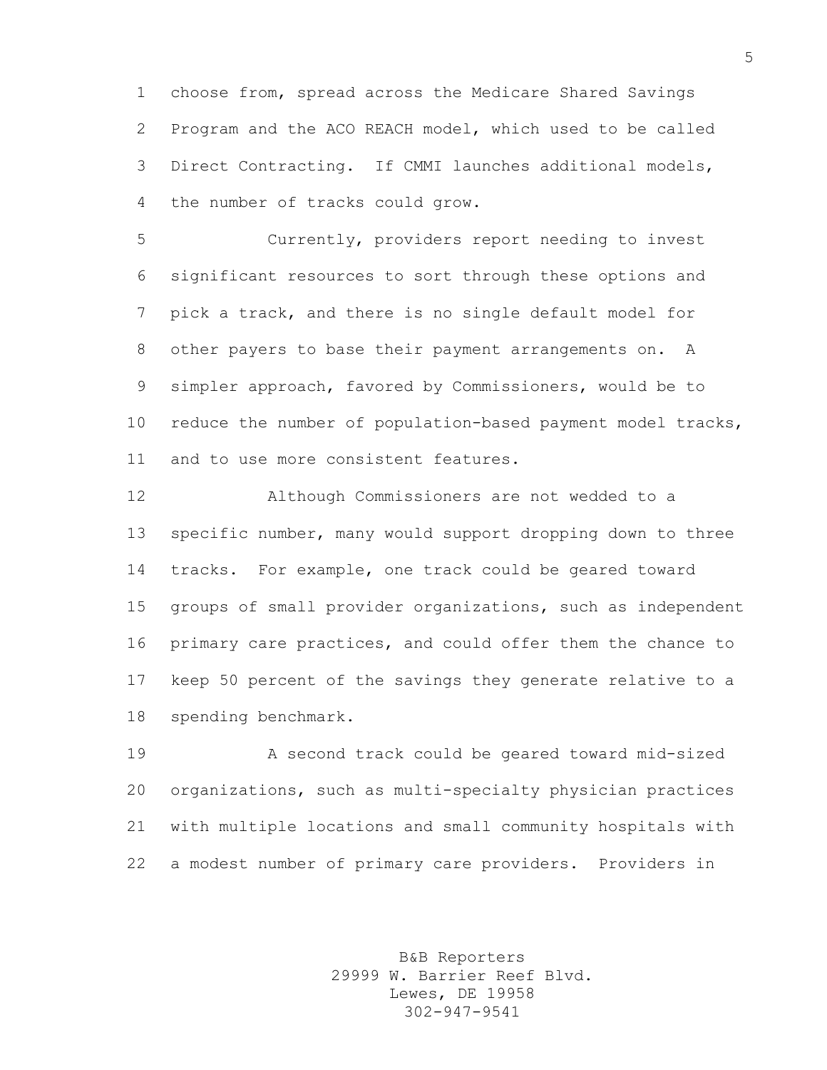choose from, spread across the Medicare Shared Savings Program and the ACO REACH model, which used to be called Direct Contracting. If CMMI launches additional models, the number of tracks could grow.

Currently, providers report needing to invest significant resources to sort through these options and pick a track, and there is no single default model for other payers to base their payment arrangements on. A simpler approach, favored by Commissioners, would be to reduce the number of population-based payment model tracks, and to use more consistent features.

Although Commissioners are not wedded to a specific number, many would support dropping down to three tracks. For example, one track could be geared toward groups of small provider organizations, such as independent primary care practices, and could offer them the chance to keep 50 percent of the savings they generate relative to a spending benchmark.

A second track could be geared toward mid-sized organizations, such as multi-specialty physician practices with multiple locations and small community hospitals with a modest number of primary care providers. Providers in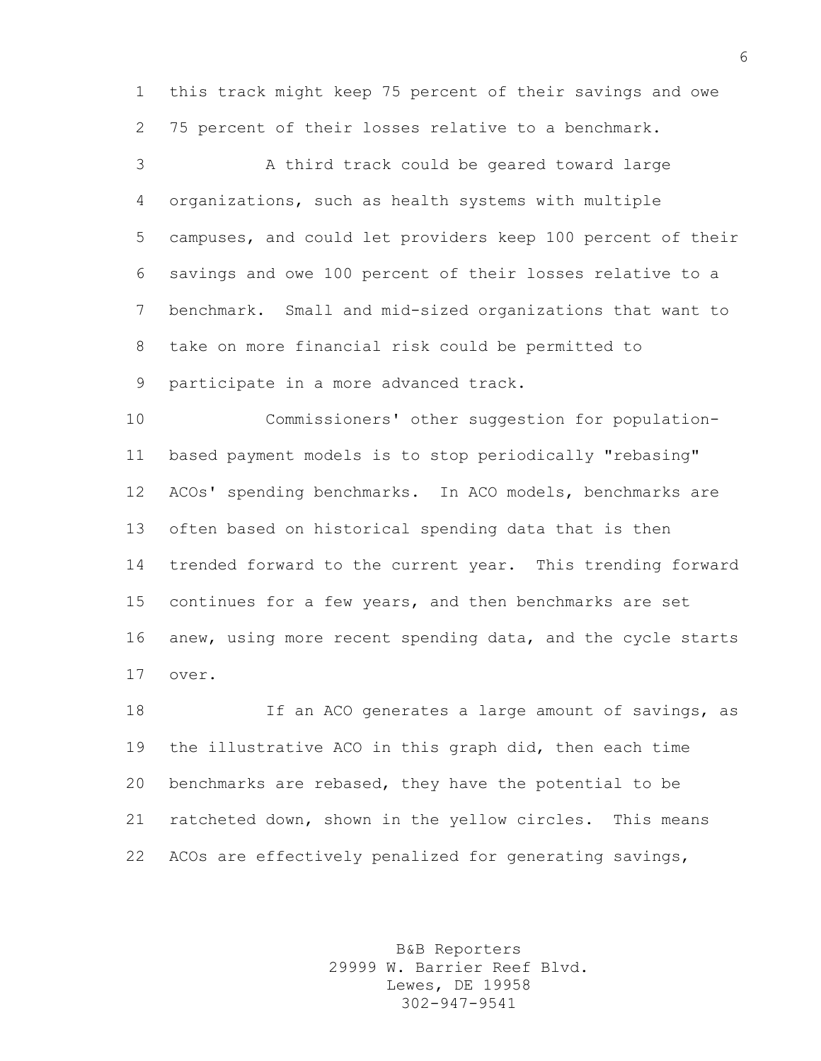this track might keep 75 percent of their savings and owe 75 percent of their losses relative to a benchmark.

A third track could be geared toward large organizations, such as health systems with multiple campuses, and could let providers keep 100 percent of their savings and owe 100 percent of their losses relative to a benchmark. Small and mid-sized organizations that want to take on more financial risk could be permitted to participate in a more advanced track.

Commissioners' other suggestion for population-based payment models is to stop periodically "rebasing" ACOs' spending benchmarks. In ACO models, benchmarks are often based on historical spending data that is then trended forward to the current year. This trending forward continues for a few years, and then benchmarks are set anew, using more recent spending data, and the cycle starts over.

If an ACO generates a large amount of savings, as the illustrative ACO in this graph did, then each time benchmarks are rebased, they have the potential to be ratcheted down, shown in the yellow circles. This means ACOs are effectively penalized for generating savings,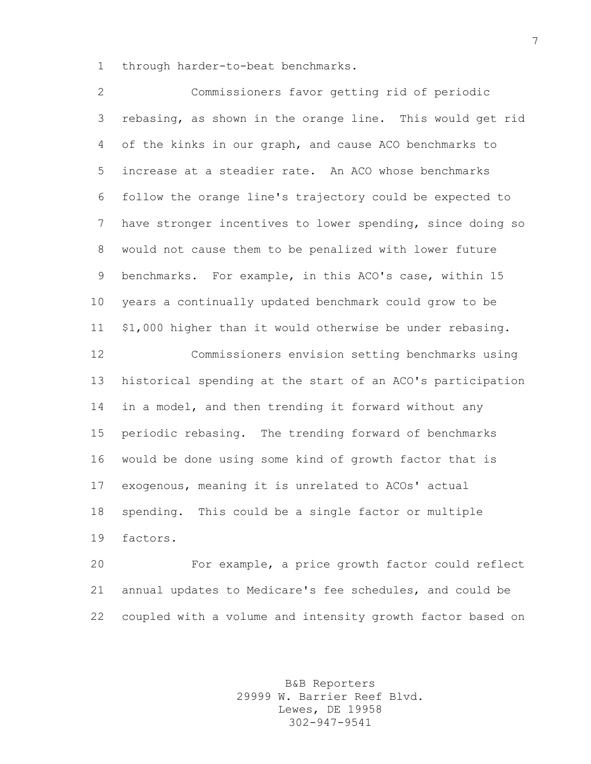through harder-to-beat benchmarks.

Commissioners favor getting rid of periodic rebasing, as shown in the orange line. This would get rid of the kinks in our graph, and cause ACO benchmarks to increase at a steadier rate. An ACO whose benchmarks follow the orange line's trajectory could be expected to have stronger incentives to lower spending, since doing so would not cause them to be penalized with lower future benchmarks. For example, in this ACO's case, within 15 years a continually updated benchmark could grow to be $1,000 higher than it would otherwise be under rebasing.

Commissioners envision setting benchmarks using historical spending at the start of an ACO's participation in a model, and then trending it forward without any periodic rebasing. The trending forward of benchmarks would be done using some kind of growth factor that is exogenous, meaning it is unrelated to ACOs' actual spending. This could be a single factor or multiple factors.

For example, a price growth factor could reflect annual updates to Medicare's fee schedules, and could be coupled with a volume and intensity growth factor based on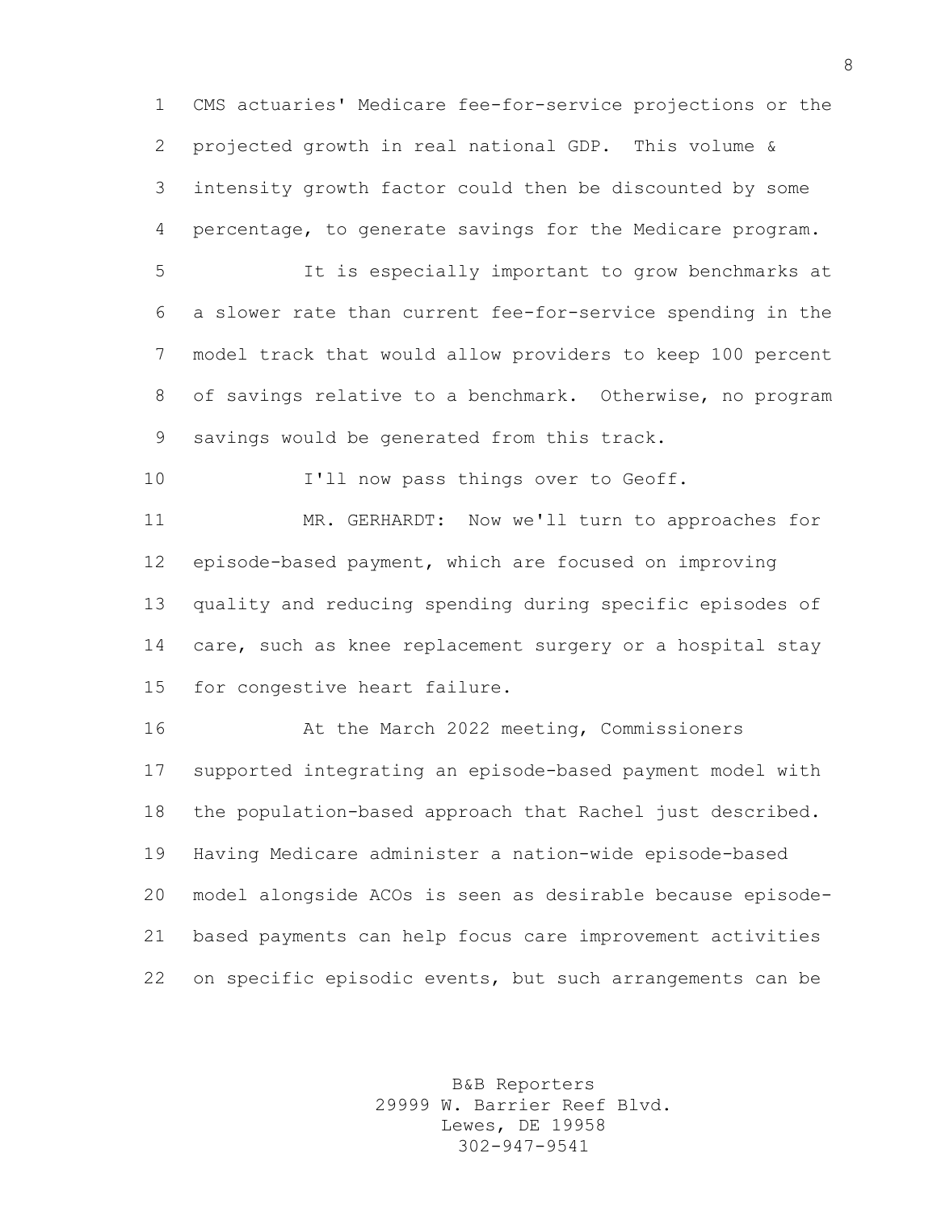CMS actuaries' Medicare fee-for-service projections or the projected growth in real national GDP. This volume & intensity growth factor could then be discounted by some percentage, to generate savings for the Medicare program.

It is especially important to grow benchmarks at a slower rate than current fee-for-service spending in the model track that would allow providers to keep 100 percent of savings relative to a benchmark. Otherwise, no program savings would be generated from this track.

I'll now pass things over to Geoff.

MR. GERHARDT: Now we'll turn to approaches for episode-based payment, which are focused on improving quality and reducing spending during specific episodes of care, such as knee replacement surgery or a hospital stay for congestive heart failure.

At the March 2022 meeting, Commissioners supported integrating an episode-based payment model with the population-based approach that Rachel just described. Having Medicare administer a nation-wide episode-based model alongside ACOs is seen as desirable because episode-based payments can help focus care improvement activities on specific episodic events, but such arrangements can be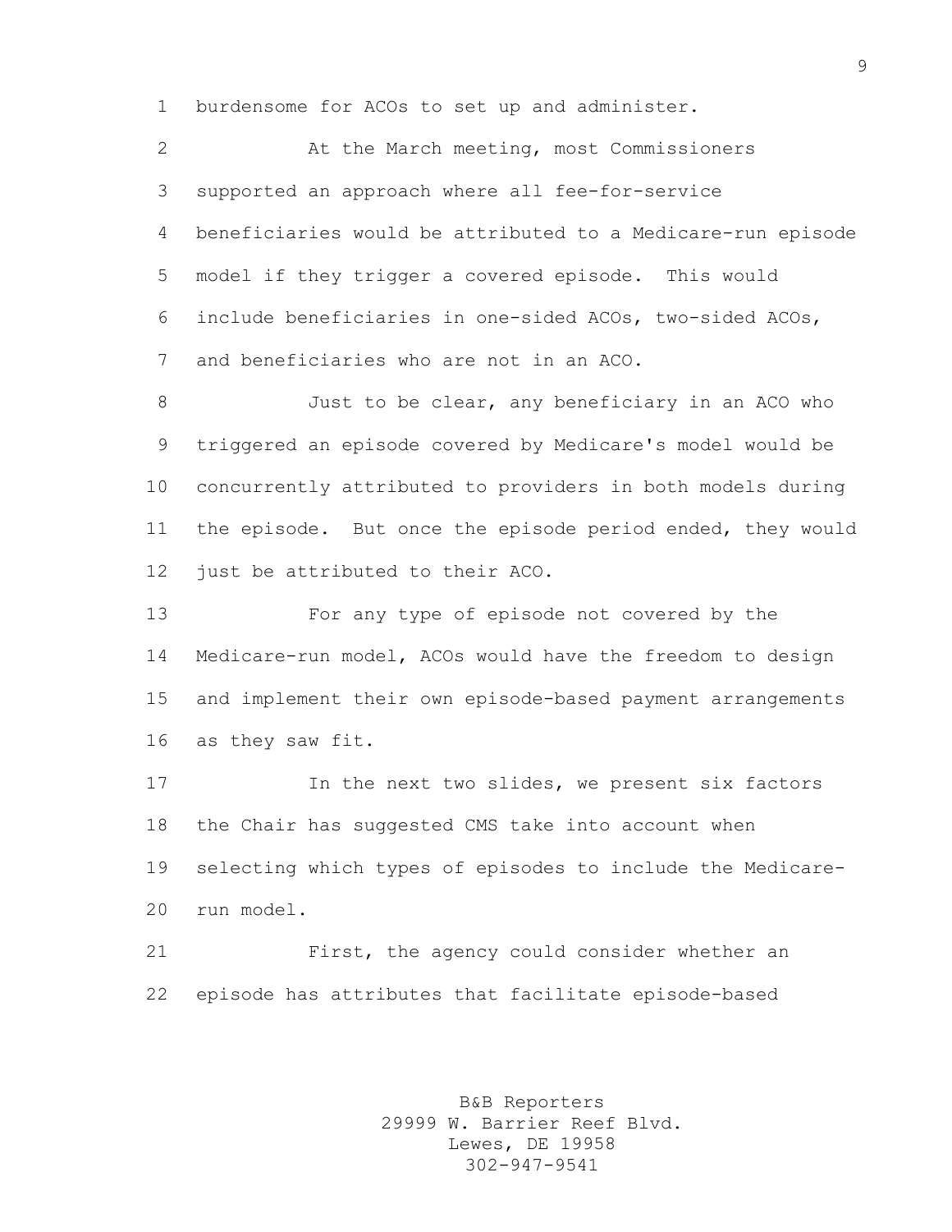burdensome for ACOs to set up and administer.

At the March meeting, most Commissioners supported an approach where all fee-for-service beneficiaries would be attributed to a Medicare-run episode model if they trigger a covered episode. This would include beneficiaries in one-sided ACOs, two-sided ACOs, and beneficiaries who are not in an ACO.

Just to be clear, any beneficiary in an ACO who triggered an episode covered by Medicare's model would be concurrently attributed to providers in both models during the episode. But once the episode period ended, they would just be attributed to their ACO.

For any type of episode not covered by the Medicare-run model, ACOs would have the freedom to design and implement their own episode-based payment arrangements as they saw fit.

In the next two slides, we present six factors the Chair has suggested CMS take into account when selecting which types of episodes to include the Medicare-run model.

First, the agency could consider whether an episode has attributes that facilitate episode-based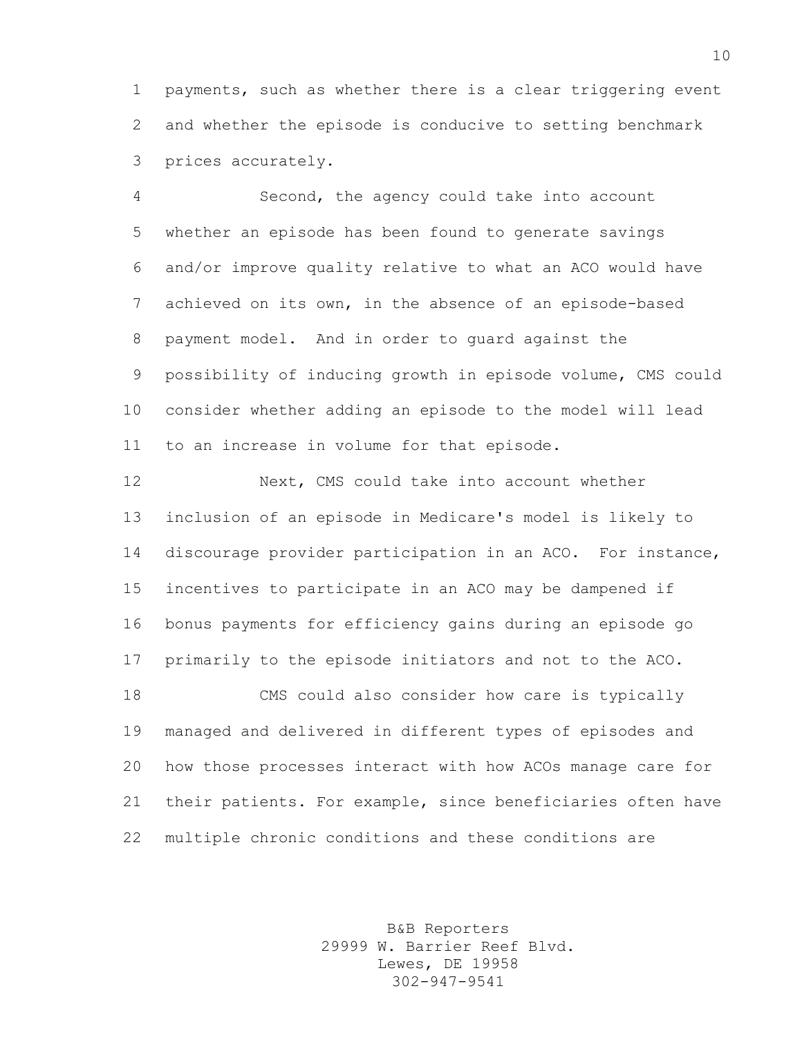payments, such as whether there is a clear triggering event and whether the episode is conducive to setting benchmark prices accurately.

Second, the agency could take into account whether an episode has been found to generate savings and/or improve quality relative to what an ACO would have achieved on its own, in the absence of an episode-based payment model. And in order to guard against the possibility of inducing growth in episode volume, CMS could consider whether adding an episode to the model will lead to an increase in volume for that episode.

Next, CMS could take into account whether inclusion of an episode in Medicare's model is likely to discourage provider participation in an ACO. For instance, incentives to participate in an ACO may be dampened if bonus payments for efficiency gains during an episode go primarily to the episode initiators and not to the ACO.

CMS could also consider how care is typically managed and delivered in different types of episodes and how those processes interact with how ACOs manage care for their patients. For example, since beneficiaries often have multiple chronic conditions and these conditions are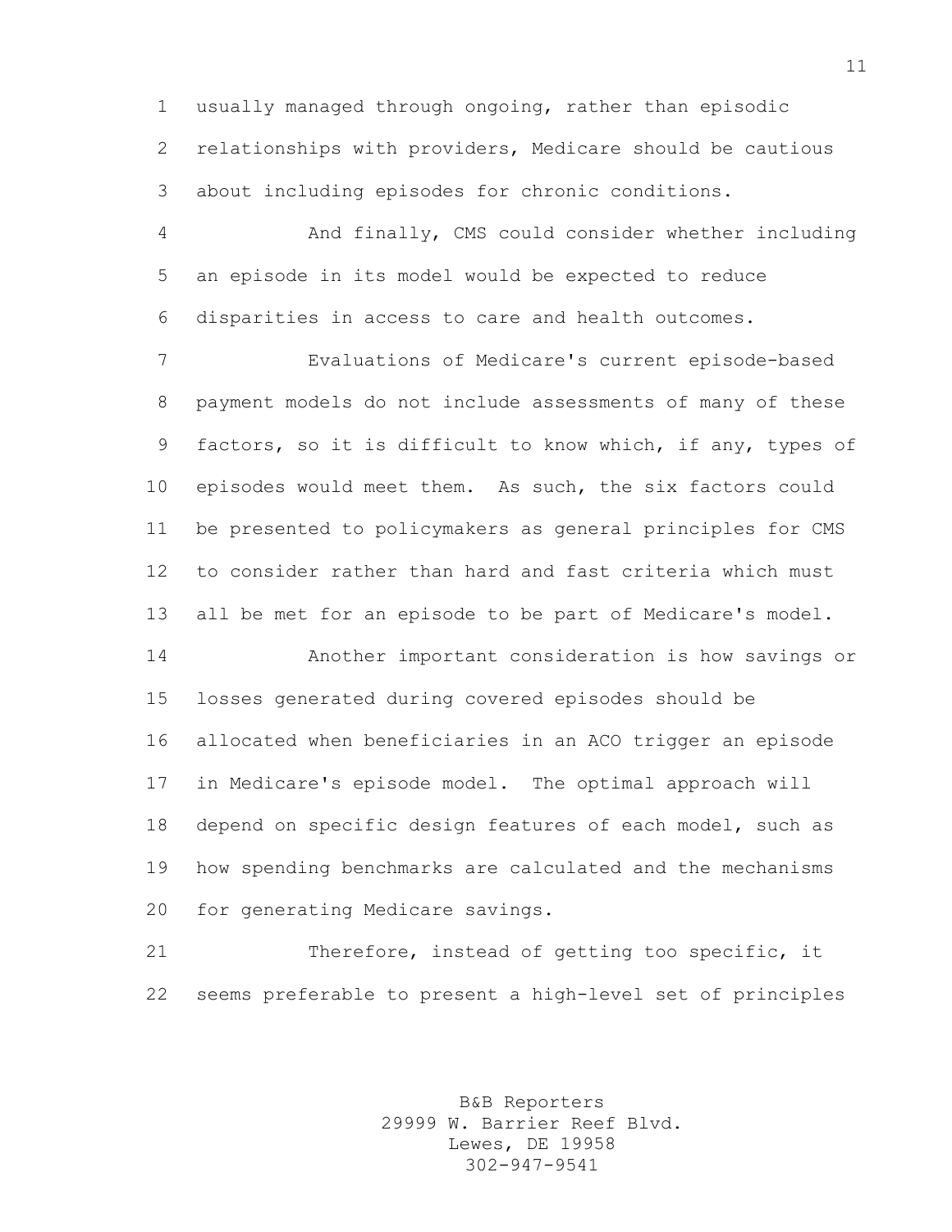usually managed through ongoing, rather than episodic relationships with providers, Medicare should be cautious about including episodes for chronic conditions.

And finally, CMS could consider whether including an episode in its model would be expected to reduce disparities in access to care and health outcomes.

Evaluations of Medicare's current episode-based payment models do not include assessments of many of these factors, so it is difficult to know which, if any, types of episodes would meet them. As such, the six factors could be presented to policymakers as general principles for CMS to consider rather than hard and fast criteria which must all be met for an episode to be part of Medicare's model.

Another important consideration is how savings or losses generated during covered episodes should be allocated when beneficiaries in an ACO trigger an episode in Medicare's episode model. The optimal approach will depend on specific design features of each model, such as how spending benchmarks are calculated and the mechanisms for generating Medicare savings.

Therefore, instead of getting too specific, it seems preferable to present a high-level set of principles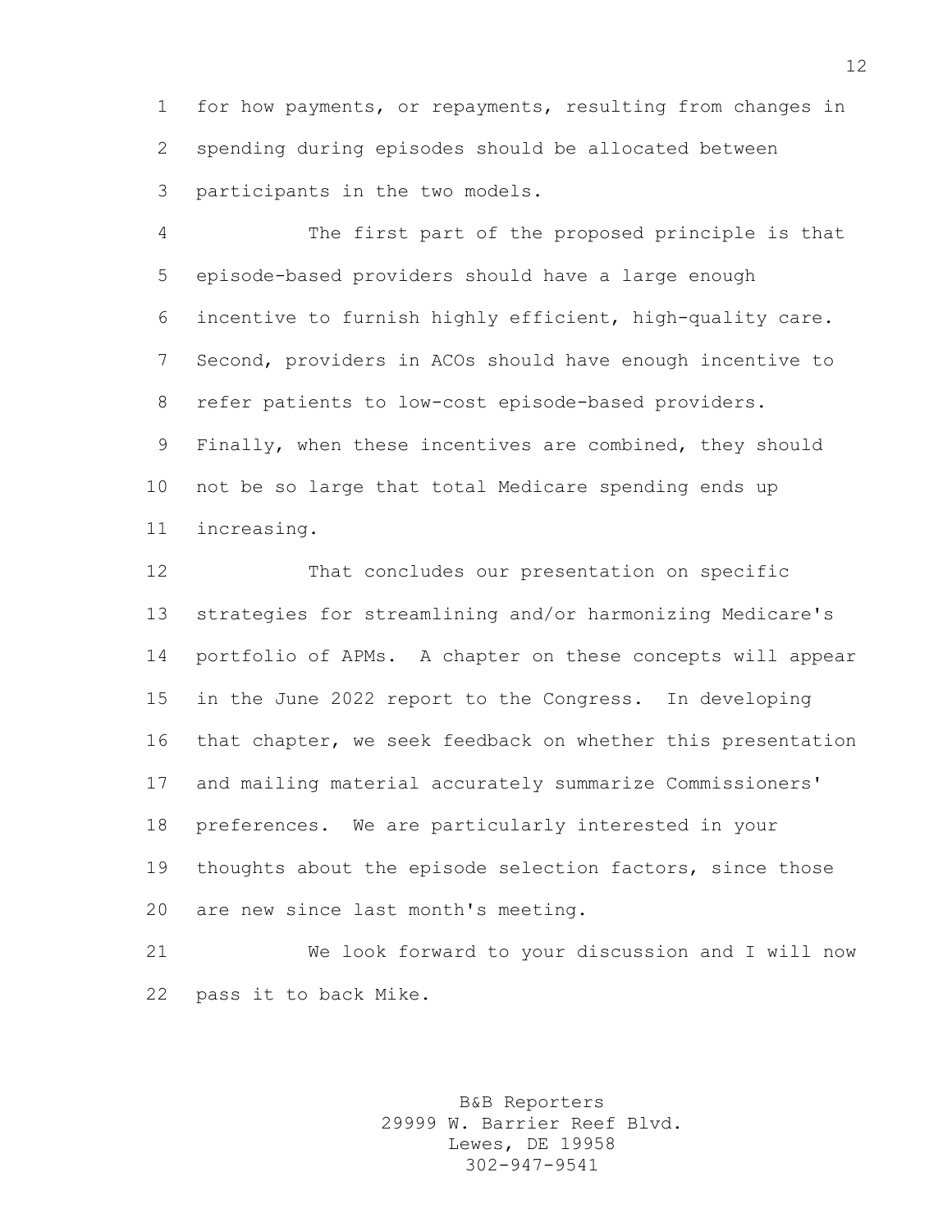for how payments, or repayments, resulting from changes in spending during episodes should be allocated between participants in the two models.

The first part of the proposed principle is that episode-based providers should have a large enough incentive to furnish highly efficient, high-quality care. Second, providers in ACOs should have enough incentive to refer patients to low-cost episode-based providers. Finally, when these incentives are combined, they should not be so large that total Medicare spending ends up increasing.

That concludes our presentation on specific strategies for streamlining and/or harmonizing Medicare's portfolio of APMs. A chapter on these concepts will appear in the June 2022 report to the Congress. In developing that chapter, we seek feedback on whether this presentation and mailing material accurately summarize Commissioners' preferences. We are particularly interested in your thoughts about the episode selection factors, since those are new since last month's meeting.

We look forward to your discussion and I will now pass it to back Mike.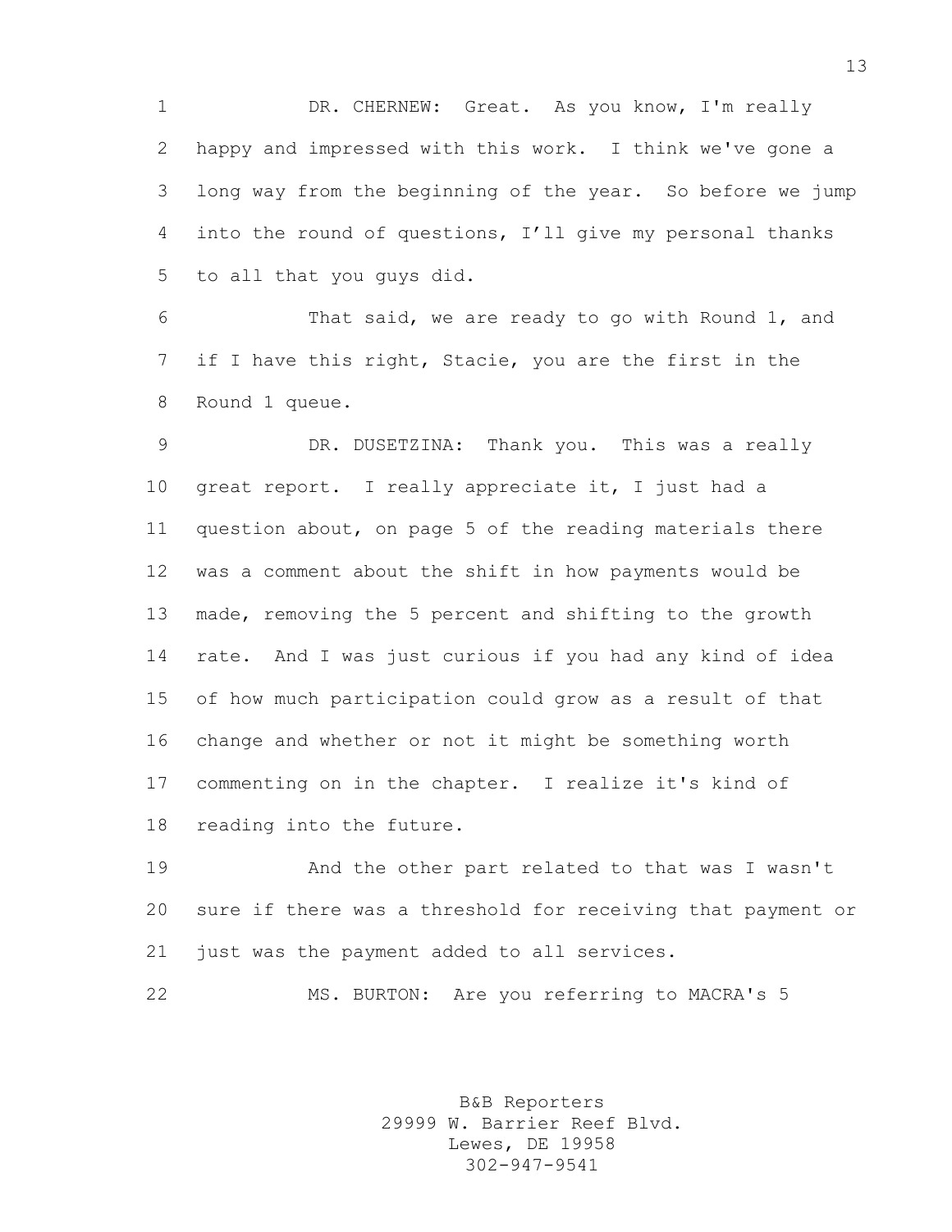DR. CHERNEW: Great. As you know, I'm really happy and impressed with this work. I think we've gone a long way from the beginning of the year. So before we jump into the round of questions, I'll give my personal thanks to all that you guys did.

That said, we are ready to go with Round 1, and if I have this right, Stacie, you are the first in the Round 1 queue.

DR. DUSETZINA: Thank you. This was a really great report. I really appreciate it, I just had a question about, on page 5 of the reading materials there was a comment about the shift in how payments would be made, removing the 5 percent and shifting to the growth rate. And I was just curious if you had any kind of idea of how much participation could grow as a result of that change and whether or not it might be something worth commenting on in the chapter. I realize it's kind of reading into the future.

And the other part related to that was I wasn't sure if there was a threshold for receiving that payment or just was the payment added to all services.

MS. BURTON: Are you referring to MACRA's 5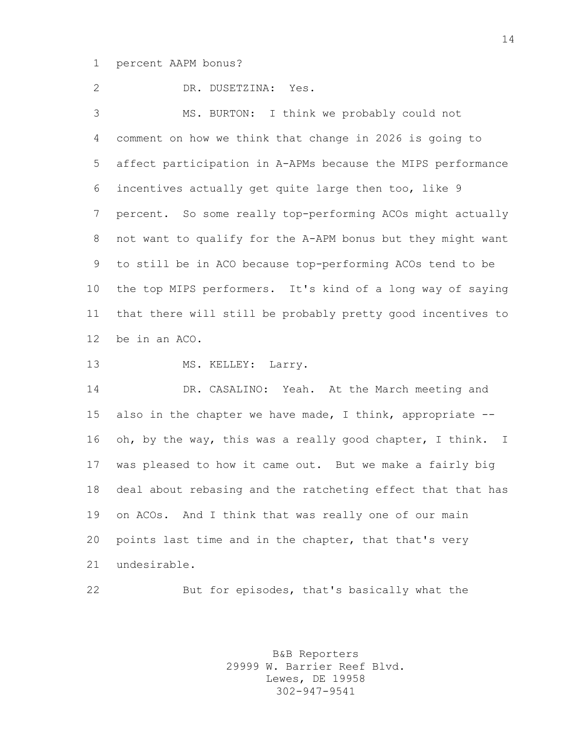percent AAPM bonus?

DR. DUSETZINA: Yes.

MS. BURTON: I think we probably could not comment on how we think that change in 2026 is going to affect participation in A-APMs because the MIPS performance incentives actually get quite large then too, like 9 percent. So some really top-performing ACOs might actually not want to qualify for the A-APM bonus but they might want to still be in ACO because top-performing ACOs tend to be the top MIPS performers. It's kind of a long way of saying that there will still be probably pretty good incentives to be in an ACO.

MS. KELLEY: Larry.

DR. CASALINO: Yeah. At the March meeting and also in the chapter we have made, I think, appropriate -- oh, by the way, this was a really good chapter, I think. I was pleased to how it came out. But we make a fairly big deal about rebasing and the ratcheting effect that that has on ACOs. And I think that was really one of our main points last time and in the chapter, that that's very undesirable.

But for episodes, that's basically what the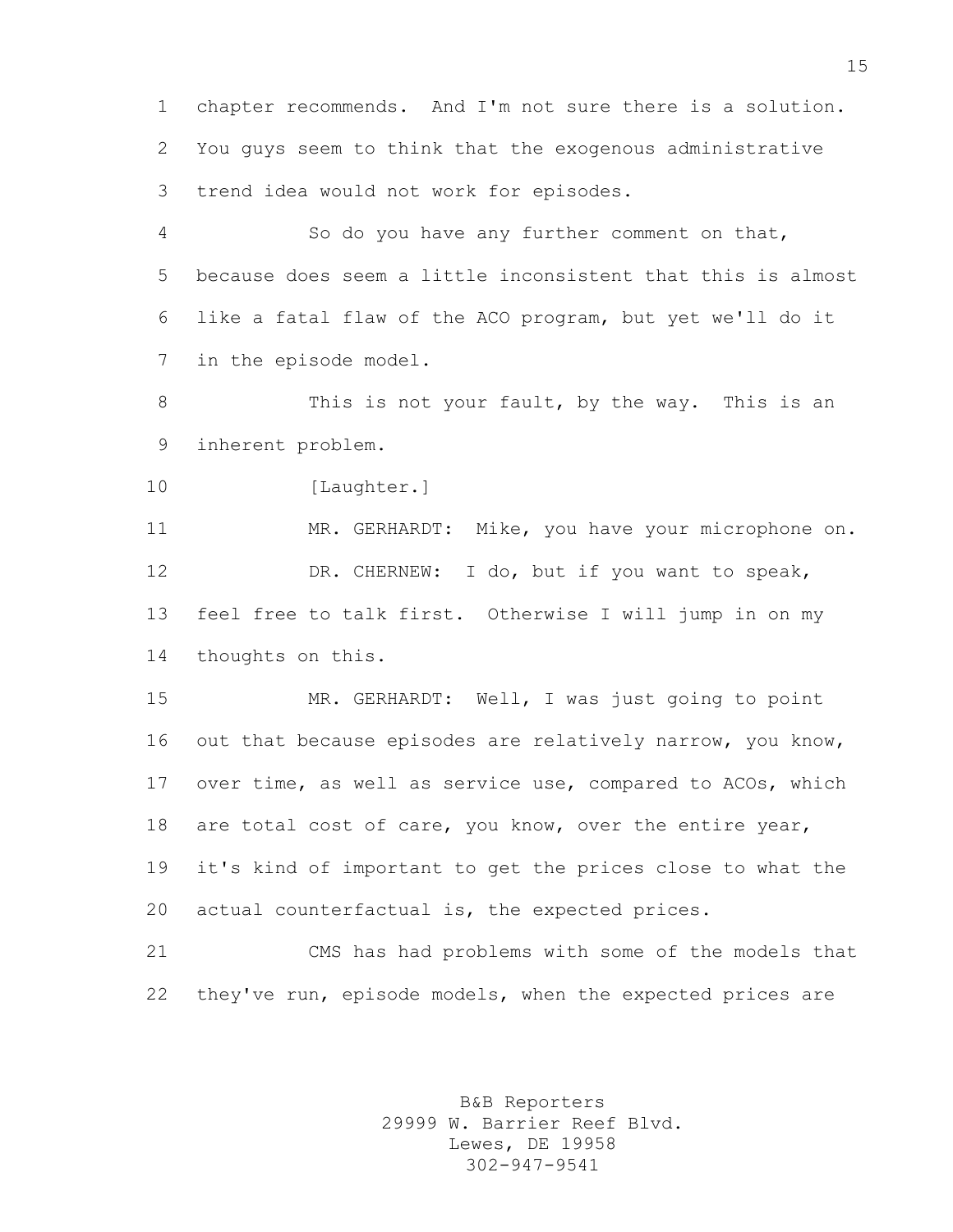chapter recommends. And I'm not sure there is a solution. You guys seem to think that the exogenous administrative trend idea would not work for episodes.

So do you have any further comment on that, because does seem a little inconsistent that this is almost like a fatal flaw of the ACO program, but yet we'll do it in the episode model.

This is not your fault, by the way. This is an inherent problem.

[Laughter.]

MR. GERHARDT: Mike, you have your microphone on.

DR. CHERNEW: I do, but if you want to speak, feel free to talk first. Otherwise I will jump in on my thoughts on this.

MR. GERHARDT: Well, I was just going to point out that because episodes are relatively narrow, you know, over time, as well as service use, compared to ACOs, which are total cost of care, you know, over the entire year, it's kind of important to get the prices close to what the actual counterfactual is, the expected prices.

CMS has had problems with some of the models that they've run, episode models, when the expected prices are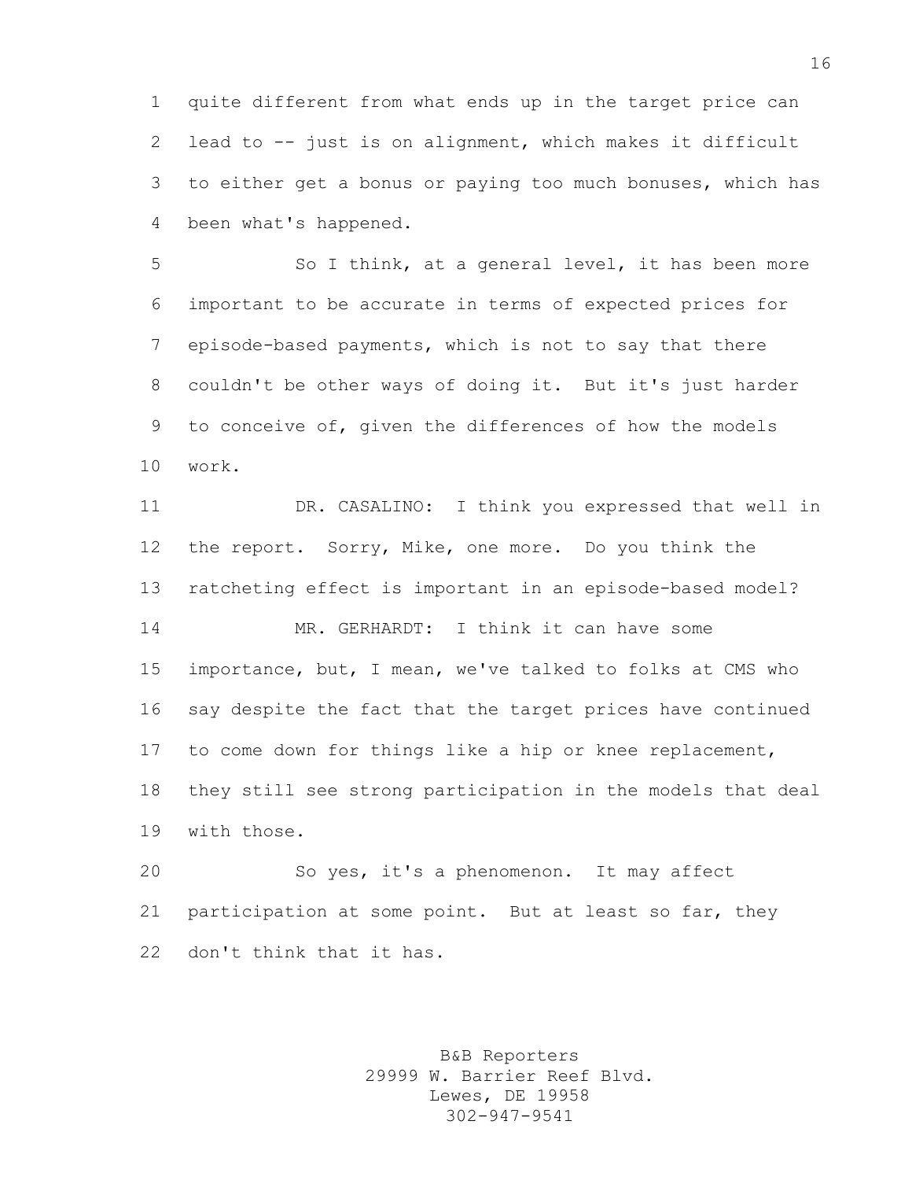quite different from what ends up in the target price can lead to -- just is on alignment, which makes it difficult to either get a bonus or paying too much bonuses, which has been what's happened.

So I think, at a general level, it has been more important to be accurate in terms of expected prices for episode-based payments, which is not to say that there couldn't be other ways of doing it. But it's just harder to conceive of, given the differences of how the models work.

DR. CASALINO: I think you expressed that well in the report. Sorry, Mike, one more. Do you think the ratcheting effect is important in an episode-based model?

MR. GERHARDT: I think it can have some importance, but, I mean, we've talked to folks at CMS who say despite the fact that the target prices have continued to come down for things like a hip or knee replacement, they still see strong participation in the models that deal with those.

So yes, it's a phenomenon. It may affect participation at some point. But at least so far, they don't think that it has.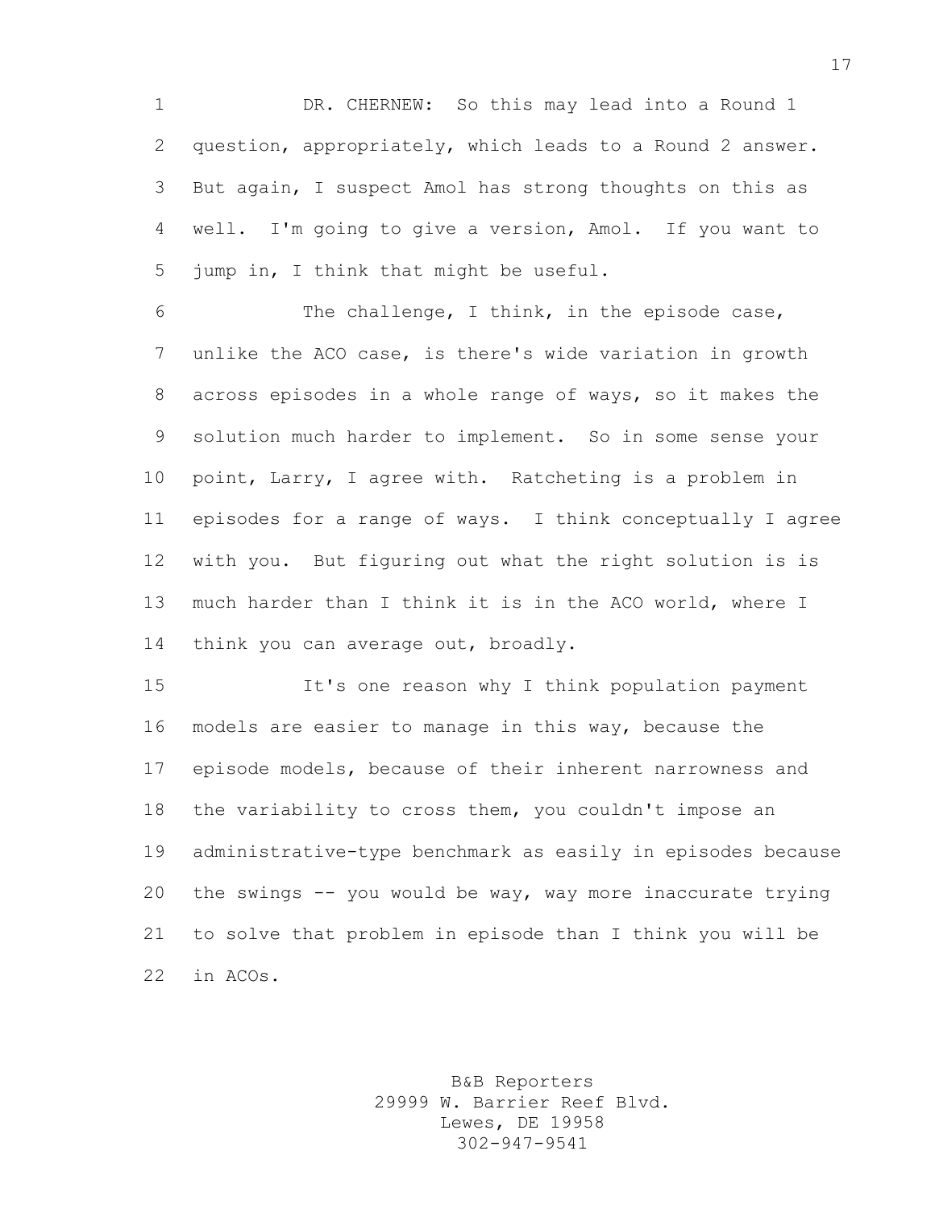DR. CHERNEW: So this may lead into a Round 1 question, appropriately, which leads to a Round 2 answer. But again, I suspect Amol has strong thoughts on this as well. I'm going to give a version, Amol. If you want to jump in, I think that might be useful.

The challenge, I think, in the episode case, unlike the ACO case, is there's wide variation in growth across episodes in a whole range of ways, so it makes the solution much harder to implement. So in some sense your point, Larry, I agree with. Ratcheting is a problem in episodes for a range of ways. I think conceptually I agree with you. But figuring out what the right solution is is much harder than I think it is in the ACO world, where I think you can average out, broadly.

It's one reason why I think population payment models are easier to manage in this way, because the episode models, because of their inherent narrowness and the variability to cross them, you couldn't impose an administrative-type benchmark as easily in episodes because the swings -- you would be way, way more inaccurate trying to solve that problem in episode than I think you will be in ACOs.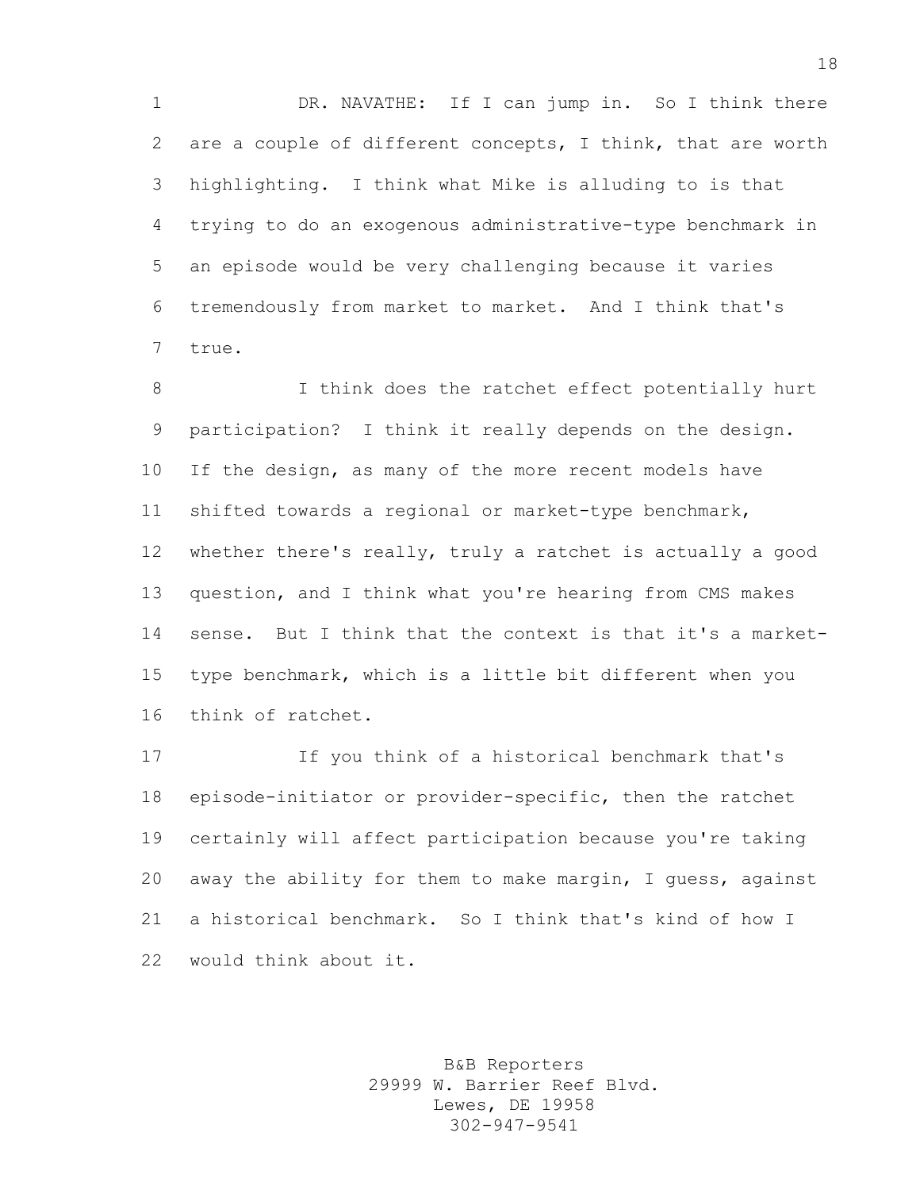DR. NAVATHE: If I can jump in. So I think there are a couple of different concepts, I think, that are worth highlighting. I think what Mike is alluding to is that trying to do an exogenous administrative-type benchmark in an episode would be very challenging because it varies tremendously from market to market. And I think that's true.

I think does the ratchet effect potentially hurt participation? I think it really depends on the design. If the design, as many of the more recent models have shifted towards a regional or market-type benchmark, whether there's really, truly a ratchet is actually a good question, and I think what you're hearing from CMS makes sense. But I think that the context is that it's a market-type benchmark, which is a little bit different when you think of ratchet.

If you think of a historical benchmark that's episode-initiator or provider-specific, then the ratchet certainly will affect participation because you're taking away the ability for them to make margin, I guess, against a historical benchmark. So I think that's kind of how I would think about it.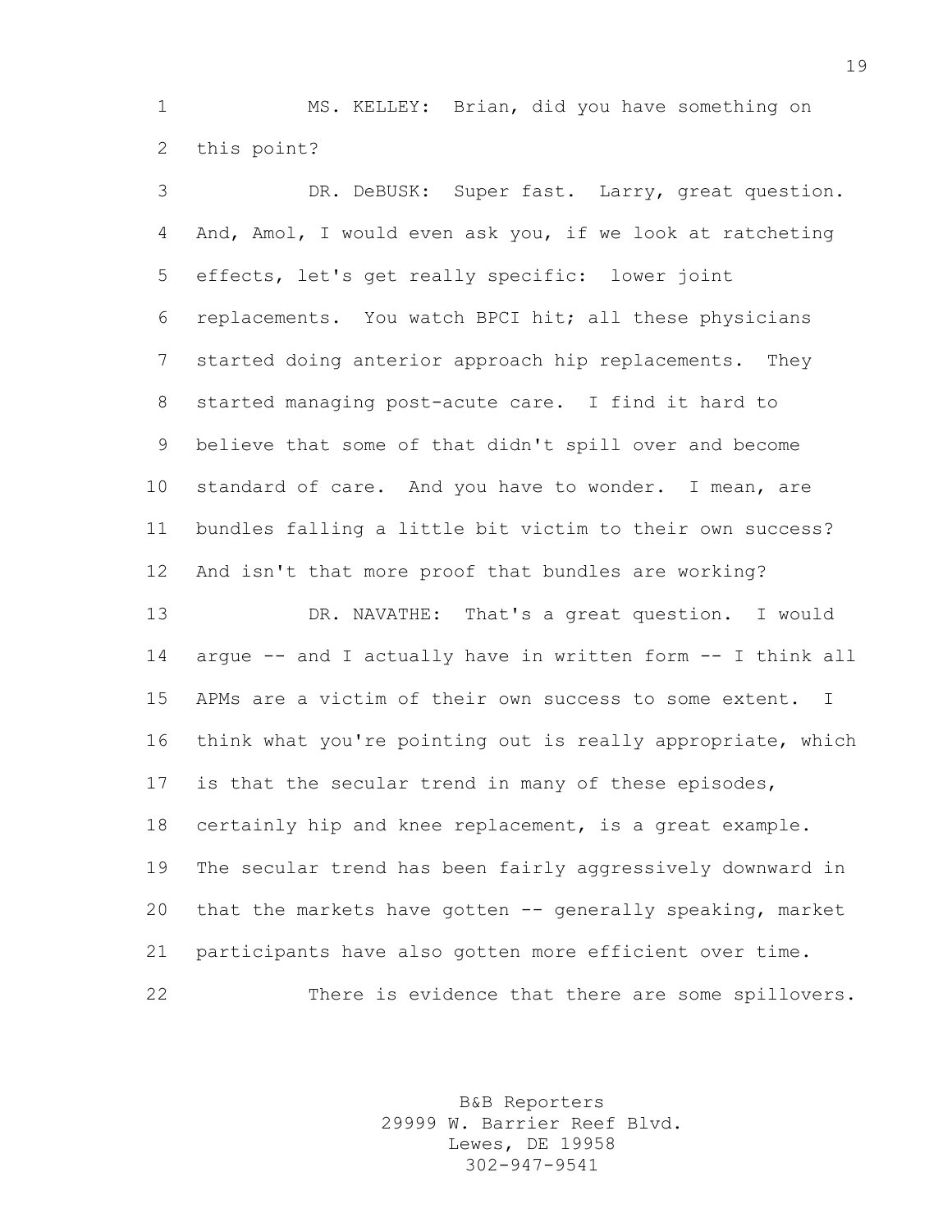MS. KELLEY: Brian, did you have something on this point?

DR. DeBUSK: Super fast. Larry, great question. And, Amol, I would even ask you, if we look at ratcheting effects, let's get really specific: lower joint replacements. You watch BPCI hit; all these physicians started doing anterior approach hip replacements. They started managing post-acute care. I find it hard to believe that some of that didn't spill over and become standard of care. And you have to wonder. I mean, are bundles falling a little bit victim to their own success? And isn't that more proof that bundles are working?

DR. NAVATHE: That's a great question. I would argue -- and I actually have in written form -- I think all APMs are a victim of their own success to some extent. I think what you're pointing out is really appropriate, which is that the secular trend in many of these episodes, certainly hip and knee replacement, is a great example. The secular trend has been fairly aggressively downward in that the markets have gotten -- generally speaking, market participants have also gotten more efficient over time.

There is evidence that there are some spillovers.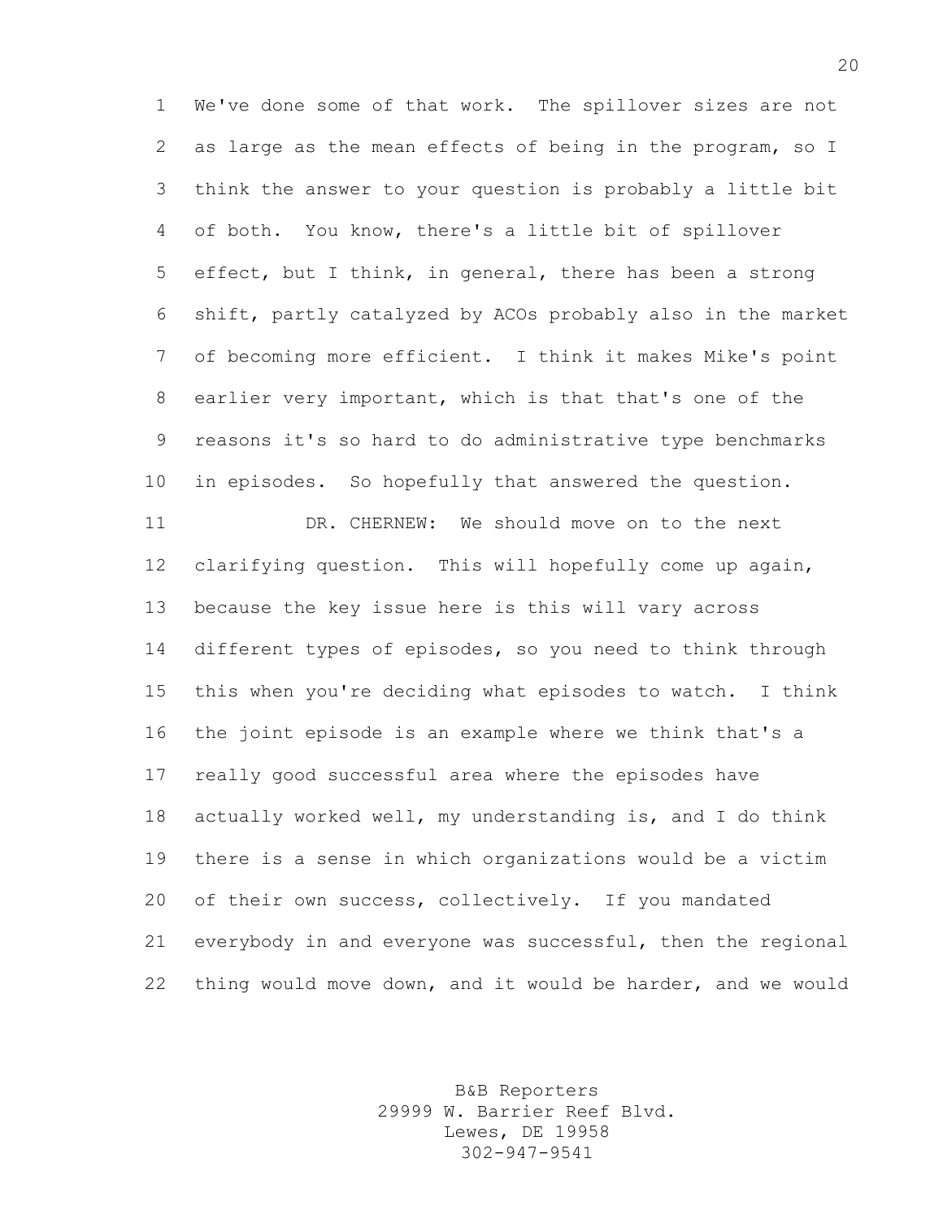We've done some of that work. The spillover sizes are not as large as the mean effects of being in the program, so I think the answer to your question is probably a little bit of both. You know, there's a little bit of spillover effect, but I think, in general, there has been a strong shift, partly catalyzed by ACOs probably also in the market of becoming more efficient. I think it makes Mike's point earlier very important, which is that that's one of the reasons it's so hard to do administrative type benchmarks in episodes. So hopefully that answered the question.

DR. CHERNEW: We should move on to the next clarifying question. This will hopefully come up again, because the key issue here is this will vary across different types of episodes, so you need to think through this when you're deciding what episodes to watch. I think the joint episode is an example where we think that's a really good successful area where the episodes have actually worked well, my understanding is, and I do think there is a sense in which organizations would be a victim of their own success, collectively. If you mandated everybody in and everyone was successful, then the regional thing would move down, and it would be harder, and we would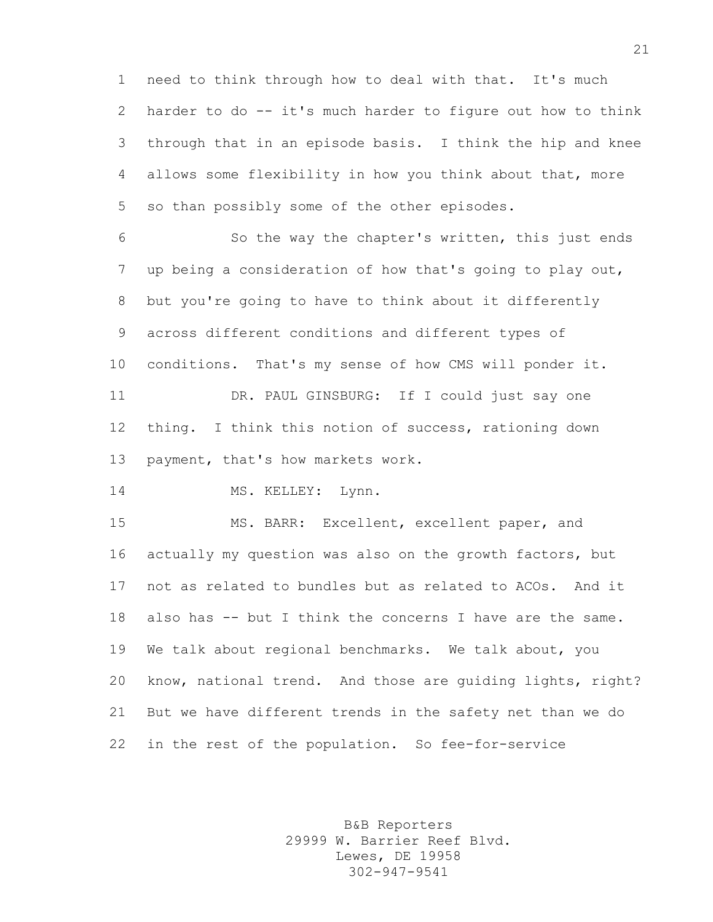need to think through how to deal with that. It's much harder to do -- it's much harder to figure out how to think through that in an episode basis. I think the hip and knee allows some flexibility in how you think about that, more so than possibly some of the other episodes.

So the way the chapter's written, this just ends up being a consideration of how that's going to play out, but you're going to have to think about it differently across different conditions and different types of conditions. That's my sense of how CMS will ponder it.

DR. PAUL GINSBURG: If I could just say one thing. I think this notion of success, rationing down payment, that's how markets work.

MS. KELLEY: Lynn.

MS. BARR: Excellent, excellent paper, and actually my question was also on the growth factors, but not as related to bundles but as related to ACOs. And it also has -- but I think the concerns I have are the same. We talk about regional benchmarks. We talk about, you know, national trend. And those are guiding lights, right? But we have different trends in the safety net than we do in the rest of the population. So fee-for-service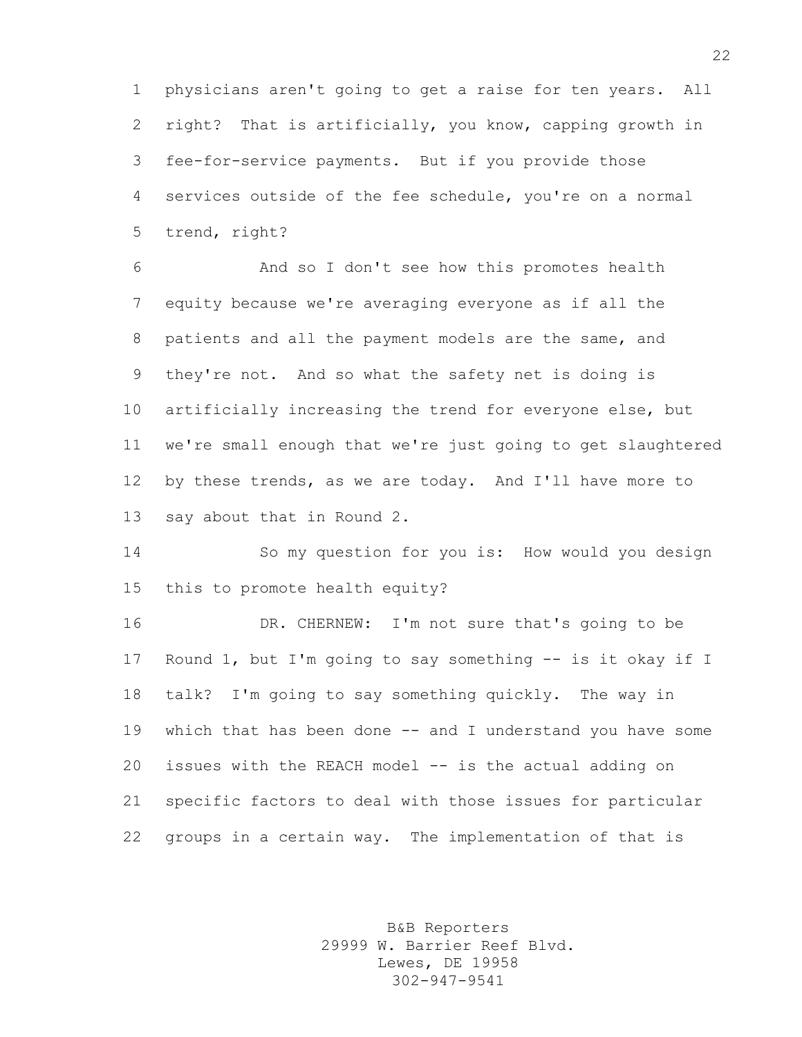physicians aren't going to get a raise for ten years. All right? That is artificially, you know, capping growth in fee-for-service payments. But if you provide those services outside of the fee schedule, you're on a normal trend, right?

And so I don't see how this promotes health equity because we're averaging everyone as if all the patients and all the payment models are the same, and they're not. And so what the safety net is doing is artificially increasing the trend for everyone else, but we're small enough that we're just going to get slaughtered by these trends, as we are today. And I'll have more to say about that in Round 2.

So my question for you is: How would you design this to promote health equity?

DR. CHERNEW: I'm not sure that's going to be Round 1, but I'm going to say something -- is it okay if I talk? I'm going to say something quickly. The way in which that has been done -- and I understand you have some issues with the REACH model -- is the actual adding on specific factors to deal with those issues for particular groups in a certain way. The implementation of that is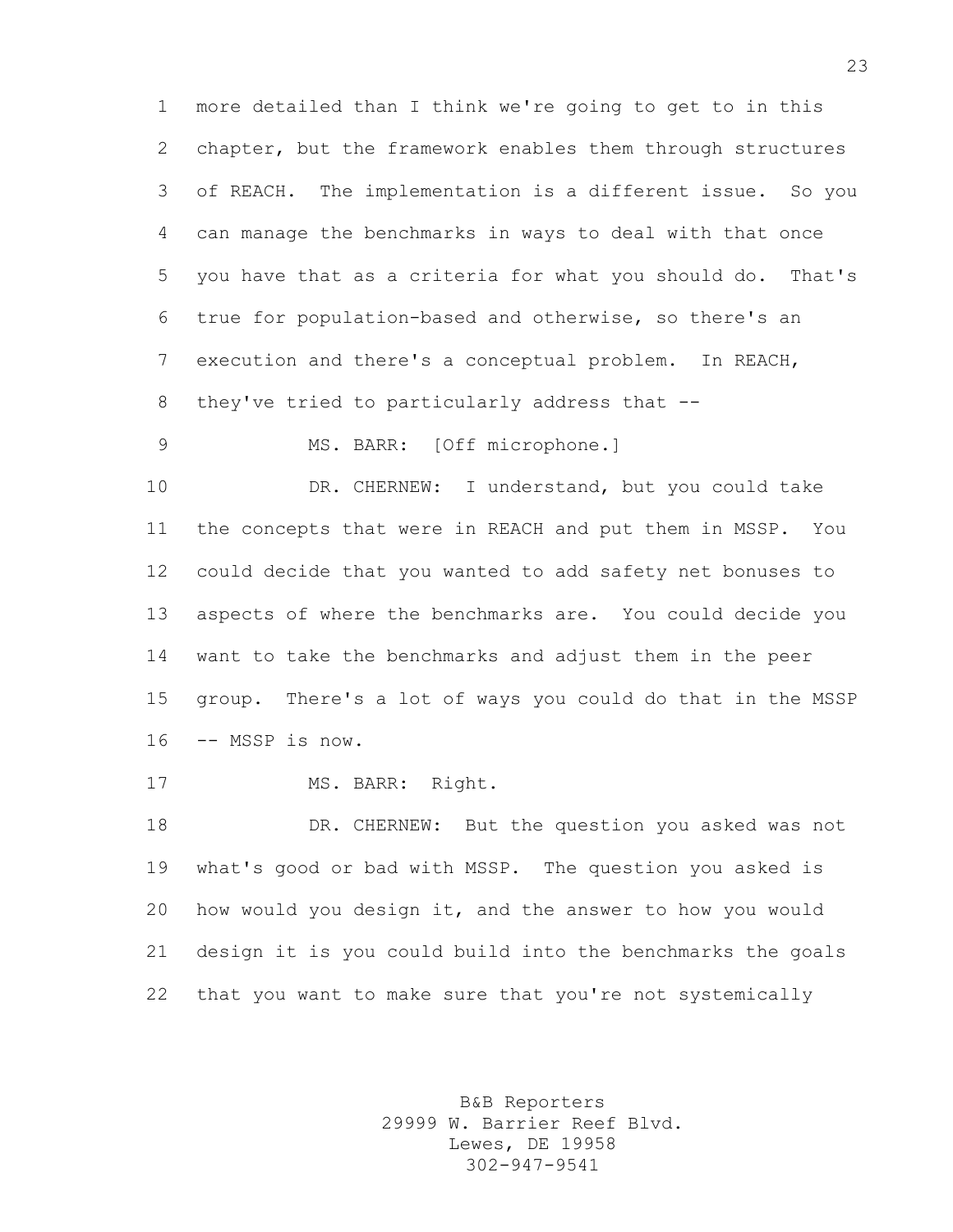more detailed than I think we're going to get to in this chapter, but the framework enables them through structures of REACH. The implementation is a different issue. So you can manage the benchmarks in ways to deal with that once you have that as a criteria for what you should do. That's true for population-based and otherwise, so there's an execution and there's a conceptual problem. In REACH, they've tried to particularly address that --

MS. BARR: [Off microphone.]

DR. CHERNEW: I understand, but you could take the concepts that were in REACH and put them in MSSP. You could decide that you wanted to add safety net bonuses to aspects of where the benchmarks are. You could decide you want to take the benchmarks and adjust them in the peer group. There's a lot of ways you could do that in the MSSP -- MSSP is now.

MS. BARR: Right.

DR. CHERNEW: But the question you asked was not what's good or bad with MSSP. The question you asked is how would you design it, and the answer to how you would design it is you could build into the benchmarks the goals that you want to make sure that you're not systemically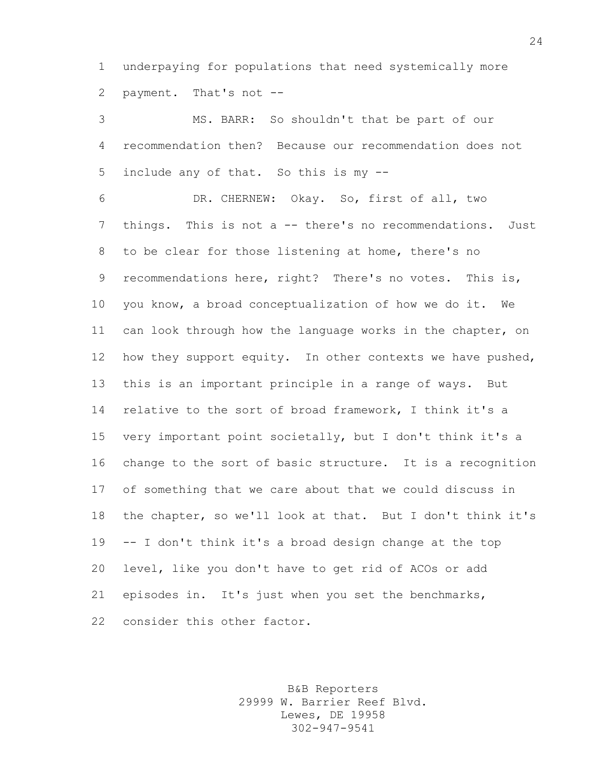underpaying for populations that need systemically more payment. That's not --

MS. BARR: So shouldn't that be part of our recommendation then? Because our recommendation does not include any of that. So this is my --

DR. CHERNEW: Okay. So, first of all, two things. This is not a -- there's no recommendations. Just to be clear for those listening at home, there's no recommendations here, right? There's no votes. This is, you know, a broad conceptualization of how we do it. We can look through how the language works in the chapter, on how they support equity. In other contexts we have pushed, this is an important principle in a range of ways. But relative to the sort of broad framework, I think it's a very important point societally, but I don't think it's a change to the sort of basic structure. It is a recognition of something that we care about that we could discuss in the chapter, so we'll look at that. But I don't think it's -- I don't think it's a broad design change at the top level, like you don't have to get rid of ACOs or add episodes in. It's just when you set the benchmarks, consider this other factor.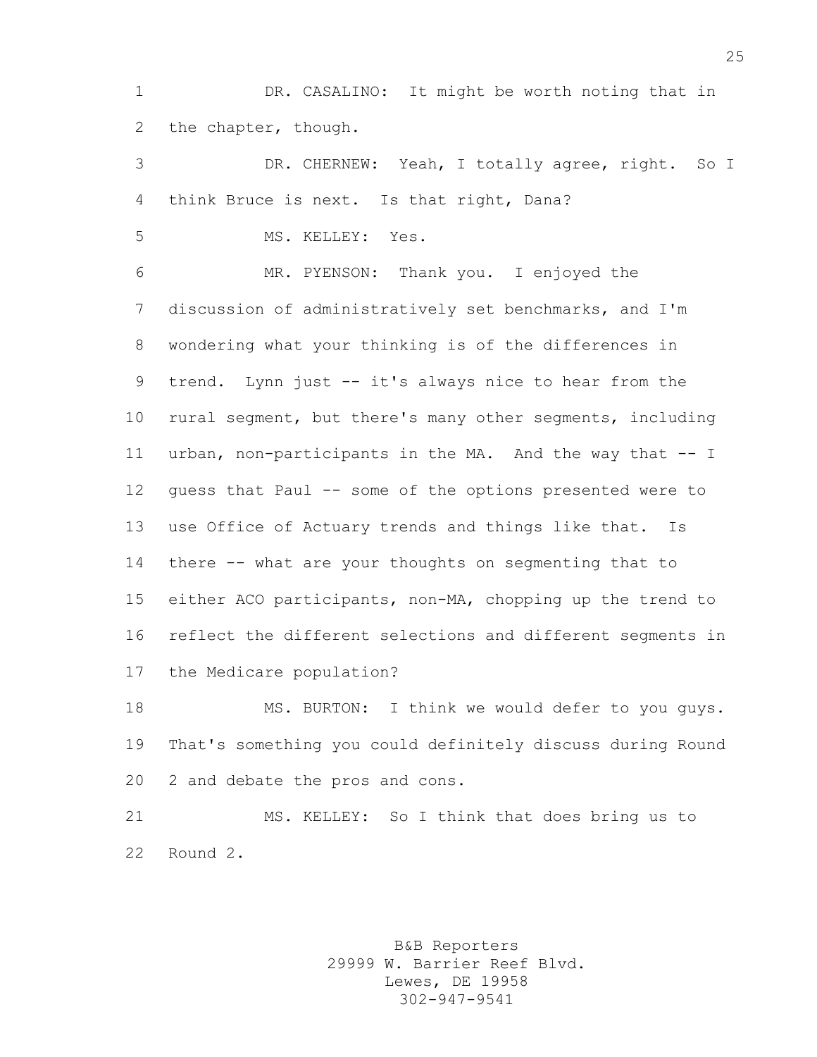DR. CASALINO: It might be worth noting that in the chapter, though.

DR. CHERNEW: Yeah, I totally agree, right. So I think Bruce is next. Is that right, Dana?

MS. KELLEY: Yes.

MR. PYENSON: Thank you. I enjoyed the discussion of administratively set benchmarks, and I'm wondering what your thinking is of the differences in trend. Lynn just -- it's always nice to hear from the rural segment, but there's many other segments, including urban, non-participants in the MA. And the way that -- I guess that Paul -- some of the options presented were to use Office of Actuary trends and things like that. Is there -- what are your thoughts on segmenting that to either ACO participants, non-MA, chopping up the trend to reflect the different selections and different segments in the Medicare population?

MS. BURTON: I think we would defer to you guys. That's something you could definitely discuss during Round 2 and debate the pros and cons.

MS. KELLEY: So I think that does bring us to Round 2.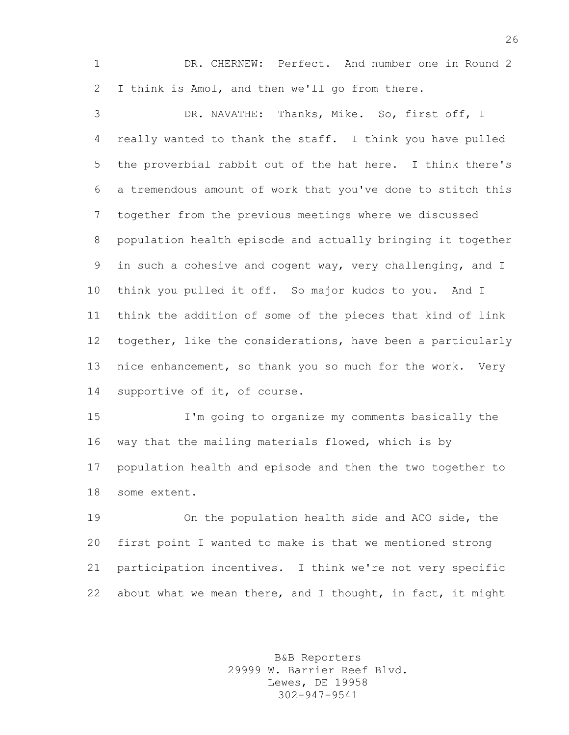DR. CHERNEW: Perfect. And number one in Round 2 I think is Amol, and then we'll go from there.

DR. NAVATHE: Thanks, Mike. So, first off, I really wanted to thank the staff. I think you have pulled the proverbial rabbit out of the hat here. I think there's a tremendous amount of work that you've done to stitch this together from the previous meetings where we discussed population health episode and actually bringing it together in such a cohesive and cogent way, very challenging, and I think you pulled it off. So major kudos to you. And I think the addition of some of the pieces that kind of link together, like the considerations, have been a particularly nice enhancement, so thank you so much for the work. Very supportive of it, of course.

I'm going to organize my comments basically the way that the mailing materials flowed, which is by population health and episode and then the two together to some extent.

On the population health side and ACO side, the first point I wanted to make is that we mentioned strong participation incentives. I think we're not very specific about what we mean there, and I thought, in fact, it might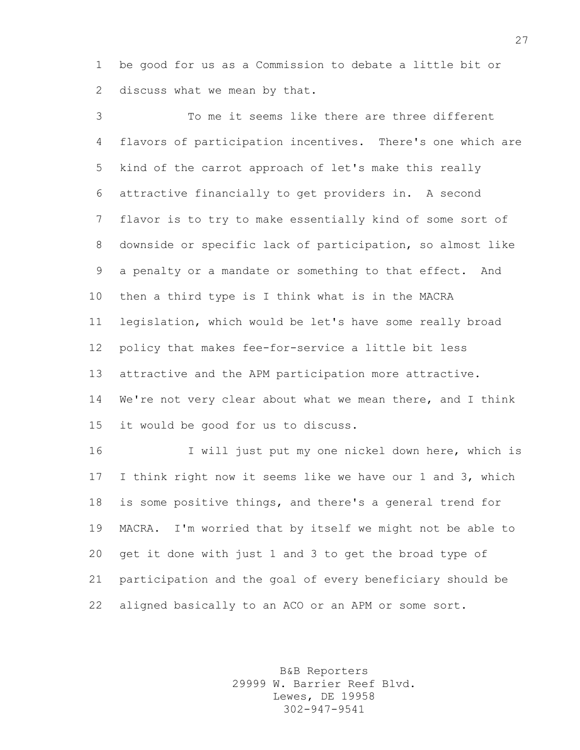be good for us as a Commission to debate a little bit or discuss what we mean by that.

To me it seems like there are three different flavors of participation incentives. There's one which are kind of the carrot approach of let's make this really attractive financially to get providers in. A second flavor is to try to make essentially kind of some sort of downside or specific lack of participation, so almost like a penalty or a mandate or something to that effect. And then a third type is I think what is in the MACRA legislation, which would be let's have some really broad policy that makes fee-for-service a little bit less attractive and the APM participation more attractive. We're not very clear about what we mean there, and I think it would be good for us to discuss.

I will just put my one nickel down here, which is I think right now it seems like we have our 1 and 3, which is some positive things, and there's a general trend for MACRA. I'm worried that by itself we might not be able to get it done with just 1 and 3 to get the broad type of participation and the goal of every beneficiary should be aligned basically to an ACO or an APM or some sort.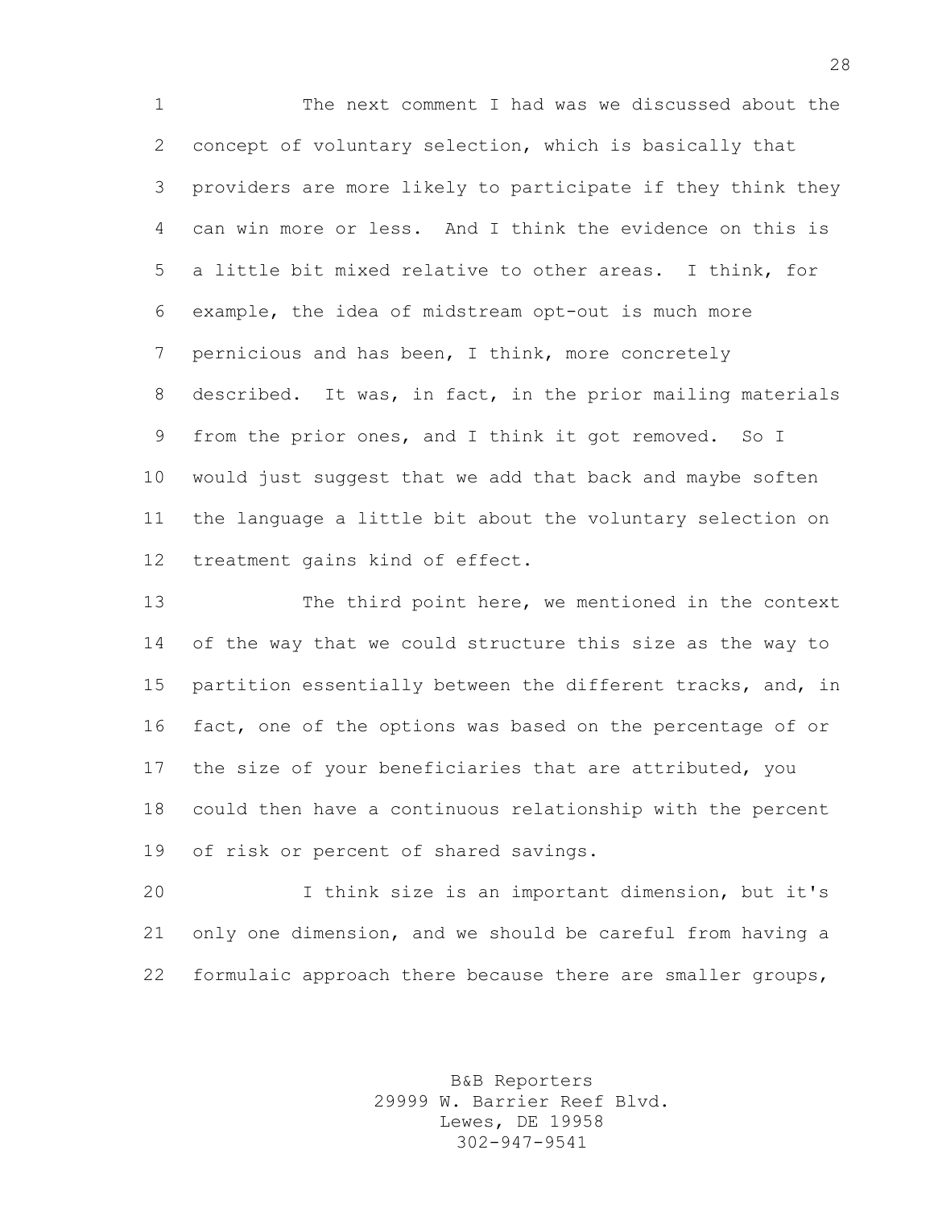The next comment I had was we discussed about the concept of voluntary selection, which is basically that providers are more likely to participate if they think they can win more or less. And I think the evidence on this is a little bit mixed relative to other areas. I think, for example, the idea of midstream opt-out is much more pernicious and has been, I think, more concretely described. It was, in fact, in the prior mailing materials from the prior ones, and I think it got removed. So I would just suggest that we add that back and maybe soften the language a little bit about the voluntary selection on treatment gains kind of effect.

The third point here, we mentioned in the context of the way that we could structure this size as the way to partition essentially between the different tracks, and, in fact, one of the options was based on the percentage of or the size of your beneficiaries that are attributed, you could then have a continuous relationship with the percent of risk or percent of shared savings.

I think size is an important dimension, but it's only one dimension, and we should be careful from having a formulaic approach there because there are smaller groups,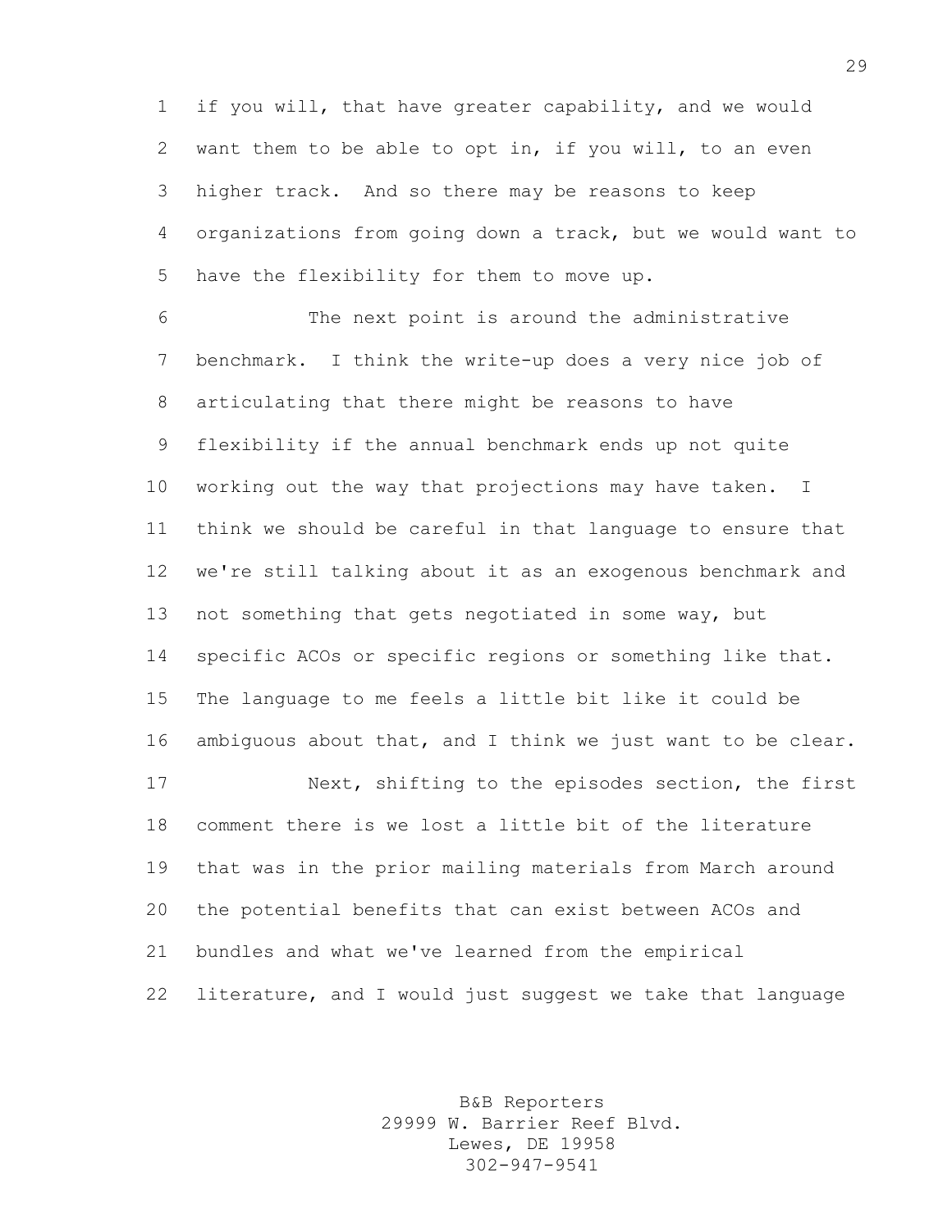if you will, that have greater capability, and we would want them to be able to opt in, if you will, to an even higher track. And so there may be reasons to keep organizations from going down a track, but we would want to have the flexibility for them to move up.

The next point is around the administrative benchmark. I think the write-up does a very nice job of articulating that there might be reasons to have flexibility if the annual benchmark ends up not quite working out the way that projections may have taken. I think we should be careful in that language to ensure that we're still talking about it as an exogenous benchmark and not something that gets negotiated in some way, but specific ACOs or specific regions or something like that. The language to me feels a little bit like it could be ambiguous about that, and I think we just want to be clear.

Next, shifting to the episodes section, the first comment there is we lost a little bit of the literature that was in the prior mailing materials from March around the potential benefits that can exist between ACOs and bundles and what we've learned from the empirical literature, and I would just suggest we take that language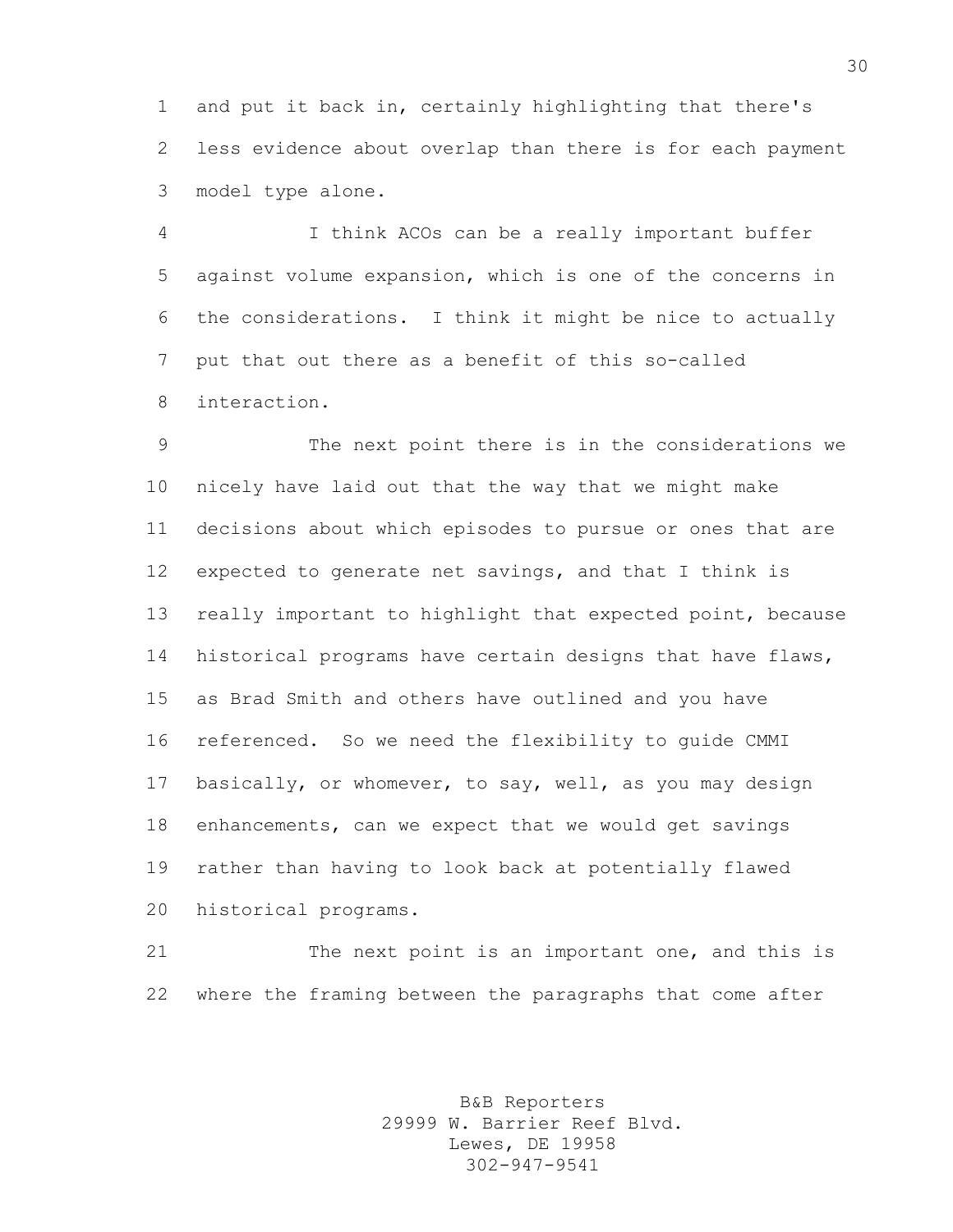and put it back in, certainly highlighting that there's less evidence about overlap than there is for each payment model type alone.

I think ACOs can be a really important buffer against volume expansion, which is one of the concerns in the considerations. I think it might be nice to actually put that out there as a benefit of this so-called interaction.

The next point there is in the considerations we nicely have laid out that the way that we might make decisions about which episodes to pursue or ones that are expected to generate net savings, and that I think is really important to highlight that expected point, because historical programs have certain designs that have flaws, as Brad Smith and others have outlined and you have referenced. So we need the flexibility to guide CMMI basically, or whomever, to say, well, as you may design enhancements, can we expect that we would get savings rather than having to look back at potentially flawed historical programs.

The next point is an important one, and this is where the framing between the paragraphs that come after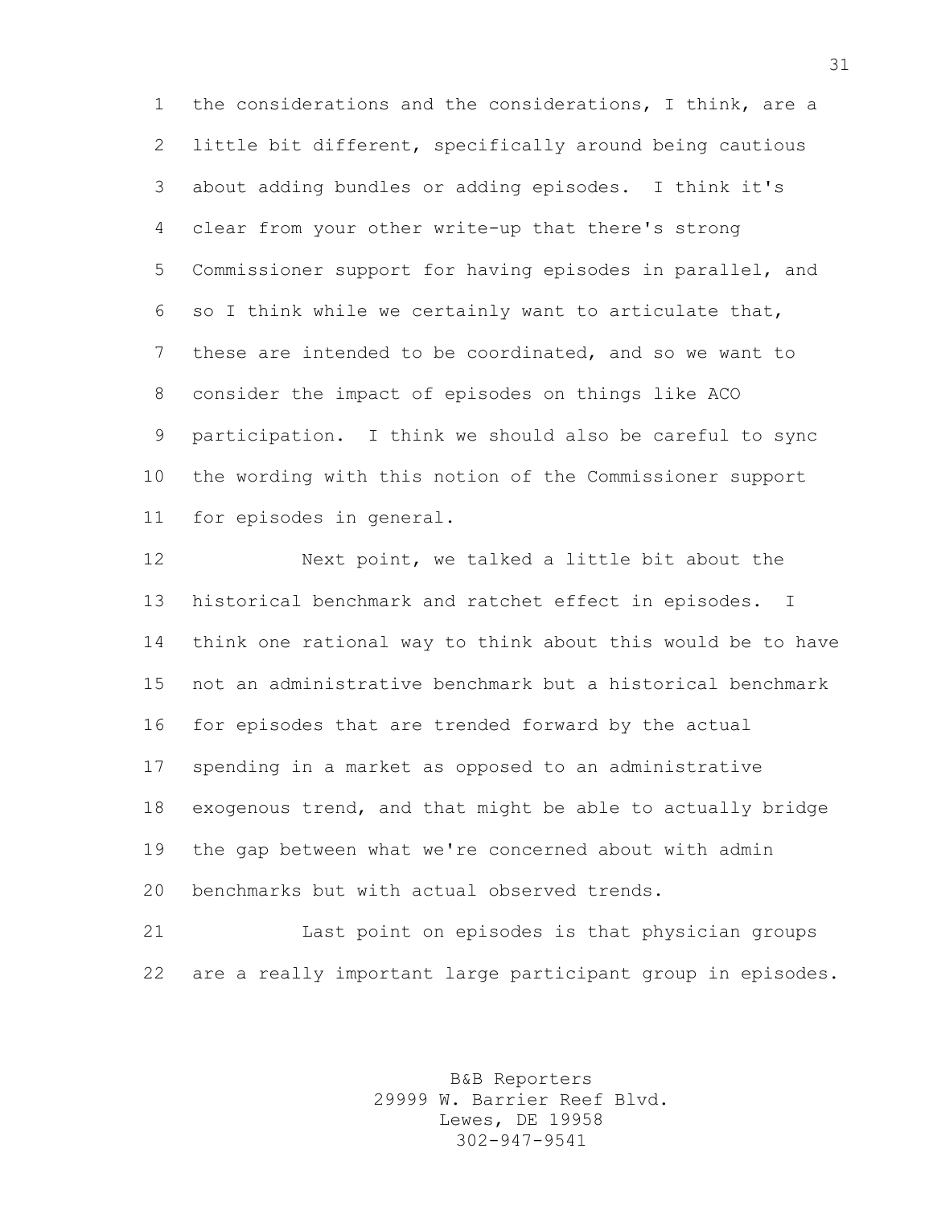the considerations and the considerations, I think, are a little bit different, specifically around being cautious about adding bundles or adding episodes. I think it's clear from your other write-up that there's strong Commissioner support for having episodes in parallel, and so I think while we certainly want to articulate that, these are intended to be coordinated, and so we want to consider the impact of episodes on things like ACO participation. I think we should also be careful to sync the wording with this notion of the Commissioner support for episodes in general.

Next point, we talked a little bit about the historical benchmark and ratchet effect in episodes. I think one rational way to think about this would be to have not an administrative benchmark but a historical benchmark for episodes that are trended forward by the actual spending in a market as opposed to an administrative exogenous trend, and that might be able to actually bridge the gap between what we're concerned about with admin benchmarks but with actual observed trends.

Last point on episodes is that physician groups are a really important large participant group in episodes.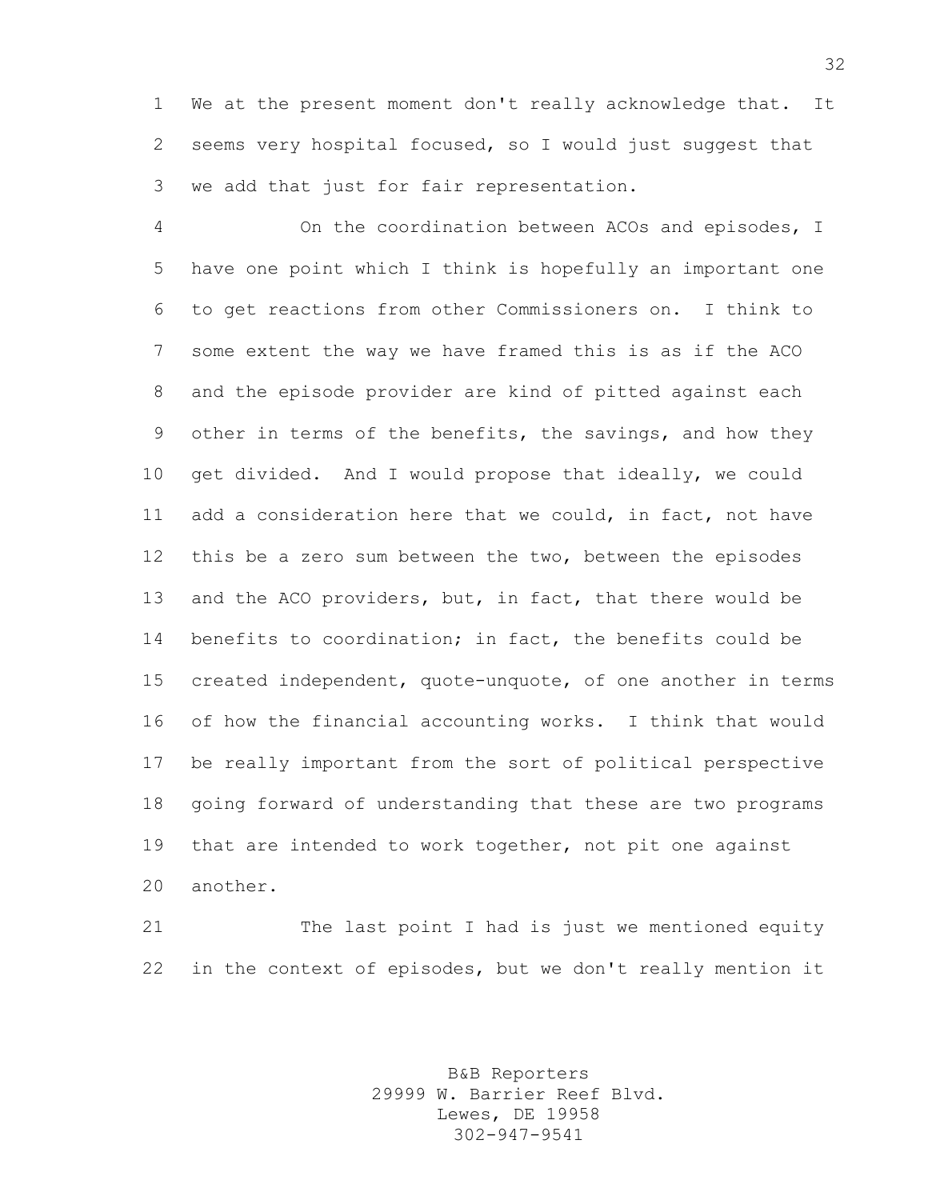We at the present moment don't really acknowledge that. It seems very hospital focused, so I would just suggest that we add that just for fair representation.

On the coordination between ACOs and episodes, I have one point which I think is hopefully an important one to get reactions from other Commissioners on. I think to some extent the way we have framed this is as if the ACO and the episode provider are kind of pitted against each other in terms of the benefits, the savings, and how they get divided. And I would propose that ideally, we could add a consideration here that we could, in fact, not have this be a zero sum between the two, between the episodes and the ACO providers, but, in fact, that there would be benefits to coordination; in fact, the benefits could be created independent, quote-unquote, of one another in terms of how the financial accounting works. I think that would be really important from the sort of political perspective going forward of understanding that these are two programs that are intended to work together, not pit one against another.

The last point I had is just we mentioned equity in the context of episodes, but we don't really mention it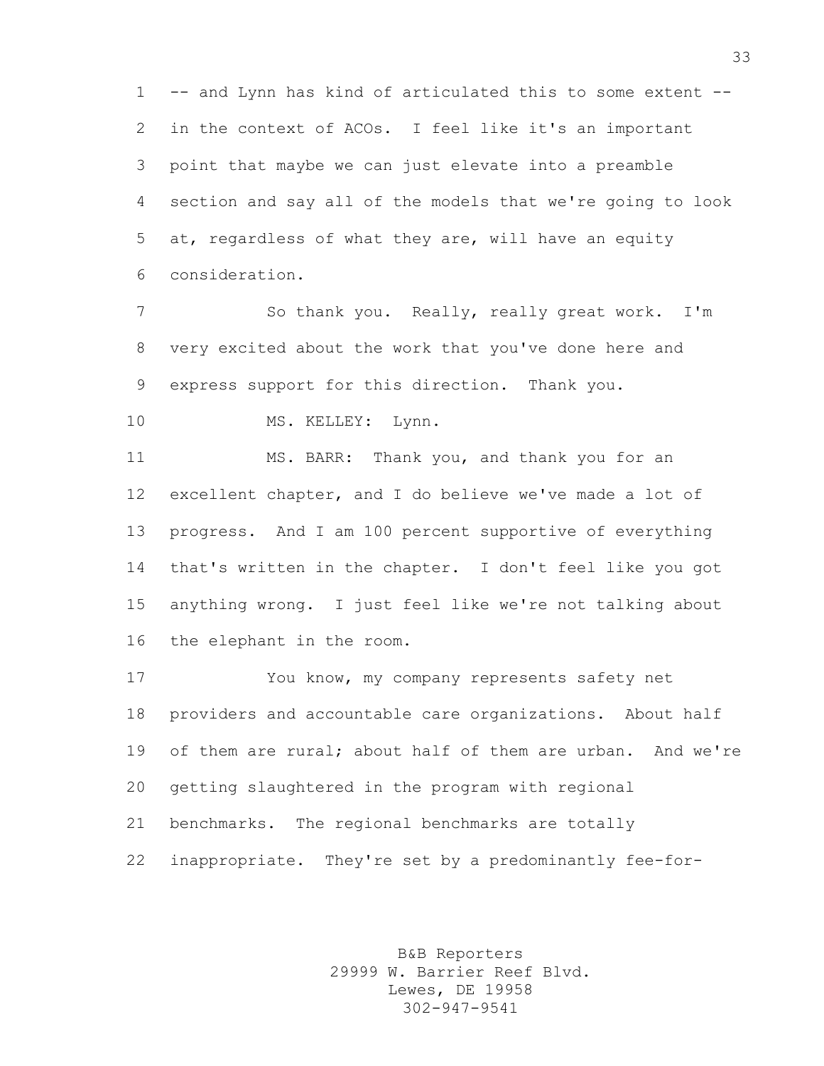-- and Lynn has kind of articulated this to some extent -- in the context of ACOs. I feel like it's an important point that maybe we can just elevate into a preamble section and say all of the models that we're going to look at, regardless of what they are, will have an equity consideration.

So thank you. Really, really great work. I'm very excited about the work that you've done here and express support for this direction. Thank you.

MS. KELLEY: Lynn.

MS. BARR: Thank you, and thank you for an excellent chapter, and I do believe we've made a lot of progress. And I am 100 percent supportive of everything that's written in the chapter. I don't feel like you got anything wrong. I just feel like we're not talking about the elephant in the room.

You know, my company represents safety net providers and accountable care organizations. About half of them are rural; about half of them are urban. And we're getting slaughtered in the program with regional benchmarks. The regional benchmarks are totally inappropriate. They're set by a predominantly fee-for-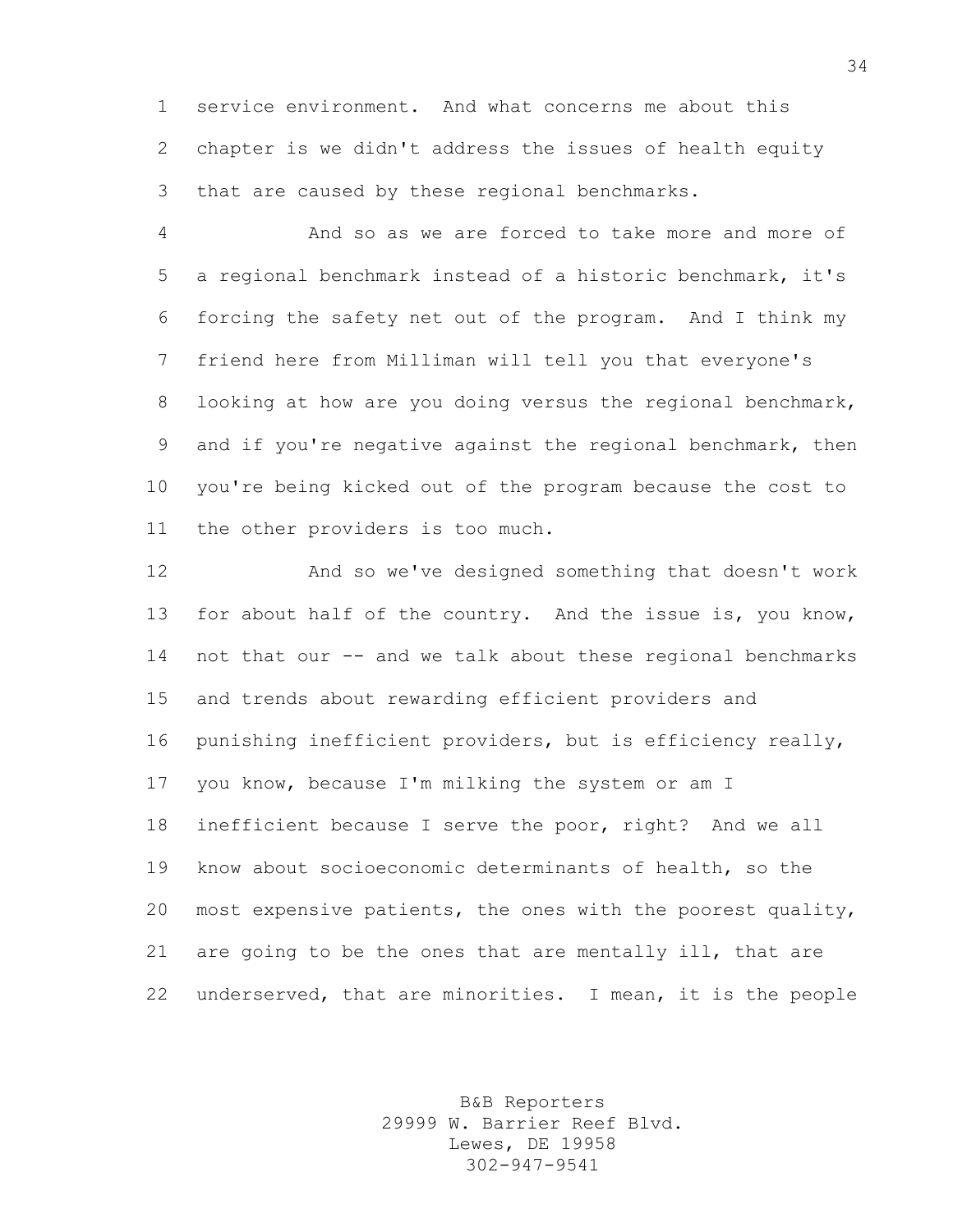service environment. And what concerns me about this chapter is we didn't address the issues of health equity that are caused by these regional benchmarks.

And so as we are forced to take more and more of a regional benchmark instead of a historic benchmark, it's forcing the safety net out of the program. And I think my friend here from Milliman will tell you that everyone's looking at how are you doing versus the regional benchmark, and if you're negative against the regional benchmark, then you're being kicked out of the program because the cost to the other providers is too much.

And so we've designed something that doesn't work for about half of the country. And the issue is, you know, not that our -- and we talk about these regional benchmarks and trends about rewarding efficient providers and punishing inefficient providers, but is efficiency really, you know, because I'm milking the system or am I inefficient because I serve the poor, right? And we all know about socioeconomic determinants of health, so the most expensive patients, the ones with the poorest quality, are going to be the ones that are mentally ill, that are underserved, that are minorities. I mean, it is the people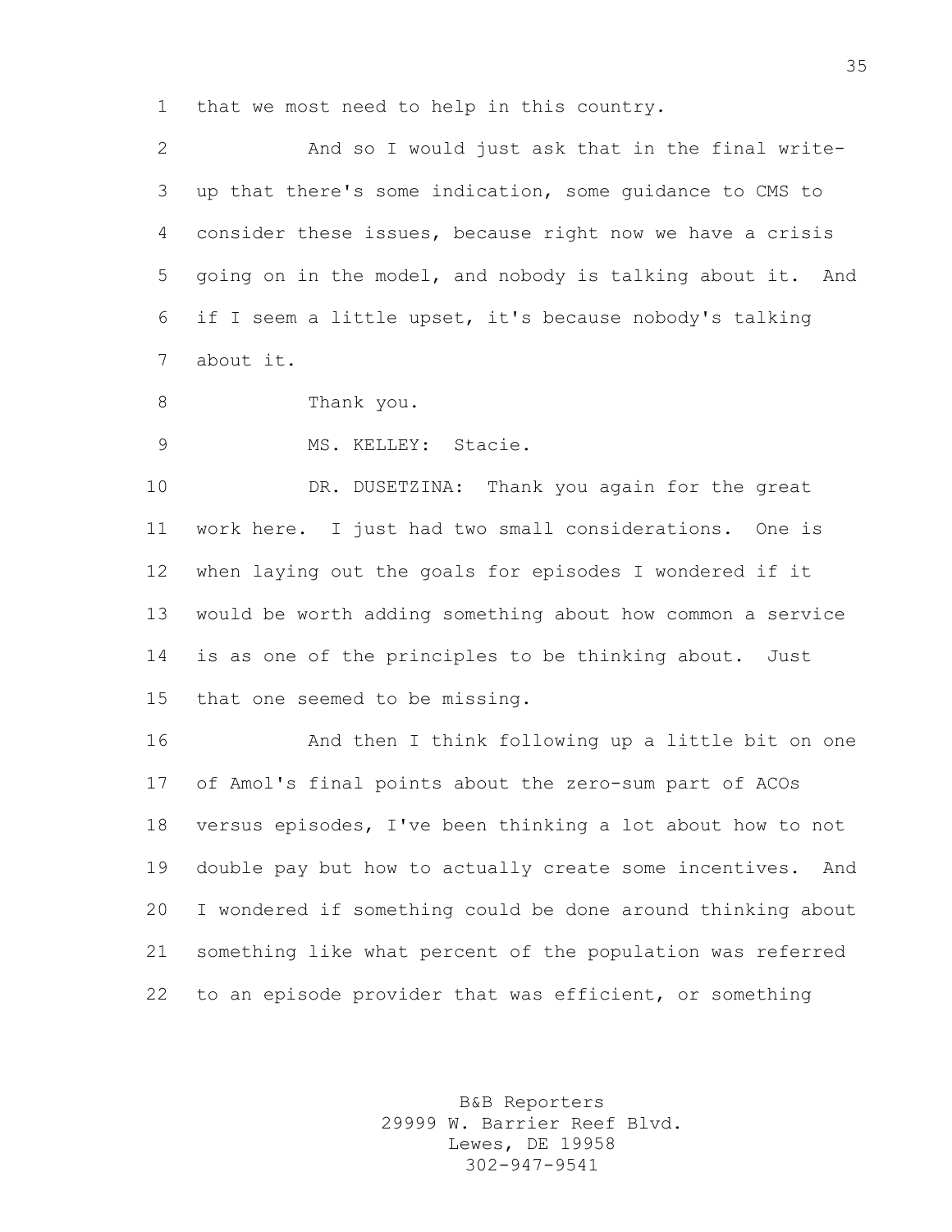that we most need to help in this country.

And so I would just ask that in the final write-up that there's some indication, some guidance to CMS to consider these issues, because right now we have a crisis going on in the model, and nobody is talking about it. And if I seem a little upset, it's because nobody's talking about it.

Thank you.

MS. KELLEY: Stacie.

DR. DUSETZINA: Thank you again for the great work here. I just had two small considerations. One is when laying out the goals for episodes I wondered if it would be worth adding something about how common a service is as one of the principles to be thinking about. Just that one seemed to be missing.

And then I think following up a little bit on one of Amol's final points about the zero-sum part of ACOs versus episodes, I've been thinking a lot about how to not double pay but how to actually create some incentives. And I wondered if something could be done around thinking about something like what percent of the population was referred to an episode provider that was efficient, or something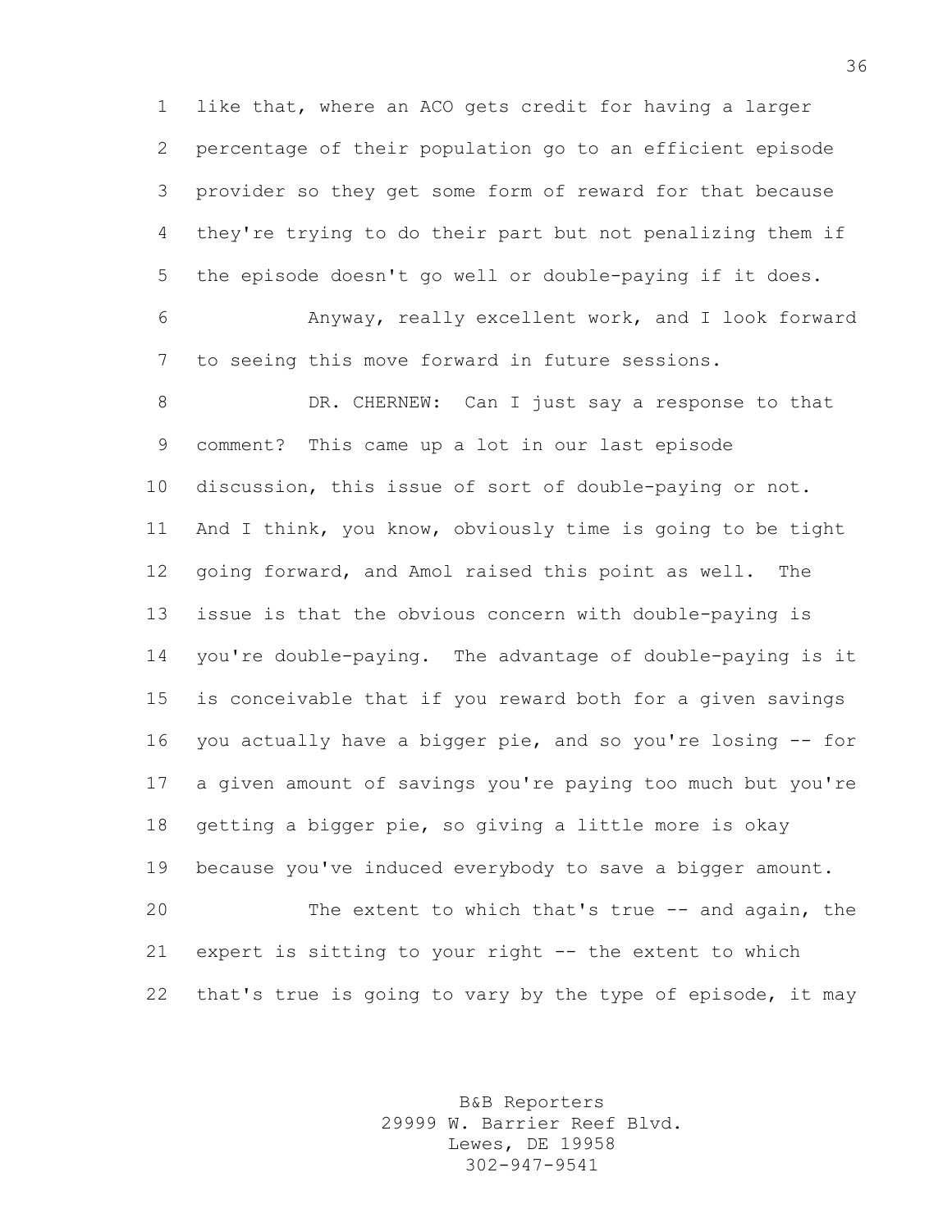like that, where an ACO gets credit for having a larger percentage of their population go to an efficient episode provider so they get some form of reward for that because they're trying to do their part but not penalizing them if the episode doesn't go well or double-paying if it does.

Anyway, really excellent work, and I look forward to seeing this move forward in future sessions.

DR. CHERNEW: Can I just say a response to that comment? This came up a lot in our last episode discussion, this issue of sort of double-paying or not. And I think, you know, obviously time is going to be tight going forward, and Amol raised this point as well. The issue is that the obvious concern with double-paying is you're double-paying. The advantage of double-paying is it is conceivable that if you reward both for a given savings you actually have a bigger pie, and so you're losing -- for a given amount of savings you're paying too much but you're getting a bigger pie, so giving a little more is okay because you've induced everybody to save a bigger amount.

The extent to which that's true -- and again, the expert is sitting to your right -- the extent to which that's true is going to vary by the type of episode, it may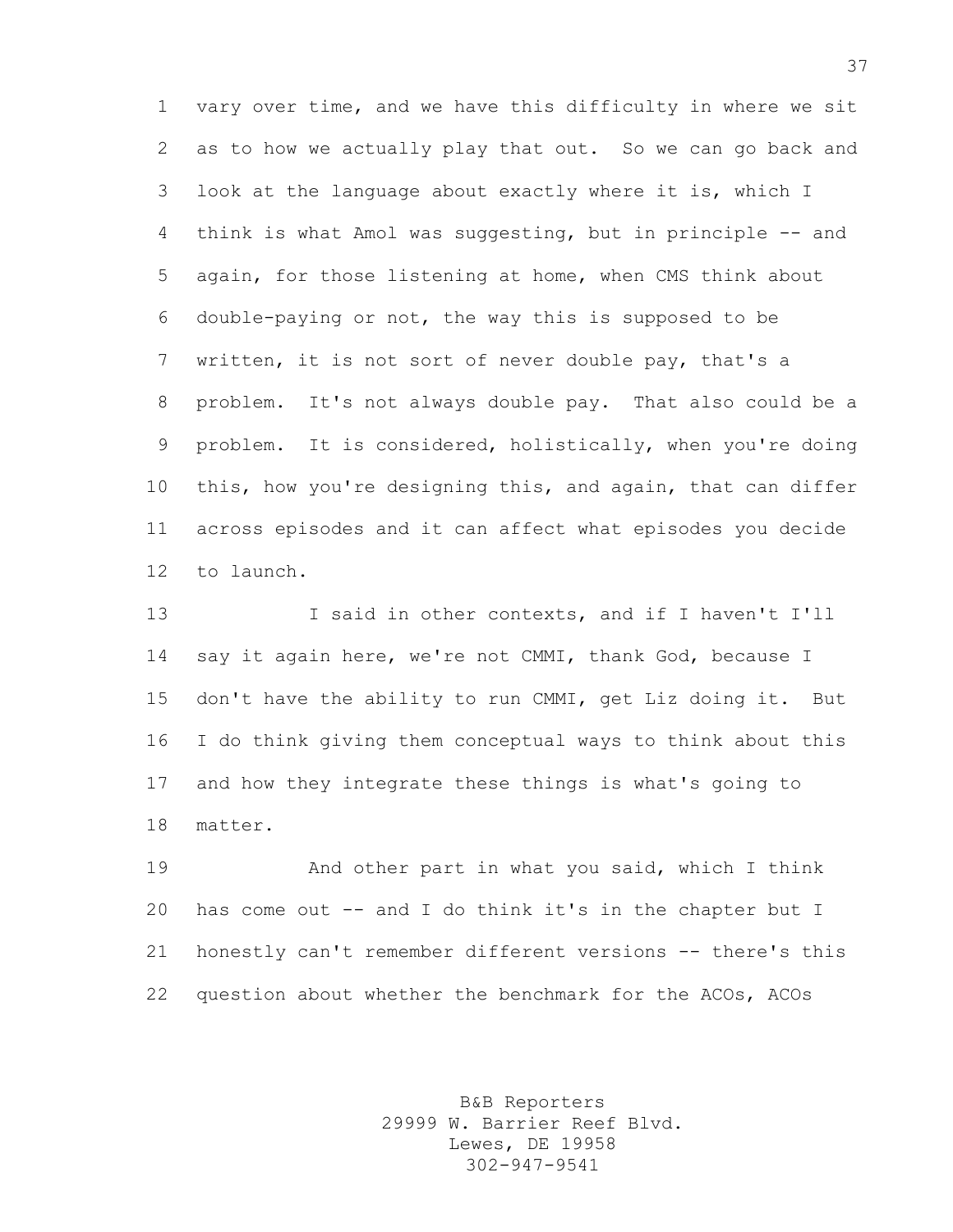vary over time, and we have this difficulty in where we sit as to how we actually play that out. So we can go back and look at the language about exactly where it is, which I think is what Amol was suggesting, but in principle -- and again, for those listening at home, when CMS think about double-paying or not, the way this is supposed to be written, it is not sort of never double pay, that's a problem. It's not always double pay. That also could be a problem. It is considered, holistically, when you're doing this, how you're designing this, and again, that can differ across episodes and it can affect what episodes you decide to launch.

I said in other contexts, and if I haven't I'll say it again here, we're not CMMI, thank God, because I don't have the ability to run CMMI, get Liz doing it. But I do think giving them conceptual ways to think about this and how they integrate these things is what's going to matter.

And other part in what you said, which I think has come out -- and I do think it's in the chapter but I honestly can't remember different versions -- there's this question about whether the benchmark for the ACOs, ACOs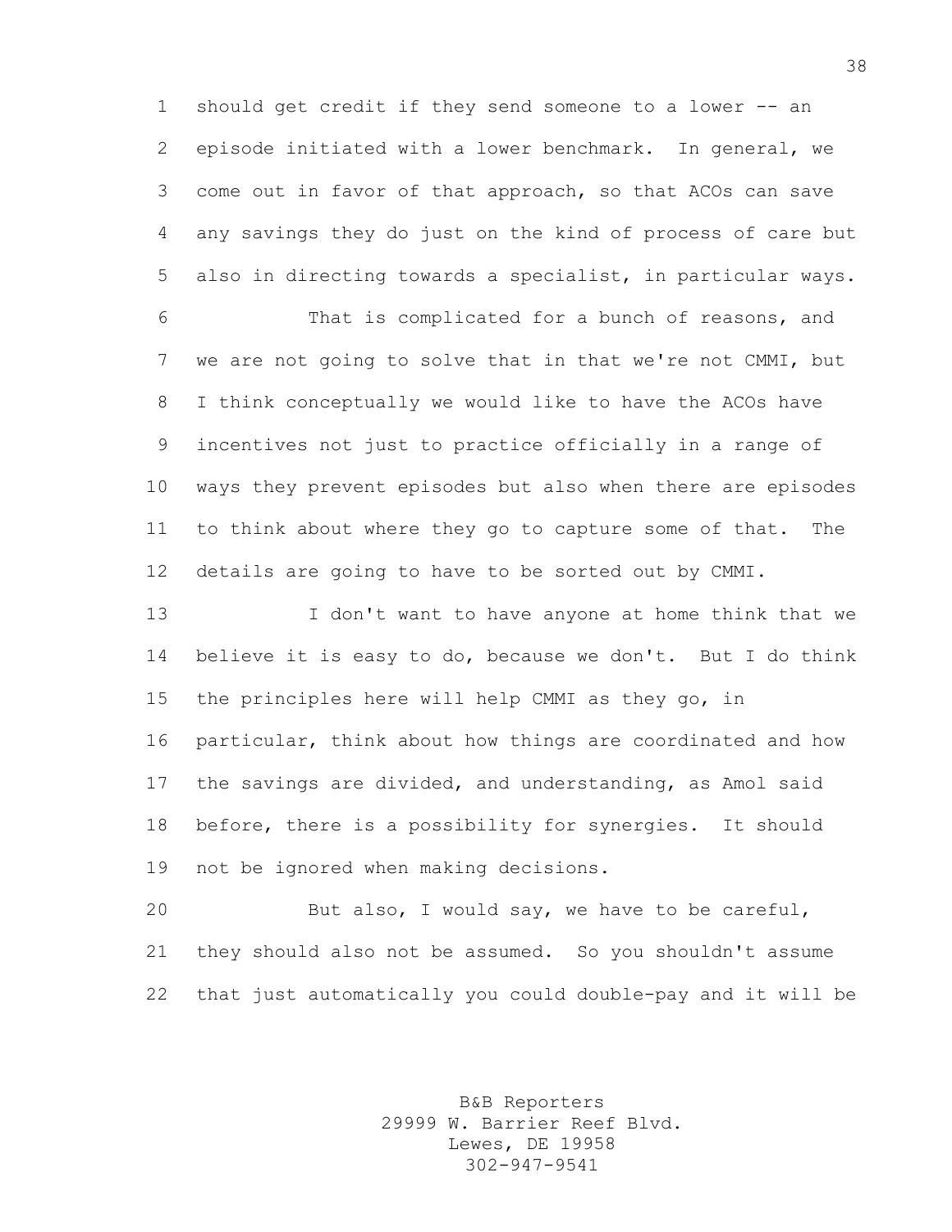should get credit if they send someone to a lower -- an episode initiated with a lower benchmark. In general, we come out in favor of that approach, so that ACOs can save any savings they do just on the kind of process of care but also in directing towards a specialist, in particular ways.

That is complicated for a bunch of reasons, and we are not going to solve that in that we're not CMMI, but I think conceptually we would like to have the ACOs have incentives not just to practice officially in a range of ways they prevent episodes but also when there are episodes to think about where they go to capture some of that. The details are going to have to be sorted out by CMMI.

I don't want to have anyone at home think that we believe it is easy to do, because we don't. But I do think the principles here will help CMMI as they go, in particular, think about how things are coordinated and how the savings are divided, and understanding, as Amol said before, there is a possibility for synergies. It should not be ignored when making decisions.

But also, I would say, we have to be careful, they should also not be assumed. So you shouldn't assume that just automatically you could double-pay and it will be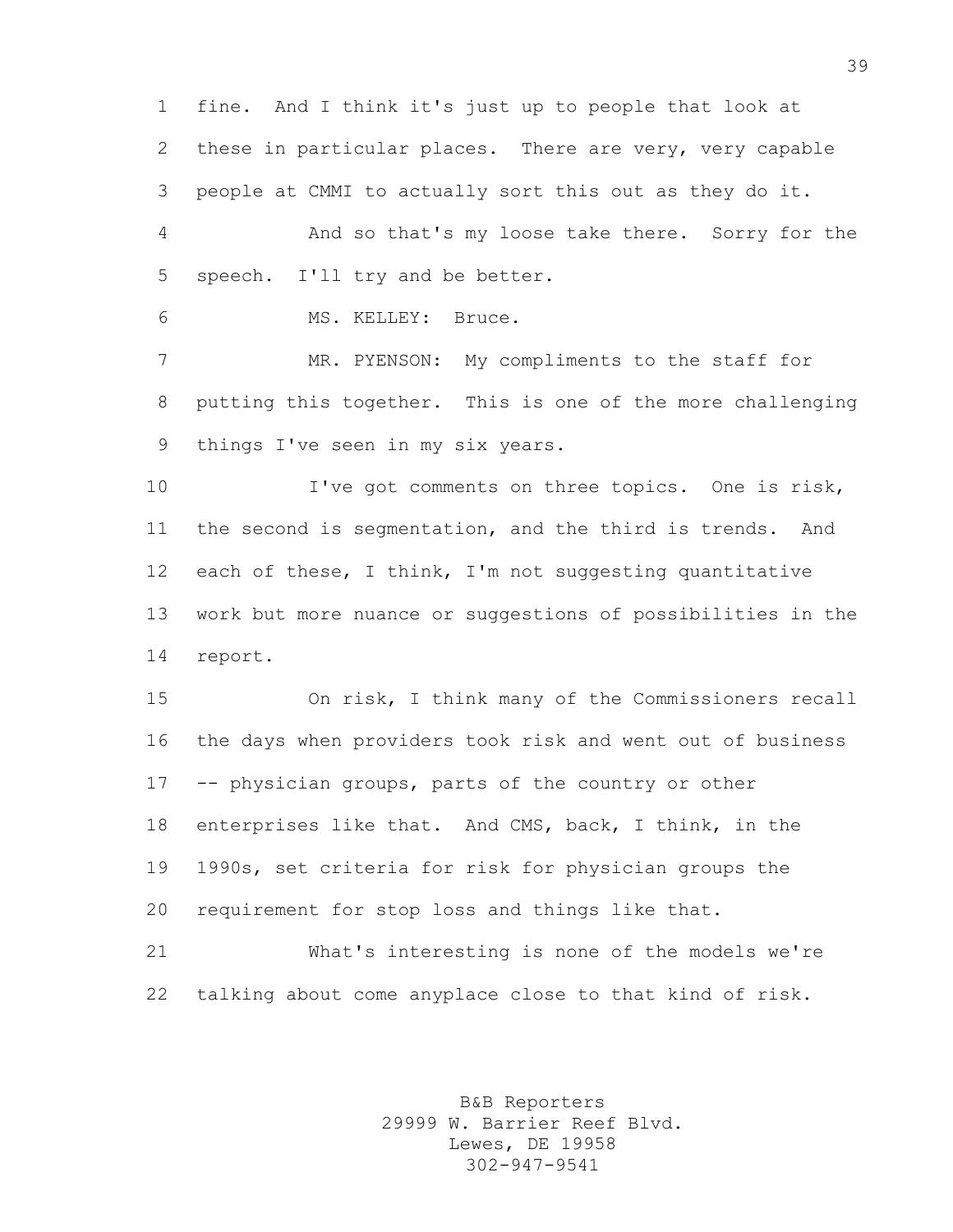fine. And I think it's just up to people that look at these in particular places. There are very, very capable people at CMMI to actually sort this out as they do it.

And so that's my loose take there. Sorry for the speech. I'll try and be better.

MS. KELLEY: Bruce.

MR. PYENSON: My compliments to the staff for putting this together. This is one of the more challenging things I've seen in my six years.

I've got comments on three topics. One is risk, the second is segmentation, and the third is trends. And each of these, I think, I'm not suggesting quantitative work but more nuance or suggestions of possibilities in the report.

On risk, I think many of the Commissioners recall the days when providers took risk and went out of business -- physician groups, parts of the country or other enterprises like that. And CMS, back, I think, in the 1990s, set criteria for risk for physician groups the requirement for stop loss and things like that.

What's interesting is none of the models we're talking about come anyplace close to that kind of risk.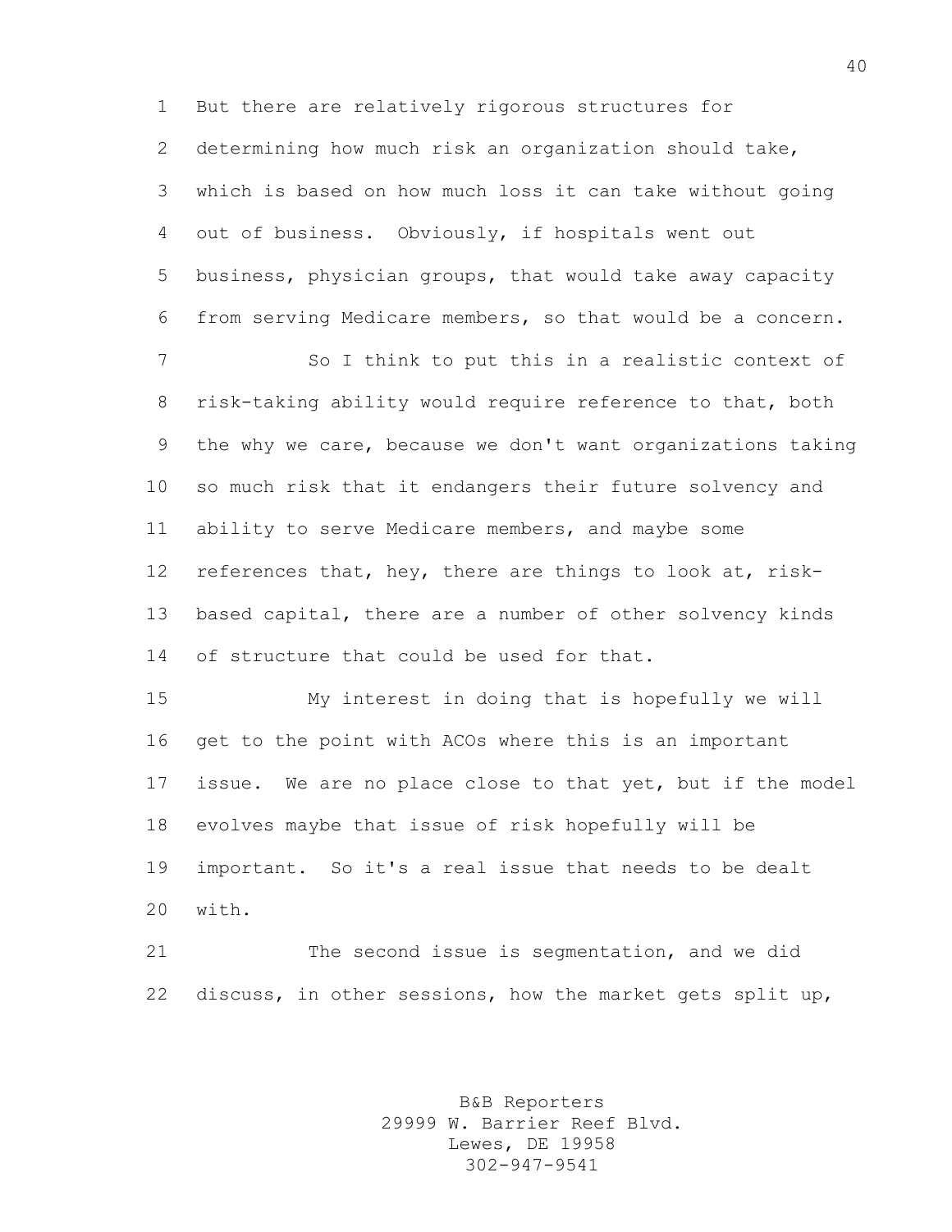But there are relatively rigorous structures for determining how much risk an organization should take, which is based on how much loss it can take without going out of business. Obviously, if hospitals went out business, physician groups, that would take away capacity from serving Medicare members, so that would be a concern.

So I think to put this in a realistic context of risk-taking ability would require reference to that, both the why we care, because we don't want organizations taking so much risk that it endangers their future solvency and ability to serve Medicare members, and maybe some references that, hey, there are things to look at, risk-based capital, there are a number of other solvency kinds of structure that could be used for that.

My interest in doing that is hopefully we will get to the point with ACOs where this is an important issue. We are no place close to that yet, but if the model evolves maybe that issue of risk hopefully will be important. So it's a real issue that needs to be dealt with.

The second issue is segmentation, and we did discuss, in other sessions, how the market gets split up,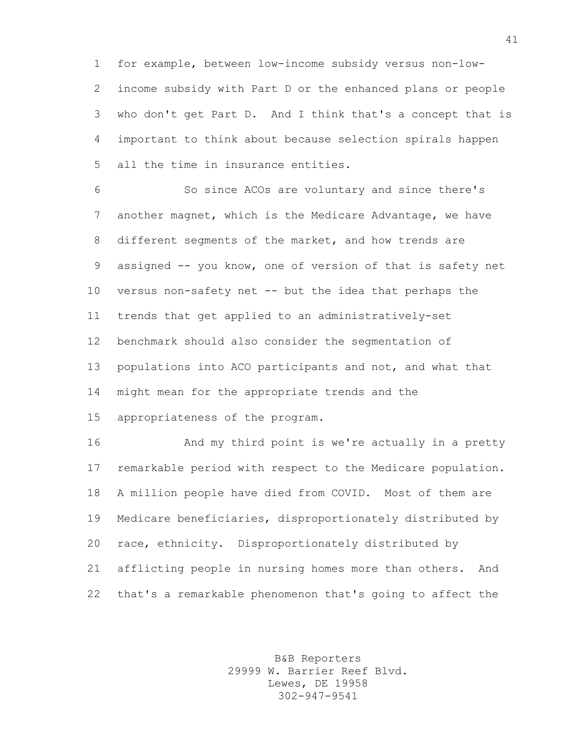for example, between low-income subsidy versus non-low-income subsidy with Part D or the enhanced plans or people who don't get Part D. And I think that's a concept that is important to think about because selection spirals happen all the time in insurance entities.

So since ACOs are voluntary and since there's another magnet, which is the Medicare Advantage, we have different segments of the market, and how trends are assigned -- you know, one of version of that is safety net versus non-safety net -- but the idea that perhaps the trends that get applied to an administratively-set benchmark should also consider the segmentation of populations into ACO participants and not, and what that might mean for the appropriate trends and the appropriateness of the program.

And my third point is we're actually in a pretty remarkable period with respect to the Medicare population. A million people have died from COVID. Most of them are Medicare beneficiaries, disproportionately distributed by race, ethnicity. Disproportionately distributed by afflicting people in nursing homes more than others. And that's a remarkable phenomenon that's going to affect the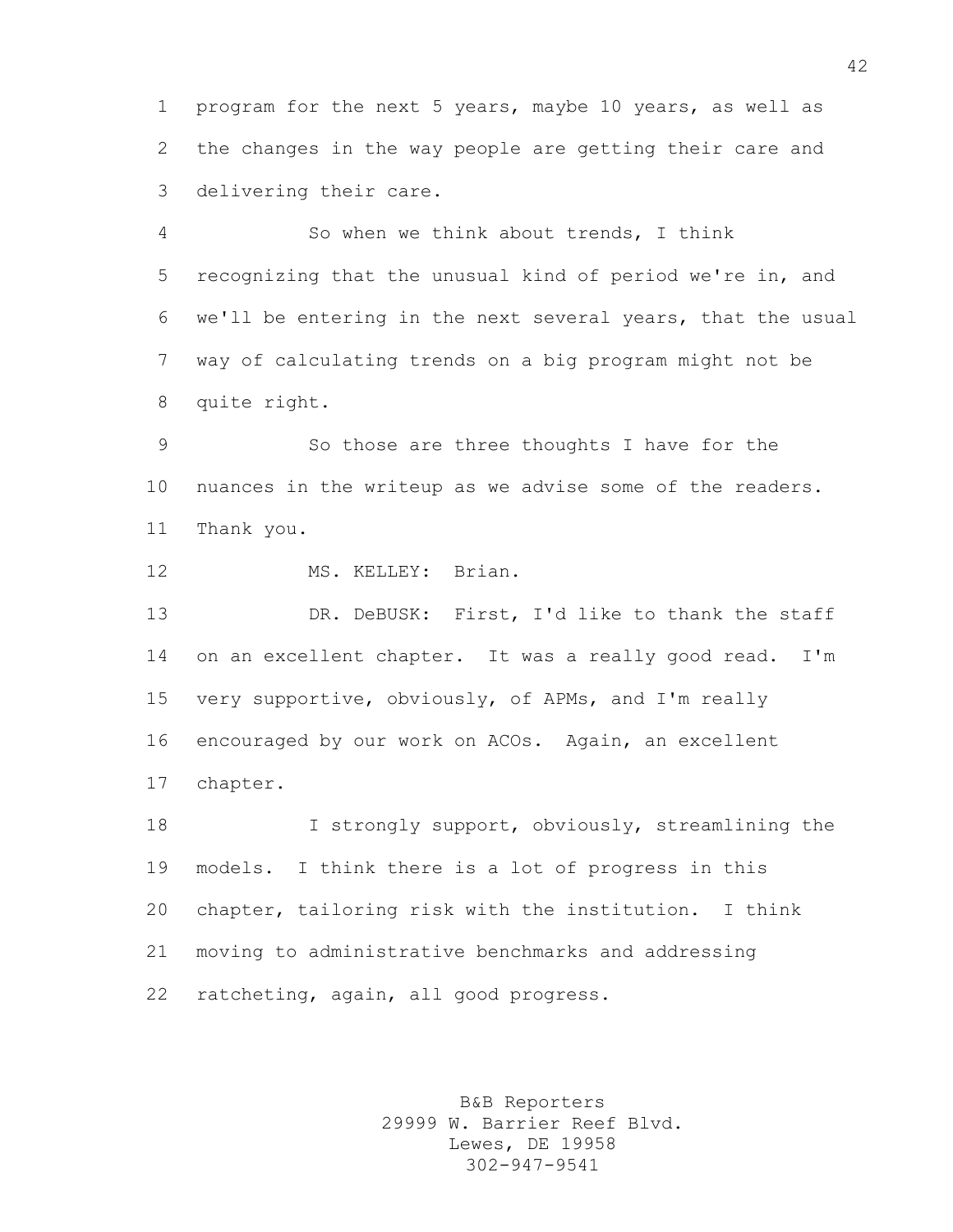program for the next 5 years, maybe 10 years, as well as the changes in the way people are getting their care and delivering their care.

So when we think about trends, I think recognizing that the unusual kind of period we're in, and we'll be entering in the next several years, that the usual way of calculating trends on a big program might not be quite right.

So those are three thoughts I have for the nuances in the writeup as we advise some of the readers. Thank you.

MS. KELLEY: Brian.

DR. DeBUSK: First, I'd like to thank the staff on an excellent chapter. It was a really good read. I'm very supportive, obviously, of APMs, and I'm really encouraged by our work on ACOs. Again, an excellent chapter.

I strongly support, obviously, streamlining the models. I think there is a lot of progress in this chapter, tailoring risk with the institution. I think moving to administrative benchmarks and addressing ratcheting, again, all good progress.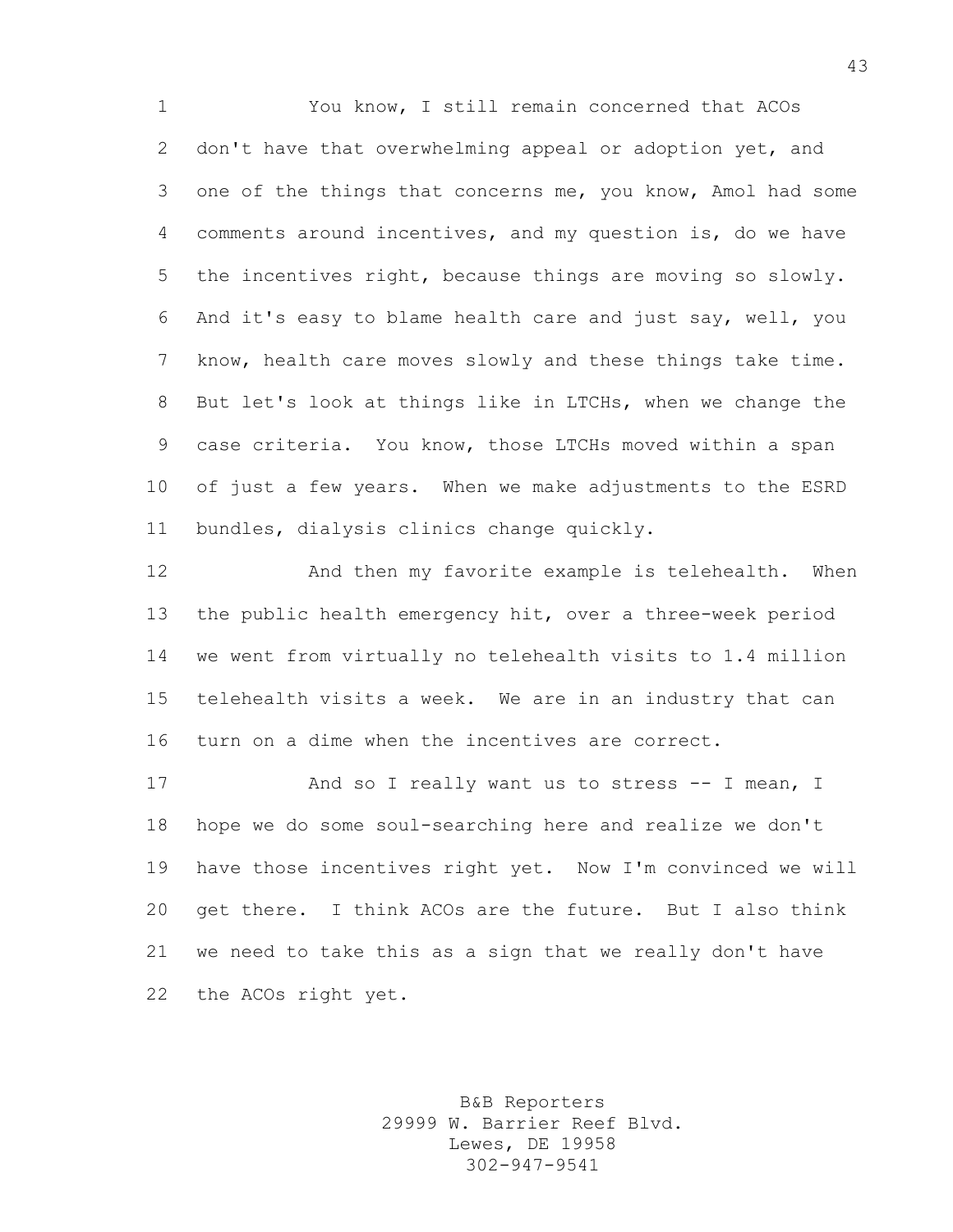You know, I still remain concerned that ACOs don't have that overwhelming appeal or adoption yet, and one of the things that concerns me, you know, Amol had some comments around incentives, and my question is, do we have the incentives right, because things are moving so slowly. And it's easy to blame health care and just say, well, you know, health care moves slowly and these things take time. But let's look at things like in LTCHs, when we change the case criteria. You know, those LTCHs moved within a span of just a few years. When we make adjustments to the ESRD bundles, dialysis clinics change quickly.

And then my favorite example is telehealth. When the public health emergency hit, over a three-week period we went from virtually no telehealth visits to 1.4 million telehealth visits a week. We are in an industry that can turn on a dime when the incentives are correct.

And so I really want us to stress -- I mean, I hope we do some soul-searching here and realize we don't have those incentives right yet. Now I'm convinced we will get there. I think ACOs are the future. But I also think we need to take this as a sign that we really don't have the ACOs right yet.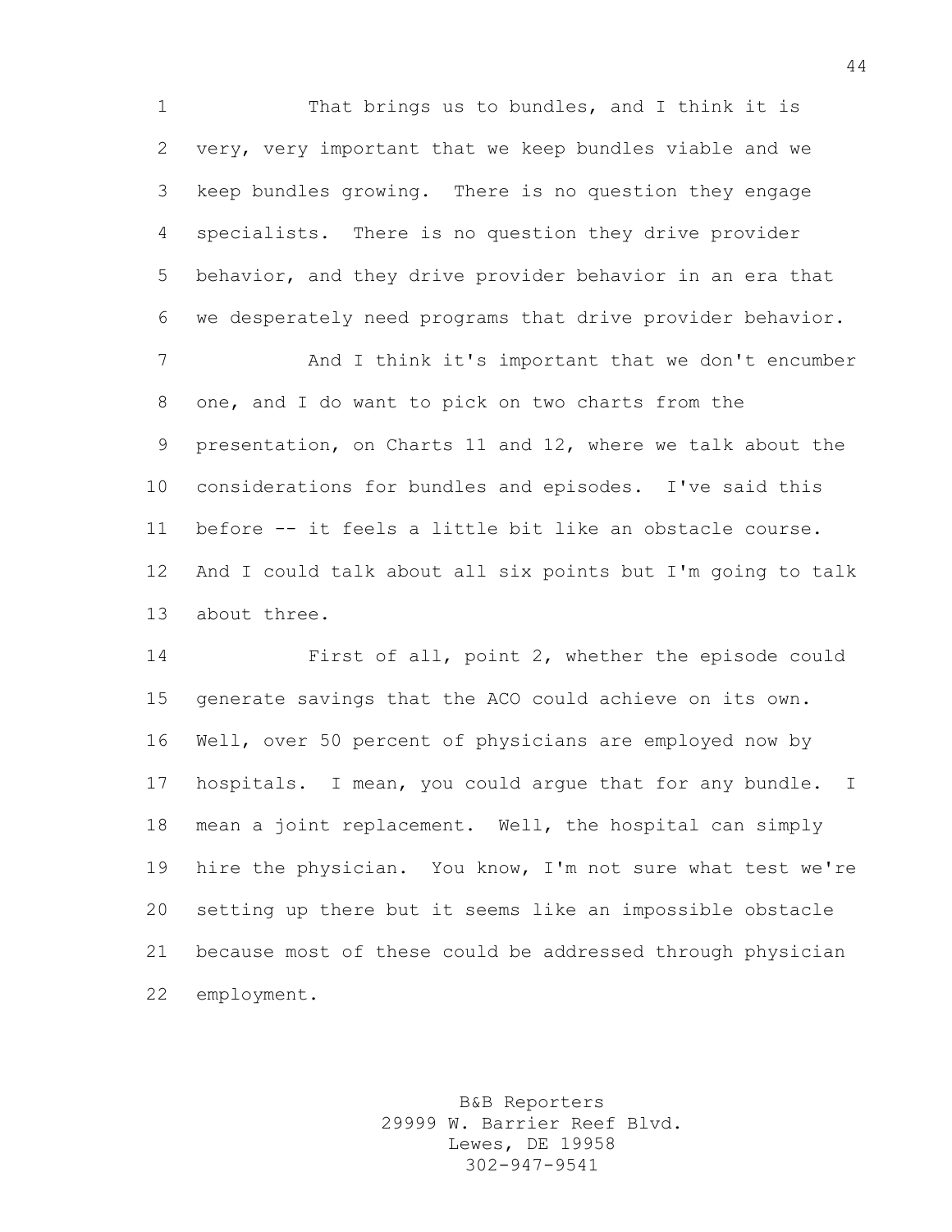That brings us to bundles, and I think it is very, very important that we keep bundles viable and we keep bundles growing. There is no question they engage specialists. There is no question they drive provider behavior, and they drive provider behavior in an era that we desperately need programs that drive provider behavior.

And I think it's important that we don't encumber one, and I do want to pick on two charts from the presentation, on Charts 11 and 12, where we talk about the considerations for bundles and episodes. I've said this before -- it feels a little bit like an obstacle course. And I could talk about all six points but I'm going to talk about three.

First of all, point 2, whether the episode could generate savings that the ACO could achieve on its own. Well, over 50 percent of physicians are employed now by hospitals. I mean, you could argue that for any bundle. I mean a joint replacement. Well, the hospital can simply hire the physician. You know, I'm not sure what test we're setting up there but it seems like an impossible obstacle because most of these could be addressed through physician employment.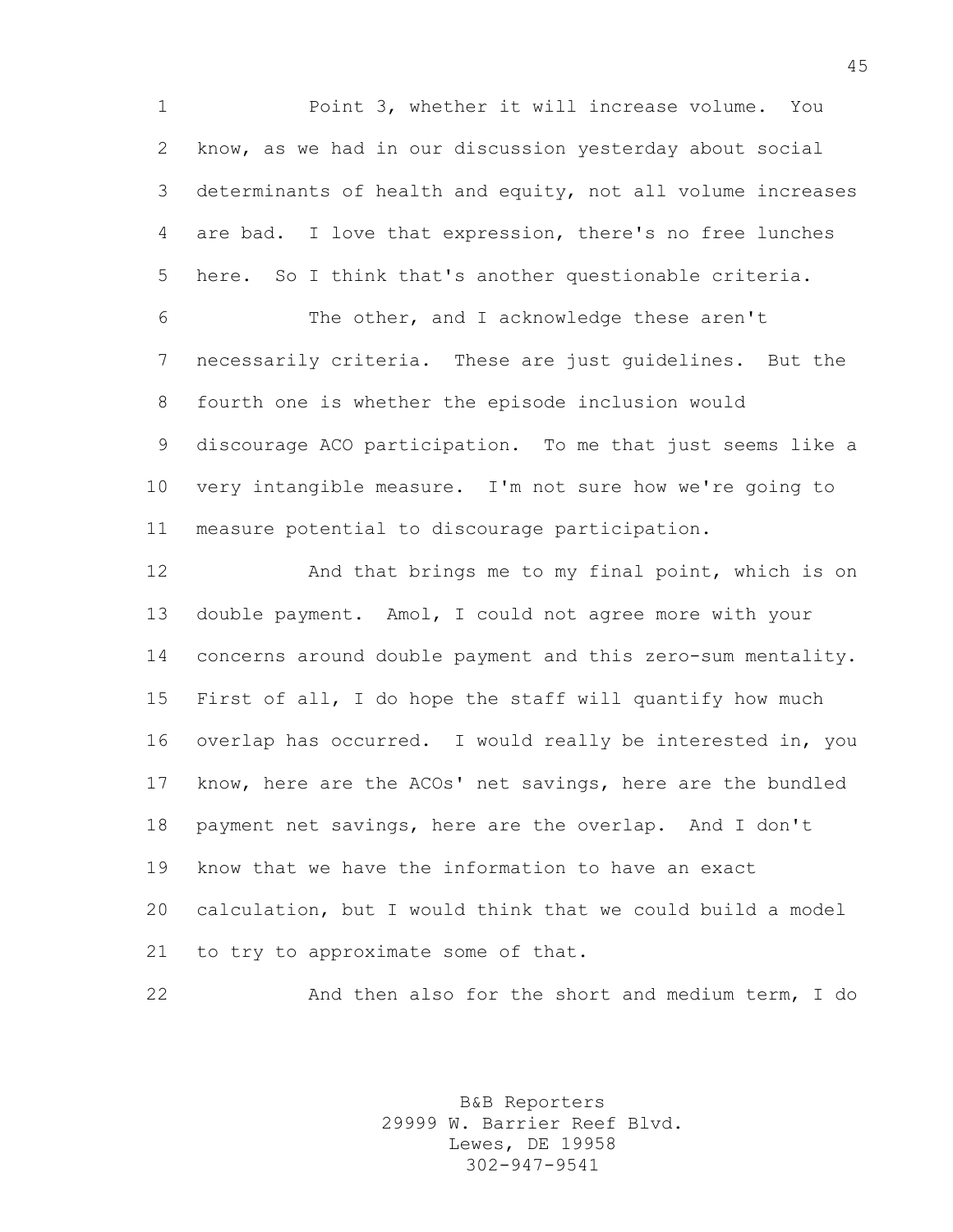Point 3, whether it will increase volume. You know, as we had in our discussion yesterday about social determinants of health and equity, not all volume increases are bad. I love that expression, there's no free lunches here. So I think that's another questionable criteria.

The other, and I acknowledge these aren't necessarily criteria. These are just guidelines. But the fourth one is whether the episode inclusion would discourage ACO participation. To me that just seems like a very intangible measure. I'm not sure how we're going to measure potential to discourage participation.

And that brings me to my final point, which is on double payment. Amol, I could not agree more with your concerns around double payment and this zero-sum mentality. First of all, I do hope the staff will quantify how much overlap has occurred. I would really be interested in, you know, here are the ACOs' net savings, here are the bundled payment net savings, here are the overlap. And I don't know that we have the information to have an exact calculation, but I would think that we could build a model to try to approximate some of that.

And then also for the short and medium term, I do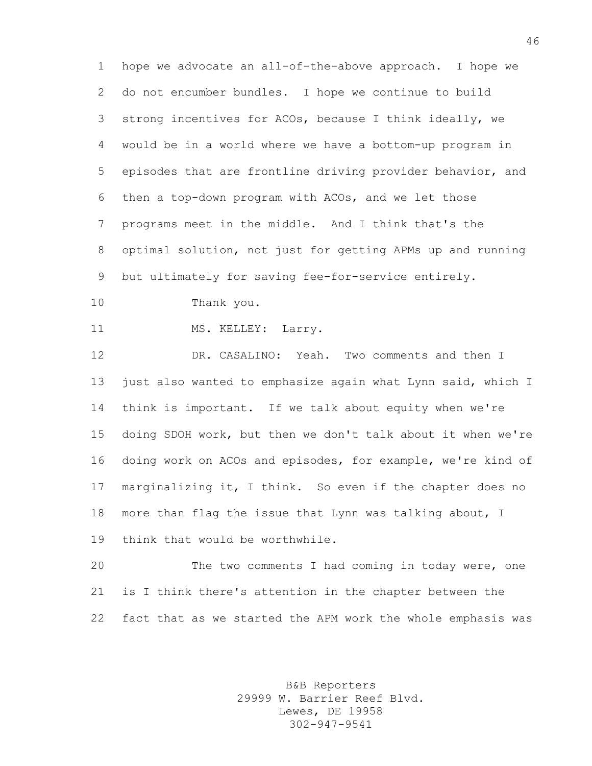hope we advocate an all-of-the-above approach. I hope we do not encumber bundles. I hope we continue to build strong incentives for ACOs, because I think ideally, we would be in a world where we have a bottom-up program in episodes that are frontline driving provider behavior, and then a top-down program with ACOs, and we let those programs meet in the middle. And I think that's the optimal solution, not just for getting APMs up and running but ultimately for saving fee-for-service entirely.

Thank you.

MS. KELLEY: Larry.

DR. CASALINO: Yeah. Two comments and then I just also wanted to emphasize again what Lynn said, which I think is important. If we talk about equity when we're doing SDOH work, but then we don't talk about it when we're doing work on ACOs and episodes, for example, we're kind of marginalizing it, I think. So even if the chapter does no more than flag the issue that Lynn was talking about, I think that would be worthwhile.

The two comments I had coming in today were, one is I think there's attention in the chapter between the fact that as we started the APM work the whole emphasis was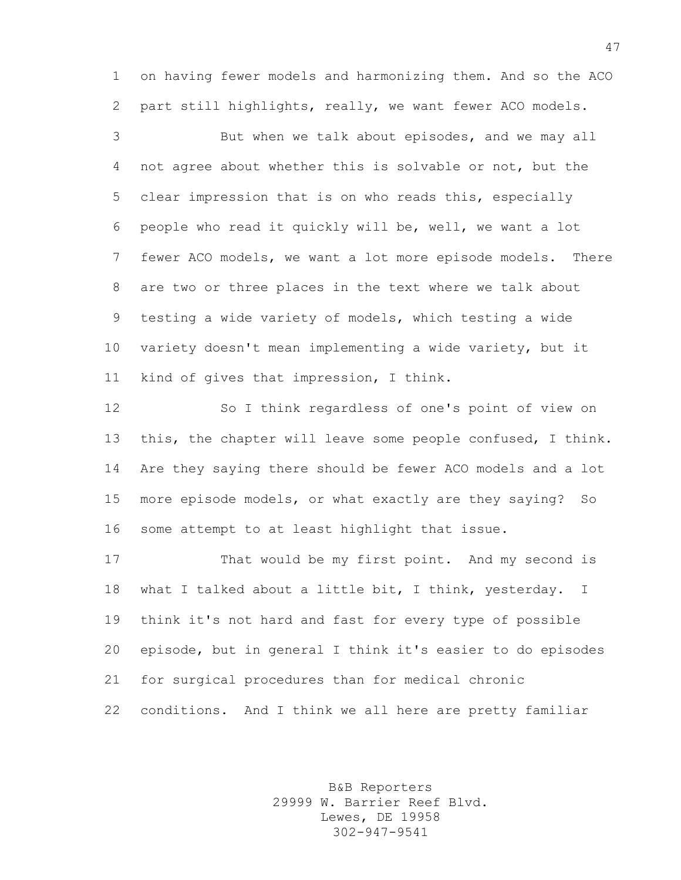on having fewer models and harmonizing them. And so the ACO part still highlights, really, we want fewer ACO models.

But when we talk about episodes, and we may all not agree about whether this is solvable or not, but the clear impression that is on who reads this, especially people who read it quickly will be, well, we want a lot fewer ACO models, we want a lot more episode models. There are two or three places in the text where we talk about testing a wide variety of models, which testing a wide variety doesn't mean implementing a wide variety, but it kind of gives that impression, I think.

So I think regardless of one's point of view on this, the chapter will leave some people confused, I think. Are they saying there should be fewer ACO models and a lot more episode models, or what exactly are they saying? So some attempt to at least highlight that issue.

That would be my first point. And my second is what I talked about a little bit, I think, yesterday. I think it's not hard and fast for every type of possible episode, but in general I think it's easier to do episodes for surgical procedures than for medical chronic conditions. And I think we all here are pretty familiar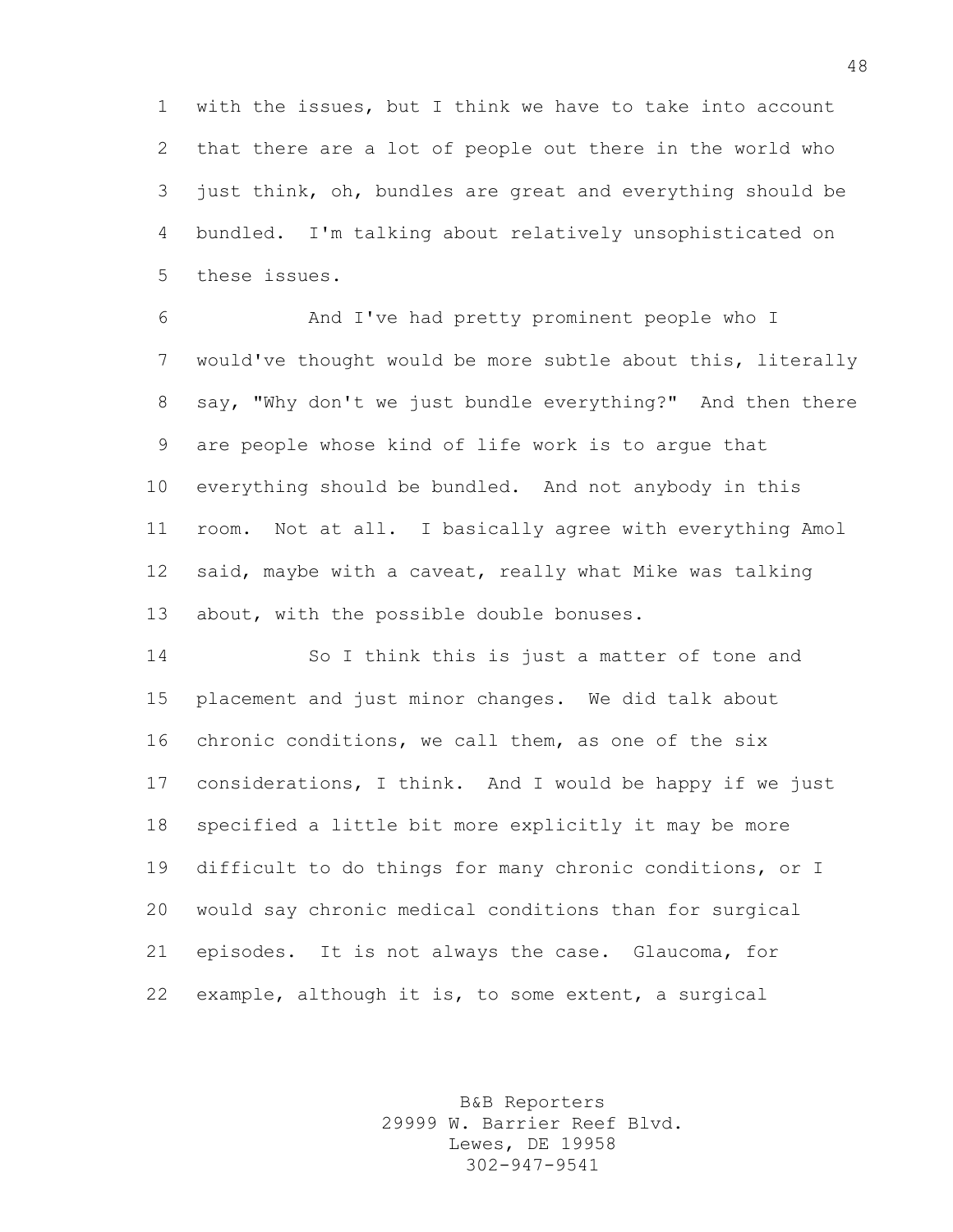with the issues, but I think we have to take into account that there are a lot of people out there in the world who just think, oh, bundles are great and everything should be bundled. I'm talking about relatively unsophisticated on these issues.

And I've had pretty prominent people who I would've thought would be more subtle about this, literally say, "Why don't we just bundle everything?" And then there are people whose kind of life work is to argue that everything should be bundled. And not anybody in this room. Not at all. I basically agree with everything Amol said, maybe with a caveat, really what Mike was talking about, with the possible double bonuses.

So I think this is just a matter of tone and placement and just minor changes. We did talk about chronic conditions, we call them, as one of the six considerations, I think. And I would be happy if we just specified a little bit more explicitly it may be more difficult to do things for many chronic conditions, or I would say chronic medical conditions than for surgical episodes. It is not always the case. Glaucoma, for example, although it is, to some extent, a surgical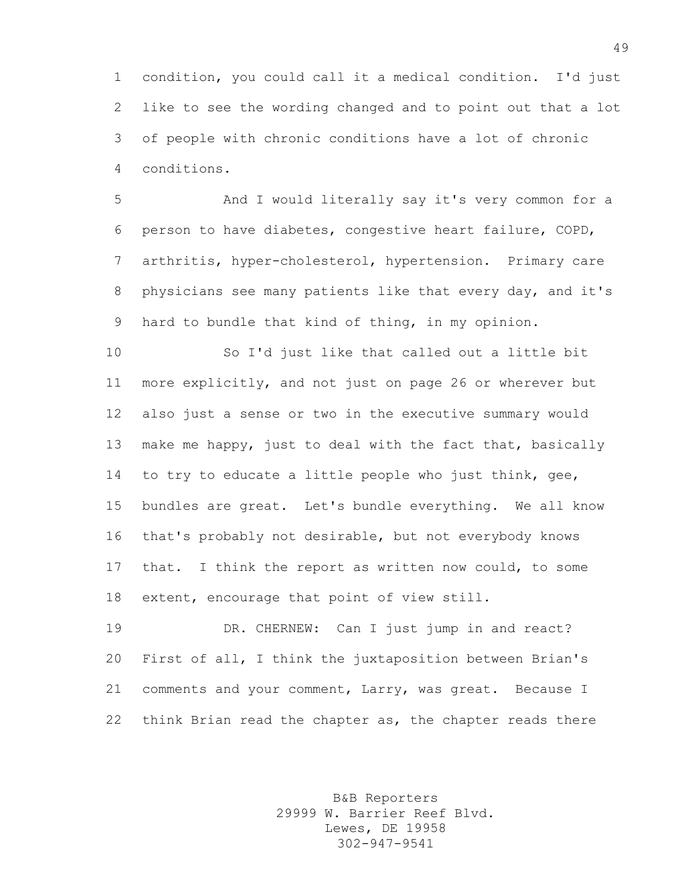condition, you could call it a medical condition. I'd just like to see the wording changed and to point out that a lot of people with chronic conditions have a lot of chronic conditions.

And I would literally say it's very common for a person to have diabetes, congestive heart failure, COPD, arthritis, hyper-cholesterol, hypertension. Primary care physicians see many patients like that every day, and it's hard to bundle that kind of thing, in my opinion.

So I'd just like that called out a little bit more explicitly, and not just on page 26 or wherever but also just a sense or two in the executive summary would make me happy, just to deal with the fact that, basically to try to educate a little people who just think, gee, bundles are great. Let's bundle everything. We all know that's probably not desirable, but not everybody knows that. I think the report as written now could, to some extent, encourage that point of view still.

DR. CHERNEW: Can I just jump in and react? First of all, I think the juxtaposition between Brian's comments and your comment, Larry, was great. Because I think Brian read the chapter as, the chapter reads there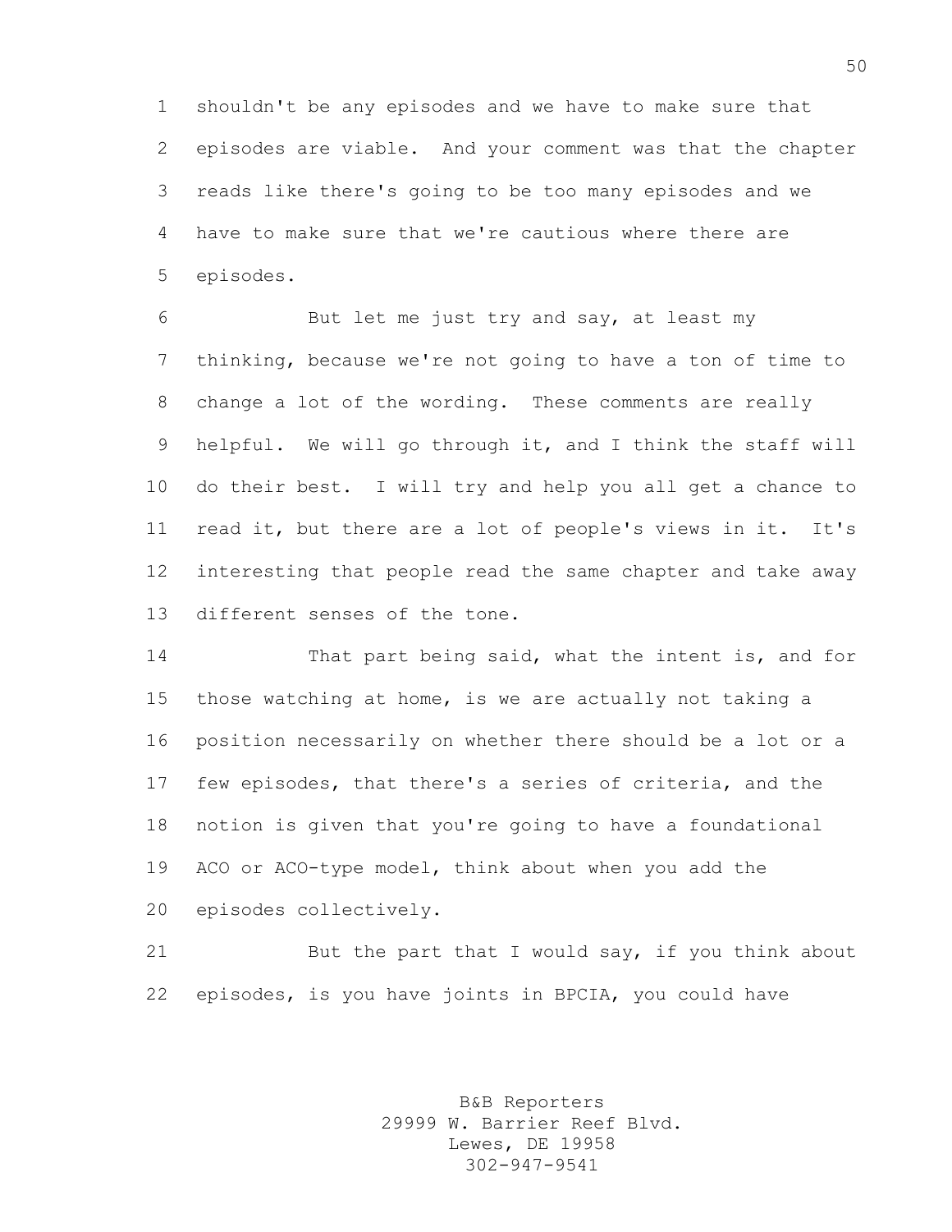shouldn't be any episodes and we have to make sure that episodes are viable. And your comment was that the chapter reads like there's going to be too many episodes and we have to make sure that we're cautious where there are episodes.

But let me just try and say, at least my thinking, because we're not going to have a ton of time to change a lot of the wording. These comments are really helpful. We will go through it, and I think the staff will do their best. I will try and help you all get a chance to read it, but there are a lot of people's views in it. It's interesting that people read the same chapter and take away different senses of the tone.

That part being said, what the intent is, and for those watching at home, is we are actually not taking a position necessarily on whether there should be a lot or a few episodes, that there's a series of criteria, and the notion is given that you're going to have a foundational ACO or ACO-type model, think about when you add the episodes collectively.

But the part that I would say, if you think about episodes, is you have joints in BPCIA, you could have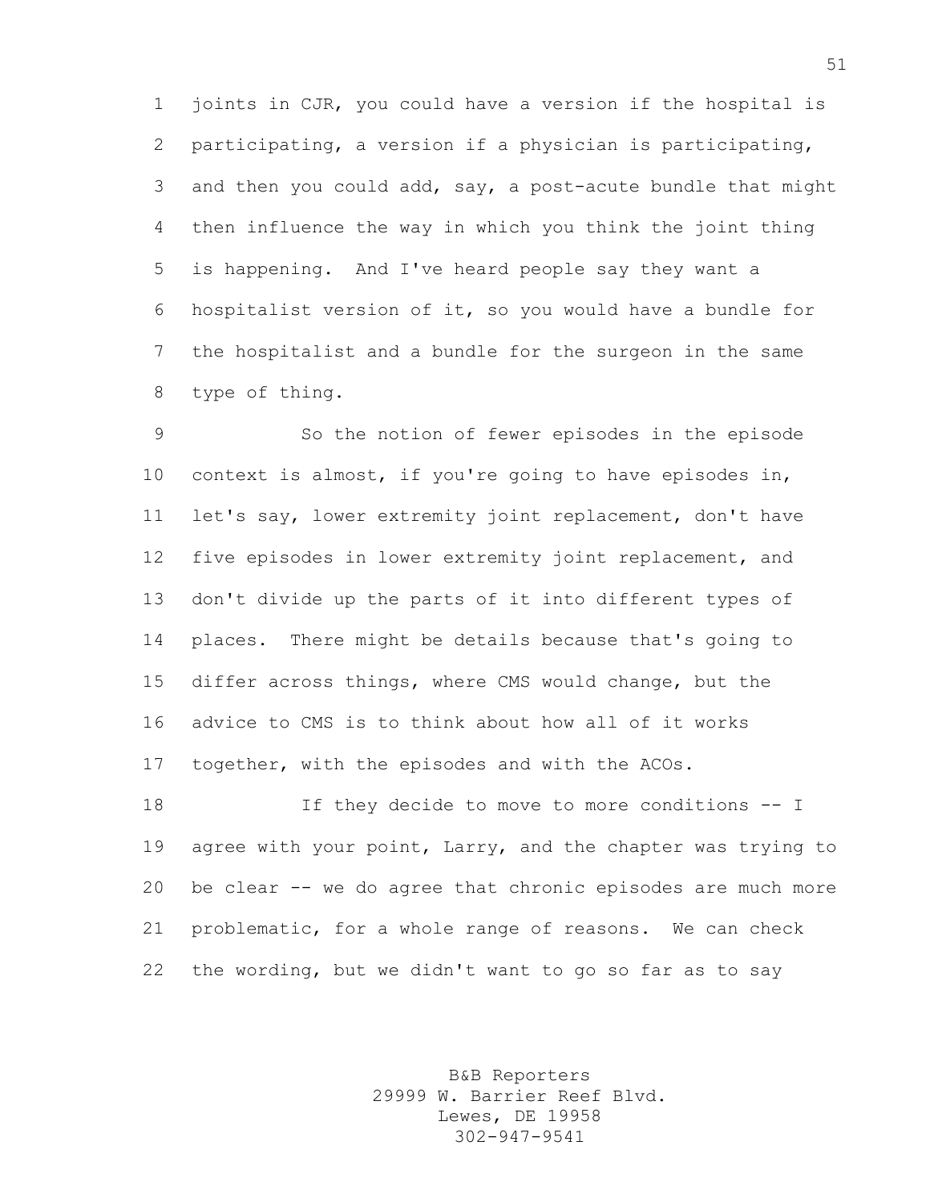joints in CJR, you could have a version if the hospital is participating, a version if a physician is participating, and then you could add, say, a post-acute bundle that might then influence the way in which you think the joint thing is happening. And I've heard people say they want a hospitalist version of it, so you would have a bundle for the hospitalist and a bundle for the surgeon in the same type of thing.

So the notion of fewer episodes in the episode context is almost, if you're going to have episodes in, let's say, lower extremity joint replacement, don't have five episodes in lower extremity joint replacement, and don't divide up the parts of it into different types of places. There might be details because that's going to differ across things, where CMS would change, but the advice to CMS is to think about how all of it works together, with the episodes and with the ACOs.

If they decide to move to more conditions -- I agree with your point, Larry, and the chapter was trying to be clear -- we do agree that chronic episodes are much more problematic, for a whole range of reasons. We can check the wording, but we didn't want to go so far as to say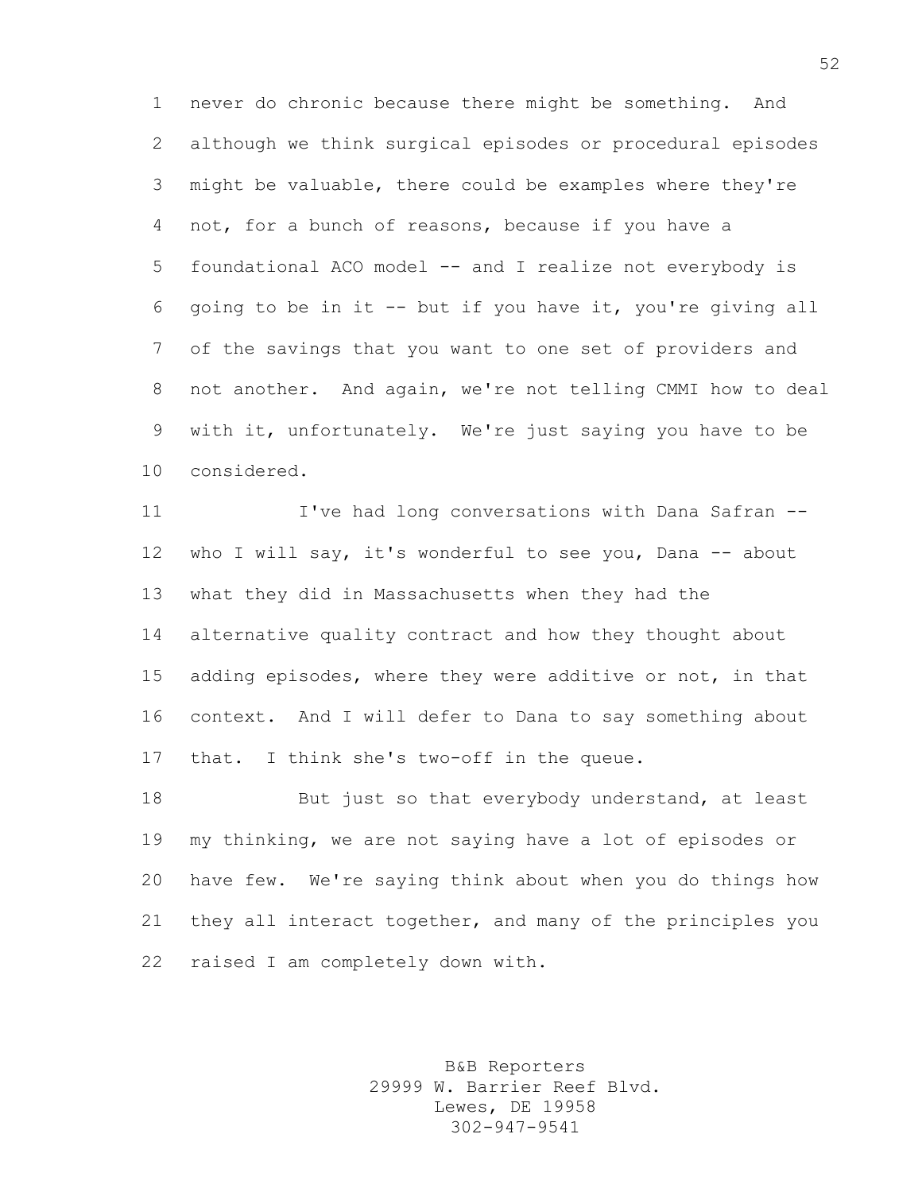never do chronic because there might be something. And although we think surgical episodes or procedural episodes might be valuable, there could be examples where they're not, for a bunch of reasons, because if you have a foundational ACO model -- and I realize not everybody is going to be in it -- but if you have it, you're giving all of the savings that you want to one set of providers and not another. And again, we're not telling CMMI how to deal with it, unfortunately. We're just saying you have to be considered.

I've had long conversations with Dana Safran -- who I will say, it's wonderful to see you, Dana -- about what they did in Massachusetts when they had the alternative quality contract and how they thought about adding episodes, where they were additive or not, in that context. And I will defer to Dana to say something about that. I think she's two-off in the queue.

But just so that everybody understand, at least my thinking, we are not saying have a lot of episodes or have few. We're saying think about when you do things how they all interact together, and many of the principles you raised I am completely down with.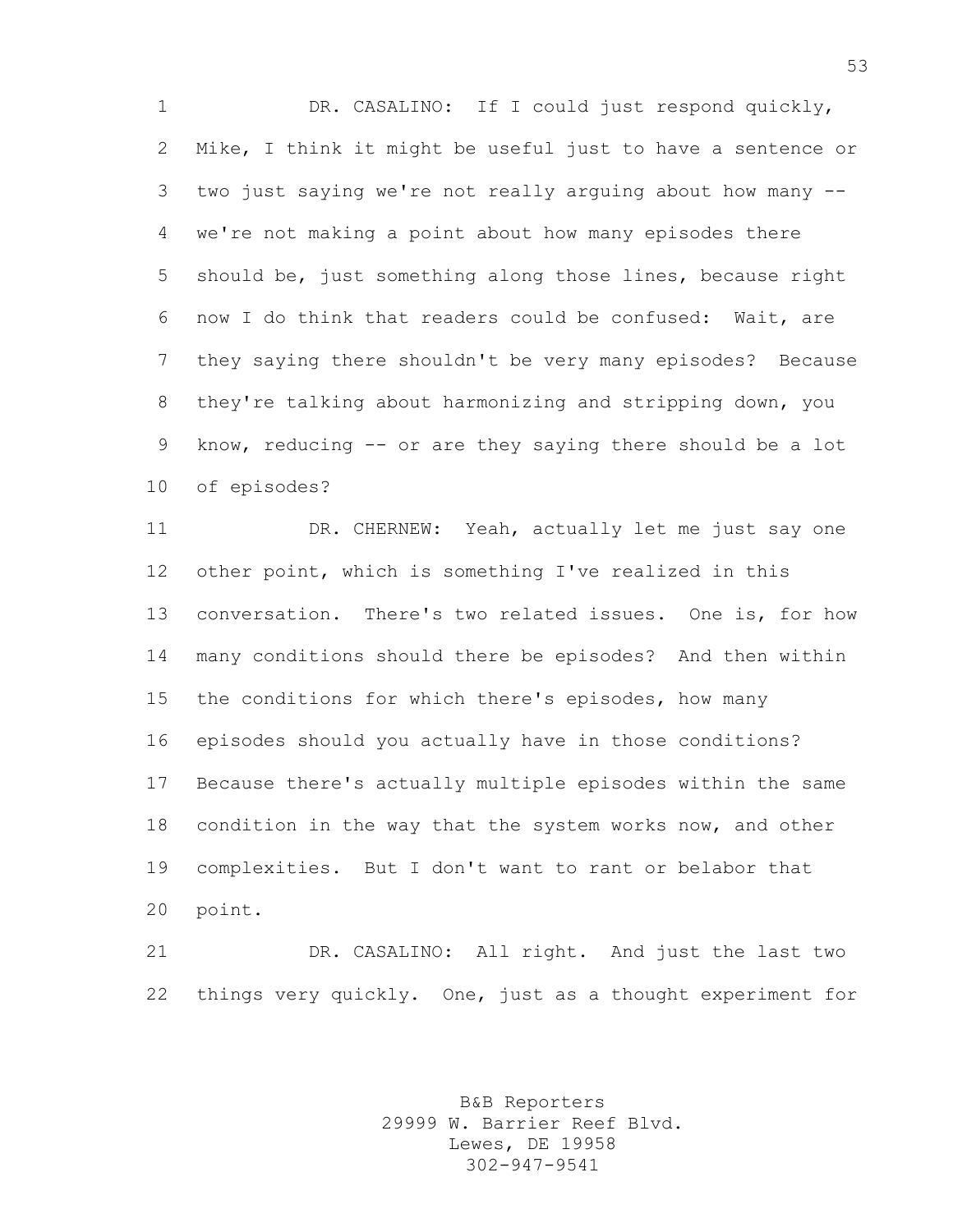DR. CASALINO: If I could just respond quickly, Mike, I think it might be useful just to have a sentence or two just saying we're not really arguing about how many -- we're not making a point about how many episodes there should be, just something along those lines, because right now I do think that readers could be confused: Wait, are they saying there shouldn't be very many episodes? Because they're talking about harmonizing and stripping down, you know, reducing -- or are they saying there should be a lot of episodes?

DR. CHERNEW: Yeah, actually let me just say one other point, which is something I've realized in this conversation. There's two related issues. One is, for how many conditions should there be episodes? And then within the conditions for which there's episodes, how many episodes should you actually have in those conditions? Because there's actually multiple episodes within the same condition in the way that the system works now, and other complexities. But I don't want to rant or belabor that point.

DR. CASALINO: All right. And just the last two things very quickly. One, just as a thought experiment for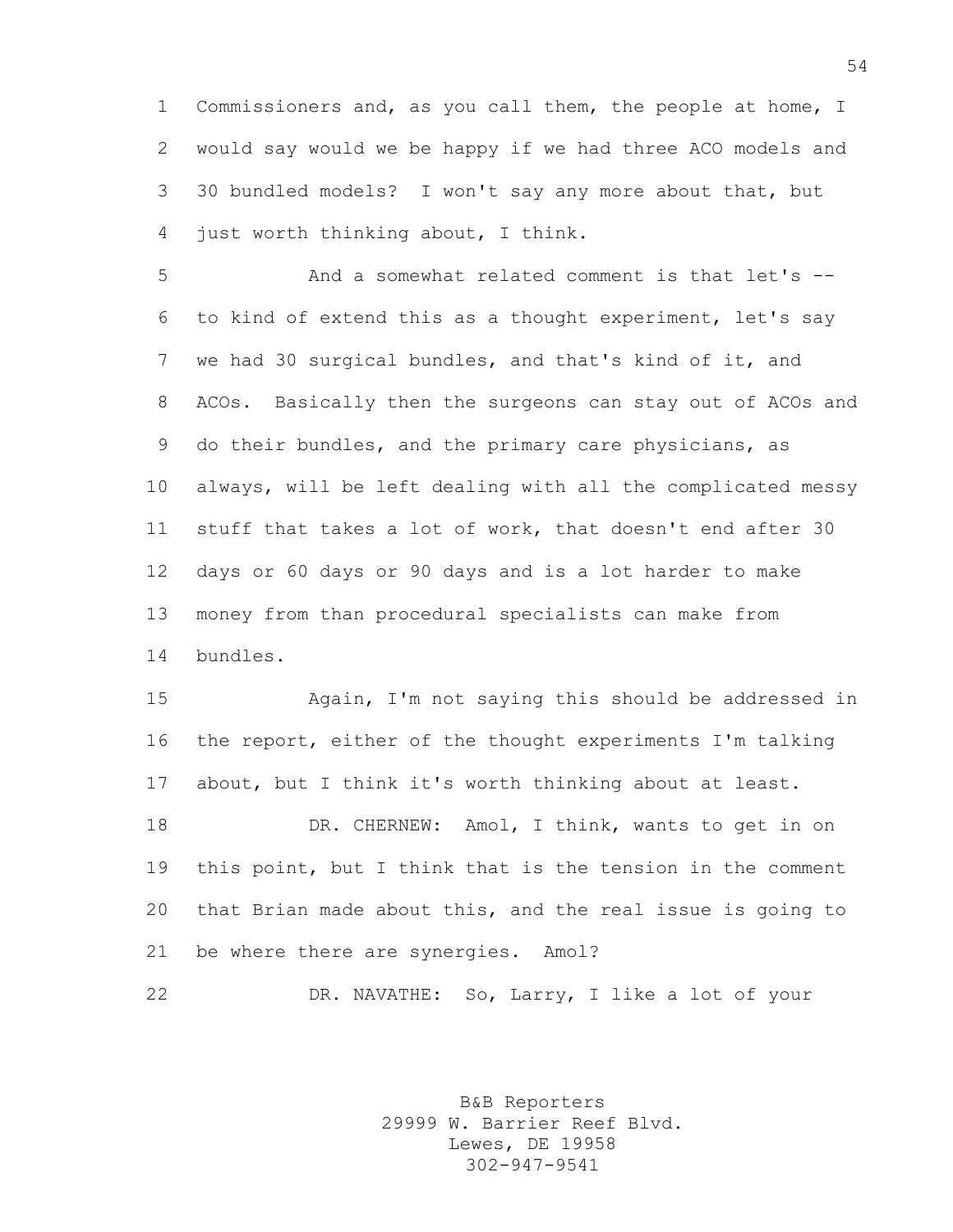Commissioners and, as you call them, the people at home, I would say would we be happy if we had three ACO models and 30 bundled models? I won't say any more about that, but just worth thinking about, I think.

And a somewhat related comment is that let's -- to kind of extend this as a thought experiment, let's say we had 30 surgical bundles, and that's kind of it, and ACOs. Basically then the surgeons can stay out of ACOs and do their bundles, and the primary care physicians, as always, will be left dealing with all the complicated messy stuff that takes a lot of work, that doesn't end after 30 days or 60 days or 90 days and is a lot harder to make money from than procedural specialists can make from bundles.

Again, I'm not saying this should be addressed in the report, either of the thought experiments I'm talking about, but I think it's worth thinking about at least.

DR. CHERNEW: Amol, I think, wants to get in on this point, but I think that is the tension in the comment that Brian made about this, and the real issue is going to be where there are synergies. Amol?

DR. NAVATHE: So, Larry, I like a lot of your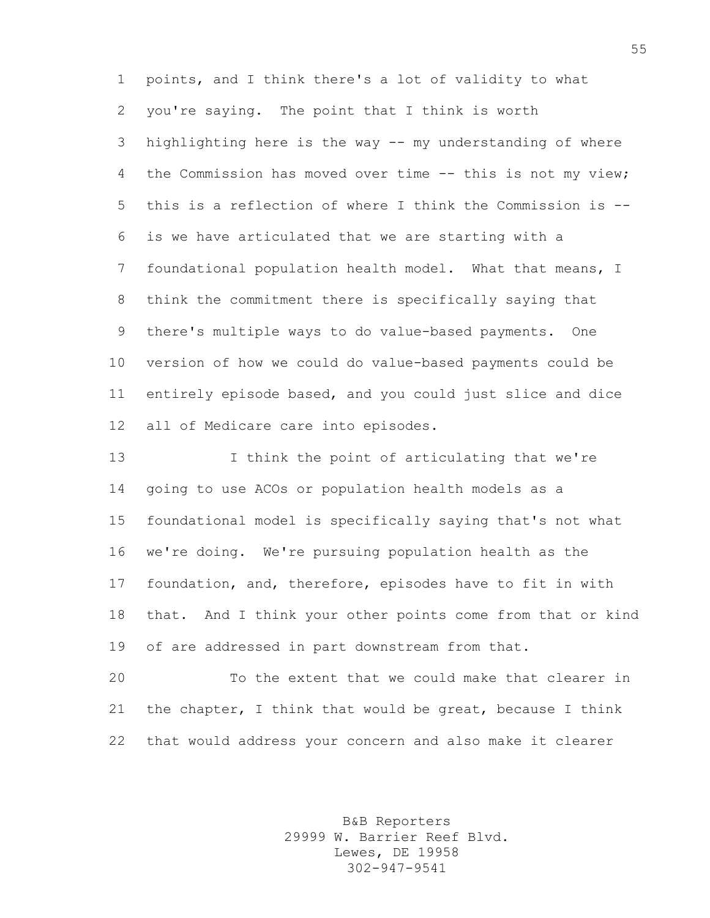points, and I think there's a lot of validity to what you're saying. The point that I think is worth highlighting here is the way -- my understanding of where the Commission has moved over time -- this is not my view; this is a reflection of where I think the Commission is -- is we have articulated that we are starting with a foundational population health model. What that means, I think the commitment there is specifically saying that there's multiple ways to do value-based payments. One version of how we could do value-based payments could be entirely episode based, and you could just slice and dice all of Medicare care into episodes.

I think the point of articulating that we're going to use ACOs or population health models as a foundational model is specifically saying that's not what we're doing. We're pursuing population health as the foundation, and, therefore, episodes have to fit in with that. And I think your other points come from that or kind of are addressed in part downstream from that.

To the extent that we could make that clearer in the chapter, I think that would be great, because I think that would address your concern and also make it clearer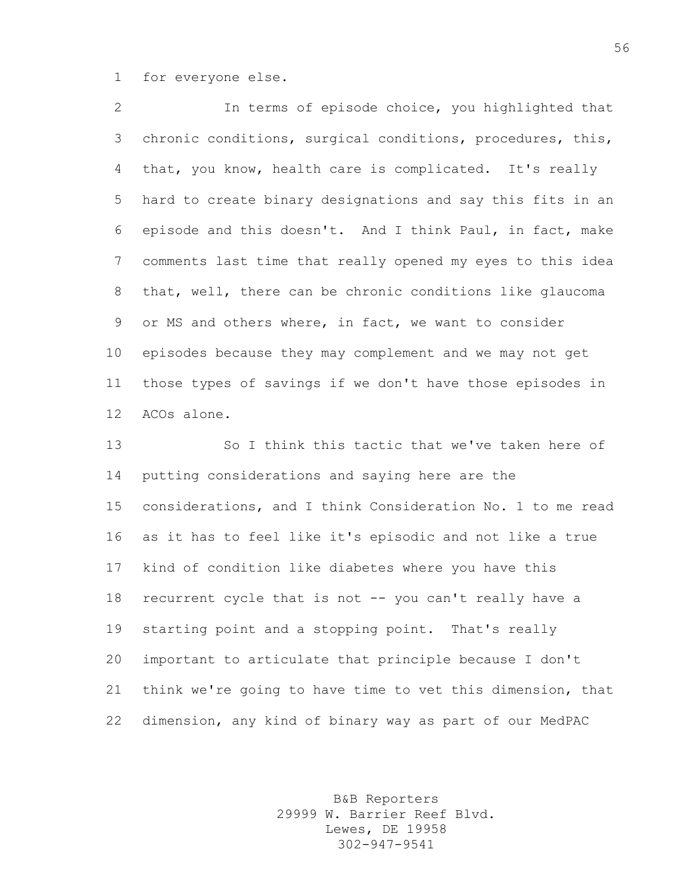for everyone else.

In terms of episode choice, you highlighted that chronic conditions, surgical conditions, procedures, this, that, you know, health care is complicated. It's really hard to create binary designations and say this fits in an episode and this doesn't. And I think Paul, in fact, make comments last time that really opened my eyes to this idea that, well, there can be chronic conditions like glaucoma or MS and others where, in fact, we want to consider episodes because they may complement and we may not get those types of savings if we don't have those episodes in ACOs alone.

So I think this tactic that we've taken here of putting considerations and saying here are the considerations, and I think Consideration No. 1 to me read as it has to feel like it's episodic and not like a true kind of condition like diabetes where you have this recurrent cycle that is not -- you can't really have a starting point and a stopping point. That's really important to articulate that principle because I don't think we're going to have time to vet this dimension, that dimension, any kind of binary way as part of our MedPAC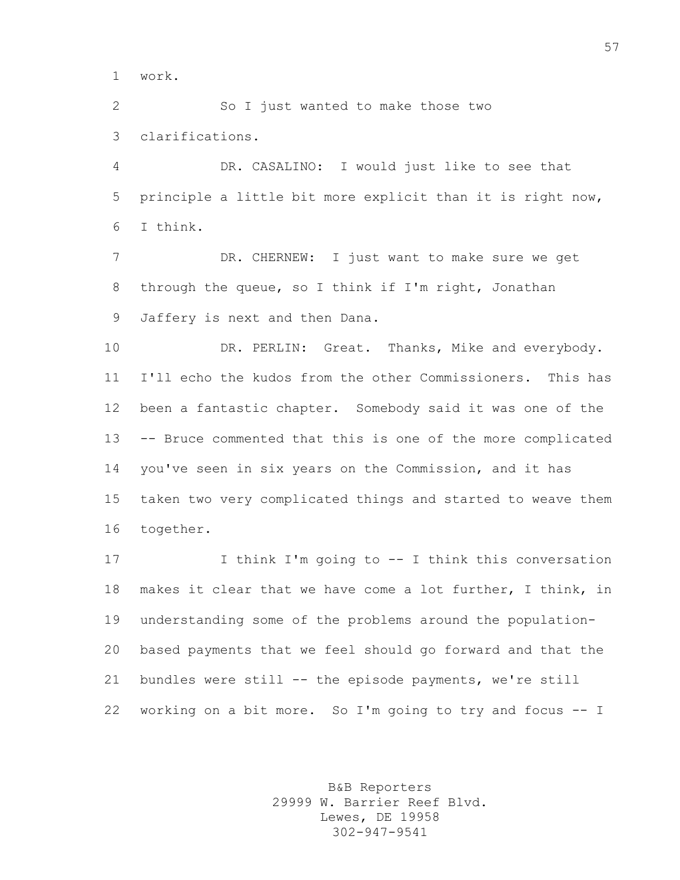work.

So I just wanted to make those two clarifications.

DR. CASALINO: I would just like to see that principle a little bit more explicit than it is right now, I think.

DR. CHERNEW: I just want to make sure we get through the queue, so I think if I'm right, Jonathan Jaffery is next and then Dana.

DR. PERLIN: Great. Thanks, Mike and everybody. I'll echo the kudos from the other Commissioners. This has been a fantastic chapter. Somebody said it was one of the -- Bruce commented that this is one of the more complicated you've seen in six years on the Commission, and it has taken two very complicated things and started to weave them together.

I think I'm going to -- I think this conversation makes it clear that we have come a lot further, I think, in understanding some of the problems around the population-based payments that we feel should go forward and that the bundles were still -- the episode payments, we're still working on a bit more. So I'm going to try and focus -- I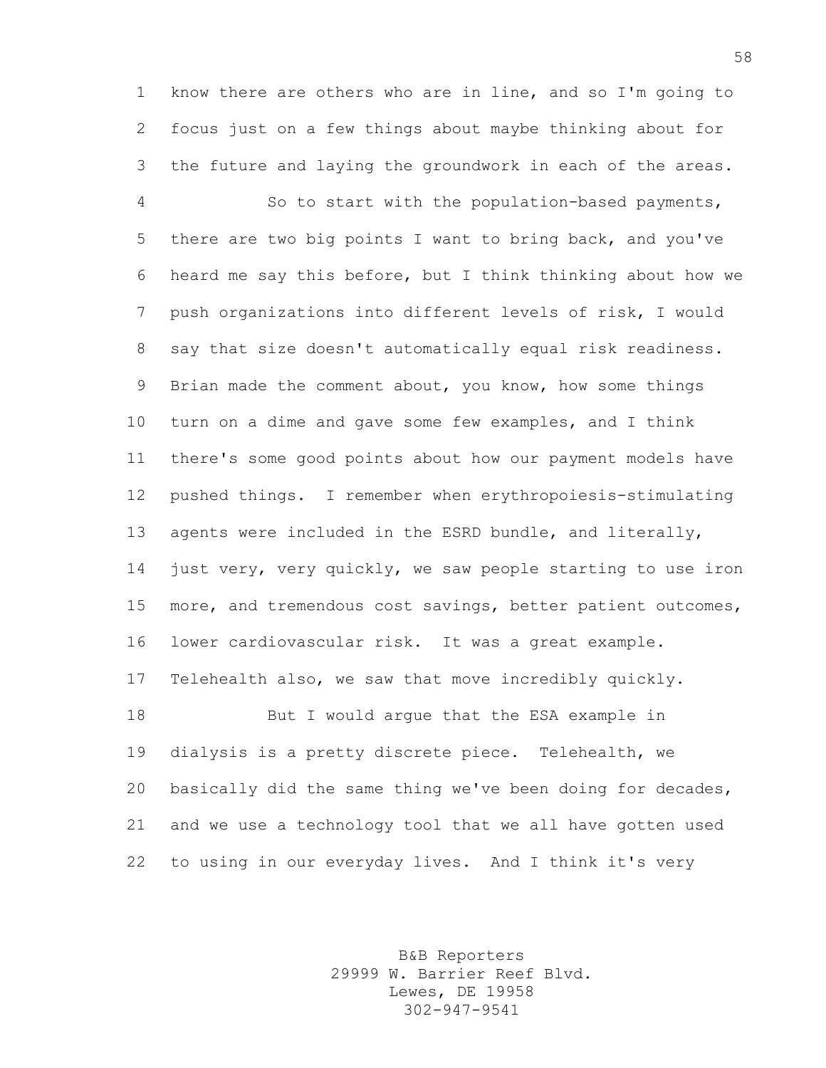know there are others who are in line, and so I'm going to focus just on a few things about maybe thinking about for the future and laying the groundwork in each of the areas.

So to start with the population-based payments, there are two big points I want to bring back, and you've heard me say this before, but I think thinking about how we push organizations into different levels of risk, I would say that size doesn't automatically equal risk readiness. Brian made the comment about, you know, how some things turn on a dime and gave some few examples, and I think there's some good points about how our payment models have pushed things. I remember when erythropoiesis-stimulating agents were included in the ESRD bundle, and literally, just very, very quickly, we saw people starting to use iron more, and tremendous cost savings, better patient outcomes, lower cardiovascular risk. It was a great example. Telehealth also, we saw that move incredibly quickly.

But I would argue that the ESA example in dialysis is a pretty discrete piece. Telehealth, we basically did the same thing we've been doing for decades, and we use a technology tool that we all have gotten used to using in our everyday lives. And I think it's very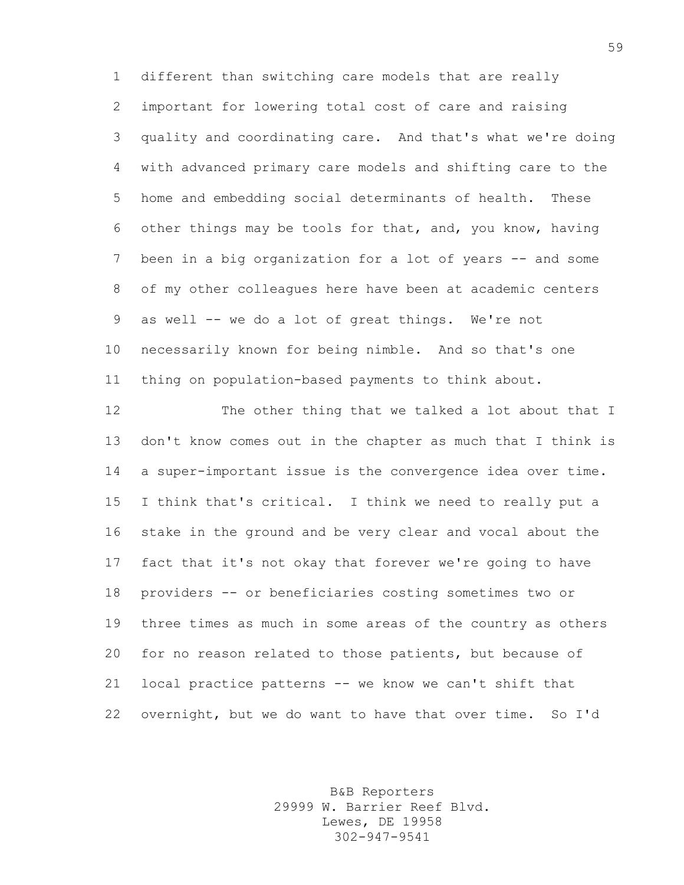different than switching care models that are really important for lowering total cost of care and raising quality and coordinating care. And that's what we're doing with advanced primary care models and shifting care to the home and embedding social determinants of health. These other things may be tools for that, and, you know, having been in a big organization for a lot of years -- and some of my other colleagues here have been at academic centers as well -- we do a lot of great things. We're not necessarily known for being nimble. And so that's one thing on population-based payments to think about.

The other thing that we talked a lot about that I don't know comes out in the chapter as much that I think is a super-important issue is the convergence idea over time. I think that's critical. I think we need to really put a stake in the ground and be very clear and vocal about the fact that it's not okay that forever we're going to have providers -- or beneficiaries costing sometimes two or three times as much in some areas of the country as others for no reason related to those patients, but because of local practice patterns -- we know we can't shift that overnight, but we do want to have that over time. So I'd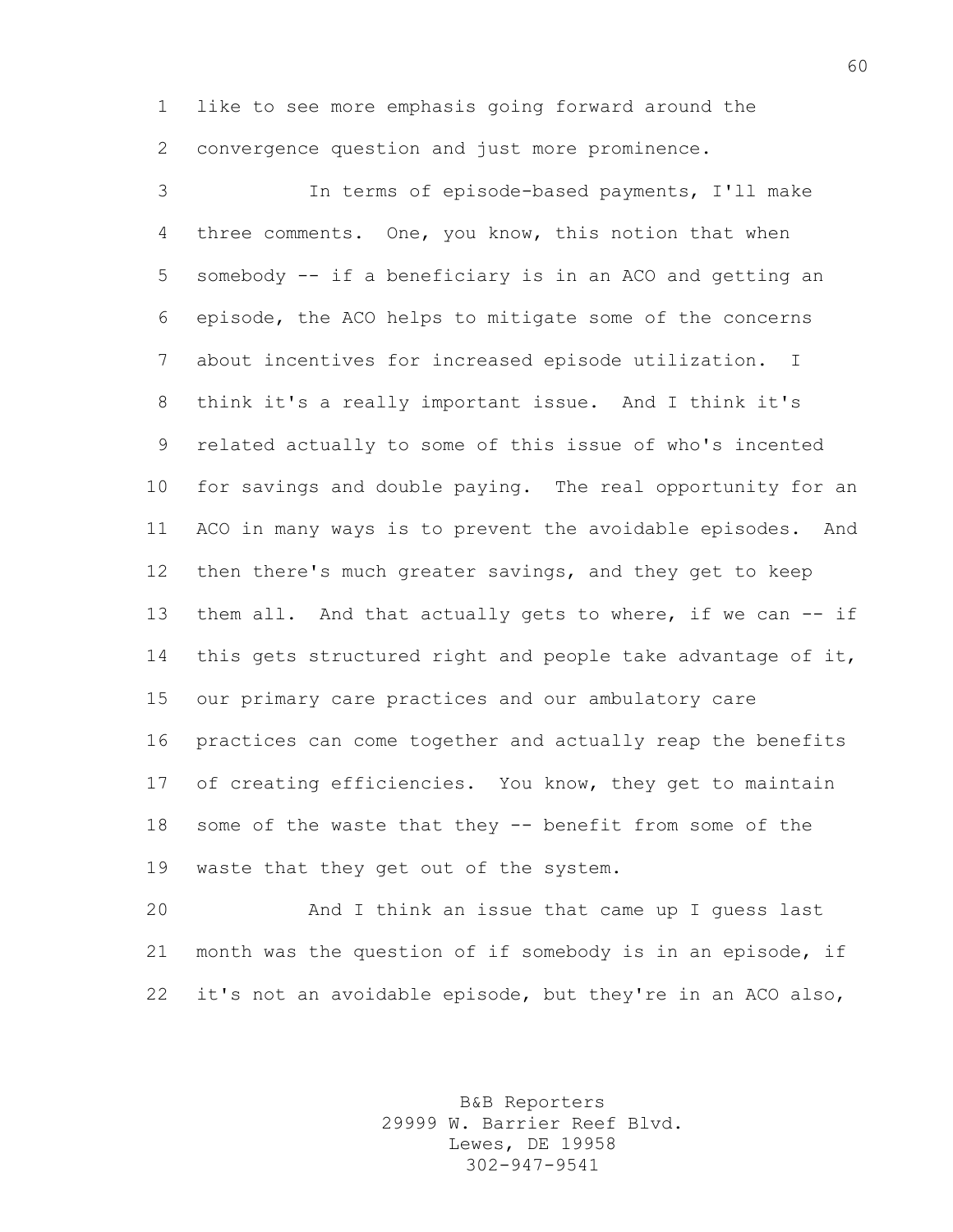like to see more emphasis going forward around the convergence question and just more prominence.

In terms of episode-based payments, I'll make three comments. One, you know, this notion that when somebody -- if a beneficiary is in an ACO and getting an episode, the ACO helps to mitigate some of the concerns about incentives for increased episode utilization. I think it's a really important issue. And I think it's related actually to some of this issue of who's incented for savings and double paying. The real opportunity for an ACO in many ways is to prevent the avoidable episodes. And then there's much greater savings, and they get to keep them all. And that actually gets to where, if we can -- if this gets structured right and people take advantage of it, our primary care practices and our ambulatory care practices can come together and actually reap the benefits of creating efficiencies. You know, they get to maintain some of the waste that they -- benefit from some of the waste that they get out of the system.

And I think an issue that came up I guess last month was the question of if somebody is in an episode, if it's not an avoidable episode, but they're in an ACO also,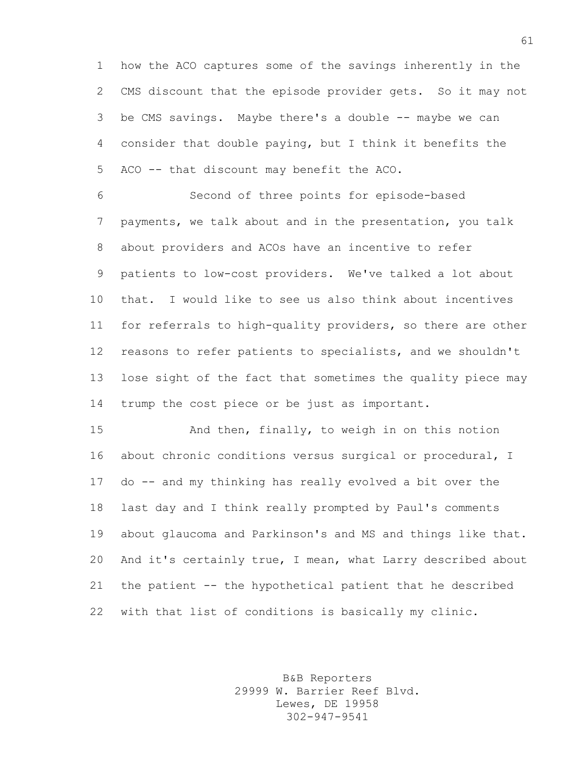how the ACO captures some of the savings inherently in the CMS discount that the episode provider gets. So it may not be CMS savings. Maybe there's a double -- maybe we can consider that double paying, but I think it benefits the ACO -- that discount may benefit the ACO.

Second of three points for episode-based payments, we talk about and in the presentation, you talk about providers and ACOs have an incentive to refer patients to low-cost providers. We've talked a lot about that. I would like to see us also think about incentives for referrals to high-quality providers, so there are other reasons to refer patients to specialists, and we shouldn't lose sight of the fact that sometimes the quality piece may trump the cost piece or be just as important.

And then, finally, to weigh in on this notion about chronic conditions versus surgical or procedural, I do -- and my thinking has really evolved a bit over the last day and I think really prompted by Paul's comments about glaucoma and Parkinson's and MS and things like that. And it's certainly true, I mean, what Larry described about the patient -- the hypothetical patient that he described with that list of conditions is basically my clinic.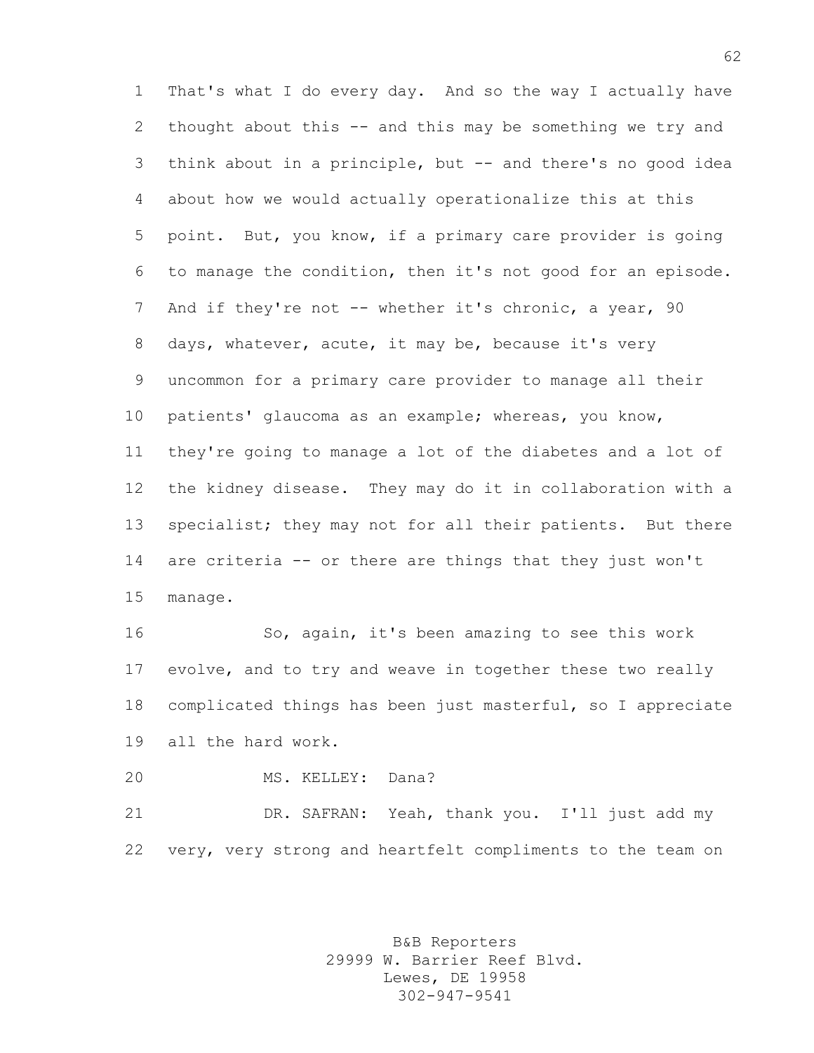That's what I do every day. And so the way I actually have thought about this -- and this may be something we try and think about in a principle, but -- and there's no good idea about how we would actually operationalize this at this point. But, you know, if a primary care provider is going to manage the condition, then it's not good for an episode. And if they're not -- whether it's chronic, a year, 90 days, whatever, acute, it may be, because it's very uncommon for a primary care provider to manage all their patients' glaucoma as an example; whereas, you know, they're going to manage a lot of the diabetes and a lot of the kidney disease. They may do it in collaboration with a specialist; they may not for all their patients. But there are criteria -- or there are things that they just won't manage.

So, again, it's been amazing to see this work evolve, and to try and weave in together these two really complicated things has been just masterful, so I appreciate all the hard work.

MS. KELLEY: Dana?

DR. SAFRAN: Yeah, thank you. I'll just add my very, very strong and heartfelt compliments to the team on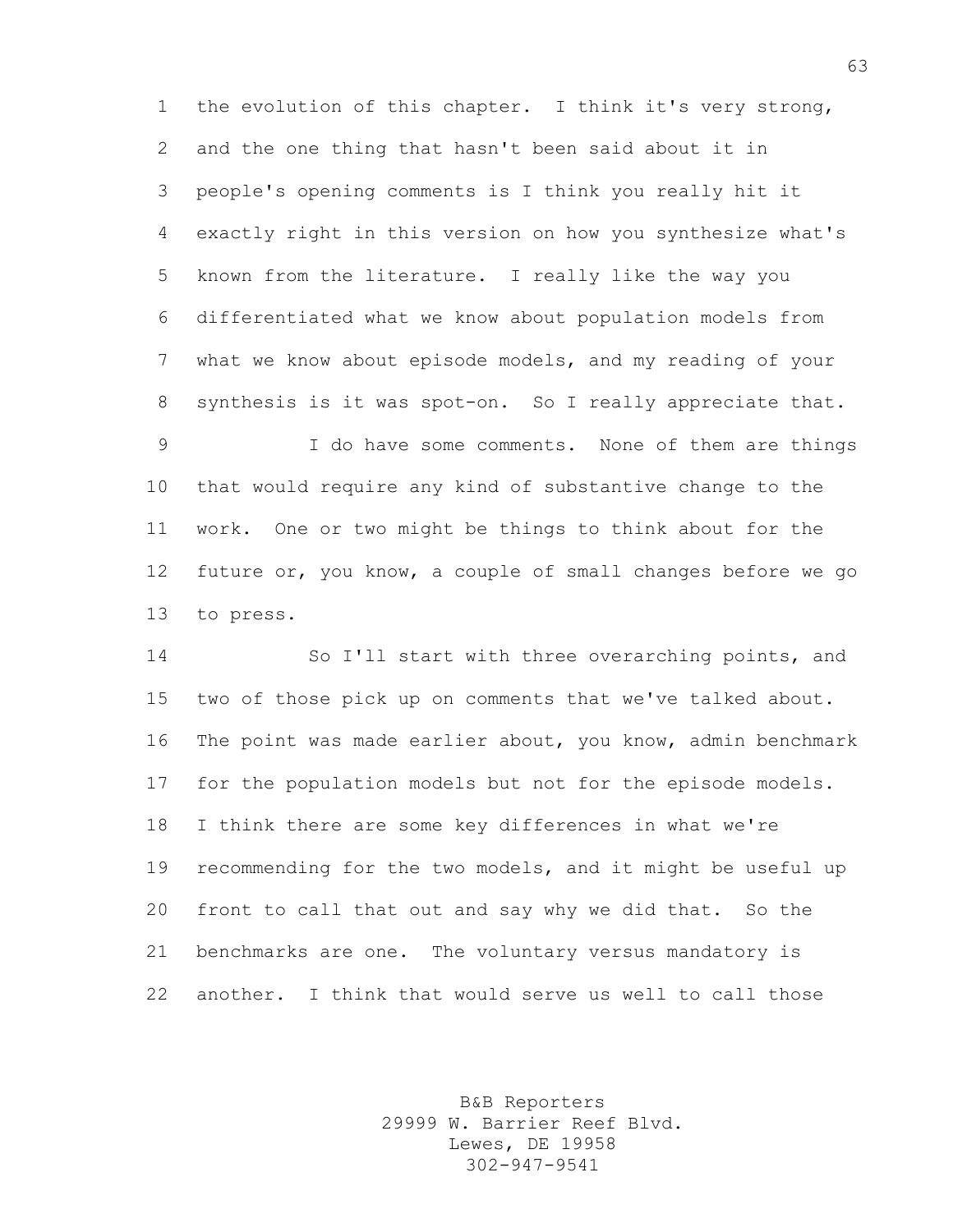the evolution of this chapter. I think it's very strong, and the one thing that hasn't been said about it in people's opening comments is I think you really hit it exactly right in this version on how you synthesize what's known from the literature. I really like the way you differentiated what we know about population models from what we know about episode models, and my reading of your synthesis is it was spot-on. So I really appreciate that.

I do have some comments. None of them are things that would require any kind of substantive change to the work. One or two might be things to think about for the future or, you know, a couple of small changes before we go to press.

So I'll start with three overarching points, and two of those pick up on comments that we've talked about. The point was made earlier about, you know, admin benchmark for the population models but not for the episode models. I think there are some key differences in what we're recommending for the two models, and it might be useful up front to call that out and say why we did that. So the benchmarks are one. The voluntary versus mandatory is another. I think that would serve us well to call those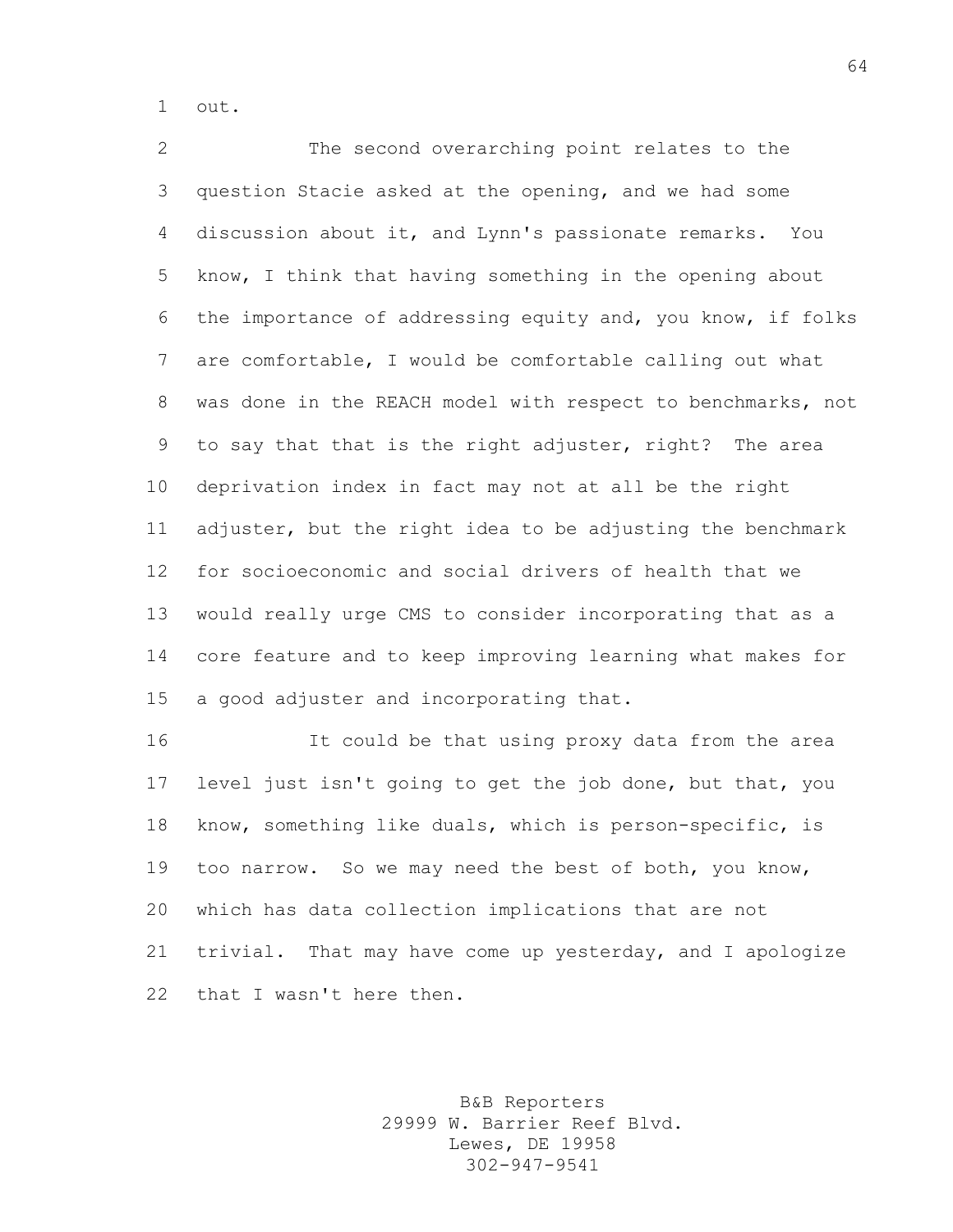out.

The second overarching point relates to the question Stacie asked at the opening, and we had some discussion about it, and Lynn's passionate remarks. You know, I think that having something in the opening about the importance of addressing equity and, you know, if folks are comfortable, I would be comfortable calling out what was done in the REACH model with respect to benchmarks, not to say that that is the right adjuster, right? The area deprivation index in fact may not at all be the right adjuster, but the right idea to be adjusting the benchmark for socioeconomic and social drivers of health that we would really urge CMS to consider incorporating that as a core feature and to keep improving learning what makes for a good adjuster and incorporating that.

It could be that using proxy data from the area level just isn't going to get the job done, but that, you know, something like duals, which is person-specific, is too narrow. So we may need the best of both, you know, which has data collection implications that are not trivial. That may have come up yesterday, and I apologize that I wasn't here then.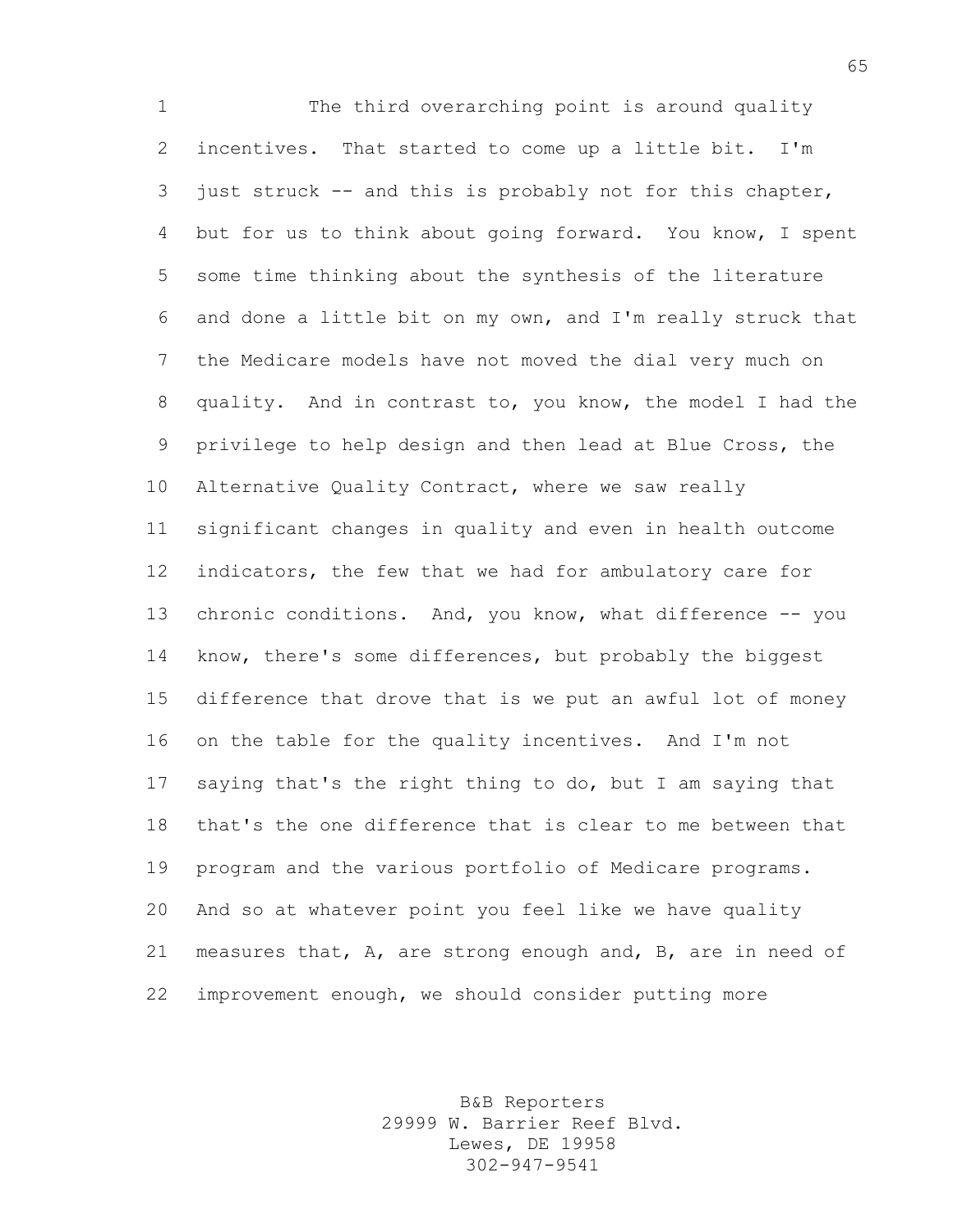The third overarching point is around quality incentives. That started to come up a little bit. I'm just struck -- and this is probably not for this chapter, but for us to think about going forward. You know, I spent some time thinking about the synthesis of the literature and done a little bit on my own, and I'm really struck that the Medicare models have not moved the dial very much on quality. And in contrast to, you know, the model I had the privilege to help design and then lead at Blue Cross, the Alternative Quality Contract, where we saw really significant changes in quality and even in health outcome indicators, the few that we had for ambulatory care for chronic conditions. And, you know, what difference -- you know, there's some differences, but probably the biggest difference that drove that is we put an awful lot of money on the table for the quality incentives. And I'm not saying that's the right thing to do, but I am saying that that's the one difference that is clear to me between that program and the various portfolio of Medicare programs. And so at whatever point you feel like we have quality measures that, A, are strong enough and, B, are in need of improvement enough, we should consider putting more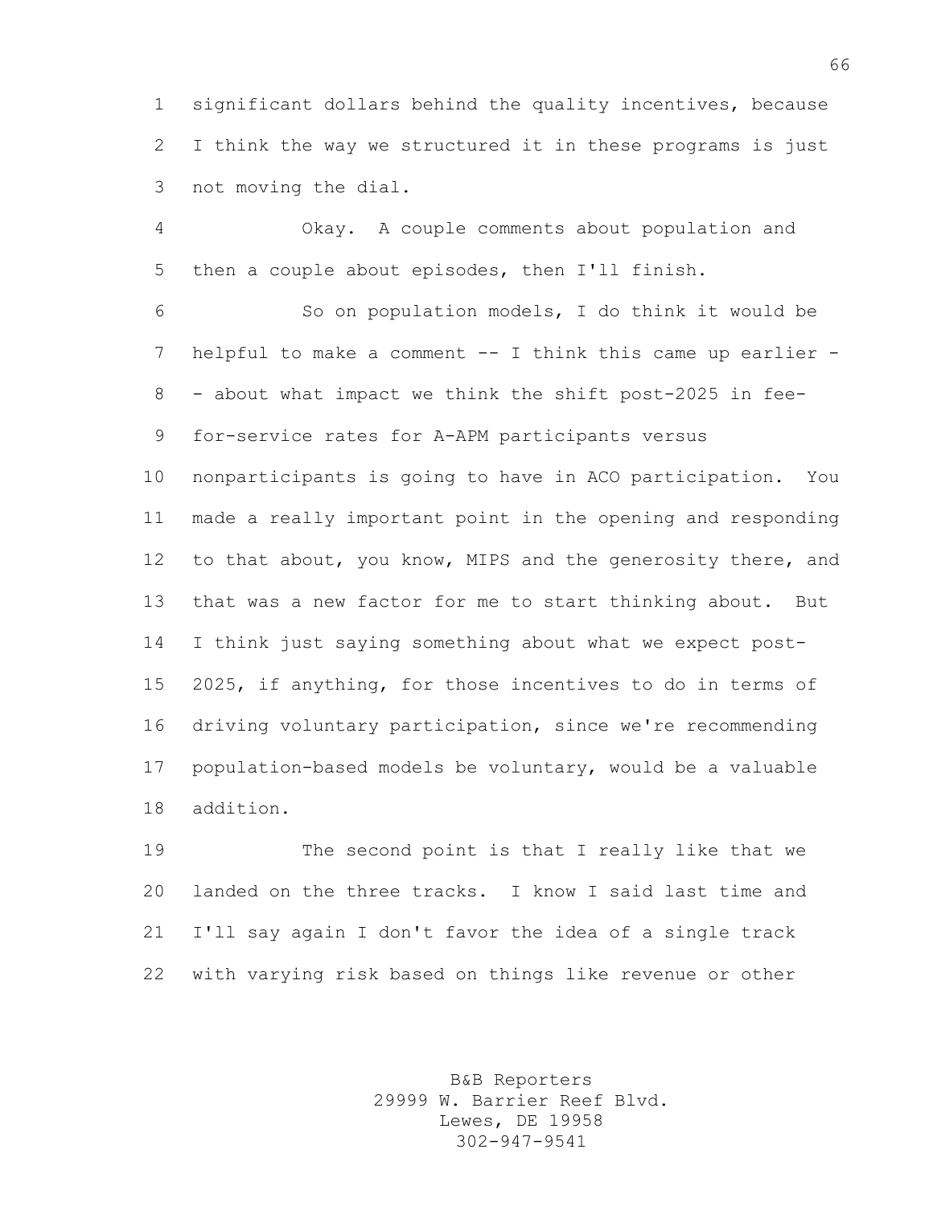significant dollars behind the quality incentives, because I think the way we structured it in these programs is just not moving the dial.

Okay. A couple comments about population and then a couple about episodes, then I'll finish.

So on population models, I do think it would be helpful to make a comment -- I think this came up earlier -- about what impact we think the shift post-2025 in fee-for-service rates for A-APM participants versus nonparticipants is going to have in ACO participation. You made a really important point in the opening and responding to that about, you know, MIPS and the generosity there, and that was a new factor for me to start thinking about. But I think just saying something about what we expect post-2025, if anything, for those incentives to do in terms of driving voluntary participation, since we're recommending population-based models be voluntary, would be a valuable addition.

The second point is that I really like that we landed on the three tracks. I know I said last time and I'll say again I don't favor the idea of a single track with varying risk based on things like revenue or other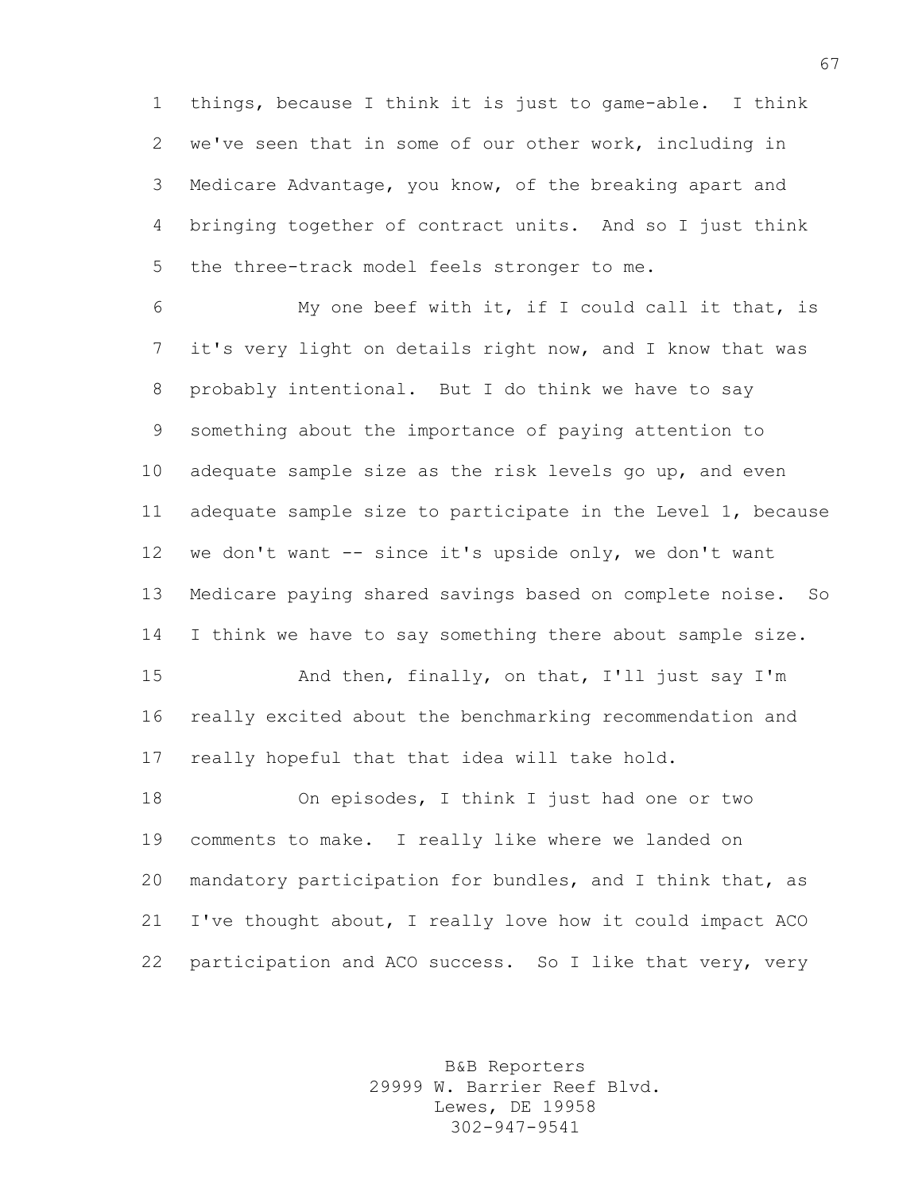things, because I think it is just to game-able. I think we've seen that in some of our other work, including in Medicare Advantage, you know, of the breaking apart and bringing together of contract units. And so I just think the three-track model feels stronger to me.

My one beef with it, if I could call it that, is it's very light on details right now, and I know that was probably intentional. But I do think we have to say something about the importance of paying attention to adequate sample size as the risk levels go up, and even adequate sample size to participate in the Level 1, because we don't want -- since it's upside only, we don't want Medicare paying shared savings based on complete noise. So I think we have to say something there about sample size.

And then, finally, on that, I'll just say I'm really excited about the benchmarking recommendation and really hopeful that that idea will take hold.

On episodes, I think I just had one or two comments to make. I really like where we landed on mandatory participation for bundles, and I think that, as I've thought about, I really love how it could impact ACO participation and ACO success. So I like that very, very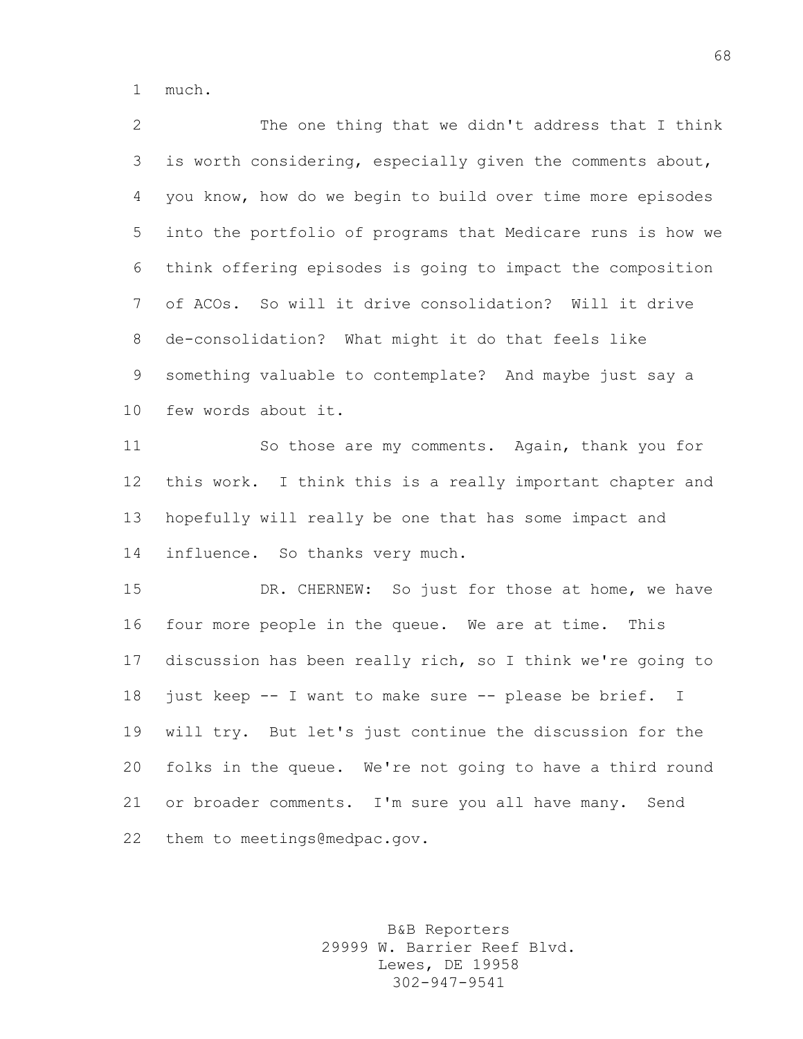much.

The one thing that we didn't address that I think is worth considering, especially given the comments about, you know, how do we begin to build over time more episodes into the portfolio of programs that Medicare runs is how we think offering episodes is going to impact the composition of ACOs. So will it drive consolidation? Will it drive de-consolidation? What might it do that feels like something valuable to contemplate? And maybe just say a few words about it.

So those are my comments. Again, thank you for this work. I think this is a really important chapter and hopefully will really be one that has some impact and influence. So thanks very much.

DR. CHERNEW: So just for those at home, we have four more people in the queue. We are at time. This discussion has been really rich, so I think we're going to just keep -- I want to make sure -- please be brief. I will try. But let's just continue the discussion for the folks in the queue. We're not going to have a third round or broader comments. I'm sure you all have many. Send them to meetings@medpac.gov.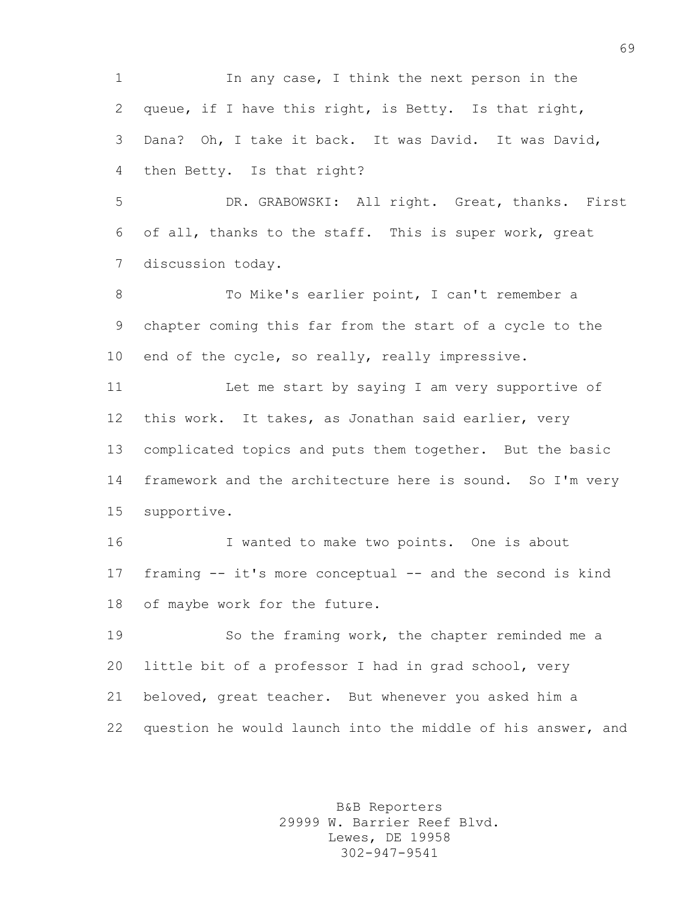In any case, I think the next person in the queue, if I have this right, is Betty. Is that right, Dana? Oh, I take it back. It was David. It was David, then Betty. Is that right?

DR. GRABOWSKI: All right. Great, thanks. First of all, thanks to the staff. This is super work, great discussion today.

To Mike's earlier point, I can't remember a chapter coming this far from the start of a cycle to the end of the cycle, so really, really impressive.

Let me start by saying I am very supportive of this work. It takes, as Jonathan said earlier, very complicated topics and puts them together. But the basic framework and the architecture here is sound. So I'm very supportive.

I wanted to make two points. One is about framing -- it's more conceptual -- and the second is kind of maybe work for the future.

So the framing work, the chapter reminded me a little bit of a professor I had in grad school, very beloved, great teacher. But whenever you asked him a question he would launch into the middle of his answer, and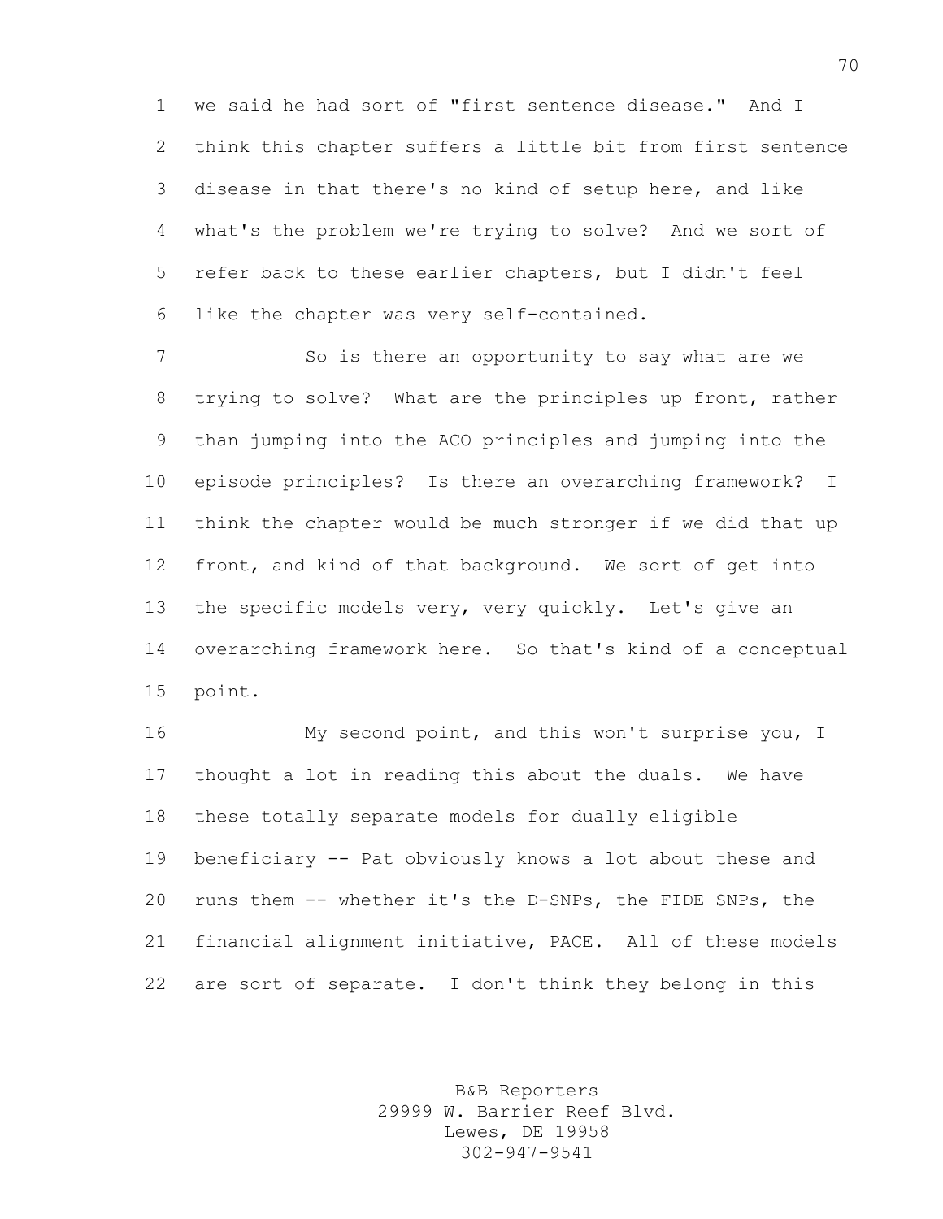we said he had sort of "first sentence disease." And I think this chapter suffers a little bit from first sentence disease in that there's no kind of setup here, and like what's the problem we're trying to solve? And we sort of refer back to these earlier chapters, but I didn't feel like the chapter was very self-contained.

So is there an opportunity to say what are we trying to solve? What are the principles up front, rather than jumping into the ACO principles and jumping into the episode principles? Is there an overarching framework? I think the chapter would be much stronger if we did that up front, and kind of that background. We sort of get into the specific models very, very quickly. Let's give an overarching framework here. So that's kind of a conceptual point.

My second point, and this won't surprise you, I thought a lot in reading this about the duals. We have these totally separate models for dually eligible beneficiary -- Pat obviously knows a lot about these and runs them -- whether it's the D-SNPs, the FIDE SNPs, the financial alignment initiative, PACE. All of these models are sort of separate. I don't think they belong in this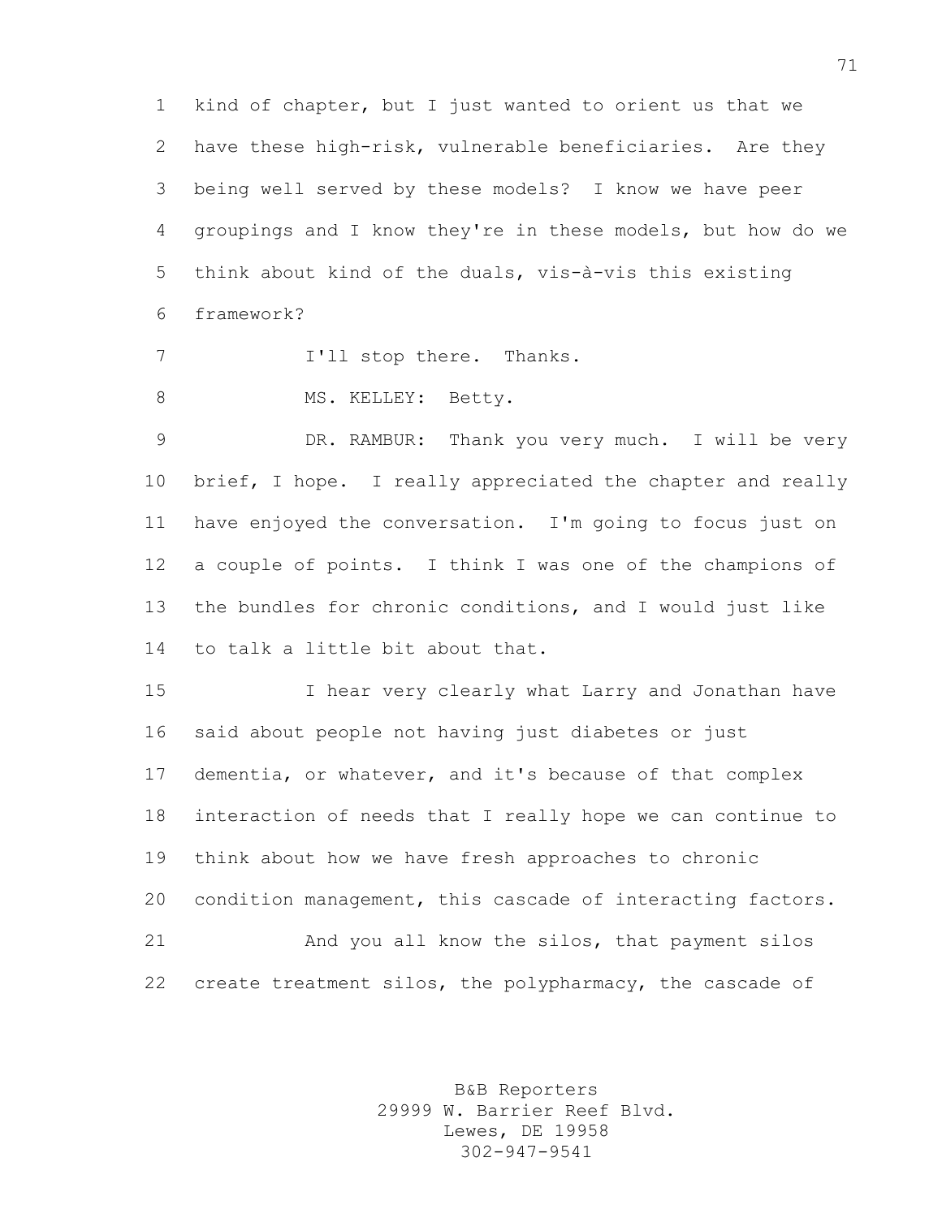kind of chapter, but I just wanted to orient us that we have these high-risk, vulnerable beneficiaries. Are they being well served by these models? I know we have peer groupings and I know they're in these models, but how do we think about kind of the duals, vis-à-vis this existing framework?

I'll stop there. Thanks.

MS. KELLEY: Betty.

DR. RAMBUR: Thank you very much. I will be very brief, I hope. I really appreciated the chapter and really have enjoyed the conversation. I'm going to focus just on a couple of points. I think I was one of the champions of the bundles for chronic conditions, and I would just like to talk a little bit about that.

I hear very clearly what Larry and Jonathan have said about people not having just diabetes or just dementia, or whatever, and it's because of that complex interaction of needs that I really hope we can continue to think about how we have fresh approaches to chronic condition management, this cascade of interacting factors.

And you all know the silos, that payment silos create treatment silos, the polypharmacy, the cascade of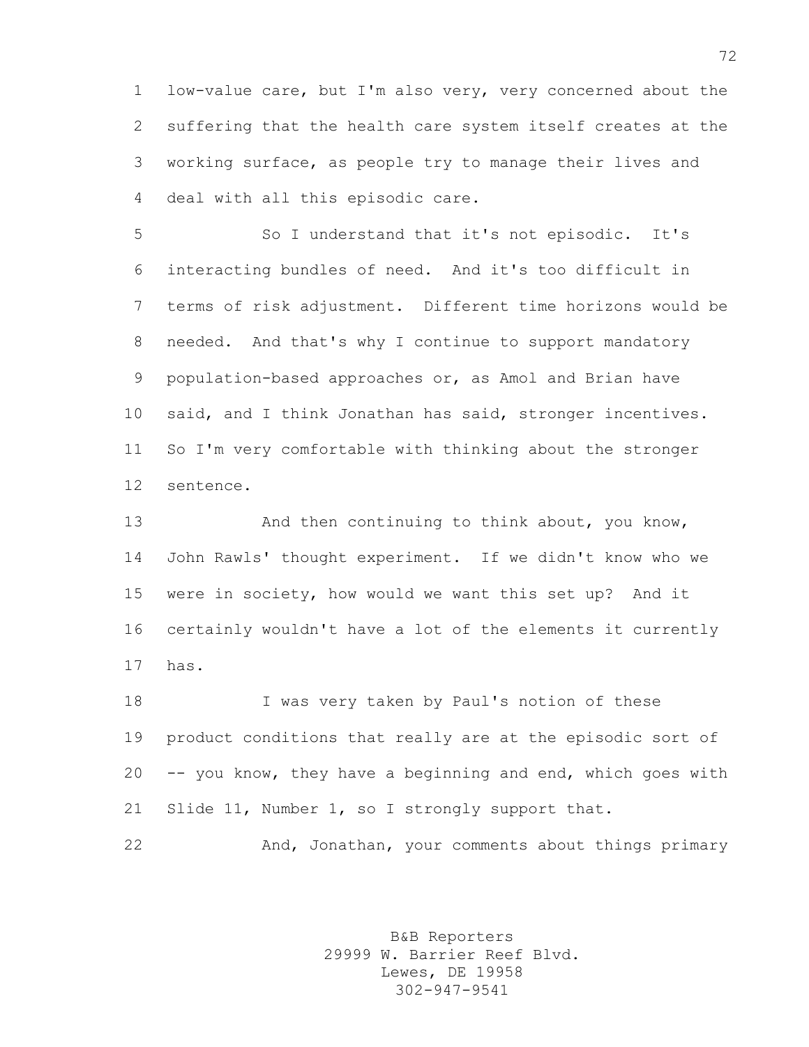low-value care, but I'm also very, very concerned about the suffering that the health care system itself creates at the working surface, as people try to manage their lives and deal with all this episodic care.

So I understand that it's not episodic. It's interacting bundles of need. And it's too difficult in terms of risk adjustment. Different time horizons would be needed. And that's why I continue to support mandatory population-based approaches or, as Amol and Brian have said, and I think Jonathan has said, stronger incentives. So I'm very comfortable with thinking about the stronger sentence.

And then continuing to think about, you know, John Rawls' thought experiment. If we didn't know who we were in society, how would we want this set up? And it certainly wouldn't have a lot of the elements it currently has.

I was very taken by Paul's notion of these product conditions that really are at the episodic sort of -- you know, they have a beginning and end, which goes with Slide 11, Number 1, so I strongly support that.

And, Jonathan, your comments about things primary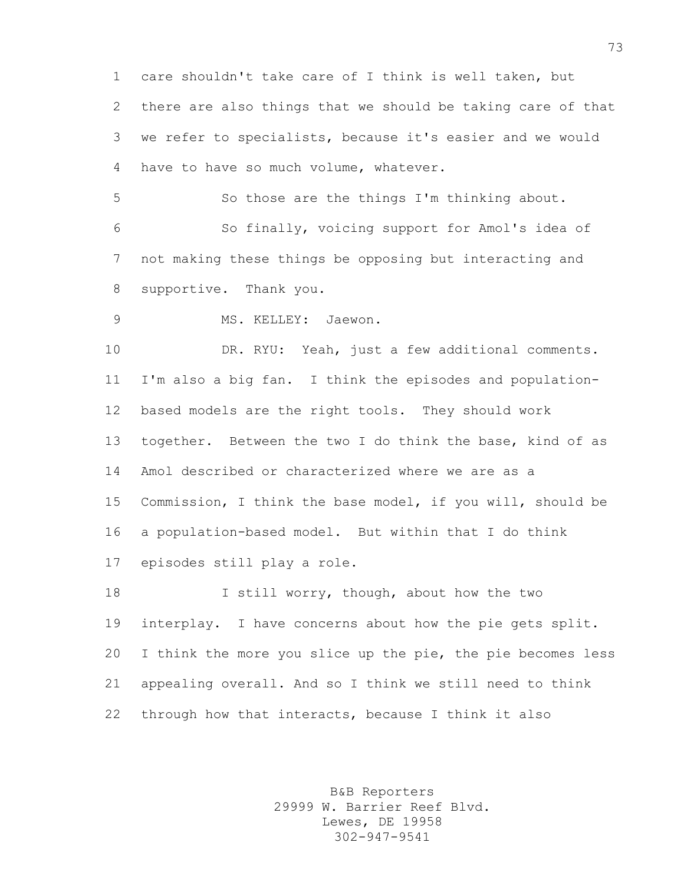care shouldn't take care of I think is well taken, but there are also things that we should be taking care of that we refer to specialists, because it's easier and we would have to have so much volume, whatever.

So those are the things I'm thinking about.

So finally, voicing support for Amol's idea of not making these things be opposing but interacting and supportive. Thank you.

MS. KELLEY: Jaewon.

DR. RYU: Yeah, just a few additional comments. I'm also a big fan. I think the episodes and population-based models are the right tools. They should work together. Between the two I do think the base, kind of as Amol described or characterized where we are as a Commission, I think the base model, if you will, should be a population-based model. But within that I do think episodes still play a role.

I still worry, though, about how the two interplay. I have concerns about how the pie gets split. I think the more you slice up the pie, the pie becomes less appealing overall. And so I think we still need to think through how that interacts, because I think it also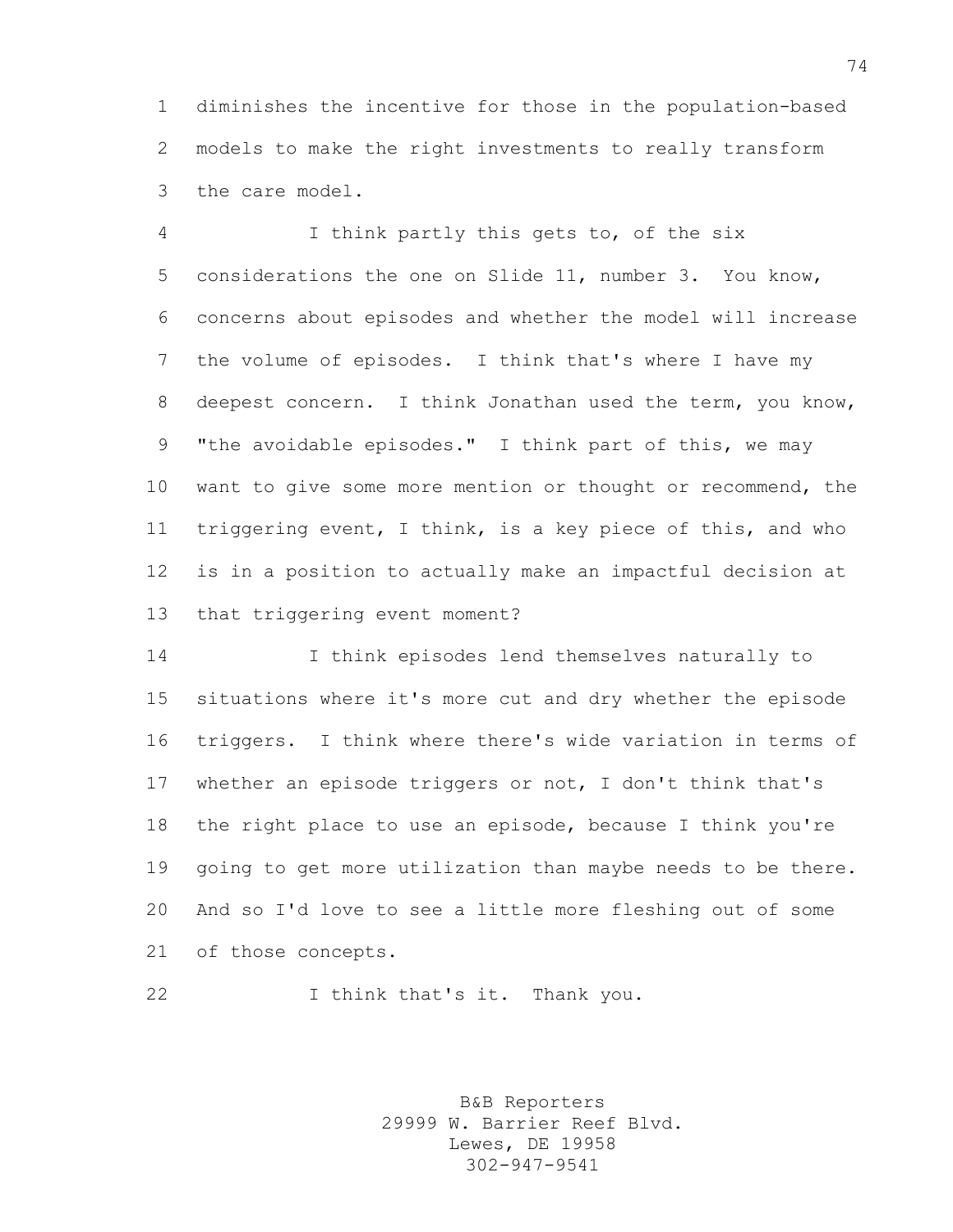diminishes the incentive for those in the population-based models to make the right investments to really transform the care model.

I think partly this gets to, of the six considerations the one on Slide 11, number 3. You know, concerns about episodes and whether the model will increase the volume of episodes. I think that's where I have my deepest concern. I think Jonathan used the term, you know, "the avoidable episodes." I think part of this, we may want to give some more mention or thought or recommend, the triggering event, I think, is a key piece of this, and who is in a position to actually make an impactful decision at that triggering event moment?

I think episodes lend themselves naturally to situations where it's more cut and dry whether the episode triggers. I think where there's wide variation in terms of whether an episode triggers or not, I don't think that's the right place to use an episode, because I think you're going to get more utilization than maybe needs to be there. And so I'd love to see a little more fleshing out of some of those concepts.

I think that's it. Thank you.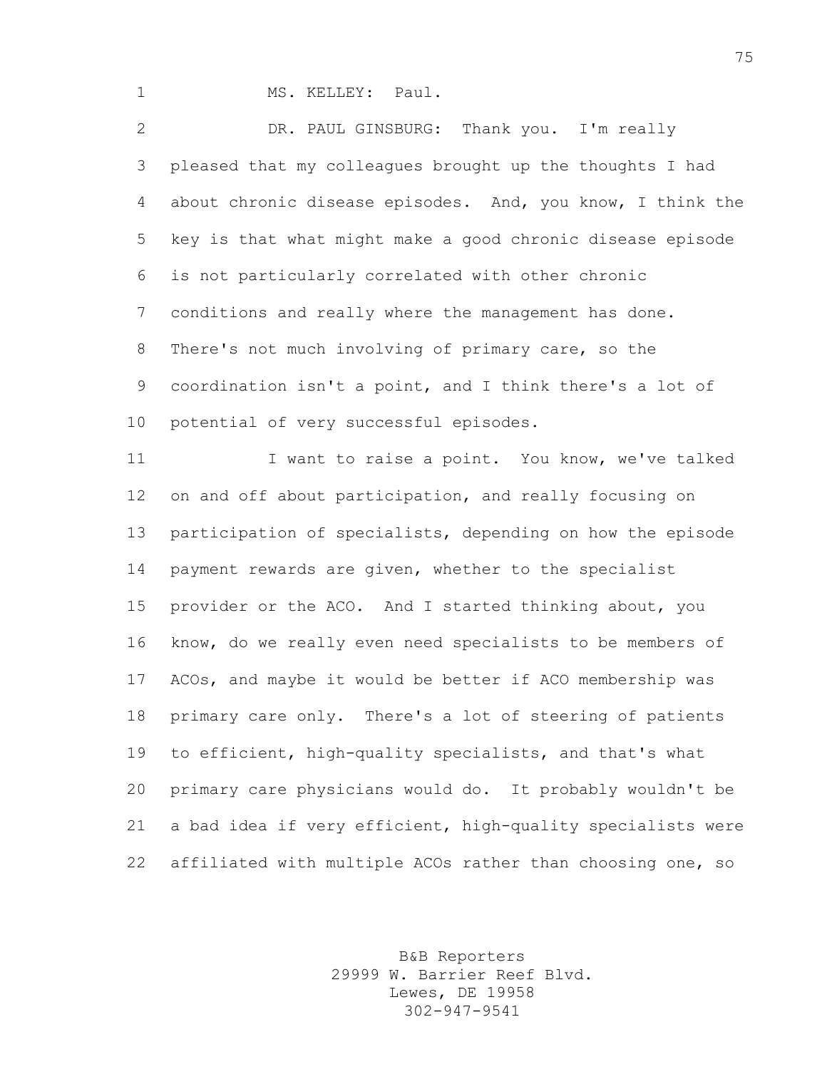MS. KELLEY: Paul.

DR. PAUL GINSBURG: Thank you. I'm really pleased that my colleagues brought up the thoughts I had about chronic disease episodes. And, you know, I think the key is that what might make a good chronic disease episode is not particularly correlated with other chronic conditions and really where the management has done. There's not much involving of primary care, so the coordination isn't a point, and I think there's a lot of potential of very successful episodes.

I want to raise a point. You know, we've talked on and off about participation, and really focusing on participation of specialists, depending on how the episode payment rewards are given, whether to the specialist provider or the ACO. And I started thinking about, you know, do we really even need specialists to be members of ACOs, and maybe it would be better if ACO membership was primary care only. There's a lot of steering of patients to efficient, high-quality specialists, and that's what primary care physicians would do. It probably wouldn't be a bad idea if very efficient, high-quality specialists were affiliated with multiple ACOs rather than choosing one, so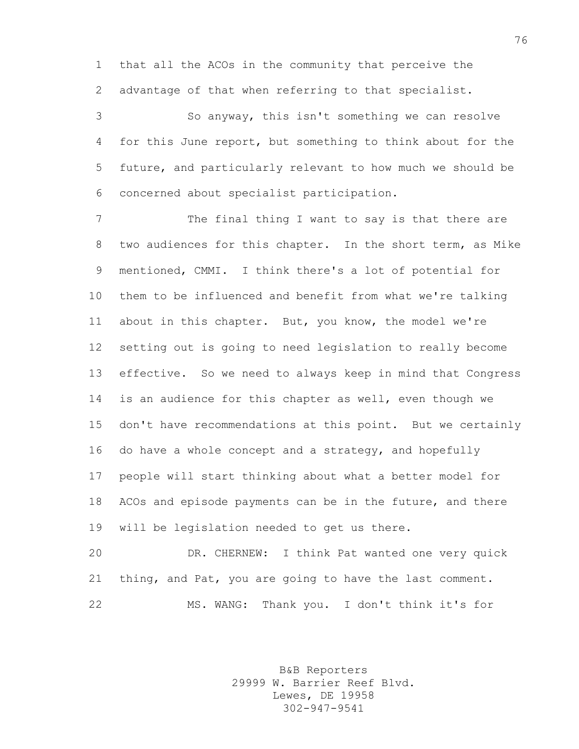that all the ACOs in the community that perceive the advantage of that when referring to that specialist.

So anyway, this isn't something we can resolve for this June report, but something to think about for the future, and particularly relevant to how much we should be concerned about specialist participation.

The final thing I want to say is that there are two audiences for this chapter. In the short term, as Mike mentioned, CMMI. I think there's a lot of potential for them to be influenced and benefit from what we're talking about in this chapter. But, you know, the model we're setting out is going to need legislation to really become effective. So we need to always keep in mind that Congress is an audience for this chapter as well, even though we don't have recommendations at this point. But we certainly do have a whole concept and a strategy, and hopefully people will start thinking about what a better model for ACOs and episode payments can be in the future, and there will be legislation needed to get us there.

DR. CHERNEW: I think Pat wanted one very quick thing, and Pat, you are going to have the last comment.

MS. WANG: Thank you. I don't think it's for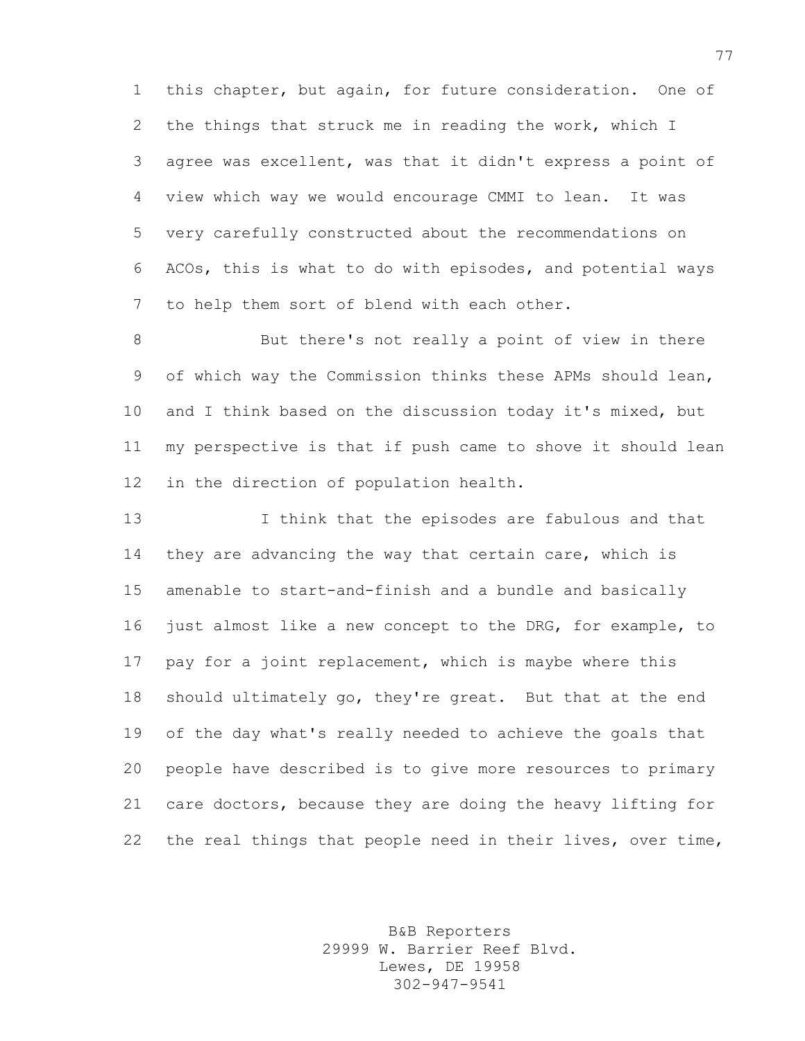this chapter, but again, for future consideration. One of the things that struck me in reading the work, which I agree was excellent, was that it didn't express a point of view which way we would encourage CMMI to lean. It was very carefully constructed about the recommendations on ACOs, this is what to do with episodes, and potential ways to help them sort of blend with each other.

But there's not really a point of view in there of which way the Commission thinks these APMs should lean, and I think based on the discussion today it's mixed, but my perspective is that if push came to shove it should lean in the direction of population health.

I think that the episodes are fabulous and that they are advancing the way that certain care, which is amenable to start-and-finish and a bundle and basically just almost like a new concept to the DRG, for example, to pay for a joint replacement, which is maybe where this should ultimately go, they're great. But that at the end of the day what's really needed to achieve the goals that people have described is to give more resources to primary care doctors, because they are doing the heavy lifting for the real things that people need in their lives, over time,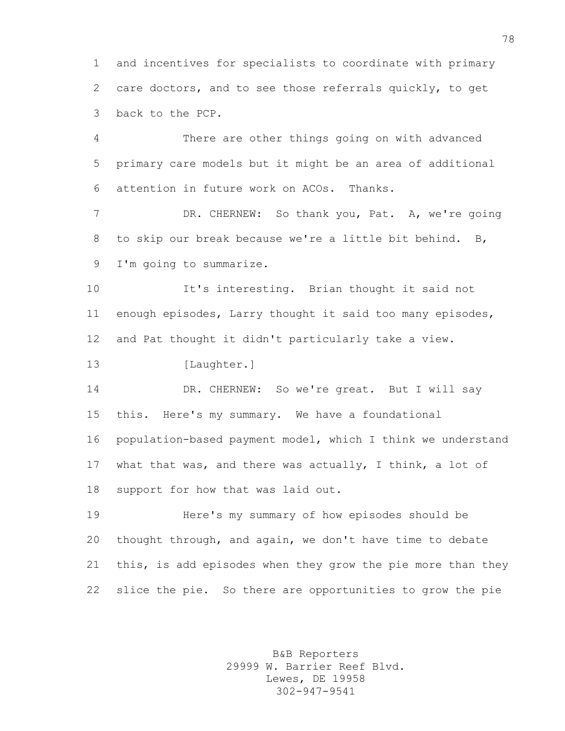and incentives for specialists to coordinate with primary care doctors, and to see those referrals quickly, to get back to the PCP.

There are other things going on with advanced primary care models but it might be an area of additional attention in future work on ACOs. Thanks.

DR. CHERNEW: So thank you, Pat. A, we're going to skip our break because we're a little bit behind. B, I'm going to summarize.

It's interesting. Brian thought it said not enough episodes, Larry thought it said too many episodes, and Pat thought it didn't particularly take a view.

[Laughter.]

DR. CHERNEW: So we're great. But I will say this. Here's my summary. We have a foundational population-based payment model, which I think we understand what that was, and there was actually, I think, a lot of support for how that was laid out.

Here's my summary of how episodes should be thought through, and again, we don't have time to debate this, is add episodes when they grow the pie more than they slice the pie. So there are opportunities to grow the pie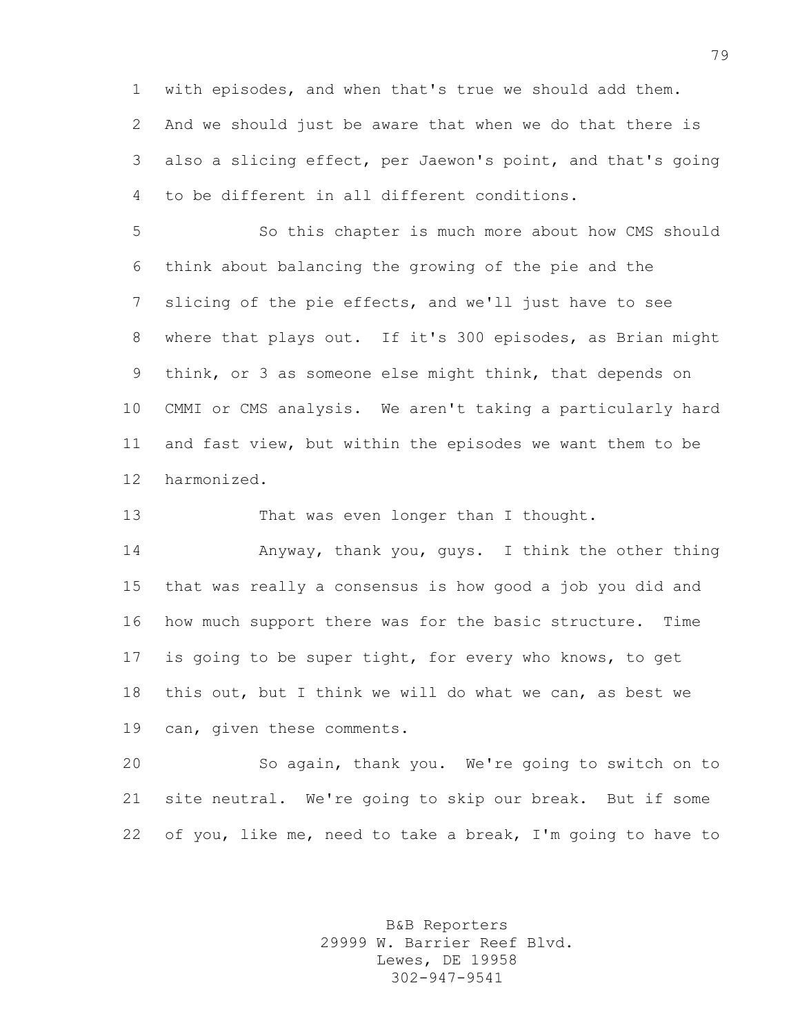with episodes, and when that's true we should add them. And we should just be aware that when we do that there is also a slicing effect, per Jaewon's point, and that's going to be different in all different conditions.

So this chapter is much more about how CMS should think about balancing the growing of the pie and the slicing of the pie effects, and we'll just have to see where that plays out. If it's 300 episodes, as Brian might think, or 3 as someone else might think, that depends on CMMI or CMS analysis. We aren't taking a particularly hard and fast view, but within the episodes we want them to be harmonized.

That was even longer than I thought.

Anyway, thank you, guys. I think the other thing that was really a consensus is how good a job you did and how much support there was for the basic structure. Time is going to be super tight, for every who knows, to get this out, but I think we will do what we can, as best we can, given these comments.

So again, thank you. We're going to switch on to site neutral. We're going to skip our break. But if some of you, like me, need to take a break, I'm going to have to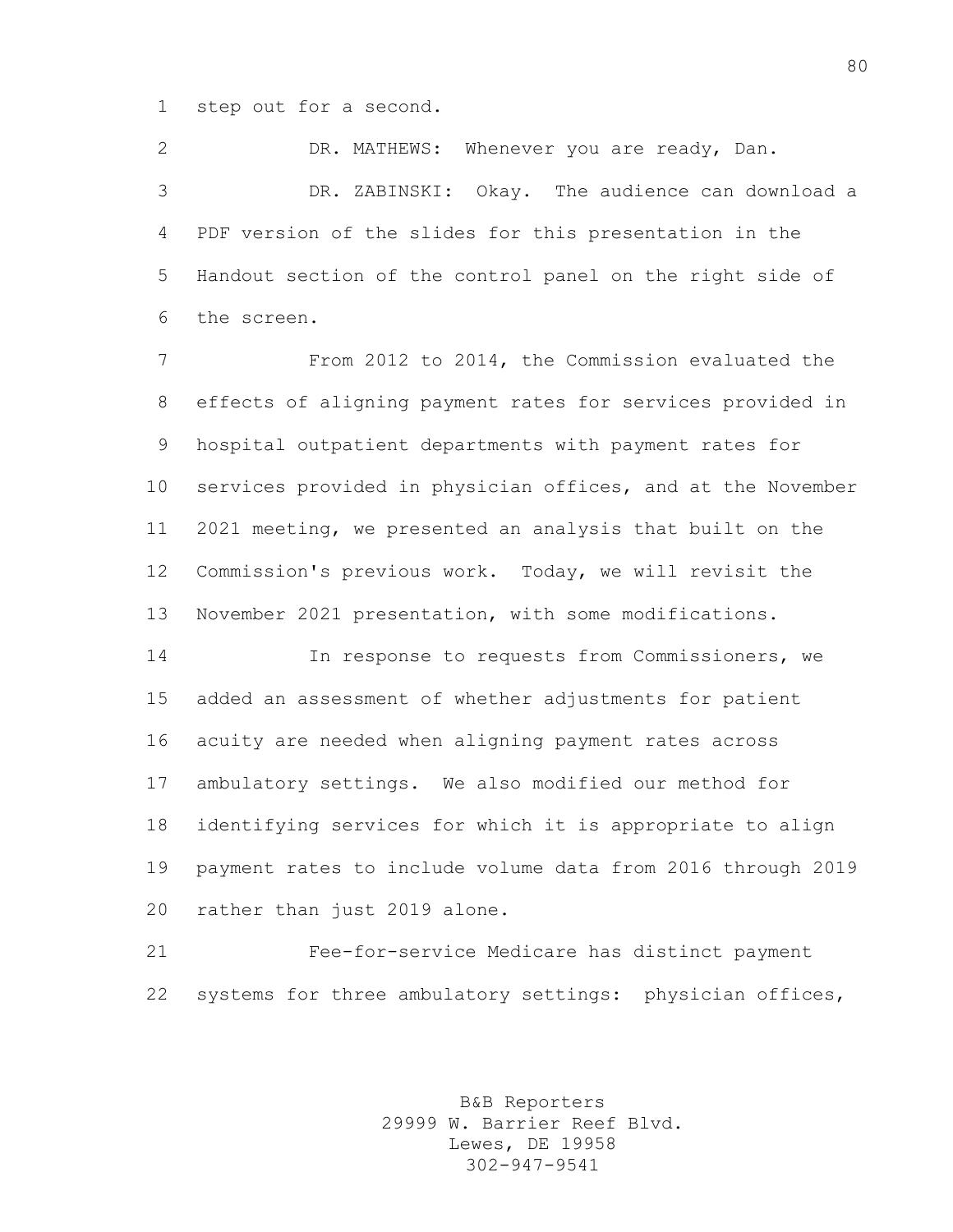step out for a second.

DR. MATHEWS: Whenever you are ready, Dan.

DR. ZABINSKI: Okay. The audience can download a PDF version of the slides for this presentation in the Handout section of the control panel on the right side of the screen.

From 2012 to 2014, the Commission evaluated the effects of aligning payment rates for services provided in hospital outpatient departments with payment rates for services provided in physician offices, and at the November 2021 meeting, we presented an analysis that built on the Commission's previous work. Today, we will revisit the November 2021 presentation, with some modifications.

In response to requests from Commissioners, we added an assessment of whether adjustments for patient acuity are needed when aligning payment rates across ambulatory settings. We also modified our method for identifying services for which it is appropriate to align payment rates to include volume data from 2016 through 2019 rather than just 2019 alone.

Fee-for-service Medicare has distinct payment systems for three ambulatory settings: physician offices,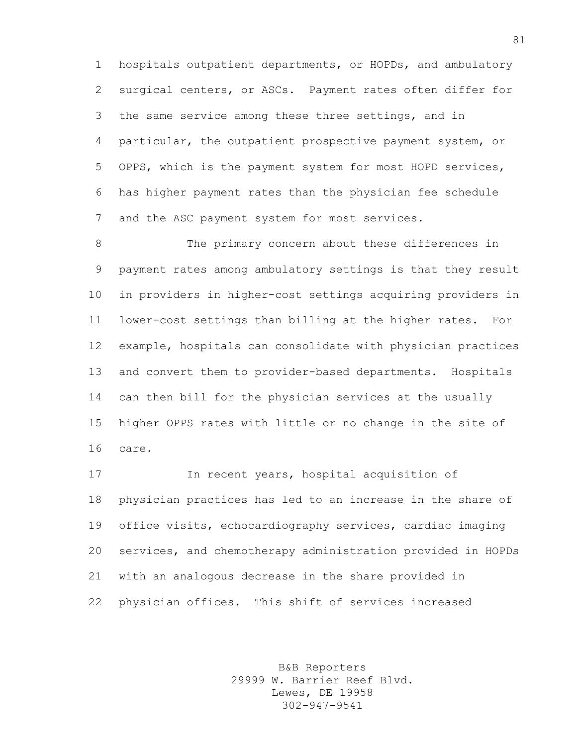hospitals outpatient departments, or HOPDs, and ambulatory surgical centers, or ASCs. Payment rates often differ for the same service among these three settings, and in particular, the outpatient prospective payment system, or OPPS, which is the payment system for most HOPD services, has higher payment rates than the physician fee schedule and the ASC payment system for most services.

The primary concern about these differences in payment rates among ambulatory settings is that they result in providers in higher-cost settings acquiring providers in lower-cost settings than billing at the higher rates. For example, hospitals can consolidate with physician practices and convert them to provider-based departments. Hospitals can then bill for the physician services at the usually higher OPPS rates with little or no change in the site of care.

In recent years, hospital acquisition of physician practices has led to an increase in the share of office visits, echocardiography services, cardiac imaging services, and chemotherapy administration provided in HOPDs with an analogous decrease in the share provided in physician offices. This shift of services increased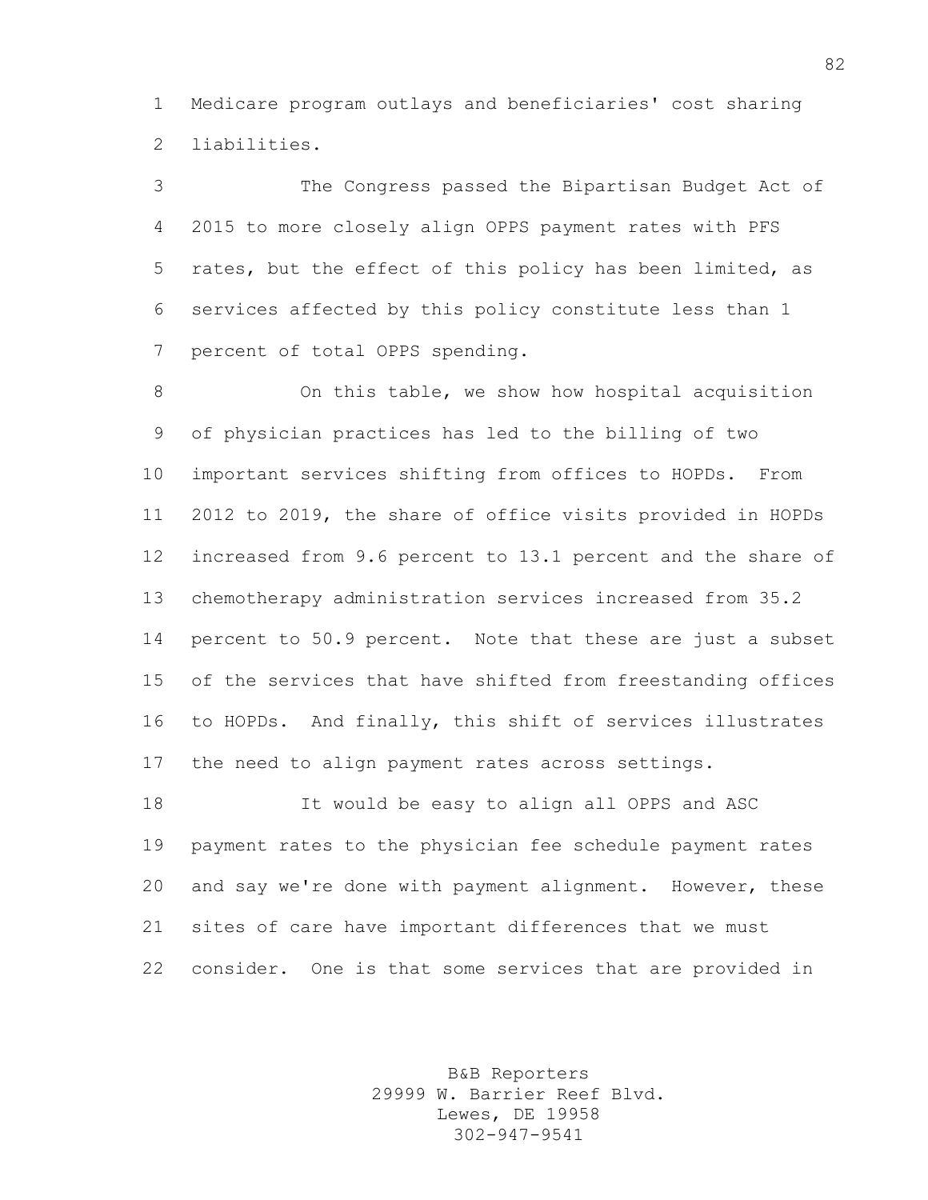Medicare program outlays and beneficiaries' cost sharing liabilities.

The Congress passed the Bipartisan Budget Act of 2015 to more closely align OPPS payment rates with PFS rates, but the effect of this policy has been limited, as services affected by this policy constitute less than 1 percent of total OPPS spending.

On this table, we show how hospital acquisition of physician practices has led to the billing of two important services shifting from offices to HOPDs. From 2012 to 2019, the share of office visits provided in HOPDs increased from 9.6 percent to 13.1 percent and the share of chemotherapy administration services increased from 35.2 percent to 50.9 percent. Note that these are just a subset of the services that have shifted from freestanding offices to HOPDs. And finally, this shift of services illustrates the need to align payment rates across settings.

It would be easy to align all OPPS and ASC payment rates to the physician fee schedule payment rates and say we're done with payment alignment. However, these sites of care have important differences that we must consider. One is that some services that are provided in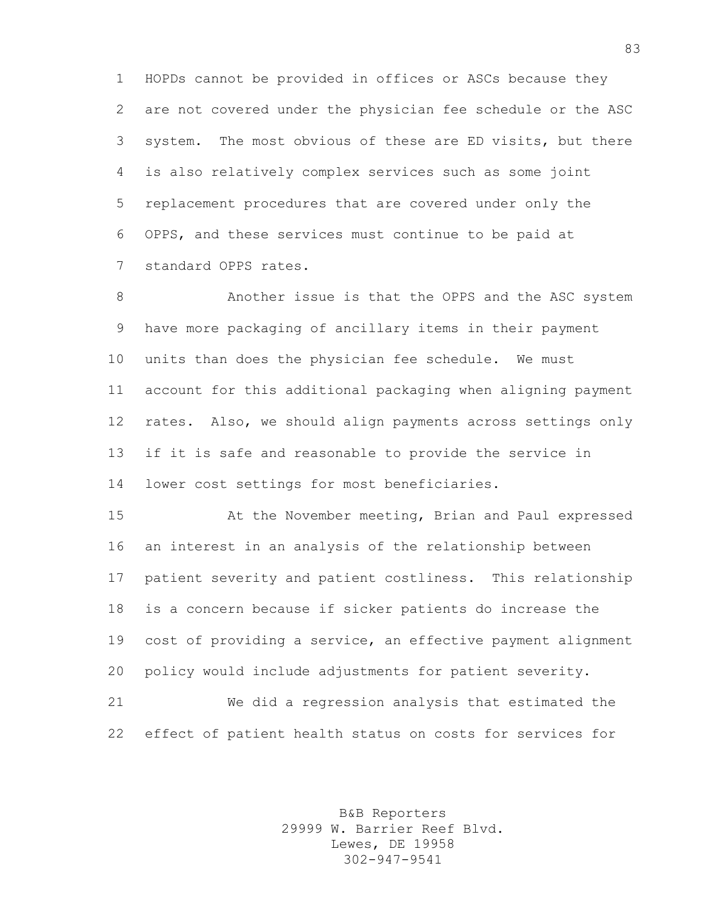HOPDs cannot be provided in offices or ASCs because they are not covered under the physician fee schedule or the ASC system. The most obvious of these are ED visits, but there is also relatively complex services such as some joint replacement procedures that are covered under only the OPPS, and these services must continue to be paid at standard OPPS rates.

Another issue is that the OPPS and the ASC system have more packaging of ancillary items in their payment units than does the physician fee schedule. We must account for this additional packaging when aligning payment rates. Also, we should align payments across settings only if it is safe and reasonable to provide the service in lower cost settings for most beneficiaries.

At the November meeting, Brian and Paul expressed an interest in an analysis of the relationship between patient severity and patient costliness. This relationship is a concern because if sicker patients do increase the cost of providing a service, an effective payment alignment policy would include adjustments for patient severity.

We did a regression analysis that estimated the effect of patient health status on costs for services for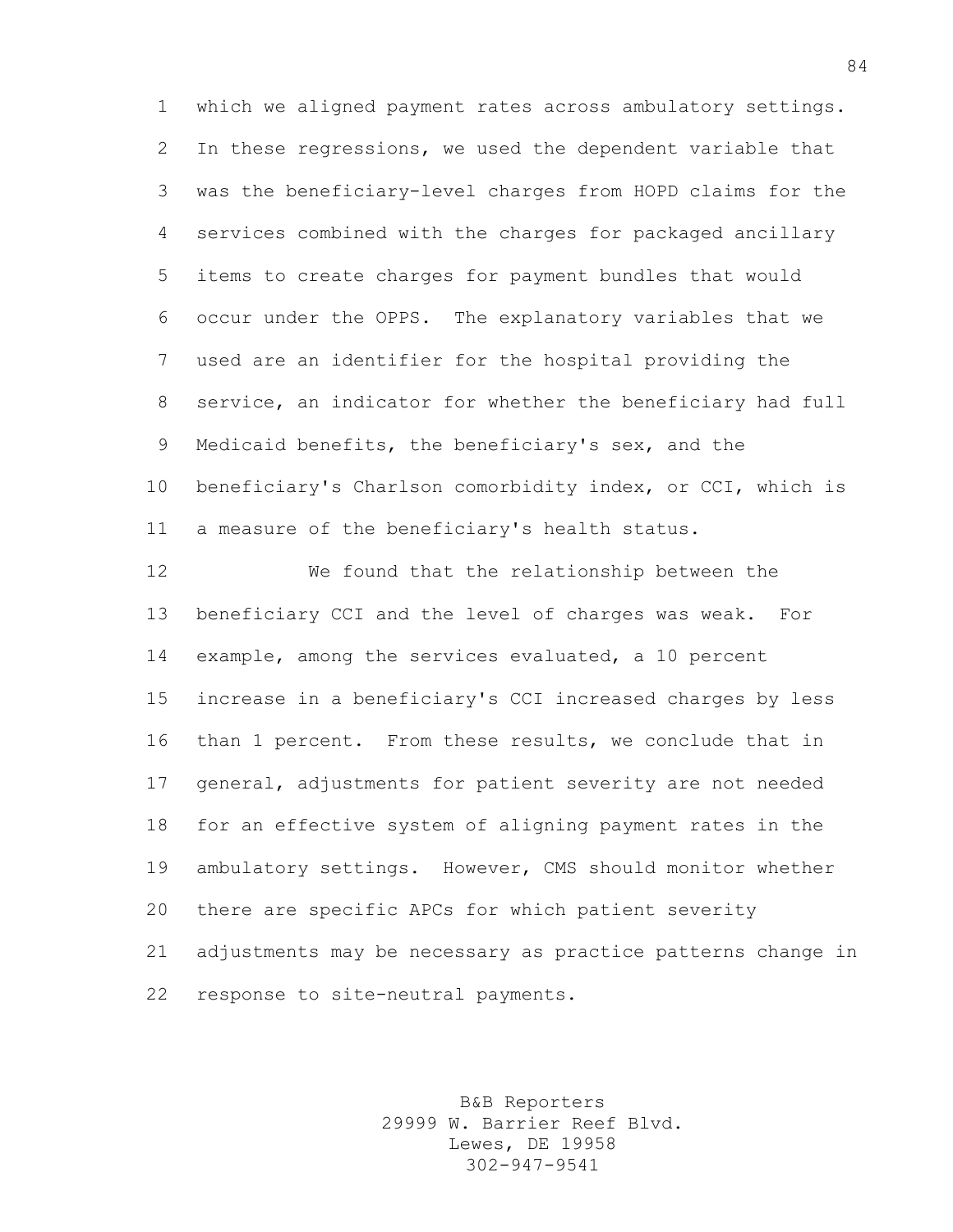which we aligned payment rates across ambulatory settings. In these regressions, we used the dependent variable that was the beneficiary-level charges from HOPD claims for the services combined with the charges for packaged ancillary items to create charges for payment bundles that would occur under the OPPS. The explanatory variables that we used are an identifier for the hospital providing the service, an indicator for whether the beneficiary had full Medicaid benefits, the beneficiary's sex, and the beneficiary's Charlson comorbidity index, or CCI, which is a measure of the beneficiary's health status.

We found that the relationship between the beneficiary CCI and the level of charges was weak. For example, among the services evaluated, a 10 percent increase in a beneficiary's CCI increased charges by less than 1 percent. From these results, we conclude that in general, adjustments for patient severity are not needed for an effective system of aligning payment rates in the ambulatory settings. However, CMS should monitor whether there are specific APCs for which patient severity adjustments may be necessary as practice patterns change in response to site-neutral payments.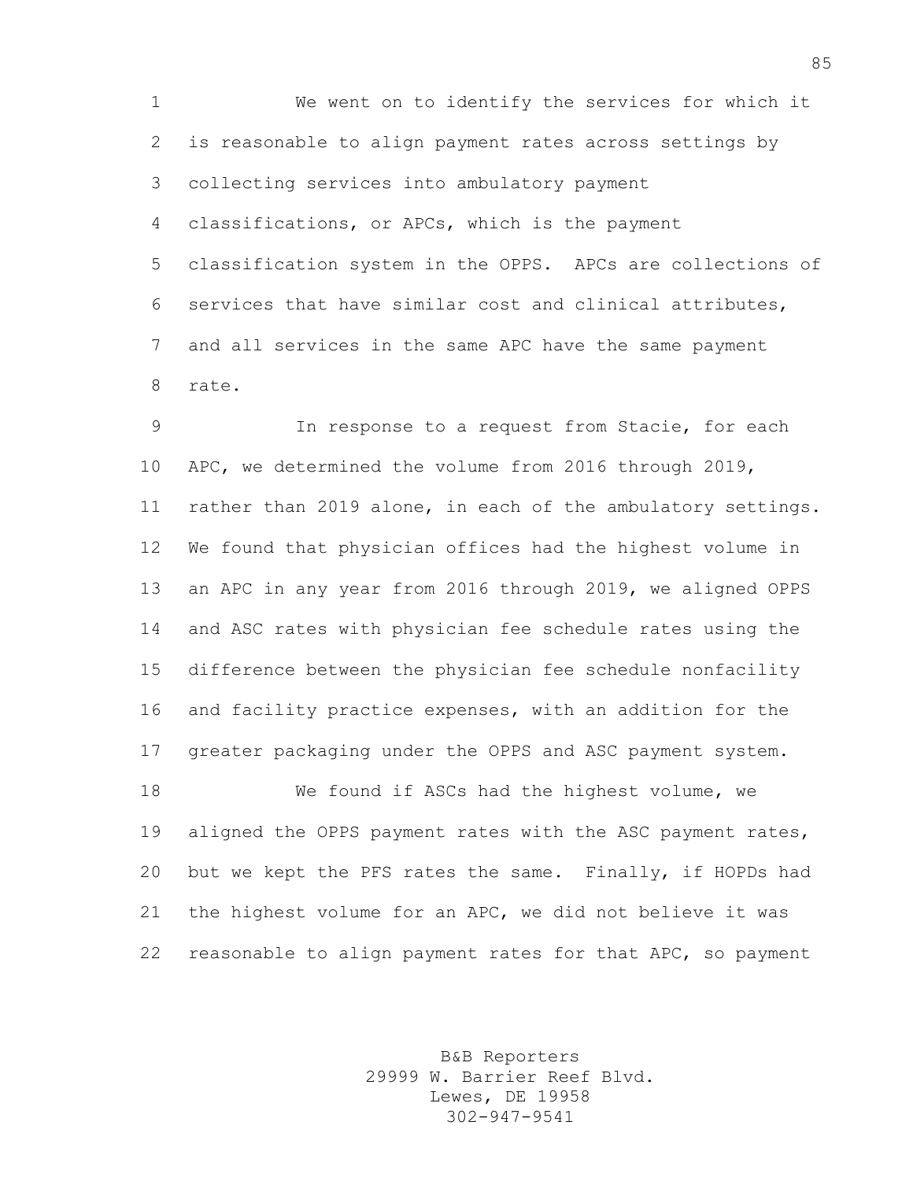We went on to identify the services for which it is reasonable to align payment rates across settings by collecting services into ambulatory payment classifications, or APCs, which is the payment classification system in the OPPS. APCs are collections of services that have similar cost and clinical attributes, and all services in the same APC have the same payment rate.

In response to a request from Stacie, for each APC, we determined the volume from 2016 through 2019, rather than 2019 alone, in each of the ambulatory settings. We found that physician offices had the highest volume in an APC in any year from 2016 through 2019, we aligned OPPS and ASC rates with physician fee schedule rates using the difference between the physician fee schedule nonfacility and facility practice expenses, with an addition for the greater packaging under the OPPS and ASC payment system.

We found if ASCs had the highest volume, we aligned the OPPS payment rates with the ASC payment rates, but we kept the PFS rates the same. Finally, if HOPDs had the highest volume for an APC, we did not believe it was reasonable to align payment rates for that APC, so payment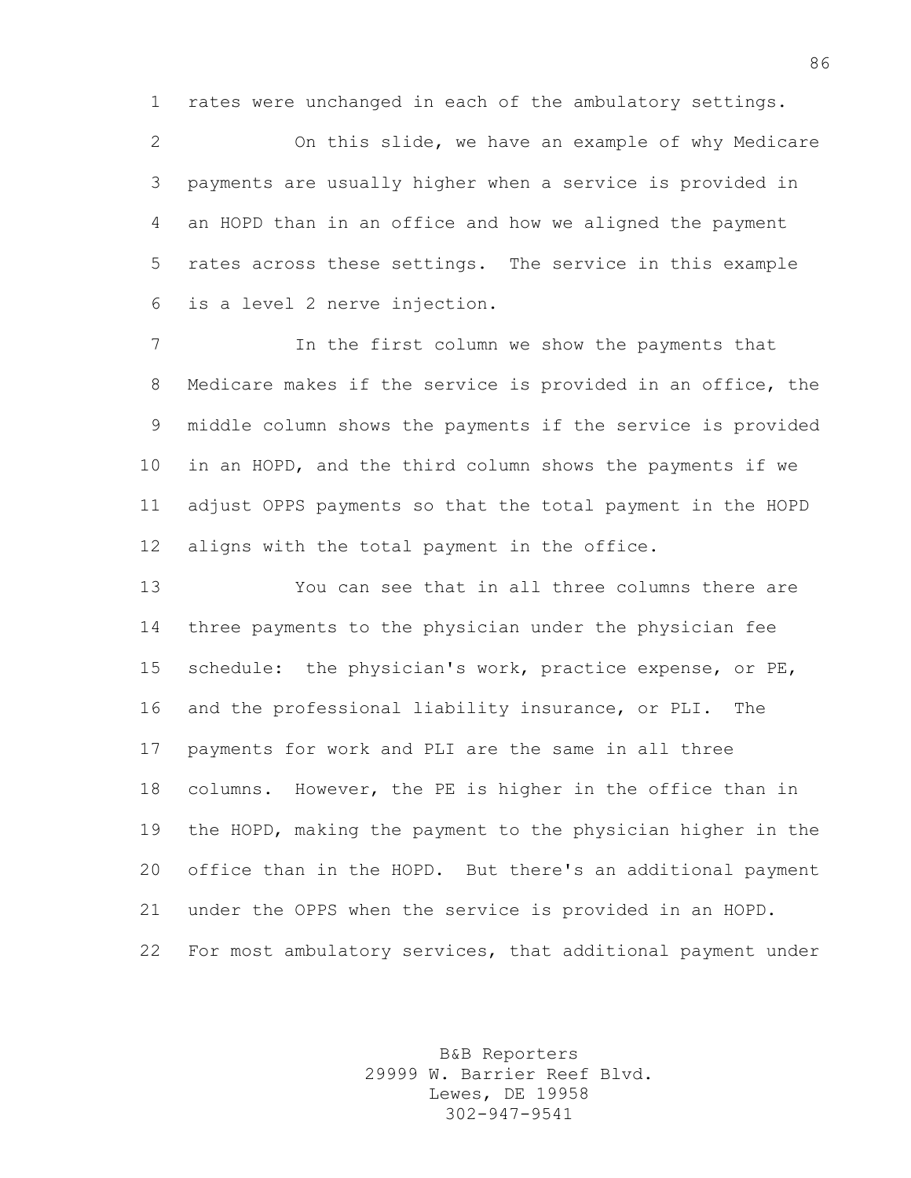rates were unchanged in each of the ambulatory settings.

On this slide, we have an example of why Medicare payments are usually higher when a service is provided in an HOPD than in an office and how we aligned the payment rates across these settings. The service in this example is a level 2 nerve injection.

In the first column we show the payments that Medicare makes if the service is provided in an office, the middle column shows the payments if the service is provided in an HOPD, and the third column shows the payments if we adjust OPPS payments so that the total payment in the HOPD aligns with the total payment in the office.

You can see that in all three columns there are three payments to the physician under the physician fee schedule: the physician's work, practice expense, or PE, and the professional liability insurance, or PLI. The payments for work and PLI are the same in all three columns. However, the PE is higher in the office than in the HOPD, making the payment to the physician higher in the office than in the HOPD. But there's an additional payment under the OPPS when the service is provided in an HOPD. For most ambulatory services, that additional payment under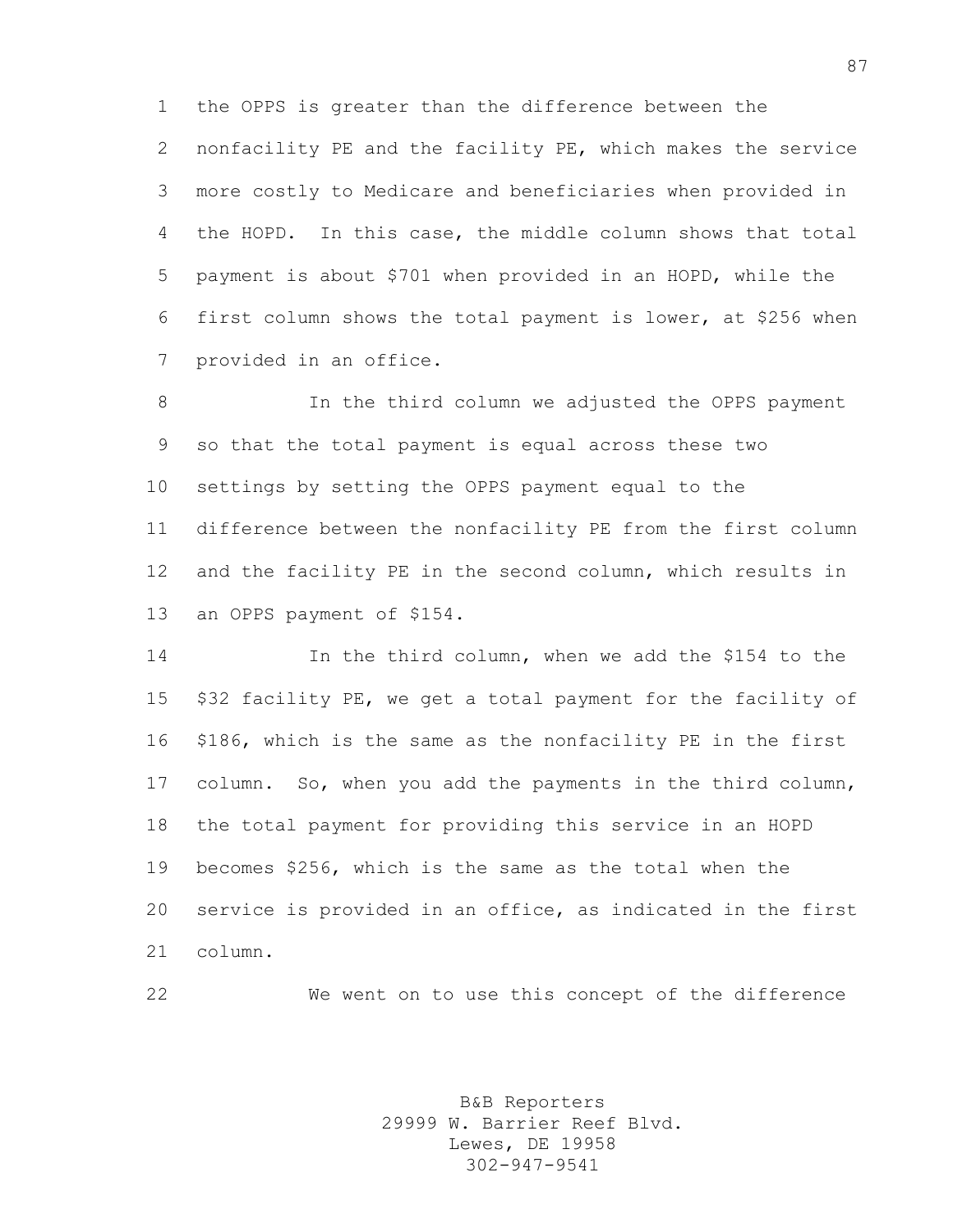the OPPS is greater than the difference between the nonfacility PE and the facility PE, which makes the service more costly to Medicare and beneficiaries when provided in the HOPD. In this case, the middle column shows that total payment is about $701 when provided in an HOPD, while the first column shows the total payment is lower, at $256 when provided in an office.

In the third column we adjusted the OPPS payment so that the total payment is equal across these two settings by setting the OPPS payment equal to the difference between the nonfacility PE from the first column and the facility PE in the second column, which results in an OPPS payment of $154.

In the third column, when we add the $154 to the $32 facility PE, we get a total payment for the facility of $186, which is the same as the nonfacility PE in the first column. So, when you add the payments in the third column, the total payment for providing this service in an HOPD becomes $256, which is the same as the total when the service is provided in an office, as indicated in the first column.

We went on to use this concept of the difference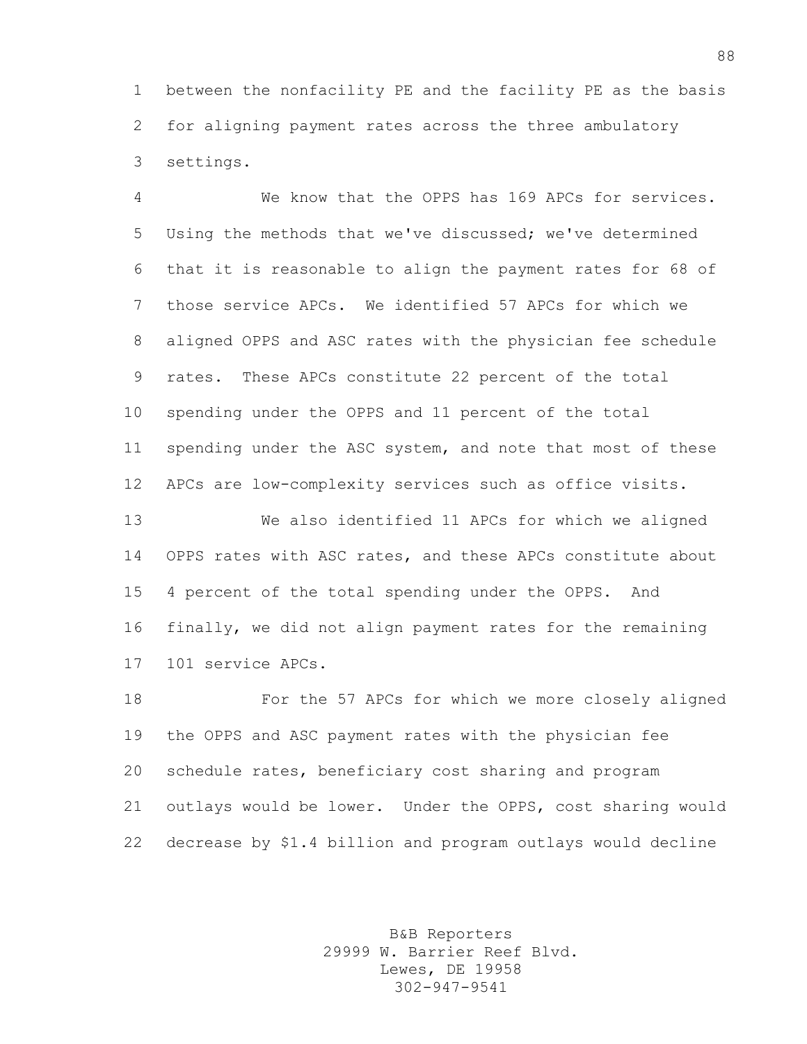between the nonfacility PE and the facility PE as the basis for aligning payment rates across the three ambulatory settings.

We know that the OPPS has 169 APCs for services. Using the methods that we've discussed; we've determined that it is reasonable to align the payment rates for 68 of those service APCs. We identified 57 APCs for which we aligned OPPS and ASC rates with the physician fee schedule rates. These APCs constitute 22 percent of the total spending under the OPPS and 11 percent of the total spending under the ASC system, and note that most of these APCs are low-complexity services such as office visits.

We also identified 11 APCs for which we aligned OPPS rates with ASC rates, and these APCs constitute about 4 percent of the total spending under the OPPS. And finally, we did not align payment rates for the remaining 101 service APCs.

For the 57 APCs for which we more closely aligned the OPPS and ASC payment rates with the physician fee schedule rates, beneficiary cost sharing and program outlays would be lower. Under the OPPS, cost sharing would decrease by $1.4 billion and program outlays would decline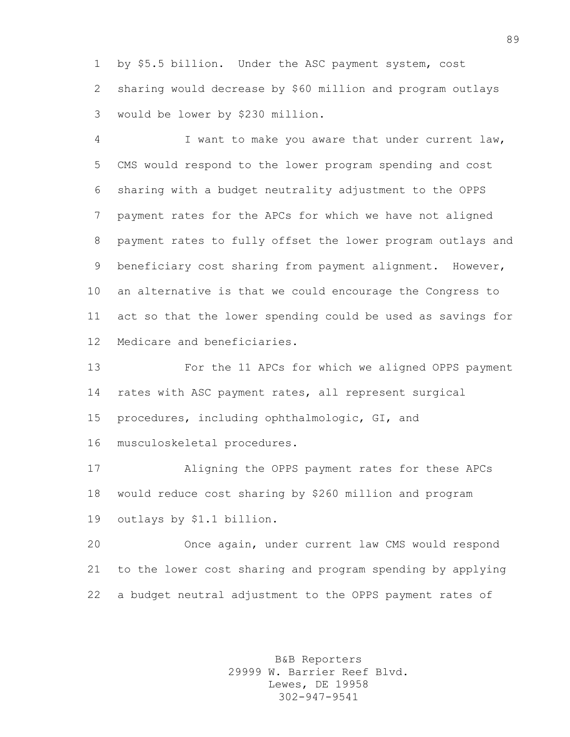by $5.5 billion. Under the ASC payment system, cost sharing would decrease by $60 million and program outlays would be lower by $230 million.

I want to make you aware that under current law, CMS would respond to the lower program spending and cost sharing with a budget neutrality adjustment to the OPPS payment rates for the APCs for which we have not aligned payment rates to fully offset the lower program outlays and beneficiary cost sharing from payment alignment. However, an alternative is that we could encourage the Congress to act so that the lower spending could be used as savings for Medicare and beneficiaries.

For the 11 APCs for which we aligned OPPS payment rates with ASC payment rates, all represent surgical procedures, including ophthalmologic, GI, and musculoskeletal procedures.

Aligning the OPPS payment rates for these APCs would reduce cost sharing by $260 million and program outlays by $1.1 billion.

Once again, under current law CMS would respond to the lower cost sharing and program spending by applying a budget neutral adjustment to the OPPS payment rates of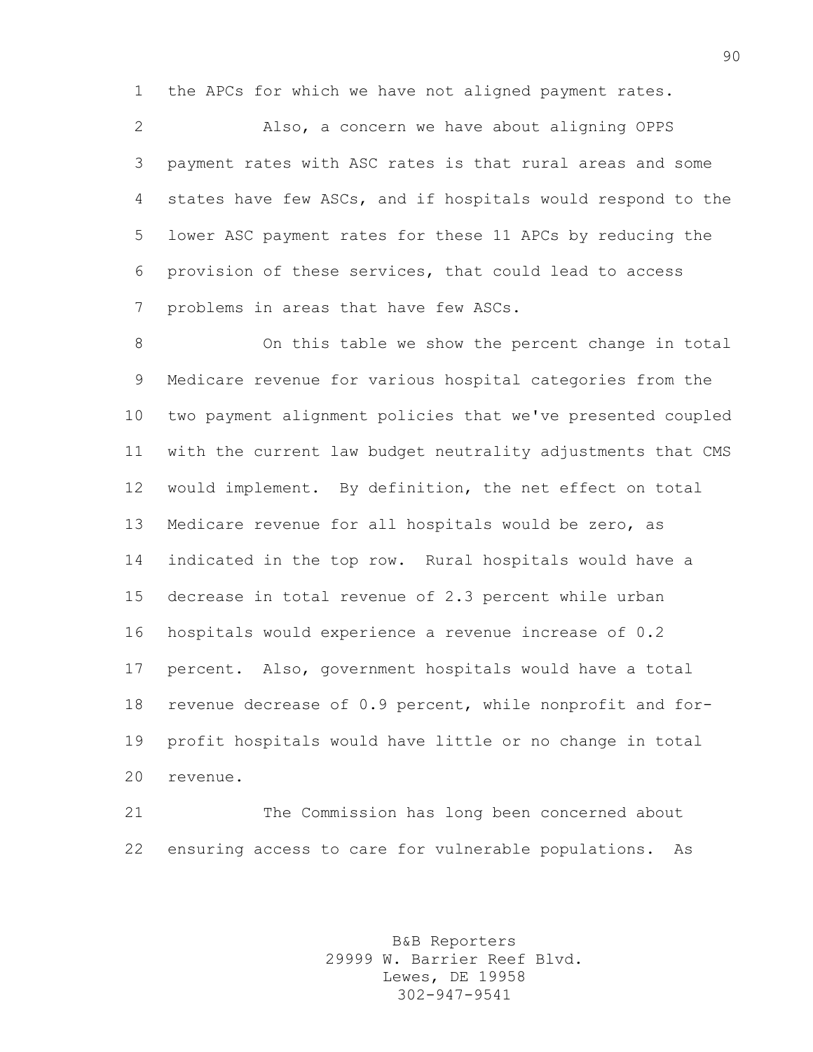the APCs for which we have not aligned payment rates.

Also, a concern we have about aligning OPPS payment rates with ASC rates is that rural areas and some states have few ASCs, and if hospitals would respond to the lower ASC payment rates for these 11 APCs by reducing the provision of these services, that could lead to access problems in areas that have few ASCs.

On this table we show the percent change in total Medicare revenue for various hospital categories from the two payment alignment policies that we've presented coupled with the current law budget neutrality adjustments that CMS would implement. By definition, the net effect on total Medicare revenue for all hospitals would be zero, as indicated in the top row. Rural hospitals would have a decrease in total revenue of 2.3 percent while urban hospitals would experience a revenue increase of 0.2 percent. Also, government hospitals would have a total revenue decrease of 0.9 percent, while nonprofit and for-profit hospitals would have little or no change in total revenue.

The Commission has long been concerned about ensuring access to care for vulnerable populations. As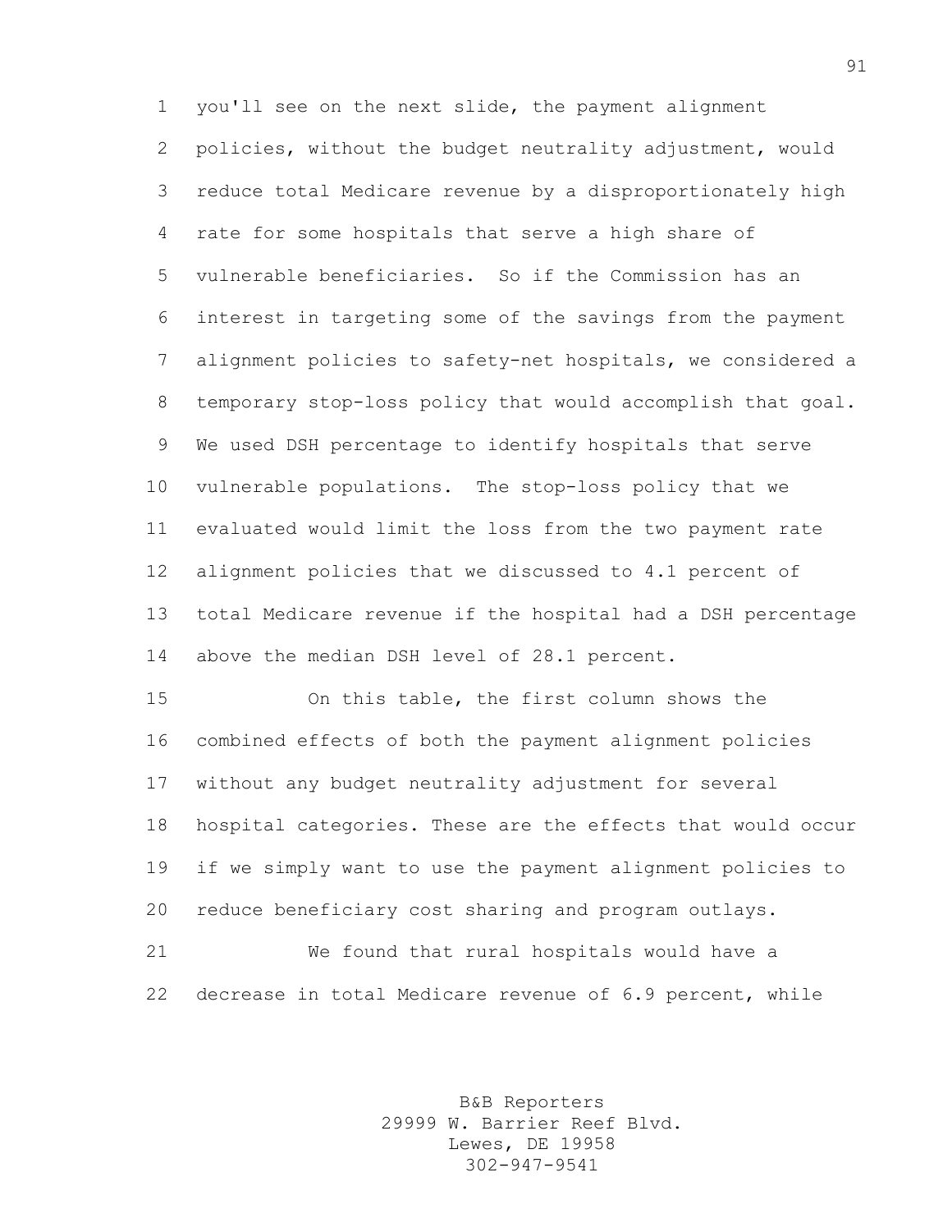you'll see on the next slide, the payment alignment policies, without the budget neutrality adjustment, would reduce total Medicare revenue by a disproportionately high rate for some hospitals that serve a high share of vulnerable beneficiaries. So if the Commission has an interest in targeting some of the savings from the payment alignment policies to safety-net hospitals, we considered a temporary stop-loss policy that would accomplish that goal. We used DSH percentage to identify hospitals that serve vulnerable populations. The stop-loss policy that we evaluated would limit the loss from the two payment rate alignment policies that we discussed to 4.1 percent of total Medicare revenue if the hospital had a DSH percentage above the median DSH level of 28.1 percent.

On this table, the first column shows the combined effects of both the payment alignment policies without any budget neutrality adjustment for several hospital categories. These are the effects that would occur if we simply want to use the payment alignment policies to reduce beneficiary cost sharing and program outlays.

We found that rural hospitals would have a decrease in total Medicare revenue of 6.9 percent, while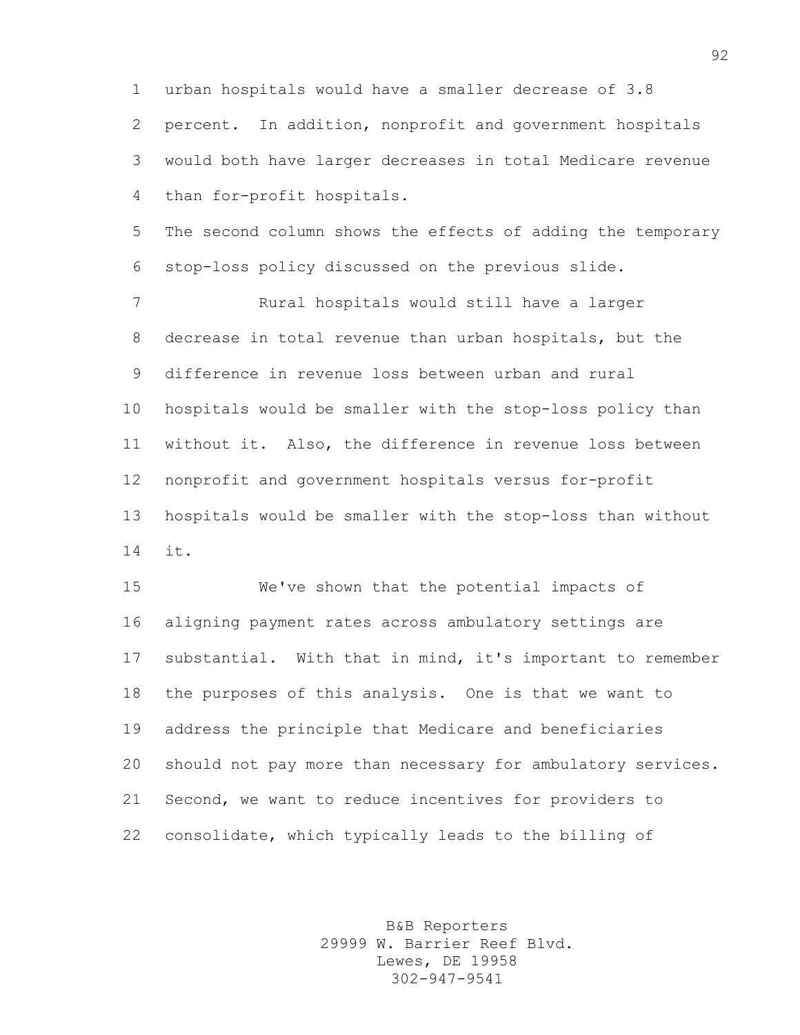urban hospitals would have a smaller decrease of 3.8 percent. In addition, nonprofit and government hospitals would both have larger decreases in total Medicare revenue than for-profit hospitals.

The second column shows the effects of adding the temporary stop-loss policy discussed on the previous slide.

Rural hospitals would still have a larger decrease in total revenue than urban hospitals, but the difference in revenue loss between urban and rural hospitals would be smaller with the stop-loss policy than without it. Also, the difference in revenue loss between nonprofit and government hospitals versus for-profit hospitals would be smaller with the stop-loss than without it.

We've shown that the potential impacts of aligning payment rates across ambulatory settings are substantial. With that in mind, it's important to remember the purposes of this analysis. One is that we want to address the principle that Medicare and beneficiaries should not pay more than necessary for ambulatory services. Second, we want to reduce incentives for providers to consolidate, which typically leads to the billing of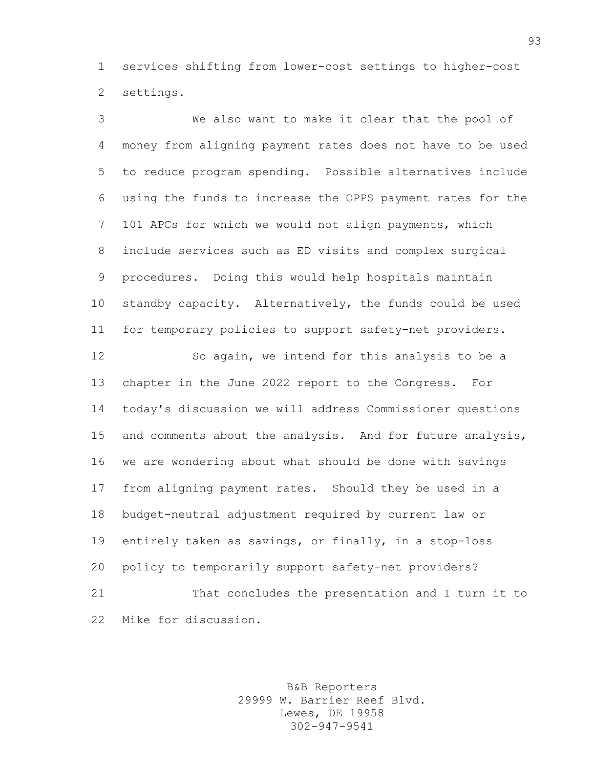services shifting from lower-cost settings to higher-cost settings.

We also want to make it clear that the pool of money from aligning payment rates does not have to be used to reduce program spending. Possible alternatives include using the funds to increase the OPPS payment rates for the 101 APCs for which we would not align payments, which include services such as ED visits and complex surgical procedures. Doing this would help hospitals maintain standby capacity. Alternatively, the funds could be used for temporary policies to support safety-net providers.

So again, we intend for this analysis to be a chapter in the June 2022 report to the Congress. For today's discussion we will address Commissioner questions and comments about the analysis. And for future analysis, we are wondering about what should be done with savings from aligning payment rates. Should they be used in a budget-neutral adjustment required by current law or entirely taken as savings, or finally, in a stop-loss policy to temporarily support safety-net providers?

That concludes the presentation and I turn it to Mike for discussion.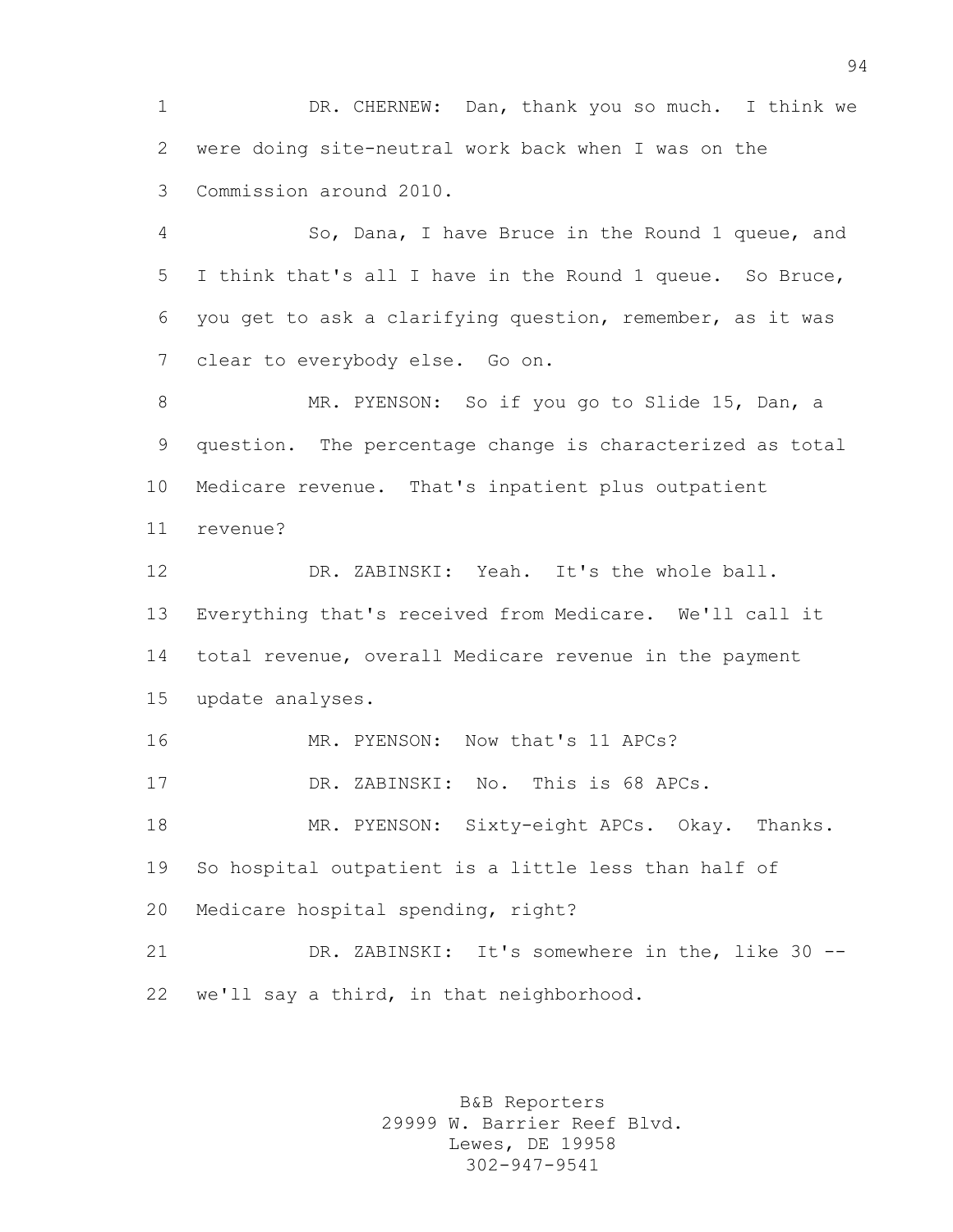DR. CHERNEW: Dan, thank you so much. I think we were doing site-neutral work back when I was on the Commission around 2010.

So, Dana, I have Bruce in the Round 1 queue, and I think that's all I have in the Round 1 queue. So Bruce, you get to ask a clarifying question, remember, as it was clear to everybody else. Go on.

MR. PYENSON: So if you go to Slide 15, Dan, a question. The percentage change is characterized as total Medicare revenue. That's inpatient plus outpatient revenue?

DR. ZABINSKI: Yeah. It's the whole ball. Everything that's received from Medicare. We'll call it total revenue, overall Medicare revenue in the payment update analyses.

MR. PYENSON: Now that's 11 APCs?

DR. ZABINSKI: No. This is 68 APCs.

MR. PYENSON: Sixty-eight APCs. Okay. Thanks. So hospital outpatient is a little less than half of Medicare hospital spending, right?

DR. ZABINSKI: It's somewhere in the, like 30 -- we'll say a third, in that neighborhood.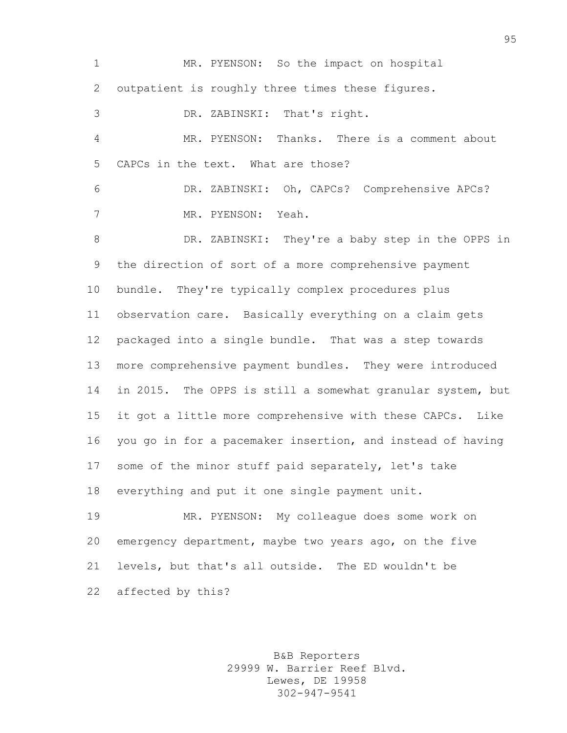MR. PYENSON: So the impact on hospital outpatient is roughly three times these figures.

DR. ZABINSKI: That's right.

MR. PYENSON: Thanks. There is a comment about CAPCs in the text. What are those?

DR. ZABINSKI: Oh, CAPCs? Comprehensive APCs?

MR. PYENSON: Yeah.

DR. ZABINSKI: They're a baby step in the OPPS in the direction of sort of a more comprehensive payment bundle. They're typically complex procedures plus observation care. Basically everything on a claim gets packaged into a single bundle. That was a step towards more comprehensive payment bundles. They were introduced in 2015. The OPPS is still a somewhat granular system, but it got a little more comprehensive with these CAPCs. Like you go in for a pacemaker insertion, and instead of having some of the minor stuff paid separately, let's take everything and put it one single payment unit.

MR. PYENSON: My colleague does some work on emergency department, maybe two years ago, on the five levels, but that's all outside. The ED wouldn't be affected by this?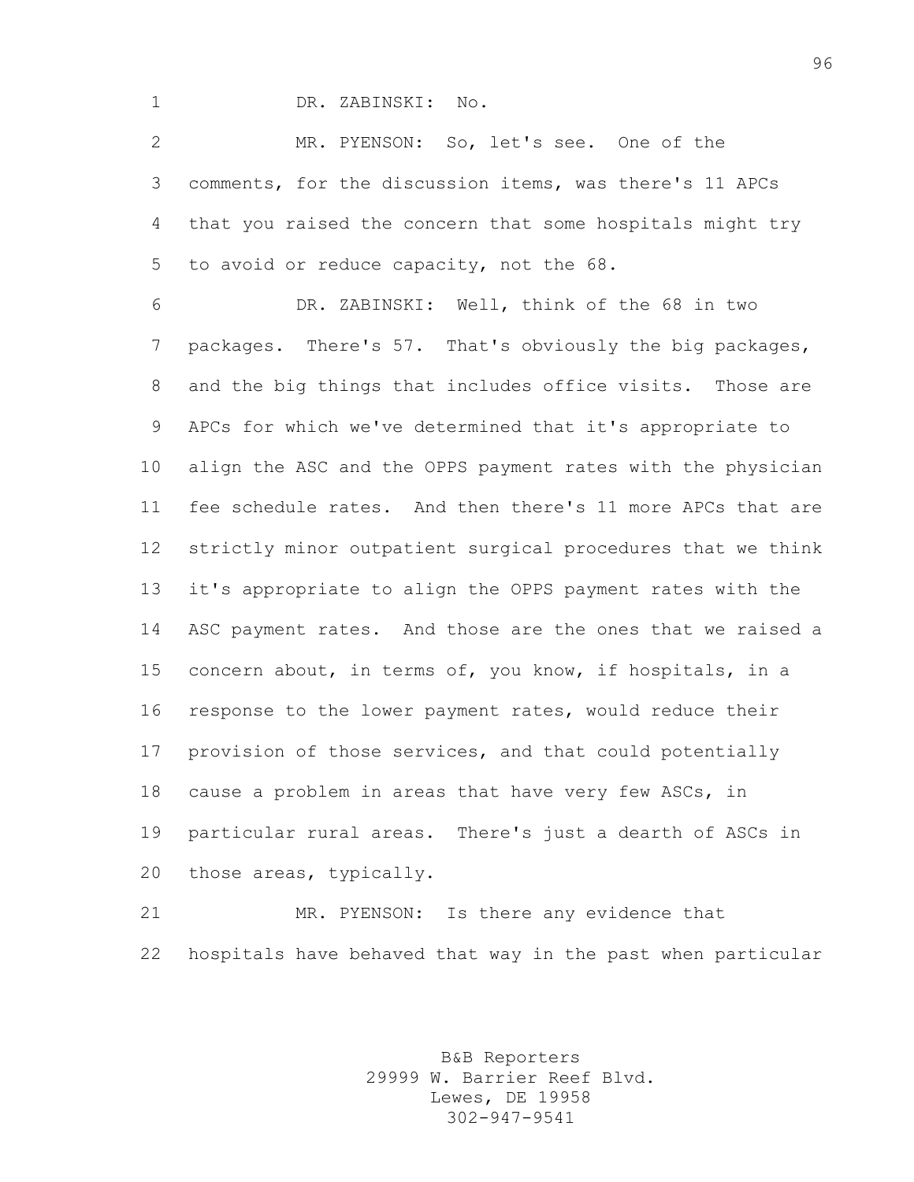DR. ZABINSKI: No.

MR. PYENSON: So, let's see. One of the comments, for the discussion items, was there's 11 APCs that you raised the concern that some hospitals might try to avoid or reduce capacity, not the 68.

DR. ZABINSKI: Well, think of the 68 in two packages. There's 57. That's obviously the big packages, and the big things that includes office visits. Those are APCs for which we've determined that it's appropriate to align the ASC and the OPPS payment rates with the physician fee schedule rates. And then there's 11 more APCs that are strictly minor outpatient surgical procedures that we think it's appropriate to align the OPPS payment rates with the ASC payment rates. And those are the ones that we raised a concern about, in terms of, you know, if hospitals, in a response to the lower payment rates, would reduce their provision of those services, and that could potentially cause a problem in areas that have very few ASCs, in particular rural areas. There's just a dearth of ASCs in those areas, typically.

MR. PYENSON: Is there any evidence that hospitals have behaved that way in the past when particular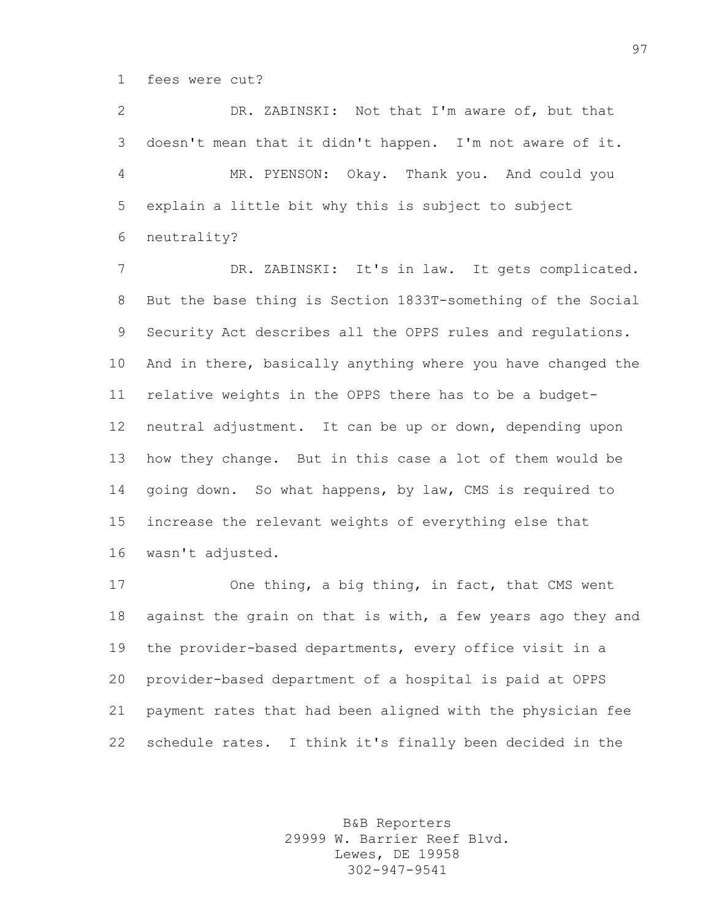fees were cut?

DR. ZABINSKI: Not that I'm aware of, but that doesn't mean that it didn't happen. I'm not aware of it.

MR. PYENSON: Okay. Thank you. And could you explain a little bit why this is subject to subject neutrality?

DR. ZABINSKI: It's in law. It gets complicated. But the base thing is Section 1833T-something of the Social Security Act describes all the OPPS rules and regulations. And in there, basically anything where you have changed the relative weights in the OPPS there has to be a budget-neutral adjustment. It can be up or down, depending upon how they change. But in this case a lot of them would be going down. So what happens, by law, CMS is required to increase the relevant weights of everything else that wasn't adjusted.

One thing, a big thing, in fact, that CMS went against the grain on that is with, a few years ago they and the provider-based departments, every office visit in a provider-based department of a hospital is paid at OPPS payment rates that had been aligned with the physician fee schedule rates. I think it's finally been decided in the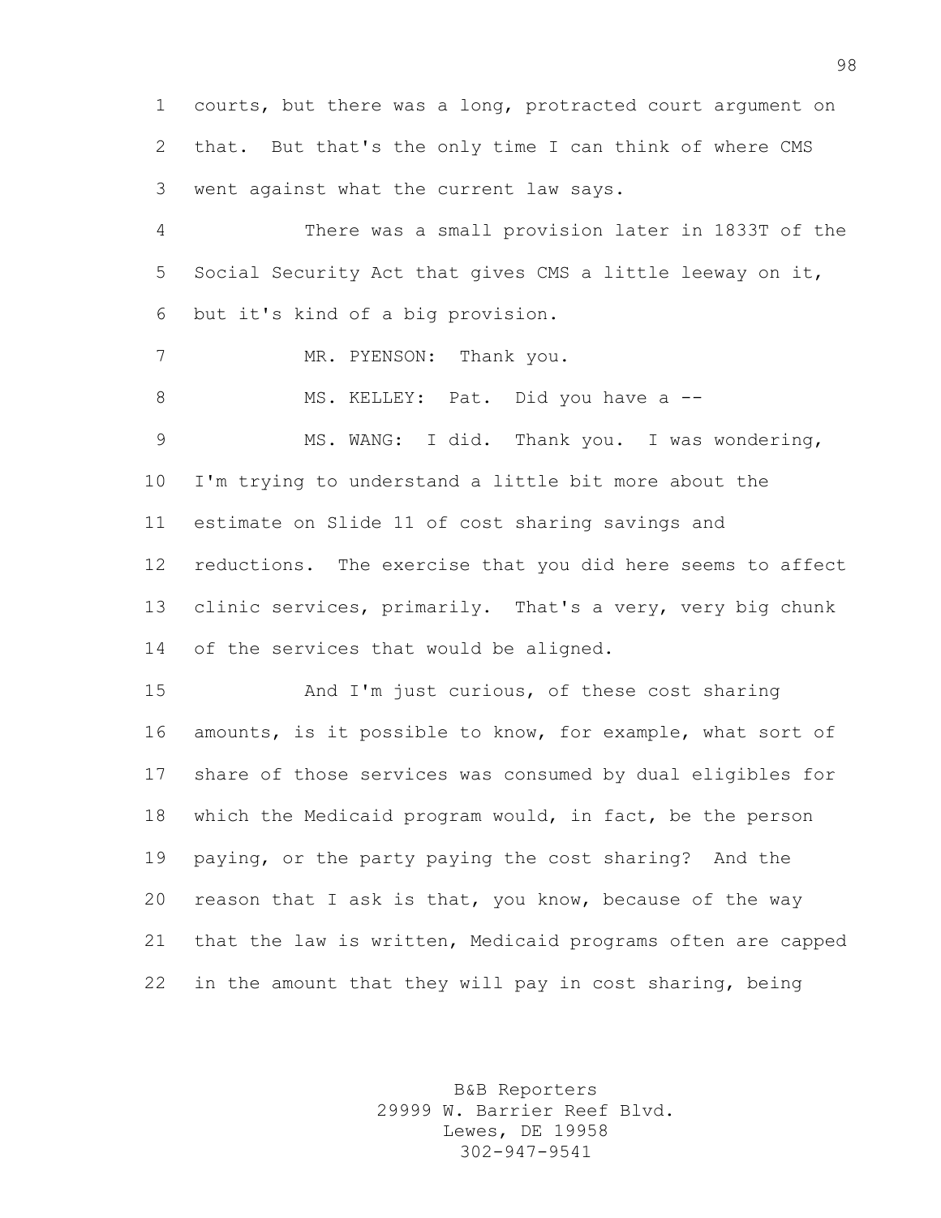courts, but there was a long, protracted court argument on that. But that's the only time I can think of where CMS went against what the current law says.

There was a small provision later in 1833T of the Social Security Act that gives CMS a little leeway on it, but it's kind of a big provision.

MR. PYENSON: Thank you.

MS. KELLEY: Pat. Did you have a --

MS. WANG: I did. Thank you. I was wondering, I'm trying to understand a little bit more about the estimate on Slide 11 of cost sharing savings and reductions. The exercise that you did here seems to affect clinic services, primarily. That's a very, very big chunk of the services that would be aligned.

And I'm just curious, of these cost sharing amounts, is it possible to know, for example, what sort of share of those services was consumed by dual eligibles for which the Medicaid program would, in fact, be the person paying, or the party paying the cost sharing? And the reason that I ask is that, you know, because of the way that the law is written, Medicaid programs often are capped in the amount that they will pay in cost sharing, being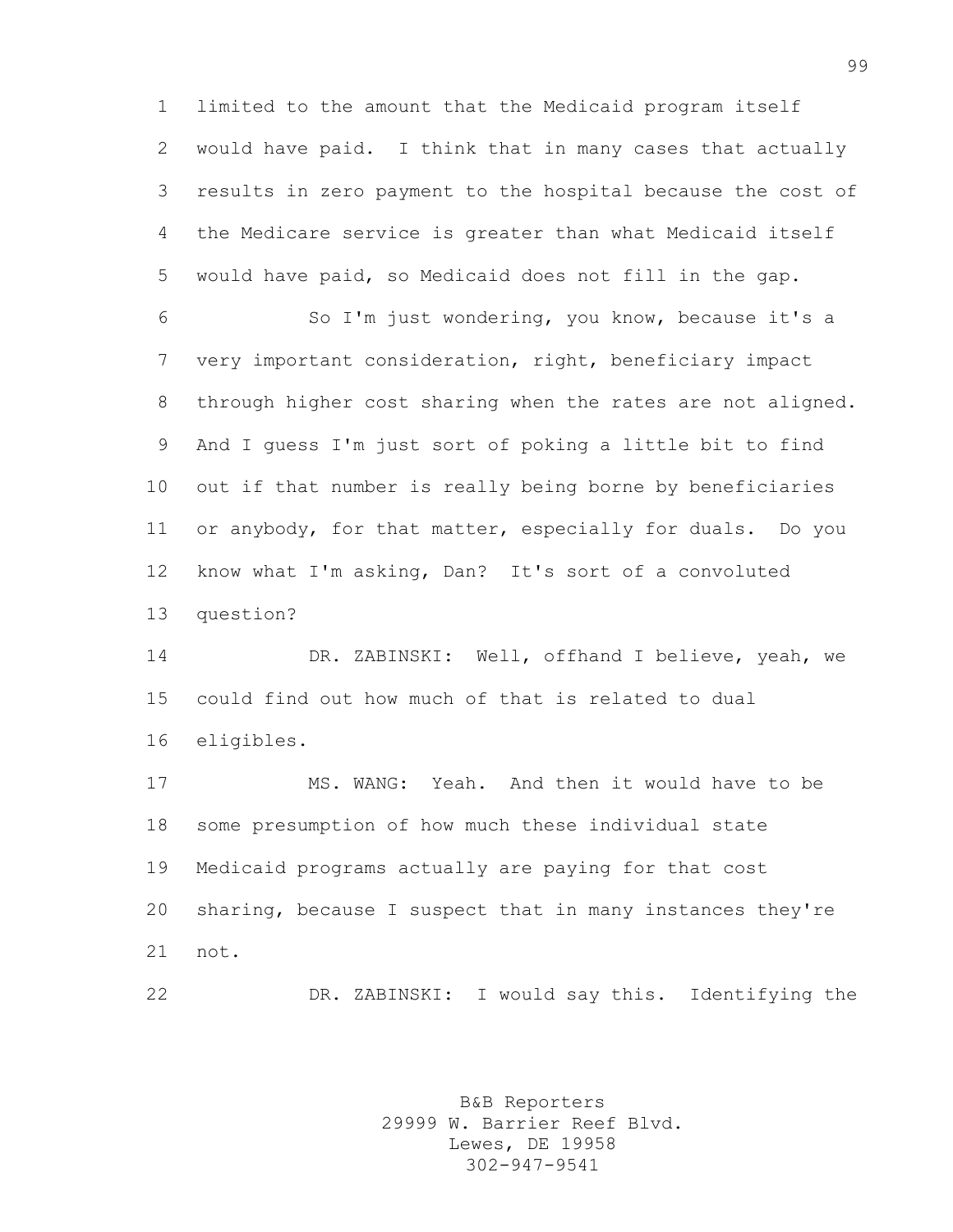limited to the amount that the Medicaid program itself would have paid. I think that in many cases that actually results in zero payment to the hospital because the cost of the Medicare service is greater than what Medicaid itself would have paid, so Medicaid does not fill in the gap.

So I'm just wondering, you know, because it's a very important consideration, right, beneficiary impact through higher cost sharing when the rates are not aligned. And I guess I'm just sort of poking a little bit to find out if that number is really being borne by beneficiaries or anybody, for that matter, especially for duals. Do you know what I'm asking, Dan? It's sort of a convoluted question?

DR. ZABINSKI: Well, offhand I believe, yeah, we could find out how much of that is related to dual eligibles.

MS. WANG: Yeah. And then it would have to be some presumption of how much these individual state Medicaid programs actually are paying for that cost sharing, because I suspect that in many instances they're not.

DR. ZABINSKI: I would say this. Identifying the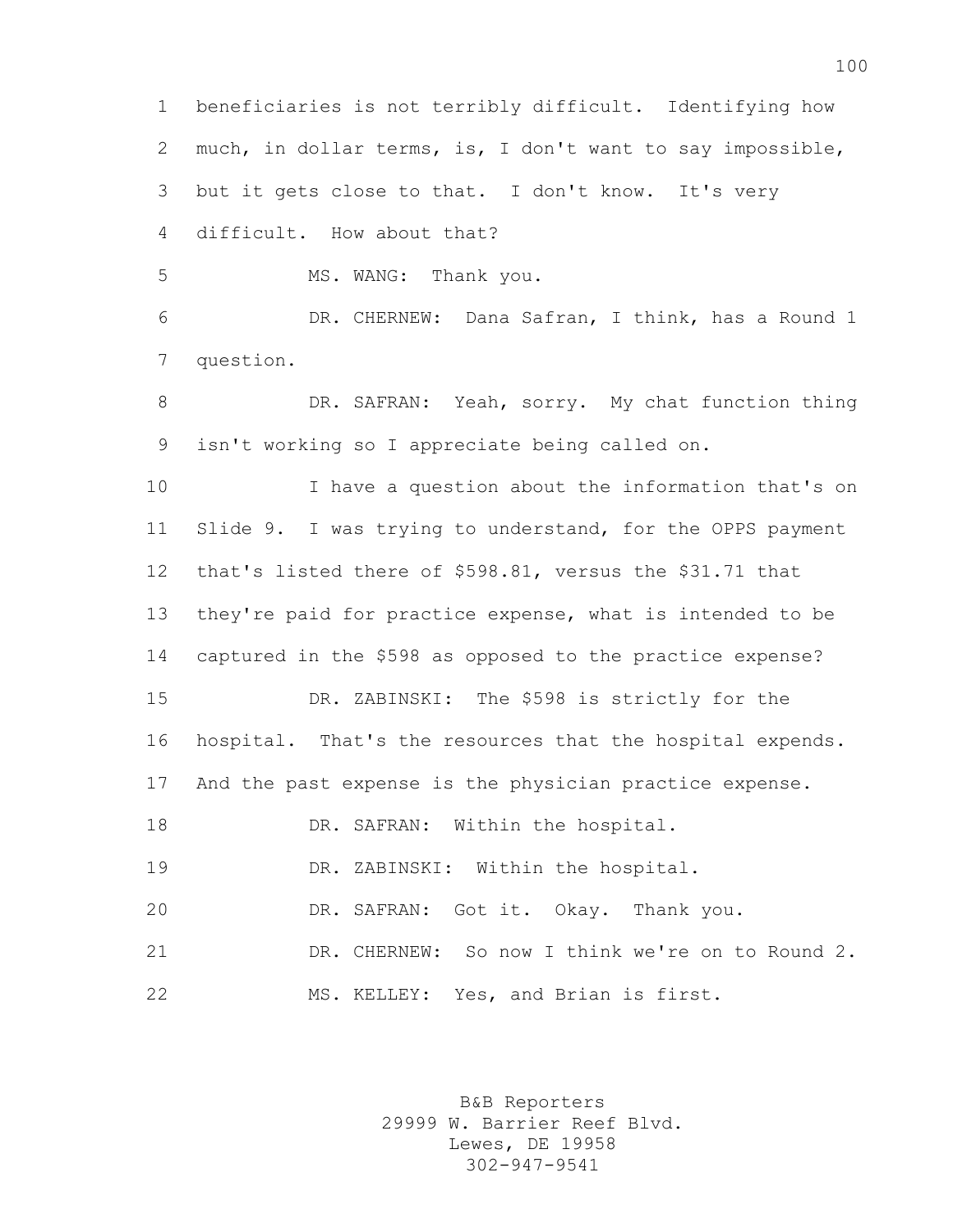beneficiaries is not terribly difficult. Identifying how much, in dollar terms, is, I don't want to say impossible, but it gets close to that. I don't know. It's very difficult. How about that?

MS. WANG: Thank you.

DR. CHERNEW: Dana Safran, I think, has a Round 1 question.

DR. SAFRAN: Yeah, sorry. My chat function thing isn't working so I appreciate being called on.

I have a question about the information that's on Slide 9. I was trying to understand, for the OPPS payment that's listed there of $598.81, versus the $31.71 that they're paid for practice expense, what is intended to be captured in the $598 as opposed to the practice expense?

DR. ZABINSKI: The $598 is strictly for the hospital. That's the resources that the hospital expends. And the past expense is the physician practice expense.

DR. SAFRAN: Within the hospital.

DR. ZABINSKI: Within the hospital.

DR. SAFRAN: Got it. Okay. Thank you.

DR. CHERNEW: So now I think we're on to Round 2.

MS. KELLEY: Yes, and Brian is first.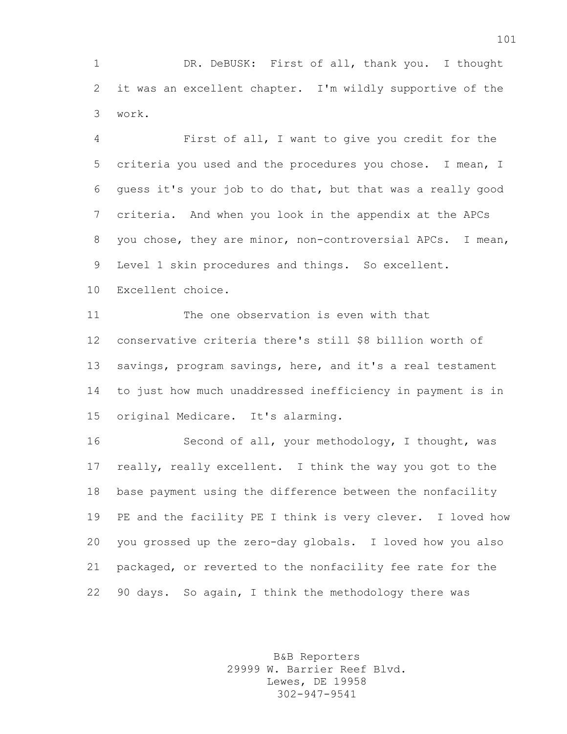DR. DeBUSK: First of all, thank you. I thought it was an excellent chapter. I'm wildly supportive of the work.

First of all, I want to give you credit for the criteria you used and the procedures you chose. I mean, I guess it's your job to do that, but that was a really good criteria. And when you look in the appendix at the APCs you chose, they are minor, non-controversial APCs. I mean, Level 1 skin procedures and things. So excellent. Excellent choice.

The one observation is even with that conservative criteria there's still $8 billion worth of savings, program savings, here, and it's a real testament to just how much unaddressed inefficiency in payment is in original Medicare. It's alarming.

Second of all, your methodology, I thought, was really, really excellent. I think the way you got to the base payment using the difference between the nonfacility PE and the facility PE I think is very clever. I loved how you grossed up the zero-day globals. I loved how you also packaged, or reverted to the nonfacility fee rate for the 90 days. So again, I think the methodology there was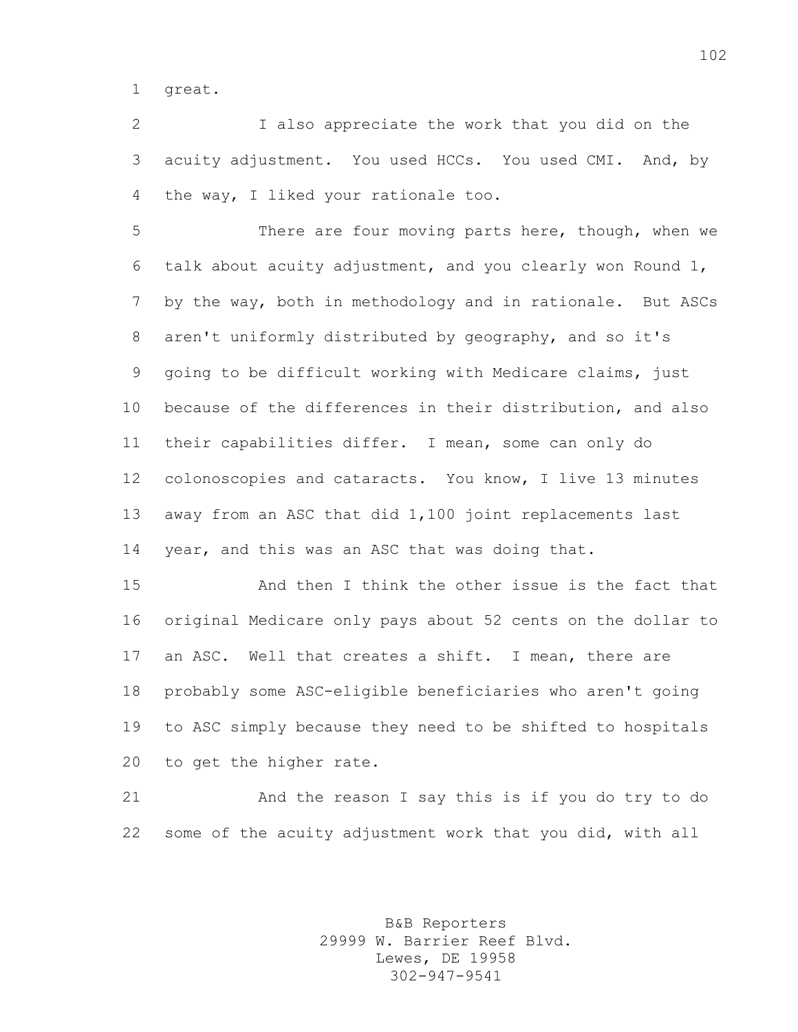great.

I also appreciate the work that you did on the acuity adjustment. You used HCCs. You used CMI. And, by the way, I liked your rationale too.

There are four moving parts here, though, when we talk about acuity adjustment, and you clearly won Round 1, by the way, both in methodology and in rationale. But ASCs aren't uniformly distributed by geography, and so it's going to be difficult working with Medicare claims, just because of the differences in their distribution, and also their capabilities differ. I mean, some can only do colonoscopies and cataracts. You know, I live 13 minutes away from an ASC that did 1,100 joint replacements last year, and this was an ASC that was doing that.

And then I think the other issue is the fact that original Medicare only pays about 52 cents on the dollar to an ASC. Well that creates a shift. I mean, there are probably some ASC-eligible beneficiaries who aren't going to ASC simply because they need to be shifted to hospitals to get the higher rate.

And the reason I say this is if you do try to do some of the acuity adjustment work that you did, with all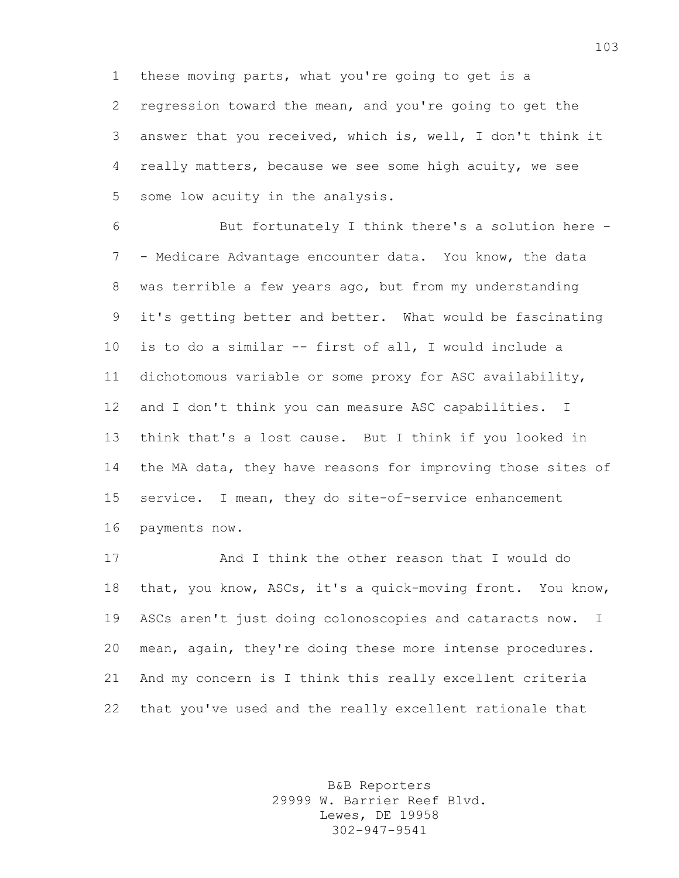these moving parts, what you're going to get is a regression toward the mean, and you're going to get the answer that you received, which is, well, I don't think it really matters, because we see some high acuity, we see some low acuity in the analysis.

But fortunately I think there's a solution here -- Medicare Advantage encounter data. You know, the data was terrible a few years ago, but from my understanding it's getting better and better. What would be fascinating is to do a similar -- first of all, I would include a dichotomous variable or some proxy for ASC availability, and I don't think you can measure ASC capabilities. I think that's a lost cause. But I think if you looked in the MA data, they have reasons for improving those sites of service. I mean, they do site-of-service enhancement payments now.

And I think the other reason that I would do that, you know, ASCs, it's a quick-moving front. You know, ASCs aren't just doing colonoscopies and cataracts now. I mean, again, they're doing these more intense procedures. And my concern is I think this really excellent criteria that you've used and the really excellent rationale that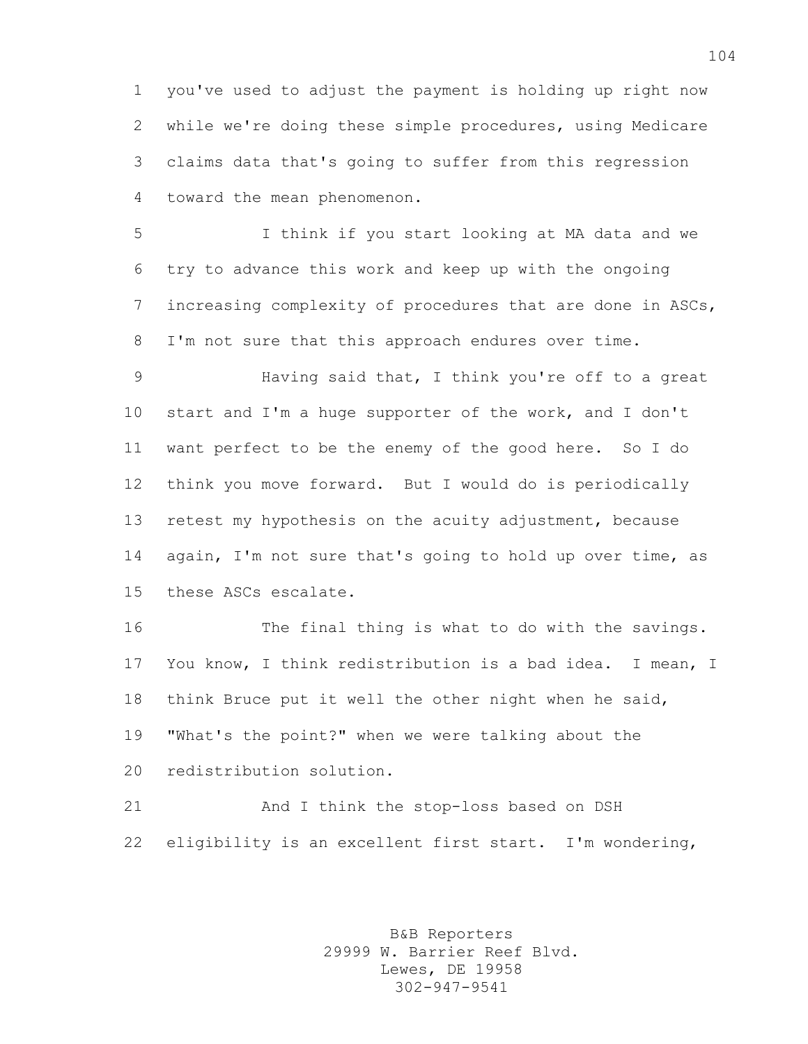you've used to adjust the payment is holding up right now while we're doing these simple procedures, using Medicare claims data that's going to suffer from this regression toward the mean phenomenon.

I think if you start looking at MA data and we try to advance this work and keep up with the ongoing increasing complexity of procedures that are done in ASCs, I'm not sure that this approach endures over time.

Having said that, I think you're off to a great start and I'm a huge supporter of the work, and I don't want perfect to be the enemy of the good here. So I do think you move forward. But I would do is periodically retest my hypothesis on the acuity adjustment, because again, I'm not sure that's going to hold up over time, as these ASCs escalate.

The final thing is what to do with the savings. You know, I think redistribution is a bad idea. I mean, I think Bruce put it well the other night when he said, "What's the point?" when we were talking about the redistribution solution.

And I think the stop-loss based on DSH eligibility is an excellent first start. I'm wondering,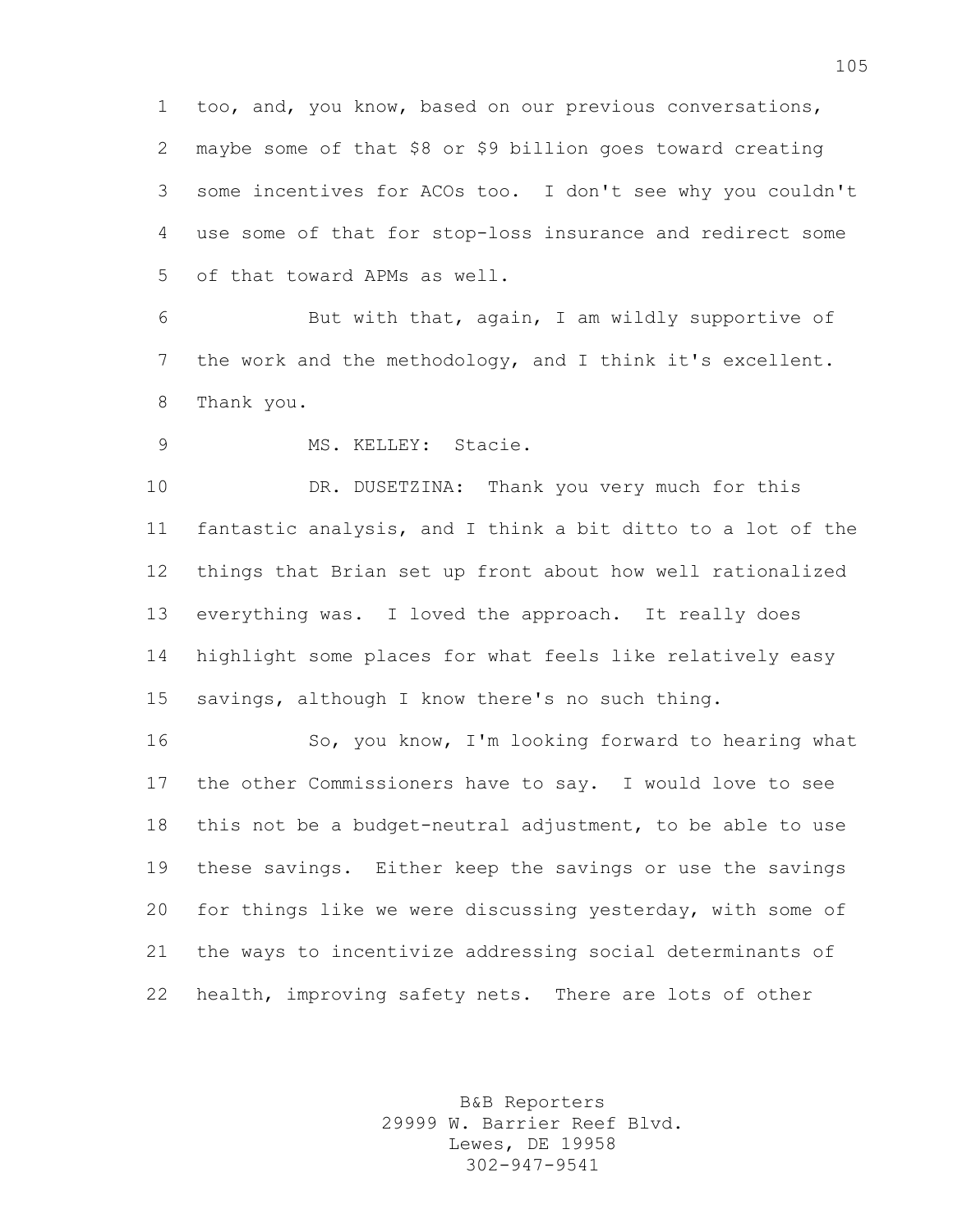too, and, you know, based on our previous conversations, maybe some of that $8 or $9 billion goes toward creating some incentives for ACOs too. I don't see why you couldn't use some of that for stop-loss insurance and redirect some of that toward APMs as well.

But with that, again, I am wildly supportive of the work and the methodology, and I think it's excellent. Thank you.

MS. KELLEY: Stacie.

DR. DUSETZINA: Thank you very much for this fantastic analysis, and I think a bit ditto to a lot of the things that Brian set up front about how well rationalized everything was. I loved the approach. It really does highlight some places for what feels like relatively easy savings, although I know there's no such thing.

So, you know, I'm looking forward to hearing what the other Commissioners have to say. I would love to see this not be a budget-neutral adjustment, to be able to use these savings. Either keep the savings or use the savings for things like we were discussing yesterday, with some of the ways to incentivize addressing social determinants of health, improving safety nets. There are lots of other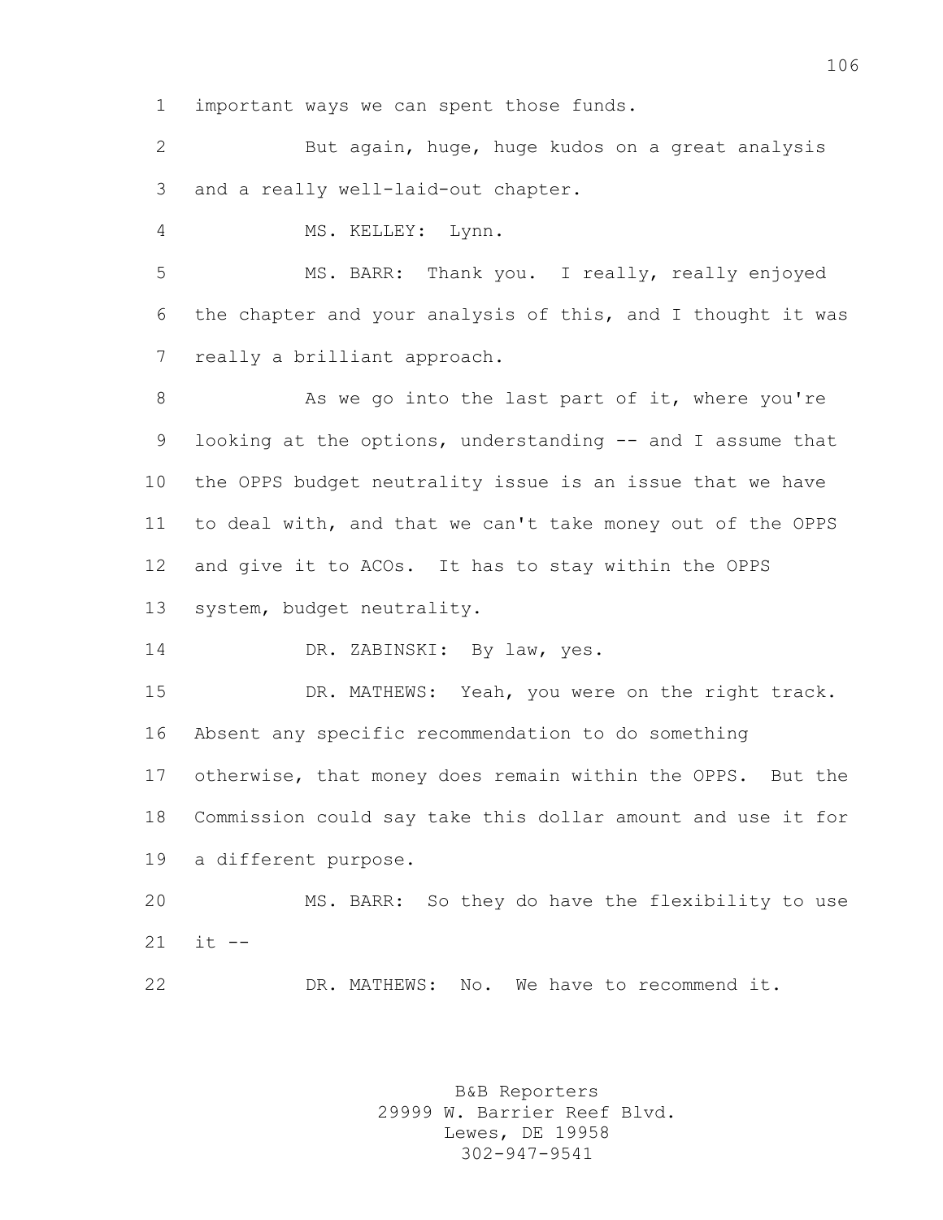important ways we can spent those funds.

But again, huge, huge kudos on a great analysis and a really well-laid-out chapter.

MS. KELLEY: Lynn.

MS. BARR: Thank you. I really, really enjoyed the chapter and your analysis of this, and I thought it was really a brilliant approach.

As we go into the last part of it, where you're looking at the options, understanding -- and I assume that the OPPS budget neutrality issue is an issue that we have to deal with, and that we can't take money out of the OPPS and give it to ACOs. It has to stay within the OPPS system, budget neutrality.

DR. ZABINSKI: By law, yes.

DR. MATHEWS: Yeah, you were on the right track. Absent any specific recommendation to do something otherwise, that money does remain within the OPPS. But the Commission could say take this dollar amount and use it for a different purpose.

MS. BARR: So they do have the flexibility to use it --

DR. MATHEWS: No. We have to recommend it.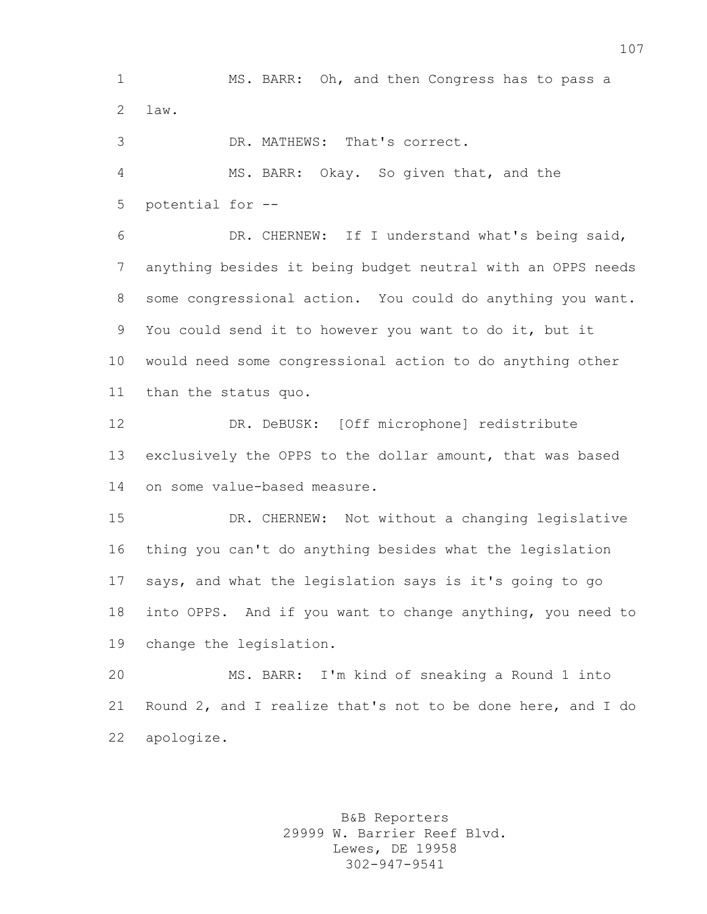MS. BARR: Oh, and then Congress has to pass a law.

DR. MATHEWS: That's correct.

MS. BARR: Okay. So given that, and the potential for --

DR. CHERNEW: If I understand what's being said, anything besides it being budget neutral with an OPPS needs some congressional action. You could do anything you want. You could send it to however you want to do it, but it would need some congressional action to do anything other than the status quo.

DR. DeBUSK: [Off microphone] redistribute exclusively the OPPS to the dollar amount, that was based on some value-based measure.

DR. CHERNEW: Not without a changing legislative thing you can't do anything besides what the legislation says, and what the legislation says is it's going to go into OPPS. And if you want to change anything, you need to change the legislation.

MS. BARR: I'm kind of sneaking a Round 1 into Round 2, and I realize that's not to be done here, and I do apologize.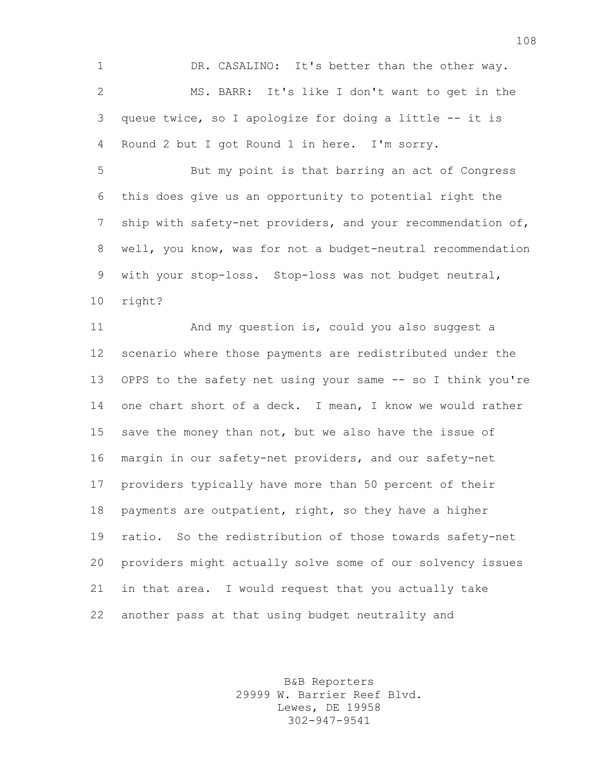DR. CASALINO: It's better than the other way.

MS. BARR: It's like I don't want to get in the queue twice, so I apologize for doing a little -- it is Round 2 but I got Round 1 in here. I'm sorry.

But my point is that barring an act of Congress this does give us an opportunity to potential right the ship with safety-net providers, and your recommendation of, well, you know, was for not a budget-neutral recommendation with your stop-loss. Stop-loss was not budget neutral, right?

And my question is, could you also suggest a scenario where those payments are redistributed under the OPPS to the safety net using your same -- so I think you're one chart short of a deck. I mean, I know we would rather save the money than not, but we also have the issue of margin in our safety-net providers, and our safety-net providers typically have more than 50 percent of their payments are outpatient, right, so they have a higher ratio. So the redistribution of those towards safety-net providers might actually solve some of our solvency issues in that area. I would request that you actually take another pass at that using budget neutrality and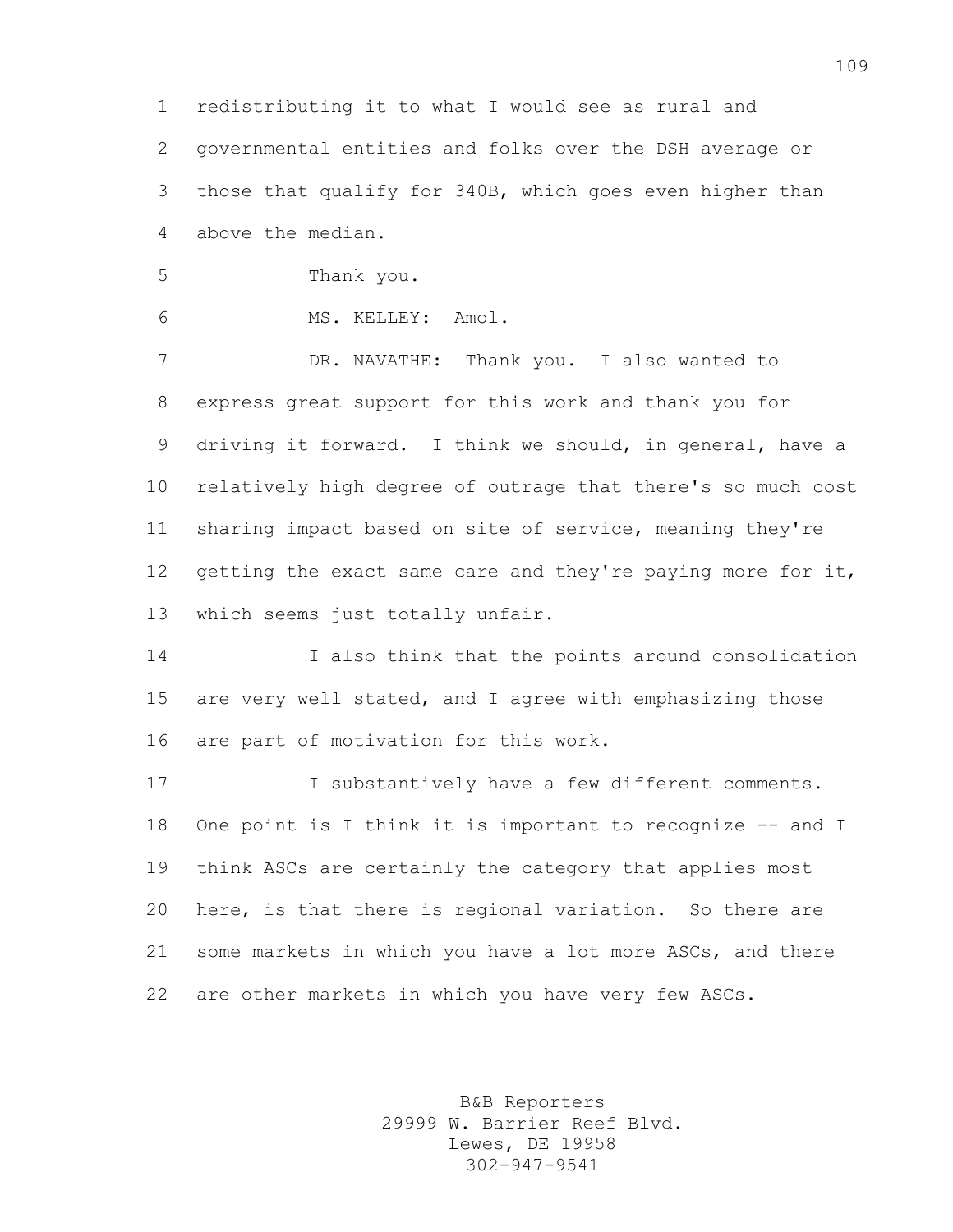redistributing it to what I would see as rural and governmental entities and folks over the DSH average or those that qualify for 340B, which goes even higher than above the median.

Thank you.

MS. KELLEY: Amol.

DR. NAVATHE: Thank you. I also wanted to express great support for this work and thank you for driving it forward. I think we should, in general, have a relatively high degree of outrage that there's so much cost sharing impact based on site of service, meaning they're getting the exact same care and they're paying more for it, which seems just totally unfair.

I also think that the points around consolidation are very well stated, and I agree with emphasizing those are part of motivation for this work.

I substantively have a few different comments. One point is I think it is important to recognize -- and I think ASCs are certainly the category that applies most here, is that there is regional variation. So there are some markets in which you have a lot more ASCs, and there are other markets in which you have very few ASCs.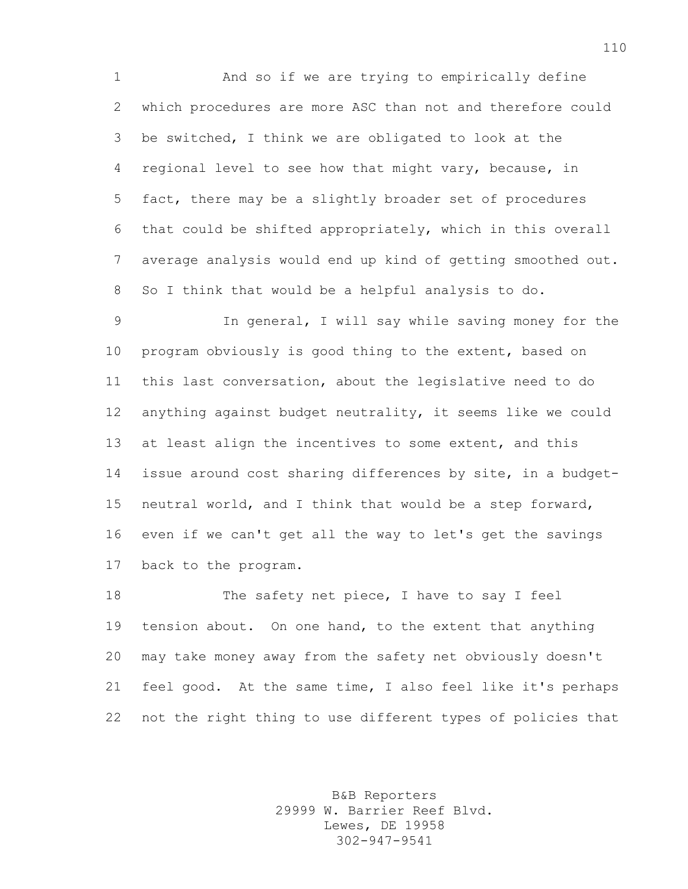And so if we are trying to empirically define which procedures are more ASC than not and therefore could be switched, I think we are obligated to look at the regional level to see how that might vary, because, in fact, there may be a slightly broader set of procedures that could be shifted appropriately, which in this overall average analysis would end up kind of getting smoothed out. So I think that would be a helpful analysis to do.

In general, I will say while saving money for the program obviously is good thing to the extent, based on this last conversation, about the legislative need to do anything against budget neutrality, it seems like we could at least align the incentives to some extent, and this issue around cost sharing differences by site, in a budget-neutral world, and I think that would be a step forward, even if we can't get all the way to let's get the savings back to the program.

The safety net piece, I have to say I feel tension about. On one hand, to the extent that anything may take money away from the safety net obviously doesn't feel good. At the same time, I also feel like it's perhaps not the right thing to use different types of policies that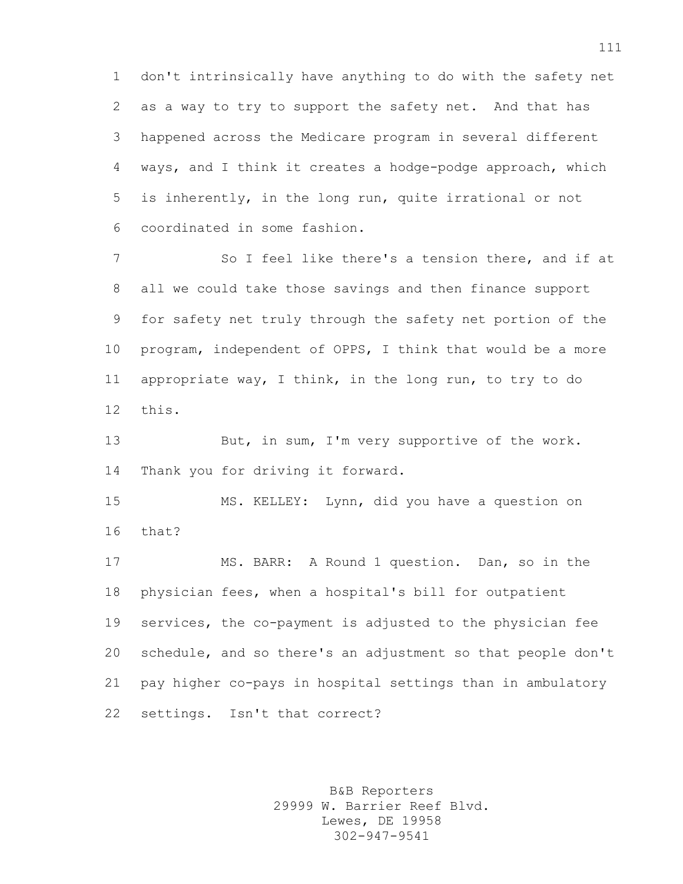don't intrinsically have anything to do with the safety net as a way to try to support the safety net. And that has happened across the Medicare program in several different ways, and I think it creates a hodge-podge approach, which is inherently, in the long run, quite irrational or not coordinated in some fashion.

So I feel like there's a tension there, and if at all we could take those savings and then finance support for safety net truly through the safety net portion of the program, independent of OPPS, I think that would be a more appropriate way, I think, in the long run, to try to do this.

But, in sum, I'm very supportive of the work. Thank you for driving it forward.

MS. KELLEY: Lynn, did you have a question on that?

MS. BARR: A Round 1 question. Dan, so in the physician fees, when a hospital's bill for outpatient services, the co-payment is adjusted to the physician fee schedule, and so there's an adjustment so that people don't pay higher co-pays in hospital settings than in ambulatory settings. Isn't that correct?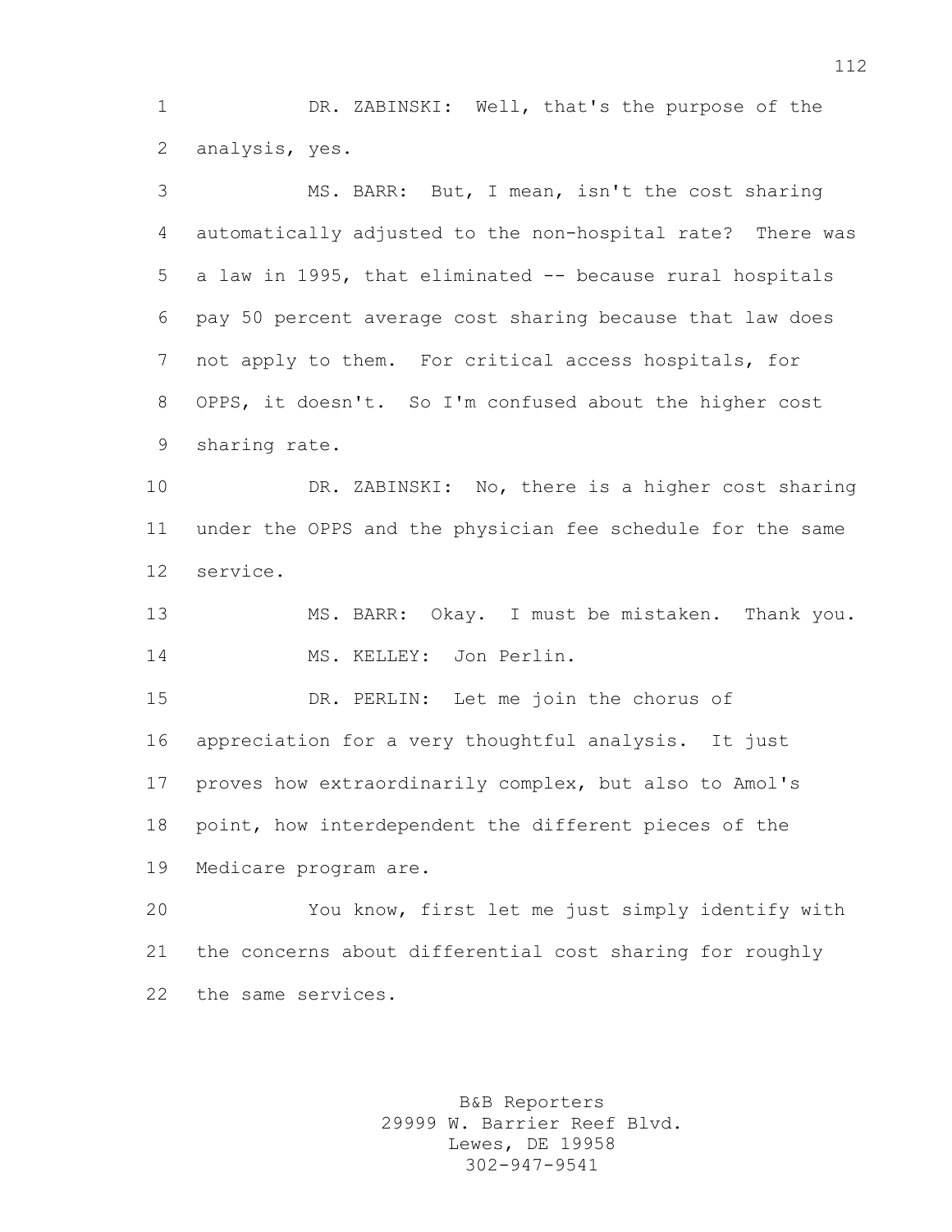DR. ZABINSKI: Well, that's the purpose of the analysis, yes.

MS. BARR: But, I mean, isn't the cost sharing automatically adjusted to the non-hospital rate? There was a law in 1995, that eliminated -- because rural hospitals pay 50 percent average cost sharing because that law does not apply to them. For critical access hospitals, for OPPS, it doesn't. So I'm confused about the higher cost sharing rate.

DR. ZABINSKI: No, there is a higher cost sharing under the OPPS and the physician fee schedule for the same service.

MS. BARR: Okay. I must be mistaken. Thank you.

MS. KELLEY: Jon Perlin.

DR. PERLIN: Let me join the chorus of appreciation for a very thoughtful analysis. It just proves how extraordinarily complex, but also to Amol's point, how interdependent the different pieces of the Medicare program are.

You know, first let me just simply identify with the concerns about differential cost sharing for roughly the same services.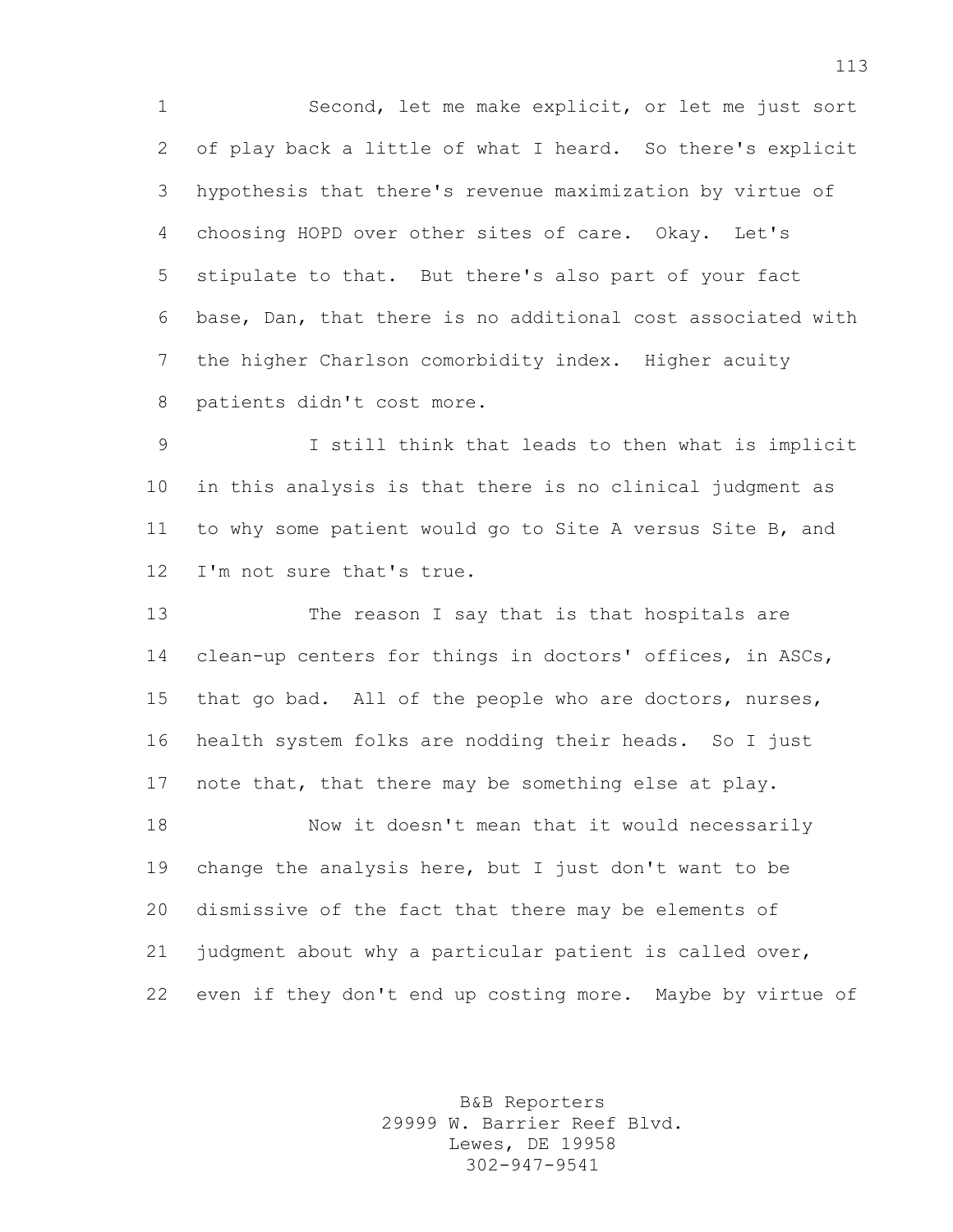Second, let me make explicit, or let me just sort of play back a little of what I heard. So there's explicit hypothesis that there's revenue maximization by virtue of choosing HOPD over other sites of care. Okay. Let's stipulate to that. But there's also part of your fact base, Dan, that there is no additional cost associated with the higher Charlson comorbidity index. Higher acuity patients didn't cost more.

I still think that leads to then what is implicit in this analysis is that there is no clinical judgment as to why some patient would go to Site A versus Site B, and I'm not sure that's true.

The reason I say that is that hospitals are clean-up centers for things in doctors' offices, in ASCs, that go bad. All of the people who are doctors, nurses, health system folks are nodding their heads. So I just note that, that there may be something else at play.

Now it doesn't mean that it would necessarily change the analysis here, but I just don't want to be dismissive of the fact that there may be elements of judgment about why a particular patient is called over, even if they don't end up costing more. Maybe by virtue of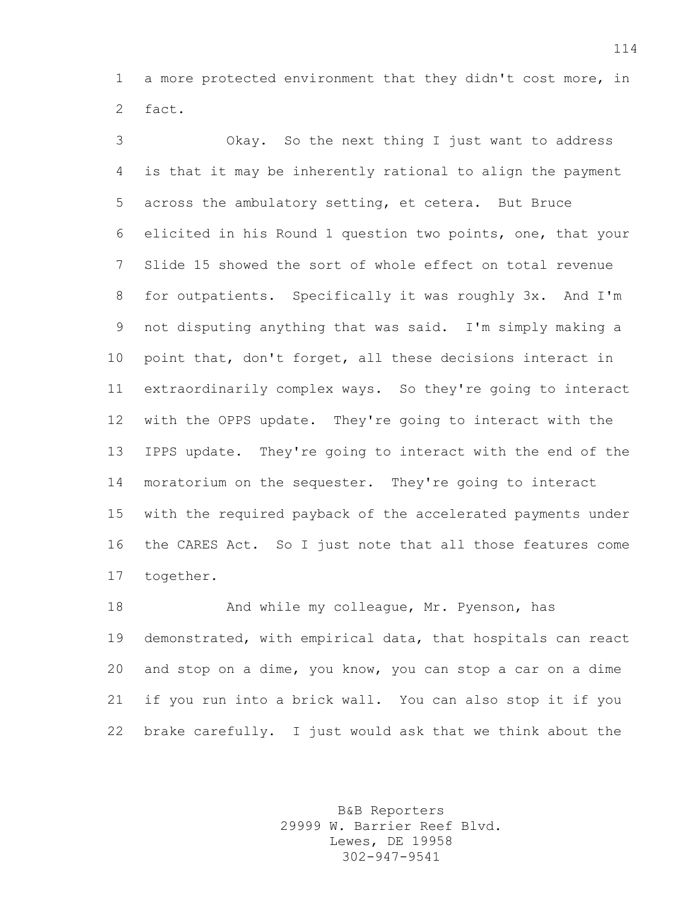a more protected environment that they didn't cost more, in fact.

Okay. So the next thing I just want to address is that it may be inherently rational to align the payment across the ambulatory setting, et cetera. But Bruce elicited in his Round 1 question two points, one, that your Slide 15 showed the sort of whole effect on total revenue for outpatients. Specifically it was roughly 3x. And I'm not disputing anything that was said. I'm simply making a point that, don't forget, all these decisions interact in extraordinarily complex ways. So they're going to interact with the OPPS update. They're going to interact with the IPPS update. They're going to interact with the end of the moratorium on the sequester. They're going to interact with the required payback of the accelerated payments under the CARES Act. So I just note that all those features come together.

And while my colleague, Mr. Pyenson, has demonstrated, with empirical data, that hospitals can react and stop on a dime, you know, you can stop a car on a dime if you run into a brick wall. You can also stop it if you brake carefully. I just would ask that we think about the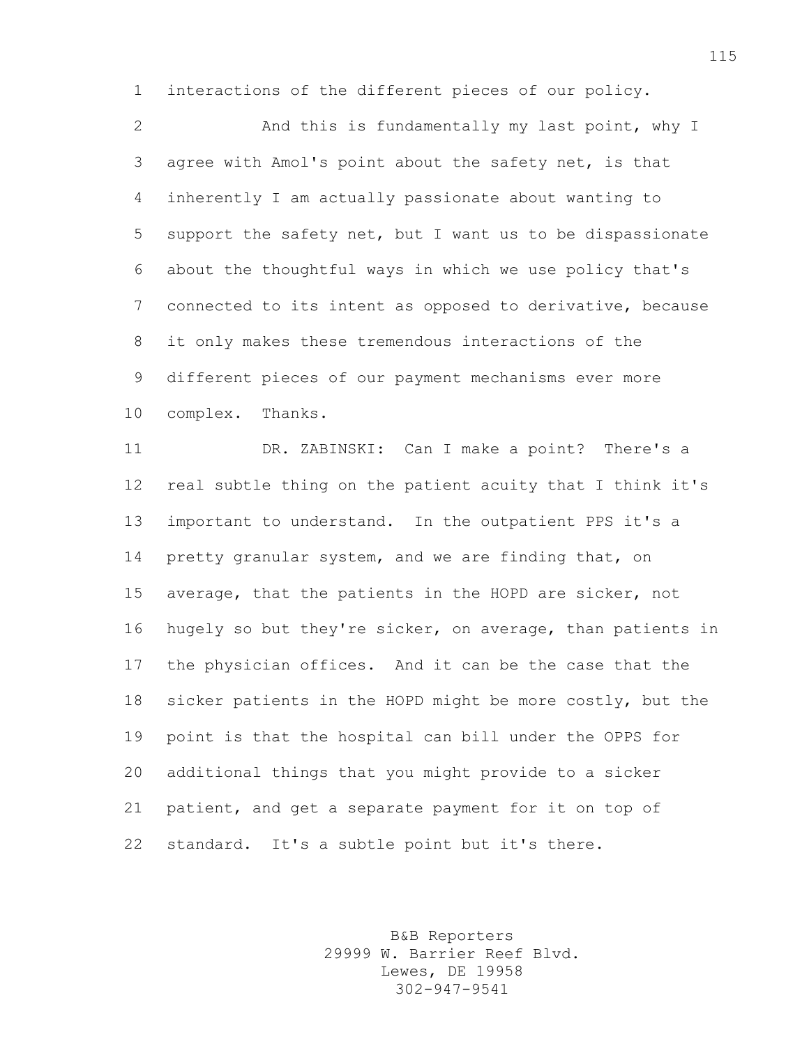interactions of the different pieces of our policy.

And this is fundamentally my last point, why I agree with Amol's point about the safety net, is that inherently I am actually passionate about wanting to support the safety net, but I want us to be dispassionate about the thoughtful ways in which we use policy that's connected to its intent as opposed to derivative, because it only makes these tremendous interactions of the different pieces of our payment mechanisms ever more complex. Thanks.

DR. ZABINSKI: Can I make a point? There's a real subtle thing on the patient acuity that I think it's important to understand. In the outpatient PPS it's a pretty granular system, and we are finding that, on average, that the patients in the HOPD are sicker, not hugely so but they're sicker, on average, than patients in the physician offices. And it can be the case that the sicker patients in the HOPD might be more costly, but the point is that the hospital can bill under the OPPS for additional things that you might provide to a sicker patient, and get a separate payment for it on top of standard. It's a subtle point but it's there.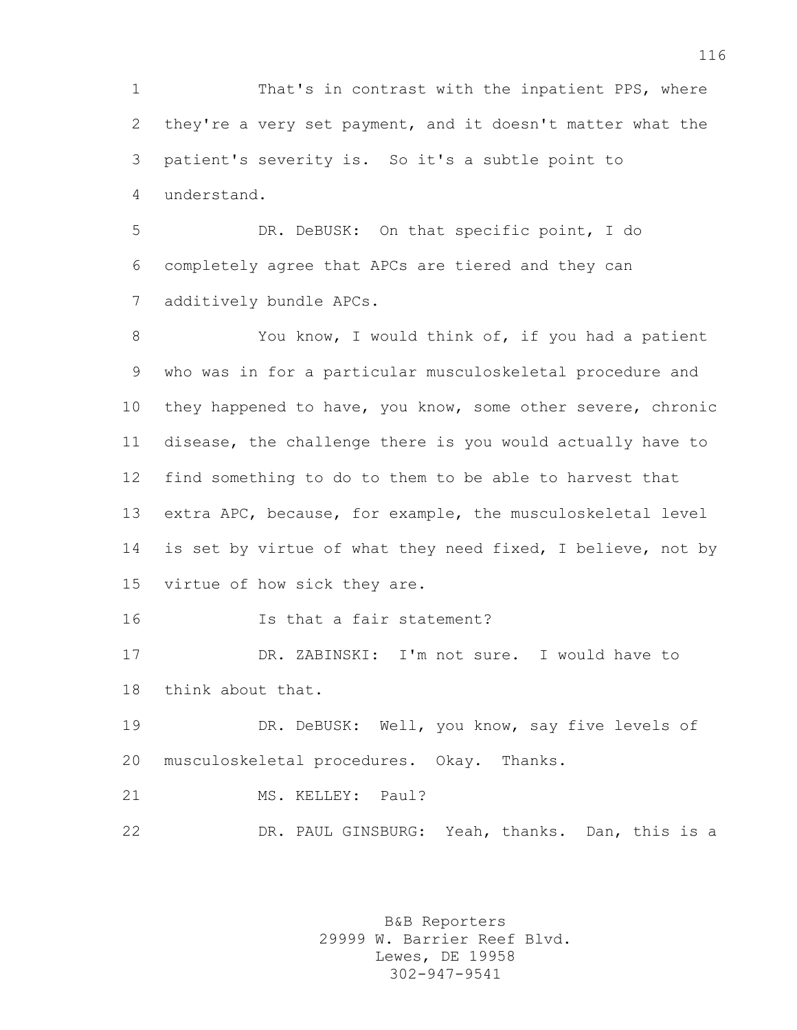That's in contrast with the inpatient PPS, where they're a very set payment, and it doesn't matter what the patient's severity is. So it's a subtle point to understand.

DR. DeBUSK: On that specific point, I do completely agree that APCs are tiered and they can additively bundle APCs.

You know, I would think of, if you had a patient who was in for a particular musculoskeletal procedure and they happened to have, you know, some other severe, chronic disease, the challenge there is you would actually have to find something to do to them to be able to harvest that extra APC, because, for example, the musculoskeletal level is set by virtue of what they need fixed, I believe, not by virtue of how sick they are.

Is that a fair statement?

DR. ZABINSKI: I'm not sure. I would have to think about that.

DR. DeBUSK: Well, you know, say five levels of musculoskeletal procedures. Okay. Thanks.

MS. KELLEY: Paul?

DR. PAUL GINSBURG: Yeah, thanks. Dan, this is a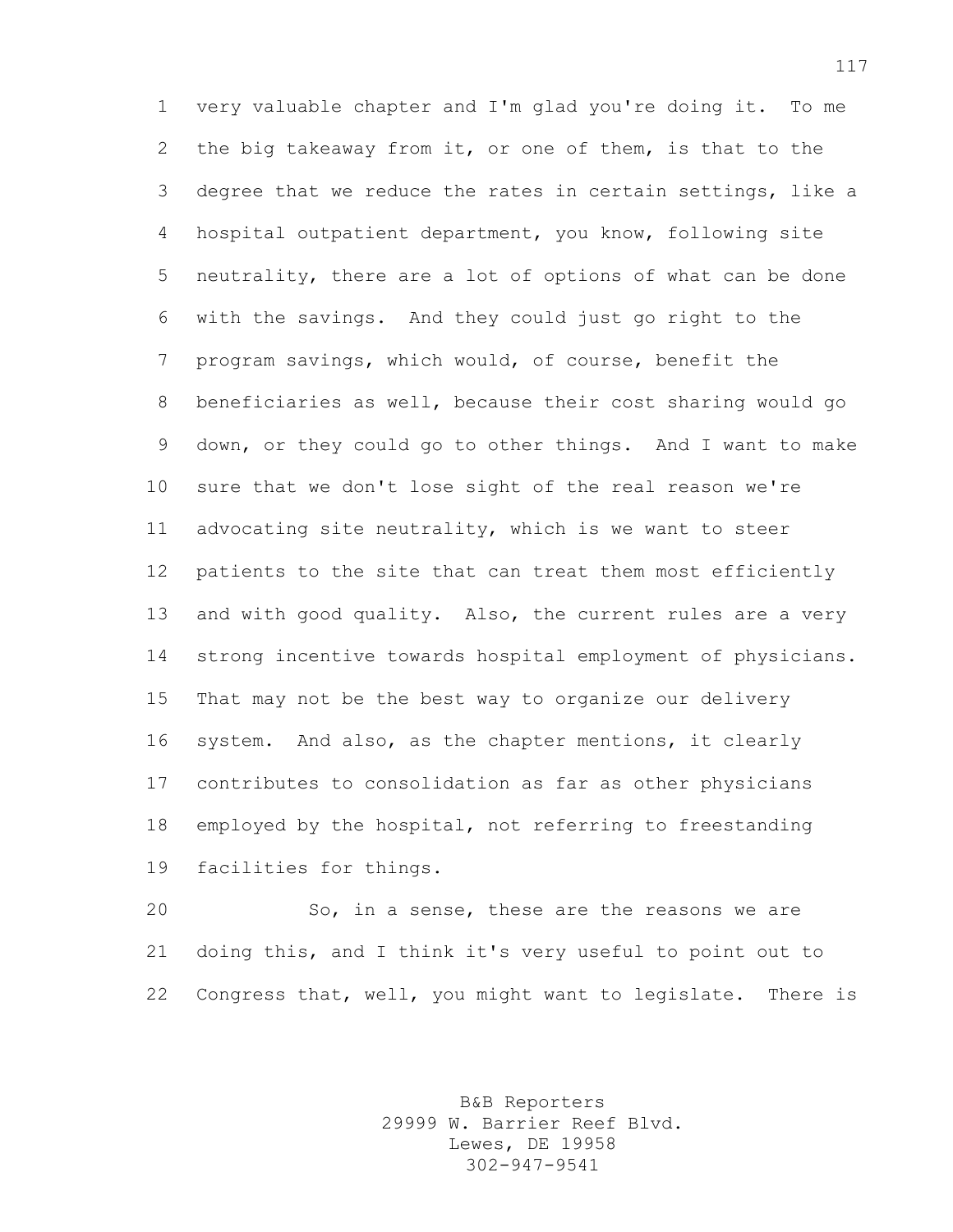very valuable chapter and I'm glad you're doing it. To me the big takeaway from it, or one of them, is that to the degree that we reduce the rates in certain settings, like a hospital outpatient department, you know, following site neutrality, there are a lot of options of what can be done with the savings. And they could just go right to the program savings, which would, of course, benefit the beneficiaries as well, because their cost sharing would go down, or they could go to other things. And I want to make sure that we don't lose sight of the real reason we're advocating site neutrality, which is we want to steer patients to the site that can treat them most efficiently and with good quality. Also, the current rules are a very strong incentive towards hospital employment of physicians. That may not be the best way to organize our delivery system. And also, as the chapter mentions, it clearly contributes to consolidation as far as other physicians employed by the hospital, not referring to freestanding facilities for things.

So, in a sense, these are the reasons we are doing this, and I think it's very useful to point out to Congress that, well, you might want to legislate. There is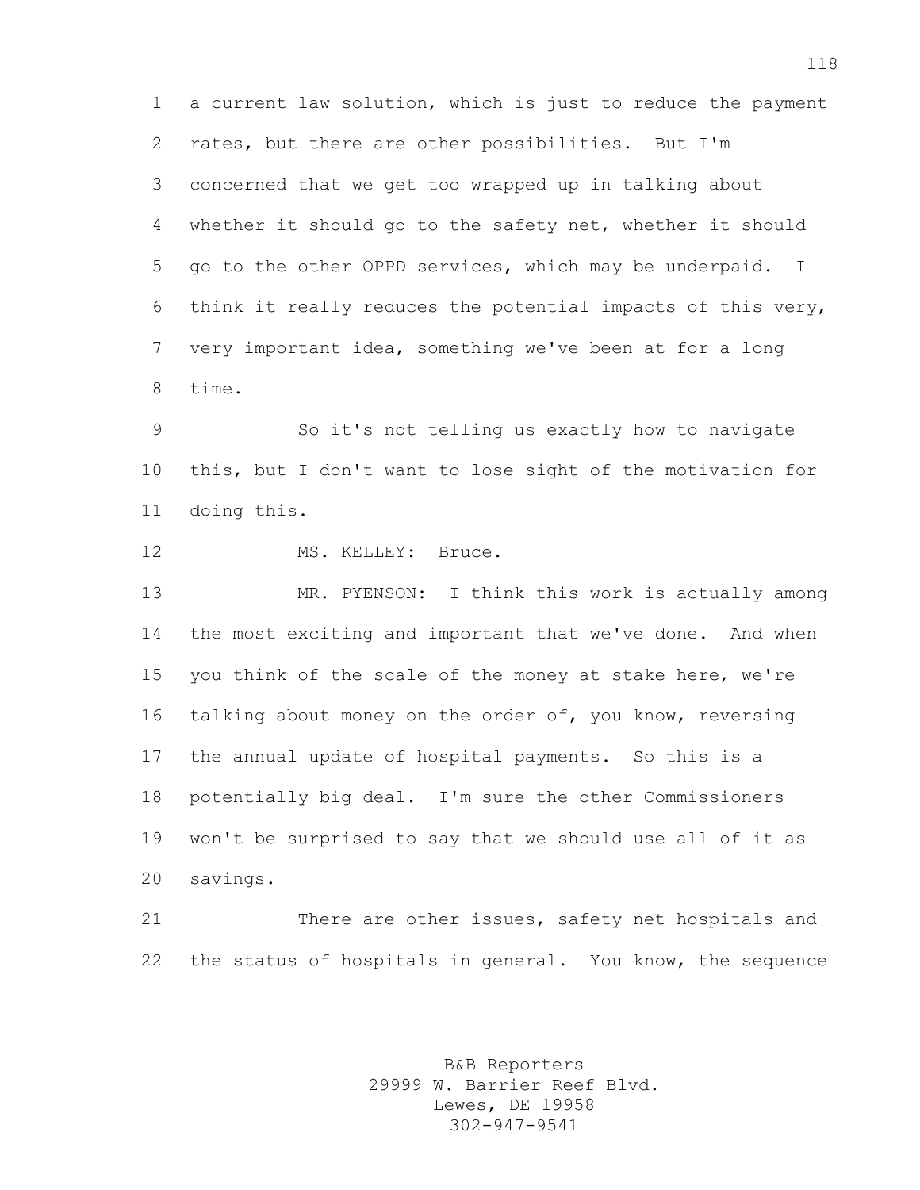a current law solution, which is just to reduce the payment rates, but there are other possibilities. But I'm concerned that we get too wrapped up in talking about whether it should go to the safety net, whether it should go to the other OPPD services, which may be underpaid. I think it really reduces the potential impacts of this very, very important idea, something we've been at for a long time.

So it's not telling us exactly how to navigate this, but I don't want to lose sight of the motivation for doing this.

MS. KELLEY: Bruce.

MR. PYENSON: I think this work is actually among the most exciting and important that we've done. And when you think of the scale of the money at stake here, we're talking about money on the order of, you know, reversing the annual update of hospital payments. So this is a potentially big deal. I'm sure the other Commissioners won't be surprised to say that we should use all of it as savings.

There are other issues, safety net hospitals and the status of hospitals in general. You know, the sequence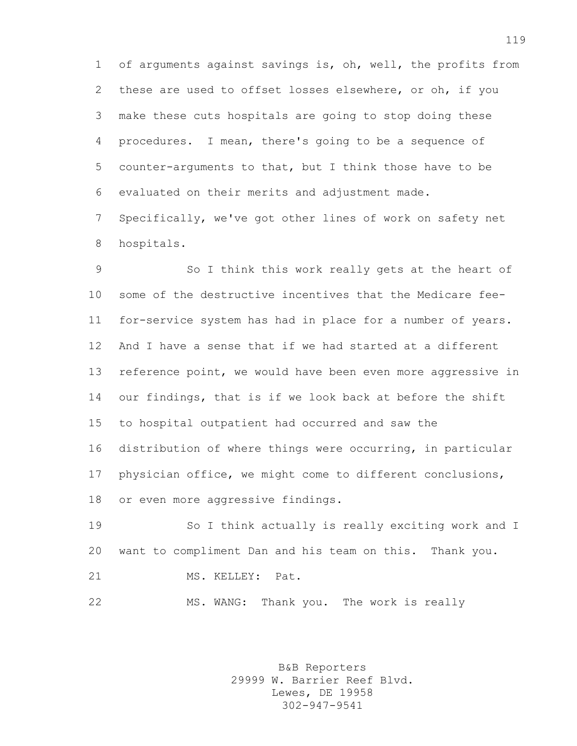of arguments against savings is, oh, well, the profits from these are used to offset losses elsewhere, or oh, if you make these cuts hospitals are going to stop doing these procedures. I mean, there's going to be a sequence of counter-arguments to that, but I think those have to be evaluated on their merits and adjustment made. Specifically, we've got other lines of work on safety net hospitals.

So I think this work really gets at the heart of some of the destructive incentives that the Medicare fee-for-service system has had in place for a number of years. And I have a sense that if we had started at a different reference point, we would have been even more aggressive in our findings, that is if we look back at before the shift to hospital outpatient had occurred and saw the distribution of where things were occurring, in particular physician office, we might come to different conclusions, or even more aggressive findings.

So I think actually is really exciting work and I want to compliment Dan and his team on this. Thank you.

MS. KELLEY: Pat.

MS. WANG: Thank you. The work is really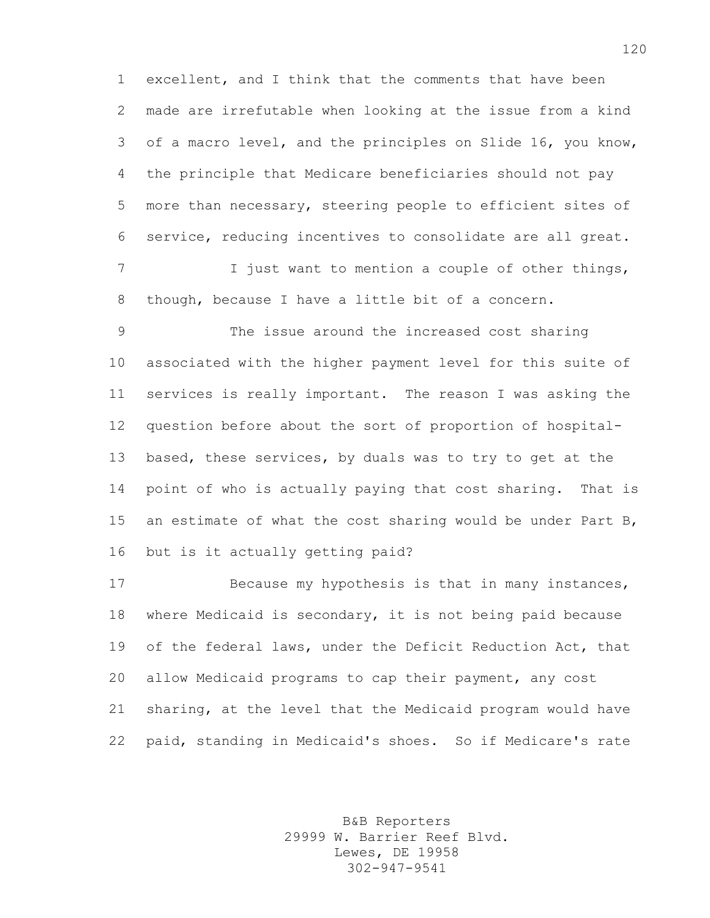excellent, and I think that the comments that have been made are irrefutable when looking at the issue from a kind of a macro level, and the principles on Slide 16, you know, the principle that Medicare beneficiaries should not pay more than necessary, steering people to efficient sites of service, reducing incentives to consolidate are all great.

I just want to mention a couple of other things, though, because I have a little bit of a concern.

The issue around the increased cost sharing associated with the higher payment level for this suite of services is really important. The reason I was asking the question before about the sort of proportion of hospital-based, these services, by duals was to try to get at the point of who is actually paying that cost sharing. That is an estimate of what the cost sharing would be under Part B, but is it actually getting paid?

Because my hypothesis is that in many instances, where Medicaid is secondary, it is not being paid because of the federal laws, under the Deficit Reduction Act, that allow Medicaid programs to cap their payment, any cost sharing, at the level that the Medicaid program would have paid, standing in Medicaid's shoes. So if Medicare's rate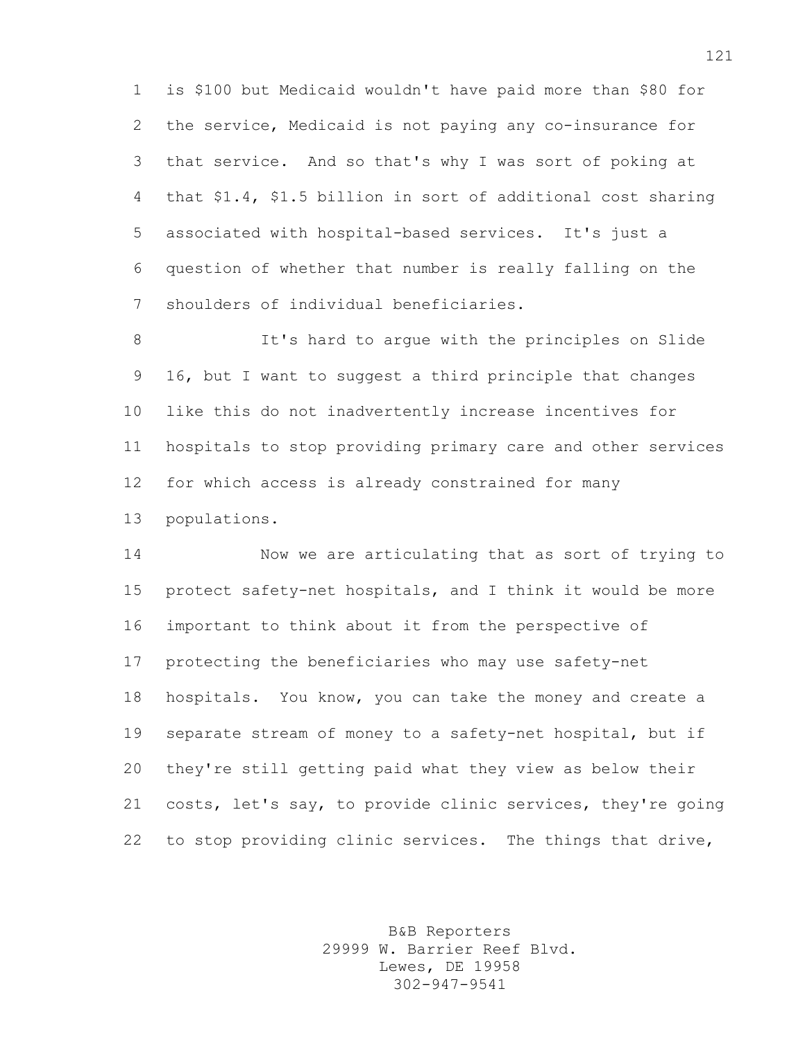is $100 but Medicaid wouldn't have paid more than $80 for the service, Medicaid is not paying any co-insurance for that service. And so that's why I was sort of poking at that $1.4, $1.5 billion in sort of additional cost sharing associated with hospital-based services. It's just a question of whether that number is really falling on the shoulders of individual beneficiaries.

It's hard to argue with the principles on Slide 16, but I want to suggest a third principle that changes like this do not inadvertently increase incentives for hospitals to stop providing primary care and other services for which access is already constrained for many populations.

Now we are articulating that as sort of trying to protect safety-net hospitals, and I think it would be more important to think about it from the perspective of protecting the beneficiaries who may use safety-net hospitals. You know, you can take the money and create a separate stream of money to a safety-net hospital, but if they're still getting paid what they view as below their costs, let's say, to provide clinic services, they're going to stop providing clinic services. The things that drive,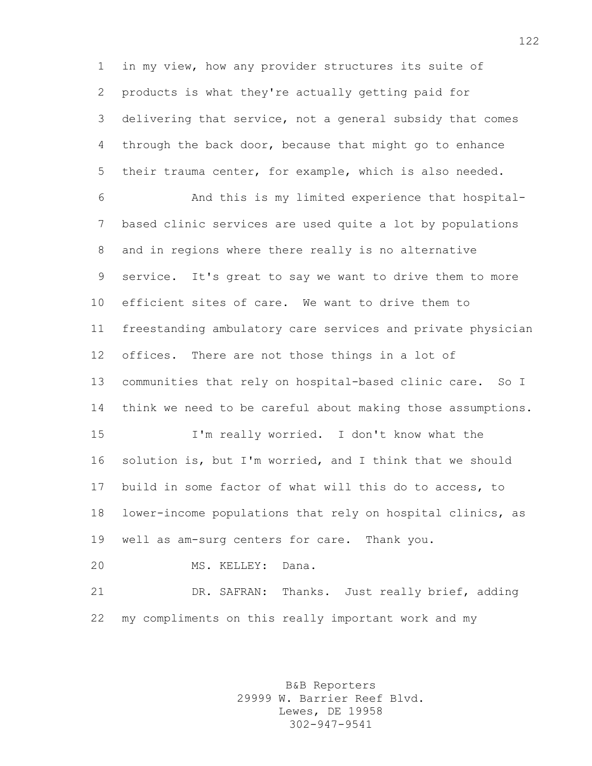in my view, how any provider structures its suite of products is what they're actually getting paid for delivering that service, not a general subsidy that comes through the back door, because that might go to enhance their trauma center, for example, which is also needed.

And this is my limited experience that hospital-based clinic services are used quite a lot by populations and in regions where there really is no alternative service. It's great to say we want to drive them to more efficient sites of care. We want to drive them to freestanding ambulatory care services and private physician offices. There are not those things in a lot of communities that rely on hospital-based clinic care. So I think we need to be careful about making those assumptions.

I'm really worried. I don't know what the solution is, but I'm worried, and I think that we should build in some factor of what will this do to access, to lower-income populations that rely on hospital clinics, as well as am-surg centers for care. Thank you.

MS. KELLEY: Dana.

DR. SAFRAN: Thanks. Just really brief, adding my compliments on this really important work and my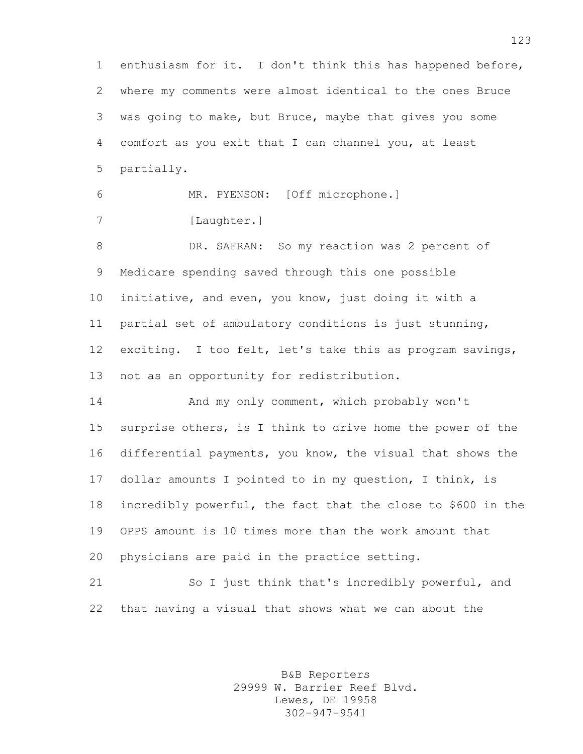enthusiasm for it. I don't think this has happened before, where my comments were almost identical to the ones Bruce was going to make, but Bruce, maybe that gives you some comfort as you exit that I can channel you, at least partially.

MR. PYENSON: [Off microphone.]

[Laughter.]

DR. SAFRAN: So my reaction was 2 percent of Medicare spending saved through this one possible initiative, and even, you know, just doing it with a partial set of ambulatory conditions is just stunning, exciting. I too felt, let's take this as program savings, not as an opportunity for redistribution.

And my only comment, which probably won't surprise others, is I think to drive home the power of the differential payments, you know, the visual that shows the dollar amounts I pointed to in my question, I think, is incredibly powerful, the fact that the close to $600 in the OPPS amount is 10 times more than the work amount that physicians are paid in the practice setting.

So I just think that's incredibly powerful, and that having a visual that shows what we can about the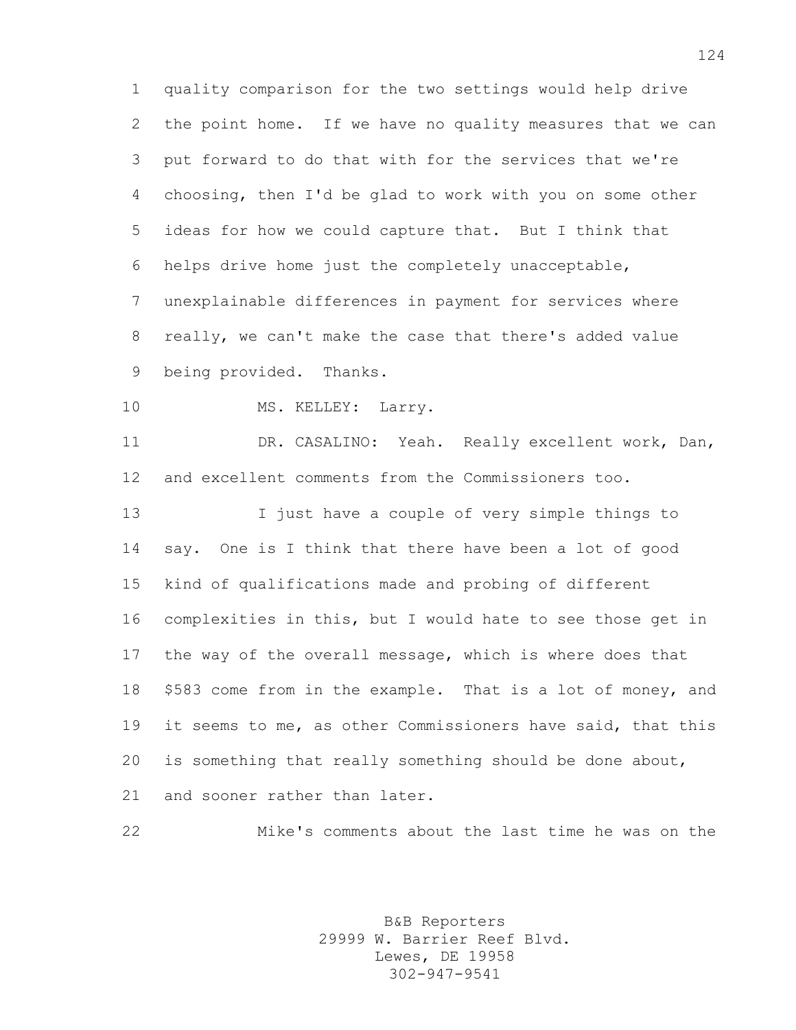quality comparison for the two settings would help drive the point home. If we have no quality measures that we can put forward to do that with for the services that we're choosing, then I'd be glad to work with you on some other ideas for how we could capture that. But I think that helps drive home just the completely unacceptable, unexplainable differences in payment for services where really, we can't make the case that there's added value being provided. Thanks.

MS. KELLEY: Larry.

DR. CASALINO: Yeah. Really excellent work, Dan, and excellent comments from the Commissioners too.

I just have a couple of very simple things to say. One is I think that there have been a lot of good kind of qualifications made and probing of different complexities in this, but I would hate to see those get in the way of the overall message, which is where does that $583 come from in the example. That is a lot of money, and it seems to me, as other Commissioners have said, that this is something that really something should be done about, and sooner rather than later.

Mike's comments about the last time he was on the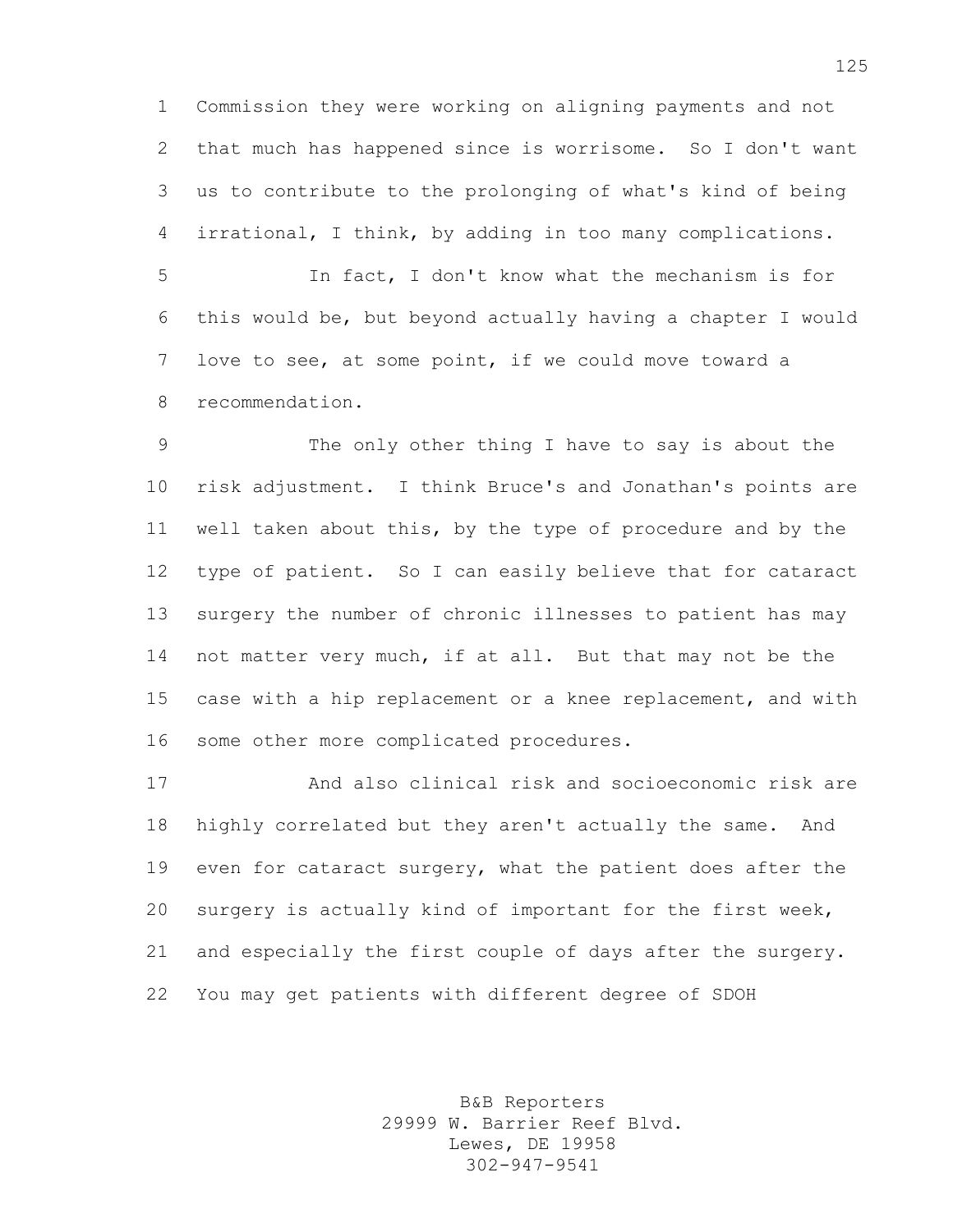Commission they were working on aligning payments and not that much has happened since is worrisome. So I don't want us to contribute to the prolonging of what's kind of being irrational, I think, by adding in too many complications.

In fact, I don't know what the mechanism is for this would be, but beyond actually having a chapter I would love to see, at some point, if we could move toward a recommendation.

The only other thing I have to say is about the risk adjustment. I think Bruce's and Jonathan's points are well taken about this, by the type of procedure and by the type of patient. So I can easily believe that for cataract surgery the number of chronic illnesses to patient has may not matter very much, if at all. But that may not be the case with a hip replacement or a knee replacement, and with some other more complicated procedures.

And also clinical risk and socioeconomic risk are highly correlated but they aren't actually the same. And even for cataract surgery, what the patient does after the surgery is actually kind of important for the first week, and especially the first couple of days after the surgery. You may get patients with different degree of SDOH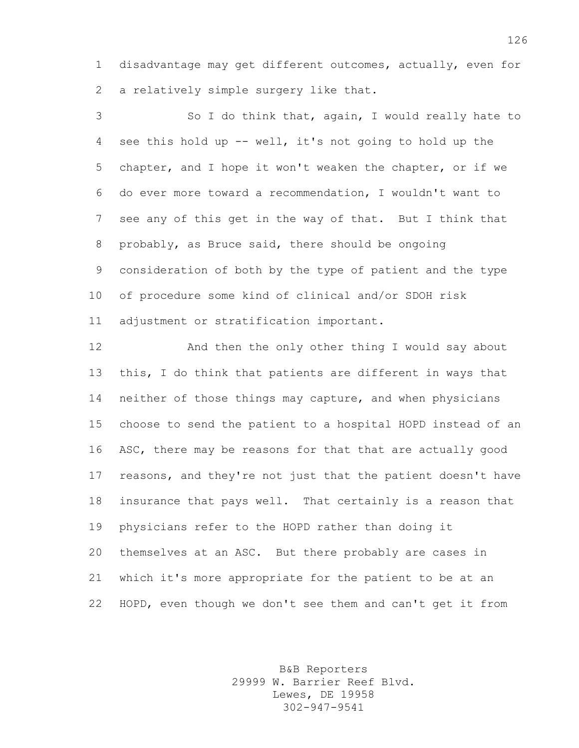disadvantage may get different outcomes, actually, even for a relatively simple surgery like that.

So I do think that, again, I would really hate to see this hold up -- well, it's not going to hold up the chapter, and I hope it won't weaken the chapter, or if we do ever more toward a recommendation, I wouldn't want to see any of this get in the way of that. But I think that probably, as Bruce said, there should be ongoing consideration of both by the type of patient and the type of procedure some kind of clinical and/or SDOH risk adjustment or stratification important.

And then the only other thing I would say about this, I do think that patients are different in ways that neither of those things may capture, and when physicians choose to send the patient to a hospital HOPD instead of an ASC, there may be reasons for that that are actually good reasons, and they're not just that the patient doesn't have insurance that pays well. That certainly is a reason that physicians refer to the HOPD rather than doing it themselves at an ASC. But there probably are cases in which it's more appropriate for the patient to be at an HOPD, even though we don't see them and can't get it from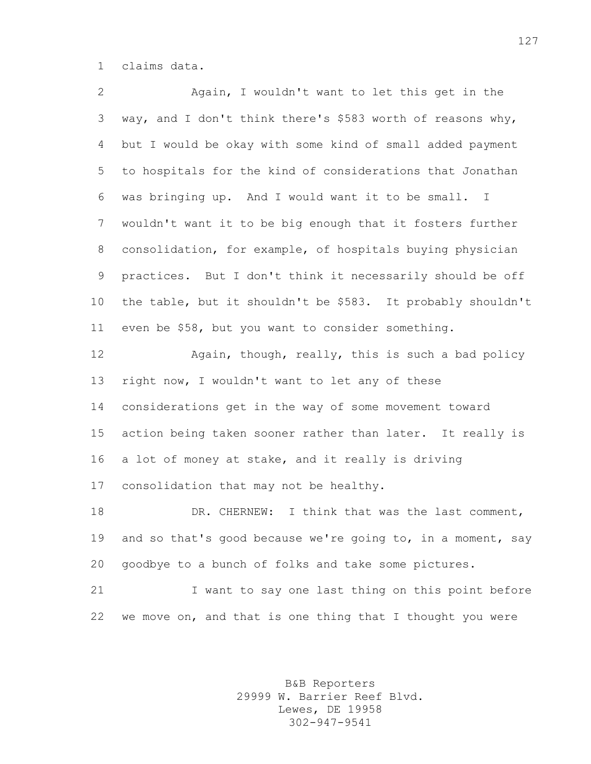claims data.

Again, I wouldn't want to let this get in the way, and I don't think there's $583 worth of reasons why, but I would be okay with some kind of small added payment to hospitals for the kind of considerations that Jonathan was bringing up. And I would want it to be small. I wouldn't want it to be big enough that it fosters further consolidation, for example, of hospitals buying physician practices. But I don't think it necessarily should be off the table, but it shouldn't be $583. It probably shouldn't even be $58, but you want to consider something.

Again, though, really, this is such a bad policy right now, I wouldn't want to let any of these considerations get in the way of some movement toward action being taken sooner rather than later. It really is a lot of money at stake, and it really is driving consolidation that may not be healthy.

DR. CHERNEW: I think that was the last comment, and so that's good because we're going to, in a moment, say goodbye to a bunch of folks and take some pictures.

I want to say one last thing on this point before we move on, and that is one thing that I thought you were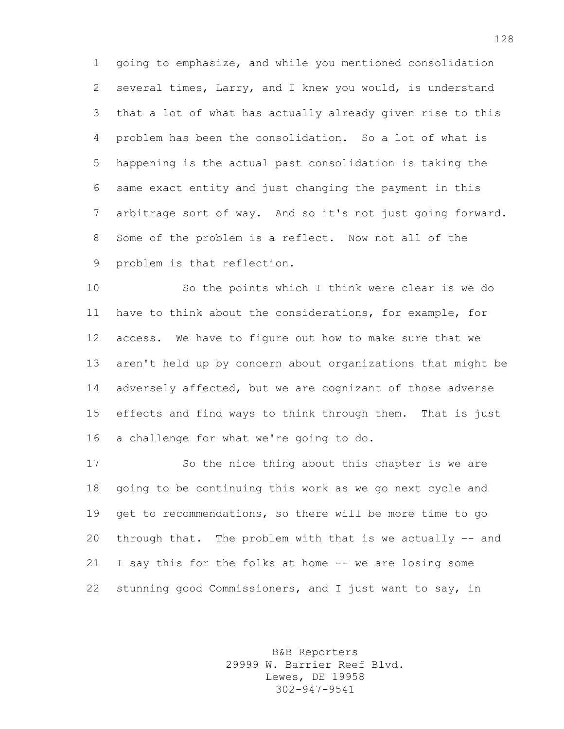going to emphasize, and while you mentioned consolidation several times, Larry, and I knew you would, is understand that a lot of what has actually already given rise to this problem has been the consolidation. So a lot of what is happening is the actual past consolidation is taking the same exact entity and just changing the payment in this arbitrage sort of way. And so it's not just going forward. Some of the problem is a reflect. Now not all of the problem is that reflection.

So the points which I think were clear is we do have to think about the considerations, for example, for access. We have to figure out how to make sure that we aren't held up by concern about organizations that might be adversely affected, but we are cognizant of those adverse effects and find ways to think through them. That is just a challenge for what we're going to do.

So the nice thing about this chapter is we are going to be continuing this work as we go next cycle and get to recommendations, so there will be more time to go through that. The problem with that is we actually -- and I say this for the folks at home -- we are losing some stunning good Commissioners, and I just want to say, in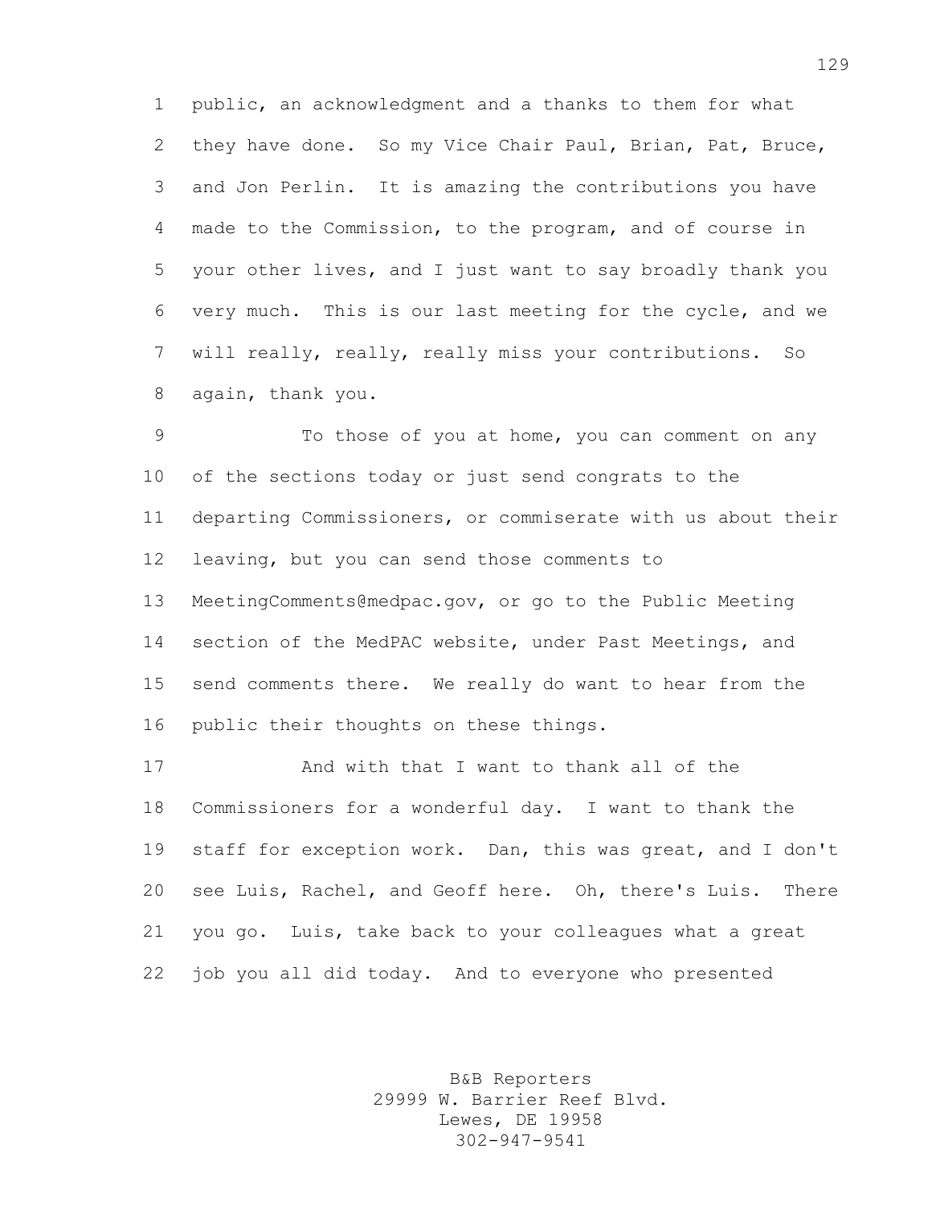public, an acknowledgment and a thanks to them for what they have done. So my Vice Chair Paul, Brian, Pat, Bruce, and Jon Perlin. It is amazing the contributions you have made to the Commission, to the program, and of course in your other lives, and I just want to say broadly thank you very much. This is our last meeting for the cycle, and we will really, really, really miss your contributions. So again, thank you.

To those of you at home, you can comment on any of the sections today or just send congrats to the departing Commissioners, or commiserate with us about their leaving, but you can send those comments to MeetingComments@medpac.gov, or go to the Public Meeting section of the MedPAC website, under Past Meetings, and send comments there. We really do want to hear from the public their thoughts on these things.

And with that I want to thank all of the Commissioners for a wonderful day. I want to thank the staff for exception work. Dan, this was great, and I don't see Luis, Rachel, and Geoff here. Oh, there's Luis. There you go. Luis, take back to your colleagues what a great job you all did today. And to everyone who presented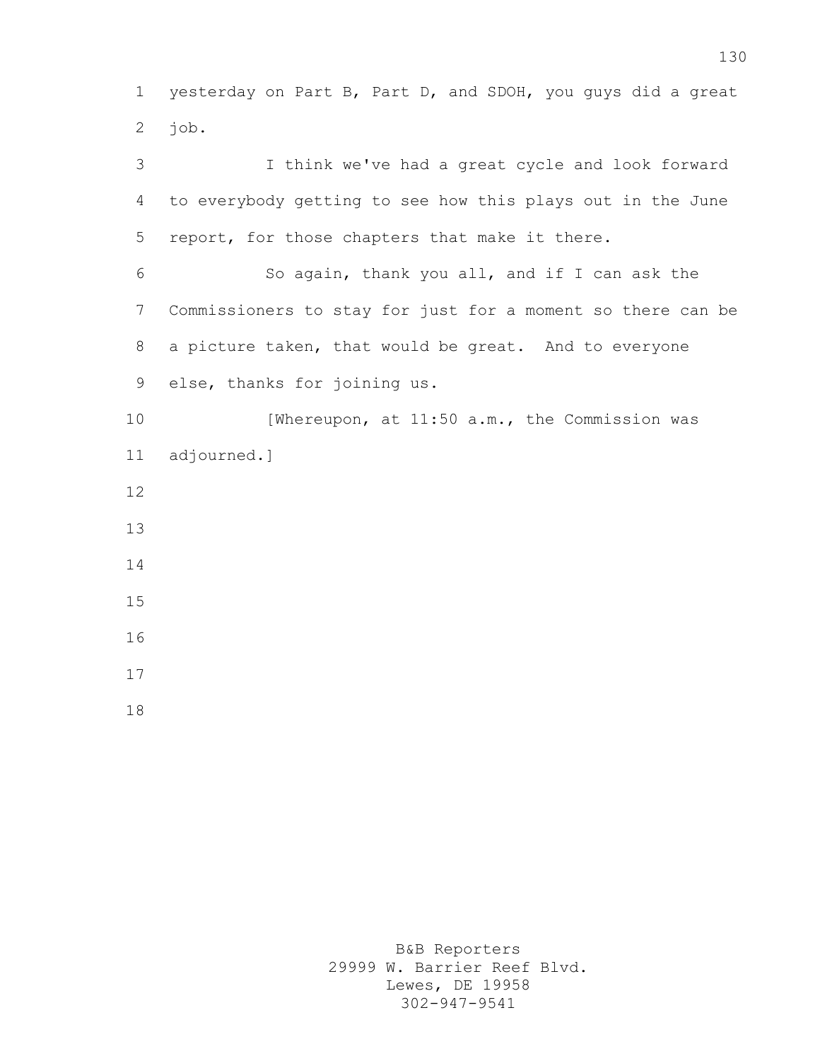yesterday on Part B, Part D, and SDOH, you guys did a great job.

I think we've had a great cycle and look forward to everybody getting to see how this plays out in the June report, for those chapters that make it there.

So again, thank you all, and if I can ask the Commissioners to stay for just for a moment so there can be a picture taken, that would be great. And to everyone else, thanks for joining us.

[Whereupon, at 11:50 a.m., the Commission was adjourned.]